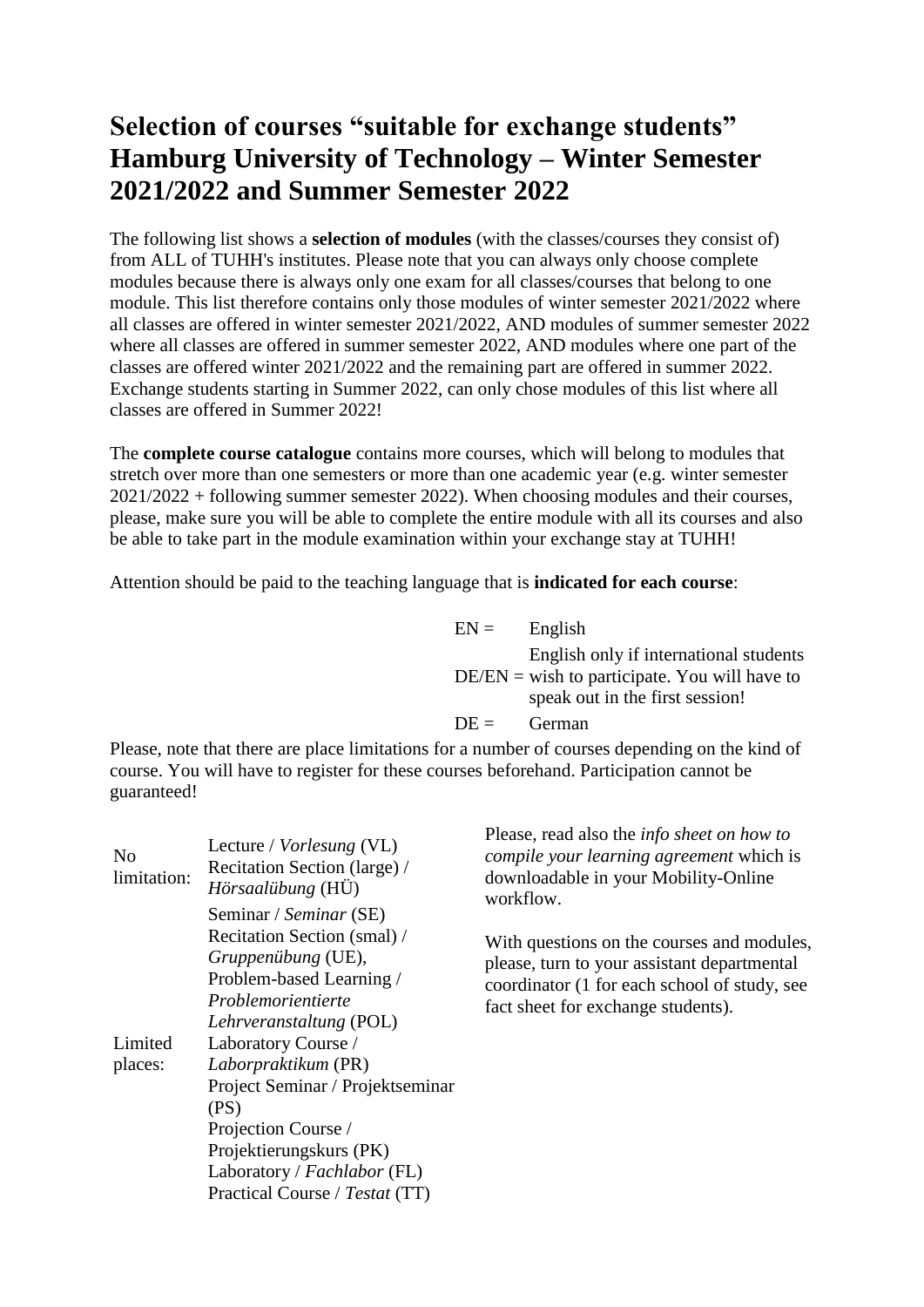# Selection of courses "suitable for exchange students" Hamburg University of Technology – Winter Semester 2021/2022 and Summer Semester 2022

The following list shows a **selection of modules** (with the classes/courses they consist of) from ALL of TUHH's institutes. Please note that you can always only choose complete modules because there is always only one exam for all classes/courses that belong to one module. This list therefore contains only those modules of winter semester 2021/2022 where all classes are offered in winter semester 2021/2022, AND modules of summer semester 2022 where all classes are offered in summer semester 2022, AND modules where one part of the classes are offered winter 2021/2022 and the remaining part are offered in summer 2022. Exchange students starting in Summer 2022, can only chose modules of this list where all classes are offered in Summer 2022!

The **complete course catalogue** contains more courses, which will belong to modules that stretch over more than one semesters or more than one academic year (e.g. winter semester 2021/2022 + following summer semester 2022). When choosing modules and their courses, please, make sure you will be able to complete the entire module with all its courses and also be able to take part in the module examination within your exchange stay at TUHH!

Attention should be paid to the teaching language that is **indicated for each course**:

| | |
|---|---|
| EN = | English |
| DE/EN = | English only if international students wish to participate. You will have to speak out in the first session! |
| DE = | German |

Please, note that there are place limitations for a number of courses depending on the kind of course. You will have to register for these courses beforehand. Participation cannot be guaranteed!

| | |
|---|---|
| No limitation: | Lecture / *Vorlesung* (VL)<br>Recitation Section (large) / *Hörsaalübung* (HÜ) |
| Limited places: | Seminar / *Seminar* (SE)<br>Recitation Section (smal) / *Gruppenübung* (UE),<br>Problem-based Learning / *Problemorientierte Lehrveranstaltung* (POL)<br>Laboratory Course / *Laborpraktikum* (PR)<br>Project Seminar / Projektseminar (PS)<br>Projection Course / Projektierungskurs (PK)<br>Laboratory / *Fachlabor* (FL)<br>Practical Course / *Testat* (TT) |

Please, read also the *info sheet on how to compile your learning agreement* which is downloadable in your Mobility-Online workflow.

With questions on the courses and modules, please, turn to your assistant departmental coordinator (1 for each school of study, see fact sheet for exchange students).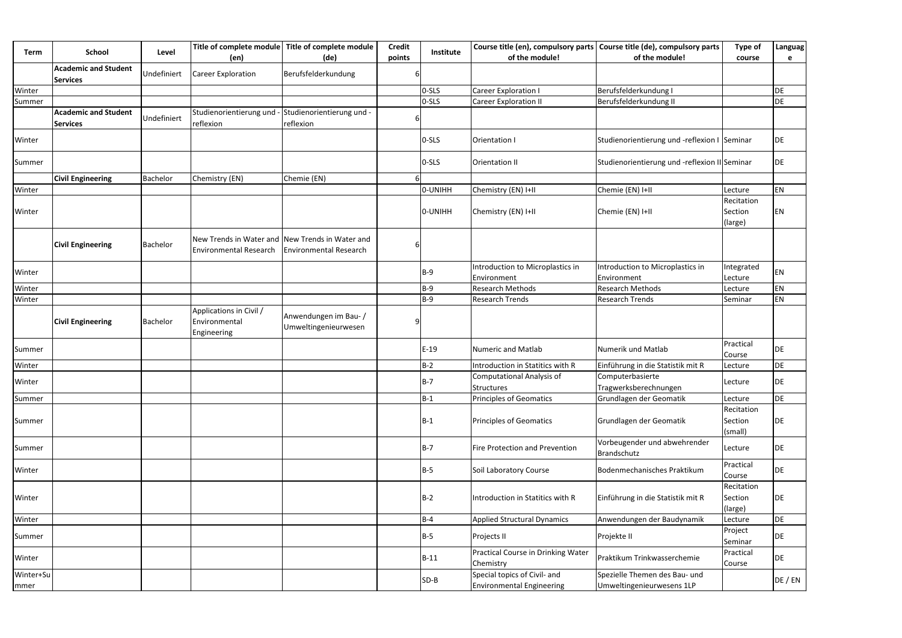| Term | School | Level | Title of complete module (en) | Title of complete module (de) | Credit points | Institute | Course title (en), compulsory parts of the module! | Course title (de), compulsory parts of the module! | Type of course | Language |
|---|---|---|---|---|---|---|---|---|---|---|
| | **Academic and Student Services** | Undefiniert | Career Exploration | Berufsfelderkundung | 6 | | | | | |
| Winter | | | | | | 0-SLS | Career Exploration I | Berufsfelderkundung I | | DE |
| Summer | | | | | | 0-SLS | Career Exploration II | Berufsfelderkundung II | | DE |
| | **Academic and Student Services** | Undefiniert | Studienorientierung und -reflexion | Studienorientierung und -reflexion | 6 | | | | | |
| Winter | | | | | | 0-SLS | Orientation I | Studienorientierung und -reflexion I | Seminar | DE |
| Summer | | | | | | 0-SLS | Orientation II | Studienorientierung und -reflexion II | Seminar | DE |
| | **Civil Engineering** | Bachelor | Chemistry (EN) | Chemie (EN) | 6 | | | | | |
| Winter | | | | | | 0-UNIHH | Chemistry (EN) I+II | Chemie (EN) I+II | Lecture | EN |
| Winter | | | | | | 0-UNIHH | Chemistry (EN) I+II | Chemie (EN) I+II | Recitation Section (large) | EN |
| | **Civil Engineering** | Bachelor | New Trends in Water and Environmental Research | New Trends in Water and Environmental Research | 6 | | | | | |
| Winter | | | | | | B-9 | Introduction to Microplastics in Environment | Introduction to Microplastics in Environment | Integrated Lecture | EN |
| Winter | | | | | | B-9 | Research Methods | Research Methods | Lecture | EN |
| Winter | | | | | | B-9 | Research Trends | Research Trends | Seminar | EN |
| | **Civil Engineering** | Bachelor | Applications in Civil / Environmental Engineering | Anwendungen im Bau- / Umweltingenieurwesen | 9 | | | | | |
| Summer | | | | | | E-19 | Numeric and Matlab | Numerik und Matlab | Practical Course | DE |
| Winter | | | | | | B-2 | Introduction in Statitics with R | Einführung in die Statistik mit R | Lecture | DE |
| Winter | | | | | | B-7 | Computational Analysis of Structures | Computerbasierte Tragwerksberechnungen | Lecture | DE |
| Summer | | | | | | B-1 | Principles of Geomatics | Grundlagen der Geomatik | Lecture | DE |
| Summer | | | | | | B-1 | Principles of Geomatics | Grundlagen der Geomatik | Recitation Section (small) | DE |
| Summer | | | | | | B-7 | Fire Protection and Prevention | Vorbeugender und abwehrender Brandschutz | Lecture | DE |
| Winter | | | | | | B-5 | Soil Laboratory Course | Bodenmechanisches Praktikum | Practical Course | DE |
| Winter | | | | | | B-2 | Introduction in Statitics with R | Einführung in die Statistik mit R | Recitation Section (large) | DE |
| Winter | | | | | | B-4 | Applied Structural Dynamics | Anwendungen der Baudynamik | Lecture | DE |
| Summer | | | | | | B-5 | Projects II | Projekte II | Project Seminar | DE |
| Winter | | | | | | B-11 | Practical Course in Drinking Water Chemistry | Praktikum Trinkwasserchemie | Practical Course | DE |
| Winter+Summer | | | | | | SD-B | Special topics of Civil- and Environmental Engineering | Spezielle Themen des Bau- und Umweltingenieurwesens 1LP | | DE / EN |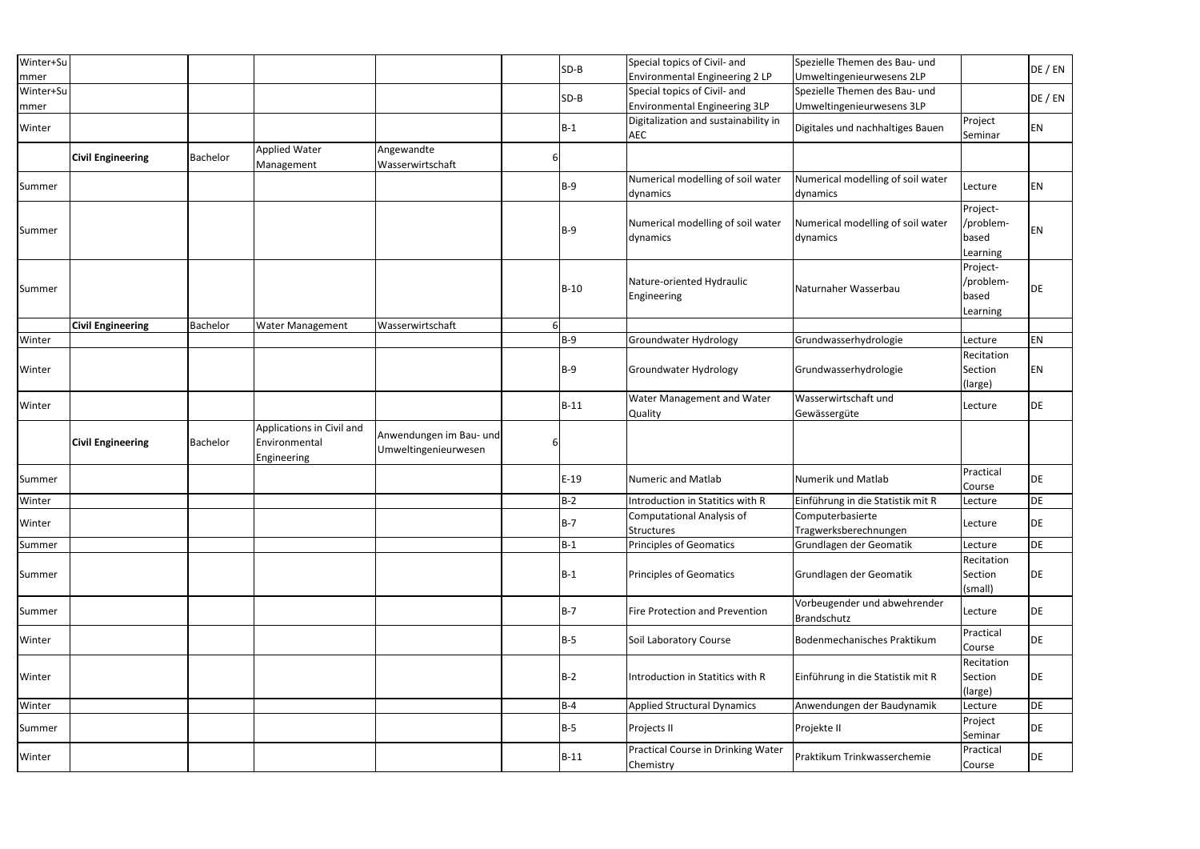| | | | | | | | | | | |
|---|---|---|---|---|---|---|---|---|---|---|
| Winter+Summer | | | | | | SD-B | Special topics of Civil- and Environmental Engineering 2 LP | Spezielle Themen des Bau- und Umweltingenieurwesens 2LP | | DE / EN |
| Winter+Summer | | | | | | SD-B | Special topics of Civil- and Environmental Engineering 3LP | Spezielle Themen des Bau- und Umweltingenieurwesens 3LP | | DE / EN |
| Winter | | | | | | B-1 | Digitalization and sustainability in AEC | Digitales und nachhaltiges Bauen | Project Seminar | EN |
| | **Civil Engineering** | Bachelor | Applied Water Management | Angewandte Wasserwirtschaft | 6 | | | | | |
| Summer | | | | | | B-9 | Numerical modelling of soil water dynamics | Numerical modelling of soil water dynamics | Lecture | EN |
| Summer | | | | | | B-9 | Numerical modelling of soil water dynamics | Numerical modelling of soil water dynamics | Project-/problem-based Learning | EN |
| Summer | | | | | | B-10 | Nature-oriented Hydraulic Engineering | Naturnaher Wasserbau | Project-/problem-based Learning | DE |
| | **Civil Engineering** | Bachelor | Water Management | Wasserwirtschaft | 6 | | | | | |
| Winter | | | | | | B-9 | Groundwater Hydrology | Grundwasserhydrologie | Lecture | EN |
| Winter | | | | | | B-9 | Groundwater Hydrology | Grundwasserhydrologie | Recitation Section (large) | EN |
| Winter | | | | | | B-11 | Water Management and Water Quality | Wasserwirtschaft und Gewässergüte | Lecture | DE |
| | **Civil Engineering** | Bachelor | Applications in Civil and Environmental Engineering | Anwendungen im Bau- und Umweltingenieurwesen | 6 | | | | | |
| Summer | | | | | | E-19 | Numeric and Matlab | Numerik und Matlab | Practical Course | DE |
| Winter | | | | | | B-2 | Introduction in Statitics with R | Einführung in die Statistik mit R | Lecture | DE |
| Winter | | | | | | B-7 | Computational Analysis of Structures | Computerbasierte Tragwerksberechnungen | Lecture | DE |
| Summer | | | | | | B-1 | Principles of Geomatics | Grundlagen der Geomatik | Lecture | DE |
| Summer | | | | | | B-1 | Principles of Geomatics | Grundlagen der Geomatik | Recitation Section (small) | DE |
| Summer | | | | | | B-7 | Fire Protection and Prevention | Vorbeugender und abwehrender Brandschutz | Lecture | DE |
| Winter | | | | | | B-5 | Soil Laboratory Course | Bodenmechanisches Praktikum | Practical Course | DE |
| Winter | | | | | | B-2 | Introduction in Statitics with R | Einführung in die Statistik mit R | Recitation Section (large) | DE |
| Winter | | | | | | B-4 | Applied Structural Dynamics | Anwendungen der Baudynamik | Lecture | DE |
| Summer | | | | | | B-5 | Projects II | Projekte II | Project Seminar | DE |
| Winter | | | | | | B-11 | Practical Course in Drinking Water Chemistry | Praktikum Trinkwasserchemie | Practical Course | DE |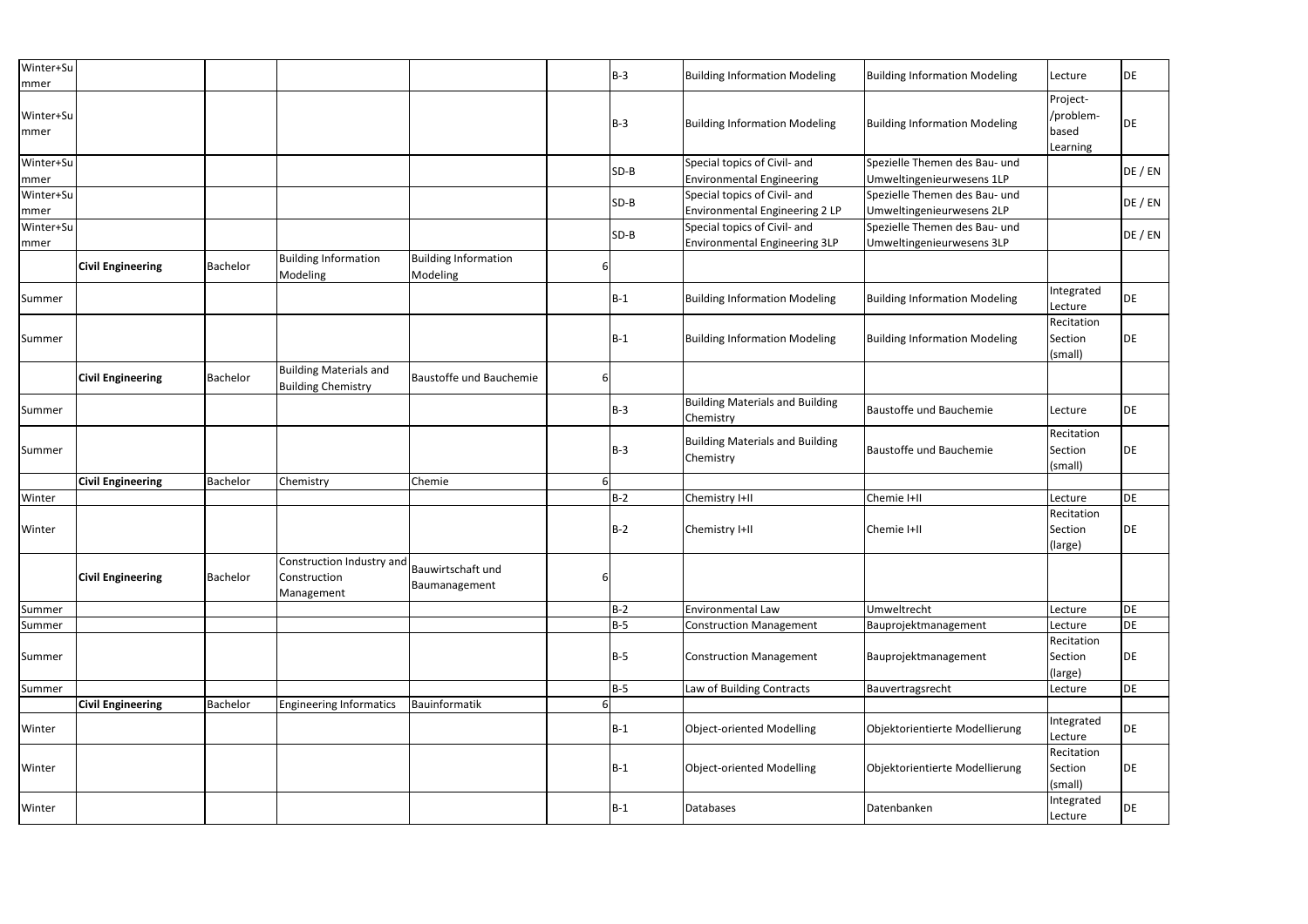| Winter+Summer | | | | | | B-3 | Building Information Modeling | Building Information Modeling | Lecture | DE |
|---|---|---|---|---|---|---|---|---|---|---|
| Winter+Summer | | | | | | B-3 | Building Information Modeling | Building Information Modeling | Project-/problem-based Learning | DE |
| Winter+Summer | | | | | | SD-B | Special topics of Civil- and Environmental Engineering | Spezielle Themen des Bau- und Umweltingenieurwesens 1LP | | DE / EN |
| Winter+Summer | | | | | | SD-B | Special topics of Civil- and Environmental Engineering 2 LP | Spezielle Themen des Bau- und Umweltingenieurwesens 2LP | | DE / EN |
| Winter+Summer | | | | | | SD-B | Special topics of Civil- and Environmental Engineering 3LP | Spezielle Themen des Bau- und Umweltingenieurwesens 3LP | | DE / EN |
| | **Civil Engineering** | Bachelor | Building Information Modeling | Building Information Modeling | 6 | | | | | |
| Summer | | | | | | B-1 | Building Information Modeling | Building Information Modeling | Integrated Lecture | DE |
| Summer | | | | | | B-1 | Building Information Modeling | Building Information Modeling | Recitation Section (small) | DE |
| | **Civil Engineering** | Bachelor | Building Materials and Building Chemistry | Baustoffe und Bauchemie | 6 | | | | | |
| Summer | | | | | | B-3 | Building Materials and Building Chemistry | Baustoffe und Bauchemie | Lecture | DE |
| Summer | | | | | | B-3 | Building Materials and Building Chemistry | Baustoffe und Bauchemie | Recitation Section (small) | DE |
| | **Civil Engineering** | Bachelor | Chemistry | Chemie | 6 | | | | | |
| Winter | | | | | | B-2 | Chemistry I+II | Chemie I+II | Lecture | DE |
| Winter | | | | | | B-2 | Chemistry I+II | Chemie I+II | Recitation Section (large) | DE |
| | **Civil Engineering** | Bachelor | Construction Industry and Construction Management | Bauwirtschaft und Baumanagement | 6 | | | | | |
| Summer | | | | | | B-2 | Environmental Law | Umweltrecht | Lecture | DE |
| Summer | | | | | | B-5 | Construction Management | Bauprojektmanagement | Lecture | DE |
| Summer | | | | | | B-5 | Construction Management | Bauprojektmanagement | Recitation Section (large) | DE |
| Summer | | | | | | B-5 | Law of Building Contracts | Bauvertragsrecht | Lecture | DE |
| | **Civil Engineering** | Bachelor | Engineering Informatics | Bauinformatik | 6 | | | | | |
| Winter | | | | | | B-1 | Object-oriented Modelling | Objektorientierte Modellierung | Integrated Lecture | DE |
| Winter | | | | | | B-1 | Object-oriented Modelling | Objektorientierte Modellierung | Recitation Section (small) | DE |
| Winter | | | | | | B-1 | Databases | Datenbanken | Integrated Lecture | DE |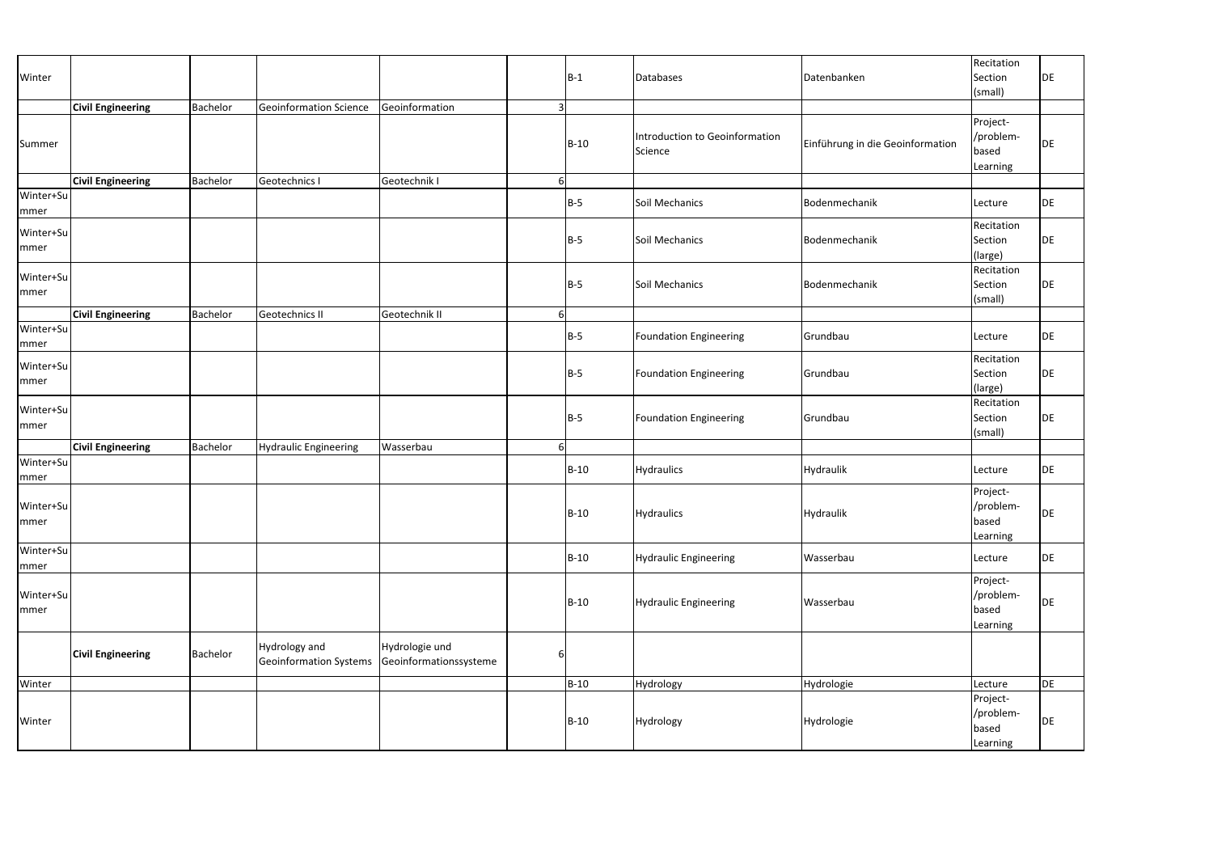| | | | | | | | | | | |
|---|---|---|---|---|---|---|---|---|---|---|
| Winter | | | | | | B-1 | Databases | Datenbanken | Recitation Section (small) | DE |
| | **Civil Engineering** | Bachelor | Geoinformation Science | Geoinformation | 3 | | | | | |
| Summer | | | | | | B-10 | Introduction to Geoinformation Science | Einführung in die Geoinformation | Project-/problem-based Learning | DE |
| | **Civil Engineering** | Bachelor | Geotechnics I | Geotechnik I | 6 | | | | | |
| Winter+Summer | | | | | | B-5 | Soil Mechanics | Bodenmechanik | Lecture | DE |
| Winter+Summer | | | | | | B-5 | Soil Mechanics | Bodenmechanik | Recitation Section (large) | DE |
| Winter+Summer | | | | | | B-5 | Soil Mechanics | Bodenmechanik | Recitation Section (small) | DE |
| | **Civil Engineering** | Bachelor | Geotechnics II | Geotechnik II | 6 | | | | | |
| Winter+Summer | | | | | | B-5 | Foundation Engineering | Grundbau | Lecture | DE |
| Winter+Summer | | | | | | B-5 | Foundation Engineering | Grundbau | Recitation Section (large) | DE |
| Winter+Summer | | | | | | B-5 | Foundation Engineering | Grundbau | Recitation Section (small) | DE |
| | **Civil Engineering** | Bachelor | Hydraulic Engineering | Wasserbau | 6 | | | | | |
| Winter+Summer | | | | | | B-10 | Hydraulics | Hydraulik | Lecture | DE |
| Winter+Summer | | | | | | B-10 | Hydraulics | Hydraulik | Project-/problem-based Learning | DE |
| Winter+Summer | | | | | | B-10 | Hydraulic Engineering | Wasserbau | Lecture | DE |
| Winter+Summer | | | | | | B-10 | Hydraulic Engineering | Wasserbau | Project-/problem-based Learning | DE |
| | **Civil Engineering** | Bachelor | Hydrology and Geoinformation Systems | Hydrologie und Geoinformationssysteme | 6 | | | | | |
| Winter | | | | | | B-10 | Hydrology | Hydrologie | Lecture | DE |
| Winter | | | | | | B-10 | Hydrology | Hydrologie | Project-/problem-based Learning | DE |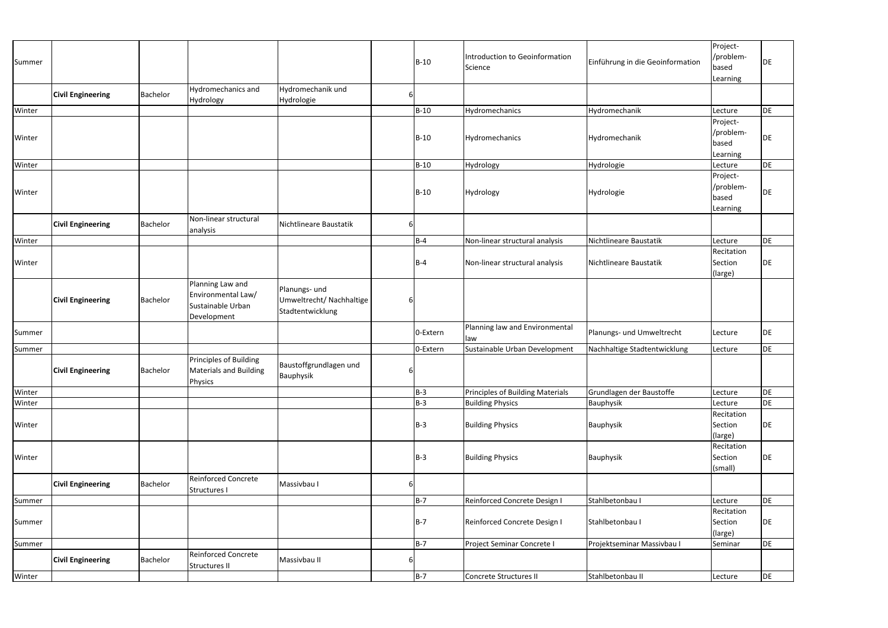| Summer | | | | | | B-10 | Introduction to Geoinformation Science | Einführung in die Geoinformation | Project-/problem-based Learning | DE |
|---|---|---|---|---|---|---|---|---|---|---|
| | **Civil Engineering** | Bachelor | Hydromechanics and Hydrology | Hydromechanik und Hydrologie | 6 | | | | | |
| Winter | | | | | | B-10 | Hydromechanics | Hydromechanik | Lecture | DE |
| Winter | | | | | | B-10 | Hydromechanics | Hydromechanik | Project-/problem-based Learning | DE |
| Winter | | | | | | B-10 | Hydrology | Hydrologie | Lecture | DE |
| Winter | | | | | | B-10 | Hydrology | Hydrologie | Project-/problem-based Learning | DE |
| | **Civil Engineering** | Bachelor | Non-linear structural analysis | Nichtlineare Baustatik | 6 | | | | | |
| Winter | | | | | | B-4 | Non-linear structural analysis | Nichtlineare Baustatik | Lecture | DE |
| Winter | | | | | | B-4 | Non-linear structural analysis | Nichtlineare Baustatik | Recitation Section (large) | DE |
| | **Civil Engineering** | Bachelor | Planning Law and Environmental Law/ Sustainable Urban Development | Planungs- und Umweltrecht/ Nachhaltige Stadtentwicklung | 6 | | | | | |
| Summer | | | | | | 0-Extern | Planning law and Environmental law | Planungs- und Umweltrecht | Lecture | DE |
| Summer | | | | | | 0-Extern | Sustainable Urban Development | Nachhaltige Stadtentwicklung | Lecture | DE |
| | **Civil Engineering** | Bachelor | Principles of Building Materials and Building Physics | Baustoffgrundlagen und Bauphysik | 6 | | | | | |
| Winter | | | | | | B-3 | Principles of Building Materials | Grundlagen der Baustoffe | Lecture | DE |
| Winter | | | | | | B-3 | Building Physics | Bauphysik | Lecture | DE |
| Winter | | | | | | B-3 | Building Physics | Bauphysik | Recitation Section (large) | DE |
| Winter | | | | | | B-3 | Building Physics | Bauphysik | Recitation Section (small) | DE |
| | **Civil Engineering** | Bachelor | Reinforced Concrete Structures I | Massivbau I | 6 | | | | | |
| Summer | | | | | | B-7 | Reinforced Concrete Design I | Stahlbetonbau I | Lecture | DE |
| Summer | | | | | | B-7 | Reinforced Concrete Design I | Stahlbetonbau I | Recitation Section (large) | DE |
| Summer | | | | | | B-7 | Project Seminar Concrete I | Projektseminar Massivbau I | Seminar | DE |
| | **Civil Engineering** | Bachelor | Reinforced Concrete Structures II | Massivbau II | 6 | | | | | |
| Winter | | | | | | B-7 | Concrete Structures II | Stahlbetonbau II | Lecture | DE |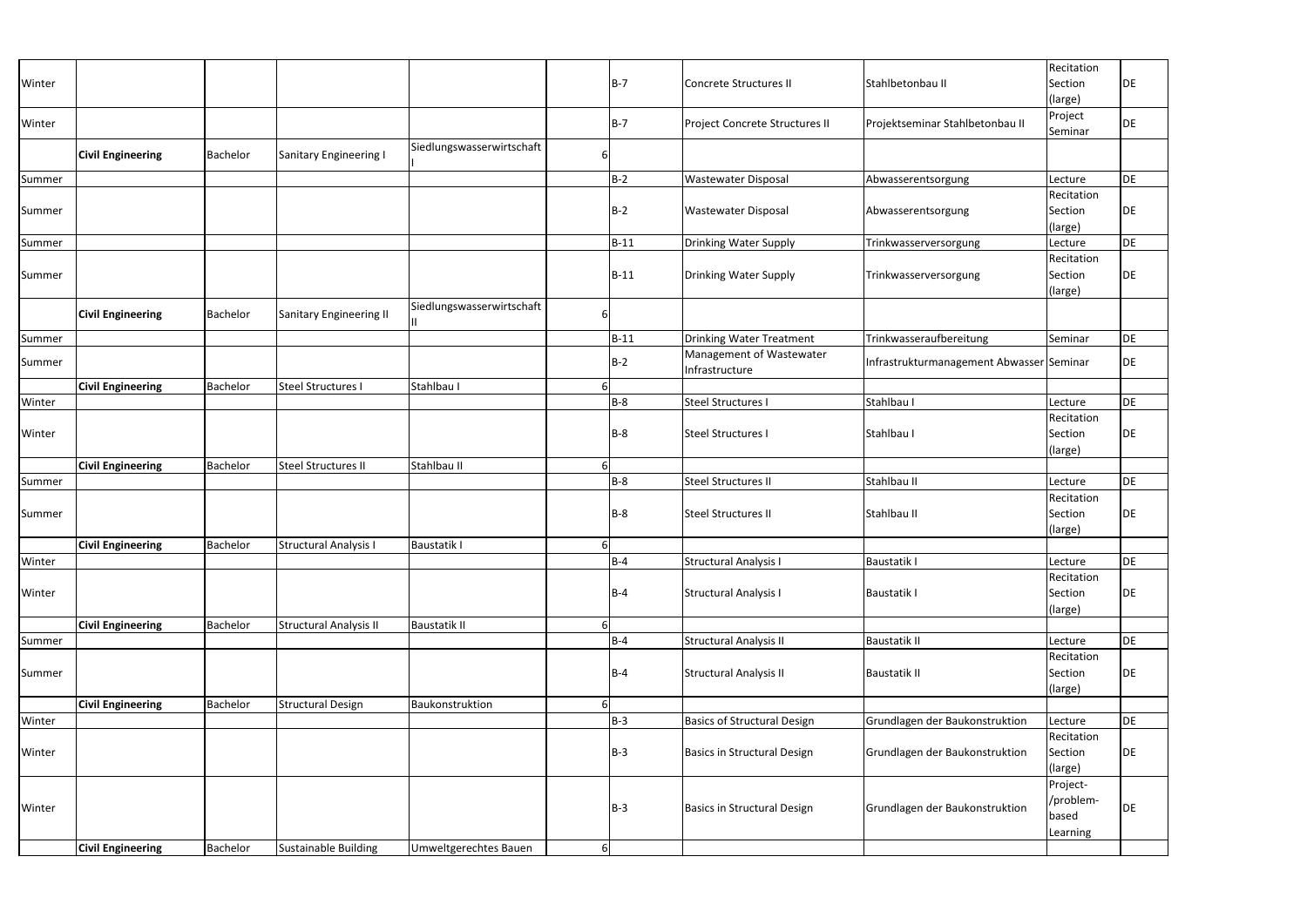| | | | | | | | | | | |
|---|---|---|---|---|---|---|---|---|---|---|
| Winter | | | | | | B-7 | Concrete Structures II | Stahlbetonbau II | Recitation Section (large) | DE |
| Winter | | | | | | B-7 | Project Concrete Structures II | Projektseminar Stahlbetonbau II | Project Seminar | DE |
| | **Civil Engineering** | Bachelor | Sanitary Engineering I | Siedlungswasserwirtschaft I | 6 | | | | | |
| Summer | | | | | | B-2 | Wastewater Disposal | Abwasserentsorgung | Lecture | DE |
| Summer | | | | | | B-2 | Wastewater Disposal | Abwasserentsorgung | Recitation Section (large) | DE |
| Summer | | | | | | B-11 | Drinking Water Supply | Trinkwasserversorgung | Lecture | DE |
| Summer | | | | | | B-11 | Drinking Water Supply | Trinkwasserversorgung | Recitation Section (large) | DE |
| | **Civil Engineering** | Bachelor | Sanitary Engineering II | Siedlungswasserwirtschaft II | 6 | | | | | |
| Summer | | | | | | B-11 | Drinking Water Treatment | Trinkwasseraufbereitung | Seminar | DE |
| Summer | | | | | | B-2 | Management of Wastewater Infrastructure | Infrastrukturmanagement Abwasser | Seminar | DE |
| | **Civil Engineering** | Bachelor | Steel Structures I | Stahlbau I | 6 | | | | | |
| Winter | | | | | | B-8 | Steel Structures I | Stahlbau I | Lecture | DE |
| Winter | | | | | | B-8 | Steel Structures I | Stahlbau I | Recitation Section (large) | DE |
| | **Civil Engineering** | Bachelor | Steel Structures II | Stahlbau II | 6 | | | | | |
| Summer | | | | | | B-8 | Steel Structures II | Stahlbau II | Lecture | DE |
| Summer | | | | | | B-8 | Steel Structures II | Stahlbau II | Recitation Section (large) | DE |
| | **Civil Engineering** | Bachelor | Structural Analysis I | Baustatik I | 6 | | | | | |
| Winter | | | | | | B-4 | Structural Analysis I | Baustatik I | Lecture | DE |
| Winter | | | | | | B-4 | Structural Analysis I | Baustatik I | Recitation Section (large) | DE |
| | **Civil Engineering** | Bachelor | Structural Analysis II | Baustatik II | 6 | | | | | |
| Summer | | | | | | B-4 | Structural Analysis II | Baustatik II | Lecture | DE |
| Summer | | | | | | B-4 | Structural Analysis II | Baustatik II | Recitation Section (large) | DE |
| | **Civil Engineering** | Bachelor | Structural Design | Baukonstruktion | 6 | | | | | |
| Winter | | | | | | B-3 | Basics of Structural Design | Grundlagen der Baukonstruktion | Lecture | DE |
| Winter | | | | | | B-3 | Basics in Structural Design | Grundlagen der Baukonstruktion | Recitation Section (large) | DE |
| Winter | | | | | | B-3 | Basics in Structural Design | Grundlagen der Baukonstruktion | Project-/problem-based Learning | DE |
| | **Civil Engineering** | Bachelor | Sustainable Building | Umweltgerechtes Bauen | 6 | | | | | |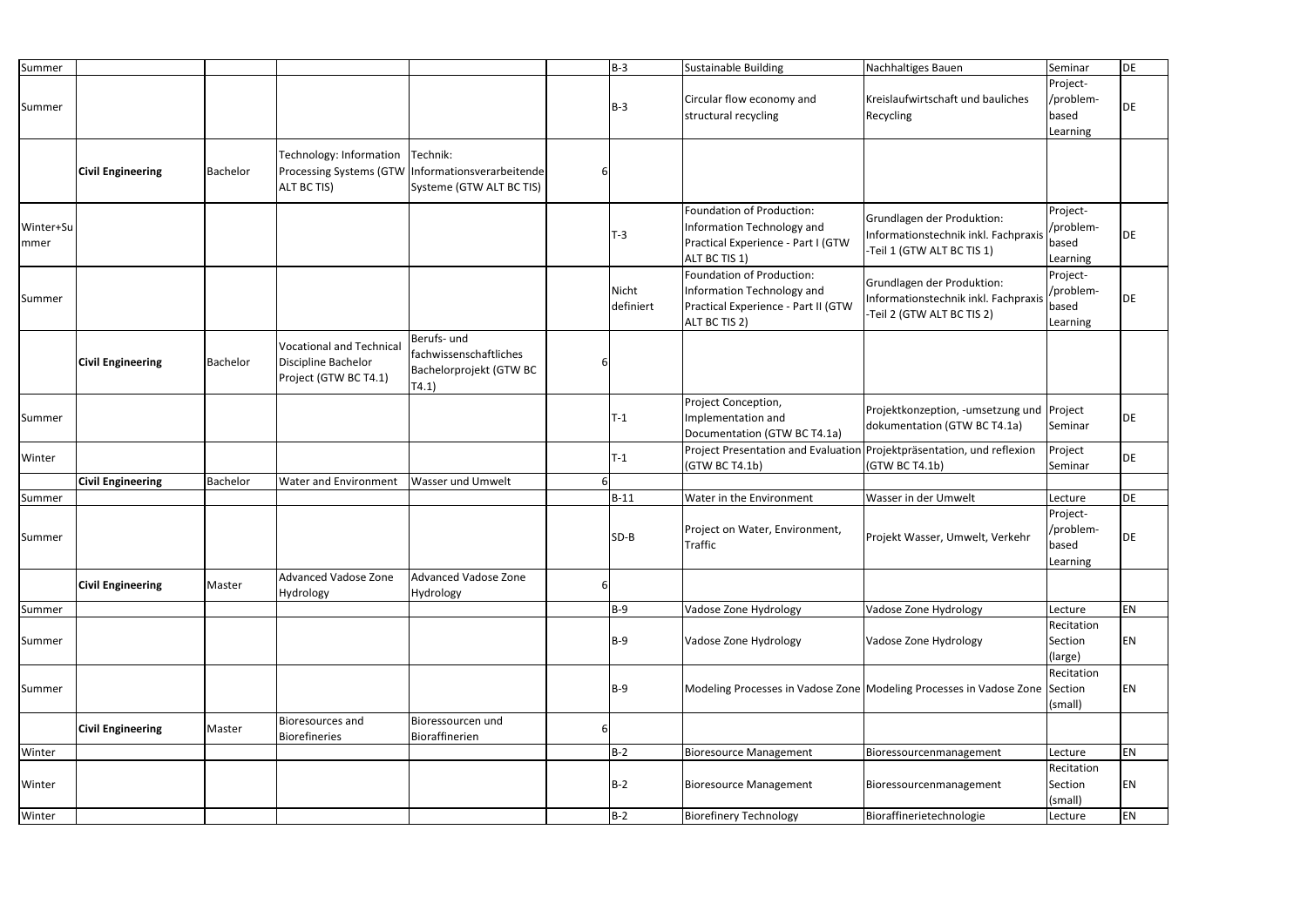| | | | | | | | | | | |
|---|---|---|---|---|---|---|---|---|---|---|
| Summer | | | | | | B-3 | Sustainable Building | Nachhaltiges Bauen | Seminar | DE |
| Summer | | | | | | B-3 | Circular flow economy and structural recycling | Kreislaufwirtschaft und bauliches Recycling | Project-/problem-based Learning | DE |
| | **Civil Engineering** | Bachelor | Technology: Information Processing Systems (GTW ALT BC TIS) | Technik: Informationsverarbeitende Systeme (GTW ALT BC TIS) | 6 | | | | | |
| Winter+Summer | | | | | | T-3 | Foundation of Production: Information Technology and Practical Experience - Part I (GTW ALT BC TIS 1) | Grundlagen der Produktion: Informationstechnik inkl. Fachpraxis -Teil 1 (GTW ALT BC TIS 1) | Project-/problem-based Learning | DE |
| Summer | | | | | | Nicht definiert | Foundation of Production: Information Technology and Practical Experience - Part II (GTW ALT BC TIS 2) | Grundlagen der Produktion: Informationstechnik inkl. Fachpraxis -Teil 2 (GTW ALT BC TIS 2) | Project-/problem-based Learning | DE |
| | **Civil Engineering** | Bachelor | Vocational and Technical Discipline Bachelor Project (GTW BC T4.1) | Berufs- und fachwissenschaftliches Bachelorprojekt (GTW BC T4.1) | 6 | | | | | |
| Summer | | | | | | T-1 | Project Conception, Implementation and Documentation (GTW BC T4.1a) | Projektkonzeption, -umsetzung und dokumentation (GTW BC T4.1a) | Project Seminar | DE |
| Winter | | | | | | T-1 | Project Presentation and Evaluation (GTW BC T4.1b) | Projektpräsentation, und reflexion (GTW BC T4.1b) | Project Seminar | DE |
| | **Civil Engineering** | Bachelor | Water and Environment | Wasser und Umwelt | 6 | | | | | |
| Summer | | | | | | B-11 | Water in the Environment | Wasser in der Umwelt | Lecture | DE |
| Summer | | | | | | SD-B | Project on Water, Environment, Traffic | Projekt Wasser, Umwelt, Verkehr | Project-/problem-based Learning | DE |
| | **Civil Engineering** | Master | Advanced Vadose Zone Hydrology | Advanced Vadose Zone Hydrology | 6 | | | | | |
| Summer | | | | | | B-9 | Vadose Zone Hydrology | Vadose Zone Hydrology | Lecture | EN |
| Summer | | | | | | B-9 | Vadose Zone Hydrology | Vadose Zone Hydrology | Recitation Section (large) | EN |
| Summer | | | | | | B-9 | Modeling Processes in Vadose Zone | Modeling Processes in Vadose Zone | Recitation Section (small) | EN |
| | **Civil Engineering** | Master | Bioresources and Biorefineries | Bioressourcen und Bioraffinerien | 6 | | | | | |
| Winter | | | | | | B-2 | Bioresource Management | Bioressourcenmanagement | Lecture | EN |
| Winter | | | | | | B-2 | Bioresource Management | Bioressourcenmanagement | Recitation Section (small) | EN |
| Winter | | | | | | B-2 | Biorefinery Technology | Bioraffinerietechnologie | Lecture | EN |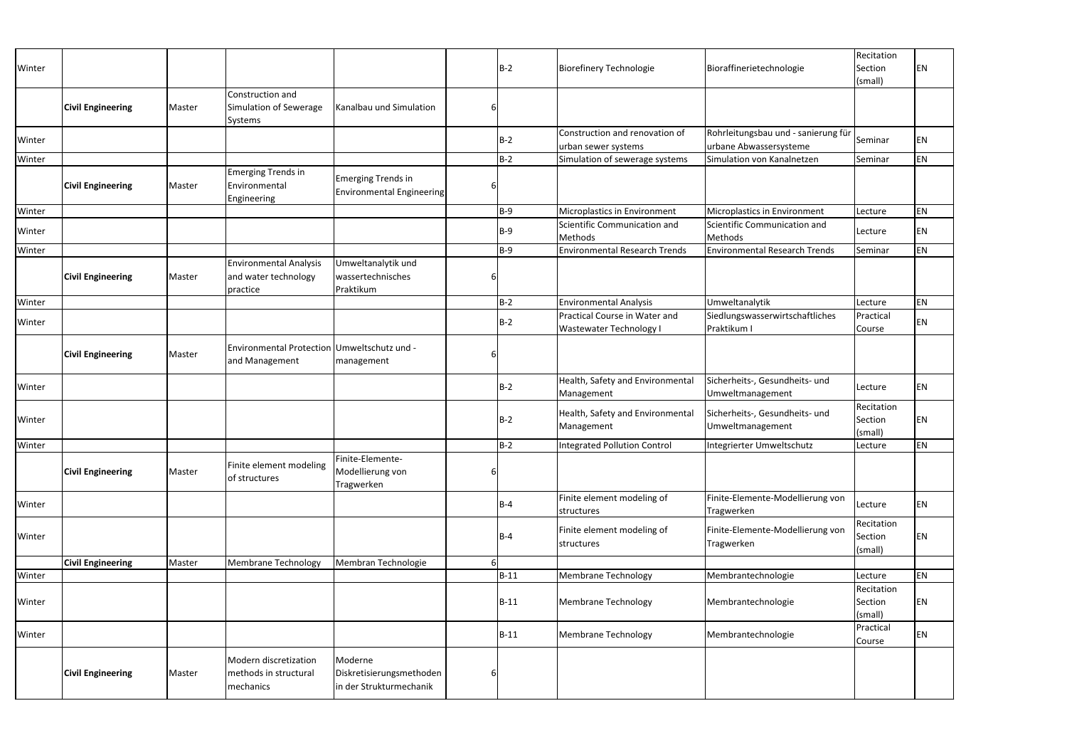| | | | | | | | | | | |
|---|---|---|---|---|---|---|---|---|---|---|
| Winter | | | | | | B-2 | Biorefinery Technologie | Bioraffinerietechnologie | Recitation Section (small) | EN |
| | **Civil Engineering** | Master | Construction and Simulation of Sewerage Systems | Kanalbau und Simulation | 6 | | | | | |
| Winter | | | | | | B-2 | Construction and renovation of urban sewer systems | Rohrleitungsbau und - sanierung für urbane Abwassersysteme | Seminar | EN |
| Winter | | | | | | B-2 | Simulation of sewerage systems | Simulation von Kanalnetzen | Seminar | EN |
| | **Civil Engineering** | Master | Emerging Trends in Environmental Engineering | Emerging Trends in Environmental Engineering | 6 | | | | | |
| Winter | | | | | | B-9 | Microplastics in Environment | Microplastics in Environment | Lecture | EN |
| Winter | | | | | | B-9 | Scientific Communication and Methods | Scientific Communication and Methods | Lecture | EN |
| Winter | | | | | | B-9 | Environmental Research Trends | Environmental Research Trends | Seminar | EN |
| | **Civil Engineering** | Master | Environmental Analysis and water technology practice | Umweltanalytik und wassertechnisches Praktikum | 6 | | | | | |
| Winter | | | | | | B-2 | Environmental Analysis | Umweltanalytik | Lecture | EN |
| Winter | | | | | | B-2 | Practical Course in Water and Wastewater Technology I | Siedlungswasserwirtschaftliches Praktikum I | Practical Course | EN |
| | **Civil Engineering** | Master | Environmental Protection and Management | Umweltschutz und -management | 6 | | | | | |
| Winter | | | | | | B-2 | Health, Safety and Environmental Management | Sicherheits-, Gesundheits- und Umweltmanagement | Lecture | EN |
| Winter | | | | | | B-2 | Health, Safety and Environmental Management | Sicherheits-, Gesundheits- und Umweltmanagement | Recitation Section (small) | EN |
| Winter | | | | | | B-2 | Integrated Pollution Control | Integrierter Umweltschutz | Lecture | EN |
| | **Civil Engineering** | Master | Finite element modeling of structures | Finite-Elemente-Modellierung von Tragwerken | 6 | | | | | |
| Winter | | | | | | B-4 | Finite element modeling of structures | Finite-Elemente-Modellierung von Tragwerken | Lecture | EN |
| Winter | | | | | | B-4 | Finite element modeling of structures | Finite-Elemente-Modellierung von Tragwerken | Recitation Section (small) | EN |
| | **Civil Engineering** | Master | Membrane Technology | Membran Technologie | 6 | | | | | |
| Winter | | | | | | B-11 | Membrane Technology | Membrantechnologie | Lecture | EN |
| Winter | | | | | | B-11 | Membrane Technology | Membrantechnologie | Recitation Section (small) | EN |
| Winter | | | | | | B-11 | Membrane Technology | Membrantechnologie | Practical Course | EN |
| | **Civil Engineering** | Master | Modern discretization methods in structural mechanics | Moderne Diskretisierungsmethoden in der Strukturmechanik | 6 | | | | | |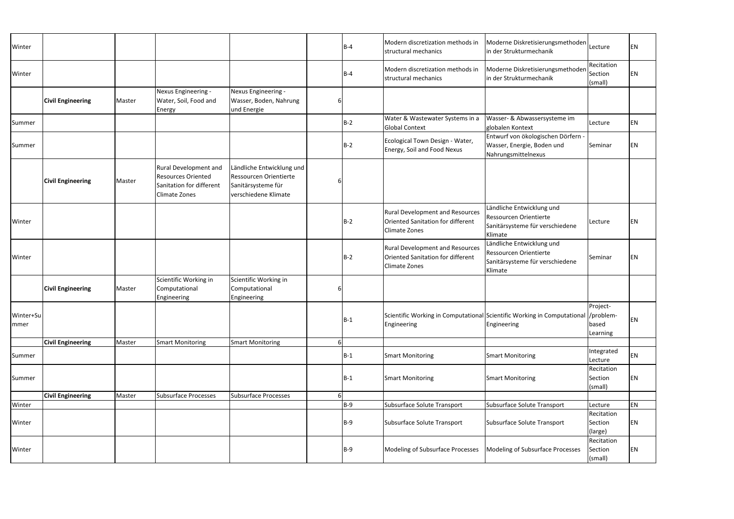| | | | | | | | | | | |
|---|---|---|---|---|---|---|---|---|---|---|
| Winter | | | | | | B-4 | Modern discretization methods in structural mechanics | Moderne Diskretisierungsmethoden in der Strukturmechanik | Lecture | EN |
| Winter | | | | | | B-4 | Modern discretization methods in structural mechanics | Moderne Diskretisierungsmethoden in der Strukturmechanik | Recitation Section (small) | EN |
| | **Civil Engineering** | Master | Nexus Engineering - Water, Soil, Food and Energy | Nexus Engineering - Wasser, Boden, Nahrung und Energie | 6 | | | | | |
| Summer | | | | | | B-2 | Water & Wastewater Systems in a Global Context | Wasser- & Abwassersysteme im globalen Kontext | Lecture | EN |
| Summer | | | | | | B-2 | Ecological Town Design - Water, Energy, Soil and Food Nexus | Entwurf von ökologischen Dörfern - Wasser, Energie, Boden und Nahrungsmittelnexus | Seminar | EN |
| | **Civil Engineering** | Master | Rural Development and Resources Oriented Sanitation for different Climate Zones | Ländliche Entwicklung und Ressourcen Orientierte Sanitärsysteme für verschiedene Klimate | 6 | | | | | |
| Winter | | | | | | B-2 | Rural Development and Resources Oriented Sanitation for different Climate Zones | Ländliche Entwicklung und Ressourcen Orientierte Sanitärsysteme für verschiedene Klimate | Lecture | EN |
| Winter | | | | | | B-2 | Rural Development and Resources Oriented Sanitation for different Climate Zones | Ländliche Entwicklung und Ressourcen Orientierte Sanitärsysteme für verschiedene Klimate | Seminar | EN |
| | **Civil Engineering** | Master | Scientific Working in Computational Engineering | Scientific Working in Computational Engineering | 6 | | | | | |
| Winter+Summer | | | | | | B-1 | Scientific Working in Computational Engineering | Scientific Working in Computational Engineering | Project-/problem-based Learning | EN |
| | **Civil Engineering** | Master | Smart Monitoring | Smart Monitoring | 6 | | | | | |
| Summer | | | | | | B-1 | Smart Monitoring | Smart Monitoring | Integrated Lecture | EN |
| Summer | | | | | | B-1 | Smart Monitoring | Smart Monitoring | Recitation Section (small) | EN |
| | **Civil Engineering** | Master | Subsurface Processes | Subsurface Processes | 6 | | | | | |
| Winter | | | | | | B-9 | Subsurface Solute Transport | Subsurface Solute Transport | Lecture | EN |
| Winter | | | | | | B-9 | Subsurface Solute Transport | Subsurface Solute Transport | Recitation Section (large) | EN |
| Winter | | | | | | B-9 | Modeling of Subsurface Processes | Modeling of Subsurface Processes | Recitation Section (small) | EN |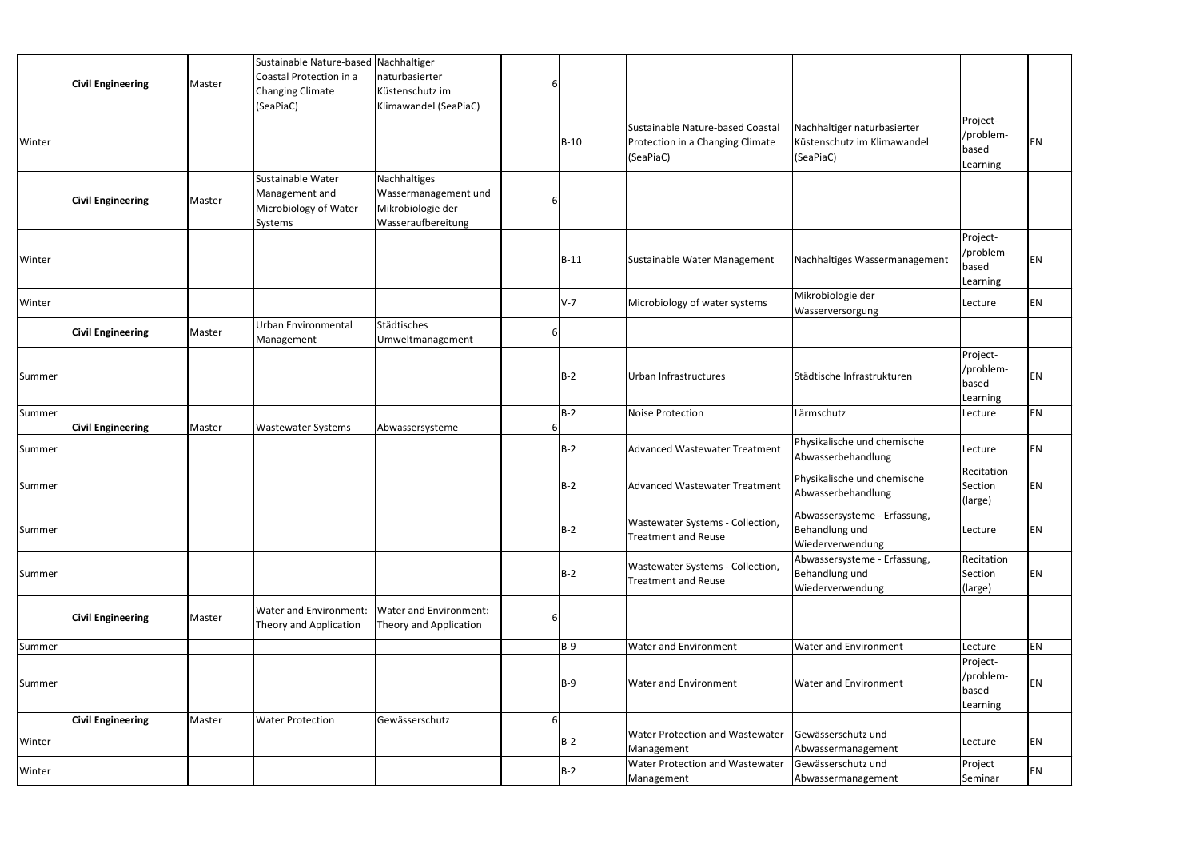| | | | | | | | | | | |
|---|---|---|---|---|---|---|---|---|---|---|
| | **Civil Engineering** | Master | Sustainable Nature-based Coastal Protection in a Changing Climate (SeaPiaC) | Nachhaltiger naturbasierter Küstenschutz im Klimawandel (SeaPiaC) | 6 | | | | | |
| Winter | | | | | | B-10 | Sustainable Nature-based Coastal Protection in a Changing Climate (SeaPiaC) | Nachhaltiger naturbasierter Küstenschutz im Klimawandel (SeaPiaC) | Project-/problem-based Learning | EN |
| | **Civil Engineering** | Master | Sustainable Water Management and Microbiology of Water Systems | Nachhaltiges Wassermanagement und Mikrobiologie der Wasseraufbereitung | 6 | | | | | |
| Winter | | | | | | B-11 | Sustainable Water Management | Nachhaltiges Wassermanagement | Project-/problem-based Learning | EN |
| Winter | | | | | | V-7 | Microbiology of water systems | Mikrobiologie der Wasserversorgung | Lecture | EN |
| | **Civil Engineering** | Master | Urban Environmental Management | Städtisches Umweltmanagement | 6 | | | | | |
| Summer | | | | | | B-2 | Urban Infrastructures | Städtische Infrastrukturen | Project-/problem-based Learning | EN |
| Summer | | | | | | B-2 | Noise Protection | Lärmschutz | Lecture | EN |
| | **Civil Engineering** | Master | Wastewater Systems | Abwassersysteme | 6 | | | | | |
| Summer | | | | | | B-2 | Advanced Wastewater Treatment | Physikalische und chemische Abwasserbehandlung | Lecture | EN |
| Summer | | | | | | B-2 | Advanced Wastewater Treatment | Physikalische und chemische Abwasserbehandlung | Recitation Section (large) | EN |
| Summer | | | | | | B-2 | Wastewater Systems - Collection, Treatment and Reuse | Abwassersysteme - Erfassung, Behandlung und Wiederverwendung | Lecture | EN |
| Summer | | | | | | B-2 | Wastewater Systems - Collection, Treatment and Reuse | Abwassersysteme - Erfassung, Behandlung und Wiederverwendung | Recitation Section (large) | EN |
| | **Civil Engineering** | Master | Water and Environment: Theory and Application | Water and Environment: Theory and Application | 6 | | | | | |
| Summer | | | | | | B-9 | Water and Environment | Water and Environment | Lecture | EN |
| Summer | | | | | | B-9 | Water and Environment | Water and Environment | Project-/problem-based Learning | EN |
| | **Civil Engineering** | Master | Water Protection | Gewässerschutz | 6 | | | | | |
| Winter | | | | | | B-2 | Water Protection and Wastewater Management | Gewässerschutz und Abwassermanagement | Lecture | EN |
| Winter | | | | | | B-2 | Water Protection and Wastewater Management | Gewässerschutz und Abwassermanagement | Project Seminar | EN |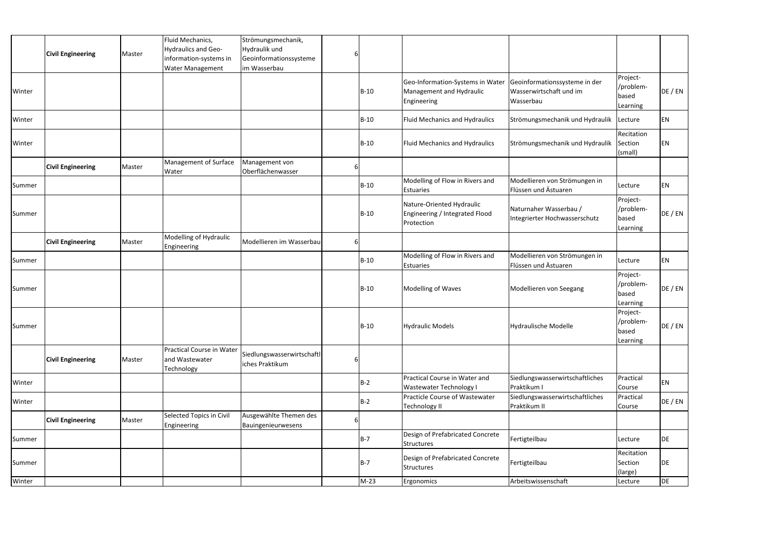| | | | | | | | | | | |
|---|---|---|---|---|---|---|---|---|---|---|
| | **Civil Engineering** | Master | Fluid Mechanics, Hydraulics and Geo-information-systems in Water Management | Strömungsmechanik, Hydraulik und Geoinformationssysteme im Wasserbau | 6 | | | | | |
| Winter | | | | | | B-10 | Geo-Information-Systems in Water Management and Hydraulic Engineering | Geoinformationssysteme in der Wasserwirtschaft und im Wasserbau | Project-/problem-based Learning | DE / EN |
| Winter | | | | | | B-10 | Fluid Mechanics and Hydraulics | Strömungsmechanik und Hydraulik | Lecture | EN |
| Winter | | | | | | B-10 | Fluid Mechanics and Hydraulics | Strömungsmechanik und Hydraulik | Recitation Section (small) | EN |
| | **Civil Engineering** | Master | Management of Surface Water | Management von Oberflächenwasser | 6 | | | | | |
| Summer | | | | | | B-10 | Modelling of Flow in Rivers and Estuaries | Modellieren von Strömungen in Flüssen und Ästuaren | Lecture | EN |
| Summer | | | | | | B-10 | Nature-Oriented Hydraulic Engineering / Integrated Flood Protection | Naturnaher Wasserbau / Integrierter Hochwasserschutz | Project-/problem-based Learning | DE / EN |
| | **Civil Engineering** | Master | Modelling of Hydraulic Engineering | Modellieren im Wasserbau | 6 | | | | | |
| Summer | | | | | | B-10 | Modelling of Flow in Rivers and Estuaries | Modellieren von Strömungen in Flüssen und Ästuaren | Lecture | EN |
| Summer | | | | | | B-10 | Modelling of Waves | Modellieren von Seegang | Project-/problem-based Learning | DE / EN |
| Summer | | | | | | B-10 | Hydraulic Models | Hydraulische Modelle | Project-/problem-based Learning | DE / EN |
| | **Civil Engineering** | Master | Practical Course in Water and Wastewater Technology | Siedlungswasserwirtschaftliches Praktikum | 6 | | | | | |
| Winter | | | | | | B-2 | Practical Course in Water and Wastewater Technology I | Siedlungswasserwirtschaftliches Praktikum I | Practical Course | EN |
| Winter | | | | | | B-2 | Practicle Course of Wastewater Technology II | Siedlungswasserwirtschaftliches Praktikum II | Practical Course | DE / EN |
| | **Civil Engineering** | Master | Selected Topics in Civil Engineering | Ausgewählte Themen des Bauingenieurwesens | 6 | | | | | |
| Summer | | | | | | B-7 | Design of Prefabricated Concrete Structures | Fertigteilbau | Lecture | DE |
| Summer | | | | | | B-7 | Design of Prefabricated Concrete Structures | Fertigteilbau | Recitation Section (large) | DE |
| Winter | | | | | | M-23 | Ergonomics | Arbeitswissenschaft | Lecture | DE |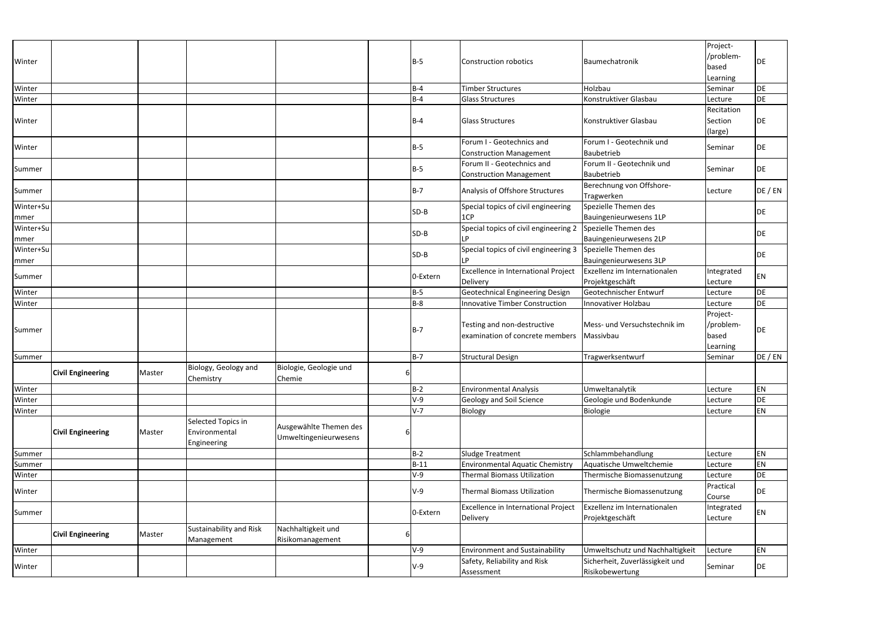| | | | | | | | | | | |
|---|---|---|---|---|---|---|---|---|---|---|
| Winter | | | | | | B-5 | Construction robotics | Baumechatronik | Project-/problem-based Learning | DE |
| Winter | | | | | | B-4 | Timber Structures | Holzbau | Seminar | DE |
| Winter | | | | | | B-4 | Glass Structures | Konstruktiver Glasbau | Lecture | DE |
| Winter | | | | | | B-4 | Glass Structures | Konstruktiver Glasbau | Recitation Section (large) | DE |
| Winter | | | | | | B-5 | Forum I - Geotechnics and Construction Management | Forum I - Geotechnik und Baubetrieb | Seminar | DE |
| Summer | | | | | | B-5 | Forum II - Geotechnics and Construction Management | Forum II - Geotechnik und Baubetrieb | Seminar | DE |
| Summer | | | | | | B-7 | Analysis of Offshore Structures | Berechnung von Offshore-Tragwerken | Lecture | DE / EN |
| Winter+Summer | | | | | | SD-B | Special topics of civil engineering 1CP | Spezielle Themen des Bauingenieurwesens 1LP | | DE |
| Winter+Summer | | | | | | SD-B | Special topics of civil engineering 2 LP | Spezielle Themen des Bauingenieurwesens 2LP | | DE |
| Winter+Summer | | | | | | SD-B | Special topics of civil engineering 3 LP | Spezielle Themen des Bauingenieurwesens 3LP | | DE |
| Summer | | | | | | 0-Extern | Excellence in International Project Delivery | Exzellenz im Internationalen Projektgeschäft | Integrated Lecture | EN |
| Winter | | | | | | B-5 | Geotechnical Engineering Design | Geotechnischer Entwurf | Lecture | DE |
| Winter | | | | | | B-8 | Innovative Timber Construction | Innovativer Holzbau | Lecture | DE |
| Summer | | | | | | B-7 | Testing and non-destructive examination of concrete members | Mess- und Versuchstechnik im Massivbau | Project-/problem-based Learning | DE |
| Summer | | | | | | B-7 | Structural Design | Tragwerksentwurf | Seminar | DE / EN |
| | **Civil Engineering** | Master | Biology, Geology and Chemistry | Biologie, Geologie und Chemie | 6 | | | | | |
| Winter | | | | | | B-2 | Environmental Analysis | Umweltanalytik | Lecture | EN |
| Winter | | | | | | V-9 | Geology and Soil Science | Geologie und Bodenkunde | Lecture | DE |
| Winter | | | | | | V-7 | Biology | Biologie | Lecture | EN |
| | **Civil Engineering** | Master | Selected Topics in Environmental Engineering | Ausgewählte Themen des Umweltingenieurwesens | 6 | | | | | |
| Summer | | | | | | B-2 | Sludge Treatment | Schlammbehandlung | Lecture | EN |
| Summer | | | | | | B-11 | Environmental Aquatic Chemistry | Aquatische Umweltchemie | Lecture | EN |
| Winter | | | | | | V-9 | Thermal Biomass Utilization | Thermische Biomassenutzung | Lecture | DE |
| Winter | | | | | | V-9 | Thermal Biomass Utilization | Thermische Biomassenutzung | Practical Course | DE |
| Summer | | | | | | 0-Extern | Excellence in International Project Delivery | Exzellenz im Internationalen Projektgeschäft | Integrated Lecture | EN |
| | **Civil Engineering** | Master | Sustainability and Risk Management | Nachhaltigkeit und Risikomanagement | 6 | | | | | |
| Winter | | | | | | V-9 | Environment and Sustainability | Umweltschutz und Nachhaltigkeit | Lecture | EN |
| Winter | | | | | | V-9 | Safety, Reliability and Risk Assessment | Sicherheit, Zuverlässigkeit und Risikobewertung | Seminar | DE |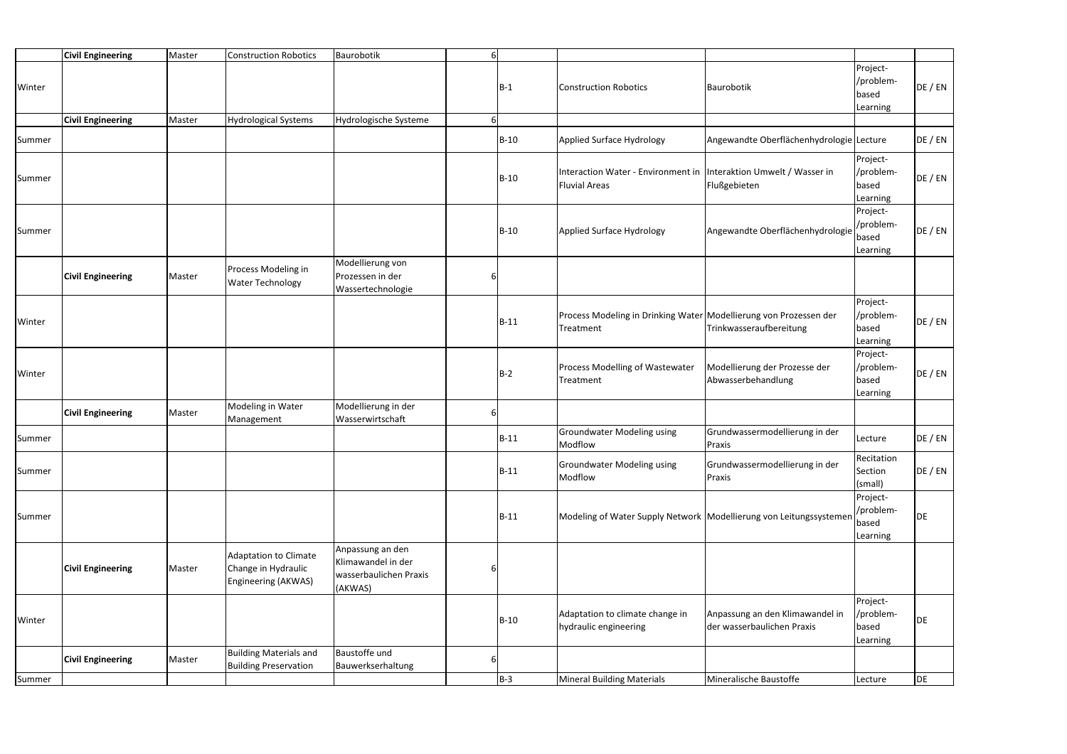| | | | | | | | | | | |
|---|---|---|---|---|---|---|---|---|---|---|
| | **Civil Engineering** | Master | Construction Robotics | Baurobotik | 6 | | | | | |
| Winter | | | | | | B-1 | Construction Robotics | Baurobotik | Project-/problem-based Learning | DE / EN |
| | **Civil Engineering** | Master | Hydrological Systems | Hydrologische Systeme | 6 | | | | | |
| Summer | | | | | | B-10 | Applied Surface Hydrology | Angewandte Oberflächenhydrologie | Lecture | DE / EN |
| Summer | | | | | | B-10 | Interaction Water - Environment in Fluvial Areas | Interaktion Umwelt / Wasser in Flußgebieten | Project-/problem-based Learning | DE / EN |
| Summer | | | | | | B-10 | Applied Surface Hydrology | Angewandte Oberflächenhydrologie | Project-/problem-based Learning | DE / EN |
| | **Civil Engineering** | Master | Process Modeling in Water Technology | Modellierung von Prozessen in der Wassertechnologie | 6 | | | | | |
| Winter | | | | | | B-11 | Process Modeling in Drinking Water Treatment | Modellierung von Prozessen der Trinkwasseraufbereitung | Project-/problem-based Learning | DE / EN |
| Winter | | | | | | B-2 | Process Modelling of Wastewater Treatment | Modellierung der Prozesse der Abwasserbehandlung | Project-/problem-based Learning | DE / EN |
| | **Civil Engineering** | Master | Modeling in Water Management | Modellierung in der Wasserwirtschaft | 6 | | | | | |
| Summer | | | | | | B-11 | Groundwater Modeling using Modflow | Grundwassermodellierung in der Praxis | Lecture | DE / EN |
| Summer | | | | | | B-11 | Groundwater Modeling using Modflow | Grundwassermodellierung in der Praxis | Recitation Section (small) | DE / EN |
| Summer | | | | | | B-11 | Modeling of Water Supply Network | Modellierung von Leitungssystemen | Project-/problem-based Learning | DE |
| | **Civil Engineering** | Master | Adaptation to Climate Change in Hydraulic Engineering (AKWAS) | Anpassung an den Klimawandel in der wasserbaulichen Praxis (AKWAS) | 6 | | | | | |
| Winter | | | | | | B-10 | Adaptation to climate change in hydraulic engineering | Anpassung an den Klimawandel in der wasserbaulichen Praxis | Project-/problem-based Learning | DE |
| | **Civil Engineering** | Master | Building Materials and Building Preservation | Baustoffe und Bauwerkserhaltung | 6 | | | | | |
| Summer | | | | | | B-3 | Mineral Building Materials | Mineralische Baustoffe | Lecture | DE |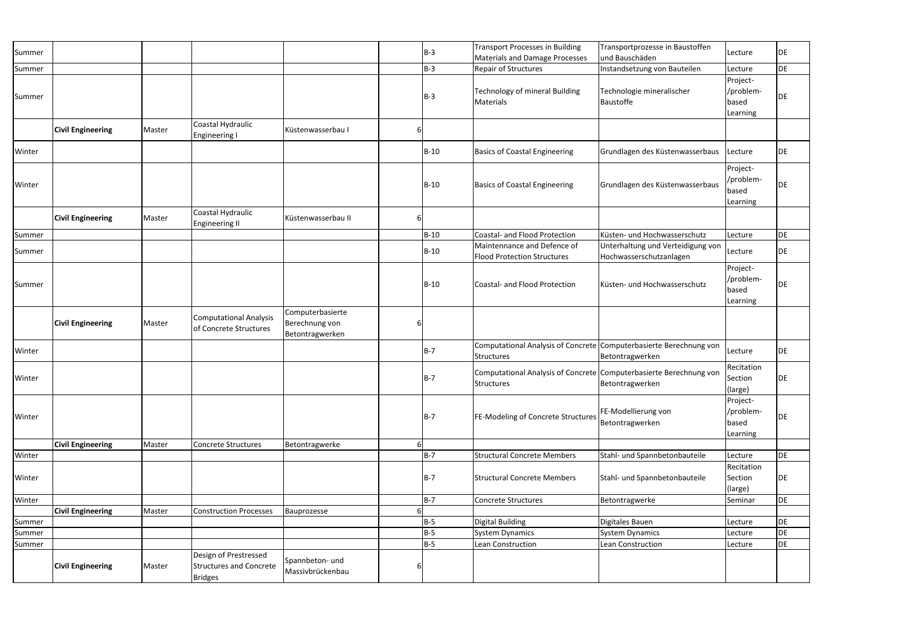| | | | | | | | | | | |
|---|---|---|---|---|---|---|---|---|---|---|
| Summer | | | | | | B-3 | Transport Processes in Building Materials and Damage Processes | Transportprozesse in Baustoffen und Bauschäden | Lecture | DE |
| Summer | | | | | | B-3 | Repair of Structures | Instandsetzung von Bauteilen | Lecture | DE |
| Summer | | | | | | B-3 | Technology of mineral Building Materials | Technologie mineralischer Baustoffe | Project-/problem-based Learning | DE |
| | **Civil Engineering** | Master | Coastal Hydraulic Engineering I | Küstenwasserbau I | 6 | | | | | |
| Winter | | | | | | B-10 | Basics of Coastal Engineering | Grundlagen des Küstenwasserbaus | Lecture | DE |
| Winter | | | | | | B-10 | Basics of Coastal Engineering | Grundlagen des Küstenwasserbaus | Project-/problem-based Learning | DE |
| | **Civil Engineering** | Master | Coastal Hydraulic Engineering II | Küstenwasserbau II | 6 | | | | | |
| Summer | | | | | | B-10 | Coastal- and Flood Protection | Küsten- und Hochwasserschutz | Lecture | DE |
| Summer | | | | | | B-10 | Maintennance and Defence of Flood Protection Structures | Unterhaltung und Verteidigung von Hochwasserschutzanlagen | Lecture | DE |
| Summer | | | | | | B-10 | Coastal- and Flood Protection | Küsten- und Hochwasserschutz | Project-/problem-based Learning | DE |
| | **Civil Engineering** | Master | Computational Analysis of Concrete Structures | Computerbasierte Berechnung von Betontragwerken | 6 | | | | | |
| Winter | | | | | | B-7 | Computational Analysis of Concrete Structures | Computerbasierte Berechnung von Betontragwerken | Lecture | DE |
| Winter | | | | | | B-7 | Computational Analysis of Concrete Structures | Computerbasierte Berechnung von Betontragwerken | Recitation Section (large) | DE |
| Winter | | | | | | B-7 | FE-Modeling of Concrete Structures | FE-Modellierung von Betontragwerken | Project-/problem-based Learning | DE |
| | **Civil Engineering** | Master | Concrete Structures | Betontragwerke | 6 | | | | | |
| Winter | | | | | | B-7 | Structural Concrete Members | Stahl- und Spannbetonbauteile | Lecture | DE |
| Winter | | | | | | B-7 | Structural Concrete Members | Stahl- und Spannbetonbauteile | Recitation Section (large) | DE |
| Winter | | | | | | B-7 | Concrete Structures | Betontragwerke | Seminar | DE |
| | **Civil Engineering** | Master | Construction Processes | Bauprozesse | 6 | | | | | |
| Summer | | | | | | B-5 | Digital Building | Digitales Bauen | Lecture | DE |
| Summer | | | | | | B-5 | System Dynamics | System Dynamics | Lecture | DE |
| Summer | | | | | | B-5 | Lean Construction | Lean Construction | Lecture | DE |
| | **Civil Engineering** | Master | Design of Prestressed Structures and Concrete Bridges | Spannbeton- und Massivbrückenbau | 6 | | | | | |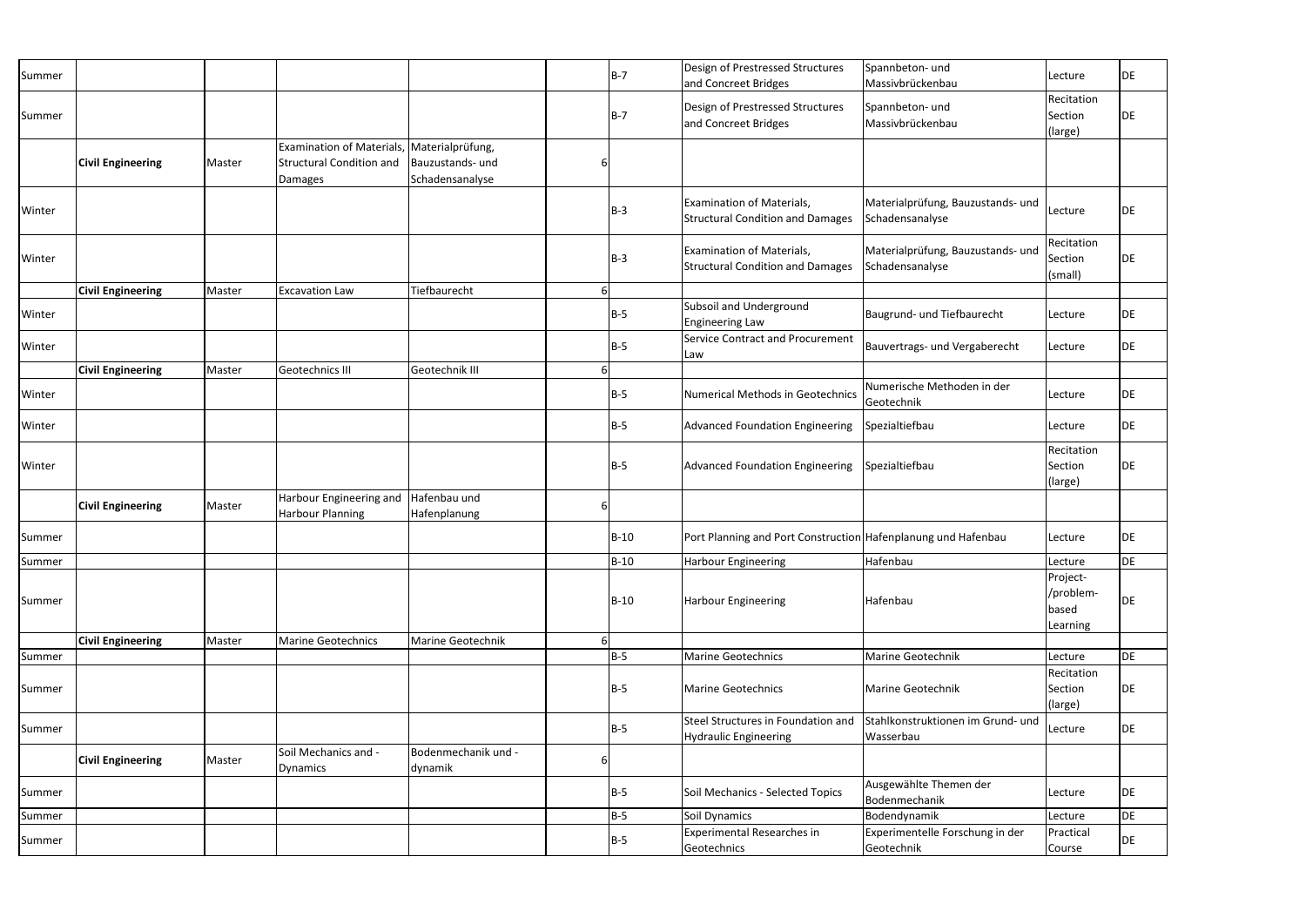| | | | | | | | | | | |
|---|---|---|---|---|---|---|---|---|---|---|
| Summer | | | | | | B-7 | Design of Prestressed Structures and Concreet Bridges | Spannbeton- und Massivbrückenbau | Lecture | DE |
| Summer | | | | | | B-7 | Design of Prestressed Structures and Concreet Bridges | Spannbeton- und Massivbrückenbau | Recitation Section (large) | DE |
| | **Civil Engineering** | Master | Examination of Materials, Structural Condition and Damages | Materialprüfung, Bauzustands- und Schadensanalyse | 6 | | | | | |
| Winter | | | | | | B-3 | Examination of Materials, Structural Condition and Damages | Materialprüfung, Bauzustands- und Schadensanalyse | Lecture | DE |
| Winter | | | | | | B-3 | Examination of Materials, Structural Condition and Damages | Materialprüfung, Bauzustands- und Schadensanalyse | Recitation Section (small) | DE |
| | **Civil Engineering** | Master | Excavation Law | Tiefbaurecht | 6 | | | | | |
| Winter | | | | | | B-5 | Subsoil and Underground Engineering Law | Baugrund- und Tiefbaurecht | Lecture | DE |
| Winter | | | | | | B-5 | Service Contract and Procurement Law | Bauvertrags- und Vergaberecht | Lecture | DE |
| | **Civil Engineering** | Master | Geotechnics III | Geotechnik III | 6 | | | | | |
| Winter | | | | | | B-5 | Numerical Methods in Geotechnics | Numerische Methoden in der Geotechnik | Lecture | DE |
| Winter | | | | | | B-5 | Advanced Foundation Engineering | Spezialtiefbau | Lecture | DE |
| Winter | | | | | | B-5 | Advanced Foundation Engineering | Spezialtiefbau | Recitation Section (large) | DE |
| | **Civil Engineering** | Master | Harbour Engineering and Harbour Planning | Hafenbau und Hafenplanung | 6 | | | | | |
| Summer | | | | | | B-10 | Port Planning and Port Construction | Hafenplanung und Hafenbau | Lecture | DE |
| Summer | | | | | | B-10 | Harbour Engineering | Hafenbau | Lecture | DE |
| Summer | | | | | | B-10 | Harbour Engineering | Hafenbau | Project-/problem-based Learning | DE |
| | **Civil Engineering** | Master | Marine Geotechnics | Marine Geotechnik | 6 | | | | | |
| Summer | | | | | | B-5 | Marine Geotechnics | Marine Geotechnik | Lecture | DE |
| Summer | | | | | | B-5 | Marine Geotechnics | Marine Geotechnik | Recitation Section (large) | DE |
| Summer | | | | | | B-5 | Steel Structures in Foundation and Hydraulic Engineering | Stahlkonstruktionen im Grund- und Wasserbau | Lecture | DE |
| | **Civil Engineering** | Master | Soil Mechanics and - Dynamics | Bodenmechanik und - dynamik | 6 | | | | | |
| Summer | | | | | | B-5 | Soil Mechanics - Selected Topics | Ausgewählte Themen der Bodenmechanik | Lecture | DE |
| Summer | | | | | | B-5 | Soil Dynamics | Bodendynamik | Lecture | DE |
| Summer | | | | | | B-5 | Experimental Researches in Geotechnics | Experimentelle Forschung in der Geotechnik | Practical Course | DE |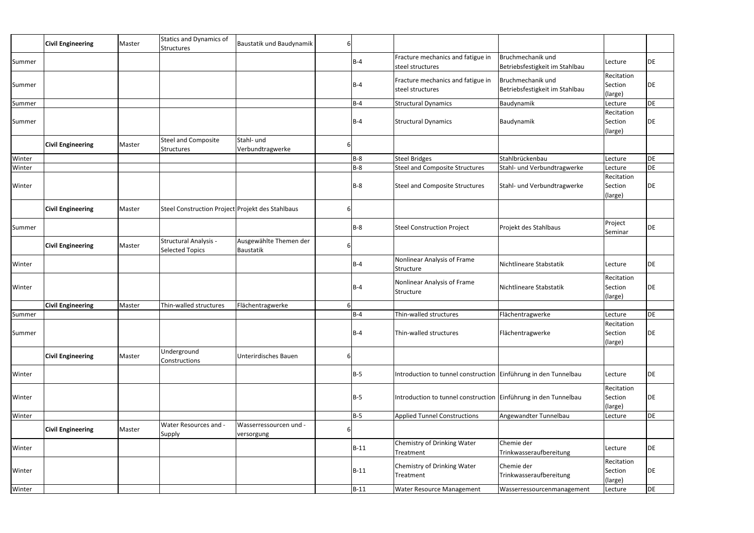| | | | | | | | | | | |
|---|---|---|---|---|---|---|---|---|---|---|
| | **Civil Engineering** | Master | Statics and Dynamics of Structures | Baustatik und Baudynamik | 6 | | | | | |
| Summer | | | | | | B-4 | Fracture mechanics and fatigue in steel structures | Bruchmechanik und Betriebsfestigkeit im Stahlbau | Lecture | DE |
| Summer | | | | | | B-4 | Fracture mechanics and fatigue in steel structures | Bruchmechanik und Betriebsfestigkeit im Stahlbau | Recitation Section (large) | DE |
| Summer | | | | | | B-4 | Structural Dynamics | Baudynamik | Lecture | DE |
| Summer | | | | | | B-4 | Structural Dynamics | Baudynamik | Recitation Section (large) | DE |
| | **Civil Engineering** | Master | Steel and Composite Structures | Stahl- und Verbundtragwerke | 6 | | | | | |
| Winter | | | | | | B-8 | Steel Bridges | Stahlbrückenbau | Lecture | DE |
| Winter | | | | | | B-8 | Steel and Composite Structures | Stahl- und Verbundtragwerke | Lecture | DE |
| Winter | | | | | | B-8 | Steel and Composite Structures | Stahl- und Verbundtragwerke | Recitation Section (large) | DE |
| | **Civil Engineering** | Master | Steel Construction Project | Projekt des Stahlbaus | 6 | | | | | |
| Summer | | | | | | B-8 | Steel Construction Project | Projekt des Stahlbaus | Project Seminar | DE |
| | **Civil Engineering** | Master | Structural Analysis - Selected Topics | Ausgewählte Themen der Baustatik | 6 | | | | | |
| Winter | | | | | | B-4 | Nonlinear Analysis of Frame Structure | Nichtlineare Stabstatik | Lecture | DE |
| Winter | | | | | | B-4 | Nonlinear Analysis of Frame Structure | Nichtlineare Stabstatik | Recitation Section (large) | DE |
| | **Civil Engineering** | Master | Thin-walled structures | Flächentragwerke | 6 | | | | | |
| Summer | | | | | | B-4 | Thin-walled structures | Flächentragwerke | Lecture | DE |
| Summer | | | | | | B-4 | Thin-walled structures | Flächentragwerke | Recitation Section (large) | DE |
| | **Civil Engineering** | Master | Underground Constructions | Unterirdisches Bauen | 6 | | | | | |
| Winter | | | | | | B-5 | Introduction to tunnel construction | Einführung in den Tunnelbau | Lecture | DE |
| Winter | | | | | | B-5 | Introduction to tunnel construction | Einführung in den Tunnelbau | Recitation Section (large) | DE |
| Winter | | | | | | B-5 | Applied Tunnel Constructions | Angewandter Tunnelbau | Lecture | DE |
| | **Civil Engineering** | Master | Water Resources and - Supply | Wasserressourcen und - versorgung | 6 | | | | | |
| Winter | | | | | | B-11 | Chemistry of Drinking Water Treatment | Chemie der Trinkwasseraufbereitung | Lecture | DE |
| Winter | | | | | | B-11 | Chemistry of Drinking Water Treatment | Chemie der Trinkwasseraufbereitung | Recitation Section (large) | DE |
| Winter | | | | | | B-11 | Water Resource Management | Wasserressourcenmanagement | Lecture | DE |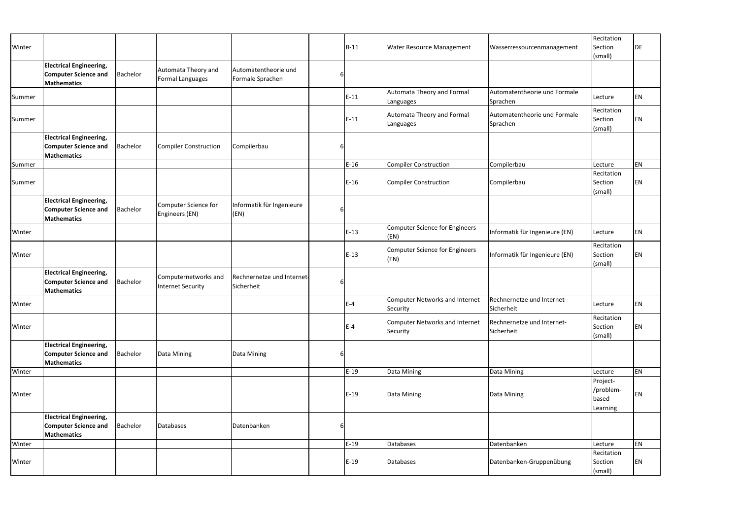| | | | | | | | | | | |
|---|---|---|---|---|---|---|---|---|---|---|
| Winter | | | | | | | B-11 | Water Resource Management | Wasserressourcenmanagement | Recitation Section (small) | DE |
| | **Electrical Engineering, Computer Science and Mathematics** | Bachelor | Automata Theory and Formal Languages | Automatentheorie und Formale Sprachen | 6 | | | | | | |
| Summer | | | | | | | E-11 | Automata Theory and Formal Languages | Automatentheorie und Formale Sprachen | Lecture | EN |
| Summer | | | | | | | E-11 | Automata Theory and Formal Languages | Automatentheorie und Formale Sprachen | Recitation Section (small) | EN |
| | **Electrical Engineering, Computer Science and Mathematics** | Bachelor | Compiler Construction | Compilerbau | 6 | | | | | | |
| Summer | | | | | | | E-16 | Compiler Construction | Compilerbau | Lecture | EN |
| Summer | | | | | | | E-16 | Compiler Construction | Compilerbau | Recitation Section (small) | EN |
| | **Electrical Engineering, Computer Science and Mathematics** | Bachelor | Computer Science for Engineers (EN) | Informatik für Ingenieure (EN) | 6 | | | | | | |
| Winter | | | | | | | E-13 | Computer Science for Engineers (EN) | Informatik für Ingenieure (EN) | Lecture | EN |
| Winter | | | | | | | E-13 | Computer Science for Engineers (EN) | Informatik für Ingenieure (EN) | Recitation Section (small) | EN |
| | **Electrical Engineering, Computer Science and Mathematics** | Bachelor | Computernetworks and Internet Security | Rechnernetze und Internet-Sicherheit | 6 | | | | | | |
| Winter | | | | | | | E-4 | Computer Networks and Internet Security | Rechnernetze und Internet-Sicherheit | Lecture | EN |
| Winter | | | | | | | E-4 | Computer Networks and Internet Security | Rechnernetze und Internet-Sicherheit | Recitation Section (small) | EN |
| | **Electrical Engineering, Computer Science and Mathematics** | Bachelor | Data Mining | Data Mining | 6 | | | | | | |
| Winter | | | | | | | E-19 | Data Mining | Data Mining | Lecture | EN |
| Winter | | | | | | | E-19 | Data Mining | Data Mining | Project-/problem-based Learning | EN |
| | **Electrical Engineering, Computer Science and Mathematics** | Bachelor | Databases | Datenbanken | 6 | | | | | | |
| Winter | | | | | | | E-19 | Databases | Datenbanken | Lecture | EN |
| Winter | | | | | | | E-19 | Databases | Datenbanken-Gruppenübung | Recitation Section (small) | EN |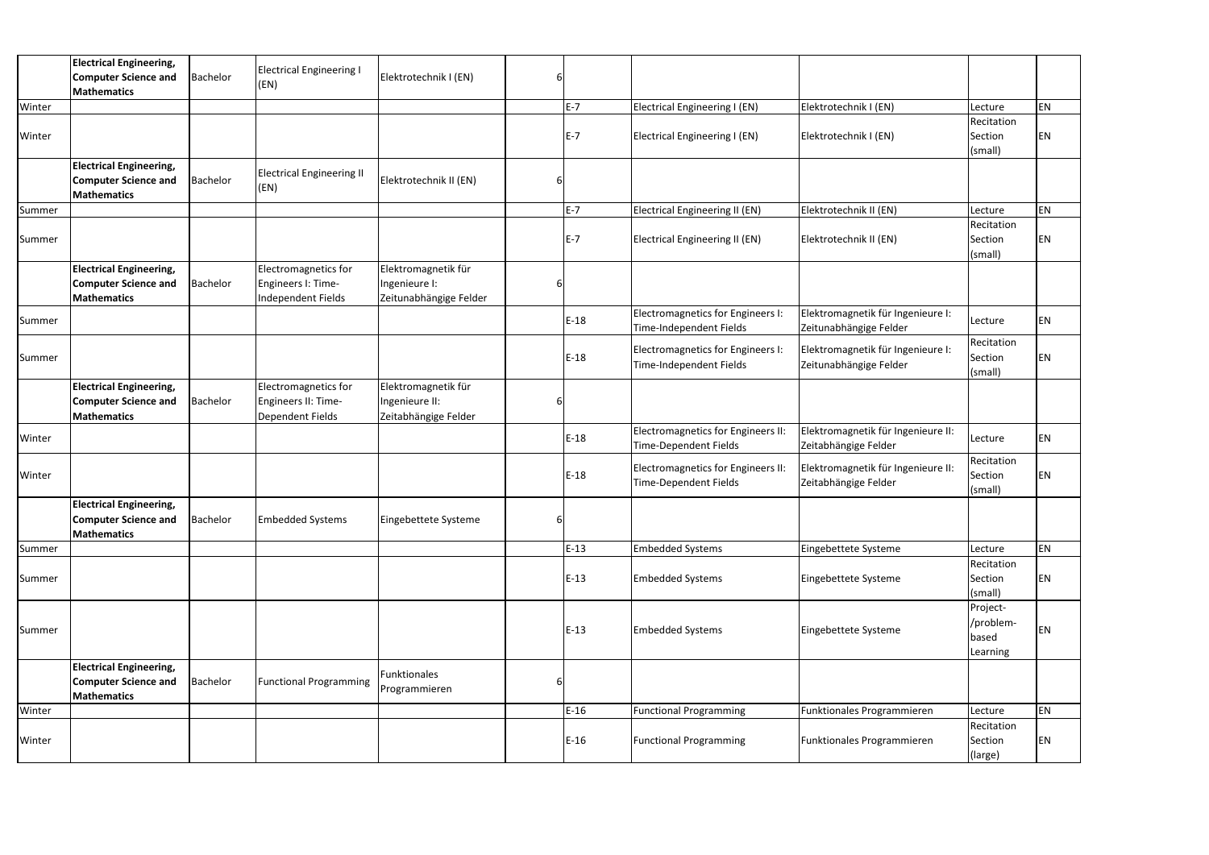| | | | | | | | | | | |
|---|---|---|---|---|---|---|---|---|---|---|
| | **Electrical Engineering, Computer Science and Mathematics** | Bachelor | Electrical Engineering I (EN) | Elektrotechnik I (EN) | 6 | | | | | |
| Winter | | | | | | E-7 | Electrical Engineering I (EN) | Elektrotechnik I (EN) | Lecture | EN |
| Winter | | | | | | E-7 | Electrical Engineering I (EN) | Elektrotechnik I (EN) | Recitation Section (small) | EN |
| | **Electrical Engineering, Computer Science and Mathematics** | Bachelor | Electrical Engineering II (EN) | Elektrotechnik II (EN) | 6 | | | | | |
| Summer | | | | | | E-7 | Electrical Engineering II (EN) | Elektrotechnik II (EN) | Lecture | EN |
| Summer | | | | | | E-7 | Electrical Engineering II (EN) | Elektrotechnik II (EN) | Recitation Section (small) | EN |
| | **Electrical Engineering, Computer Science and Mathematics** | Bachelor | Electromagnetics for Engineers I: Time-Independent Fields | Elektromagnetik für Ingenieure I: Zeitunabhängige Felder | 6 | | | | | |
| Summer | | | | | | E-18 | Electromagnetics for Engineers I: Time-Independent Fields | Elektromagnetik für Ingenieure I: Zeitunabhängige Felder | Lecture | EN |
| Summer | | | | | | E-18 | Electromagnetics for Engineers I: Time-Independent Fields | Elektromagnetik für Ingenieure I: Zeitunabhängige Felder | Recitation Section (small) | EN |
| | **Electrical Engineering, Computer Science and Mathematics** | Bachelor | Electromagnetics for Engineers II: Time-Dependent Fields | Elektromagnetik für Ingenieure II: Zeitabhängige Felder | 6 | | | | | |
| Winter | | | | | | E-18 | Electromagnetics for Engineers II: Time-Dependent Fields | Elektromagnetik für Ingenieure II: Zeitabhängige Felder | Lecture | EN |
| Winter | | | | | | E-18 | Electromagnetics for Engineers II: Time-Dependent Fields | Elektromagnetik für Ingenieure II: Zeitabhängige Felder | Recitation Section (small) | EN |
| | **Electrical Engineering, Computer Science and Mathematics** | Bachelor | Embedded Systems | Eingebettete Systeme | 6 | | | | | |
| Summer | | | | | | E-13 | Embedded Systems | Eingebettete Systeme | Lecture | EN |
| Summer | | | | | | E-13 | Embedded Systems | Eingebettete Systeme | Recitation Section (small) | EN |
| Summer | | | | | | E-13 | Embedded Systems | Eingebettete Systeme | Project-/problem-based Learning | EN |
| | **Electrical Engineering, Computer Science and Mathematics** | Bachelor | Functional Programming | Funktionales Programmieren | 6 | | | | | |
| Winter | | | | | | E-16 | Functional Programming | Funktionales Programmieren | Lecture | EN |
| Winter | | | | | | E-16 | Functional Programming | Funktionales Programmieren | Recitation Section (large) | EN |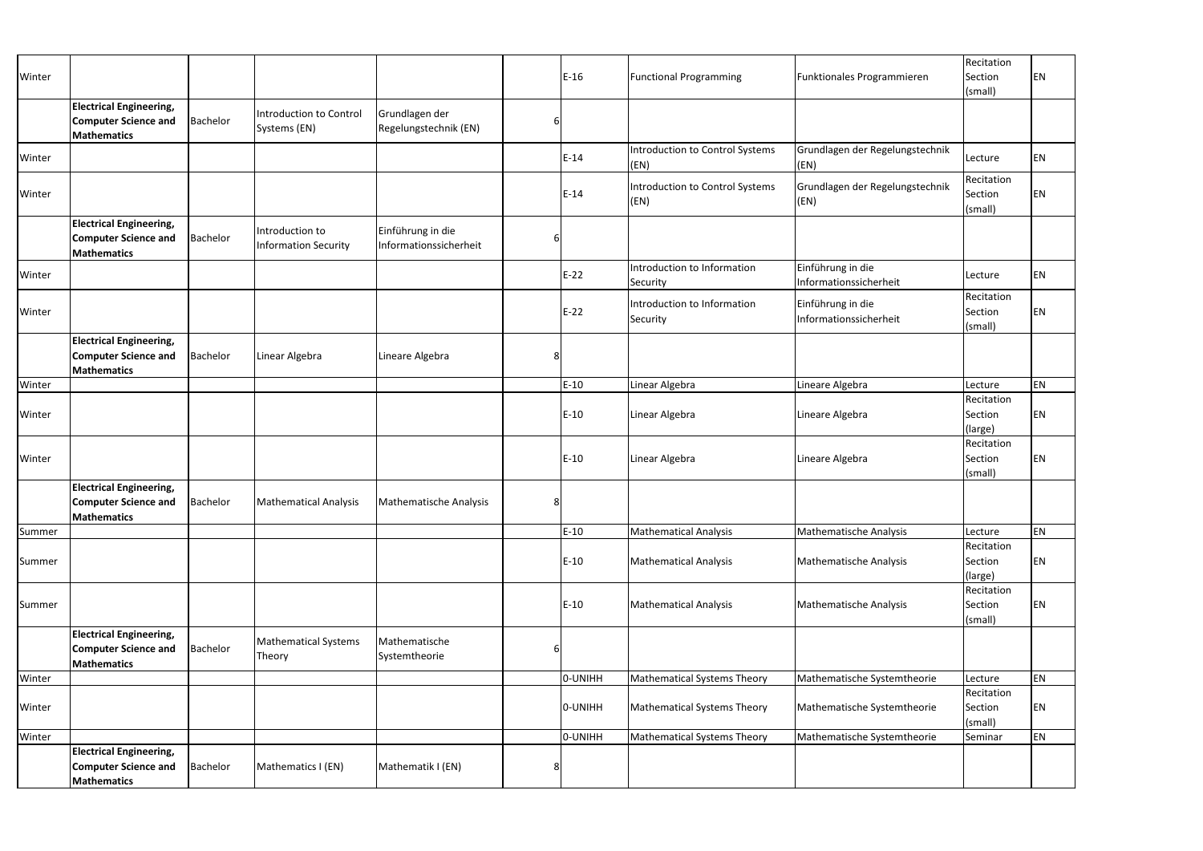| | | | | | | | | | | |
|---|---|---|---|---|---|---|---|---|---|---|
| Winter | | | | | | | E-16 | Functional Programming | Funktionales Programmieren | Recitation Section (small) | EN |
| | **Electrical Engineering, Computer Science and Mathematics** | Bachelor | Introduction to Control Systems (EN) | Grundlagen der Regelungstechnik (EN) | 6 | | | | | | |
| Winter | | | | | | | E-14 | Introduction to Control Systems (EN) | Grundlagen der Regelungstechnik (EN) | Lecture | EN |
| Winter | | | | | | | E-14 | Introduction to Control Systems (EN) | Grundlagen der Regelungstechnik (EN) | Recitation Section (small) | EN |
| | **Electrical Engineering, Computer Science and Mathematics** | Bachelor | Introduction to Information Security | Einführung in die Informationssicherheit | 6 | | | | | | |
| Winter | | | | | | | E-22 | Introduction to Information Security | Einführung in die Informationssicherheit | Lecture | EN |
| Winter | | | | | | | E-22 | Introduction to Information Security | Einführung in die Informationssicherheit | Recitation Section (small) | EN |
| | **Electrical Engineering, Computer Science and Mathematics** | Bachelor | Linear Algebra | Lineare Algebra | 8 | | | | | | |
| Winter | | | | | | | E-10 | Linear Algebra | Lineare Algebra | Lecture | EN |
| Winter | | | | | | | E-10 | Linear Algebra | Lineare Algebra | Recitation Section (large) | EN |
| Winter | | | | | | | E-10 | Linear Algebra | Lineare Algebra | Recitation Section (small) | EN |
| | **Electrical Engineering, Computer Science and Mathematics** | Bachelor | Mathematical Analysis | Mathematische Analysis | 8 | | | | | | |
| Summer | | | | | | | E-10 | Mathematical Analysis | Mathematische Analysis | Lecture | EN |
| Summer | | | | | | | E-10 | Mathematical Analysis | Mathematische Analysis | Recitation Section (large) | EN |
| Summer | | | | | | | E-10 | Mathematical Analysis | Mathematische Analysis | Recitation Section (small) | EN |
| | **Electrical Engineering, Computer Science and Mathematics** | Bachelor | Mathematical Systems Theory | Mathematische Systemtheorie | 6 | | | | | | |
| Winter | | | | | | | 0-UNIHH | Mathematical Systems Theory | Mathematische Systemtheorie | Lecture | EN |
| Winter | | | | | | | 0-UNIHH | Mathematical Systems Theory | Mathematische Systemtheorie | Recitation Section (small) | EN |
| Winter | | | | | | | 0-UNIHH | Mathematical Systems Theory | Mathematische Systemtheorie | Seminar | EN |
| | **Electrical Engineering, Computer Science and Mathematics** | Bachelor | Mathematics I (EN) | Mathematik I (EN) | 8 | | | | | | |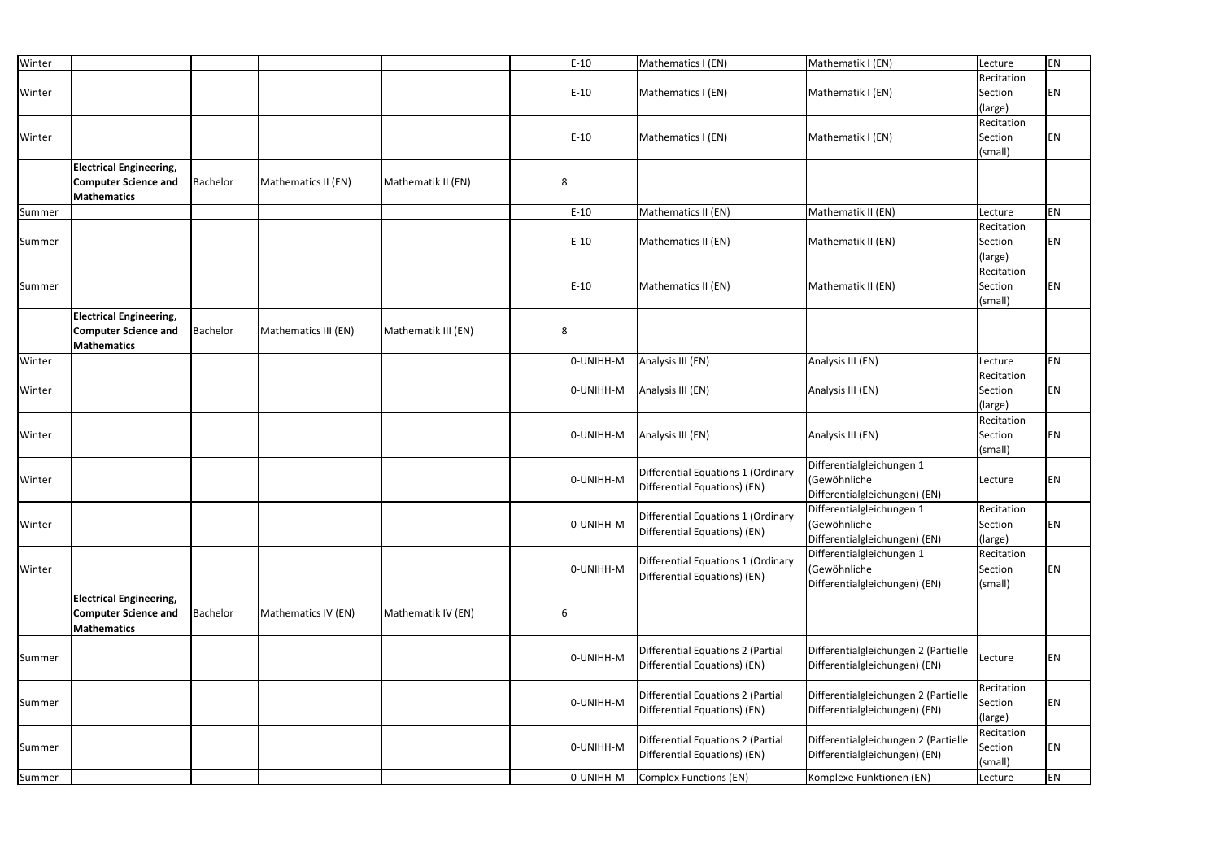| | | | | | | | | | | |
|---|---|---|---|---|---|---|---|---|---|---|
| Winter | | | | | | E-10 | Mathematics I (EN) | Mathematik I (EN) | Lecture | EN |
| Winter | | | | | | E-10 | Mathematics I (EN) | Mathematik I (EN) | Recitation Section (large) | EN |
| Winter | | | | | | E-10 | Mathematics I (EN) | Mathematik I (EN) | Recitation Section (small) | EN |
| | **Electrical Engineering, Computer Science and Mathematics** | Bachelor | Mathematics II (EN) | Mathematik II (EN) | 8 | | | | | |
| Summer | | | | | | E-10 | Mathematics II (EN) | Mathematik II (EN) | Lecture | EN |
| Summer | | | | | | E-10 | Mathematics II (EN) | Mathematik II (EN) | Recitation Section (large) | EN |
| Summer | | | | | | E-10 | Mathematics II (EN) | Mathematik II (EN) | Recitation Section (small) | EN |
| | **Electrical Engineering, Computer Science and Mathematics** | Bachelor | Mathematics III (EN) | Mathematik III (EN) | 8 | | | | | |
| Winter | | | | | | 0-UNIHH-M | Analysis III (EN) | Analysis III (EN) | Lecture | EN |
| Winter | | | | | | 0-UNIHH-M | Analysis III (EN) | Analysis III (EN) | Recitation Section (large) | EN |
| Winter | | | | | | 0-UNIHH-M | Analysis III (EN) | Analysis III (EN) | Recitation Section (small) | EN |
| Winter | | | | | | 0-UNIHH-M | Differential Equations 1 (Ordinary Differential Equations) (EN) | Differentialgleichungen 1 (Gewöhnliche Differentialgleichungen) (EN) | Lecture | EN |
| Winter | | | | | | 0-UNIHH-M | Differential Equations 1 (Ordinary Differential Equations) (EN) | Differentialgleichungen 1 (Gewöhnliche Differentialgleichungen) (EN) | Recitation Section (large) | EN |
| Winter | | | | | | 0-UNIHH-M | Differential Equations 1 (Ordinary Differential Equations) (EN) | Differentialgleichungen 1 (Gewöhnliche Differentialgleichungen) (EN) | Recitation Section (small) | EN |
| | **Electrical Engineering, Computer Science and Mathematics** | Bachelor | Mathematics IV (EN) | Mathematik IV (EN) | 6 | | | | | |
| Summer | | | | | | 0-UNIHH-M | Differential Equations 2 (Partial Differential Equations) (EN) | Differentialgleichungen 2 (Partielle Differentialgleichungen) (EN) | Lecture | EN |
| Summer | | | | | | 0-UNIHH-M | Differential Equations 2 (Partial Differential Equations) (EN) | Differentialgleichungen 2 (Partielle Differentialgleichungen) (EN) | Recitation Section (large) | EN |
| Summer | | | | | | 0-UNIHH-M | Differential Equations 2 (Partial Differential Equations) (EN) | Differentialgleichungen 2 (Partielle Differentialgleichungen) (EN) | Recitation Section (small) | EN |
| Summer | | | | | | 0-UNIHH-M | Complex Functions (EN) | Komplexe Funktionen (EN) | Lecture | EN |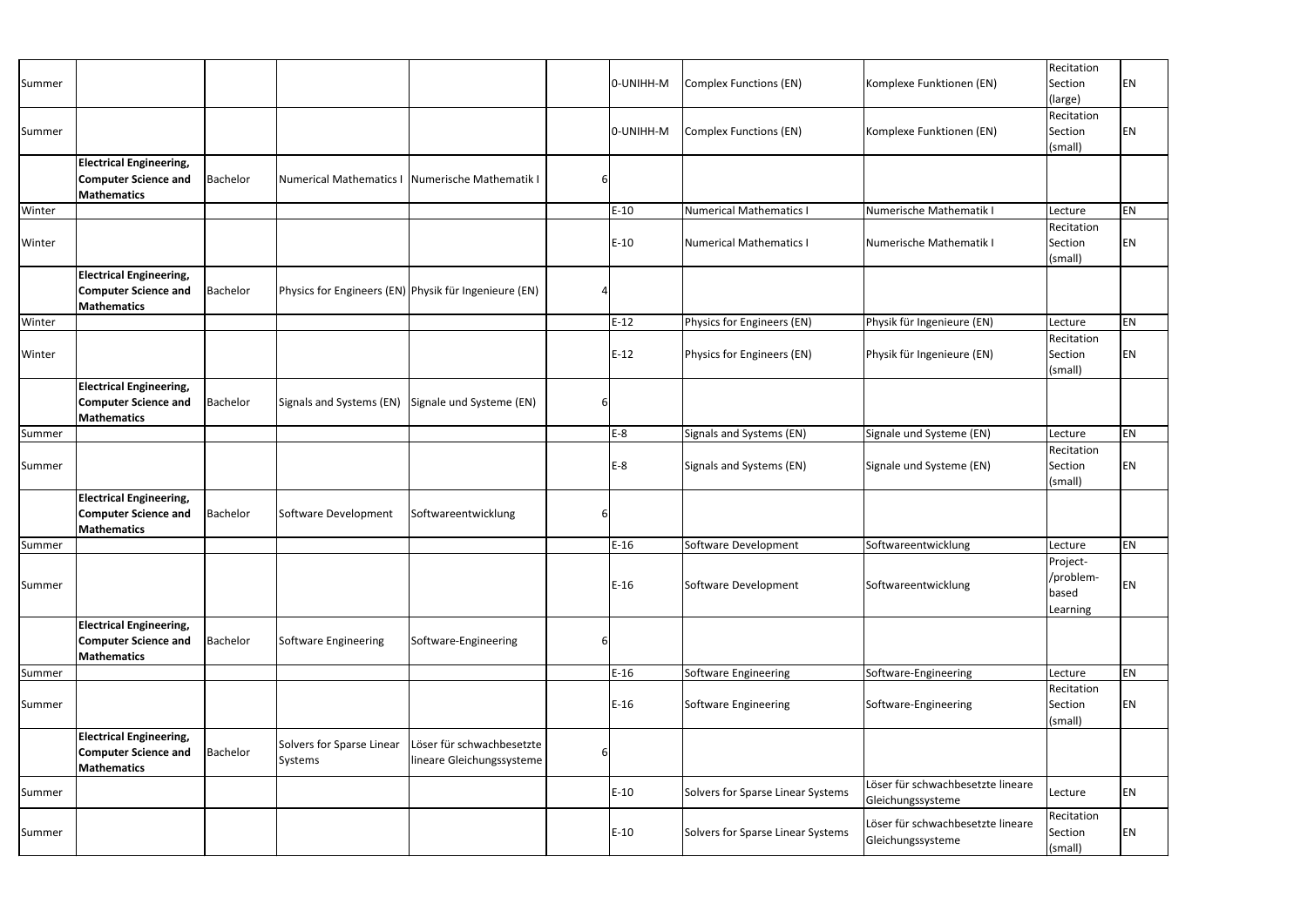| | | | | | | | | | | |
|---|---|---|---|---|---|---|---|---|---|---|
| Summer | | | | | | 0-UNIHH-M | Complex Functions (EN) | Komplexe Funktionen (EN) | Recitation Section (large) | EN |
| Summer | | | | | | 0-UNIHH-M | Complex Functions (EN) | Komplexe Funktionen (EN) | Recitation Section (small) | EN |
| | **Electrical Engineering, Computer Science and Mathematics** | Bachelor | Numerical Mathematics I | Numerische Mathematik I | 6 | | | | | |
| Winter | | | | | | E-10 | Numerical Mathematics I | Numerische Mathematik I | Lecture | EN |
| Winter | | | | | | E-10 | Numerical Mathematics I | Numerische Mathematik I | Recitation Section (small) | EN |
| | **Electrical Engineering, Computer Science and Mathematics** | Bachelor | Physics for Engineers (EN) | Physik für Ingenieure (EN) | 4 | | | | | |
| Winter | | | | | | E-12 | Physics for Engineers (EN) | Physik für Ingenieure (EN) | Lecture | EN |
| Winter | | | | | | E-12 | Physics for Engineers (EN) | Physik für Ingenieure (EN) | Recitation Section (small) | EN |
| | **Electrical Engineering, Computer Science and Mathematics** | Bachelor | Signals and Systems (EN) | Signale und Systeme (EN) | 6 | | | | | |
| Summer | | | | | | E-8 | Signals and Systems (EN) | Signale und Systeme (EN) | Lecture | EN |
| Summer | | | | | | E-8 | Signals and Systems (EN) | Signale und Systeme (EN) | Recitation Section (small) | EN |
| | **Electrical Engineering, Computer Science and Mathematics** | Bachelor | Software Development | Softwareentwicklung | 6 | | | | | |
| Summer | | | | | | E-16 | Software Development | Softwareentwicklung | Lecture | EN |
| Summer | | | | | | E-16 | Software Development | Softwareentwicklung | Project-/problem-based Learning | EN |
| | **Electrical Engineering, Computer Science and Mathematics** | Bachelor | Software Engineering | Software-Engineering | 6 | | | | | |
| Summer | | | | | | E-16 | Software Engineering | Software-Engineering | Lecture | EN |
| Summer | | | | | | E-16 | Software Engineering | Software-Engineering | Recitation Section (small) | EN |
| | **Electrical Engineering, Computer Science and Mathematics** | Bachelor | Solvers for Sparse Linear Systems | Löser für schwachbesetzte lineare Gleichungssysteme | 6 | | | | | |
| Summer | | | | | | E-10 | Solvers for Sparse Linear Systems | Löser für schwachbesetzte lineare Gleichungssysteme | Lecture | EN |
| Summer | | | | | | E-10 | Solvers for Sparse Linear Systems | Löser für schwachbesetzte lineare Gleichungssysteme | Recitation Section (small) | EN |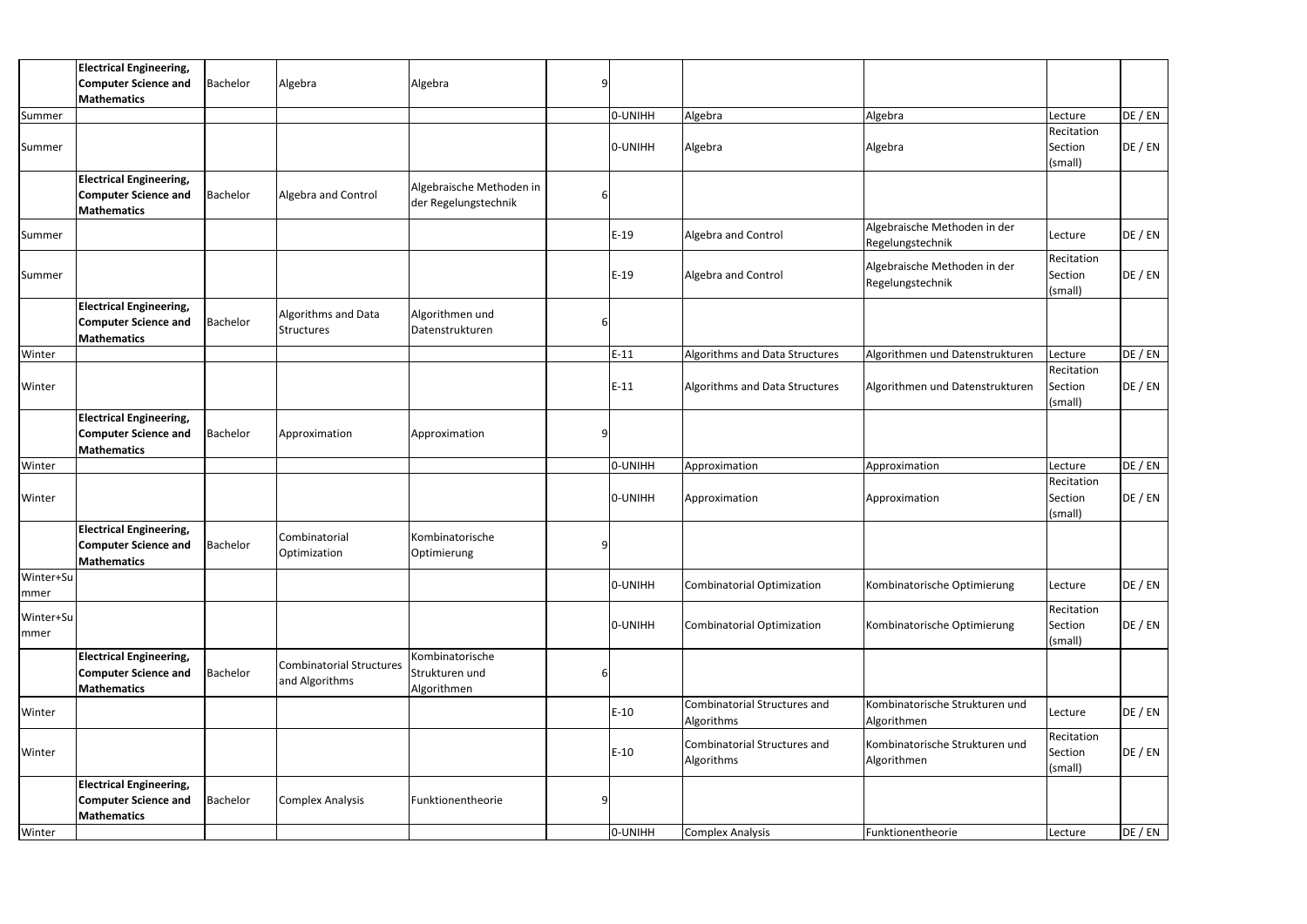| | | | | | | | | | | |
|---|---|---|---|---|---|---|---|---|---|---|
| | **Electrical Engineering, Computer Science and Mathematics** | Bachelor | Algebra | Algebra | 9 | | | | | |
| Summer | | | | | | 0-UNIHH | Algebra | Algebra | Lecture | DE / EN |
| Summer | | | | | | 0-UNIHH | Algebra | Algebra | Recitation Section (small) | DE / EN |
| | **Electrical Engineering, Computer Science and Mathematics** | Bachelor | Algebra and Control | Algebraische Methoden in der Regelungstechnik | 6 | | | | | |
| Summer | | | | | | E-19 | Algebra and Control | Algebraische Methoden in der Regelungstechnik | Lecture | DE / EN |
| Summer | | | | | | E-19 | Algebra and Control | Algebraische Methoden in der Regelungstechnik | Recitation Section (small) | DE / EN |
| | **Electrical Engineering, Computer Science and Mathematics** | Bachelor | Algorithms and Data Structures | Algorithmen und Datenstrukturen | 6 | | | | | |
| Winter | | | | | | E-11 | Algorithms and Data Structures | Algorithmen und Datenstrukturen | Lecture | DE / EN |
| Winter | | | | | | E-11 | Algorithms and Data Structures | Algorithmen und Datenstrukturen | Recitation Section (small) | DE / EN |
| | **Electrical Engineering, Computer Science and Mathematics** | Bachelor | Approximation | Approximation | 9 | | | | | |
| Winter | | | | | | 0-UNIHH | Approximation | Approximation | Lecture | DE / EN |
| Winter | | | | | | 0-UNIHH | Approximation | Approximation | Recitation Section (small) | DE / EN |
| | **Electrical Engineering, Computer Science and Mathematics** | Bachelor | Combinatorial Optimization | Kombinatorische Optimierung | 9 | | | | | |
| Winter+Summer | | | | | | 0-UNIHH | Combinatorial Optimization | Kombinatorische Optimierung | Lecture | DE / EN |
| Winter+Summer | | | | | | 0-UNIHH | Combinatorial Optimization | Kombinatorische Optimierung | Recitation Section (small) | DE / EN |
| | **Electrical Engineering, Computer Science and Mathematics** | Bachelor | Combinatorial Structures and Algorithms | Kombinatorische Strukturen und Algorithmen | 6 | | | | | |
| Winter | | | | | | E-10 | Combinatorial Structures and Algorithms | Kombinatorische Strukturen und Algorithmen | Lecture | DE / EN |
| Winter | | | | | | E-10 | Combinatorial Structures and Algorithms | Kombinatorische Strukturen und Algorithmen | Recitation Section (small) | DE / EN |
| | **Electrical Engineering, Computer Science and Mathematics** | Bachelor | Complex Analysis | Funktionentheorie | 9 | | | | | |
| Winter | | | | | | 0-UNIHH | Complex Analysis | Funktionentheorie | Lecture | DE / EN |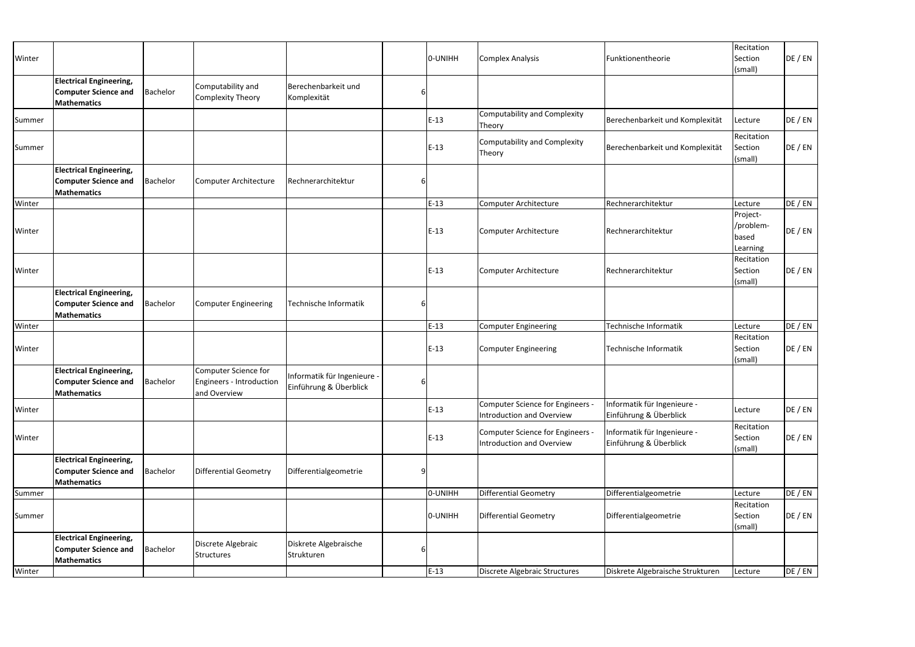| | | | | | | | | | | |
|---|---|---|---|---|---|---|---|---|---|---|
| Winter | | | | | | 0-UNIHH | Complex Analysis | Funktionentheorie | Recitation Section (small) | DE / EN |
| | **Electrical Engineering, Computer Science and Mathematics** | Bachelor | Computability and Complexity Theory | Berechenbarkeit und Komplexität | 6 | | | | | |
| Summer | | | | | | E-13 | Computability and Complexity Theory | Berechenbarkeit und Komplexität | Lecture | DE / EN |
| Summer | | | | | | E-13 | Computability and Complexity Theory | Berechenbarkeit und Komplexität | Recitation Section (small) | DE / EN |
| | **Electrical Engineering, Computer Science and Mathematics** | Bachelor | Computer Architecture | Rechnerarchitektur | 6 | | | | | |
| Winter | | | | | | E-13 | Computer Architecture | Rechnerarchitektur | Lecture | DE / EN |
| Winter | | | | | | E-13 | Computer Architecture | Rechnerarchitektur | Project-/problem-based Learning | DE / EN |
| Winter | | | | | | E-13 | Computer Architecture | Rechnerarchitektur | Recitation Section (small) | DE / EN |
| | **Electrical Engineering, Computer Science and Mathematics** | Bachelor | Computer Engineering | Technische Informatik | 6 | | | | | |
| Winter | | | | | | E-13 | Computer Engineering | Technische Informatik | Lecture | DE / EN |
| Winter | | | | | | E-13 | Computer Engineering | Technische Informatik | Recitation Section (small) | DE / EN |
| | **Electrical Engineering, Computer Science and Mathematics** | Bachelor | Computer Science for Engineers - Introduction and Overview | Informatik für Ingenieure - Einführung & Überblick | 6 | | | | | |
| Winter | | | | | | E-13 | Computer Science for Engineers - Introduction and Overview | Informatik für Ingenieure - Einführung & Überblick | Lecture | DE / EN |
| Winter | | | | | | E-13 | Computer Science for Engineers - Introduction and Overview | Informatik für Ingenieure - Einführung & Überblick | Recitation Section (small) | DE / EN |
| | **Electrical Engineering, Computer Science and Mathematics** | Bachelor | Differential Geometry | Differentialgeometrie | 9 | | | | | |
| Summer | | | | | | 0-UNIHH | Differential Geometry | Differentialgeometrie | Lecture | DE / EN |
| Summer | | | | | | 0-UNIHH | Differential Geometry | Differentialgeometrie | Recitation Section (small) | DE / EN |
| | **Electrical Engineering, Computer Science and Mathematics** | Bachelor | Discrete Algebraic Structures | Diskrete Algebraische Strukturen | 6 | | | | | |
| Winter | | | | | | E-13 | Discrete Algebraic Structures | Diskrete Algebraische Strukturen | Lecture | DE / EN |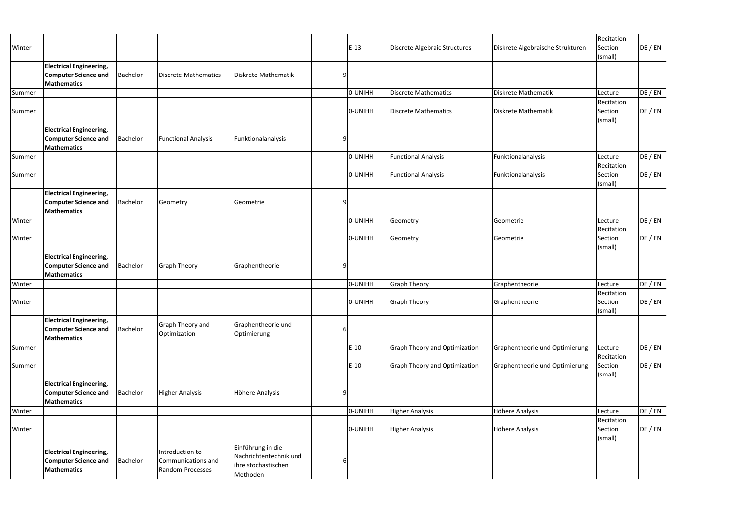| Winter | | | | | | E-13 | Discrete Algebraic Structures | Diskrete Algebraische Strukturen | Recitation Section (small) | DE / EN |
|---|---|---|---|---|---|---|---|---|---|---|
| | **Electrical Engineering, Computer Science and Mathematics** | Bachelor | Discrete Mathematics | Diskrete Mathematik | 9 | | | | | |
| Summer | | | | | | 0-UNIHH | Discrete Mathematics | Diskrete Mathematik | Lecture | DE / EN |
| Summer | | | | | | 0-UNIHH | Discrete Mathematics | Diskrete Mathematik | Recitation Section (small) | DE / EN |
| | **Electrical Engineering, Computer Science and Mathematics** | Bachelor | Functional Analysis | Funktionalanalysis | 9 | | | | | |
| Summer | | | | | | 0-UNIHH | Functional Analysis | Funktionalanalysis | Lecture | DE / EN |
| Summer | | | | | | 0-UNIHH | Functional Analysis | Funktionalanalysis | Recitation Section (small) | DE / EN |
| | **Electrical Engineering, Computer Science and Mathematics** | Bachelor | Geometry | Geometrie | 9 | | | | | |
| Winter | | | | | | 0-UNIHH | Geometry | Geometrie | Lecture | DE / EN |
| Winter | | | | | | 0-UNIHH | Geometry | Geometrie | Recitation Section (small) | DE / EN |
| | **Electrical Engineering, Computer Science and Mathematics** | Bachelor | Graph Theory | Graphentheorie | 9 | | | | | |
| Winter | | | | | | 0-UNIHH | Graph Theory | Graphentheorie | Lecture | DE / EN |
| Winter | | | | | | 0-UNIHH | Graph Theory | Graphentheorie | Recitation Section (small) | DE / EN |
| | **Electrical Engineering, Computer Science and Mathematics** | Bachelor | Graph Theory and Optimization | Graphentheorie und Optimierung | 6 | | | | | |
| Summer | | | | | | E-10 | Graph Theory and Optimization | Graphentheorie und Optimierung | Lecture | DE / EN |
| Summer | | | | | | E-10 | Graph Theory and Optimization | Graphentheorie und Optimierung | Recitation Section (small) | DE / EN |
| | **Electrical Engineering, Computer Science and Mathematics** | Bachelor | Higher Analysis | Höhere Analysis | 9 | | | | | |
| Winter | | | | | | 0-UNIHH | Higher Analysis | Höhere Analysis | Lecture | DE / EN |
| Winter | | | | | | 0-UNIHH | Higher Analysis | Höhere Analysis | Recitation Section (small) | DE / EN |
| | **Electrical Engineering, Computer Science and Mathematics** | Bachelor | Introduction to Communications and Random Processes | Einführung in die Nachrichtentechnik und ihre stochastischen Methoden | 6 | | | | | |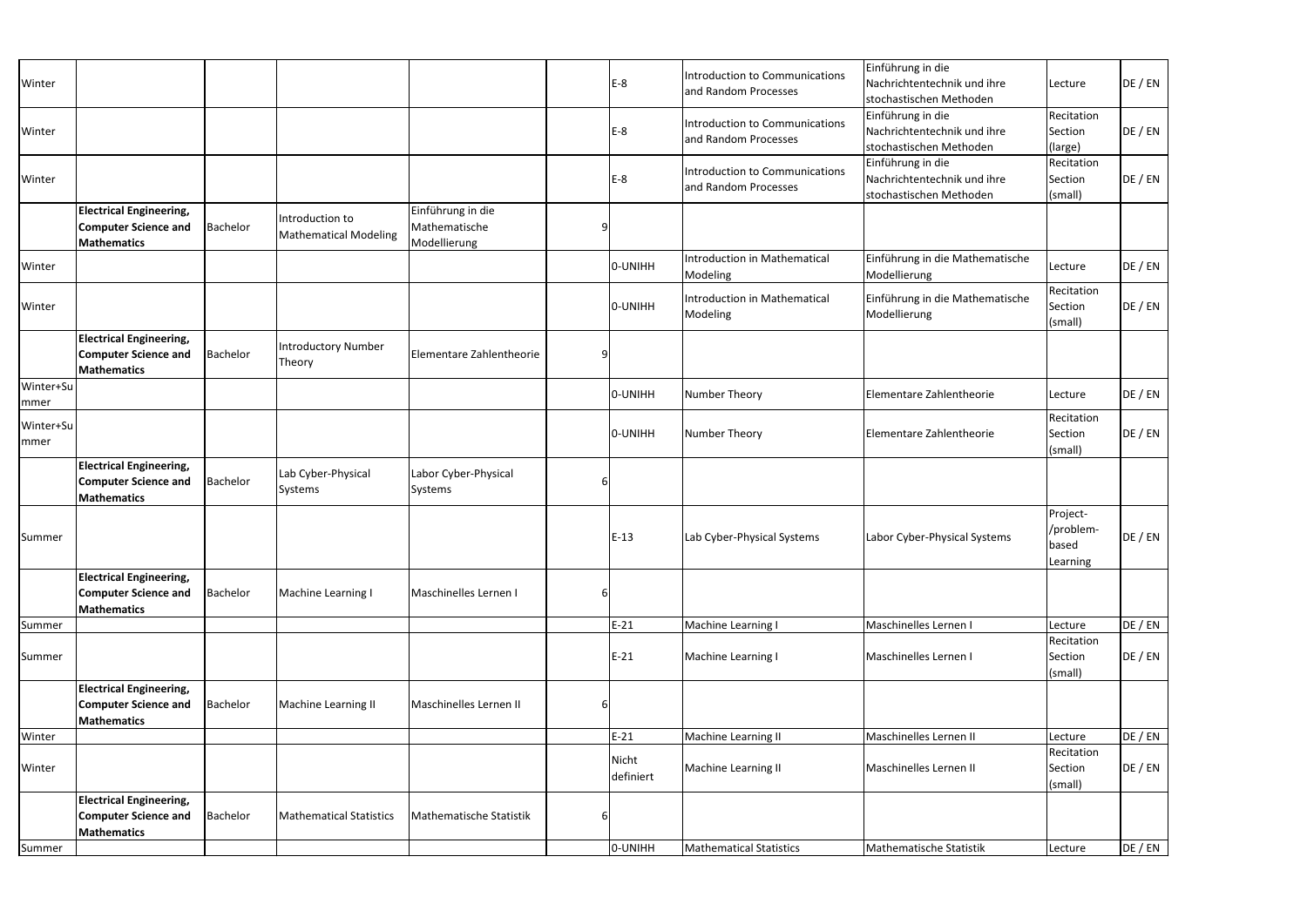| | | | | | | | | | | |
|---|---|---|---|---|---|---|---|---|---|---|
| Winter | | | | | | E-8 | Introduction to Communications and Random Processes | Einführung in die Nachrichtentechnik und ihre stochastischen Methoden | Lecture | DE / EN |
| Winter | | | | | | E-8 | Introduction to Communications and Random Processes | Einführung in die Nachrichtentechnik und ihre stochastischen Methoden | Recitation Section (large) | DE / EN |
| Winter | | | | | | E-8 | Introduction to Communications and Random Processes | Einführung in die Nachrichtentechnik und ihre stochastischen Methoden | Recitation Section (small) | DE / EN |
| | **Electrical Engineering, Computer Science and Mathematics** | Bachelor | Introduction to Mathematical Modeling | Einführung in die Mathematische Modellierung | 9 | | | | | |
| Winter | | | | | | 0-UNIHH | Introduction in Mathematical Modeling | Einführung in die Mathematische Modellierung | Lecture | DE / EN |
| Winter | | | | | | 0-UNIHH | Introduction in Mathematical Modeling | Einführung in die Mathematische Modellierung | Recitation Section (small) | DE / EN |
| | **Electrical Engineering, Computer Science and Mathematics** | Bachelor | Introductory Number Theory | Elementare Zahlentheorie | 9 | | | | | |
| Winter+Summer | | | | | | 0-UNIHH | Number Theory | Elementare Zahlentheorie | Lecture | DE / EN |
| Winter+Summer | | | | | | 0-UNIHH | Number Theory | Elementare Zahlentheorie | Recitation Section (small) | DE / EN |
| | **Electrical Engineering, Computer Science and Mathematics** | Bachelor | Lab Cyber-Physical Systems | Labor Cyber-Physical Systems | 6 | | | | | |
| Summer | | | | | | E-13 | Lab Cyber-Physical Systems | Labor Cyber-Physical Systems | Project-/problem-based Learning | DE / EN |
| | **Electrical Engineering, Computer Science and Mathematics** | Bachelor | Machine Learning I | Maschinelles Lernen I | 6 | | | | | |
| Summer | | | | | | E-21 | Machine Learning I | Maschinelles Lernen I | Lecture | DE / EN |
| Summer | | | | | | E-21 | Machine Learning I | Maschinelles Lernen I | Recitation Section (small) | DE / EN |
| | **Electrical Engineering, Computer Science and Mathematics** | Bachelor | Machine Learning II | Maschinelles Lernen II | 6 | | | | | |
| Winter | | | | | | E-21 | Machine Learning II | Maschinelles Lernen II | Lecture | DE / EN |
| Winter | | | | | | Nicht definiert | Machine Learning II | Maschinelles Lernen II | Recitation Section (small) | DE / EN |
| | **Electrical Engineering, Computer Science and Mathematics** | Bachelor | Mathematical Statistics | Mathematische Statistik | 6 | | | | | |
| Summer | | | | | | 0-UNIHH | Mathematical Statistics | Mathematische Statistik | Lecture | DE / EN |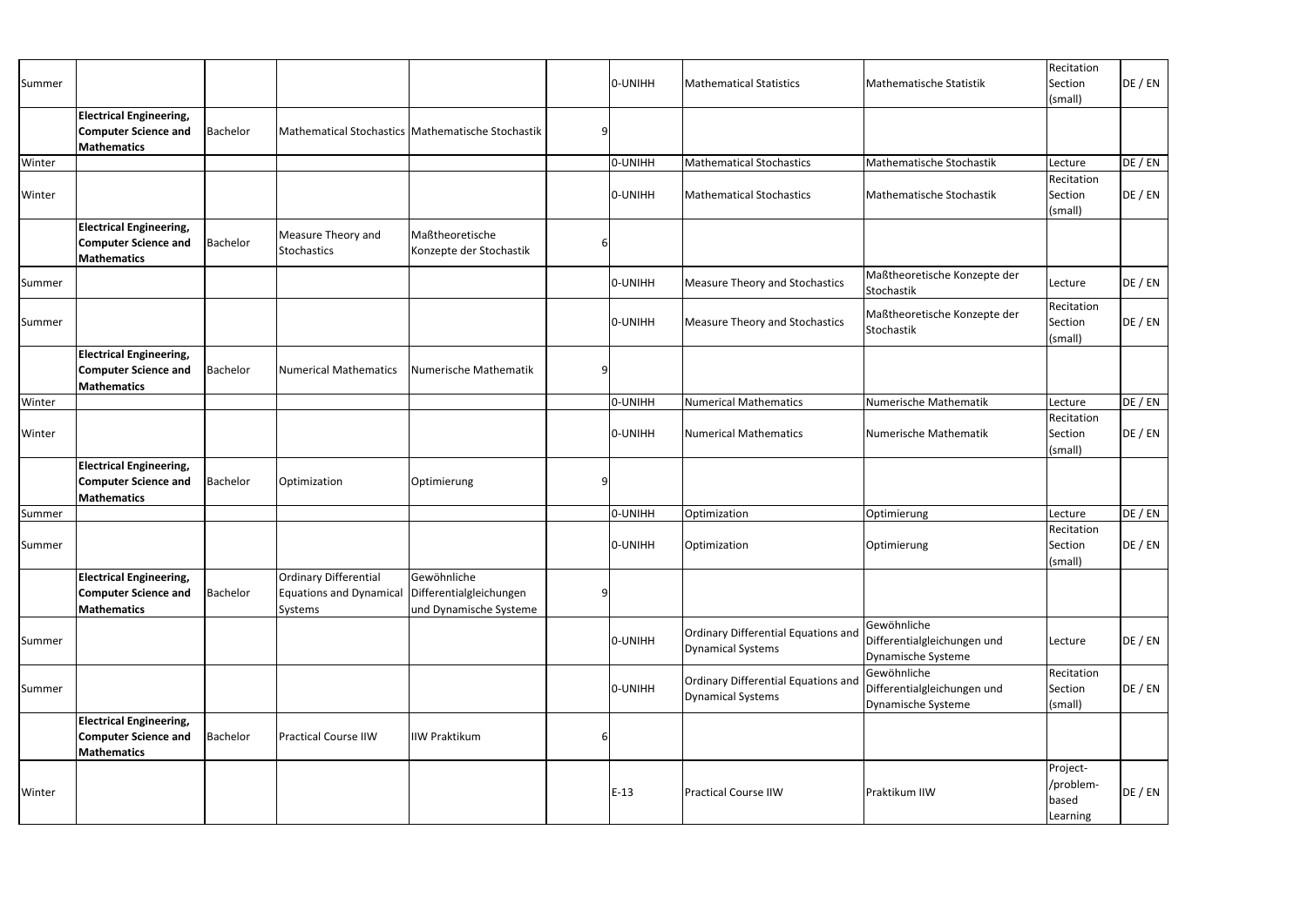| | | | | | | | | | | |
|---|---|---|---|---|---|---|---|---|---|---|
| Summer | | | | | | 0-UNIHH | Mathematical Statistics | Mathematische Statistik | Recitation Section (small) | DE / EN |
| | **Electrical Engineering, Computer Science and Mathematics** | Bachelor | Mathematical Stochastics | Mathematische Stochastik | 9 | | | | | |
| Winter | | | | | | 0-UNIHH | Mathematical Stochastics | Mathematische Stochastik | Lecture | DE / EN |
| Winter | | | | | | 0-UNIHH | Mathematical Stochastics | Mathematische Stochastik | Recitation Section (small) | DE / EN |
| | **Electrical Engineering, Computer Science and Mathematics** | Bachelor | Measure Theory and Stochastics | Maßtheoretische Konzepte der Stochastik | 6 | | | | | |
| Summer | | | | | | 0-UNIHH | Measure Theory and Stochastics | Maßtheoretische Konzepte der Stochastik | Lecture | DE / EN |
| Summer | | | | | | 0-UNIHH | Measure Theory and Stochastics | Maßtheoretische Konzepte der Stochastik | Recitation Section (small) | DE / EN |
| | **Electrical Engineering, Computer Science and Mathematics** | Bachelor | Numerical Mathematics | Numerische Mathematik | 9 | | | | | |
| Winter | | | | | | 0-UNIHH | Numerical Mathematics | Numerische Mathematik | Lecture | DE / EN |
| Winter | | | | | | 0-UNIHH | Numerical Mathematics | Numerische Mathematik | Recitation Section (small) | DE / EN |
| | **Electrical Engineering, Computer Science and Mathematics** | Bachelor | Optimization | Optimierung | 9 | | | | | |
| Summer | | | | | | 0-UNIHH | Optimization | Optimierung | Lecture | DE / EN |
| Summer | | | | | | 0-UNIHH | Optimization | Optimierung | Recitation Section (small) | DE / EN |
| | **Electrical Engineering, Computer Science and Mathematics** | Bachelor | Ordinary Differential Equations and Dynamical Systems | Gewöhnliche Differentialgleichungen und Dynamische Systeme | 9 | | | | | |
| Summer | | | | | | 0-UNIHH | Ordinary Differential Equations and Dynamical Systems | Gewöhnliche Differentialgleichungen und Dynamische Systeme | Lecture | DE / EN |
| Summer | | | | | | 0-UNIHH | Ordinary Differential Equations and Dynamical Systems | Gewöhnliche Differentialgleichungen und Dynamische Systeme | Recitation Section (small) | DE / EN |
| | **Electrical Engineering, Computer Science and Mathematics** | Bachelor | Practical Course IIW | IIW Praktikum | 6 | | | | | |
| Winter | | | | | | E-13 | Practical Course IIW | Praktikum IIW | Project-/problem-based Learning | DE / EN |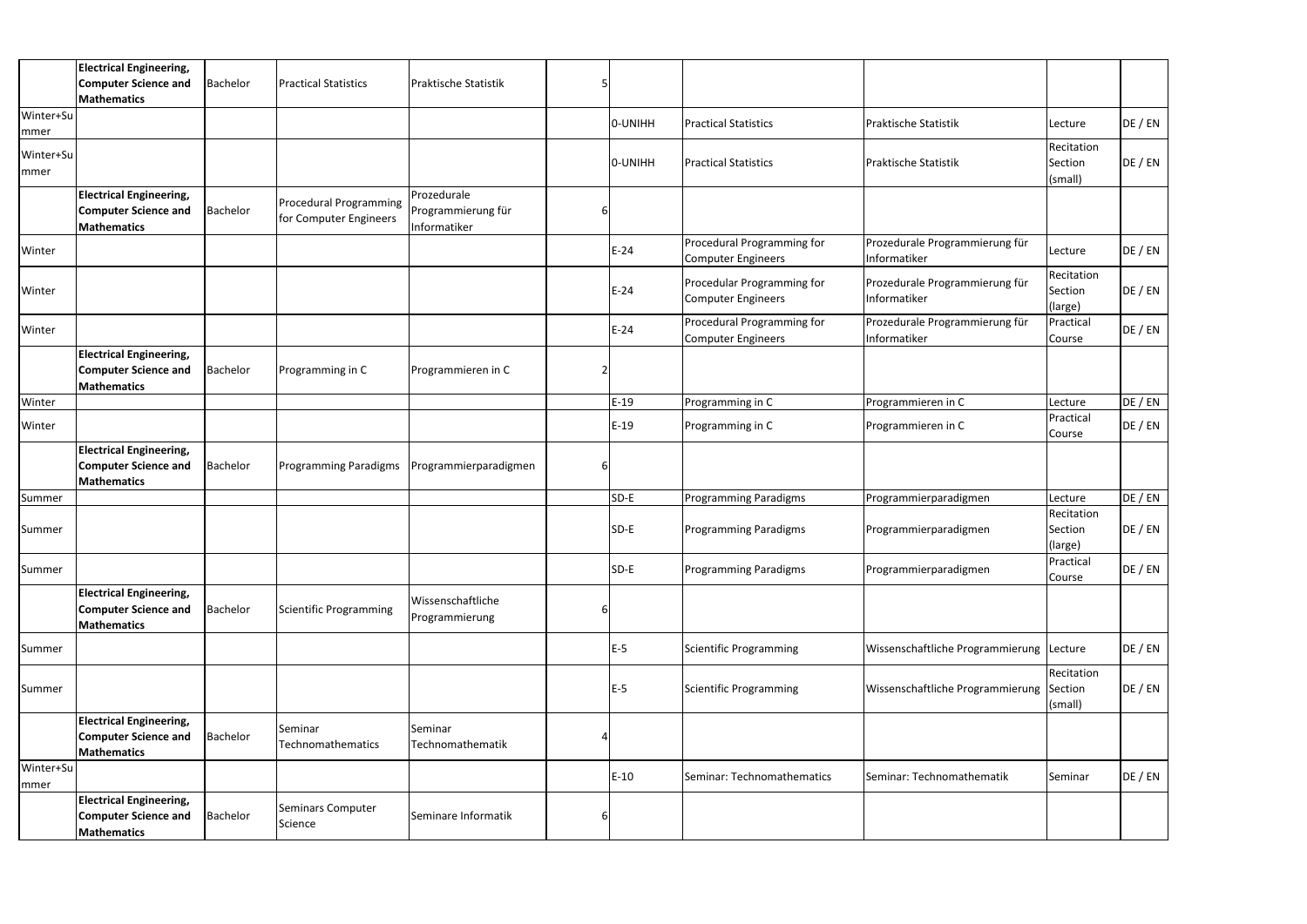| | | | | | | | | | | |
|---|---|---|---|---|---|---|---|---|---|---|
| | **Electrical Engineering, Computer Science and Mathematics** | Bachelor | Practical Statistics | Praktische Statistik | 5 | | | | | |
| Winter+Summer | | | | | | 0-UNIHH | Practical Statistics | Praktische Statistik | Lecture | DE / EN |
| Winter+Summer | | | | | | 0-UNIHH | Practical Statistics | Praktische Statistik | Recitation Section (small) | DE / EN |
| | **Electrical Engineering, Computer Science and Mathematics** | Bachelor | Procedural Programming for Computer Engineers | Prozedurale Programmierung für Informatiker | 6 | | | | | |
| Winter | | | | | | E-24 | Procedural Programming for Computer Engineers | Prozedurale Programmierung für Informatiker | Lecture | DE / EN |
| Winter | | | | | | E-24 | Procedular Programming for Computer Engineers | Prozedurale Programmierung für Informatiker | Recitation Section (large) | DE / EN |
| Winter | | | | | | E-24 | Procedural Programming for Computer Engineers | Prozedurale Programmierung für Informatiker | Practical Course | DE / EN |
| | **Electrical Engineering, Computer Science and Mathematics** | Bachelor | Programming in C | Programmieren in C | 2 | | | | | |
| Winter | | | | | | E-19 | Programming in C | Programmieren in C | Lecture | DE / EN |
| Winter | | | | | | E-19 | Programming in C | Programmieren in C | Practical Course | DE / EN |
| | **Electrical Engineering, Computer Science and Mathematics** | Bachelor | Programming Paradigms | Programmierparadigmen | 6 | | | | | |
| Summer | | | | | | SD-E | Programming Paradigms | Programmierparadigmen | Lecture | DE / EN |
| Summer | | | | | | SD-E | Programming Paradigms | Programmierparadigmen | Recitation Section (large) | DE / EN |
| Summer | | | | | | SD-E | Programming Paradigms | Programmierparadigmen | Practical Course | DE / EN |
| | **Electrical Engineering, Computer Science and Mathematics** | Bachelor | Scientific Programming | Wissenschaftliche Programmierung | 6 | | | | | |
| Summer | | | | | | E-5 | Scientific Programming | Wissenschaftliche Programmierung | Lecture | DE / EN |
| Summer | | | | | | E-5 | Scientific Programming | Wissenschaftliche Programmierung | Recitation Section (small) | DE / EN |
| | **Electrical Engineering, Computer Science and Mathematics** | Bachelor | Seminar Technomathematics | Seminar Technomathematik | 4 | | | | | |
| Winter+Summer | | | | | | E-10 | Seminar: Technomathematics | Seminar: Technomathematik | Seminar | DE / EN |
| | **Electrical Engineering, Computer Science and Mathematics** | Bachelor | Seminars Computer Science | Seminare Informatik | 6 | | | | | |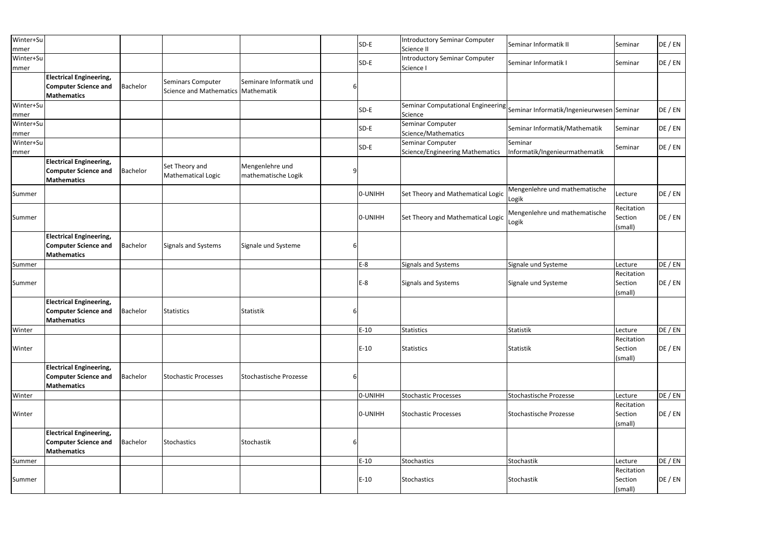| | | | | | | | | | | |
|---|---|---|---|---|---|---|---|---|---|---|
| Winter+Summer | | | | | | SD-E | Introductory Seminar Computer Science II | Seminar Informatik II | Seminar | DE / EN |
| Winter+Summer | | | | | | SD-E | Introductory Seminar Computer Science I | Seminar Informatik I | Seminar | DE / EN |
| | **Electrical Engineering, Computer Science and Mathematics** | Bachelor | Seminars Computer Science and Mathematics | Seminare Informatik und Mathematik | 6 | | | | | |
| Winter+Summer | | | | | | SD-E | Seminar Computational Engineering Science | Seminar Informatik/Ingenieurwesen | Seminar | DE / EN |
| Winter+Summer | | | | | | SD-E | Seminar Computer Science/Mathematics | Seminar Informatik/Mathematik | Seminar | DE / EN |
| Winter+Summer | | | | | | SD-E | Seminar Computer Science/Engineering Mathematics | Seminar Informatik/Ingenieurmathematik | Seminar | DE / EN |
| | **Electrical Engineering, Computer Science and Mathematics** | Bachelor | Set Theory and Mathematical Logic | Mengenlehre und mathematische Logik | 9 | | | | | |
| Summer | | | | | | 0-UNIHH | Set Theory and Mathematical Logic | Mengenlehre und mathematische Logik | Lecture | DE / EN |
| Summer | | | | | | 0-UNIHH | Set Theory and Mathematical Logic | Mengenlehre und mathematische Logik | Recitation Section (small) | DE / EN |
| | **Electrical Engineering, Computer Science and Mathematics** | Bachelor | Signals and Systems | Signale und Systeme | 6 | | | | | |
| Summer | | | | | | E-8 | Signals and Systems | Signale und Systeme | Lecture | DE / EN |
| Summer | | | | | | E-8 | Signals and Systems | Signale und Systeme | Recitation Section (small) | DE / EN |
| | **Electrical Engineering, Computer Science and Mathematics** | Bachelor | Statistics | Statistik | 6 | | | | | |
| Winter | | | | | | E-10 | Statistics | Statistik | Lecture | DE / EN |
| Winter | | | | | | E-10 | Statistics | Statistik | Recitation Section (small) | DE / EN |
| | **Electrical Engineering, Computer Science and Mathematics** | Bachelor | Stochastic Processes | Stochastische Prozesse | 6 | | | | | |
| Winter | | | | | | 0-UNIHH | Stochastic Processes | Stochastische Prozesse | Lecture | DE / EN |
| Winter | | | | | | 0-UNIHH | Stochastic Processes | Stochastische Prozesse | Recitation Section (small) | DE / EN |
| | **Electrical Engineering, Computer Science and Mathematics** | Bachelor | Stochastics | Stochastik | 6 | | | | | |
| Summer | | | | | | E-10 | Stochastics | Stochastik | Lecture | DE / EN |
| Summer | | | | | | E-10 | Stochastics | Stochastik | Recitation Section (small) | DE / EN |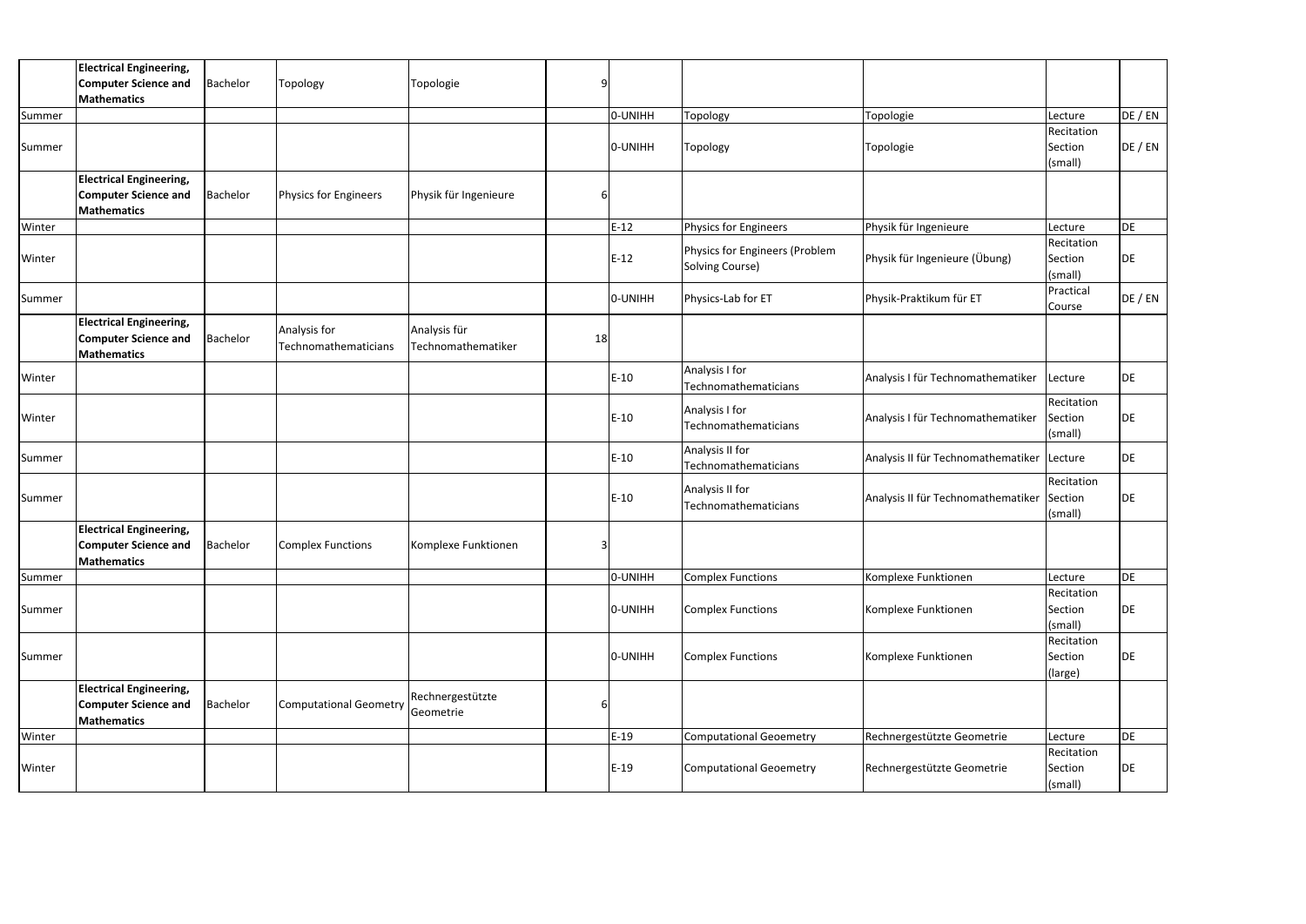| | | | | | | | | | | |
|---|---|---|---|---|---|---|---|---|---|---|
| | **Electrical Engineering, Computer Science and Mathematics** | Bachelor | Topology | Topologie | 9 | | | | | |
| Summer | | | | | | 0-UNIHH | Topology | Topologie | Lecture | DE / EN |
| Summer | | | | | | 0-UNIHH | Topology | Topologie | Recitation Section (small) | DE / EN |
| | **Electrical Engineering, Computer Science and Mathematics** | Bachelor | Physics for Engineers | Physik für Ingenieure | 6 | | | | | |
| Winter | | | | | | E-12 | Physics for Engineers | Physik für Ingenieure | Lecture | DE |
| Winter | | | | | | E-12 | Physics for Engineers (Problem Solving Course) | Physik für Ingenieure (Übung) | Recitation Section (small) | DE |
| Summer | | | | | | 0-UNIHH | Physics-Lab for ET | Physik-Praktikum für ET | Practical Course | DE / EN |
| | **Electrical Engineering, Computer Science and Mathematics** | Bachelor | Analysis for Technomathematicians | Analysis für Technomathematiker | 18 | | | | | |
| Winter | | | | | | E-10 | Analysis I for Technomathematicians | Analysis I für Technomathematiker | Lecture | DE |
| Winter | | | | | | E-10 | Analysis I for Technomathematicians | Analysis I für Technomathematiker | Recitation Section (small) | DE |
| Summer | | | | | | E-10 | Analysis II for Technomathematicians | Analysis II für Technomathematiker | Lecture | DE |
| Summer | | | | | | E-10 | Analysis II for Technomathematicians | Analysis II für Technomathematiker | Recitation Section (small) | DE |
| | **Electrical Engineering, Computer Science and Mathematics** | Bachelor | Complex Functions | Komplexe Funktionen | 3 | | | | | |
| Summer | | | | | | 0-UNIHH | Complex Functions | Komplexe Funktionen | Lecture | DE |
| Summer | | | | | | 0-UNIHH | Complex Functions | Komplexe Funktionen | Recitation Section (small) | DE |
| Summer | | | | | | 0-UNIHH | Complex Functions | Komplexe Funktionen | Recitation Section (large) | DE |
| | **Electrical Engineering, Computer Science and Mathematics** | Bachelor | Computational Geometry | Rechnergestützte Geometrie | 6 | | | | | |
| Winter | | | | | | E-19 | Computational Geoemetry | Rechnergestützte Geometrie | Lecture | DE |
| Winter | | | | | | E-19 | Computational Geoemetry | Rechnergestützte Geometrie | Recitation Section (small) | DE |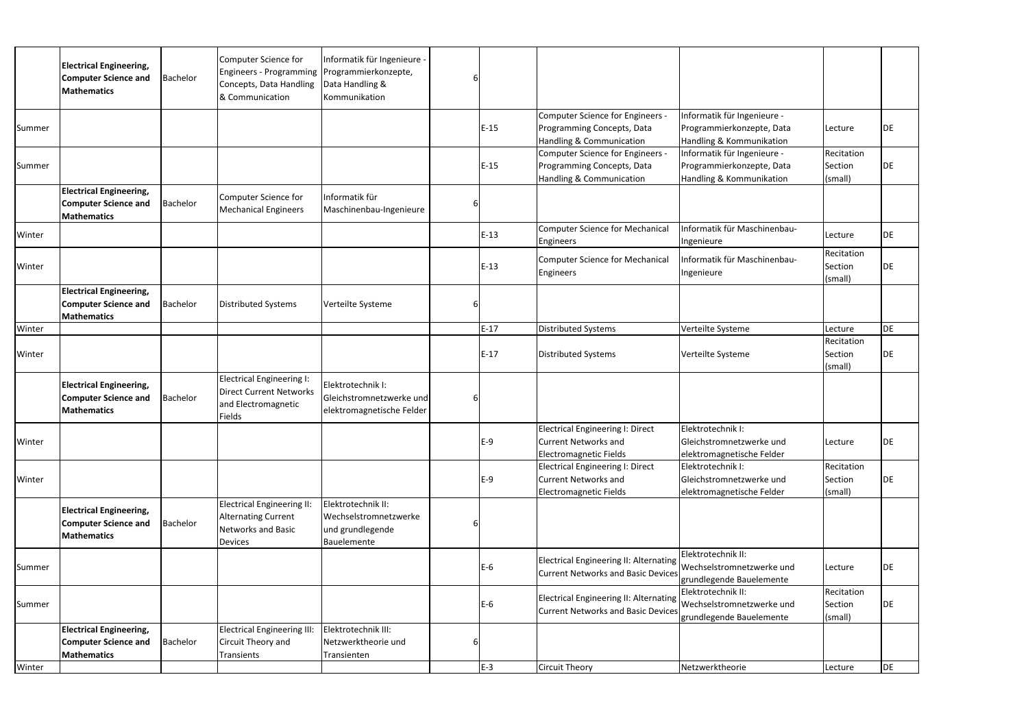| | | | | | | | | | | |
|---|---|---|---|---|---|---|---|---|---|---|
| | **Electrical Engineering, Computer Science and Mathematics** | Bachelor | Computer Science for Engineers - Programming Concepts, Data Handling & Communication | Informatik für Ingenieure - Programmierkonzepte, Data Handling & Kommunikation | 6 | | | | | |
| Summer | | | | | | E-15 | Computer Science for Engineers - Programming Concepts, Data Handling & Communication | Informatik für Ingenieure - Programmierkonzepte, Data Handling & Kommunikation | Lecture | DE |
| Summer | | | | | | E-15 | Computer Science for Engineers - Programming Concepts, Data Handling & Communication | Informatik für Ingenieure - Programmierkonzepte, Data Handling & Kommunikation | Recitation Section (small) | DE |
| | **Electrical Engineering, Computer Science and Mathematics** | Bachelor | Computer Science for Mechanical Engineers | Informatik für Maschinenbau-Ingenieure | 6 | | | | | |
| Winter | | | | | | E-13 | Computer Science for Mechanical Engineers | Informatik für Maschinenbau-Ingenieure | Lecture | DE |
| Winter | | | | | | E-13 | Computer Science for Mechanical Engineers | Informatik für Maschinenbau-Ingenieure | Recitation Section (small) | DE |
| | **Electrical Engineering, Computer Science and Mathematics** | Bachelor | Distributed Systems | Verteilte Systeme | 6 | | | | | |
| Winter | | | | | | E-17 | Distributed Systems | Verteilte Systeme | Lecture | DE |
| Winter | | | | | | E-17 | Distributed Systems | Verteilte Systeme | Recitation Section (small) | DE |
| | **Electrical Engineering, Computer Science and Mathematics** | Bachelor | Electrical Engineering I: Direct Current Networks and Electromagnetic Fields | Elektrotechnik I: Gleichstromnetzwerke und elektromagnetische Felder | 6 | | | | | |
| Winter | | | | | | E-9 | Electrical Engineering I: Direct Current Networks and Electromagnetic Fields | Elektrotechnik I: Gleichstromnetzwerke und elektromagnetische Felder | Lecture | DE |
| Winter | | | | | | E-9 | Electrical Engineering I: Direct Current Networks and Electromagnetic Fields | Elektrotechnik I: Gleichstromnetzwerke und elektromagnetische Felder | Recitation Section (small) | DE |
| | **Electrical Engineering, Computer Science and Mathematics** | Bachelor | Electrical Engineering II: Alternating Current Networks and Basic Devices | Elektrotechnik II: Wechselstromnetzwerke und grundlegende Bauelemente | 6 | | | | | |
| Summer | | | | | | E-6 | Electrical Engineering II: Alternating Current Networks and Basic Devices | Elektrotechnik II: Wechselstromnetzwerke und grundlegende Bauelemente | Lecture | DE |
| Summer | | | | | | E-6 | Electrical Engineering II: Alternating Current Networks and Basic Devices | Elektrotechnik II: Wechselstromnetzwerke und grundlegende Bauelemente | Recitation Section (small) | DE |
| | **Electrical Engineering, Computer Science and Mathematics** | Bachelor | Electrical Engineering III: Circuit Theory and Transients | Elektrotechnik III: Netzwerktheorie und Transienten | 6 | | | | | |
| Winter | | | | | | E-3 | Circuit Theory | Netzwerktheorie | Lecture | DE |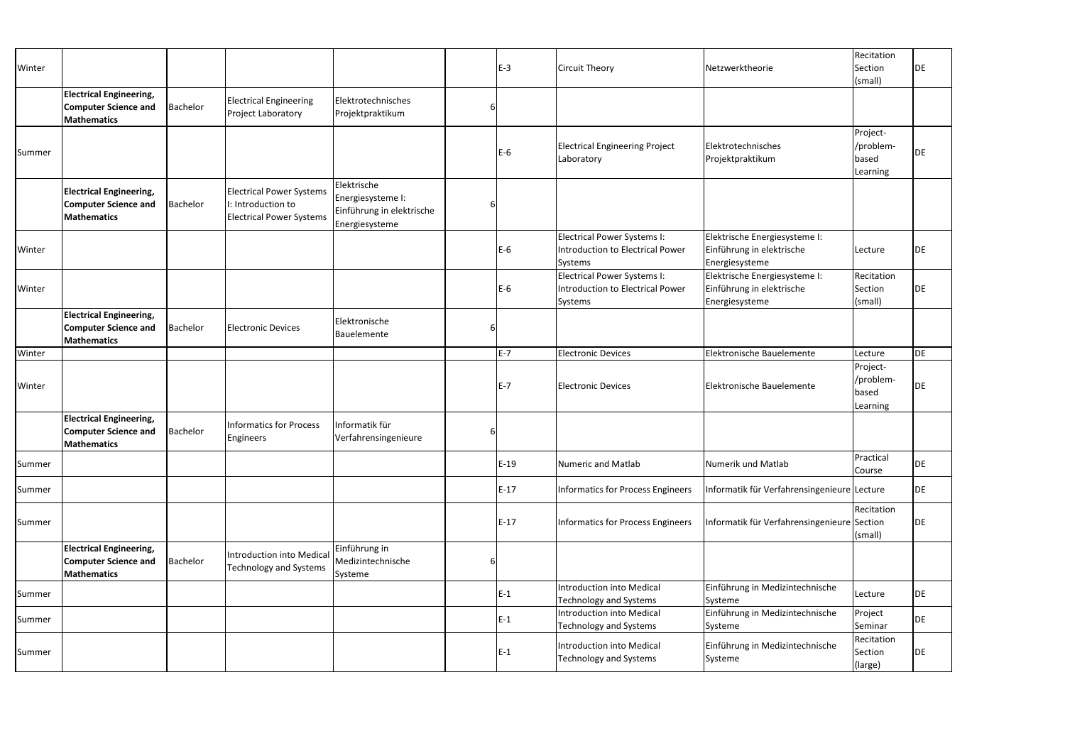| Winter | | | | | | | E-3 | Circuit Theory | Netzwerktheorie | Recitation Section (small) | DE |
|---|---|---|---|---|---|---|---|---|---|---|---|
| | **Electrical Engineering, Computer Science and Mathematics** | Bachelor | Electrical Engineering Project Laboratory | Elektrotechnisches Projektpraktikum | 6 | | | | | | |
| Summer | | | | | | | E-6 | Electrical Engineering Project Laboratory | Elektrotechnisches Projektpraktikum | Project-/problem-based Learning | DE |
| | **Electrical Engineering, Computer Science and Mathematics** | Bachelor | Electrical Power Systems I: Introduction to Electrical Power Systems | Elektrische Energiesysteme I: Einführung in elektrische Energiesysteme | 6 | | | | | | |
| Winter | | | | | | | E-6 | Electrical Power Systems I: Introduction to Electrical Power Systems | Elektrische Energiesysteme I: Einführung in elektrische Energiesysteme | Lecture | DE |
| Winter | | | | | | | E-6 | Electrical Power Systems I: Introduction to Electrical Power Systems | Elektrische Energiesysteme I: Einführung in elektrische Energiesysteme | Recitation Section (small) | DE |
| | **Electrical Engineering, Computer Science and Mathematics** | Bachelor | Electronic Devices | Elektronische Bauelemente | 6 | | | | | | |
| Winter | | | | | | | E-7 | Electronic Devices | Elektronische Bauelemente | Lecture | DE |
| Winter | | | | | | | E-7 | Electronic Devices | Elektronische Bauelemente | Project-/problem-based Learning | DE |
| | **Electrical Engineering, Computer Science and Mathematics** | Bachelor | Informatics for Process Engineers | Informatik für Verfahrensingenieure | 6 | | | | | | |
| Summer | | | | | | | E-19 | Numeric and Matlab | Numerik und Matlab | Practical Course | DE |
| Summer | | | | | | | E-17 | Informatics for Process Engineers | Informatik für Verfahrensingenieure | Lecture | DE |
| Summer | | | | | | | E-17 | Informatics for Process Engineers | Informatik für Verfahrensingenieure | Recitation Section (small) | DE |
| | **Electrical Engineering, Computer Science and Mathematics** | Bachelor | Introduction into Medical Technology and Systems | Einführung in Medizintechnische Systeme | 6 | | | | | | |
| Summer | | | | | | | E-1 | Introduction into Medical Technology and Systems | Einführung in Medizintechnische Systeme | Lecture | DE |
| Summer | | | | | | | E-1 | Introduction into Medical Technology and Systems | Einführung in Medizintechnische Systeme | Project Seminar | DE |
| Summer | | | | | | | E-1 | Introduction into Medical Technology and Systems | Einführung in Medizintechnische Systeme | Recitation Section (large) | DE |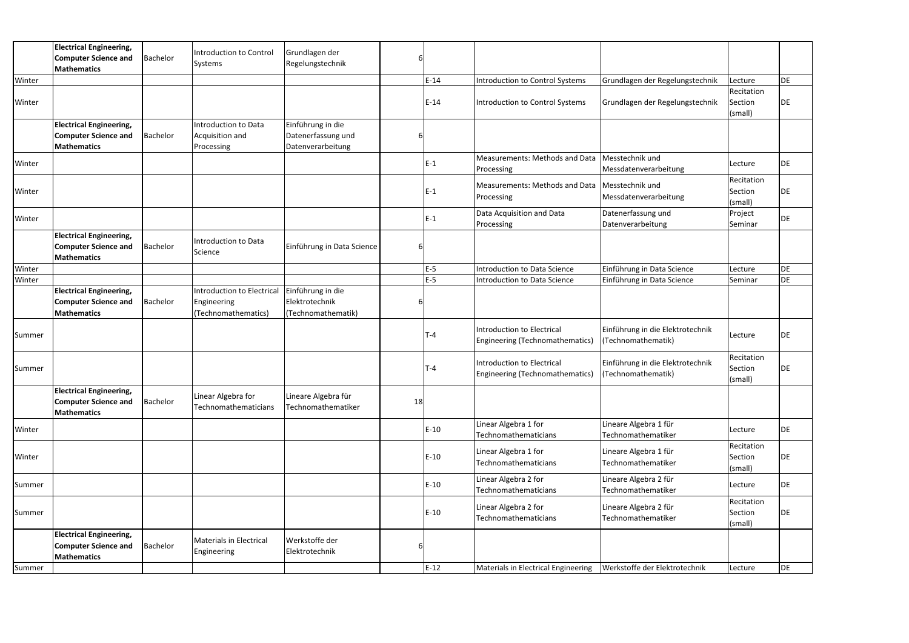| | | | | | | | | | |
|---|---|---|---|---|---|---|---|---|---|
| | **Electrical Engineering, Computer Science and Mathematics** | Bachelor | Introduction to Control Systems | Grundlagen der Regelungstechnik | 6 | | | | | |
| Winter | | | | | | E-14 | Introduction to Control Systems | Grundlagen der Regelungstechnik | Lecture | DE |
| Winter | | | | | | E-14 | Introduction to Control Systems | Grundlagen der Regelungstechnik | Recitation Section (small) | DE |
| | **Electrical Engineering, Computer Science and Mathematics** | Bachelor | Introduction to Data Acquisition and Processing | Einführung in die Datenerfassung und Datenverarbeitung | 6 | | | | | |
| Winter | | | | | | E-1 | Measurements: Methods and Data Processing | Messtechnik und Messdatenverarbeitung | Lecture | DE |
| Winter | | | | | | E-1 | Measurements: Methods and Data Processing | Messtechnik und Messdatenverarbeitung | Recitation Section (small) | DE |
| Winter | | | | | | E-1 | Data Acquisition and Data Processing | Datenerfassung und Datenverarbeitung | Project Seminar | DE |
| | **Electrical Engineering, Computer Science and Mathematics** | Bachelor | Introduction to Data Science | Einführung in Data Science | 6 | | | | | |
| Winter | | | | | | E-5 | Introduction to Data Science | Einführung in Data Science | Lecture | DE |
| Winter | | | | | | E-5 | Introduction to Data Science | Einführung in Data Science | Seminar | DE |
| | **Electrical Engineering, Computer Science and Mathematics** | Bachelor | Introduction to Electrical Engineering (Technomathematics) | Einführung in die Elektrotechnik (Technomathematik) | 6 | | | | | |
| Summer | | | | | | T-4 | Introduction to Electrical Engineering (Technomathematics) | Einführung in die Elektrotechnik (Technomathematik) | Lecture | DE |
| Summer | | | | | | T-4 | Introduction to Electrical Engineering (Technomathematics) | Einführung in die Elektrotechnik (Technomathematik) | Recitation Section (small) | DE |
| | **Electrical Engineering, Computer Science and Mathematics** | Bachelor | Linear Algebra for Technomathematicians | Lineare Algebra für Technomathematiker | 18 | | | | | |
| Winter | | | | | | E-10 | Linear Algebra 1 for Technomathematicians | Lineare Algebra 1 für Technomathematiker | Lecture | DE |
| Winter | | | | | | E-10 | Linear Algebra 1 for Technomathematicians | Lineare Algebra 1 für Technomathematiker | Recitation Section (small) | DE |
| Summer | | | | | | E-10 | Linear Algebra 2 for Technomathematicians | Lineare Algebra 2 für Technomathematiker | Lecture | DE |
| Summer | | | | | | E-10 | Linear Algebra 2 for Technomathematicians | Lineare Algebra 2 für Technomathematiker | Recitation Section (small) | DE |
| | **Electrical Engineering, Computer Science and Mathematics** | Bachelor | Materials in Electrical Engineering | Werkstoffe der Elektrotechnik | 6 | | | | | |
| Summer | | | | | | E-12 | Materials in Electrical Engineering | Werkstoffe der Elektrotechnik | Lecture | DE |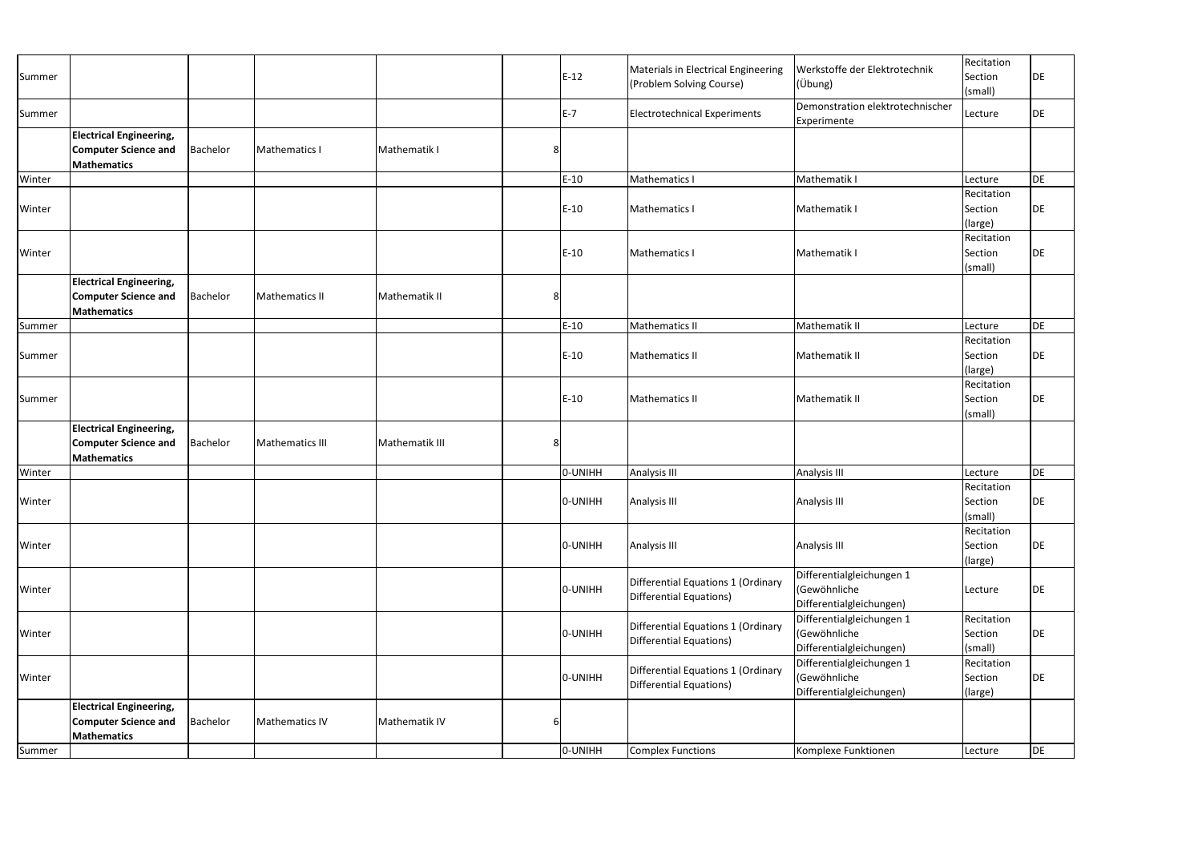| | | | | | | | | | | |
|---|---|---|---|---|---|---|---|---|---|---|
| Summer | | | | | | E-12 | Materials in Electrical Engineering (Problem Solving Course) | Werkstoffe der Elektrotechnik (Übung) | Recitation Section (small) | DE |
| Summer | | | | | | E-7 | Electrotechnical Experiments | Demonstration elektrotechnischer Experimente | Lecture | DE |
| | **Electrical Engineering, Computer Science and Mathematics** | Bachelor | Mathematics I | Mathematik I | 8 | | | | | |
| Winter | | | | | | E-10 | Mathematics I | Mathematik I | Lecture | DE |
| Winter | | | | | | E-10 | Mathematics I | Mathematik I | Recitation Section (large) | DE |
| Winter | | | | | | E-10 | Mathematics I | Mathematik I | Recitation Section (small) | DE |
| | **Electrical Engineering, Computer Science and Mathematics** | Bachelor | Mathematics II | Mathematik II | 8 | | | | | |
| Summer | | | | | | E-10 | Mathematics II | Mathematik II | Lecture | DE |
| Summer | | | | | | E-10 | Mathematics II | Mathematik II | Recitation Section (large) | DE |
| Summer | | | | | | E-10 | Mathematics II | Mathematik II | Recitation Section (small) | DE |
| | **Electrical Engineering, Computer Science and Mathematics** | Bachelor | Mathematics III | Mathematik III | 8 | | | | | |
| Winter | | | | | | 0-UNIHH | Analysis III | Analysis III | Lecture | DE |
| Winter | | | | | | 0-UNIHH | Analysis III | Analysis III | Recitation Section (small) | DE |
| Winter | | | | | | 0-UNIHH | Analysis III | Analysis III | Recitation Section (large) | DE |
| Winter | | | | | | 0-UNIHH | Differential Equations 1 (Ordinary Differential Equations) | Differentialgleichungen 1 (Gewöhnliche Differentialgleichungen) | Lecture | DE |
| Winter | | | | | | 0-UNIHH | Differential Equations 1 (Ordinary Differential Equations) | Differentialgleichungen 1 (Gewöhnliche Differentialgleichungen) | Recitation Section (small) | DE |
| Winter | | | | | | 0-UNIHH | Differential Equations 1 (Ordinary Differential Equations) | Differentialgleichungen 1 (Gewöhnliche Differentialgleichungen) | Recitation Section (large) | DE |
| | **Electrical Engineering, Computer Science and Mathematics** | Bachelor | Mathematics IV | Mathematik IV | 6 | | | | | |
| Summer | | | | | | 0-UNIHH | Complex Functions | Komplexe Funktionen | Lecture | DE |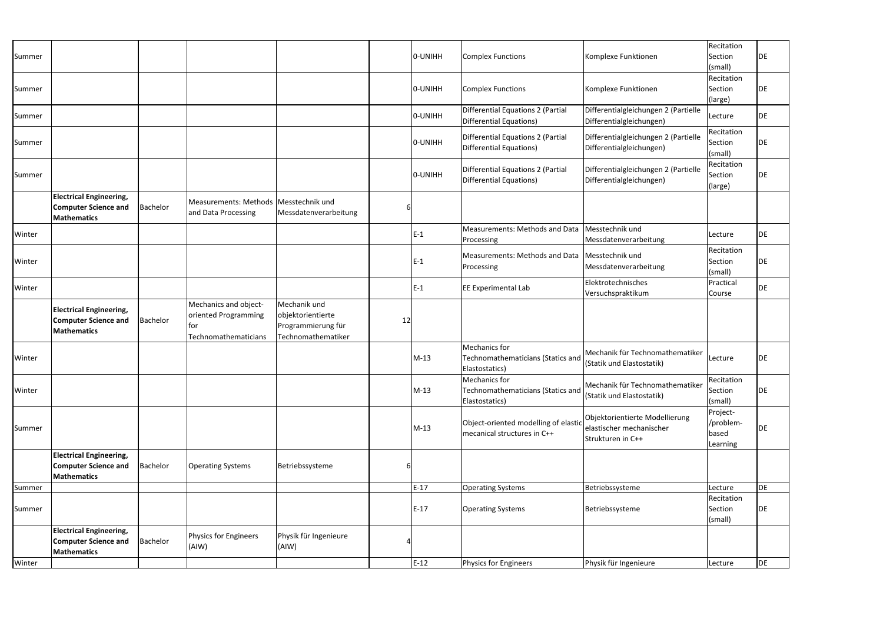| | | | | | | | | | | |
|---|---|---|---|---|---|---|---|---|---|---|
| Summer | | | | | | 0-UNIHH | Complex Functions | Komplexe Funktionen | Recitation Section (small) | DE |
| Summer | | | | | | 0-UNIHH | Complex Functions | Komplexe Funktionen | Recitation Section (large) | DE |
| Summer | | | | | | 0-UNIHH | Differential Equations 2 (Partial Differential Equations) | Differentialgleichungen 2 (Partielle Differentialgleichungen) | Lecture | DE |
| Summer | | | | | | 0-UNIHH | Differential Equations 2 (Partial Differential Equations) | Differentialgleichungen 2 (Partielle Differentialgleichungen) | Recitation Section (small) | DE |
| Summer | | | | | | 0-UNIHH | Differential Equations 2 (Partial Differential Equations) | Differentialgleichungen 2 (Partielle Differentialgleichungen) | Recitation Section (large) | DE |
| | **Electrical Engineering, Computer Science and Mathematics** | Bachelor | Measurements: Methods and Data Processing | Messtechnik und Messdatenverarbeitung | 6 | | | | | |
| Winter | | | | | | E-1 | Measurements: Methods and Data Processing | Messtechnik und Messdatenverarbeitung | Lecture | DE |
| Winter | | | | | | E-1 | Measurements: Methods and Data Processing | Messtechnik und Messdatenverarbeitung | Recitation Section (small) | DE |
| Winter | | | | | | E-1 | EE Experimental Lab | Elektrotechnisches Versuchspraktikum | Practical Course | DE |
| | **Electrical Engineering, Computer Science and Mathematics** | Bachelor | Mechanics and object-oriented Programming for Technomathematicians | Mechanik und objektorientierte Programmierung für Technomathematiker | 12 | | | | | |
| Winter | | | | | | M-13 | Mechanics for Technomathematicians (Statics and Elastostatics) | Mechanik für Technomathematiker (Statik und Elastostatik) | Lecture | DE |
| Winter | | | | | | M-13 | Mechanics for Technomathematicians (Statics and Elastostatics) | Mechanik für Technomathematiker (Statik und Elastostatik) | Recitation Section (small) | DE |
| Summer | | | | | | M-13 | Object-oriented modelling of elastic mecanical structures in C++ | Objektorientierte Modellierung elastischer mechanischer Strukturen in C++ | Project-/problem-based Learning | DE |
| | **Electrical Engineering, Computer Science and Mathematics** | Bachelor | Operating Systems | Betriebssysteme | 6 | | | | | |
| Summer | | | | | | E-17 | Operating Systems | Betriebssysteme | Lecture | DE |
| Summer | | | | | | E-17 | Operating Systems | Betriebssysteme | Recitation Section (small) | DE |
| | **Electrical Engineering, Computer Science and Mathematics** | Bachelor | Physics for Engineers (AIW) | Physik für Ingenieure (AIW) | 4 | | | | | |
| Winter | | | | | | E-12 | Physics for Engineers | Physik für Ingenieure | Lecture | DE |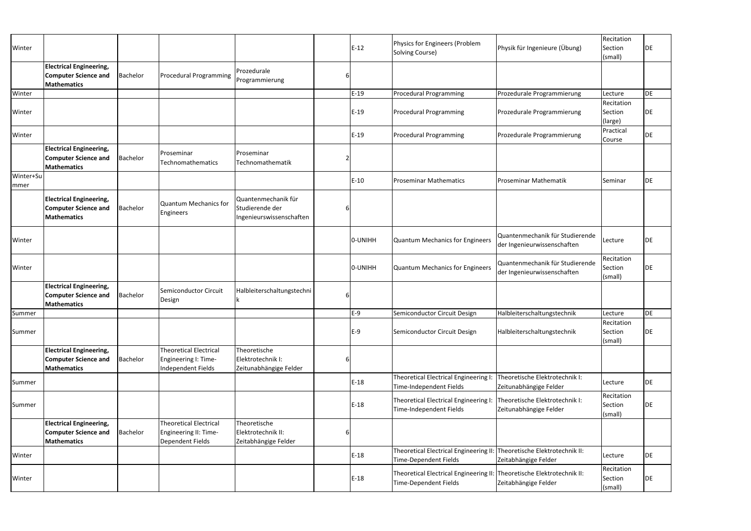| | | | | | | | | | | |
|---|---|---|---|---|---|---|---|---|---|---|
| Winter | | | | | | E-12 | Physics for Engineers (Problem Solving Course) | Physik für Ingenieure (Übung) | Recitation Section (small) | DE |
| | **Electrical Engineering, Computer Science and Mathematics** | Bachelor | Procedural Programming | Prozedurale Programmierung | 6 | | | | | |
| Winter | | | | | | E-19 | Procedural Programming | Prozedurale Programmierung | Lecture | DE |
| Winter | | | | | | E-19 | Procedural Programming | Prozedurale Programmierung | Recitation Section (large) | DE |
| Winter | | | | | | E-19 | Procedural Programming | Prozedurale Programmierung | Practical Course | DE |
| | **Electrical Engineering, Computer Science and Mathematics** | Bachelor | Proseminar Technomathematics | Proseminar Technomathematik | 2 | | | | | |
| Winter+Summer | | | | | | E-10 | Proseminar Mathematics | Proseminar Mathematik | Seminar | DE |
| | **Electrical Engineering, Computer Science and Mathematics** | Bachelor | Quantum Mechanics for Engineers | Quantenmechanik für Studierende der Ingenieurswissenschaften | 6 | | | | | |
| Winter | | | | | | 0-UNIHH | Quantum Mechanics for Engineers | Quantenmechanik für Studierende der Ingenieurwissenschaften | Lecture | DE |
| Winter | | | | | | 0-UNIHH | Quantum Mechanics for Engineers | Quantenmechanik für Studierende der Ingenieurwissenschaften | Recitation Section (small) | DE |
| | **Electrical Engineering, Computer Science and Mathematics** | Bachelor | Semiconductor Circuit Design | Halbleiterschaltungstechnik | 6 | | | | | |
| Summer | | | | | | E-9 | Semiconductor Circuit Design | Halbleiterschaltungstechnik | Lecture | DE |
| Summer | | | | | | E-9 | Semiconductor Circuit Design | Halbleiterschaltungstechnik | Recitation Section (small) | DE |
| | **Electrical Engineering, Computer Science and Mathematics** | Bachelor | Theoretical Electrical Engineering I: Time-Independent Fields | Theoretische Elektrotechnik I: Zeitunabhängige Felder | 6 | | | | | |
| Summer | | | | | | E-18 | Theoretical Electrical Engineering I: Time-Independent Fields | Theoretische Elektrotechnik I: Zeitunabhängige Felder | Lecture | DE |
| Summer | | | | | | E-18 | Theoretical Electrical Engineering I: Time-Independent Fields | Theoretische Elektrotechnik I: Zeitunabhängige Felder | Recitation Section (small) | DE |
| | **Electrical Engineering, Computer Science and Mathematics** | Bachelor | Theoretical Electrical Engineering II: Time-Dependent Fields | Theoretische Elektrotechnik II: Zeitabhängige Felder | 6 | | | | | |
| Winter | | | | | | E-18 | Theoretical Electrical Engineering II: Time-Dependent Fields | Theoretische Elektrotechnik II: Zeitabhängige Felder | Lecture | DE |
| Winter | | | | | | E-18 | Theoretical Electrical Engineering II: Time-Dependent Fields | Theoretische Elektrotechnik II: Zeitabhängige Felder | Recitation Section (small) | DE |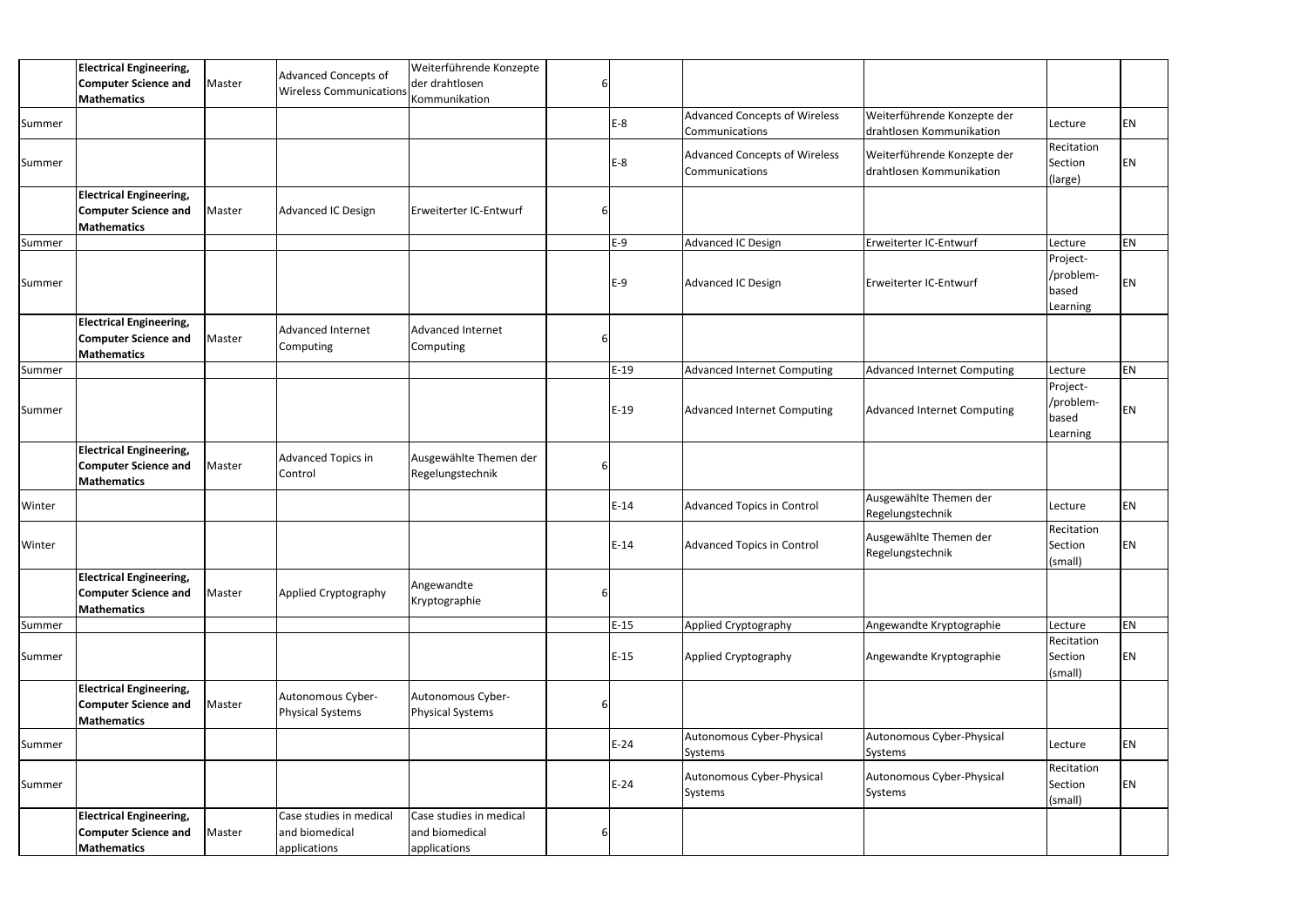| | | | | | | | | | | |
|---|---|---|---|---|---|---|---|---|---|---|
| | **Electrical Engineering, Computer Science and Mathematics** | Master | Advanced Concepts of Wireless Communications | Weiterführende Konzepte der drahtlosen Kommunikation | 6 | | | | | |
| Summer | | | | | | E-8 | Advanced Concepts of Wireless Communications | Weiterführende Konzepte der drahtlosen Kommunikation | Lecture | EN |
| Summer | | | | | | E-8 | Advanced Concepts of Wireless Communications | Weiterführende Konzepte der drahtlosen Kommunikation | Recitation Section (large) | EN |
| | **Electrical Engineering, Computer Science and Mathematics** | Master | Advanced IC Design | Erweiterter IC-Entwurf | 6 | | | | | |
| Summer | | | | | | E-9 | Advanced IC Design | Erweiterter IC-Entwurf | Lecture | EN |
| Summer | | | | | | E-9 | Advanced IC Design | Erweiterter IC-Entwurf | Project-/problem-based Learning | EN |
| | **Electrical Engineering, Computer Science and Mathematics** | Master | Advanced Internet Computing | Advanced Internet Computing | 6 | | | | | |
| Summer | | | | | | E-19 | Advanced Internet Computing | Advanced Internet Computing | Lecture | EN |
| Summer | | | | | | E-19 | Advanced Internet Computing | Advanced Internet Computing | Project-/problem-based Learning | EN |
| | **Electrical Engineering, Computer Science and Mathematics** | Master | Advanced Topics in Control | Ausgewählte Themen der Regelungstechnik | 6 | | | | | |
| Winter | | | | | | E-14 | Advanced Topics in Control | Ausgewählte Themen der Regelungstechnik | Lecture | EN |
| Winter | | | | | | E-14 | Advanced Topics in Control | Ausgewählte Themen der Regelungstechnik | Recitation Section (small) | EN |
| | **Electrical Engineering, Computer Science and Mathematics** | Master | Applied Cryptography | Angewandte Kryptographie | 6 | | | | | |
| Summer | | | | | | E-15 | Applied Cryptography | Angewandte Kryptographie | Lecture | EN |
| Summer | | | | | | E-15 | Applied Cryptography | Angewandte Kryptographie | Recitation Section (small) | EN |
| | **Electrical Engineering, Computer Science and Mathematics** | Master | Autonomous Cyber-Physical Systems | Autonomous Cyber-Physical Systems | 6 | | | | | |
| Summer | | | | | | E-24 | Autonomous Cyber-Physical Systems | Autonomous Cyber-Physical Systems | Lecture | EN |
| Summer | | | | | | E-24 | Autonomous Cyber-Physical Systems | Autonomous Cyber-Physical Systems | Recitation Section (small) | EN |
| | **Electrical Engineering, Computer Science and Mathematics** | Master | Case studies in medical and biomedical applications | Case studies in medical and biomedical applications | 6 | | | | | |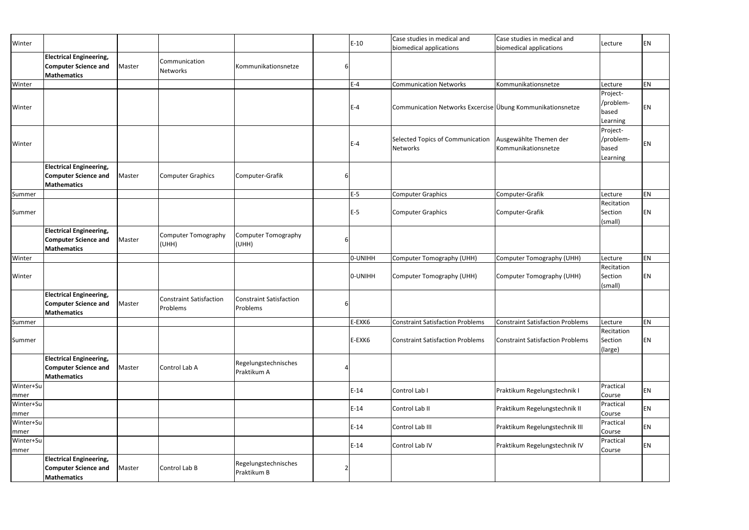| | | | | | | | | | | |
|---|---|---|---|---|---|---|---|---|---|---|
| Winter | | | | | | E-10 | Case studies in medical and biomedical applications | Case studies in medical and biomedical applications | Lecture | EN |
| | **Electrical Engineering, Computer Science and Mathematics** | Master | Communication Networks | Kommunikationsnetze | 6 | | | | | |
| Winter | | | | | | E-4 | Communication Networks | Kommunikationsnetze | Lecture | EN |
| Winter | | | | | | E-4 | Communication Networks Excercise | Übung Kommunikationsnetze | Project-/problem-based Learning | EN |
| Winter | | | | | | E-4 | Selected Topics of Communication Networks | Ausgewählte Themen der Kommunikationsnetze | Project-/problem-based Learning | EN |
| | **Electrical Engineering, Computer Science and Mathematics** | Master | Computer Graphics | Computer-Grafik | 6 | | | | | |
| Summer | | | | | | E-5 | Computer Graphics | Computer-Grafik | Lecture | EN |
| Summer | | | | | | E-5 | Computer Graphics | Computer-Grafik | Recitation Section (small) | EN |
| | **Electrical Engineering, Computer Science and Mathematics** | Master | Computer Tomography (UHH) | Computer Tomography (UHH) | 6 | | | | | |
| Winter | | | | | | 0-UNIHH | Computer Tomography (UHH) | Computer Tomography (UHH) | Lecture | EN |
| Winter | | | | | | 0-UNIHH | Computer Tomography (UHH) | Computer Tomography (UHH) | Recitation Section (small) | EN |
| | **Electrical Engineering, Computer Science and Mathematics** | Master | Constraint Satisfaction Problems | Constraint Satisfaction Problems | 6 | | | | | |
| Summer | | | | | | E-EXK6 | Constraint Satisfaction Problems | Constraint Satisfaction Problems | Lecture | EN |
| Summer | | | | | | E-EXK6 | Constraint Satisfaction Problems | Constraint Satisfaction Problems | Recitation Section (large) | EN |
| | **Electrical Engineering, Computer Science and Mathematics** | Master | Control Lab A | Regelungstechnisches Praktikum A | 4 | | | | | |
| Winter+Summer | | | | | | E-14 | Control Lab I | Praktikum Regelungstechnik I | Practical Course | EN |
| Winter+Summer | | | | | | E-14 | Control Lab II | Praktikum Regelungstechnik II | Practical Course | EN |
| Winter+Summer | | | | | | E-14 | Control Lab III | Praktikum Regelungstechnik III | Practical Course | EN |
| Winter+Summer | | | | | | E-14 | Control Lab IV | Praktikum Regelungstechnik IV | Practical Course | EN |
| | **Electrical Engineering, Computer Science and Mathematics** | Master | Control Lab B | Regelungstechnisches Praktikum B | 2 | | | | | |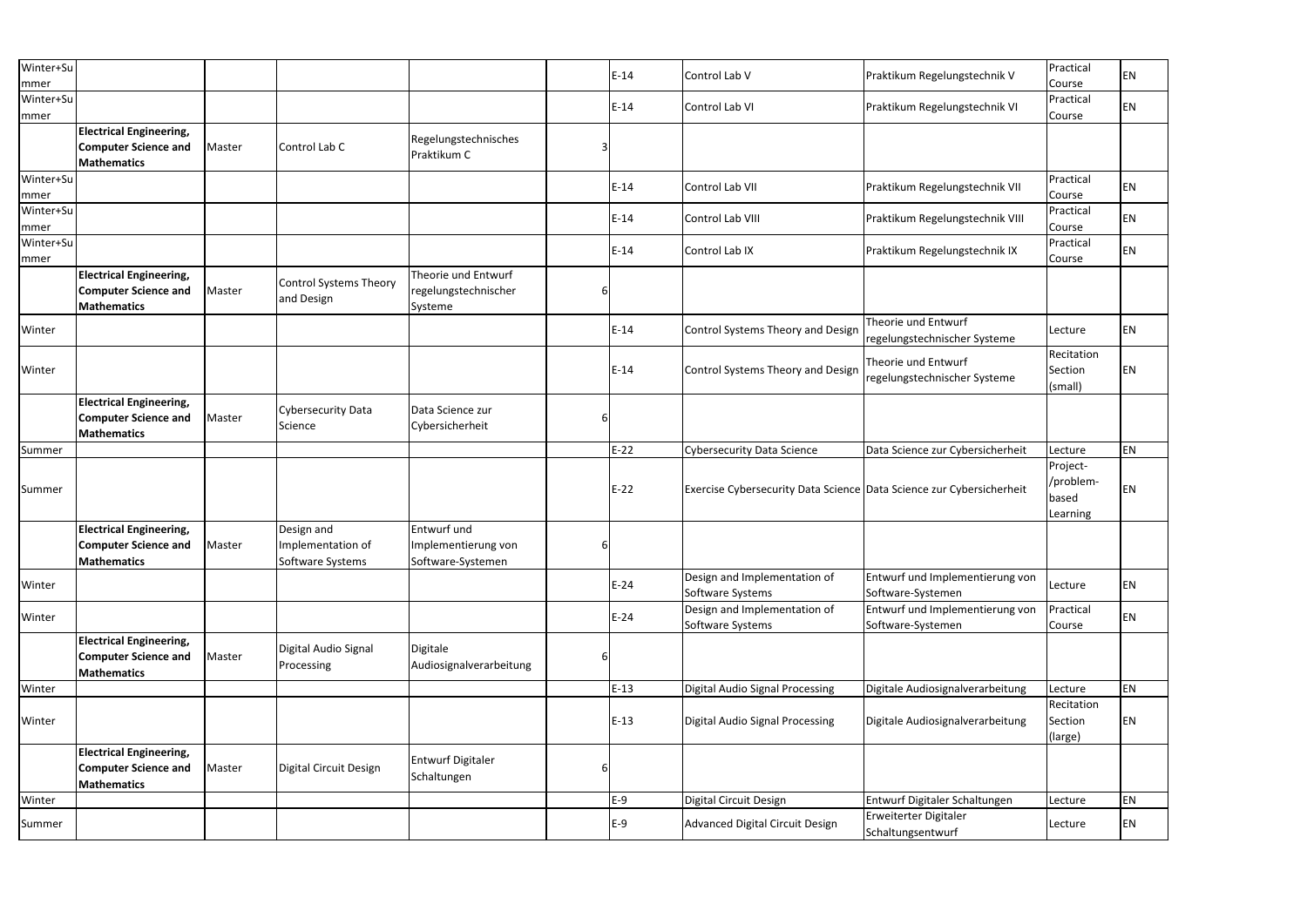| | | | | | | | | | | |
|---|---|---|---|---|---|---|---|---|---|---|
| Winter+Summer | | | | | | E-14 | Control Lab V | Praktikum Regelungstechnik V | Practical Course | EN |
| Winter+Summer | | | | | | E-14 | Control Lab VI | Praktikum Regelungstechnik VI | Practical Course | EN |
| | **Electrical Engineering, Computer Science and Mathematics** | Master | Control Lab C | Regelungstechnisches Praktikum C | 3 | | | | | |
| Winter+Summer | | | | | | E-14 | Control Lab VII | Praktikum Regelungstechnik VII | Practical Course | EN |
| Winter+Summer | | | | | | E-14 | Control Lab VIII | Praktikum Regelungstechnik VIII | Practical Course | EN |
| Winter+Summer | | | | | | E-14 | Control Lab IX | Praktikum Regelungstechnik IX | Practical Course | EN |
| | **Electrical Engineering, Computer Science and Mathematics** | Master | Control Systems Theory and Design | Theorie und Entwurf regelungstechnischer Systeme | 6 | | | | | |
| Winter | | | | | | E-14 | Control Systems Theory and Design | Theorie und Entwurf regelungstechnischer Systeme | Lecture | EN |
| Winter | | | | | | E-14 | Control Systems Theory and Design | Theorie und Entwurf regelungstechnischer Systeme | Recitation Section (small) | EN |
| | **Electrical Engineering, Computer Science and Mathematics** | Master | Cybersecurity Data Science | Data Science zur Cybersicherheit | 6 | | | | | |
| Summer | | | | | | E-22 | Cybersecurity Data Science | Data Science zur Cybersicherheit | Lecture | EN |
| Summer | | | | | | E-22 | Exercise Cybersecurity Data Science | Data Science zur Cybersicherheit | Project-/problem-based Learning | EN |
| | **Electrical Engineering, Computer Science and Mathematics** | Master | Design and Implementation of Software Systems | Entwurf und Implementierung von Software-Systemen | 6 | | | | | |
| Winter | | | | | | E-24 | Design and Implementation of Software Systems | Entwurf und Implementierung von Software-Systemen | Lecture | EN |
| Winter | | | | | | E-24 | Design and Implementation of Software Systems | Entwurf und Implementierung von Software-Systemen | Practical Course | EN |
| | **Electrical Engineering, Computer Science and Mathematics** | Master | Digital Audio Signal Processing | Digitale Audiosignalverarbeitung | 6 | | | | | |
| Winter | | | | | | E-13 | Digital Audio Signal Processing | Digitale Audiosignalverarbeitung | Lecture | EN |
| Winter | | | | | | E-13 | Digital Audio Signal Processing | Digitale Audiosignalverarbeitung | Recitation Section (large) | EN |
| | **Electrical Engineering, Computer Science and Mathematics** | Master | Digital Circuit Design | Entwurf Digitaler Schaltungen | 6 | | | | | |
| Winter | | | | | | E-9 | Digital Circuit Design | Entwurf Digitaler Schaltungen | Lecture | EN |
| Summer | | | | | | E-9 | Advanced Digital Circuit Design | Erweiterter Digitaler Schaltungsentwurf | Lecture | EN |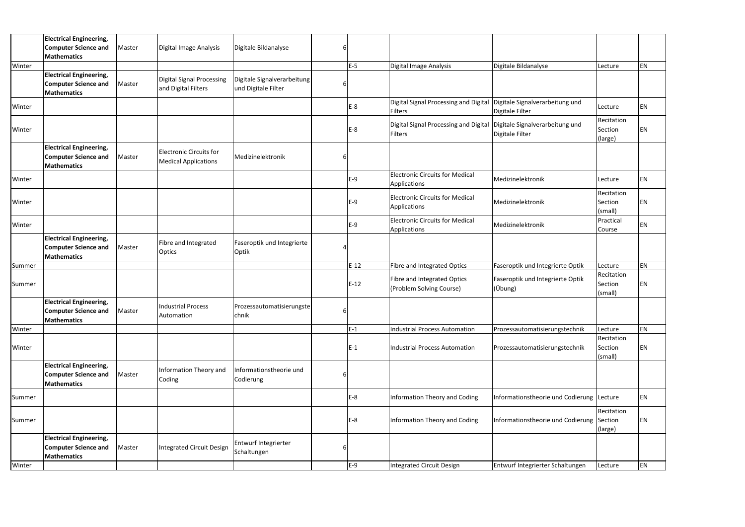| | | | | | | | | | | |
|---|---|---|---|---|---|---|---|---|---|---|
| | **Electrical Engineering, Computer Science and Mathematics** | Master | Digital Image Analysis | Digitale Bildanalyse | 6 | | | | | |
| Winter | | | | | | E-5 | Digital Image Analysis | Digitale Bildanalyse | Lecture | EN |
| | **Electrical Engineering, Computer Science and Mathematics** | Master | Digital Signal Processing and Digital Filters | Digitale Signalverarbeitung und Digitale Filter | 6 | | | | | |
| Winter | | | | | | E-8 | Digital Signal Processing and Digital Filters | Digitale Signalverarbeitung und Digitale Filter | Lecture | EN |
| Winter | | | | | | E-8 | Digital Signal Processing and Digital Filters | Digitale Signalverarbeitung und Digitale Filter | Recitation Section (large) | EN |
| | **Electrical Engineering, Computer Science and Mathematics** | Master | Electronic Circuits for Medical Applications | Medizinelektronik | 6 | | | | | |
| Winter | | | | | | E-9 | Electronic Circuits for Medical Applications | Medizinelektronik | Lecture | EN |
| Winter | | | | | | E-9 | Electronic Circuits for Medical Applications | Medizinelektronik | Recitation Section (small) | EN |
| Winter | | | | | | E-9 | Electronic Circuits for Medical Applications | Medizinelektronik | Practical Course | EN |
| | **Electrical Engineering, Computer Science and Mathematics** | Master | Fibre and Integrated Optics | Faseroptik und Integrierte Optik | 4 | | | | | |
| Summer | | | | | | E-12 | Fibre and Integrated Optics | Faseroptik und Integrierte Optik | Lecture | EN |
| Summer | | | | | | E-12 | Fibre and Integrated Optics (Problem Solving Course) | Faseroptik und Integrierte Optik (Übung) | Recitation Section (small) | EN |
| | **Electrical Engineering, Computer Science and Mathematics** | Master | Industrial Process Automation | Prozessautomatisierungstechnik | 6 | | | | | |
| Winter | | | | | | E-1 | Industrial Process Automation | Prozessautomatisierungstechnik | Lecture | EN |
| Winter | | | | | | E-1 | Industrial Process Automation | Prozessautomatisierungstechnik | Recitation Section (small) | EN |
| | **Electrical Engineering, Computer Science and Mathematics** | Master | Information Theory and Coding | Informationstheorie und Codierung | 6 | | | | | |
| Summer | | | | | | E-8 | Information Theory and Coding | Informationstheorie und Codierung | Lecture | EN |
| Summer | | | | | | E-8 | Information Theory and Coding | Informationstheorie und Codierung | Recitation Section (large) | EN |
| | **Electrical Engineering, Computer Science and Mathematics** | Master | Integrated Circuit Design | Entwurf Integrierter Schaltungen | 6 | | | | | |
| Winter | | | | | | E-9 | Integrated Circuit Design | Entwurf Integrierter Schaltungen | Lecture | EN |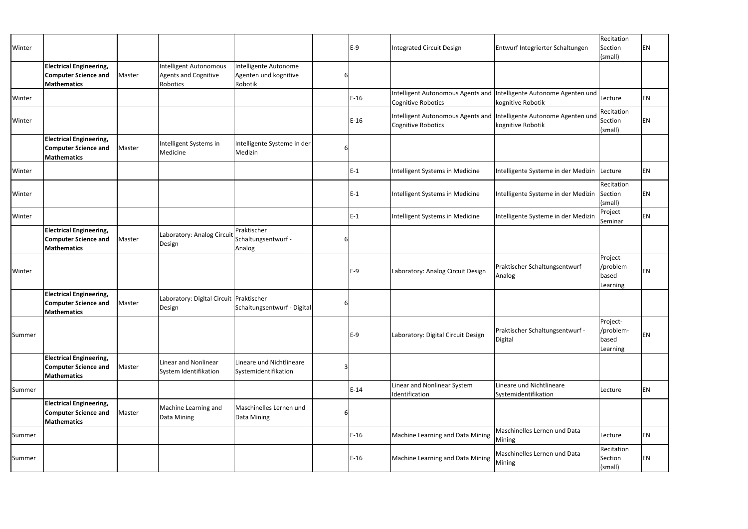| | | | | | | | | | | |
|---|---|---|---|---|---|---|---|---|---|---|
| Winter | | | | | | | E-9 | Integrated Circuit Design | Entwurf Integrierter Schaltungen | Recitation Section (small) | EN |
| | **Electrical Engineering, Computer Science and Mathematics** | Master | Intelligent Autonomous Agents and Cognitive Robotics | Intelligente Autonome Agenten und kognitive Robotik | 6 | | | | | | |
| Winter | | | | | | | E-16 | Intelligent Autonomous Agents and Cognitive Robotics | Intelligente Autonome Agenten und kognitive Robotik | Lecture | EN |
| Winter | | | | | | | E-16 | Intelligent Autonomous Agents and Cognitive Robotics | Intelligente Autonome Agenten und kognitive Robotik | Recitation Section (small) | EN |
| | **Electrical Engineering, Computer Science and Mathematics** | Master | Intelligent Systems in Medicine | Intelligente Systeme in der Medizin | 6 | | | | | | |
| Winter | | | | | | | E-1 | Intelligent Systems in Medicine | Intelligente Systeme in der Medizin | Lecture | EN |
| Winter | | | | | | | E-1 | Intelligent Systems in Medicine | Intelligente Systeme in der Medizin | Recitation Section (small) | EN |
| Winter | | | | | | | E-1 | Intelligent Systems in Medicine | Intelligente Systeme in der Medizin | Project Seminar | EN |
| | **Electrical Engineering, Computer Science and Mathematics** | Master | Laboratory: Analog Circuit Design | Praktischer Schaltungsentwurf - Analog | 6 | | | | | | |
| Winter | | | | | | | E-9 | Laboratory: Analog Circuit Design | Praktischer Schaltungsentwurf - Analog | Project-/problem-based Learning | EN |
| | **Electrical Engineering, Computer Science and Mathematics** | Master | Laboratory: Digital Circuit Design | Praktischer Schaltungsentwurf - Digital | 6 | | | | | | |
| Summer | | | | | | | E-9 | Laboratory: Digital Circuit Design | Praktischer Schaltungsentwurf - Digital | Project-/problem-based Learning | EN |
| | **Electrical Engineering, Computer Science and Mathematics** | Master | Linear and Nonlinear System Identifikation | Lineare und Nichtlineare Systemidentifikation | 3 | | | | | | |
| Summer | | | | | | | E-14 | Linear and Nonlinear System Identification | Lineare und Nichtlineare Systemidentifikation | Lecture | EN |
| | **Electrical Engineering, Computer Science and Mathematics** | Master | Machine Learning and Data Mining | Maschinelles Lernen und Data Mining | 6 | | | | | | |
| Summer | | | | | | | E-16 | Machine Learning and Data Mining | Maschinelles Lernen und Data Mining | Lecture | EN |
| Summer | | | | | | | E-16 | Machine Learning and Data Mining | Maschinelles Lernen und Data Mining | Recitation Section (small) | EN |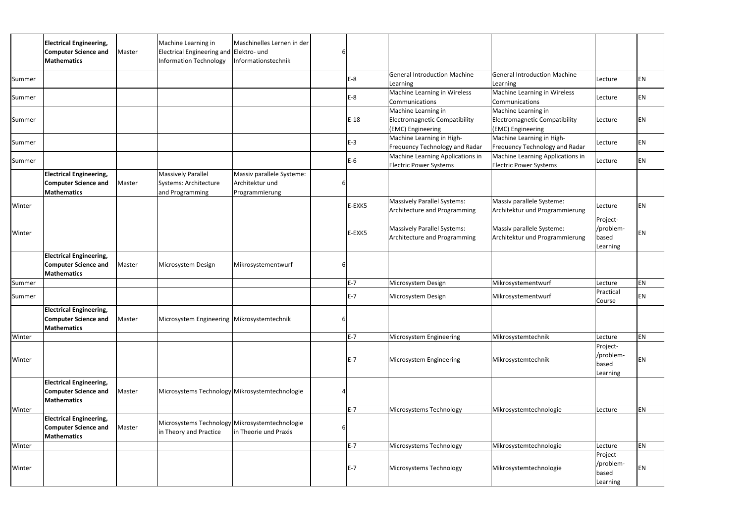| | | | | | | | | | | |
|---|---|---|---|---|---|---|---|---|---|---|
| | **Electrical Engineering, Computer Science and Mathematics** | Master | Machine Learning in Electrical Engineering and Information Technology | Maschinelles Lernen in der Elektro- und Informationstechnik | 6 | | | | | |
| Summer | | | | | | E-8 | General Introduction Machine Learning | General Introduction Machine Learning | Lecture | EN |
| Summer | | | | | | E-8 | Machine Learning in Wireless Communications | Machine Learning in Wireless Communications | Lecture | EN |
| Summer | | | | | | E-18 | Machine Learning in Electromagnetic Compatibility (EMC) Engineering | Machine Learning in Electromagnetic Compatibility (EMC) Engineering | Lecture | EN |
| Summer | | | | | | E-3 | Machine Learning in High-Frequency Technology and Radar | Machine Learning in High-Frequency Technology and Radar | Lecture | EN |
| Summer | | | | | | E-6 | Machine Learning Applications in Electric Power Systems | Machine Learning Applications in Electric Power Systems | Lecture | EN |
| | **Electrical Engineering, Computer Science and Mathematics** | Master | Massively Parallel Systems: Architecture and Programming | Massiv parallele Systeme: Architektur und Programmierung | 6 | | | | | |
| Winter | | | | | | E-EXK5 | Massively Parallel Systems: Architecture and Programming | Massiv parallele Systeme: Architektur und Programmierung | Lecture | EN |
| Winter | | | | | | E-EXK5 | Massively Parallel Systems: Architecture and Programming | Massiv parallele Systeme: Architektur und Programmierung | Project-/problem-based Learning | EN |
| | **Electrical Engineering, Computer Science and Mathematics** | Master | Microsystem Design | Mikrosystementwurf | 6 | | | | | |
| Summer | | | | | | E-7 | Microsystem Design | Mikrosystementwurf | Lecture | EN |
| Summer | | | | | | E-7 | Microsystem Design | Mikrosystementwurf | Practical Course | EN |
| | **Electrical Engineering, Computer Science and Mathematics** | Master | Microsystem Engineering | Mikrosystemtechnik | 6 | | | | | |
| Winter | | | | | | E-7 | Microsystem Engineering | Mikrosystemtechnik | Lecture | EN |
| Winter | | | | | | E-7 | Microsystem Engineering | Mikrosystemtechnik | Project-/problem-based Learning | EN |
| | **Electrical Engineering, Computer Science and Mathematics** | Master | Microsystems Technology | Mikrosystemtechnologie | 4 | | | | | |
| Winter | | | | | | E-7 | Microsystems Technology | Mikrosystemtechnologie | Lecture | EN |
| | **Electrical Engineering, Computer Science and Mathematics** | Master | Microsystems Technology in Theory and Practice | Mikrosystemtechnologie in Theorie und Praxis | 6 | | | | | |
| Winter | | | | | | E-7 | Microsystems Technology | Mikrosystemtechnologie | Lecture | EN |
| Winter | | | | | | E-7 | Microsystems Technology | Mikrosystemtechnologie | Project-/problem-based Learning | EN |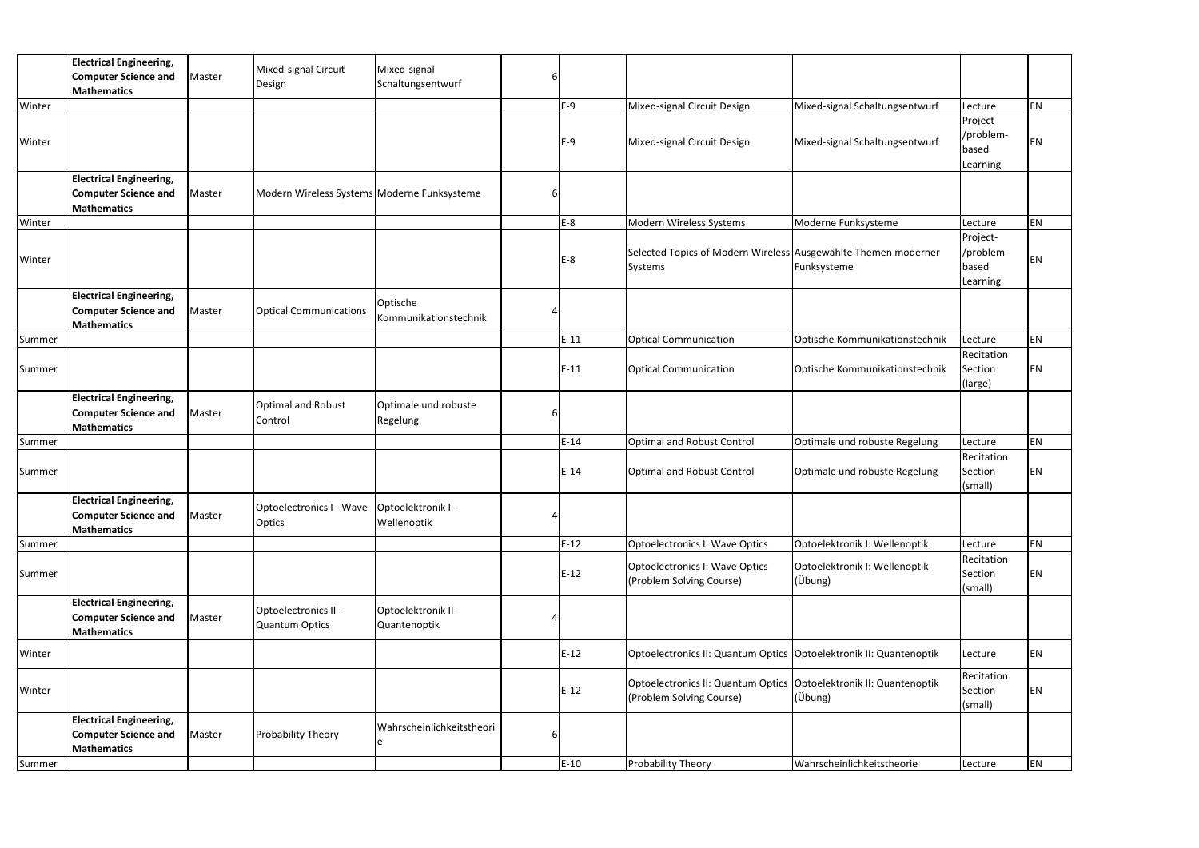| | | | | | | | | | | |
|---|---|---|---|---|---|---|---|---|---|---|
| | **Electrical Engineering, Computer Science and Mathematics** | Master | Mixed-signal Circuit Design | Mixed-signal Schaltungsentwurf | 6 | | | | | |
| Winter | | | | | | E-9 | Mixed-signal Circuit Design | Mixed-signal Schaltungsentwurf | Lecture | EN |
| Winter | | | | | | E-9 | Mixed-signal Circuit Design | Mixed-signal Schaltungsentwurf | Project-/problem-based Learning | EN |
| | **Electrical Engineering, Computer Science and Mathematics** | Master | Modern Wireless Systems | Moderne Funksysteme | 6 | | | | | |
| Winter | | | | | | E-8 | Modern Wireless Systems | Moderne Funksysteme | Lecture | EN |
| Winter | | | | | | E-8 | Selected Topics of Modern Wireless Systems | Ausgewählte Themen moderner Funksysteme | Project-/problem-based Learning | EN |
| | **Electrical Engineering, Computer Science and Mathematics** | Master | Optical Communications | Optische Kommunikationstechnik | 4 | | | | | |
| Summer | | | | | | E-11 | Optical Communication | Optische Kommunikationstechnik | Lecture | EN |
| Summer | | | | | | E-11 | Optical Communication | Optische Kommunikationstechnik | Recitation Section (large) | EN |
| | **Electrical Engineering, Computer Science and Mathematics** | Master | Optimal and Robust Control | Optimale und robuste Regelung | 6 | | | | | |
| Summer | | | | | | E-14 | Optimal and Robust Control | Optimale und robuste Regelung | Lecture | EN |
| Summer | | | | | | E-14 | Optimal and Robust Control | Optimale und robuste Regelung | Recitation Section (small) | EN |
| | **Electrical Engineering, Computer Science and Mathematics** | Master | Optoelectronics I - Wave Optics | Optoelektronik I - Wellenoptik | 4 | | | | | |
| Summer | | | | | | E-12 | Optoelectronics I: Wave Optics | Optoelektronik I: Wellenoptik | Lecture | EN |
| Summer | | | | | | E-12 | Optoelectronics I: Wave Optics (Problem Solving Course) | Optoelektronik I: Wellenoptik (Übung) | Recitation Section (small) | EN |
| | **Electrical Engineering, Computer Science and Mathematics** | Master | Optoelectronics II - Quantum Optics | Optoelektronik II - Quantenoptik | 4 | | | | | |
| Winter | | | | | | E-12 | Optoelectronics II: Quantum Optics | Optoelektronik II: Quantenoptik | Lecture | EN |
| Winter | | | | | | E-12 | Optoelectronics II: Quantum Optics (Problem Solving Course) | Optoelektronik II: Quantenoptik (Übung) | Recitation Section (small) | EN |
| | **Electrical Engineering, Computer Science and Mathematics** | Master | Probability Theory | Wahrscheinlichkeitstheorie | 6 | | | | | |
| Summer | | | | | | E-10 | Probability Theory | Wahrscheinlichkeitstheorie | Lecture | EN |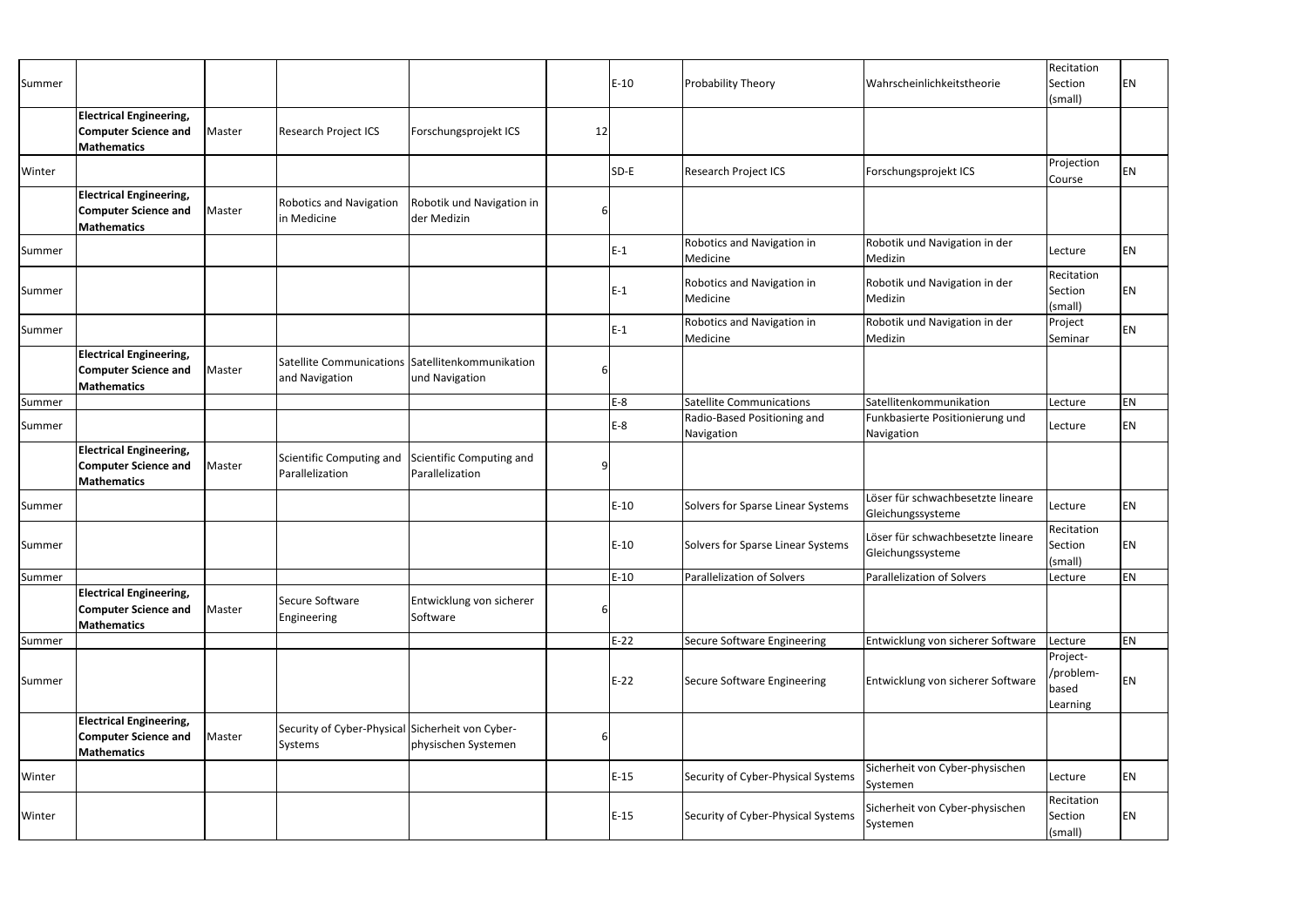| | | | | | | | | | | |
|---|---|---|---|---|---|---|---|---|---|---|
| Summer | | | | | | E-10 | Probability Theory | Wahrscheinlichkeitstheorie | Recitation Section (small) | EN |
| | **Electrical Engineering, Computer Science and Mathematics** | Master | Research Project ICS | Forschungsprojekt ICS | 12 | | | | | |
| Winter | | | | | | SD-E | Research Project ICS | Forschungsprojekt ICS | Projection Course | EN |
| | **Electrical Engineering, Computer Science and Mathematics** | Master | Robotics and Navigation in Medicine | Robotik und Navigation in der Medizin | 6 | | | | | |
| Summer | | | | | | E-1 | Robotics and Navigation in Medicine | Robotik und Navigation in der Medizin | Lecture | EN |
| Summer | | | | | | E-1 | Robotics and Navigation in Medicine | Robotik und Navigation in der Medizin | Recitation Section (small) | EN |
| Summer | | | | | | E-1 | Robotics and Navigation in Medicine | Robotik und Navigation in der Medizin | Project Seminar | EN |
| | **Electrical Engineering, Computer Science and Mathematics** | Master | Satellite Communications and Navigation | Satellitenkommunikation und Navigation | 6 | | | | | |
| Summer | | | | | | E-8 | Satellite Communications | Satellitenkommunikation | Lecture | EN |
| Summer | | | | | | E-8 | Radio-Based Positioning and Navigation | Funkbasierte Positionierung und Navigation | Lecture | EN |
| | **Electrical Engineering, Computer Science and Mathematics** | Master | Scientific Computing and Parallelization | Scientific Computing and Parallelization | 9 | | | | | |
| Summer | | | | | | E-10 | Solvers for Sparse Linear Systems | Löser für schwachbesetzte lineare Gleichungssysteme | Lecture | EN |
| Summer | | | | | | E-10 | Solvers for Sparse Linear Systems | Löser für schwachbesetzte lineare Gleichungssysteme | Recitation Section (small) | EN |
| Summer | | | | | | E-10 | Parallelization of Solvers | Parallelization of Solvers | Lecture | EN |
| | **Electrical Engineering, Computer Science and Mathematics** | Master | Secure Software Engineering | Entwicklung von sicherer Software | 6 | | | | | |
| Summer | | | | | | E-22 | Secure Software Engineering | Entwicklung von sicherer Software | Lecture | EN |
| Summer | | | | | | E-22 | Secure Software Engineering | Entwicklung von sicherer Software | Project-/problem-based Learning | EN |
| | **Electrical Engineering, Computer Science and Mathematics** | Master | Security of Cyber-Physical Systems | Sicherheit von Cyber-physischen Systemen | 6 | | | | | |
| Winter | | | | | | E-15 | Security of Cyber-Physical Systems | Sicherheit von Cyber-physischen Systemen | Lecture | EN |
| Winter | | | | | | E-15 | Security of Cyber-Physical Systems | Sicherheit von Cyber-physischen Systemen | Recitation Section (small) | EN |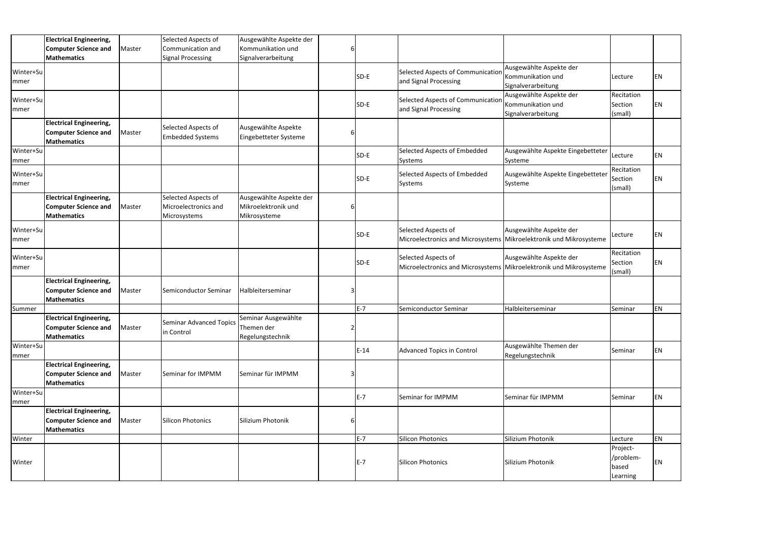| | | | | | | | | | | |
|---|---|---|---|---|---|---|---|---|---|---|
| | **Electrical Engineering, Computer Science and Mathematics** | Master | Selected Aspects of Communication and Signal Processing | Ausgewählte Aspekte der Kommunikation und Signalverarbeitung | 6 | | | | | |
| Winter+Summer | | | | | | SD-E | Selected Aspects of Communication and Signal Processing | Ausgewählte Aspekte der Kommunikation und Signalverarbeitung | Lecture | EN |
| Winter+Summer | | | | | | SD-E | Selected Aspects of Communication and Signal Processing | Ausgewählte Aspekte der Kommunikation und Signalverarbeitung | Recitation Section (small) | EN |
| | **Electrical Engineering, Computer Science and Mathematics** | Master | Selected Aspects of Embedded Systems | Ausgewählte Aspekte Eingebetteter Systeme | 6 | | | | | |
| Winter+Summer | | | | | | SD-E | Selected Aspects of Embedded Systems | Ausgewählte Aspekte Eingebetteter Systeme | Lecture | EN |
| Winter+Summer | | | | | | SD-E | Selected Aspects of Embedded Systems | Ausgewählte Aspekte Eingebetteter Systeme | Recitation Section (small) | EN |
| | **Electrical Engineering, Computer Science and Mathematics** | Master | Selected Aspects of Microelectronics and Microsystems | Ausgewählte Aspekte der Mikroelektronik und Mikrosysteme | 6 | | | | | |
| Winter+Summer | | | | | | SD-E | Selected Aspects of Microelectronics and Microsystems | Ausgewählte Aspekte der Mikroelektronik und Mikrosysteme | Lecture | EN |
| Winter+Summer | | | | | | SD-E | Selected Aspects of Microelectronics and Microsystems | Ausgewählte Aspekte der Mikroelektronik und Mikrosysteme | Recitation Section (small) | EN |
| | **Electrical Engineering, Computer Science and Mathematics** | Master | Semiconductor Seminar | Halbleiterseminar | 3 | | | | | |
| Summer | | | | | | E-7 | Semiconductor Seminar | Halbleiterseminar | Seminar | EN |
| | **Electrical Engineering, Computer Science and Mathematics** | Master | Seminar Advanced Topics in Control | Seminar Ausgewählte Themen der Regelungstechnik | 2 | | | | | |
| Winter+Summer | | | | | | E-14 | Advanced Topics in Control | Ausgewählte Themen der Regelungstechnik | Seminar | EN |
| | **Electrical Engineering, Computer Science and Mathematics** | Master | Seminar for IMPMM | Seminar für IMPMM | 3 | | | | | |
| Winter+Summer | | | | | | E-7 | Seminar for IMPMM | Seminar für IMPMM | Seminar | EN |
| | **Electrical Engineering, Computer Science and Mathematics** | Master | Silicon Photonics | Silizium Photonik | 6 | | | | | |
| Winter | | | | | | E-7 | Silicon Photonics | Silizium Photonik | Lecture | EN |
| Winter | | | | | | E-7 | Silicon Photonics | Silizium Photonik | Project-/problem-based Learning | EN |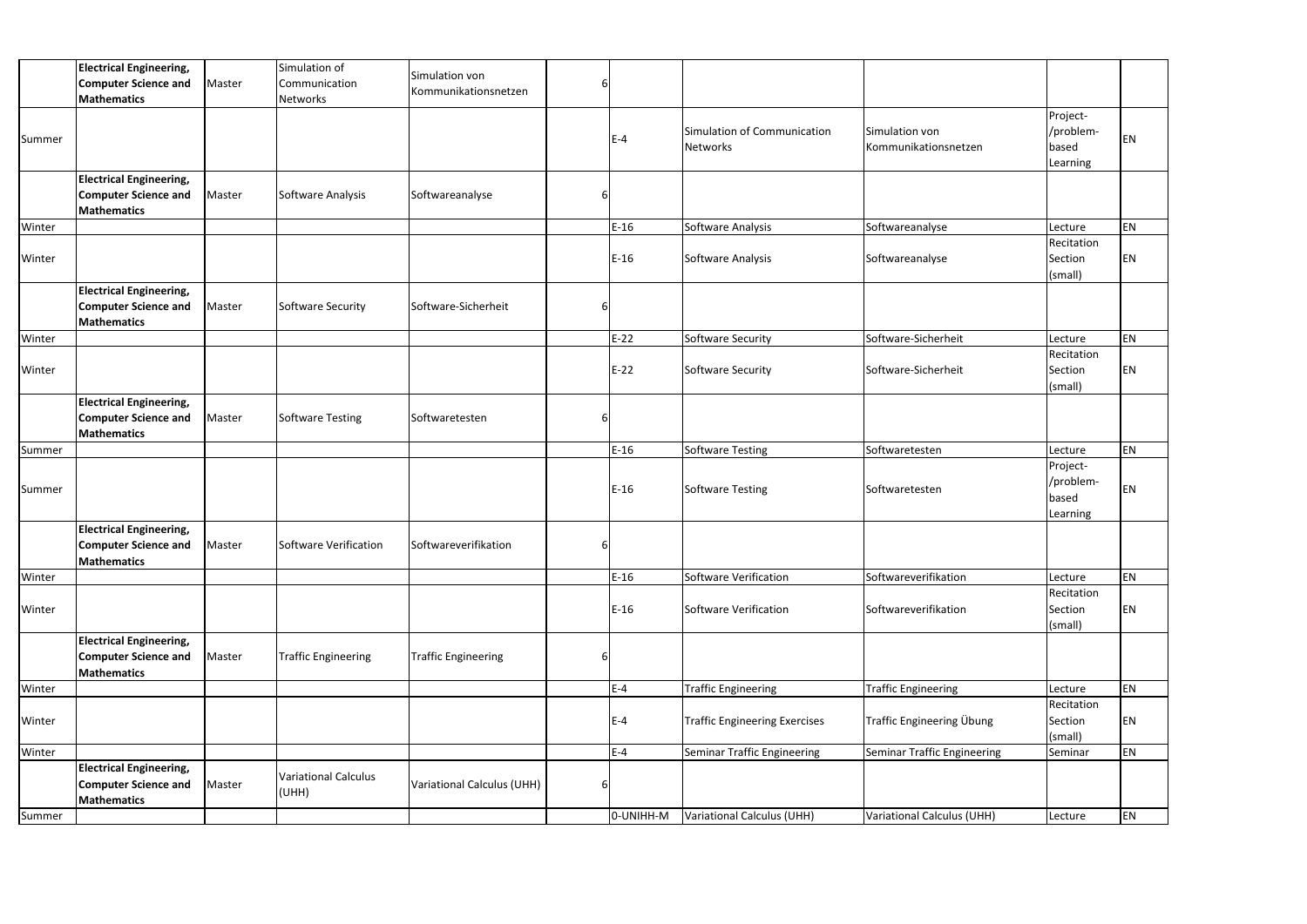| | | | | | | | | | | |
|---|---|---|---|---|---|---|---|---|---|---|
| | **Electrical Engineering, Computer Science and Mathematics** | Master | Simulation of Communication Networks | Simulation von Kommunikationsnetzen | 6 | | | | | |
| Summer | | | | | | E-4 | Simulation of Communication Networks | Simulation von Kommunikationsnetzen | Project-/problem-based Learning | EN |
| | **Electrical Engineering, Computer Science and Mathematics** | Master | Software Analysis | Softwareanalyse | 6 | | | | | |
| Winter | | | | | | E-16 | Software Analysis | Softwareanalyse | Lecture | EN |
| Winter | | | | | | E-16 | Software Analysis | Softwareanalyse | Recitation Section (small) | EN |
| | **Electrical Engineering, Computer Science and Mathematics** | Master | Software Security | Software-Sicherheit | 6 | | | | | |
| Winter | | | | | | E-22 | Software Security | Software-Sicherheit | Lecture | EN |
| Winter | | | | | | E-22 | Software Security | Software-Sicherheit | Recitation Section (small) | EN |
| | **Electrical Engineering, Computer Science and Mathematics** | Master | Software Testing | Softwaretesten | 6 | | | | | |
| Summer | | | | | | E-16 | Software Testing | Softwaretesten | Lecture | EN |
| Summer | | | | | | E-16 | Software Testing | Softwaretesten | Project-/problem-based Learning | EN |
| | **Electrical Engineering, Computer Science and Mathematics** | Master | Software Verification | Softwareverifikation | 6 | | | | | |
| Winter | | | | | | E-16 | Software Verification | Softwareverifikation | Lecture | EN |
| Winter | | | | | | E-16 | Software Verification | Softwareverifikation | Recitation Section (small) | EN |
| | **Electrical Engineering, Computer Science and Mathematics** | Master | Traffic Engineering | Traffic Engineering | 6 | | | | | |
| Winter | | | | | | E-4 | Traffic Engineering | Traffic Engineering | Lecture | EN |
| Winter | | | | | | E-4 | Traffic Engineering Exercises | Traffic Engineering Übung | Recitation Section (small) | EN |
| Winter | | | | | | E-4 | Seminar Traffic Engineering | Seminar Traffic Engineering | Seminar | EN |
| | **Electrical Engineering, Computer Science and Mathematics** | Master | Variational Calculus (UHH) | Variational Calculus (UHH) | 6 | | | | | |
| Summer | | | | | | 0-UNIHH-M | Variational Calculus (UHH) | Variational Calculus (UHH) | Lecture | EN |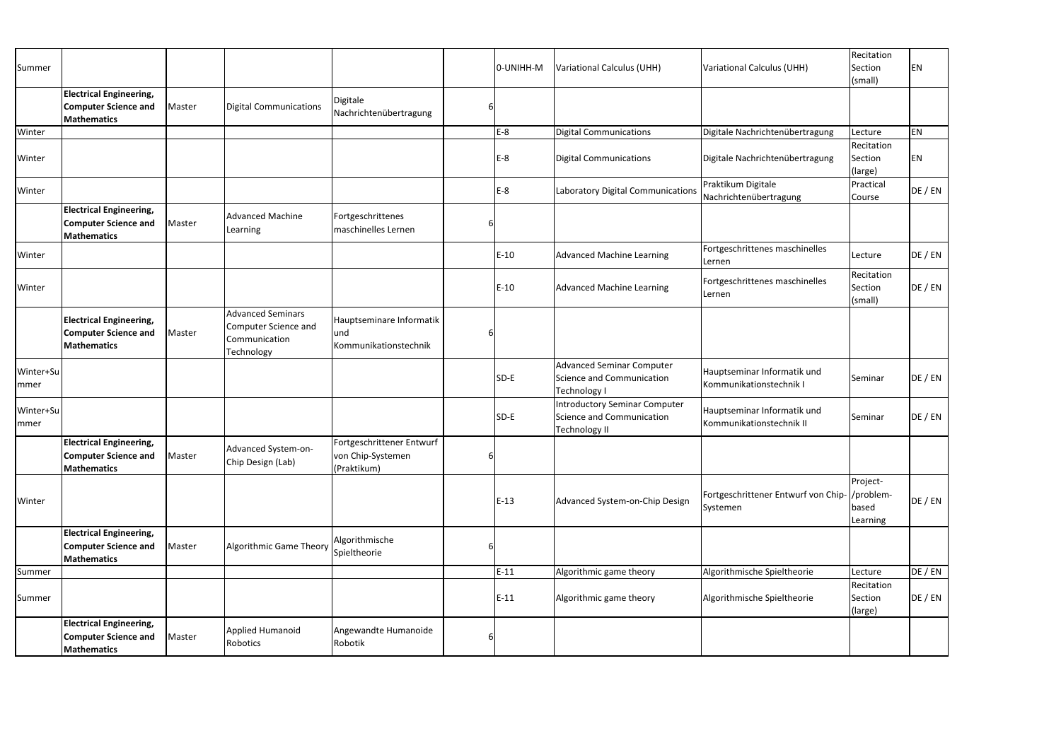| | | | | | | | | | | |
|---|---|---|---|---|---|---|---|---|---|---|
| Summer | | | | | | 0-UNIHH-M | Variational Calculus (UHH) | Variational Calculus (UHH) | Recitation Section (small) | EN |
| | **Electrical Engineering, Computer Science and Mathematics** | Master | Digital Communications | Digitale Nachrichtenübertragung | 6 | | | | | |
| Winter | | | | | | E-8 | Digital Communications | Digitale Nachrichtenübertragung | Lecture | EN |
| Winter | | | | | | E-8 | Digital Communications | Digitale Nachrichtenübertragung | Recitation Section (large) | EN |
| Winter | | | | | | E-8 | Laboratory Digital Communications | Praktikum Digitale Nachrichtenübertragung | Practical Course | DE / EN |
| | **Electrical Engineering, Computer Science and Mathematics** | Master | Advanced Machine Learning | Fortgeschrittenes maschinelles Lernen | 6 | | | | | |
| Winter | | | | | | E-10 | Advanced Machine Learning | Fortgeschrittenes maschinelles Lernen | Lecture | DE / EN |
| Winter | | | | | | E-10 | Advanced Machine Learning | Fortgeschrittenes maschinelles Lernen | Recitation Section (small) | DE / EN |
| | **Electrical Engineering, Computer Science and Mathematics** | Master | Advanced Seminars Computer Science and Communication Technology | Hauptseminare Informatik und Kommunikationstechnik | 6 | | | | | |
| Winter+Summer | | | | | | SD-E | Advanced Seminar Computer Science and Communication Technology I | Hauptseminar Informatik und Kommunikationstechnik I | Seminar | DE / EN |
| Winter+Summer | | | | | | SD-E | Introductory Seminar Computer Science and Communication Technology II | Hauptseminar Informatik und Kommunikationstechnik II | Seminar | DE / EN |
| | **Electrical Engineering, Computer Science and Mathematics** | Master | Advanced System-on-Chip Design (Lab) | Fortgeschrittener Entwurf von Chip-Systemen (Praktikum) | 6 | | | | | |
| Winter | | | | | | E-13 | Advanced System-on-Chip Design | Fortgeschrittener Entwurf von Chip-Systemen | Project-/problem-based Learning | DE / EN |
| | **Electrical Engineering, Computer Science and Mathematics** | Master | Algorithmic Game Theory | Algorithmische Spieltheorie | 6 | | | | | |
| Summer | | | | | | E-11 | Algorithmic game theory | Algorithmische Spieltheorie | Lecture | DE / EN |
| Summer | | | | | | E-11 | Algorithmic game theory | Algorithmische Spieltheorie | Recitation Section (large) | DE / EN |
| | **Electrical Engineering, Computer Science and Mathematics** | Master | Applied Humanoid Robotics | Angewandte Humanoide Robotik | 6 | | | | | |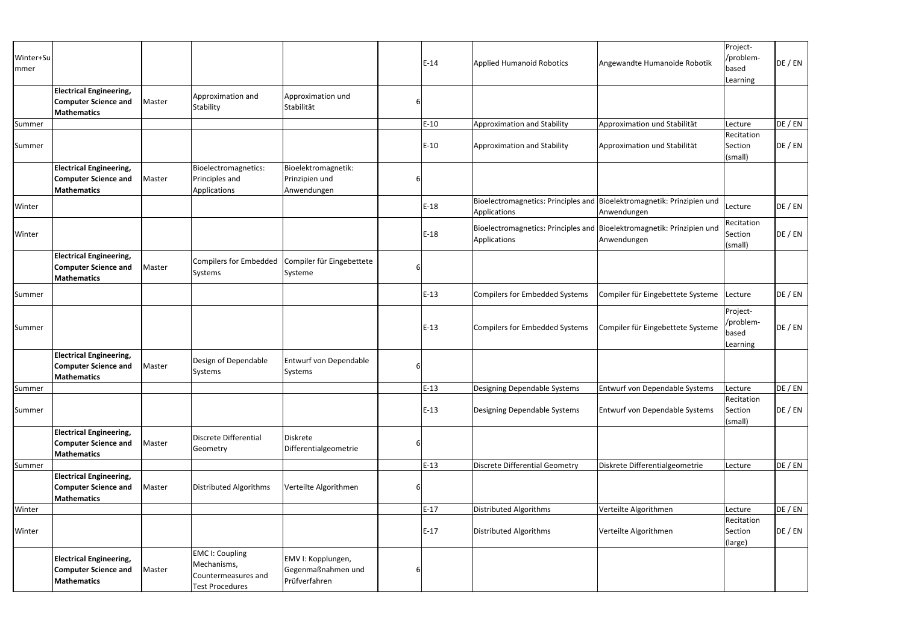| | | | | | | | | | | |
|---|---|---|---|---|---|---|---|---|---|---|
| Winter+Summer | | | | | | E-14 | Applied Humanoid Robotics | Angewandte Humanoide Robotik | Project-/problem-based Learning | DE / EN |
| | **Electrical Engineering, Computer Science and Mathematics** | Master | Approximation and Stability | Approximation und Stabilität | 6 | | | | | |
| Summer | | | | | | E-10 | Approximation and Stability | Approximation und Stabilität | Lecture | DE / EN |
| Summer | | | | | | E-10 | Approximation and Stability | Approximation und Stabilität | Recitation Section (small) | DE / EN |
| | **Electrical Engineering, Computer Science and Mathematics** | Master | Bioelectromagnetics: Principles and Applications | Bioelektromagnetik: Prinzipien und Anwendungen | 6 | | | | | |
| Winter | | | | | | E-18 | Bioelectromagnetics: Principles and Applications | Bioelektromagnetik: Prinzipien und Anwendungen | Lecture | DE / EN |
| Winter | | | | | | E-18 | Bioelectromagnetics: Principles and Applications | Bioelektromagnetik: Prinzipien und Anwendungen | Recitation Section (small) | DE / EN |
| | **Electrical Engineering, Computer Science and Mathematics** | Master | Compilers for Embedded Systems | Compiler für Eingebettete Systeme | 6 | | | | | |
| Summer | | | | | | E-13 | Compilers for Embedded Systems | Compiler für Eingebettete Systeme | Lecture | DE / EN |
| Summer | | | | | | E-13 | Compilers for Embedded Systems | Compiler für Eingebettete Systeme | Project-/problem-based Learning | DE / EN |
| | **Electrical Engineering, Computer Science and Mathematics** | Master | Design of Dependable Systems | Entwurf von Dependable Systems | 6 | | | | | |
| Summer | | | | | | E-13 | Designing Dependable Systems | Entwurf von Dependable Systems | Lecture | DE / EN |
| Summer | | | | | | E-13 | Designing Dependable Systems | Entwurf von Dependable Systems | Recitation Section (small) | DE / EN |
| | **Electrical Engineering, Computer Science and Mathematics** | Master | Discrete Differential Geometry | Diskrete Differentialgeometrie | 6 | | | | | |
| Summer | | | | | | E-13 | Discrete Differential Geometry | Diskrete Differentialgeometrie | Lecture | DE / EN |
| | **Electrical Engineering, Computer Science and Mathematics** | Master | Distributed Algorithms | Verteilte Algorithmen | 6 | | | | | |
| Winter | | | | | | E-17 | Distributed Algorithms | Verteilte Algorithmen | Lecture | DE / EN |
| Winter | | | | | | E-17 | Distributed Algorithms | Verteilte Algorithmen | Recitation Section (large) | DE / EN |
| | **Electrical Engineering, Computer Science and Mathematics** | Master | EMC I: Coupling Mechanisms, Countermeasures and Test Procedures | EMV I: Kopplungen, Gegenmaßnahmen und Prüfverfahren | 6 | | | | | |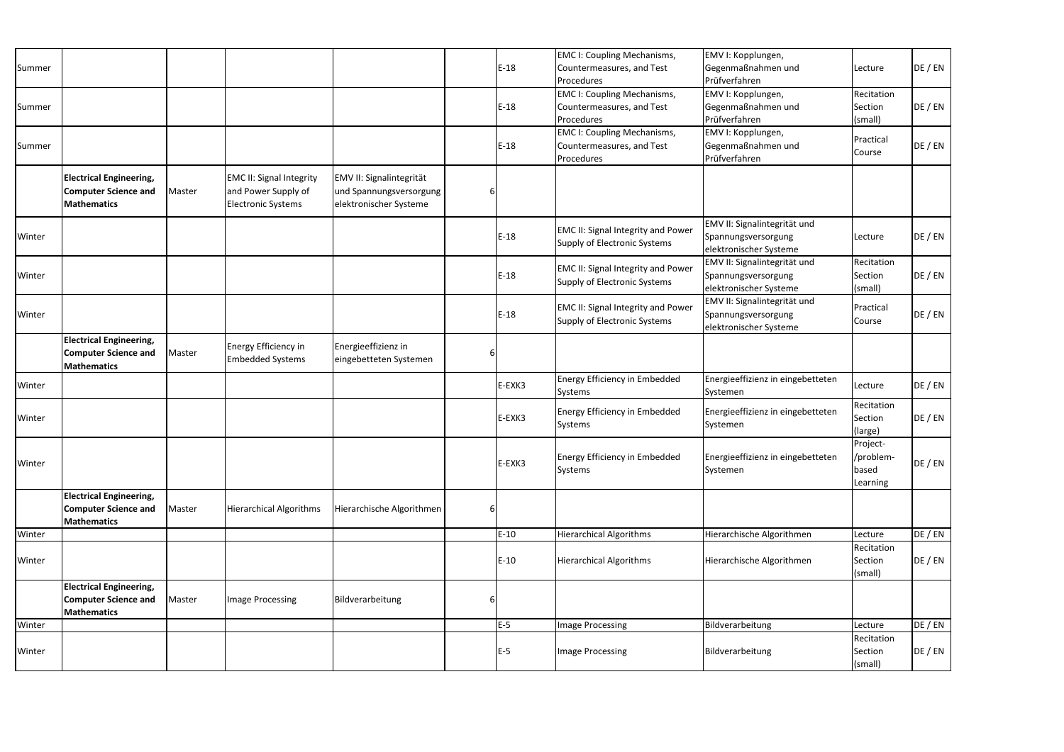| Summer | | | | | | E-18 | EMC I: Coupling Mechanisms, Countermeasures, and Test Procedures | EMV I: Kopplungen, Gegenmaßnahmen und Prüfverfahren | Lecture | DE / EN |
|---|---|---|---|---|---|---|---|---|---|---|
| Summer | | | | | | E-18 | EMC I: Coupling Mechanisms, Countermeasures, and Test Procedures | EMV I: Kopplungen, Gegenmaßnahmen und Prüfverfahren | Recitation Section (small) | DE / EN |
| Summer | | | | | | E-18 | EMC I: Coupling Mechanisms, Countermeasures, and Test Procedures | EMV I: Kopplungen, Gegenmaßnahmen und Prüfverfahren | Practical Course | DE / EN |
| | **Electrical Engineering, Computer Science and Mathematics** | Master | EMC II: Signal Integrity and Power Supply of Electronic Systems | EMV II: Signalintegrität und Spannungsversorgung elektronischer Systeme | 6 | | | | | |
| Winter | | | | | | E-18 | EMC II: Signal Integrity and Power Supply of Electronic Systems | EMV II: Signalintegrität und Spannungsversorgung elektronischer Systeme | Lecture | DE / EN |
| Winter | | | | | | E-18 | EMC II: Signal Integrity and Power Supply of Electronic Systems | EMV II: Signalintegrität und Spannungsversorgung elektronischer Systeme | Recitation Section (small) | DE / EN |
| Winter | | | | | | E-18 | EMC II: Signal Integrity and Power Supply of Electronic Systems | EMV II: Signalintegrität und Spannungsversorgung elektronischer Systeme | Practical Course | DE / EN |
| | **Electrical Engineering, Computer Science and Mathematics** | Master | Energy Efficiency in Embedded Systems | Energieeffizienz in eingebetteten Systemen | 6 | | | | | |
| Winter | | | | | | E-EXK3 | Energy Efficiency in Embedded Systems | Energieeffizienz in eingebetteten Systemen | Lecture | DE / EN |
| Winter | | | | | | E-EXK3 | Energy Efficiency in Embedded Systems | Energieeffizienz in eingebetteten Systemen | Recitation Section (large) | DE / EN |
| Winter | | | | | | E-EXK3 | Energy Efficiency in Embedded Systems | Energieeffizienz in eingebetteten Systemen | Project-/problem-based Learning | DE / EN |
| | **Electrical Engineering, Computer Science and Mathematics** | Master | Hierarchical Algorithms | Hierarchische Algorithmen | 6 | | | | | |
| Winter | | | | | | E-10 | Hierarchical Algorithms | Hierarchische Algorithmen | Lecture | DE / EN |
| Winter | | | | | | E-10 | Hierarchical Algorithms | Hierarchische Algorithmen | Recitation Section (small) | DE / EN |
| | **Electrical Engineering, Computer Science and Mathematics** | Master | Image Processing | Bildverarbeitung | 6 | | | | | |
| Winter | | | | | | E-5 | Image Processing | Bildverarbeitung | Lecture | DE / EN |
| Winter | | | | | | E-5 | Image Processing | Bildverarbeitung | Recitation Section (small) | DE / EN |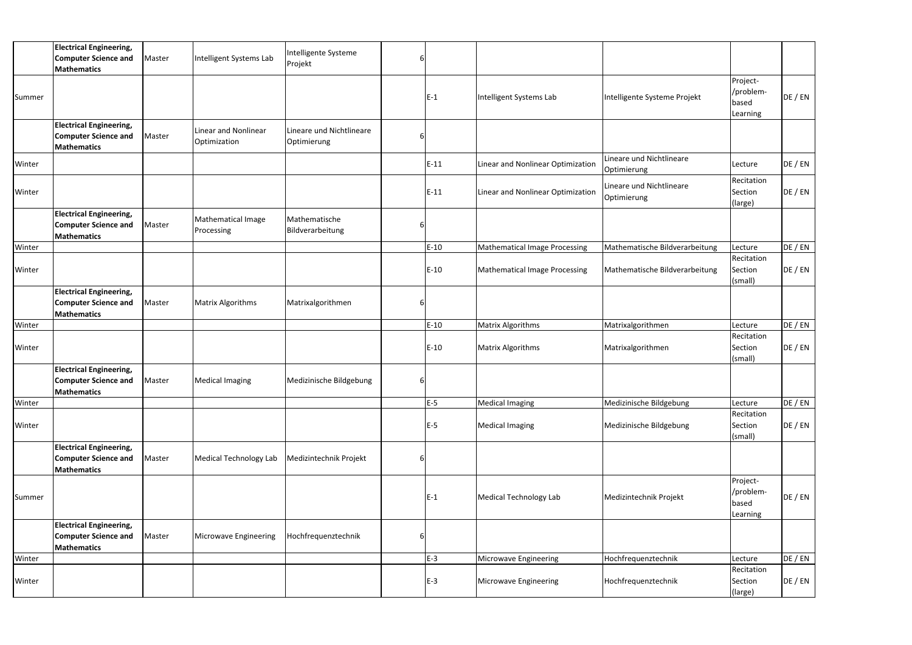| | | | | | | | | | | |
|---|---|---|---|---|---|---|---|---|---|---|
| | **Electrical Engineering, Computer Science and Mathematics** | Master | Intelligent Systems Lab | Intelligente Systeme Projekt | 6 | | | | | |
| Summer | | | | | | E-1 | Intelligent Systems Lab | Intelligente Systeme Projekt | Project-/problem-based Learning | DE / EN |
| | **Electrical Engineering, Computer Science and Mathematics** | Master | Linear and Nonlinear Optimization | Lineare und Nichtlineare Optimierung | 6 | | | | | |
| Winter | | | | | | E-11 | Linear and Nonlinear Optimization | Lineare und Nichtlineare Optimierung | Lecture | DE / EN |
| Winter | | | | | | E-11 | Linear and Nonlinear Optimization | Lineare und Nichtlineare Optimierung | Recitation Section (large) | DE / EN |
| | **Electrical Engineering, Computer Science and Mathematics** | Master | Mathematical Image Processing | Mathematische Bildverarbeitung | 6 | | | | | |
| Winter | | | | | | E-10 | Mathematical Image Processing | Mathematische Bildverarbeitung | Lecture | DE / EN |
| Winter | | | | | | E-10 | Mathematical Image Processing | Mathematische Bildverarbeitung | Recitation Section (small) | DE / EN |
| | **Electrical Engineering, Computer Science and Mathematics** | Master | Matrix Algorithms | Matrixalgorithmen | 6 | | | | | |
| Winter | | | | | | E-10 | Matrix Algorithms | Matrixalgorithmen | Lecture | DE / EN |
| Winter | | | | | | E-10 | Matrix Algorithms | Matrixalgorithmen | Recitation Section (small) | DE / EN |
| | **Electrical Engineering, Computer Science and Mathematics** | Master | Medical Imaging | Medizinische Bildgebung | 6 | | | | | |
| Winter | | | | | | E-5 | Medical Imaging | Medizinische Bildgebung | Lecture | DE / EN |
| Winter | | | | | | E-5 | Medical Imaging | Medizinische Bildgebung | Recitation Section (small) | DE / EN |
| | **Electrical Engineering, Computer Science and Mathematics** | Master | Medical Technology Lab | Medizintechnik Projekt | 6 | | | | | |
| Summer | | | | | | E-1 | Medical Technology Lab | Medizintechnik Projekt | Project-/problem-based Learning | DE / EN |
| | **Electrical Engineering, Computer Science and Mathematics** | Master | Microwave Engineering | Hochfrequenztechnik | 6 | | | | | |
| Winter | | | | | | E-3 | Microwave Engineering | Hochfrequenztechnik | Lecture | DE / EN |
| Winter | | | | | | E-3 | Microwave Engineering | Hochfrequenztechnik | Recitation Section (large) | DE / EN |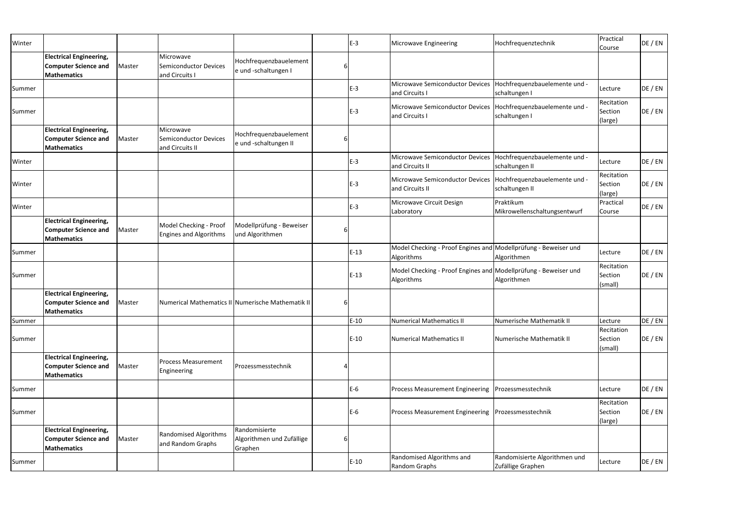| | | | | | | | | | | |
|---|---|---|---|---|---|---|---|---|---|---|
| Winter | | | | | | E-3 | Microwave Engineering | Hochfrequenztechnik | Practical Course | DE / EN |
| | **Electrical Engineering, Computer Science and Mathematics** | Master | Microwave Semiconductor Devices and Circuits I | Hochfrequenzbauelement e und -schaltungen I | 6 | | | | | |
| Summer | | | | | | E-3 | Microwave Semiconductor Devices and Circuits I | Hochfrequenzbauelemente und -schaltungen I | Lecture | DE / EN |
| Summer | | | | | | E-3 | Microwave Semiconductor Devices and Circuits I | Hochfrequenzbauelemente und -schaltungen I | Recitation Section (large) | DE / EN |
| | **Electrical Engineering, Computer Science and Mathematics** | Master | Microwave Semiconductor Devices and Circuits II | Hochfrequenzbauelement e und -schaltungen II | 6 | | | | | |
| Winter | | | | | | E-3 | Microwave Semiconductor Devices and Circuits II | Hochfrequenzbauelemente und -schaltungen II | Lecture | DE / EN |
| Winter | | | | | | E-3 | Microwave Semiconductor Devices and Circuits II | Hochfrequenzbauelemente und -schaltungen II | Recitation Section (large) | DE / EN |
| Winter | | | | | | E-3 | Microwave Circuit Design Laboratory | Praktikum Mikrowellenschaltungsentwurf | Practical Course | DE / EN |
| | **Electrical Engineering, Computer Science and Mathematics** | Master | Model Checking - Proof Engines and Algorithms | Modellprüfung - Beweiser und Algorithmen | 6 | | | | | |
| Summer | | | | | | E-13 | Model Checking - Proof Engines and Algorithms | Modellprüfung - Beweiser und Algorithmen | Lecture | DE / EN |
| Summer | | | | | | E-13 | Model Checking - Proof Engines and Algorithms | Modellprüfung - Beweiser und Algorithmen | Recitation Section (small) | DE / EN |
| | **Electrical Engineering, Computer Science and Mathematics** | Master | Numerical Mathematics II | Numerische Mathematik II | 6 | | | | | |
| Summer | | | | | | E-10 | Numerical Mathematics II | Numerische Mathematik II | Lecture | DE / EN |
| Summer | | | | | | E-10 | Numerical Mathematics II | Numerische Mathematik II | Recitation Section (small) | DE / EN |
| | **Electrical Engineering, Computer Science and Mathematics** | Master | Process Measurement Engineering | Prozessmesstechnik | 4 | | | | | |
| Summer | | | | | | E-6 | Process Measurement Engineering | Prozessmesstechnik | Lecture | DE / EN |
| Summer | | | | | | E-6 | Process Measurement Engineering | Prozessmesstechnik | Recitation Section (large) | DE / EN |
| | **Electrical Engineering, Computer Science and Mathematics** | Master | Randomised Algorithms and Random Graphs | Randomisierte Algorithmen und Zufällige Graphen | 6 | | | | | |
| Summer | | | | | | E-10 | Randomised Algorithms and Random Graphs | Randomisierte Algorithmen und Zufällige Graphen | Lecture | DE / EN |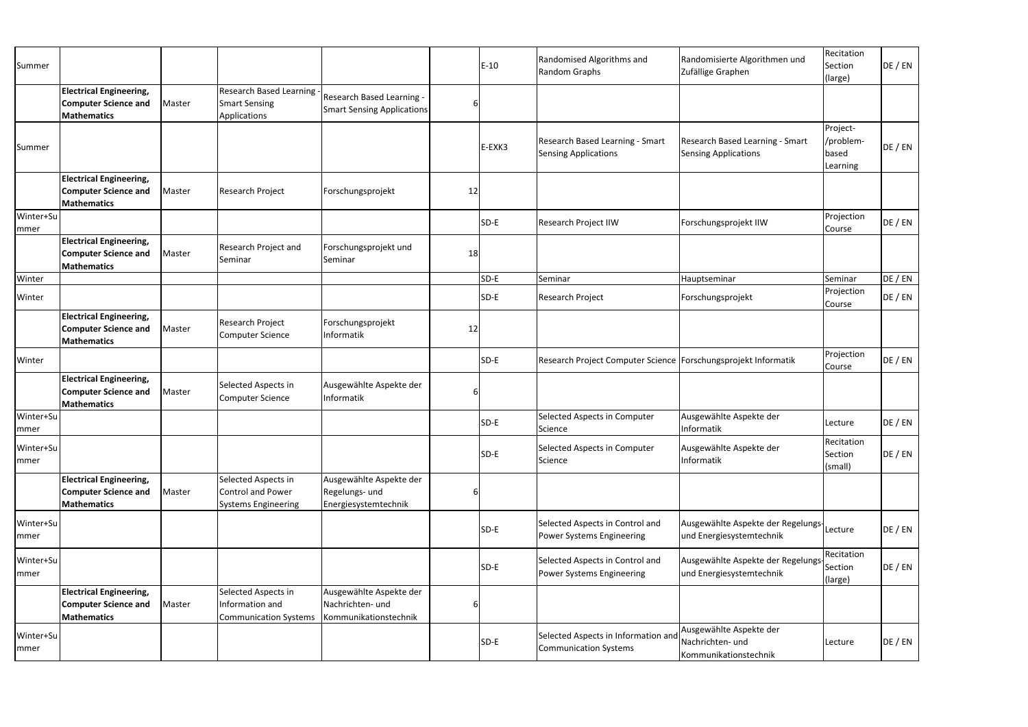| Summer | | | | | | E-10 | Randomised Algorithms and Random Graphs | Randomisierte Algorithmen und Zufällige Graphen | Recitation Section (large) | DE / EN |
|---|---|---|---|---|---|---|---|---|---|---|
| | **Electrical Engineering, Computer Science and Mathematics** | Master | Research Based Learning - Smart Sensing Applications | Research Based Learning - Smart Sensing Applications | 6 | | | | | |
| Summer | | | | | | E-EXK3 | Research Based Learning - Smart Sensing Applications | Research Based Learning - Smart Sensing Applications | Project-/problem-based Learning | DE / EN |
| | **Electrical Engineering, Computer Science and Mathematics** | Master | Research Project | Forschungsprojekt | 12 | | | | | |
| Winter+Summer | | | | | | SD-E | Research Project IIW | Forschungsprojekt IIW | Projection Course | DE / EN |
| | **Electrical Engineering, Computer Science and Mathematics** | Master | Research Project and Seminar | Forschungsprojekt und Seminar | 18 | | | | | |
| Winter | | | | | | SD-E | Seminar | Hauptseminar | Seminar | DE / EN |
| Winter | | | | | | SD-E | Research Project | Forschungsprojekt | Projection Course | DE / EN |
| | **Electrical Engineering, Computer Science and Mathematics** | Master | Research Project Computer Science | Forschungsprojekt Informatik | 12 | | | | | |
| Winter | | | | | | SD-E | Research Project Computer Science | Forschungsprojekt Informatik | Projection Course | DE / EN |
| | **Electrical Engineering, Computer Science and Mathematics** | Master | Selected Aspects in Computer Science | Ausgewählte Aspekte der Informatik | 6 | | | | | |
| Winter+Summer | | | | | | SD-E | Selected Aspects in Computer Science | Ausgewählte Aspekte der Informatik | Lecture | DE / EN |
| Winter+Summer | | | | | | SD-E | Selected Aspects in Computer Science | Ausgewählte Aspekte der Informatik | Recitation Section (small) | DE / EN |
| | **Electrical Engineering, Computer Science and Mathematics** | Master | Selected Aspects in Control and Power Systems Engineering | Ausgewählte Aspekte der Regelungs- und Energiesystemtechnik | 6 | | | | | |
| Winter+Summer | | | | | | SD-E | Selected Aspects in Control and Power Systems Engineering | Ausgewählte Aspekte der Regelungs- und Energiesystemtechnik | Lecture | DE / EN |
| Winter+Summer | | | | | | SD-E | Selected Aspects in Control and Power Systems Engineering | Ausgewählte Aspekte der Regelungs- und Energiesystemtechnik | Recitation Section (large) | DE / EN |
| | **Electrical Engineering, Computer Science and Mathematics** | Master | Selected Aspects in Information and Communication Systems | Ausgewählte Aspekte der Nachrichten- und Kommunikationstechnik | 6 | | | | | |
| Winter+Summer | | | | | | SD-E | Selected Aspects in Information and Communication Systems | Ausgewählte Aspekte der Nachrichten- und Kommunikationstechnik | Lecture | DE / EN |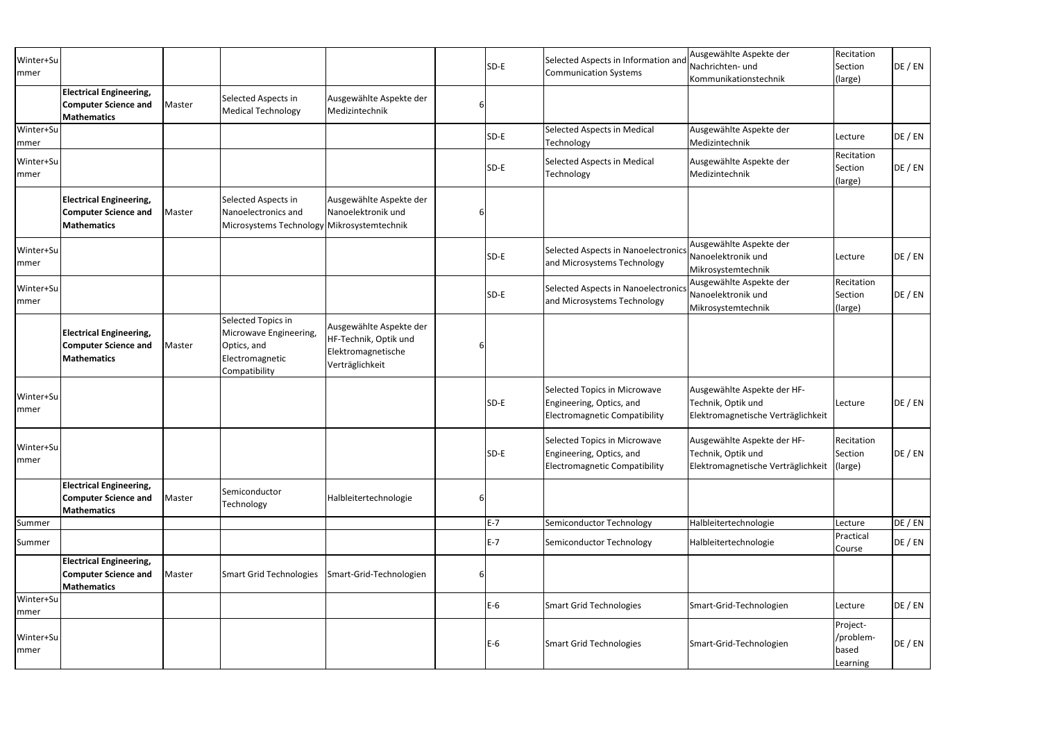| Winter+Summer | | | | | | | SD-E | Selected Aspects in Information and Communication Systems | Ausgewählte Aspekte der Nachrichten- und Kommunikationstechnik | Recitation Section (large) | DE / EN |
|---|---|---|---|---|---|---|---|---|---|---|---|
| | **Electrical Engineering, Computer Science and Mathematics** | Master | Selected Aspects in Medical Technology | Ausgewählte Aspekte der Medizintechnik | 6 | | | | | | |
| Winter+Summer | | | | | | | SD-E | Selected Aspects in Medical Technology | Ausgewählte Aspekte der Medizintechnik | Lecture | DE / EN |
| Winter+Summer | | | | | | | SD-E | Selected Aspects in Medical Technology | Ausgewählte Aspekte der Medizintechnik | Recitation Section (large) | DE / EN |
| | **Electrical Engineering, Computer Science and Mathematics** | Master | Selected Aspects in Nanoelectronics and Microsystems Technology | Ausgewählte Aspekte der Nanoelektronik und Mikrosystemtechnik | 6 | | | | | | |
| Winter+Summer | | | | | | | SD-E | Selected Aspects in Nanoelectronics and Microsystems Technology | Ausgewählte Aspekte der Nanoelektronik und Mikrosystemtechnik | Lecture | DE / EN |
| Winter+Summer | | | | | | | SD-E | Selected Aspects in Nanoelectronics and Microsystems Technology | Ausgewählte Aspekte der Nanoelektronik und Mikrosystemtechnik | Recitation Section (large) | DE / EN |
| | **Electrical Engineering, Computer Science and Mathematics** | Master | Selected Topics in Microwave Engineering, Optics, and Electromagnetic Compatibility | Ausgewählte Aspekte der HF-Technik, Optik und Elektromagnetische Verträglichkeit | 6 | | | | | | |
| Winter+Summer | | | | | | | SD-E | Selected Topics in Microwave Engineering, Optics, and Electromagnetic Compatibility | Ausgewählte Aspekte der HF-Technik, Optik und Elektromagnetische Verträglichkeit | Lecture | DE / EN |
| Winter+Summer | | | | | | | SD-E | Selected Topics in Microwave Engineering, Optics, and Electromagnetic Compatibility | Ausgewählte Aspekte der HF-Technik, Optik und Elektromagnetische Verträglichkeit | Recitation Section (large) | DE / EN |
| | **Electrical Engineering, Computer Science and Mathematics** | Master | Semiconductor Technology | Halbleitertechnologie | 6 | | | | | | |
| Summer | | | | | | | E-7 | Semiconductor Technology | Halbleitertechnologie | Lecture | DE / EN |
| Summer | | | | | | | E-7 | Semiconductor Technology | Halbleitertechnologie | Practical Course | DE / EN |
| | **Electrical Engineering, Computer Science and Mathematics** | Master | Smart Grid Technologies | Smart-Grid-Technologien | 6 | | | | | | |
| Winter+Summer | | | | | | | E-6 | Smart Grid Technologies | Smart-Grid-Technologien | Lecture | DE / EN |
| Winter+Summer | | | | | | | E-6 | Smart Grid Technologies | Smart-Grid-Technologien | Project-/problem-based Learning | DE / EN |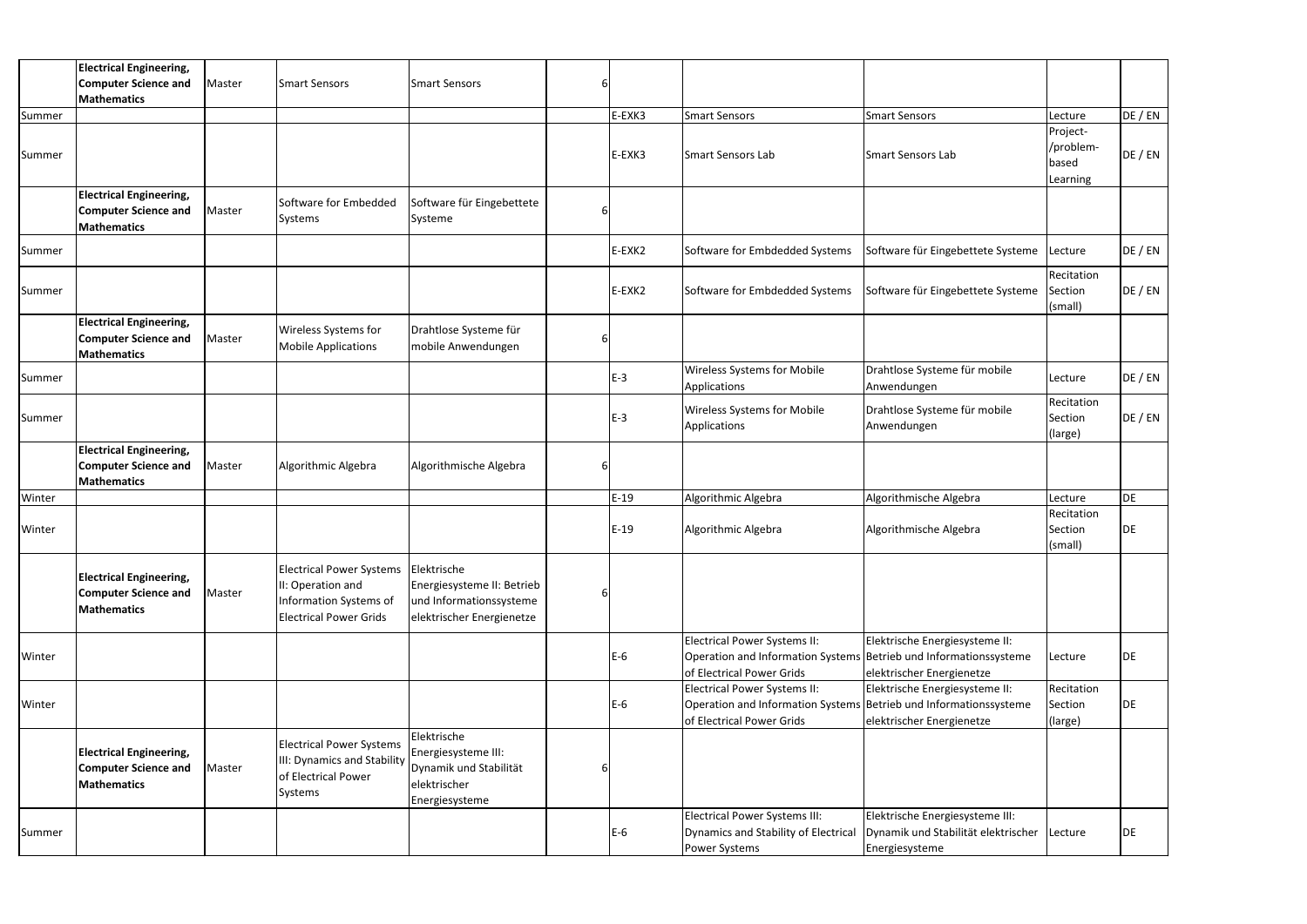|  |  |  |  |  |  |  |  |  |  |  |
|---|---|---|---|---|---|---|---|---|---|---|
|  | **Electrical Engineering, Computer Science and Mathematics** | Master | Smart Sensors | Smart Sensors | 6 |  |  |  |  |  |
| Summer |  |  |  |  |  | E-EXK3 | Smart Sensors | Smart Sensors | Lecture | DE / EN |
| Summer |  |  |  |  |  | E-EXK3 | Smart Sensors Lab | Smart Sensors Lab | Project-/problem-based Learning | DE / EN |
|  | **Electrical Engineering, Computer Science and Mathematics** | Master | Software for Embedded Systems | Software für Eingebettete Systeme | 6 |  |  |  |  |  |
| Summer |  |  |  |  |  | E-EXK2 | Software for Embdedded Systems | Software für Eingebettete Systeme | Lecture | DE / EN |
| Summer |  |  |  |  |  | E-EXK2 | Software for Embdedded Systems | Software für Eingebettete Systeme | Recitation Section (small) | DE / EN |
|  | **Electrical Engineering, Computer Science and Mathematics** | Master | Wireless Systems for Mobile Applications | Drahtlose Systeme für mobile Anwendungen | 6 |  |  |  |  |  |
| Summer |  |  |  |  |  | E-3 | Wireless Systems for Mobile Applications | Drahtlose Systeme für mobile Anwendungen | Lecture | DE / EN |
| Summer |  |  |  |  |  | E-3 | Wireless Systems for Mobile Applications | Drahtlose Systeme für mobile Anwendungen | Recitation Section (large) | DE / EN |
|  | **Electrical Engineering, Computer Science and Mathematics** | Master | Algorithmic Algebra | Algorithmische Algebra | 6 |  |  |  |  |  |
| Winter |  |  |  |  |  | E-19 | Algorithmic Algebra | Algorithmische Algebra | Lecture | DE |
| Winter |  |  |  |  |  | E-19 | Algorithmic Algebra | Algorithmische Algebra | Recitation Section (small) | DE |
|  | **Electrical Engineering, Computer Science and Mathematics** | Master | Electrical Power Systems II: Operation and Information Systems of Electrical Power Grids | Elektrische Energiesysteme II: Betrieb und Informationssysteme elektrischer Energienetze | 6 |  |  |  |  |  |
| Winter |  |  |  |  |  | E-6 | Electrical Power Systems II: Operation and Information Systems of Electrical Power Grids | Elektrische Energiesysteme II: Betrieb und Informationssysteme elektrischer Energienetze | Lecture | DE |
| Winter |  |  |  |  |  | E-6 | Electrical Power Systems II: Operation and Information Systems of Electrical Power Grids | Elektrische Energiesysteme II: Betrieb und Informationssysteme elektrischer Energienetze | Recitation Section (large) | DE |
|  | **Electrical Engineering, Computer Science and Mathematics** | Master | Electrical Power Systems III: Dynamics and Stability of Electrical Power Systems | Elektrische Energiesysteme III: Dynamik und Stabilität elektrischer Energiesysteme | 6 |  |  |  |  |  |
| Summer |  |  |  |  |  | E-6 | Electrical Power Systems III: Dynamics and Stability of Electrical Power Systems | Elektrische Energiesysteme III: Dynamik und Stabilität elektrischer Energiesysteme | Lecture | DE |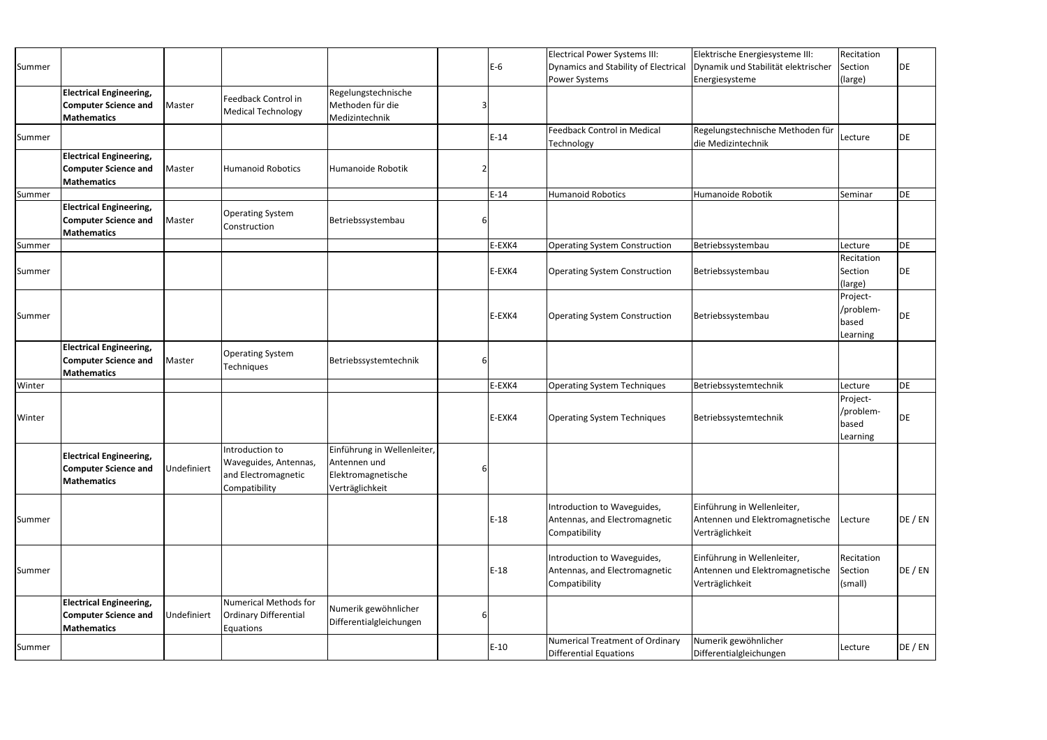| | | | | | | | | | | |
|---|---|---|---|---|---|---|---|---|---|---|
| Summer | | | | | | E-6 | Electrical Power Systems III: Dynamics and Stability of Electrical Power Systems | Elektrische Energiesysteme III: Dynamik und Stabilität elektrischer Energiesysteme | Recitation Section (large) | DE |
| | **Electrical Engineering, Computer Science and Mathematics** | Master | Feedback Control in Medical Technology | Regelungstechnische Methoden für die Medizintechnik | 3 | | | | | |
| Summer | | | | | | E-14 | Feedback Control in Medical Technology | Regelungstechnische Methoden für die Medizintechnik | Lecture | DE |
| | **Electrical Engineering, Computer Science and Mathematics** | Master | Humanoid Robotics | Humanoide Robotik | 2 | | | | | |
| Summer | | | | | | E-14 | Humanoid Robotics | Humanoide Robotik | Seminar | DE |
| | **Electrical Engineering, Computer Science and Mathematics** | Master | Operating System Construction | Betriebssystembau | 6 | | | | | |
| Summer | | | | | | E-EXK4 | Operating System Construction | Betriebssystembau | Lecture | DE |
| Summer | | | | | | E-EXK4 | Operating System Construction | Betriebssystembau | Recitation Section (large) | DE |
| Summer | | | | | | E-EXK4 | Operating System Construction | Betriebssystembau | Project-/problem-based Learning | DE |
| | **Electrical Engineering, Computer Science and Mathematics** | Master | Operating System Techniques | Betriebssystemtechnik | 6 | | | | | |
| Winter | | | | | | E-EXK4 | Operating System Techniques | Betriebssystemtechnik | Lecture | DE |
| Winter | | | | | | E-EXK4 | Operating System Techniques | Betriebssystemtechnik | Project-/problem-based Learning | DE |
| | **Electrical Engineering, Computer Science and Mathematics** | Undefiniert | Introduction to Waveguides, Antennas, and Electromagnetic Compatibility | Einführung in Wellenleiter, Antennen und Elektromagnetische Verträglichkeit | 6 | | | | | |
| Summer | | | | | | E-18 | Introduction to Waveguides, Antennas, and Electromagnetic Compatibility | Einführung in Wellenleiter, Antennen und Elektromagnetische Verträglichkeit | Lecture | DE / EN |
| Summer | | | | | | E-18 | Introduction to Waveguides, Antennas, and Electromagnetic Compatibility | Einführung in Wellenleiter, Antennen und Elektromagnetische Verträglichkeit | Recitation Section (small) | DE / EN |
| | **Electrical Engineering, Computer Science and Mathematics** | Undefiniert | Numerical Methods for Ordinary Differential Equations | Numerik gewöhnlicher Differentialgleichungen | 6 | | | | | |
| Summer | | | | | | E-10 | Numerical Treatment of Ordinary Differential Equations | Numerik gewöhnlicher Differentialgleichungen | Lecture | DE / EN |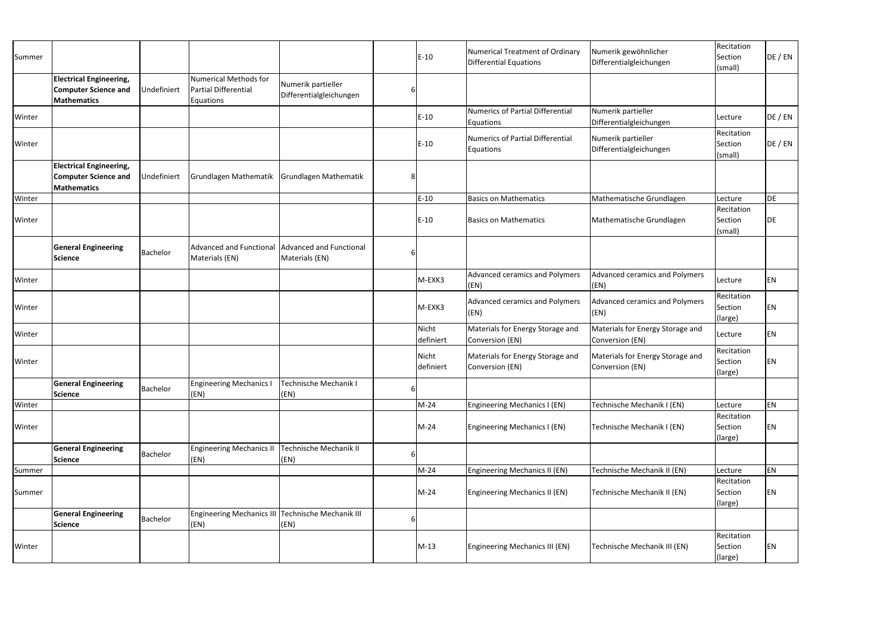| | | | | | | | | | | |
|---|---|---|---|---|---|---|---|---|---|---|
| Summer | | | | | | | E-10 | Numerical Treatment of Ordinary Differential Equations | Numerik gewöhnlicher Differentialgleichungen | Recitation Section (small) | DE / EN |
| | **Electrical Engineering, Computer Science and Mathematics** | Undefiniert | Numerical Methods for Partial Differential Equations | Numerik partieller Differentialgleichungen | 6 | | | | | | |
| Winter | | | | | | | E-10 | Numerics of Partial Differential Equations | Numerik partieller Differentialgleichungen | Lecture | DE / EN |
| Winter | | | | | | | E-10 | Numerics of Partial Differential Equations | Numerik partieller Differentialgleichungen | Recitation Section (small) | DE / EN |
| | **Electrical Engineering, Computer Science and Mathematics** | Undefiniert | Grundlagen Mathematik | Grundlagen Mathematik | 8 | | | | | | |
| Winter | | | | | | | E-10 | Basics on Mathematics | Mathematische Grundlagen | Lecture | DE |
| Winter | | | | | | | E-10 | Basics on Mathematics | Mathematische Grundlagen | Recitation Section (small) | DE |
| | **General Engineering Science** | Bachelor | Advanced and Functional Materials (EN) | Advanced and Functional Materials (EN) | 6 | | | | | | |
| Winter | | | | | | | M-EXK3 | Advanced ceramics and Polymers (EN) | Advanced ceramics and Polymers (EN) | Lecture | EN |
| Winter | | | | | | | M-EXK3 | Advanced ceramics and Polymers (EN) | Advanced ceramics and Polymers (EN) | Recitation Section (large) | EN |
| Winter | | | | | | | Nicht definiert | Materials for Energy Storage and Conversion (EN) | Materials for Energy Storage and Conversion (EN) | Lecture | EN |
| Winter | | | | | | | Nicht definiert | Materials for Energy Storage and Conversion (EN) | Materials for Energy Storage and Conversion (EN) | Recitation Section (large) | EN |
| | **General Engineering Science** | Bachelor | Engineering Mechanics I (EN) | Technische Mechanik I (EN) | 6 | | | | | | |
| Winter | | | | | | | M-24 | Engineering Mechanics I (EN) | Technische Mechanik I (EN) | Lecture | EN |
| Winter | | | | | | | M-24 | Engineering Mechanics I (EN) | Technische Mechanik I (EN) | Recitation Section (large) | EN |
| | **General Engineering Science** | Bachelor | Engineering Mechanics II (EN) | Technische Mechanik II (EN) | 6 | | | | | | |
| Summer | | | | | | | M-24 | Engineering Mechanics II (EN) | Technische Mechanik II (EN) | Lecture | EN |
| Summer | | | | | | | M-24 | Engineering Mechanics II (EN) | Technische Mechanik II (EN) | Recitation Section (large) | EN |
| | **General Engineering Science** | Bachelor | Engineering Mechanics III (EN) | Technische Mechanik III (EN) | 6 | | | | | | |
| Winter | | | | | | | M-13 | Engineering Mechanics III (EN) | Technische Mechanik III (EN) | Recitation Section (large) | EN |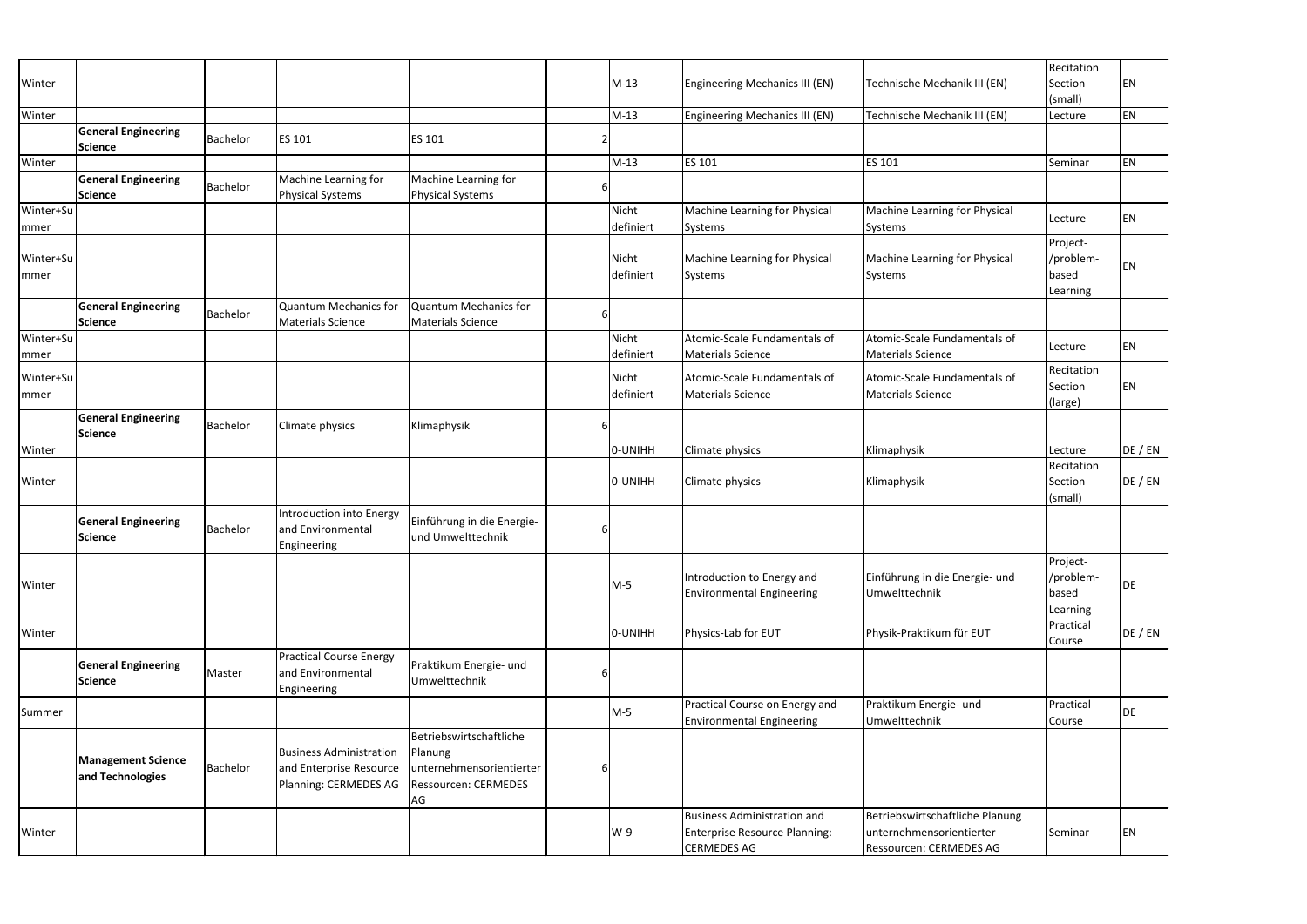| | | | | | | | | | | |
|---|---|---|---|---|---|---|---|---|---|---|
| Winter | | | | | | M-13 | Engineering Mechanics III (EN) | Technische Mechanik III (EN) | Recitation Section (small) | EN |
| Winter | | | | | | M-13 | Engineering Mechanics III (EN) | Technische Mechanik III (EN) | Lecture | EN |
| | **General Engineering Science** | Bachelor | ES 101 | ES 101 | 2 | | | | | |
| Winter | | | | | | M-13 | ES 101 | ES 101 | Seminar | EN |
| | **General Engineering Science** | Bachelor | Machine Learning for Physical Systems | Machine Learning for Physical Systems | 6 | | | | | |
| Winter+Summer | | | | | | Nicht definiert | Machine Learning for Physical Systems | Machine Learning for Physical Systems | Lecture | EN |
| Winter+Summer | | | | | | Nicht definiert | Machine Learning for Physical Systems | Machine Learning for Physical Systems | Project-/problem-based Learning | EN |
| | **General Engineering Science** | Bachelor | Quantum Mechanics for Materials Science | Quantum Mechanics for Materials Science | 6 | | | | | |
| Winter+Summer | | | | | | Nicht definiert | Atomic-Scale Fundamentals of Materials Science | Atomic-Scale Fundamentals of Materials Science | Lecture | EN |
| Winter+Summer | | | | | | Nicht definiert | Atomic-Scale Fundamentals of Materials Science | Atomic-Scale Fundamentals of Materials Science | Recitation Section (large) | EN |
| | **General Engineering Science** | Bachelor | Climate physics | Klimaphysik | 6 | | | | | |
| Winter | | | | | | 0-UNIHH | Climate physics | Klimaphysik | Lecture | DE / EN |
| Winter | | | | | | 0-UNIHH | Climate physics | Klimaphysik | Recitation Section (small) | DE / EN |
| | **General Engineering Science** | Bachelor | Introduction into Energy and Environmental Engineering | Einführung in die Energie- und Umwelttechnik | 6 | | | | | |
| Winter | | | | | | M-5 | Introduction to Energy and Environmental Engineering | Einführung in die Energie- und Umwelttechnik | Project-/problem-based Learning | DE |
| Winter | | | | | | 0-UNIHH | Physics-Lab for EUT | Physik-Praktikum für EUT | Practical Course | DE / EN |
| | **General Engineering Science** | Master | Practical Course Energy and Environmental Engineering | Praktikum Energie- und Umwelttechnik | 6 | | | | | |
| Summer | | | | | | M-5 | Practical Course on Energy and Environmental Engineering | Praktikum Energie- und Umwelttechnik | Practical Course | DE |
| | **Management Science and Technologies** | Bachelor | Business Administration and Enterprise Resource Planning: CERMEDES AG | Betriebswirtschaftliche Planung unternehmensorientierter Ressourcen: CERMEDES AG | 6 | | | | | |
| Winter | | | | | | W-9 | Business Administration and Enterprise Resource Planning: CERMEDES AG | Betriebswirtschaftliche Planung unternehmensorientierter Ressourcen: CERMEDES AG | Seminar | EN |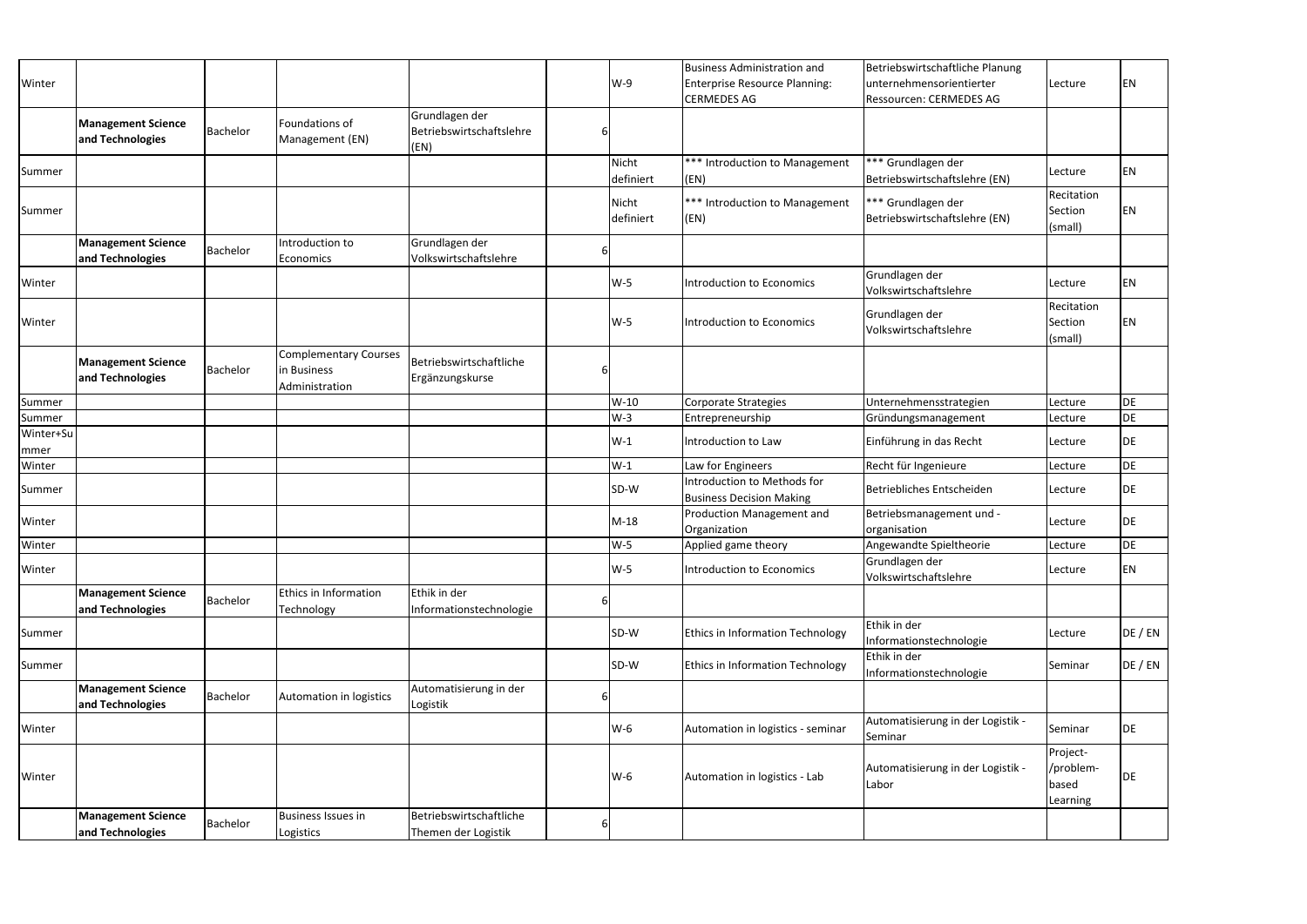| | | | | | | | | | | |
|---|---|---|---|---|---|---|---|---|---|---|
| Winter | | | | | | W-9 | Business Administration and Enterprise Resource Planning: CERMEDES AG | Betriebswirtschaftliche Planung unternehmensorientierter Ressourcen: CERMEDES AG | Lecture | EN |
| | **Management Science and Technologies** | Bachelor | Foundations of Management (EN) | Grundlagen der Betriebswirtschaftslehre (EN) | 6 | | | | | |
| Summer | | | | | | Nicht definiert | *** Introduction to Management (EN) | *** Grundlagen der Betriebswirtschaftslehre (EN) | Lecture | EN |
| Summer | | | | | | Nicht definiert | *** Introduction to Management (EN) | *** Grundlagen der Betriebswirtschaftslehre (EN) | Recitation Section (small) | EN |
| | **Management Science and Technologies** | Bachelor | Introduction to Economics | Grundlagen der Volkswirtschaftslehre | 6 | | | | | |
| Winter | | | | | | W-5 | Introduction to Economics | Grundlagen der Volkswirtschaftslehre | Lecture | EN |
| Winter | | | | | | W-5 | Introduction to Economics | Grundlagen der Volkswirtschaftslehre | Recitation Section (small) | EN |
| | **Management Science and Technologies** | Bachelor | Complementary Courses in Business Administration | Betriebswirtschaftliche Ergänzungskurse | 6 | | | | | |
| Summer | | | | | | W-10 | Corporate Strategies | Unternehmensstrategien | Lecture | DE |
| Summer | | | | | | W-3 | Entrepreneurship | Gründungsmanagement | Lecture | DE |
| Winter+Summer | | | | | | W-1 | Introduction to Law | Einführung in das Recht | Lecture | DE |
| Winter | | | | | | W-1 | Law for Engineers | Recht für Ingenieure | Lecture | DE |
| Summer | | | | | | SD-W | Introduction to Methods for Business Decision Making | Betriebliches Entscheiden | Lecture | DE |
| Winter | | | | | | M-18 | Production Management and Organization | Betriebsmanagement und -organisation | Lecture | DE |
| Winter | | | | | | W-5 | Applied game theory | Angewandte Spieltheorie | Lecture | DE |
| Winter | | | | | | W-5 | Introduction to Economics | Grundlagen der Volkswirtschaftslehre | Lecture | EN |
| | **Management Science and Technologies** | Bachelor | Ethics in Information Technology | Ethik in der Informationstechnologie | 6 | | | | | |
| Summer | | | | | | SD-W | Ethics in Information Technology | Ethik in der Informationstechnologie | Lecture | DE / EN |
| Summer | | | | | | SD-W | Ethics in Information Technology | Ethik in der Informationstechnologie | Seminar | DE / EN |
| | **Management Science and Technologies** | Bachelor | Automation in logistics | Automatisierung in der Logistik | 6 | | | | | |
| Winter | | | | | | W-6 | Automation in logistics - seminar | Automatisierung in der Logistik - Seminar | Seminar | DE |
| Winter | | | | | | W-6 | Automation in logistics - Lab | Automatisierung in der Logistik - Labor | Project-/problem-based Learning | DE |
| | **Management Science and Technologies** | Bachelor | Business Issues in Logistics | Betriebswirtschaftliche Themen der Logistik | 6 | | | | | |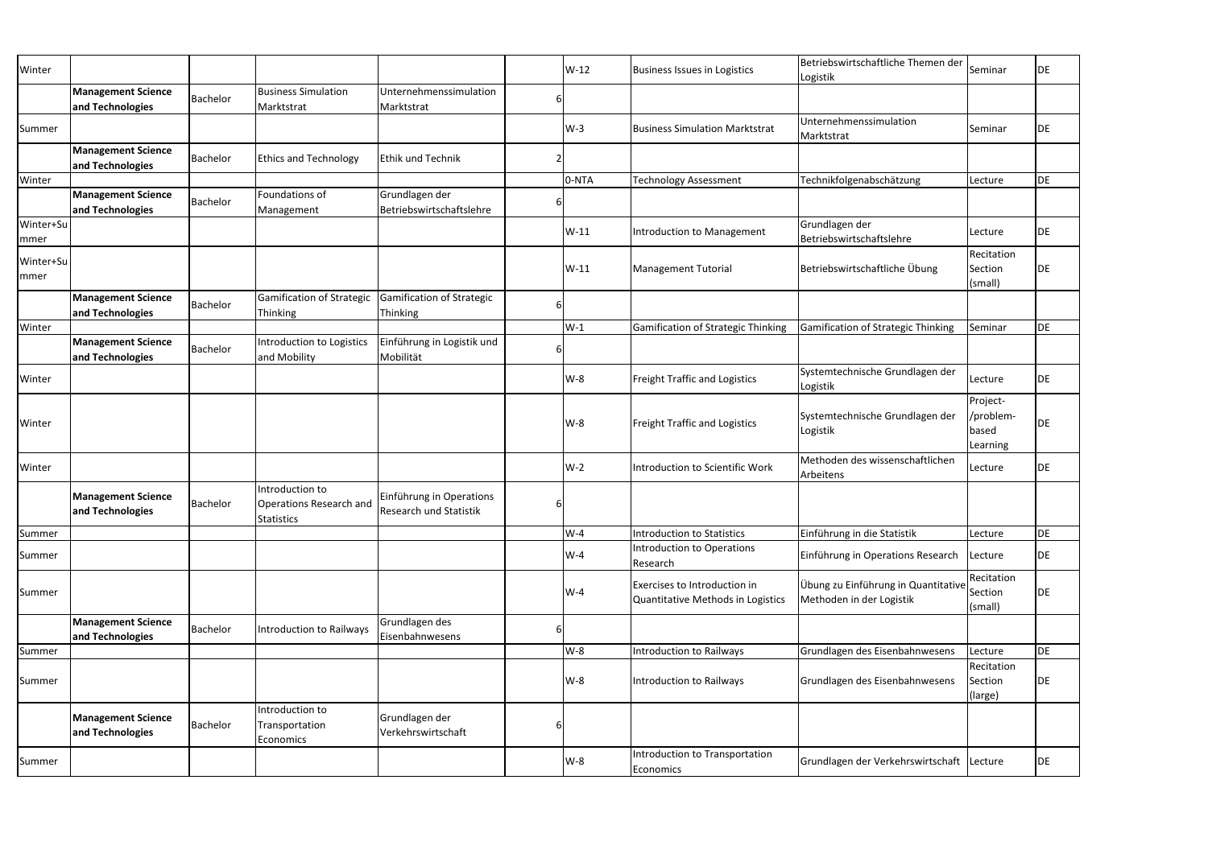| Winter | | | | | | W-12 | Business Issues in Logistics | Betriebswirtschaftliche Themen der Logistik | Seminar | DE |
|---|---|---|---|---|---|---|---|---|---|---|
| | **Management Science and Technologies** | Bachelor | Business Simulation Marktstrat | Unternehmenssimulation Marktstrat | 6 | | | | | |
| Summer | | | | | | W-3 | Business Simulation Marktstrat | Unternehmenssimulation Marktstrat | Seminar | DE |
| | **Management Science and Technologies** | Bachelor | Ethics and Technology | Ethik und Technik | 2 | | | | | |
| Winter | | | | | | 0-NTA | Technology Assessment | Technikfolgenabschätzung | Lecture | DE |
| | **Management Science and Technologies** | Bachelor | Foundations of Management | Grundlagen der Betriebswirtschaftslehre | 6 | | | | | |
| Winter+Summer | | | | | | W-11 | Introduction to Management | Grundlagen der Betriebswirtschaftslehre | Lecture | DE |
| Winter+Summer | | | | | | W-11 | Management Tutorial | Betriebswirtschaftliche Übung | Recitation Section (small) | DE |
| | **Management Science and Technologies** | Bachelor | Gamification of Strategic Thinking | Gamification of Strategic Thinking | 6 | | | | | |
| Winter | | | | | | W-1 | Gamification of Strategic Thinking | Gamification of Strategic Thinking | Seminar | DE |
| | **Management Science and Technologies** | Bachelor | Introduction to Logistics and Mobility | Einführung in Logistik und Mobilität | 6 | | | | | |
| Winter | | | | | | W-8 | Freight Traffic and Logistics | Systemtechnische Grundlagen der Logistik | Lecture | DE |
| Winter | | | | | | W-8 | Freight Traffic and Logistics | Systemtechnische Grundlagen der Logistik | Project-/problem-based Learning | DE |
| Winter | | | | | | W-2 | Introduction to Scientific Work | Methoden des wissenschaftlichen Arbeitens | Lecture | DE |
| | **Management Science and Technologies** | Bachelor | Introduction to Operations Research and Statistics | Einführung in Operations Research und Statistik | 6 | | | | | |
| Summer | | | | | | W-4 | Introduction to Statistics | Einführung in die Statistik | Lecture | DE |
| Summer | | | | | | W-4 | Introduction to Operations Research | Einführung in Operations Research | Lecture | DE |
| Summer | | | | | | W-4 | Exercises to Introduction in Quantitative Methods in Logistics | Übung zu Einführung in Quantitative Methoden in der Logistik | Recitation Section (small) | DE |
| | **Management Science and Technologies** | Bachelor | Introduction to Railways | Grundlagen des Eisenbahnwesens | 6 | | | | | |
| Summer | | | | | | W-8 | Introduction to Railways | Grundlagen des Eisenbahnwesens | Lecture | DE |
| Summer | | | | | | W-8 | Introduction to Railways | Grundlagen des Eisenbahnwesens | Recitation Section (large) | DE |
| | **Management Science and Technologies** | Bachelor | Introduction to Transportation Economics | Grundlagen der Verkehrswirtschaft | 6 | | | | | |
| Summer | | | | | | W-8 | Introduction to Transportation Economics | Grundlagen der Verkehrswirtschaft | Lecture | DE |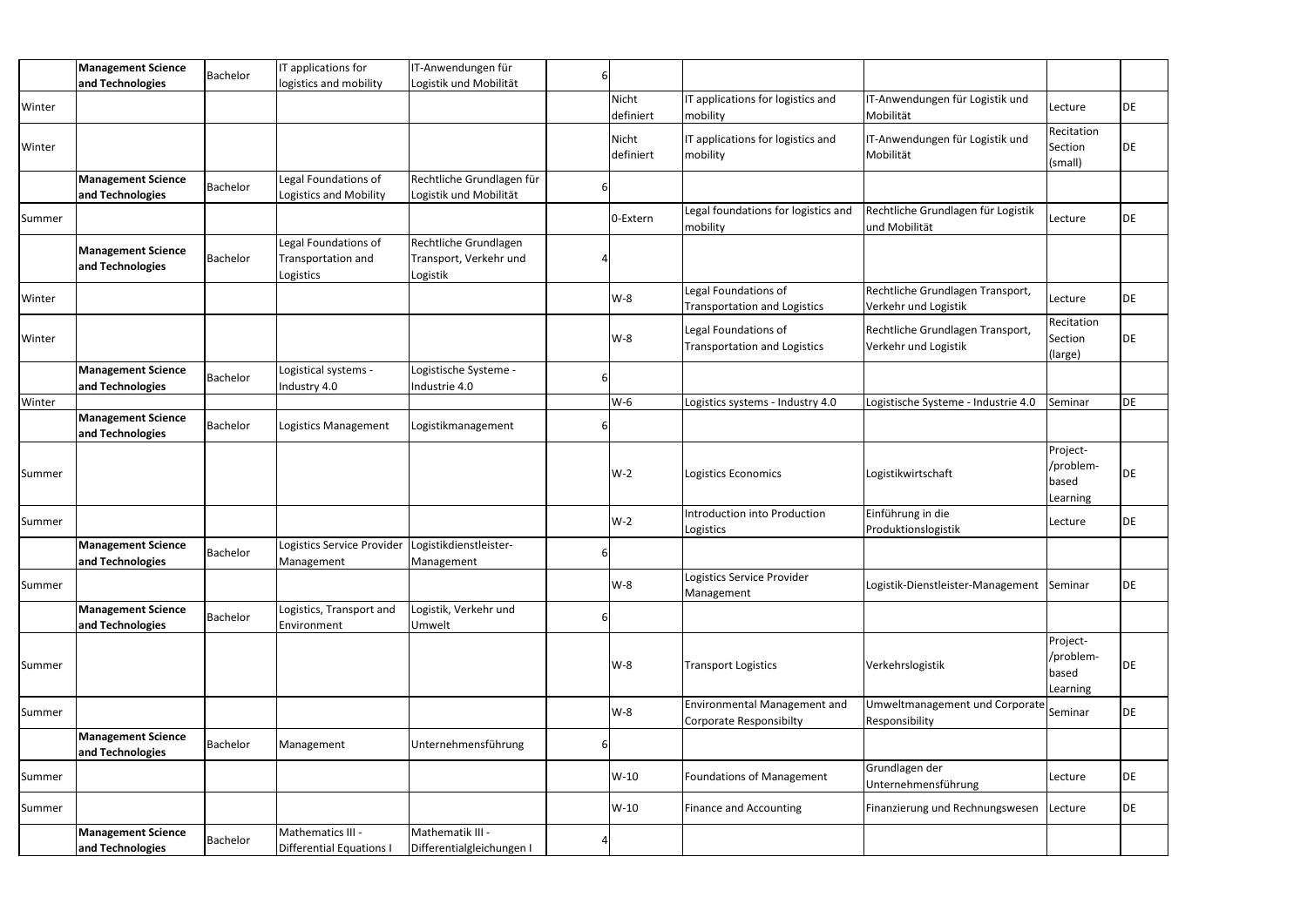| | | | | | | | | | | |
|---|---|---|---|---|---|---|---|---|---|---|
| | **Management Science and Technologies** | Bachelor | IT applications for logistics and mobility | IT-Anwendungen für Logistik und Mobilität | 6 | | | | | |
| Winter | | | | | | Nicht definiert | IT applications for logistics and mobility | IT-Anwendungen für Logistik und Mobilität | Lecture | DE |
| Winter | | | | | | Nicht definiert | IT applications for logistics and mobility | IT-Anwendungen für Logistik und Mobilität | Recitation Section (small) | DE |
| | **Management Science and Technologies** | Bachelor | Legal Foundations of Logistics and Mobility | Rechtliche Grundlagen für Logistik und Mobilität | 6 | | | | | |
| Summer | | | | | | 0-Extern | Legal foundations for logistics and mobility | Rechtliche Grundlagen für Logistik und Mobilität | Lecture | DE |
| | **Management Science and Technologies** | Bachelor | Legal Foundations of Transportation and Logistics | Rechtliche Grundlagen Transport, Verkehr und Logistik | 4 | | | | | |
| Winter | | | | | | W-8 | Legal Foundations of Transportation and Logistics | Rechtliche Grundlagen Transport, Verkehr und Logistik | Lecture | DE |
| Winter | | | | | | W-8 | Legal Foundations of Transportation and Logistics | Rechtliche Grundlagen Transport, Verkehr und Logistik | Recitation Section (large) | DE |
| | **Management Science and Technologies** | Bachelor | Logistical systems - Industry 4.0 | Logistische Systeme - Industrie 4.0 | 6 | | | | | |
| Winter | | | | | | W-6 | Logistics systems - Industry 4.0 | Logistische Systeme - Industrie 4.0 | Seminar | DE |
| | **Management Science and Technologies** | Bachelor | Logistics Management | Logistikmanagement | 6 | | | | | |
| Summer | | | | | | W-2 | Logistics Economics | Logistikwirtschaft | Project-/problem-based Learning | DE |
| Summer | | | | | | W-2 | Introduction into Production Logistics | Einführung in die Produktionslogistik | Lecture | DE |
| | **Management Science and Technologies** | Bachelor | Logistics Service Provider Management | Logistikdienstleister-Management | 6 | | | | | |
| Summer | | | | | | W-8 | Logistics Service Provider Management | Logistik-Dienstleister-Management | Seminar | DE |
| | **Management Science and Technologies** | Bachelor | Logistics, Transport and Environment | Logistik, Verkehr und Umwelt | 6 | | | | | |
| Summer | | | | | | W-8 | Transport Logistics | Verkehrslogistik | Project-/problem-based Learning | DE |
| Summer | | | | | | W-8 | Environmental Management and Corporate Responsibilty | Umweltmanagement und Corporate Responsibility | Seminar | DE |
| | **Management Science and Technologies** | Bachelor | Management | Unternehmensführung | 6 | | | | | |
| Summer | | | | | | W-10 | Foundations of Management | Grundlagen der Unternehmensführung | Lecture | DE |
| Summer | | | | | | W-10 | Finance and Accounting | Finanzierung und Rechnungswesen | Lecture | DE |
| | **Management Science and Technologies** | Bachelor | Mathematics III - Differential Equations I | Mathematik III - Differentialgleichungen I | 4 | | | | | |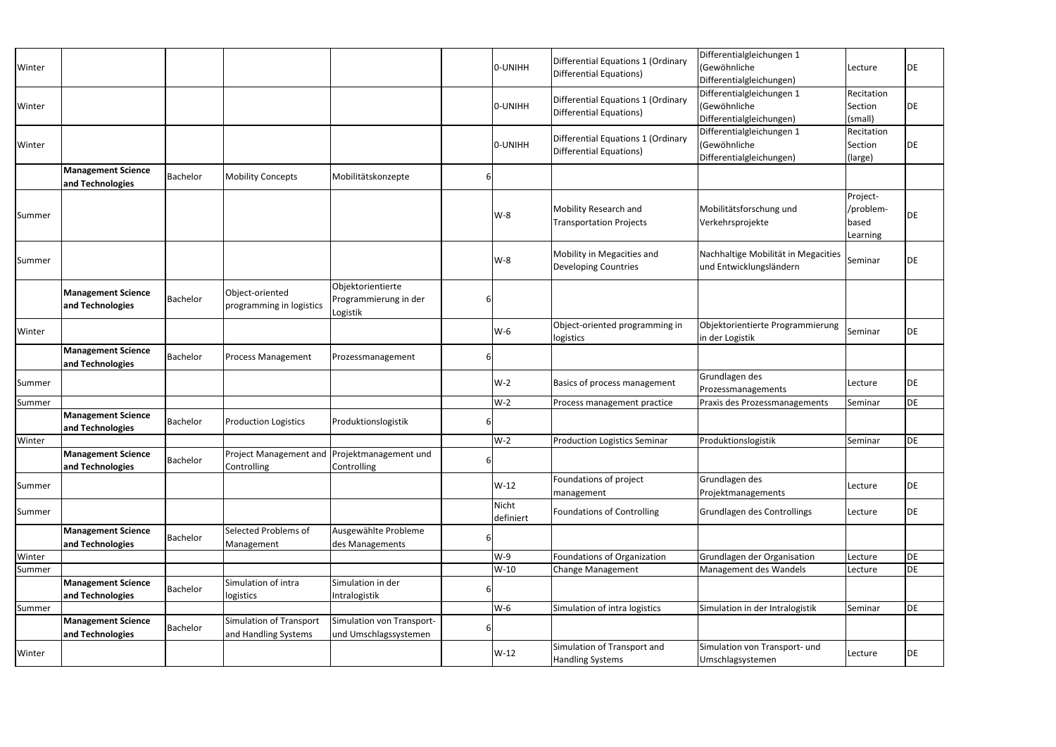| | | | | | | | | | | |
|---|---|---|---|---|---|---|---|---|---|---|
| Winter | | | | | | 0-UNIHH | Differential Equations 1 (Ordinary Differential Equations) | Differentialgleichungen 1 (Gewöhnliche Differentialgleichungen) | Lecture | DE |
| Winter | | | | | | 0-UNIHH | Differential Equations 1 (Ordinary Differential Equations) | Differentialgleichungen 1 (Gewöhnliche Differentialgleichungen) | Recitation Section (small) | DE |
| Winter | | | | | | 0-UNIHH | Differential Equations 1 (Ordinary Differential Equations) | Differentialgleichungen 1 (Gewöhnliche Differentialgleichungen) | Recitation Section (large) | DE |
| | **Management Science and Technologies** | Bachelor | Mobility Concepts | Mobilitätskonzepte | 6 | | | | | |
| Summer | | | | | | W-8 | Mobility Research and Transportation Projects | Mobilitätsforschung und Verkehrsprojekte | Project-/problem-based Learning | DE |
| Summer | | | | | | W-8 | Mobility in Megacities and Developing Countries | Nachhaltige Mobilität in Megacities und Entwicklungsländern | Seminar | DE |
| | **Management Science and Technologies** | Bachelor | Object-oriented programming in logistics | Objektorientierte Programmierung in der Logistik | 6 | | | | | |
| Winter | | | | | | W-6 | Object-oriented programming in logistics | Objektorientierte Programmierung in der Logistik | Seminar | DE |
| | **Management Science and Technologies** | Bachelor | Process Management | Prozessmanagement | 6 | | | | | |
| Summer | | | | | | W-2 | Basics of process management | Grundlagen des Prozessmanagements | Lecture | DE |
| Summer | | | | | | W-2 | Process management practice | Praxis des Prozessmanagements | Seminar | DE |
| | **Management Science and Technologies** | Bachelor | Production Logistics | Produktionslogistik | 6 | | | | | |
| Winter | | | | | | W-2 | Production Logistics Seminar | Produktionslogistik | Seminar | DE |
| | **Management Science and Technologies** | Bachelor | Project Management and Controlling | Projektmanagement und Controlling | 6 | | | | | |
| Summer | | | | | | W-12 | Foundations of project management | Grundlagen des Projektmanagements | Lecture | DE |
| Summer | | | | | | Nicht definiert | Foundations of Controlling | Grundlagen des Controllings | Lecture | DE |
| | **Management Science and Technologies** | Bachelor | Selected Problems of Management | Ausgewählte Probleme des Managements | 6 | | | | | |
| Winter | | | | | | W-9 | Foundations of Organization | Grundlagen der Organisation | Lecture | DE |
| Summer | | | | | | W-10 | Change Management | Management des Wandels | Lecture | DE |
| | **Management Science and Technologies** | Bachelor | Simulation of intra logistics | Simulation in der Intralogistik | 6 | | | | | |
| Summer | | | | | | W-6 | Simulation of intra logistics | Simulation in der Intralogistik | Seminar | DE |
| | **Management Science and Technologies** | Bachelor | Simulation of Transport and Handling Systems | Simulation von Transport- und Umschlagssystemen | 6 | | | | | |
| Winter | | | | | | W-12 | Simulation of Transport and Handling Systems | Simulation von Transport- und Umschlagsystemen | Lecture | DE |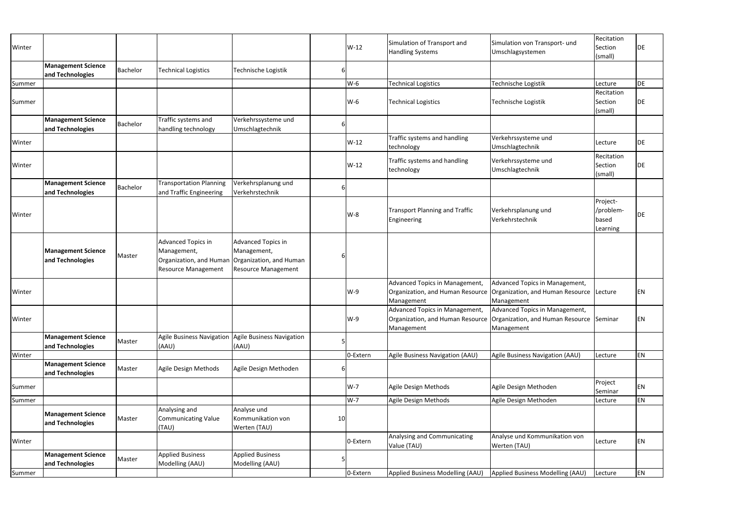| Winter | | | | | | W-12 | Simulation of Transport and Handling Systems | Simulation von Transport- und Umschlagsystemen | Recitation Section (small) | DE |
|---|---|---|---|---|---|---|---|---|---|---|
| | **Management Science and Technologies** | Bachelor | Technical Logistics | Technische Logistik | 6 | | | | | |
| Summer | | | | | | W-6 | Technical Logistics | Technische Logistik | Lecture | DE |
| Summer | | | | | | W-6 | Technical Logistics | Technische Logistik | Recitation Section (small) | DE |
| | **Management Science and Technologies** | Bachelor | Traffic systems and handling technology | Verkehrssysteme und Umschlagtechnik | 6 | | | | | |
| Winter | | | | | | W-12 | Traffic systems and handling technology | Verkehrssysteme und Umschlagtechnik | Lecture | DE |
| Winter | | | | | | W-12 | Traffic systems and handling technology | Verkehrssysteme und Umschlagtechnik | Recitation Section (small) | DE |
| | **Management Science and Technologies** | Bachelor | Transportation Planning and Traffic Engineering | Verkehrsplanung und Verkehrstechnik | 6 | | | | | |
| Winter | | | | | | W-8 | Transport Planning and Traffic Engineering | Verkehrsplanung und Verkehrstechnik | Project-/problem-based Learning | DE |
| | **Management Science and Technologies** | Master | Advanced Topics in Management, Organization, and Human Resource Management | Advanced Topics in Management, Organization, and Human Resource Management | 6 | | | | | |
| Winter | | | | | | W-9 | Advanced Topics in Management, Organization, and Human Resource Management | Advanced Topics in Management, Organization, and Human Resource Management | Lecture | EN |
| Winter | | | | | | W-9 | Advanced Topics in Management, Organization, and Human Resource Management | Advanced Topics in Management, Organization, and Human Resource Management | Seminar | EN |
| | **Management Science and Technologies** | Master | Agile Business Navigation (AAU) | Agile Business Navigation (AAU) | 5 | | | | | |
| Winter | | | | | | 0-Extern | Agile Business Navigation (AAU) | Agile Business Navigation (AAU) | Lecture | EN |
| | **Management Science and Technologies** | Master | Agile Design Methods | Agile Design Methoden | 6 | | | | | |
| Summer | | | | | | W-7 | Agile Design Methods | Agile Design Methoden | Project Seminar | EN |
| Summer | | | | | | W-7 | Agile Design Methods | Agile Design Methoden | Lecture | EN |
| | **Management Science and Technologies** | Master | Analysing and Communicating Value (TAU) | Analyse und Kommunikation von Werten (TAU) | 10 | | | | | |
| Winter | | | | | | 0-Extern | Analysing and Communicating Value (TAU) | Analyse und Kommunikation von Werten (TAU) | Lecture | EN |
| | **Management Science and Technologies** | Master | Applied Business Modelling (AAU) | Applied Business Modelling (AAU) | 5 | | | | | |
| Summer | | | | | | 0-Extern | Applied Business Modelling (AAU) | Applied Business Modelling (AAU) | Lecture | EN |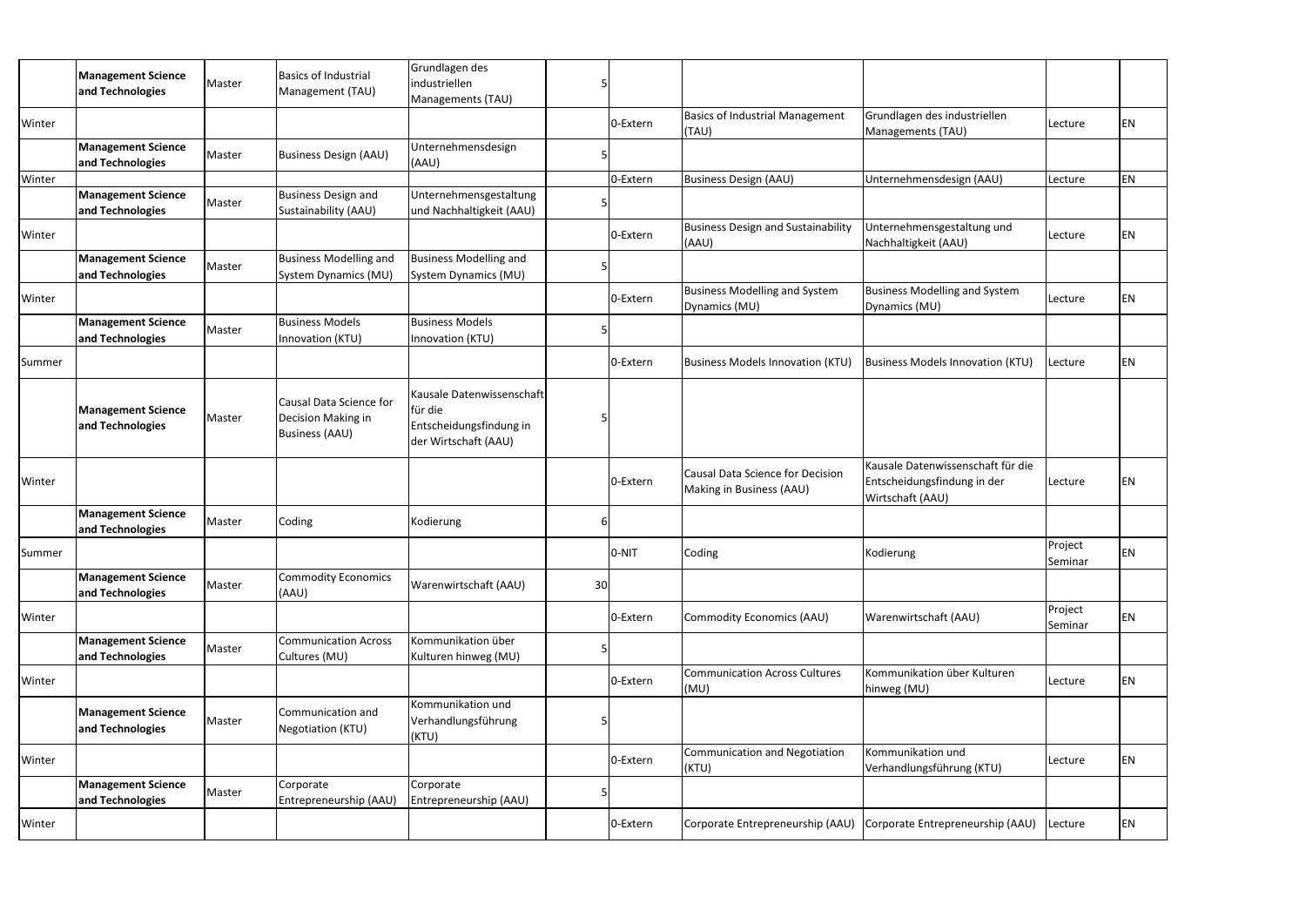| | | | | | | | | | | |
|---|---|---|---|---|---|---|---|---|---|---|
| | **Management Science and Technologies** | Master | Basics of Industrial Management (TAU) | Grundlagen des industriellen Managements (TAU) | 5 | | | | | |
| Winter | | | | | | 0-Extern | Basics of Industrial Management (TAU) | Grundlagen des industriellen Managements (TAU) | Lecture | EN |
| | **Management Science and Technologies** | Master | Business Design (AAU) | Unternehmensdesign (AAU) | 5 | | | | | |
| Winter | | | | | | 0-Extern | Business Design (AAU) | Unternehmensdesign (AAU) | Lecture | EN |
| | **Management Science and Technologies** | Master | Business Design and Sustainability (AAU) | Unternehmensgestaltung und Nachhaltigkeit (AAU) | 5 | | | | | |
| Winter | | | | | | 0-Extern | Business Design and Sustainability (AAU) | Unternehmensgestaltung und Nachhaltigkeit (AAU) | Lecture | EN |
| | **Management Science and Technologies** | Master | Business Modelling and System Dynamics (MU) | Business Modelling and System Dynamics (MU) | 5 | | | | | |
| Winter | | | | | | 0-Extern | Business Modelling and System Dynamics (MU) | Business Modelling and System Dynamics (MU) | Lecture | EN |
| | **Management Science and Technologies** | Master | Business Models Innovation (KTU) | Business Models Innovation (KTU) | 5 | | | | | |
| Summer | | | | | | 0-Extern | Business Models Innovation (KTU) | Business Models Innovation (KTU) | Lecture | EN |
| | **Management Science and Technologies** | Master | Causal Data Science for Decision Making in Business (AAU) | Kausale Datenwissenschaft für die Entscheidungsfindung in der Wirtschaft (AAU) | 5 | | | | | |
| Winter | | | | | | 0-Extern | Causal Data Science for Decision Making in Business (AAU) | Kausale Datenwissenschaft für die Entscheidungsfindung in der Wirtschaft (AAU) | Lecture | EN |
| | **Management Science and Technologies** | Master | Coding | Kodierung | 6 | | | | | |
| Summer | | | | | | 0-NIT | Coding | Kodierung | Project Seminar | EN |
| | **Management Science and Technologies** | Master | Commodity Economics (AAU) | Warenwirtschaft (AAU) | 30 | | | | | |
| Winter | | | | | | 0-Extern | Commodity Economics (AAU) | Warenwirtschaft (AAU) | Project Seminar | EN |
| | **Management Science and Technologies** | Master | Communication Across Cultures (MU) | Kommunikation über Kulturen hinweg (MU) | 5 | | | | | |
| Winter | | | | | | 0-Extern | Communication Across Cultures (MU) | Kommunikation über Kulturen hinweg (MU) | Lecture | EN |
| | **Management Science and Technologies** | Master | Communication and Negotiation (KTU) | Kommunikation und Verhandlungsführung (KTU) | 5 | | | | | |
| Winter | | | | | | 0-Extern | Communication and Negotiation (KTU) | Kommunikation und Verhandlungsführung (KTU) | Lecture | EN |
| | **Management Science and Technologies** | Master | Corporate Entrepreneurship (AAU) | Corporate Entrepreneurship (AAU) | 5 | | | | | |
| Winter | | | | | | 0-Extern | Corporate Entrepreneurship (AAU) | Corporate Entrepreneurship (AAU) | Lecture | EN |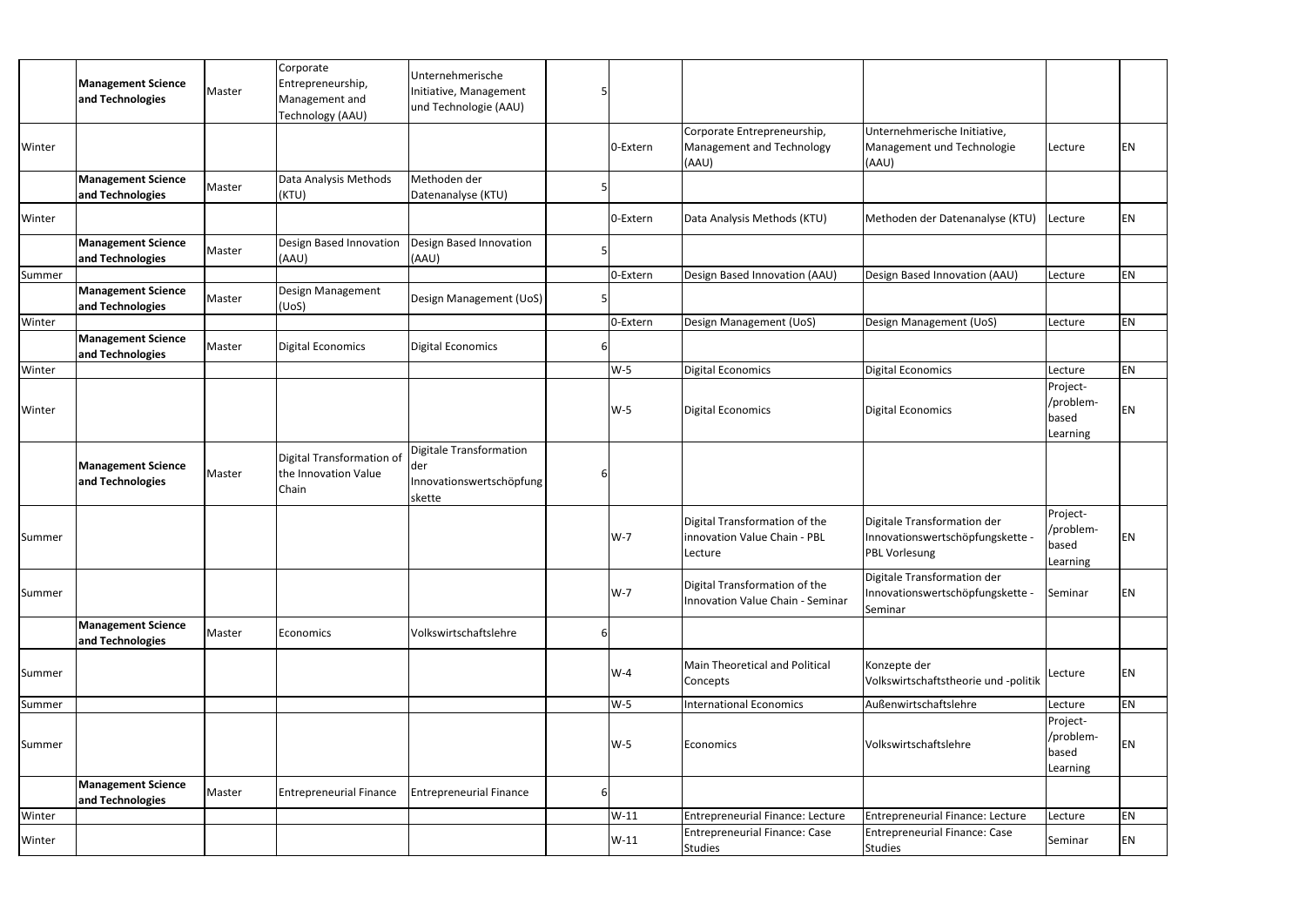| | | | | | | | | | | |
|---|---|---|---|---|---|---|---|---|---|---|
| | **Management Science and Technologies** | Master | Corporate Entrepreneurship, Management and Technology (AAU) | Unternehmerische Initiative, Management und Technologie (AAU) | 5 | | | | | |
| Winter | | | | | | 0-Extern | Corporate Entrepreneurship, Management and Technology (AAU) | Unternehmerische Initiative, Management und Technologie (AAU) | Lecture | EN |
| | **Management Science and Technologies** | Master | Data Analysis Methods (KTU) | Methoden der Datenanalyse (KTU) | 5 | | | | | |
| Winter | | | | | | 0-Extern | Data Analysis Methods (KTU) | Methoden der Datenanalyse (KTU) | Lecture | EN |
| | **Management Science and Technologies** | Master | Design Based Innovation (AAU) | Design Based Innovation (AAU) | 5 | | | | | |
| Summer | | | | | | 0-Extern | Design Based Innovation (AAU) | Design Based Innovation (AAU) | Lecture | EN |
| | **Management Science and Technologies** | Master | Design Management (UoS) | Design Management (UoS) | 5 | | | | | |
| Winter | | | | | | 0-Extern | Design Management (UoS) | Design Management (UoS) | Lecture | EN |
| | **Management Science and Technologies** | Master | Digital Economics | Digital Economics | 6 | | | | | |
| Winter | | | | | | W-5 | Digital Economics | Digital Economics | Lecture | EN |
| Winter | | | | | | W-5 | Digital Economics | Digital Economics | Project-/problem-based Learning | EN |
| | **Management Science and Technologies** | Master | Digital Transformation of the Innovation Value Chain | Digitale Transformation der Innovationswertschöpfungskette | 6 | | | | | |
| Summer | | | | | | W-7 | Digital Transformation of the innovation Value Chain - PBL Lecture | Digitale Transformation der Innovationswertschöpfungskette - PBL Vorlesung | Project-/problem-based Learning | EN |
| Summer | | | | | | W-7 | Digital Transformation of the Innovation Value Chain - Seminar | Digitale Transformation der Innovationswertschöpfungskette - Seminar | Seminar | EN |
| | **Management Science and Technologies** | Master | Economics | Volkswirtschaftslehre | 6 | | | | | |
| Summer | | | | | | W-4 | Main Theoretical and Political Concepts | Konzepte der Volkswirtschaftstheorie und -politik | Lecture | EN |
| Summer | | | | | | W-5 | International Economics | Außenwirtschaftslehre | Lecture | EN |
| Summer | | | | | | W-5 | Economics | Volkswirtschaftslehre | Project-/problem-based Learning | EN |
| | **Management Science and Technologies** | Master | Entrepreneurial Finance | Entrepreneurial Finance | 6 | | | | | |
| Winter | | | | | | W-11 | Entrepreneurial Finance: Lecture | Entrepreneurial Finance: Lecture | Lecture | EN |
| Winter | | | | | | W-11 | Entrepreneurial Finance: Case Studies | Entrepreneurial Finance: Case Studies | Seminar | EN |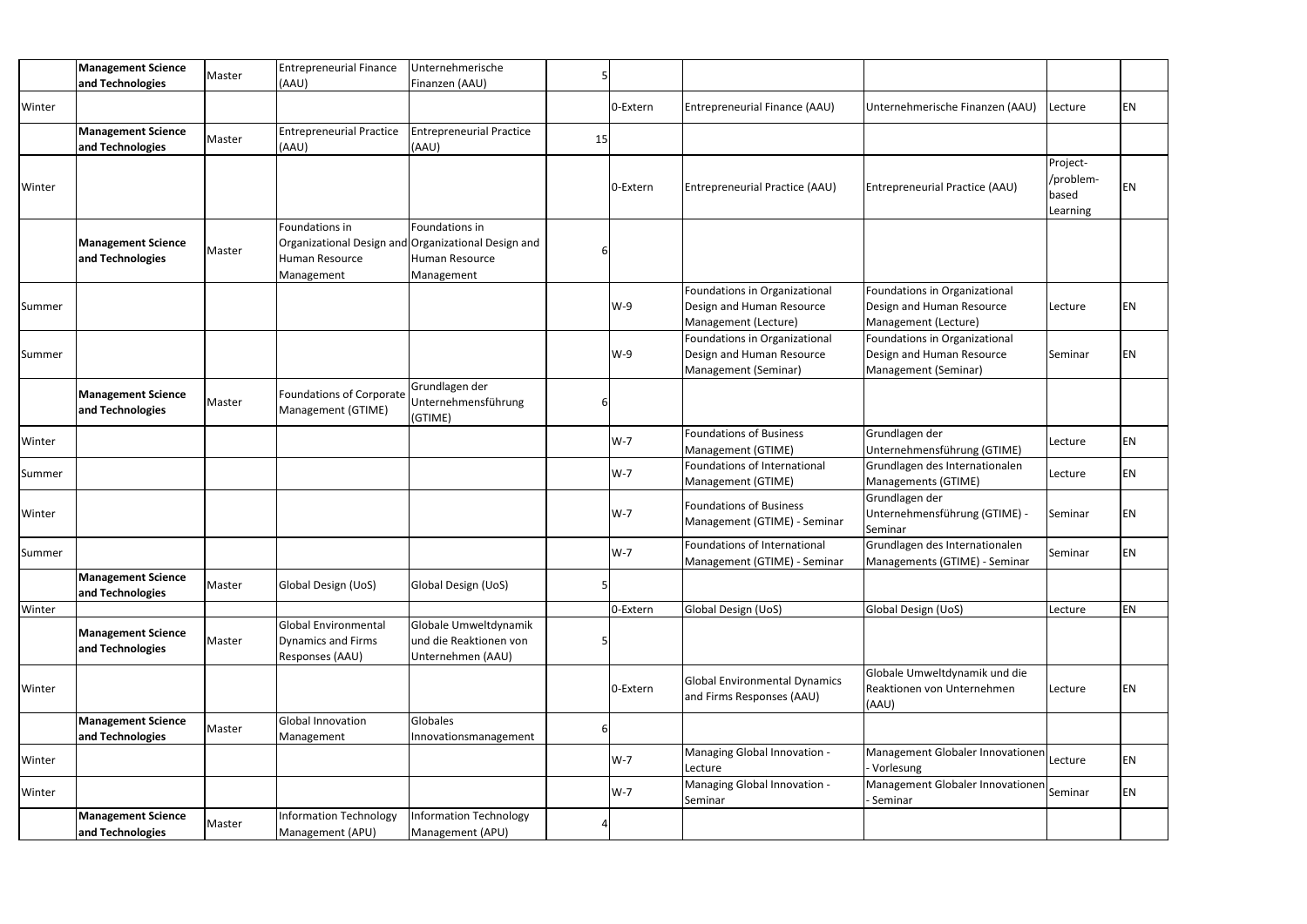| | | | | | | | | | | |
|---|---|---|---|---|---|---|---|---|---|---|
| | **Management Science and Technologies** | Master | Entrepreneurial Finance (AAU) | Unternehmerische Finanzen (AAU) | 5 | | | | | |
| Winter | | | | | | 0-Extern | Entrepreneurial Finance (AAU) | Unternehmerische Finanzen (AAU) | Lecture | EN |
| | **Management Science and Technologies** | Master | Entrepreneurial Practice (AAU) | Entrepreneurial Practice (AAU) | 15 | | | | | |
| Winter | | | | | | 0-Extern | Entrepreneurial Practice (AAU) | Entrepreneurial Practice (AAU) | Project-/problem-based Learning | EN |
| | **Management Science and Technologies** | Master | Foundations in Organizational Design and Human Resource Management | Foundations in Organizational Design and Human Resource Management | 6 | | | | | |
| Summer | | | | | | W-9 | Foundations in Organizational Design and Human Resource Management (Lecture) | Foundations in Organizational Design and Human Resource Management (Lecture) | Lecture | EN |
| Summer | | | | | | W-9 | Foundations in Organizational Design and Human Resource Management (Seminar) | Foundations in Organizational Design and Human Resource Management (Seminar) | Seminar | EN |
| | **Management Science and Technologies** | Master | Foundations of Corporate Management (GTIME) | Grundlagen der Unternehmensführung (GTIME) | 6 | | | | | |
| Winter | | | | | | W-7 | Foundations of Business Management (GTIME) | Grundlagen der Unternehmensführung (GTIME) | Lecture | EN |
| Summer | | | | | | W-7 | Foundations of International Management (GTIME) | Grundlagen des Internationalen Managements (GTIME) | Lecture | EN |
| Winter | | | | | | W-7 | Foundations of Business Management (GTIME) - Seminar | Grundlagen der Unternehmensführung (GTIME) - Seminar | Seminar | EN |
| Summer | | | | | | W-7 | Foundations of International Management (GTIME) - Seminar | Grundlagen des Internationalen Managements (GTIME) - Seminar | Seminar | EN |
| | **Management Science and Technologies** | Master | Global Design (UoS) | Global Design (UoS) | 5 | | | | | |
| Winter | | | | | | 0-Extern | Global Design (UoS) | Global Design (UoS) | Lecture | EN |
| | **Management Science and Technologies** | Master | Global Environmental Dynamics and Firms Responses (AAU) | Globale Umweltdynamik und die Reaktionen von Unternehmen (AAU) | 5 | | | | | |
| Winter | | | | | | 0-Extern | Global Environmental Dynamics and Firms Responses (AAU) | Globale Umweltdynamik und die Reaktionen von Unternehmen (AAU) | Lecture | EN |
| | **Management Science and Technologies** | Master | Global Innovation Management | Globales Innovationsmanagement | 6 | | | | | |
| Winter | | | | | | W-7 | Managing Global Innovation - Lecture | Management Globaler Innovationen - Vorlesung | Lecture | EN |
| Winter | | | | | | W-7 | Managing Global Innovation - Seminar | Management Globaler Innovationen - Seminar | Seminar | EN |
| | **Management Science and Technologies** | Master | Information Technology Management (APU) | Information Technology Management (APU) | 4 | | | | | |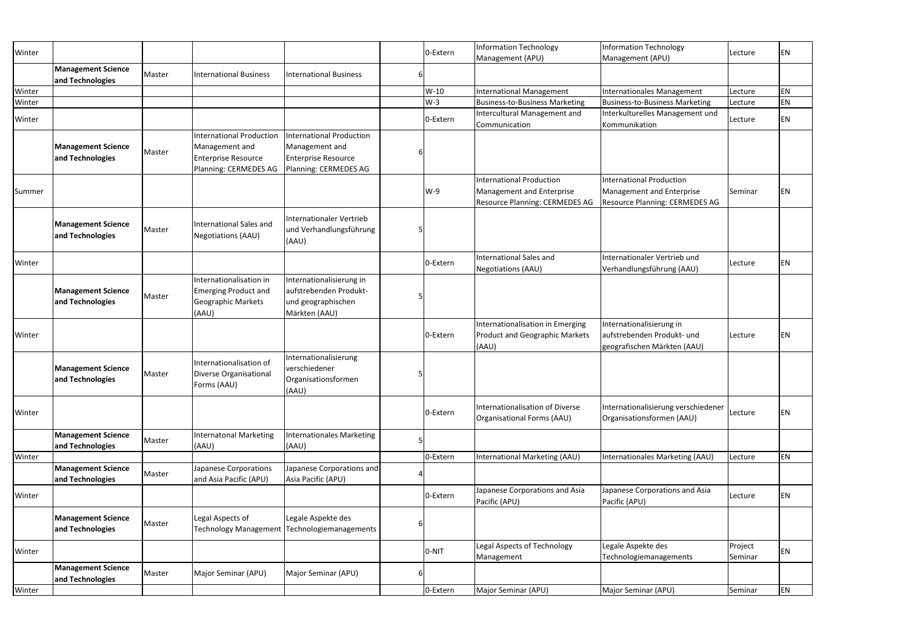| Winter | | | | | | 0-Extern | Information Technology Management (APU) | Information Technology Management (APU) | Lecture | EN |
|---|---|---|---|---|---|---|---|---|---|---|
| | **Management Science and Technologies** | Master | International Business | International Business | 6 | | | | | |
| Winter | | | | | | W-10 | International Management | Internationales Management | Lecture | EN |
| Winter | | | | | | W-3 | Business-to-Business Marketing | Business-to-Business Marketing | Lecture | EN |
| Winter | | | | | | 0-Extern | Intercultural Management and Communication | Interkulturelles Management und Kommunikation | Lecture | EN |
| | **Management Science and Technologies** | Master | International Production Management and Enterprise Resource Planning: CERMEDES AG | International Production Management and Enterprise Resource Planning: CERMEDES AG | 6 | | | | | |
| Summer | | | | | | W-9 | International Production Management and Enterprise Resource Planning: CERMEDES AG | International Production Management and Enterprise Resource Planning: CERMEDES AG | Seminar | EN |
| | **Management Science and Technologies** | Master | International Sales and Negotiations (AAU) | Internationaler Vertrieb und Verhandlungsführung (AAU) | 5 | | | | | |
| Winter | | | | | | 0-Extern | International Sales and Negotiations (AAU) | Internationaler Vertrieb und Verhandlungsführung (AAU) | Lecture | EN |
| | **Management Science and Technologies** | Master | Internationalisation in Emerging Product and Geographic Markets (AAU) | Internationalisierung in aufstrebenden Produkt- und geographischen Märkten (AAU) | 5 | | | | | |
| Winter | | | | | | 0-Extern | Internationalisation in Emerging Product and Geographic Markets (AAU) | Internationalisierung in aufstrebenden Produkt- und geografischen Märkten (AAU) | Lecture | EN |
| | **Management Science and Technologies** | Master | Internationalisation of Diverse Organisational Forms (AAU) | Internationalisierung verschiedener Organisationsformen (AAU) | 5 | | | | | |
| Winter | | | | | | 0-Extern | Internationalisation of Diverse Organisational Forms (AAU) | Internationalisierung verschiedener Organisationsformen (AAU) | Lecture | EN |
| | **Management Science and Technologies** | Master | Internatonal Marketing (AAU) | Internationales Marketing (AAU) | 5 | | | | | |
| Winter | | | | | | 0-Extern | International Marketing (AAU) | Internationales Marketing (AAU) | Lecture | EN |
| | **Management Science and Technologies** | Master | Japanese Corporations and Asia Pacific (APU) | Japanese Corporations and Asia Pacific (APU) | 4 | | | | | |
| Winter | | | | | | 0-Extern | Japanese Corporations and Asia Pacific (APU) | Japanese Corporations and Asia Pacific (APU) | Lecture | EN |
| | **Management Science and Technologies** | Master | Legal Aspects of Technology Management | Legale Aspekte des Technologiemanagements | 6 | | | | | |
| Winter | | | | | | 0-NIT | Legal Aspects of Technology Management | Legale Aspekte des Technologiemanagements | Project Seminar | EN |
| | **Management Science and Technologies** | Master | Major Seminar (APU) | Major Seminar (APU) | 6 | | | | | |
| Winter | | | | | | 0-Extern | Major Seminar (APU) | Major Seminar (APU) | Seminar | EN |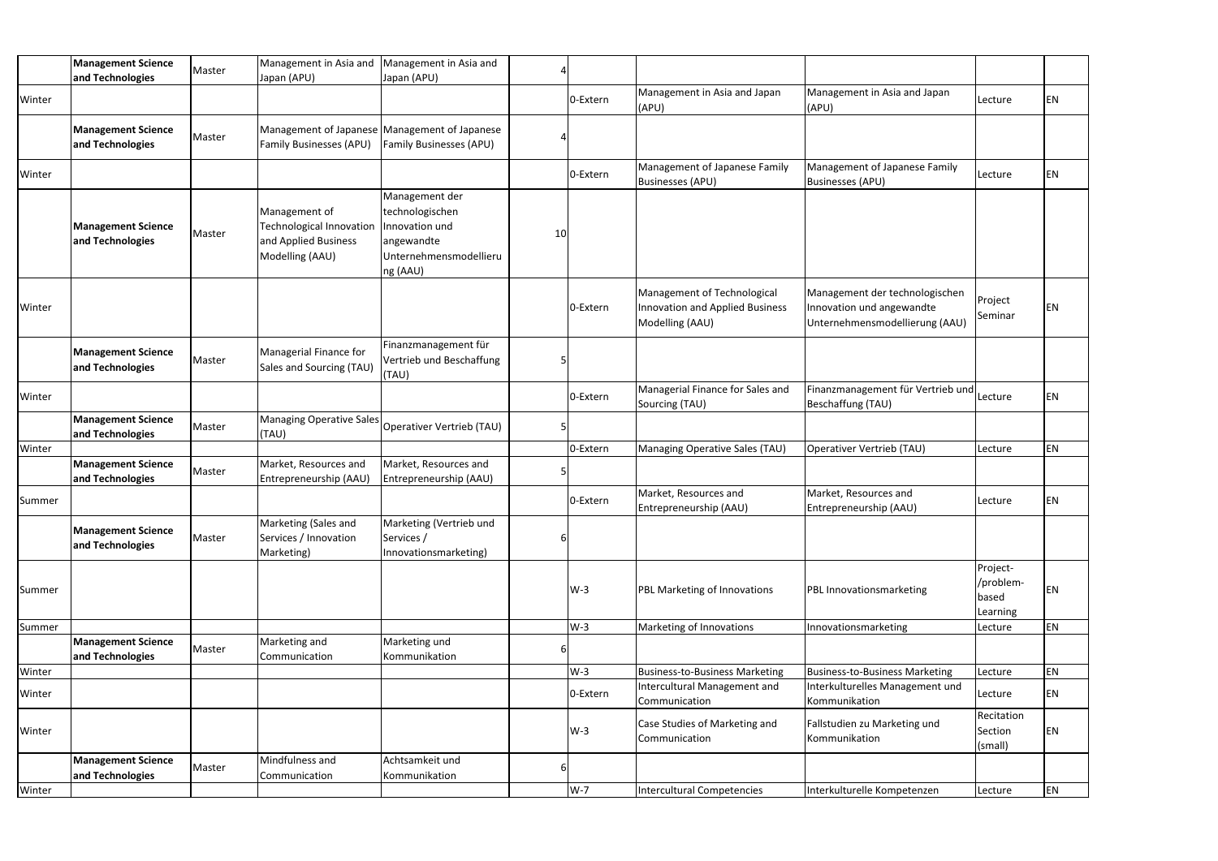| | | | | | | | | | | |
|---|---|---|---|---|---|---|---|---|---|---|
| | **Management Science and Technologies** | Master | Management in Asia and Japan (APU) | Management in Asia and Japan (APU) | 4 | | | | | |
| Winter | | | | | | 0-Extern | Management in Asia and Japan (APU) | Management in Asia and Japan (APU) | Lecture | EN |
| | **Management Science and Technologies** | Master | Management of Japanese Family Businesses (APU) | Management of Japanese Family Businesses (APU) | 4 | | | | | |
| Winter | | | | | | 0-Extern | Management of Japanese Family Businesses (APU) | Management of Japanese Family Businesses (APU) | Lecture | EN |
| | **Management Science and Technologies** | Master | Management of Technological Innovation and Applied Business Modelling (AAU) | Management der technologischen Innovation und angewandte Unternehmensmodellierung (AAU) | 10 | | | | | |
| Winter | | | | | | 0-Extern | Management of Technological Innovation and Applied Business Modelling (AAU) | Management der technologischen Innovation und angewandte Unternehmensmodellierung (AAU) | Project Seminar | EN |
| | **Management Science and Technologies** | Master | Managerial Finance for Sales and Sourcing (TAU) | Finanzmanagement für Vertrieb und Beschaffung (TAU) | 5 | | | | | |
| Winter | | | | | | 0-Extern | Managerial Finance for Sales and Sourcing (TAU) | Finanzmanagement für Vertrieb und Beschaffung (TAU) | Lecture | EN |
| | **Management Science and Technologies** | Master | Managing Operative Sales (TAU) | Operativer Vertrieb (TAU) | 5 | | | | | |
| Winter | | | | | | 0-Extern | Managing Operative Sales (TAU) | Operativer Vertrieb (TAU) | Lecture | EN |
| | **Management Science and Technologies** | Master | Market, Resources and Entrepreneurship (AAU) | Market, Resources and Entrepreneurship (AAU) | 5 | | | | | |
| Summer | | | | | | 0-Extern | Market, Resources and Entrepreneurship (AAU) | Market, Resources and Entrepreneurship (AAU) | Lecture | EN |
| | **Management Science and Technologies** | Master | Marketing (Sales and Services / Innovation Marketing) | Marketing (Vertrieb und Services / Innovationsmarketing) | 6 | | | | | |
| Summer | | | | | | W-3 | PBL Marketing of Innovations | PBL Innovationsmarketing | Project-/problem-based Learning | EN |
| Summer | | | | | | W-3 | Marketing of Innovations | Innovationsmarketing | Lecture | EN |
| | **Management Science and Technologies** | Master | Marketing and Communication | Marketing und Kommunikation | 6 | | | | | |
| Winter | | | | | | W-3 | Business-to-Business Marketing | Business-to-Business Marketing | Lecture | EN |
| Winter | | | | | | 0-Extern | Intercultural Management and Communication | Interkulturelles Management und Kommunikation | Lecture | EN |
| Winter | | | | | | W-3 | Case Studies of Marketing and Communication | Fallstudien zu Marketing und Kommunikation | Recitation Section (small) | EN |
| | **Management Science and Technologies** | Master | Mindfulness and Communication | Achtsamkeit und Kommunikation | 6 | | | | | |
| Winter | | | | | | W-7 | Intercultural Competencies | Interkulturelle Kompetenzen | Lecture | EN |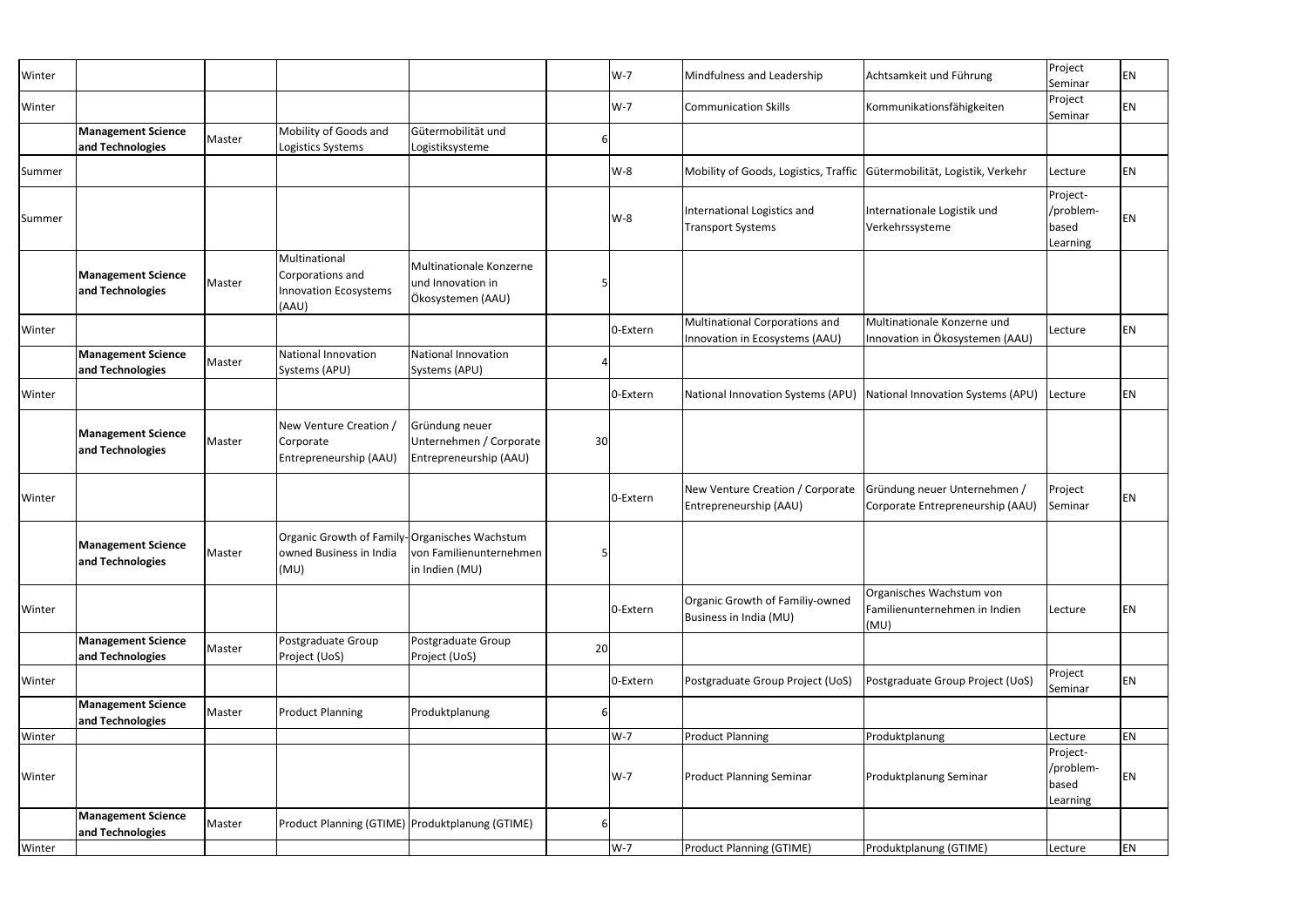| | | | | | | | | | | |
|---|---|---|---|---|---|---|---|---|---|---|
| Winter | | | | | | W-7 | Mindfulness and Leadership | Achtsamkeit und Führung | Project Seminar | EN |
| Winter | | | | | | W-7 | Communication Skills | Kommunikationsfähigkeiten | Project Seminar | EN |
| | **Management Science and Technologies** | Master | Mobility of Goods and Logistics Systems | Gütermobilität und Logistiksysteme | 6 | | | | | |
| Summer | | | | | | W-8 | Mobility of Goods, Logistics, Traffic | Gütermobilität, Logistik, Verkehr | Lecture | EN |
| Summer | | | | | | W-8 | International Logistics and Transport Systems | Internationale Logistik und Verkehrssysteme | Project-/problem-based Learning | EN |
| | **Management Science and Technologies** | Master | Multinational Corporations and Innovation Ecosystems (AAU) | Multinationale Konzerne und Innovation in Ökosystemen (AAU) | 5 | | | | | |
| Winter | | | | | | 0-Extern | Multinational Corporations and Innovation in Ecosystems (AAU) | Multinationale Konzerne und Innovation in Ökosystemen (AAU) | Lecture | EN |
| | **Management Science and Technologies** | Master | National Innovation Systems (APU) | National Innovation Systems (APU) | 4 | | | | | |
| Winter | | | | | | 0-Extern | National Innovation Systems (APU) | National Innovation Systems (APU) | Lecture | EN |
| | **Management Science and Technologies** | Master | New Venture Creation / Corporate Entrepreneurship (AAU) | Gründung neuer Unternehmen / Corporate Entrepreneurship (AAU) | 30 | | | | | |
| Winter | | | | | | 0-Extern | New Venture Creation / Corporate Entrepreneurship (AAU) | Gründung neuer Unternehmen / Corporate Entrepreneurship (AAU) | Project Seminar | EN |
| | **Management Science and Technologies** | Master | Organic Growth of Family-owned Business in India (MU) | Organisches Wachstum von Familienunternehmen in Indien (MU) | 5 | | | | | |
| Winter | | | | | | 0-Extern | Organic Growth of Familiy-owned Business in India (MU) | Organisches Wachstum von Familienunternehmen in Indien (MU) | Lecture | EN |
| | **Management Science and Technologies** | Master | Postgraduate Group Project (UoS) | Postgraduate Group Project (UoS) | 20 | | | | | |
| Winter | | | | | | 0-Extern | Postgraduate Group Project (UoS) | Postgraduate Group Project (UoS) | Project Seminar | EN |
| | **Management Science and Technologies** | Master | Product Planning | Produktplanung | 6 | | | | | |
| Winter | | | | | | W-7 | Product Planning | Produktplanung | Lecture | EN |
| Winter | | | | | | W-7 | Product Planning Seminar | Produktplanung Seminar | Project-/problem-based Learning | EN |
| | **Management Science and Technologies** | Master | Product Planning (GTIME) | Produktplanung (GTIME) | 6 | | | | | |
| Winter | | | | | | W-7 | Product Planning (GTIME) | Produktplanung (GTIME) | Lecture | EN |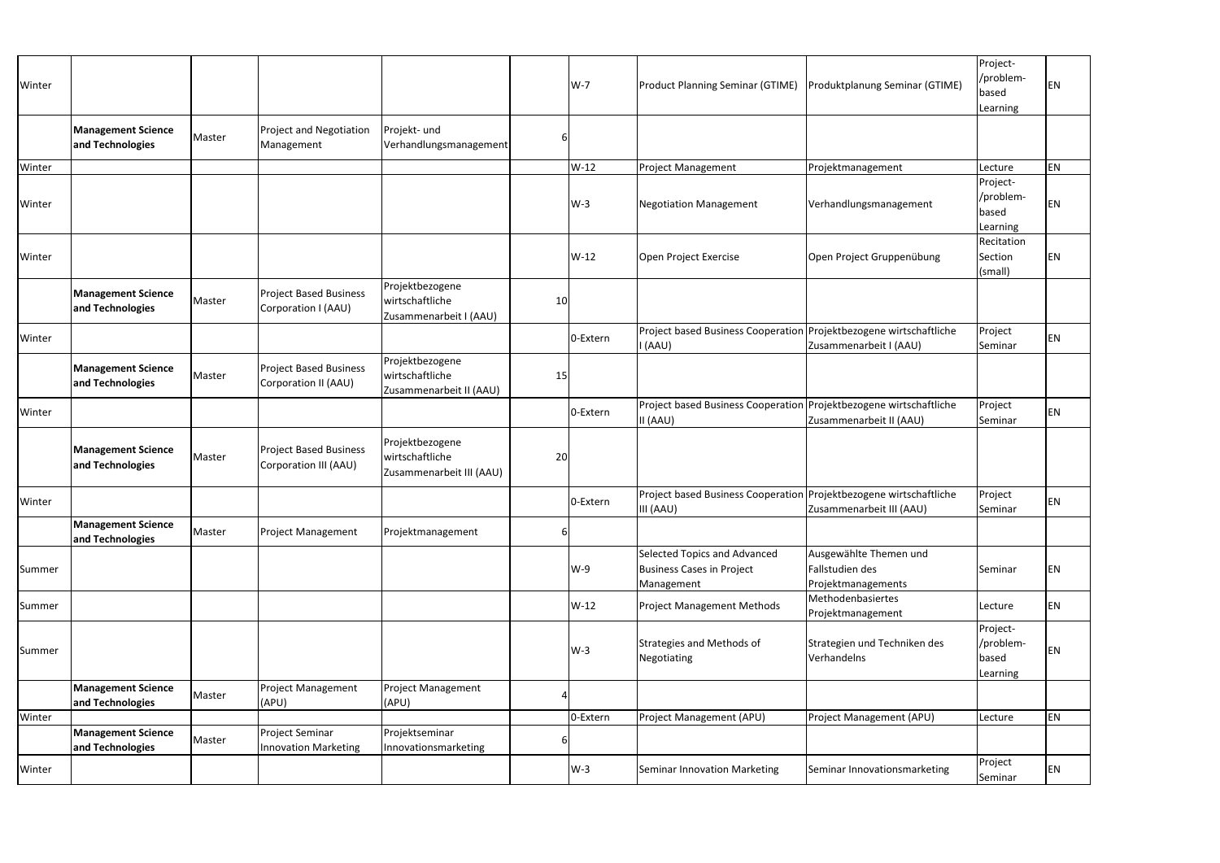| | | | | | | | | | | |
|---|---|---|---|---|---|---|---|---|---|---|
| Winter | | | | | | W-7 | Product Planning Seminar (GTIME) | Produktplanung Seminar (GTIME) | Project-/problem-based Learning | EN |
| | **Management Science and Technologies** | Master | Project and Negotiation Management | Projekt- und Verhandlungsmanagement | 6 | | | | | |
| Winter | | | | | | W-12 | Project Management | Projektmanagement | Lecture | EN |
| Winter | | | | | | W-3 | Negotiation Management | Verhandlungsmanagement | Project-/problem-based Learning | EN |
| Winter | | | | | | W-12 | Open Project Exercise | Open Project Gruppenübung | Recitation Section (small) | EN |
| | **Management Science and Technologies** | Master | Project Based Business Corporation I (AAU) | Projektbezogene wirtschaftliche Zusammenarbeit I (AAU) | 10 | | | | | |
| Winter | | | | | | 0-Extern | Project based Business Cooperation I (AAU) | Projektbezogene wirtschaftliche Zusammenarbeit I (AAU) | Project Seminar | EN |
| | **Management Science and Technologies** | Master | Project Based Business Corporation II (AAU) | Projektbezogene wirtschaftliche Zusammenarbeit II (AAU) | 15 | | | | | |
| Winter | | | | | | 0-Extern | Project based Business Cooperation II (AAU) | Projektbezogene wirtschaftliche Zusammenarbeit II (AAU) | Project Seminar | EN |
| | **Management Science and Technologies** | Master | Project Based Business Corporation III (AAU) | Projektbezogene wirtschaftliche Zusammenarbeit III (AAU) | 20 | | | | | |
| Winter | | | | | | 0-Extern | Project based Business Cooperation III (AAU) | Projektbezogene wirtschaftliche Zusammenarbeit III (AAU) | Project Seminar | EN |
| | **Management Science and Technologies** | Master | Project Management | Projektmanagement | 6 | | | | | |
| Summer | | | | | | W-9 | Selected Topics and Advanced Business Cases in Project Management | Ausgewählte Themen und Fallstudien des Projektmanagements | Seminar | EN |
| Summer | | | | | | W-12 | Project Management Methods | Methodenbasiertes Projektmanagement | Lecture | EN |
| Summer | | | | | | W-3 | Strategies and Methods of Negotiating | Strategien und Techniken des Verhandelns | Project-/problem-based Learning | EN |
| | **Management Science and Technologies** | Master | Project Management (APU) | Project Management (APU) | 4 | | | | | |
| Winter | | | | | | 0-Extern | Project Management (APU) | Project Management (APU) | Lecture | EN |
| | **Management Science and Technologies** | Master | Project Seminar Innovation Marketing | Projektseminar Innovationsmarketing | 6 | | | | | |
| Winter | | | | | | W-3 | Seminar Innovation Marketing | Seminar Innovationsmarketing | Project Seminar | EN |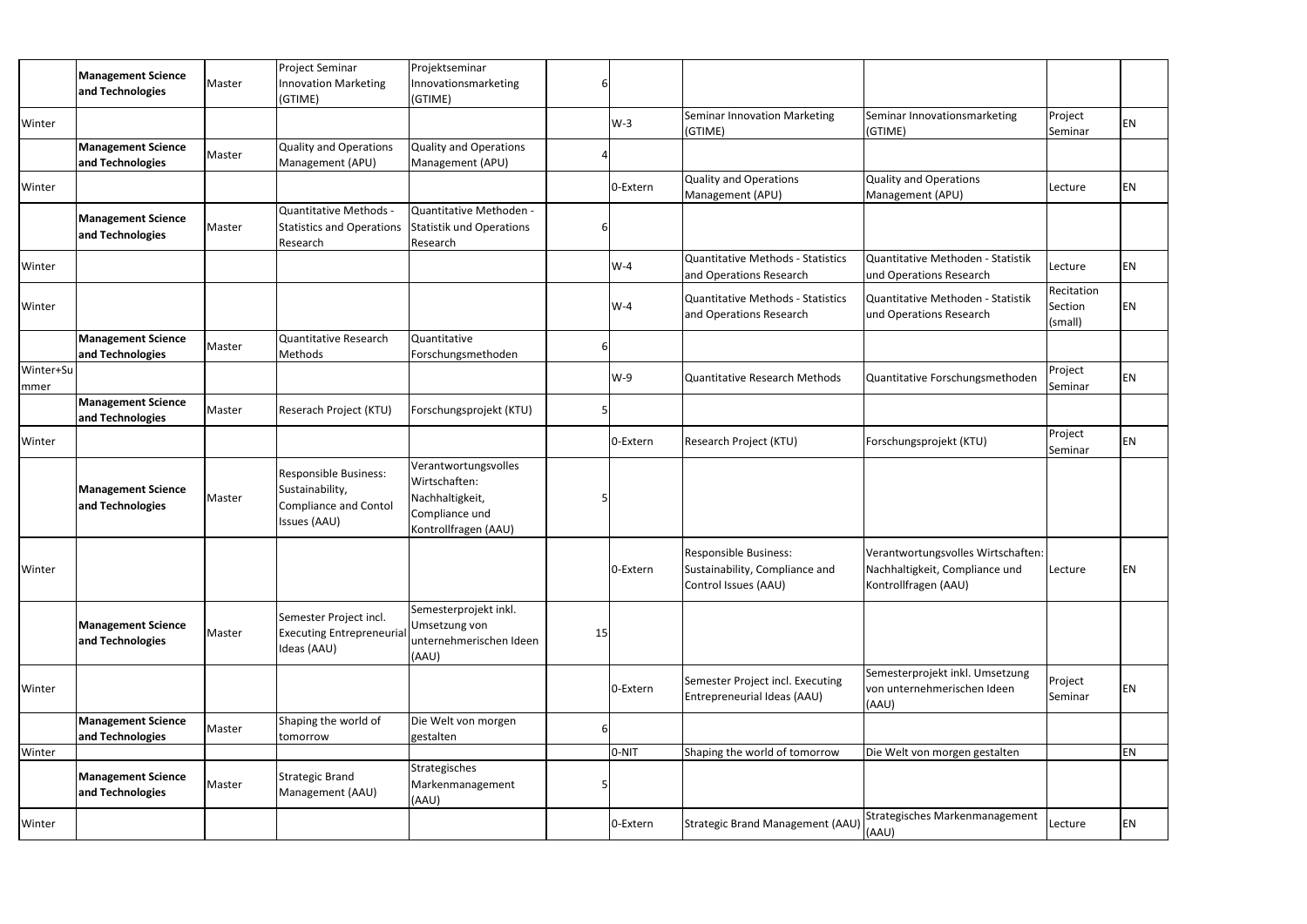| | | | | | | | | | | |
|---|---|---|---|---|---|---|---|---|---|---|
| | **Management Science and Technologies** | Master | Project Seminar Innovation Marketing (GTIME) | Projektseminar Innovationsmarketing (GTIME) | 6 | | | | | |
| Winter | | | | | | W-3 | Seminar Innovation Marketing (GTIME) | Seminar Innovationsmarketing (GTIME) | Project Seminar | EN |
| | **Management Science and Technologies** | Master | Quality and Operations Management (APU) | Quality and Operations Management (APU) | 4 | | | | | |
| Winter | | | | | | 0-Extern | Quality and Operations Management (APU) | Quality and Operations Management (APU) | Lecture | EN |
| | **Management Science and Technologies** | Master | Quantitative Methods - Statistics and Operations Research | Quantitative Methoden - Statistik und Operations Research | 6 | | | | | |
| Winter | | | | | | W-4 | Quantitative Methods - Statistics and Operations Research | Quantitative Methoden - Statistik und Operations Research | Lecture | EN |
| Winter | | | | | | W-4 | Quantitative Methods - Statistics and Operations Research | Quantitative Methoden - Statistik und Operations Research | Recitation Section (small) | EN |
| | **Management Science and Technologies** | Master | Quantitative Research Methods | Quantitative Forschungsmethoden | 6 | | | | | |
| Winter+Summer | | | | | | W-9 | Quantitative Research Methods | Quantitative Forschungsmethoden | Project Seminar | EN |
| | **Management Science and Technologies** | Master | Reserach Project (KTU) | Forschungsprojekt (KTU) | 5 | | | | | |
| Winter | | | | | | 0-Extern | Research Project (KTU) | Forschungsprojekt (KTU) | Project Seminar | EN |
| | **Management Science and Technologies** | Master | Responsible Business: Sustainability, Compliance and Contol Issues (AAU) | Verantwortungsvolles Wirtschaften: Nachhaltigkeit, Compliance und Kontrollfragen (AAU) | 5 | | | | | |
| Winter | | | | | | 0-Extern | Responsible Business: Sustainability, Compliance and Control Issues (AAU) | Verantwortungsvolles Wirtschaften: Nachhaltigkeit, Compliance und Kontrollfragen (AAU) | Lecture | EN |
| | **Management Science and Technologies** | Master | Semester Project incl. Executing Entrepreneurial Ideas (AAU) | Semesterprojekt inkl. Umsetzung von unternehmerischen Ideen (AAU) | 15 | | | | | |
| Winter | | | | | | 0-Extern | Semester Project incl. Executing Entrepreneurial Ideas (AAU) | Semesterprojekt inkl. Umsetzung von unternehmerischen Ideen (AAU) | Project Seminar | EN |
| | **Management Science and Technologies** | Master | Shaping the world of tomorrow | Die Welt von morgen gestalten | 6 | | | | | |
| Winter | | | | | | 0-NIT | Shaping the world of tomorrow | Die Welt von morgen gestalten | | EN |
| | **Management Science and Technologies** | Master | Strategic Brand Management (AAU) | Strategisches Markenmanagement (AAU) | 5 | | | | | |
| Winter | | | | | | 0-Extern | Strategic Brand Management (AAU) | Strategisches Markenmanagement (AAU) | Lecture | EN |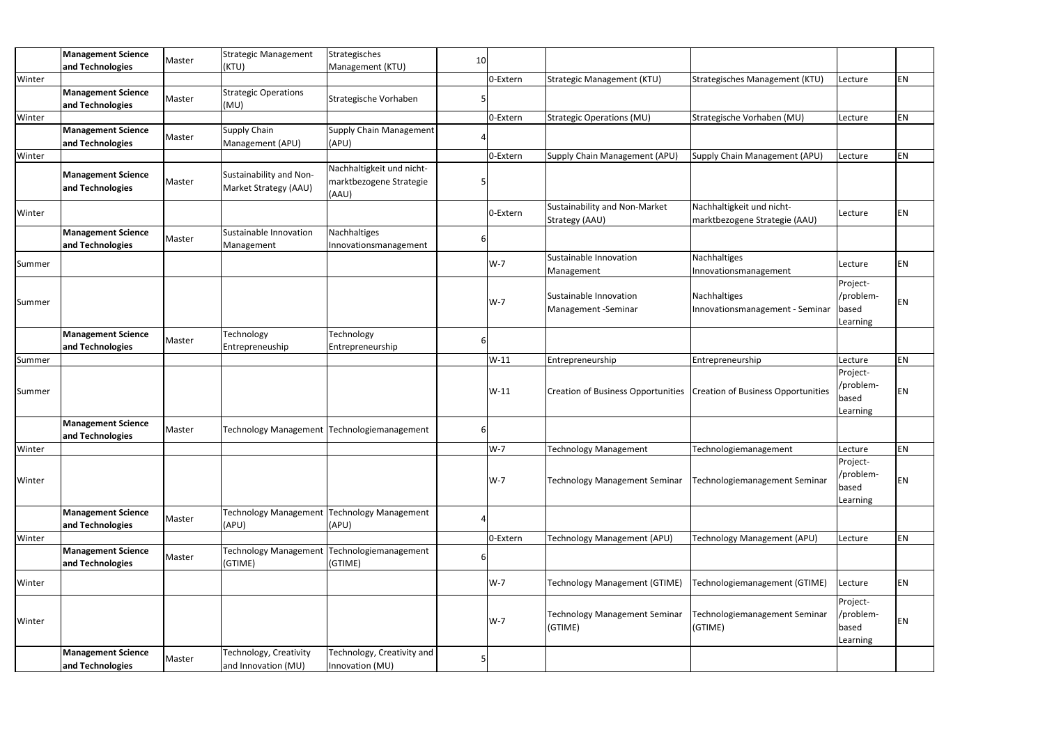| | | | | | | | | | | |
|---|---|---|---|---|---|---|---|---|---|---|
| | **Management Science and Technologies** | Master | Strategic Management (KTU) | Strategisches Management (KTU) | 10 | | | | | |
| Winter | | | | | | 0-Extern | Strategic Management (KTU) | Strategisches Management (KTU) | Lecture | EN |
| | **Management Science and Technologies** | Master | Strategic Operations (MU) | Strategische Vorhaben | 5 | | | | | |
| Winter | | | | | | 0-Extern | Strategic Operations (MU) | Strategische Vorhaben (MU) | Lecture | EN |
| | **Management Science and Technologies** | Master | Supply Chain Management (APU) | Supply Chain Management (APU) | 4 | | | | | |
| Winter | | | | | | 0-Extern | Supply Chain Management (APU) | Supply Chain Management (APU) | Lecture | EN |
| | **Management Science and Technologies** | Master | Sustainability and Non-Market Strategy (AAU) | Nachhaltigkeit und nicht-marktbezogene Strategie (AAU) | 5 | | | | | |
| Winter | | | | | | 0-Extern | Sustainability and Non-Market Strategy (AAU) | Nachhaltigkeit und nicht-marktbezogene Strategie (AAU) | Lecture | EN |
| | **Management Science and Technologies** | Master | Sustainable Innovation Management | Nachhaltiges Innovationsmanagement | 6 | | | | | |
| Summer | | | | | | W-7 | Sustainable Innovation Management | Nachhaltiges Innovationsmanagement | Lecture | EN |
| Summer | | | | | | W-7 | Sustainable Innovation Management -Seminar | Nachhaltiges Innovationsmanagement - Seminar | Project-/problem-based Learning | EN |
| | **Management Science and Technologies** | Master | Technology Entrepreneuship | Technology Entrepreneurship | 6 | | | | | |
| Summer | | | | | | W-11 | Entrepreneurship | Entrepreneurship | Lecture | EN |
| Summer | | | | | | W-11 | Creation of Business Opportunities | Creation of Business Opportunities | Project-/problem-based Learning | EN |
| | **Management Science and Technologies** | Master | Technology Management | Technologiemanagement | 6 | | | | | |
| Winter | | | | | | W-7 | Technology Management | Technologiemanagement | Lecture | EN |
| Winter | | | | | | W-7 | Technology Management Seminar | Technologiemanagement Seminar | Project-/problem-based Learning | EN |
| | **Management Science and Technologies** | Master | Technology Management (APU) | Technology Management (APU) | 4 | | | | | |
| Winter | | | | | | 0-Extern | Technology Management (APU) | Technology Management (APU) | Lecture | EN |
| | **Management Science and Technologies** | Master | Technology Management (GTIME) | Technologiemanagement (GTIME) | 6 | | | | | |
| Winter | | | | | | W-7 | Technology Management (GTIME) | Technologiemanagement (GTIME) | Lecture | EN |
| Winter | | | | | | W-7 | Technology Management Seminar (GTIME) | Technologiemanagement Seminar (GTIME) | Project-/problem-based Learning | EN |
| | **Management Science and Technologies** | Master | Technology, Creativity and Innovation (MU) | Technology, Creativity and Innovation (MU) | 5 | | | | | |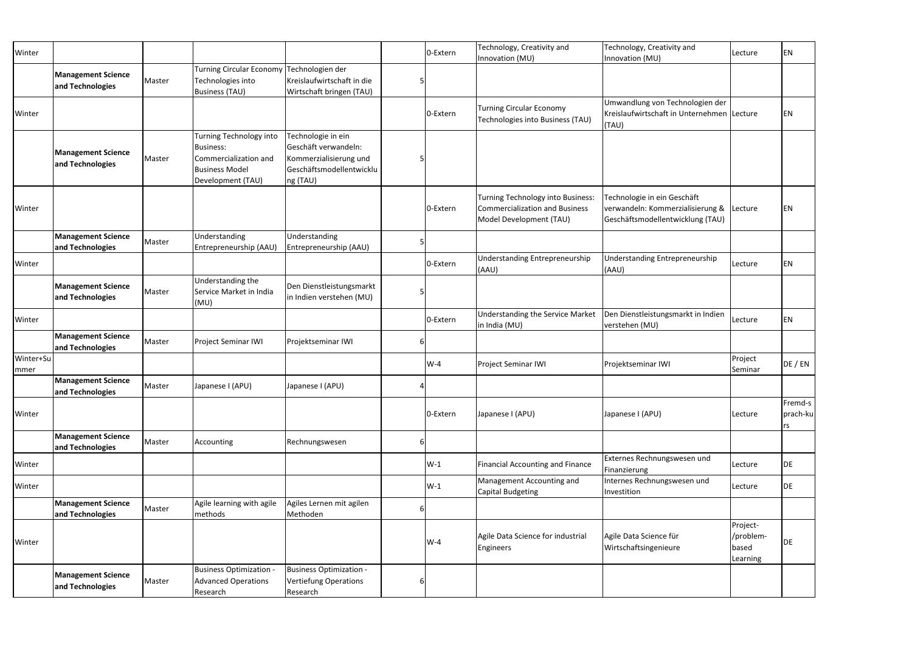| Winter | | | | | | 0-Extern | Technology, Creativity and Innovation (MU) | Technology, Creativity and Innovation (MU) | Lecture | EN |
|---|---|---|---|---|---|---|---|---|---|---|
| | **Management Science and Technologies** | Master | Turning Circular Economy Technologies into Business (TAU) | Technologien der Kreislaufwirtschaft in die Wirtschaft bringen (TAU) | 5 | | | | | |
| Winter | | | | | | 0-Extern | Turning Circular Economy Technologies into Business (TAU) | Umwandlung von Technologien der Kreislaufwirtschaft in Unternehmen (TAU) | Lecture | EN |
| | **Management Science and Technologies** | Master | Turning Technology into Business: Commercialization and Business Model Development (TAU) | Technologie in ein Geschäft verwandeln: Kommerzialisierung und Geschäftsmodellentwicklung (TAU) | 5 | | | | | |
| Winter | | | | | | 0-Extern | Turning Technology into Business: Commercialization and Business Model Development (TAU) | Technologie in ein Geschäft verwandeln: Kommerzialisierung & Geschäftsmodellentwicklung (TAU) | Lecture | EN |
| | **Management Science and Technologies** | Master | Understanding Entrepreneurship (AAU) | Understanding Entrepreneurship (AAU) | 5 | | | | | |
| Winter | | | | | | 0-Extern | Understanding Entrepreneurship (AAU) | Understanding Entrepreneurship (AAU) | Lecture | EN |
| | **Management Science and Technologies** | Master | Understanding the Service Market in India (MU) | Den Dienstleistungsmarkt in Indien verstehen (MU) | 5 | | | | | |
| Winter | | | | | | 0-Extern | Understanding the Service Market in India (MU) | Den Dienstleistungsmarkt in Indien verstehen (MU) | Lecture | EN |
| | **Management Science and Technologies** | Master | Project Seminar IWI | Projektseminar IWI | 6 | | | | | |
| Winter+Summer | | | | | | W-4 | Project Seminar IWI | Projektseminar IWI | Project Seminar | DE / EN |
| | **Management Science and Technologies** | Master | Japanese I (APU) | Japanese I (APU) | 4 | | | | | |
| Winter | | | | | | 0-Extern | Japanese I (APU) | Japanese I (APU) | Lecture | Fremdsprachkurs |
| | **Management Science and Technologies** | Master | Accounting | Rechnungswesen | 6 | | | | | |
| Winter | | | | | | W-1 | Financial Accounting and Finance | Externes Rechnungswesen und Finanzierung | Lecture | DE |
| Winter | | | | | | W-1 | Management Accounting and Capital Budgeting | Internes Rechnungswesen und Investition | Lecture | DE |
| | **Management Science and Technologies** | Master | Agile learning with agile methods | Agiles Lernen mit agilen Methoden | 6 | | | | | |
| Winter | | | | | | W-4 | Agile Data Science for industrial Engineers | Agile Data Science für Wirtschaftsingenieure | Project-/problem-based Learning | DE |
| | **Management Science and Technologies** | Master | Business Optimization - Advanced Operations Research | Business Optimization - Vertiefung Operations Research | 6 | | | | | |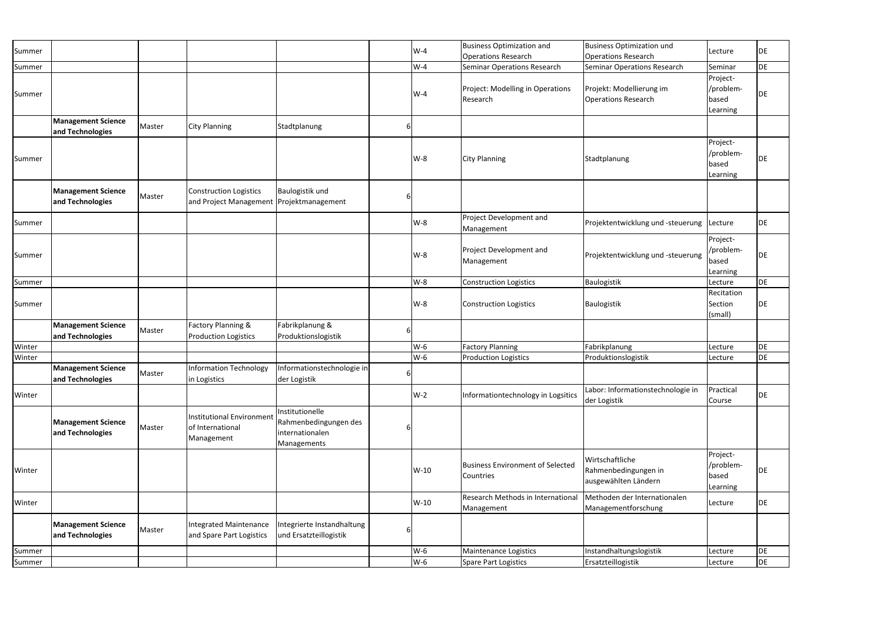| | | | | | | | | | | |
|---|---|---|---|---|---|---|---|---|---|---|
| Summer | | | | | | W-4 | Business Optimization and Operations Research | Business Optimization und Operations Research | Lecture | DE |
| Summer | | | | | | W-4 | Seminar Operations Research | Seminar Operations Research | Seminar | DE |
| Summer | | | | | | W-4 | Project: Modelling in Operations Research | Projekt: Modellierung im Operations Research | Project-/problem-based Learning | DE |
| | **Management Science and Technologies** | Master | City Planning | Stadtplanung | 6 | | | | | |
| Summer | | | | | | W-8 | City Planning | Stadtplanung | Project-/problem-based Learning | DE |
| | **Management Science and Technologies** | Master | Construction Logistics and Project Management | Baulogistik und Projektmanagement | 6 | | | | | |
| Summer | | | | | | W-8 | Project Development and Management | Projektentwicklung und -steuerung | Lecture | DE |
| Summer | | | | | | W-8 | Project Development and Management | Projektentwicklung und -steuerung | Project-/problem-based Learning | DE |
| Summer | | | | | | W-8 | Construction Logistics | Baulogistik | Lecture | DE |
| Summer | | | | | | W-8 | Construction Logistics | Baulogistik | Recitation Section (small) | DE |
| | **Management Science and Technologies** | Master | Factory Planning & Production Logistics | Fabrikplanung & Produktionslogistik | 6 | | | | | |
| Winter | | | | | | W-6 | Factory Planning | Fabrikplanung | Lecture | DE |
| Winter | | | | | | W-6 | Production Logistics | Produktionslogistik | Lecture | DE |
| | **Management Science and Technologies** | Master | Information Technology in Logistics | Informationstechnologie in der Logistik | 6 | | | | | |
| Winter | | | | | | W-2 | Informationtechnology in Logsitics | Labor: Informationstechnologie in der Logistik | Practical Course | DE |
| | **Management Science and Technologies** | Master | Institutional Environment of International Management | Institutionelle Rahmenbedingungen des internationalen Managements | 6 | | | | | |
| Winter | | | | | | W-10 | Business Environment of Selected Countries | Wirtschaftliche Rahmenbedingungen in ausgewählten Ländern | Project-/problem-based Learning | DE |
| Winter | | | | | | W-10 | Research Methods in International Management | Methoden der Internationalen Managementforschung | Lecture | DE |
| | **Management Science and Technologies** | Master | Integrated Maintenance and Spare Part Logistics | Integrierte Instandhaltung und Ersatzteillogistik | 6 | | | | | |
| Summer | | | | | | W-6 | Maintenance Logistics | Instandhaltungslogistik | Lecture | DE |
| Summer | | | | | | W-6 | Spare Part Logistics | Ersatzteillogistik | Lecture | DE |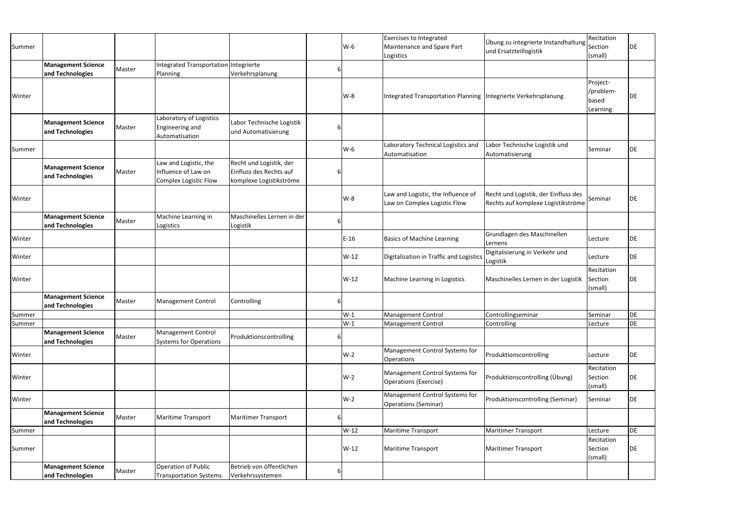| | | | | | | | | | | |
|---|---|---|---|---|---|---|---|---|---|---|
| Summer | | | | | | W-6 | Exercises to Integrated Maintenance and Spare Part Logistics | Übung zu integrierte Instandhaltung und Ersatzteillogistik | Recitation Section (small) | DE |
| | **Management Science and Technologies** | Master | Integrated Transportation Planning | Integrierte Verkehrsplanung | 6 | | | | | |
| Winter | | | | | | W-8 | Integrated Transportation Planning | Integrierte Verkehrsplanung | Project-/problem-based Learning | DE |
| | **Management Science and Technologies** | Master | Laboratory of Logistics Engineering and Automatisation | Labor Technische Logistik und Automatisierung | 6 | | | | | |
| Summer | | | | | | W-6 | Laboratory Technical Logistics and Automatisation | Labor Technische Logistik und Automatisierung | Seminar | DE |
| | **Management Science and Technologies** | Master | Law and Logistic, the Influence of Law on Complex Logistic Flow | Recht und Logistik, der Einfluss des Rechts auf komplexe Logistikströme | 6 | | | | | |
| Winter | | | | | | W-8 | Law and Logistic, the Influence of Law on Complex Logistic Flow | Recht und Logistik, der Einfluss des Rechts auf komplexe Logistikströme | Seminar | DE |
| | **Management Science and Technologies** | Master | Machine Learning in Logistics | Maschinelles Lernen in der Logistik | 6 | | | | | |
| Winter | | | | | | E-16 | Basics of Machine Learning | Grundlagen des Maschinellen Lernens | Lecture | DE |
| Winter | | | | | | W-12 | Digitalization in Traffic and Logistics | Digitalisierung in Verkehr und Logistik | Lecture | DE |
| Winter | | | | | | W-12 | Machine Learning in Logistics | Maschinelles Lernen in der Logistik | Recitation Section (small) | DE |
| | **Management Science and Technologies** | Master | Management Control | Controlling | 6 | | | | | |
| Summer | | | | | | W-1 | Management Control | Controllingseminar | Seminar | DE |
| Summer | | | | | | W-1 | Management Control | Controlling | Lecture | DE |
| | **Management Science and Technologies** | Master | Management Control Systems for Operations | Produktionscontrolling | 6 | | | | | |
| Winter | | | | | | W-2 | Management Control Systems for Operations | Produktionscontrolling | Lecture | DE |
| Winter | | | | | | W-2 | Management Control Systems for Operations (Exercise) | Produktionscontrolling (Übung) | Recitation Section (small) | DE |
| Winter | | | | | | W-2 | Management Control Systems for Operations (Seminar) | Produktionscontrolling (Seminar) | Seminar | DE |
| | **Management Science and Technologies** | Master | Maritime Transport | Maritimer Transport | 6 | | | | | |
| Summer | | | | | | W-12 | Maritime Transport | Maritimer Transport | Lecture | DE |
| Summer | | | | | | W-12 | Maritime Transport | Maritimer Transport | Recitation Section (small) | DE |
| | **Management Science and Technologies** | Master | Operation of Public Transportation Systems | Betrieb von öffentlichen Verkehrssystemen | 6 | | | | | |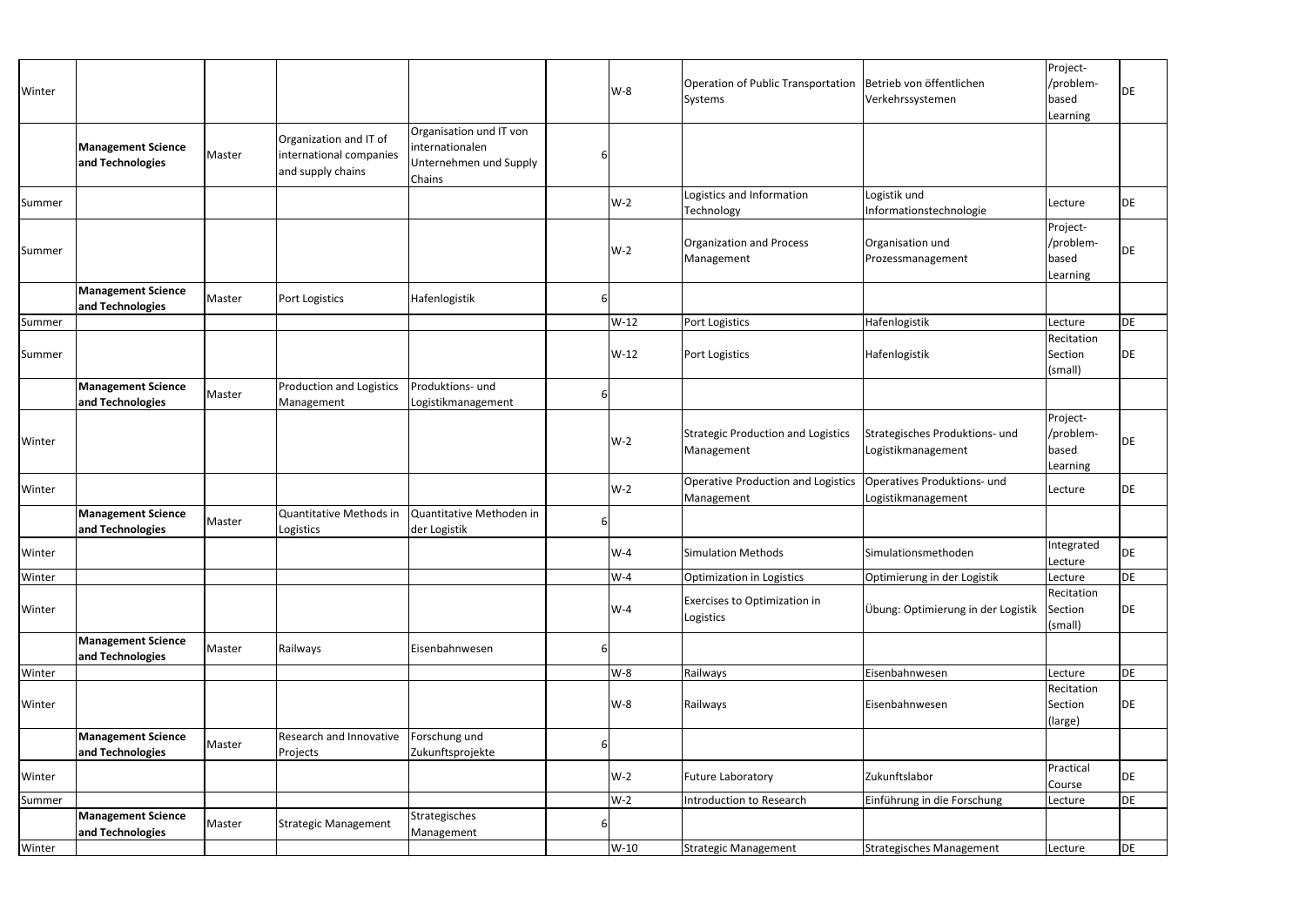| | | | | | | | | | | |
|---|---|---|---|---|---|---|---|---|---|---|
| Winter | | | | | | W-8 | Operation of Public Transportation Systems | Betrieb von öffentlichen Verkehrssystemen | Project-/problem-based Learning | DE |
| | **Management Science and Technologies** | Master | Organization and IT of international companies and supply chains | Organisation und IT von internationalen Unternehmen und Supply Chains | 6 | | | | | |
| Summer | | | | | | W-2 | Logistics and Information Technology | Logistik und Informationstechnologie | Lecture | DE |
| Summer | | | | | | W-2 | Organization and Process Management | Organisation und Prozessmanagement | Project-/problem-based Learning | DE |
| | **Management Science and Technologies** | Master | Port Logistics | Hafenlogistik | 6 | | | | | |
| Summer | | | | | | W-12 | Port Logistics | Hafenlogistik | Lecture | DE |
| Summer | | | | | | W-12 | Port Logistics | Hafenlogistik | Recitation Section (small) | DE |
| | **Management Science and Technologies** | Master | Production and Logistics Management | Produktions- und Logistikmanagement | 6 | | | | | |
| Winter | | | | | | W-2 | Strategic Production and Logistics Management | Strategisches Produktions- und Logistikmanagement | Project-/problem-based Learning | DE |
| Winter | | | | | | W-2 | Operative Production and Logistics Management | Operatives Produktions- und Logistikmanagement | Lecture | DE |
| | **Management Science and Technologies** | Master | Quantitative Methods in Logistics | Quantitative Methoden in der Logistik | 6 | | | | | |
| Winter | | | | | | W-4 | Simulation Methods | Simulationsmethoden | Integrated Lecture | DE |
| Winter | | | | | | W-4 | Optimization in Logistics | Optimierung in der Logistik | Lecture | DE |
| Winter | | | | | | W-4 | Exercises to Optimization in Logistics | Übung: Optimierung in der Logistik | Recitation Section (small) | DE |
| | **Management Science and Technologies** | Master | Railways | Eisenbahnwesen | 6 | | | | | |
| Winter | | | | | | W-8 | Railways | Eisenbahnwesen | Lecture | DE |
| Winter | | | | | | W-8 | Railways | Eisenbahnwesen | Recitation Section (large) | DE |
| | **Management Science and Technologies** | Master | Research and Innovative Projects | Forschung und Zukunftsprojekte | 6 | | | | | |
| Winter | | | | | | W-2 | Future Laboratory | Zukunftslabor | Practical Course | DE |
| Summer | | | | | | W-2 | Introduction to Research | Einführung in die Forschung | Lecture | DE |
| | **Management Science and Technologies** | Master | Strategic Management | Strategisches Management | 6 | | | | | |
| Winter | | | | | | W-10 | Strategic Management | Strategisches Management | Lecture | DE |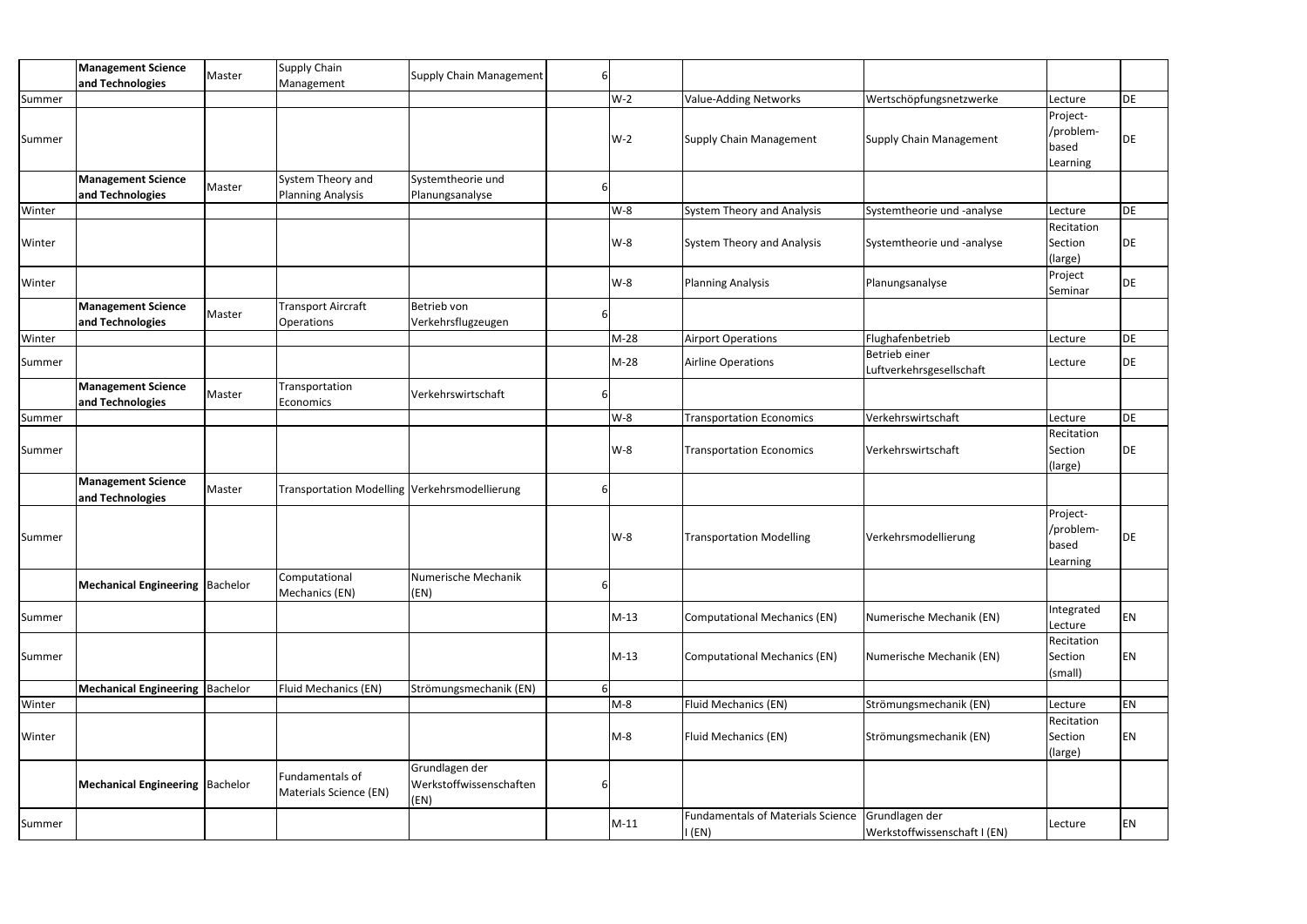| | | | | | | | | | | |
|---|---|---|---|---|---|---|---|---|---|---|
| | **Management Science and Technologies** | Master | Supply Chain Management | Supply Chain Management | 6 | | | | | |
| Summer | | | | | | W-2 | Value-Adding Networks | Wertschöpfungsnetzwerke | Lecture | DE |
| Summer | | | | | | W-2 | Supply Chain Management | Supply Chain Management | Project-/problem-based Learning | DE |
| | **Management Science and Technologies** | Master | System Theory and Planning Analysis | Systemtheorie und Planungsanalyse | 6 | | | | | |
| Winter | | | | | | W-8 | System Theory and Analysis | Systemtheorie und -analyse | Lecture | DE |
| Winter | | | | | | W-8 | System Theory and Analysis | Systemtheorie und -analyse | Recitation Section (large) | DE |
| Winter | | | | | | W-8 | Planning Analysis | Planungsanalyse | Project Seminar | DE |
| | **Management Science and Technologies** | Master | Transport Aircraft Operations | Betrieb von Verkehrsflugzeugen | 6 | | | | | |
| Winter | | | | | | M-28 | Airport Operations | Flughafenbetrieb | Lecture | DE |
| Summer | | | | | | M-28 | Airline Operations | Betrieb einer Luftverkehrsgesellschaft | Lecture | DE |
| | **Management Science and Technologies** | Master | Transportation Economics | Verkehrswirtschaft | 6 | | | | | |
| Summer | | | | | | W-8 | Transportation Economics | Verkehrswirtschaft | Lecture | DE |
| Summer | | | | | | W-8 | Transportation Economics | Verkehrswirtschaft | Recitation Section (large) | DE |
| | **Management Science and Technologies** | Master | Transportation Modelling | Verkehrsmodellierung | 6 | | | | | |
| Summer | | | | | | W-8 | Transportation Modelling | Verkehrsmodellierung | Project-/problem-based Learning | DE |
| | **Mechanical Engineering** | Bachelor | Computational Mechanics (EN) | Numerische Mechanik (EN) | 6 | | | | | |
| Summer | | | | | | M-13 | Computational Mechanics (EN) | Numerische Mechanik (EN) | Integrated Lecture | EN |
| Summer | | | | | | M-13 | Computational Mechanics (EN) | Numerische Mechanik (EN) | Recitation Section (small) | EN |
| | **Mechanical Engineering** | Bachelor | Fluid Mechanics (EN) | Strömungsmechanik (EN) | 6 | | | | | |
| Winter | | | | | | M-8 | Fluid Mechanics (EN) | Strömungsmechanik (EN) | Lecture | EN |
| Winter | | | | | | M-8 | Fluid Mechanics (EN) | Strömungsmechanik (EN) | Recitation Section (large) | EN |
| | **Mechanical Engineering** | Bachelor | Fundamentals of Materials Science (EN) | Grundlagen der Werkstoffwissenschaften (EN) | 6 | | | | | |
| Summer | | | | | | M-11 | Fundamentals of Materials Science I (EN) | Grundlagen der Werkstoffwissenschaft I (EN) | Lecture | EN |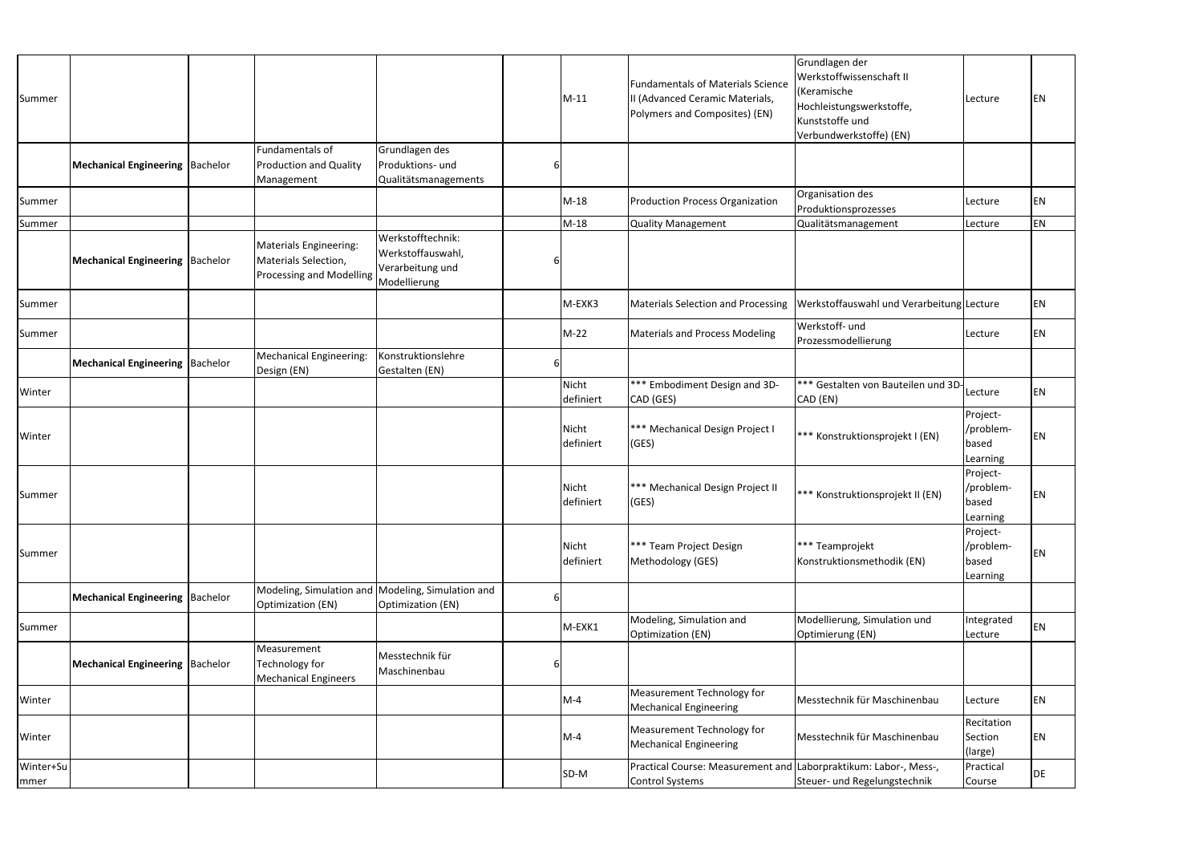| | | | | | | | | | | |
|---|---|---|---|---|---|---|---|---|---|---|
| Summer | | | | | | M-11 | Fundamentals of Materials Science II (Advanced Ceramic Materials, Polymers and Composites) (EN) | Grundlagen der Werkstoffwissenschaft II (Keramische Hochleistungswerkstoffe, Kunststoffe und Verbundwerkstoffe) (EN) | Lecture | EN |
| | **Mechanical Engineering** | Bachelor | Fundamentals of Production and Quality Management | Grundlagen des Produktions- und Qualitätsmanagements | 6 | | | | | |
| Summer | | | | | | M-18 | Production Process Organization | Organisation des Produktionsprozesses | Lecture | EN |
| Summer | | | | | | M-18 | Quality Management | Qualitätsmanagement | Lecture | EN |
| | **Mechanical Engineering** | Bachelor | Materials Engineering: Materials Selection, Processing and Modelling | Werkstofftechnik: Werkstoffauswahl, Verarbeitung und Modellierung | 6 | | | | | |
| Summer | | | | | | M-EXK3 | Materials Selection and Processing | Werkstoffauswahl und Verarbeitung | Lecture | EN |
| Summer | | | | | | M-22 | Materials and Process Modeling | Werkstoff- und Prozessmodellierung | Lecture | EN |
| | **Mechanical Engineering** | Bachelor | Mechanical Engineering: Design (EN) | Konstruktionslehre Gestalten (EN) | 6 | | | | | |
| Winter | | | | | | Nicht definiert | *** Embodiment Design and 3D-CAD (GES) | *** Gestalten von Bauteilen und 3D-CAD (EN) | Lecture | EN |
| Winter | | | | | | Nicht definiert | *** Mechanical Design Project I (GES) | *** Konstruktionsprojekt I (EN) | Project-/problem-based Learning | EN |
| Summer | | | | | | Nicht definiert | *** Mechanical Design Project II (GES) | *** Konstruktionsprojekt II (EN) | Project-/problem-based Learning | EN |
| Summer | | | | | | Nicht definiert | *** Team Project Design Methodology (GES) | *** Teamprojekt Konstruktionsmethodik (EN) | Project-/problem-based Learning | EN |
| | **Mechanical Engineering** | Bachelor | Modeling, Simulation and Optimization (EN) | Modeling, Simulation and Optimization (EN) | 6 | | | | | |
| Summer | | | | | | M-EXK1 | Modeling, Simulation and Optimization (EN) | Modellierung, Simulation und Optimierung (EN) | Integrated Lecture | EN |
| | **Mechanical Engineering** | Bachelor | Measurement Technology for Mechanical Engineers | Messtechnik für Maschinenbau | 6 | | | | | |
| Winter | | | | | | M-4 | Measurement Technology for Mechanical Engineering | Messtechnik für Maschinenbau | Lecture | EN |
| Winter | | | | | | M-4 | Measurement Technology for Mechanical Engineering | Messtechnik für Maschinenbau | Recitation Section (large) | EN |
| Winter+Summer | | | | | | SD-M | Practical Course: Measurement and Control Systems | Laborpraktikum: Labor-, Mess-, Steuer- und Regelungstechnik | Practical Course | DE |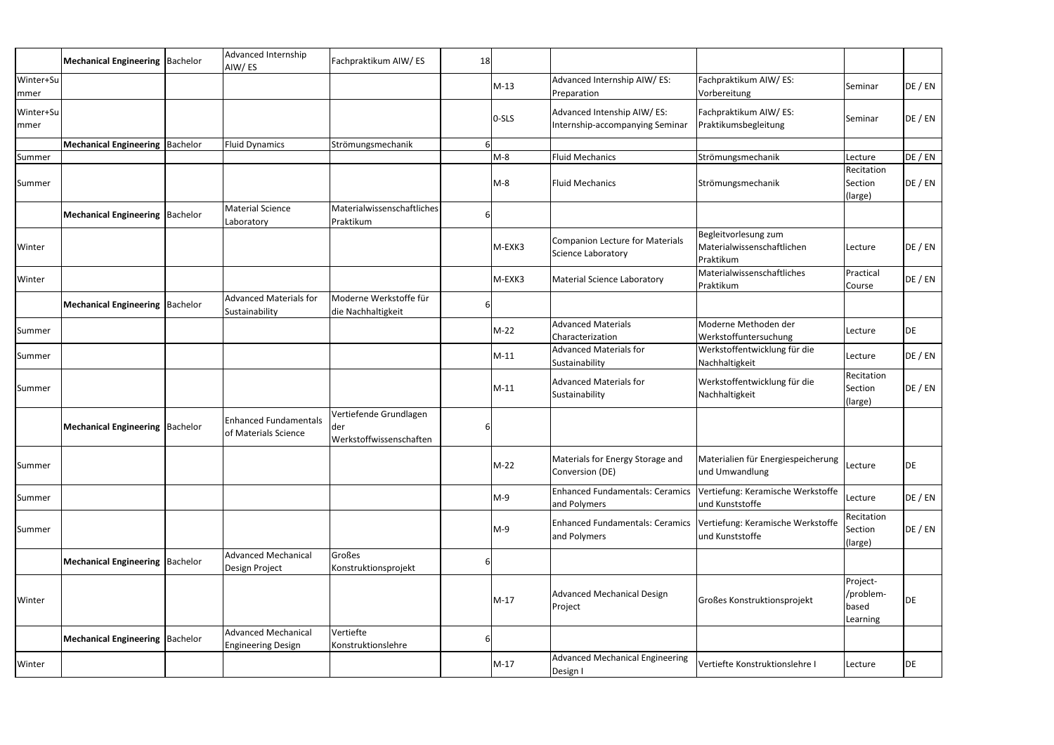| | | | | | | | | | | |
|---|---|---|---|---|---|---|---|---|---|---|
| | **Mechanical Engineering** | Bachelor | Advanced Internship AIW/ ES | Fachpraktikum AIW/ ES | 18 | | | | | |
| Winter+Summer | | | | | | M-13 | Advanced Internship AIW/ ES: Preparation | Fachpraktikum AIW/ ES: Vorbereitung | Seminar | DE / EN |
| Winter+Summer | | | | | | 0-SLS | Advanced Intenship AIW/ ES: Internship-accompanying Seminar | Fachpraktikum AIW/ ES: Praktikumsbegleitung | Seminar | DE / EN |
| | **Mechanical Engineering** | Bachelor | Fluid Dynamics | Strömungsmechanik | 6 | | | | | |
| Summer | | | | | | M-8 | Fluid Mechanics | Strömungsmechanik | Lecture | DE / EN |
| Summer | | | | | | M-8 | Fluid Mechanics | Strömungsmechanik | Recitation Section (large) | DE / EN |
| | **Mechanical Engineering** | Bachelor | Material Science Laboratory | Materialwissenschaftliches Praktikum | 6 | | | | | |
| Winter | | | | | | M-EXK3 | Companion Lecture for Materials Science Laboratory | Begleitvorlesung zum Materialwissenschaftlichen Praktikum | Lecture | DE / EN |
| Winter | | | | | | M-EXK3 | Material Science Laboratory | Materialwissenschaftliches Praktikum | Practical Course | DE / EN |
| | **Mechanical Engineering** | Bachelor | Advanced Materials for Sustainability | Moderne Werkstoffe für die Nachhaltigkeit | 6 | | | | | |
| Summer | | | | | | M-22 | Advanced Materials Characterization | Moderne Methoden der Werkstoffuntersuchung | Lecture | DE |
| Summer | | | | | | M-11 | Advanced Materials for Sustainability | Werkstoffentwicklung für die Nachhaltigkeit | Lecture | DE / EN |
| Summer | | | | | | M-11 | Advanced Materials for Sustainability | Werkstoffentwicklung für die Nachhaltigkeit | Recitation Section (large) | DE / EN |
| | **Mechanical Engineering** | Bachelor | Enhanced Fundamentals of Materials Science | Vertiefende Grundlagen der Werkstoffwissenschaften | 6 | | | | | |
| Summer | | | | | | M-22 | Materials for Energy Storage and Conversion (DE) | Materialien für Energiespeicherung und Umwandlung | Lecture | DE |
| Summer | | | | | | M-9 | Enhanced Fundamentals: Ceramics and Polymers | Vertiefung: Keramische Werkstoffe und Kunststoffe | Lecture | DE / EN |
| Summer | | | | | | M-9 | Enhanced Fundamentals: Ceramics and Polymers | Vertiefung: Keramische Werkstoffe und Kunststoffe | Recitation Section (large) | DE / EN |
| | **Mechanical Engineering** | Bachelor | Advanced Mechanical Design Project | Großes Konstruktionsprojekt | 6 | | | | | |
| Winter | | | | | | M-17 | Advanced Mechanical Design Project | Großes Konstruktionsprojekt | Project-/problem-based Learning | DE |
| | **Mechanical Engineering** | Bachelor | Advanced Mechanical Engineering Design | Vertiefte Konstruktionslehre | 6 | | | | | |
| Winter | | | | | | M-17 | Advanced Mechanical Engineering Design I | Vertiefte Konstruktionslehre I | Lecture | DE |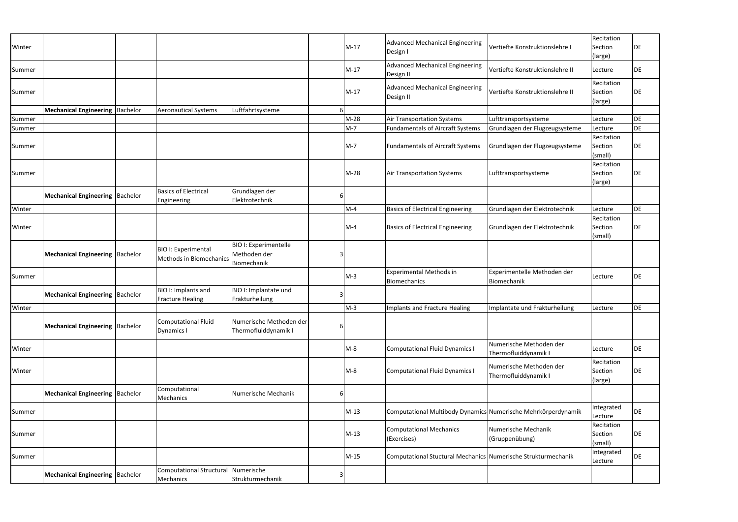| | | | | | | | | | | |
|---|---|---|---|---|---|---|---|---|---|---|
| Winter | | | | | | M-17 | Advanced Mechanical Engineering Design I | Vertiefte Konstruktionslehre I | Recitation Section (large) | DE |
| Summer | | | | | | M-17 | Advanced Mechanical Engineering Design II | Vertiefte Konstruktionslehre II | Lecture | DE |
| Summer | | | | | | M-17 | Advanced Mechanical Engineering Design II | Vertiefte Konstruktionslehre II | Recitation Section (large) | DE |
| | **Mechanical Engineering** | Bachelor | Aeronautical Systems | Luftfahrtsysteme | 6 | | | | | |
| Summer | | | | | | M-28 | Air Transportation Systems | Lufttransportsysteme | Lecture | DE |
| Summer | | | | | | M-7 | Fundamentals of Aircraft Systems | Grundlagen der Flugzeugsysteme | Lecture | DE |
| Summer | | | | | | M-7 | Fundamentals of Aircraft Systems | Grundlagen der Flugzeugsysteme | Recitation Section (small) | DE |
| Summer | | | | | | M-28 | Air Transportation Systems | Lufttransportsysteme | Recitation Section (large) | DE |
| | **Mechanical Engineering** | Bachelor | Basics of Electrical Engineering | Grundlagen der Elektrotechnik | 6 | | | | | |
| Winter | | | | | | M-4 | Basics of Electrical Engineering | Grundlagen der Elektrotechnik | Lecture | DE |
| Winter | | | | | | M-4 | Basics of Electrical Engineering | Grundlagen der Elektrotechnik | Recitation Section (small) | DE |
| | **Mechanical Engineering** | Bachelor | BIO I: Experimental Methods in Biomechanics | BIO I: Experimentelle Methoden der Biomechanik | 3 | | | | | |
| Summer | | | | | | M-3 | Experimental Methods in Biomechanics | Experimentelle Methoden der Biomechanik | Lecture | DE |
| | **Mechanical Engineering** | Bachelor | BIO I: Implants and Fracture Healing | BIO I: Implantate und Frakturheilung | 3 | | | | | |
| Winter | | | | | | M-3 | Implants and Fracture Healing | Implantate und Frakturheilung | Lecture | DE |
| | **Mechanical Engineering** | Bachelor | Computational Fluid Dynamics I | Numerische Methoden der Thermofluiddynamik I | 6 | | | | | |
| Winter | | | | | | M-8 | Computational Fluid Dynamics I | Numerische Methoden der Thermofluiddynamik I | Lecture | DE |
| Winter | | | | | | M-8 | Computational Fluid Dynamics I | Numerische Methoden der Thermofluiddynamik I | Recitation Section (large) | DE |
| | **Mechanical Engineering** | Bachelor | Computational Mechanics | Numerische Mechanik | 6 | | | | | |
| Summer | | | | | | M-13 | Computational Multibody Dynamics | Numerische Mehrkörperdynamik | Integrated Lecture | DE |
| Summer | | | | | | M-13 | Computational Mechanics (Exercises) | Numerische Mechanik (Gruppenübung) | Recitation Section (small) | DE |
| Summer | | | | | | M-15 | Computational Stuctural Mechanics | Numerische Strukturmechanik | Integrated Lecture | DE |
| | **Mechanical Engineering** | Bachelor | Computational Structural Mechanics | Numerische Strukturmechanik | 3 | | | | | |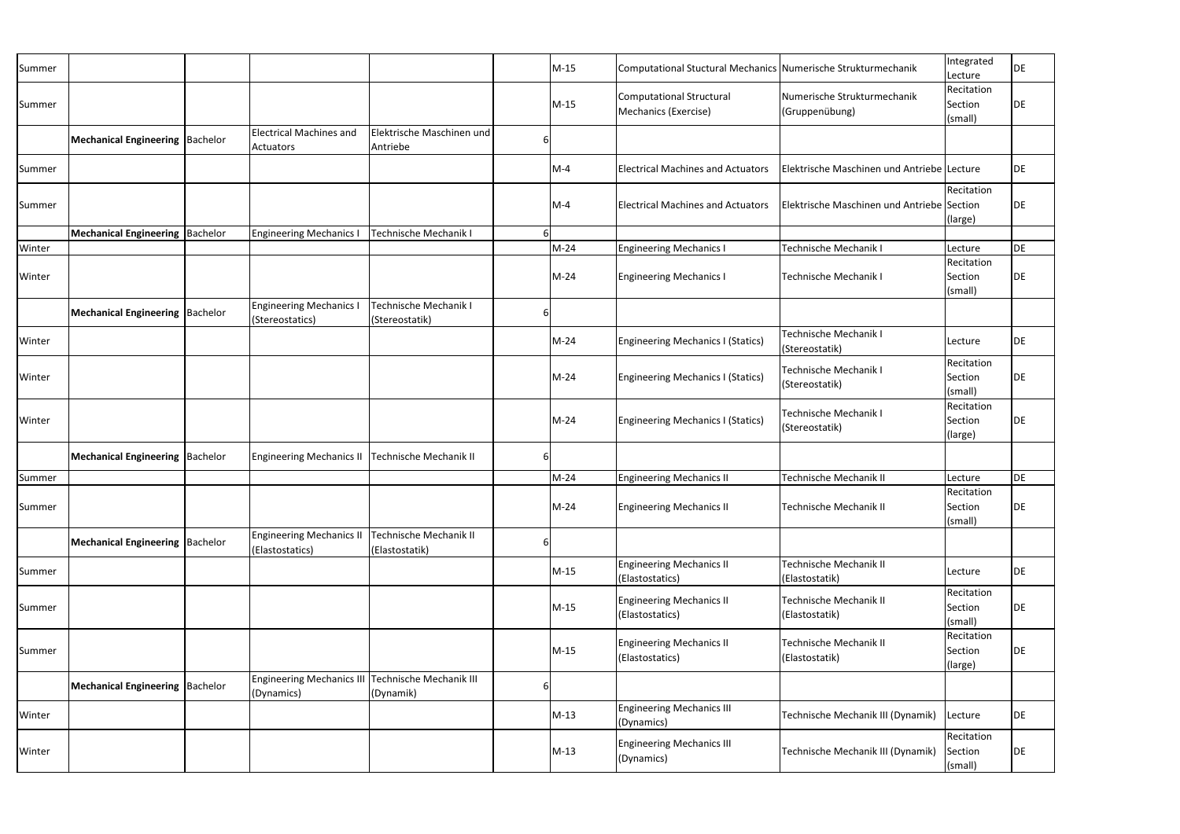| | | | | | | | | | | |
|---|---|---|---|---|---|---|---|---|---|---|
| Summer | | | | | | M-15 | Computational Stuctural Mechanics | Numerische Strukturmechanik | Integrated Lecture | DE |
| Summer | | | | | | M-15 | Computational Structural Mechanics (Exercise) | Numerische Strukturmechanik (Gruppenübung) | Recitation Section (small) | DE |
| | **Mechanical Engineering** | Bachelor | Electrical Machines and Actuators | Elektrische Maschinen und Antriebe | 6 | | | | | |
| Summer | | | | | | M-4 | Electrical Machines and Actuators | Elektrische Maschinen und Antriebe | Lecture | DE |
| Summer | | | | | | M-4 | Electrical Machines and Actuators | Elektrische Maschinen und Antriebe | Recitation Section (large) | DE |
| | **Mechanical Engineering** | Bachelor | Engineering Mechanics I | Technische Mechanik I | 6 | | | | | |
| Winter | | | | | | M-24 | Engineering Mechanics I | Technische Mechanik I | Lecture | DE |
| Winter | | | | | | M-24 | Engineering Mechanics I | Technische Mechanik I | Recitation Section (small) | DE |
| | **Mechanical Engineering** | Bachelor | Engineering Mechanics I (Stereostatics) | Technische Mechanik I (Stereostatik) | 6 | | | | | |
| Winter | | | | | | M-24 | Engineering Mechanics I (Statics) | Technische Mechanik I (Stereostatik) | Lecture | DE |
| Winter | | | | | | M-24 | Engineering Mechanics I (Statics) | Technische Mechanik I (Stereostatik) | Recitation Section (small) | DE |
| Winter | | | | | | M-24 | Engineering Mechanics I (Statics) | Technische Mechanik I (Stereostatik) | Recitation Section (large) | DE |
| | **Mechanical Engineering** | Bachelor | Engineering Mechanics II | Technische Mechanik II | 6 | | | | | |
| Summer | | | | | | M-24 | Engineering Mechanics II | Technische Mechanik II | Lecture | DE |
| Summer | | | | | | M-24 | Engineering Mechanics II | Technische Mechanik II | Recitation Section (small) | DE |
| | **Mechanical Engineering** | Bachelor | Engineering Mechanics II (Elastostatics) | Technische Mechanik II (Elastostatik) | 6 | | | | | |
| Summer | | | | | | M-15 | Engineering Mechanics II (Elastostatics) | Technische Mechanik II (Elastostatik) | Lecture | DE |
| Summer | | | | | | M-15 | Engineering Mechanics II (Elastostatics) | Technische Mechanik II (Elastostatik) | Recitation Section (small) | DE |
| Summer | | | | | | M-15 | Engineering Mechanics II (Elastostatics) | Technische Mechanik II (Elastostatik) | Recitation Section (large) | DE |
| | **Mechanical Engineering** | Bachelor | Engineering Mechanics III (Dynamics) | Technische Mechanik III (Dynamik) | 6 | | | | | |
| Winter | | | | | | M-13 | Engineering Mechanics III (Dynamics) | Technische Mechanik III (Dynamik) | Lecture | DE |
| Winter | | | | | | M-13 | Engineering Mechanics III (Dynamics) | Technische Mechanik III (Dynamik) | Recitation Section (small) | DE |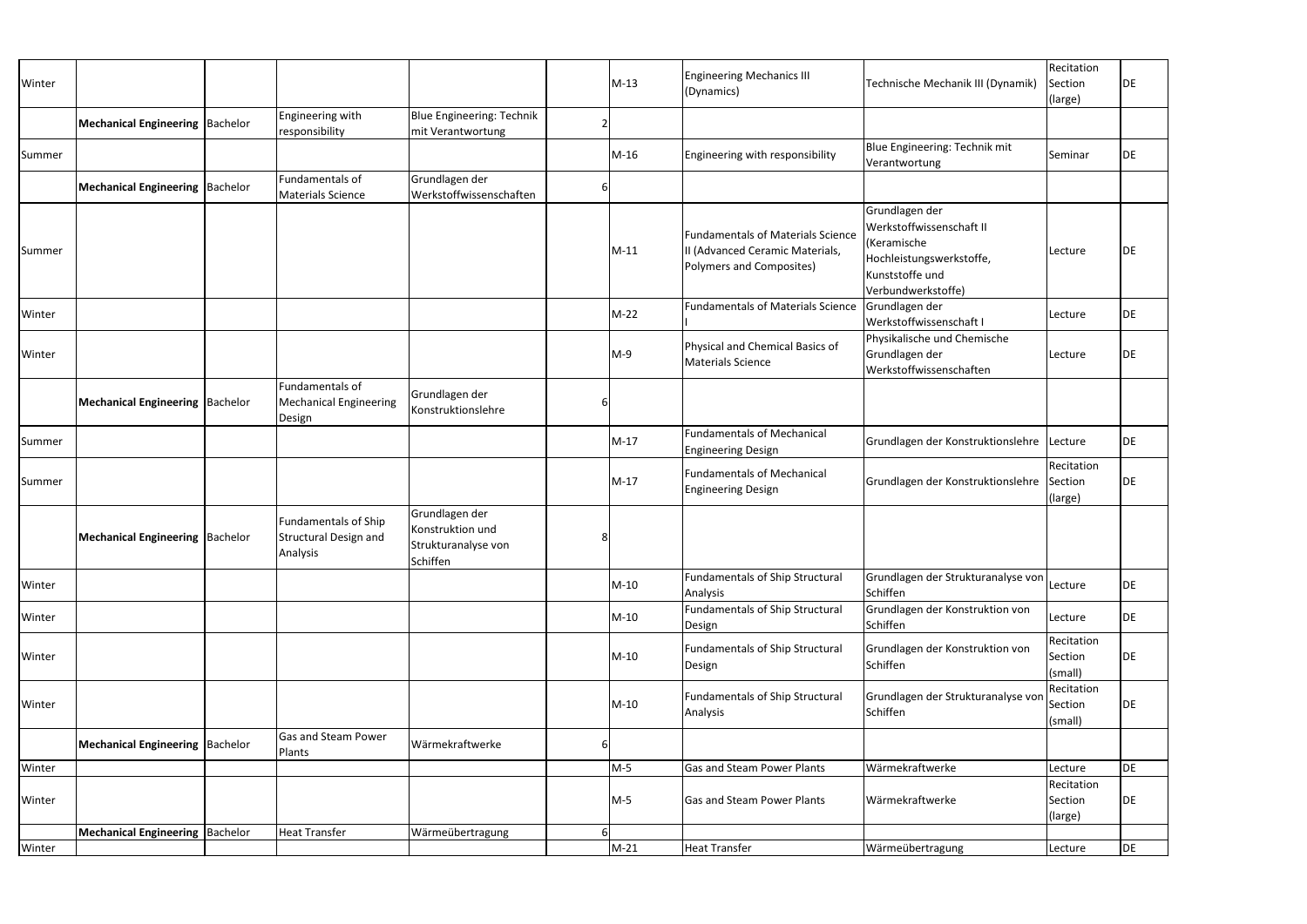| | | | | | | | | | | |
|---|---|---|---|---|---|---|---|---|---|---|
| Winter | | | | | | M-13 | Engineering Mechanics III (Dynamics) | Technische Mechanik III (Dynamik) | Recitation Section (large) | DE |
| | **Mechanical Engineering** | Bachelor | Engineering with responsibility | Blue Engineering: Technik mit Verantwortung | 2 | | | | | |
| Summer | | | | | | M-16 | Engineering with responsibility | Blue Engineering: Technik mit Verantwortung | Seminar | DE |
| | **Mechanical Engineering** | Bachelor | Fundamentals of Materials Science | Grundlagen der Werkstoffwissenschaften | 6 | | | | | |
| Summer | | | | | | M-11 | Fundamentals of Materials Science II (Advanced Ceramic Materials, Polymers and Composites) | Grundlagen der Werkstoffwissenschaft II (Keramische Hochleistungswerkstoffe, Kunststoffe und Verbundwerkstoffe) | Lecture | DE |
| Winter | | | | | | M-22 | Fundamentals of Materials Science I | Grundlagen der Werkstoffwissenschaft I | Lecture | DE |
| Winter | | | | | | M-9 | Physical and Chemical Basics of Materials Science | Physikalische und Chemische Grundlagen der Werkstoffwissenschaften | Lecture | DE |
| | **Mechanical Engineering** | Bachelor | Fundamentals of Mechanical Engineering Design | Grundlagen der Konstruktionslehre | 6 | | | | | |
| Summer | | | | | | M-17 | Fundamentals of Mechanical Engineering Design | Grundlagen der Konstruktionslehre | Lecture | DE |
| Summer | | | | | | M-17 | Fundamentals of Mechanical Engineering Design | Grundlagen der Konstruktionslehre | Recitation Section (large) | DE |
| | **Mechanical Engineering** | Bachelor | Fundamentals of Ship Structural Design and Analysis | Grundlagen der Konstruktion und Strukturanalyse von Schiffen | 8 | | | | | |
| Winter | | | | | | M-10 | Fundamentals of Ship Structural Analysis | Grundlagen der Strukturanalyse von Schiffen | Lecture | DE |
| Winter | | | | | | M-10 | Fundamentals of Ship Structural Design | Grundlagen der Konstruktion von Schiffen | Lecture | DE |
| Winter | | | | | | M-10 | Fundamentals of Ship Structural Design | Grundlagen der Konstruktion von Schiffen | Recitation Section (small) | DE |
| Winter | | | | | | M-10 | Fundamentals of Ship Structural Analysis | Grundlagen der Strukturanalyse von Schiffen | Recitation Section (small) | DE |
| | **Mechanical Engineering** | Bachelor | Gas and Steam Power Plants | Wärmekraftwerke | 6 | | | | | |
| Winter | | | | | | M-5 | Gas and Steam Power Plants | Wärmekraftwerke | Lecture | DE |
| Winter | | | | | | M-5 | Gas and Steam Power Plants | Wärmekraftwerke | Recitation Section (large) | DE |
| | **Mechanical Engineering** | Bachelor | Heat Transfer | Wärmeübertragung | 6 | | | | | |
| Winter | | | | | | M-21 | Heat Transfer | Wärmeübertragung | Lecture | DE |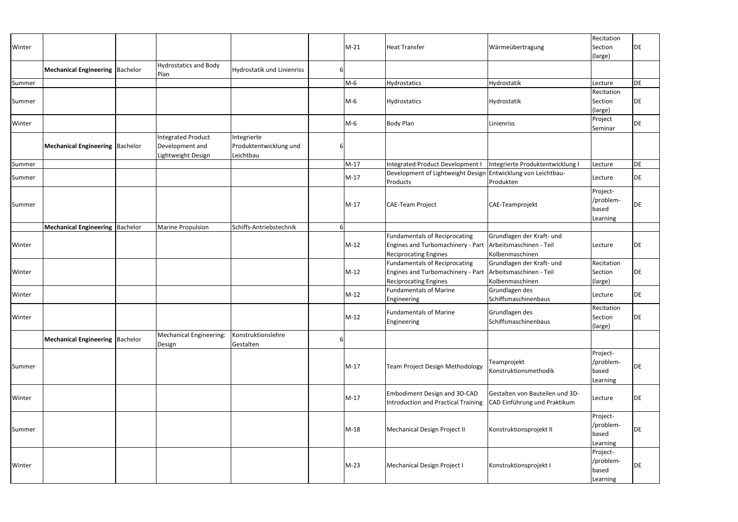| | | | | | | | | | | |
|---|---|---|---|---|---|---|---|---|---|---|
| Winter | | | | | | M-21 | Heat Transfer | Wärmeübertragung | Recitation Section (large) | DE |
| | **Mechanical Engineering** | Bachelor | Hydrostatics and Body Plan | Hydrostatik und Linienriss | 6 | | | | | |
| Summer | | | | | | M-6 | Hydrostatics | Hydrostatik | Lecture | DE |
| Summer | | | | | | M-6 | Hydrostatics | Hydrostatik | Recitation Section (large) | DE |
| Winter | | | | | | M-6 | Body Plan | Linienriss | Project Seminar | DE |
| | **Mechanical Engineering** | Bachelor | Integrated Product Development and Lightweight Design | Integrierte Produktentwicklung und Leichtbau | 6 | | | | | |
| Summer | | | | | | M-17 | Integrated Product Development I | Integrierte Produktentwicklung I | Lecture | DE |
| Summer | | | | | | M-17 | Development of Lightweight Design Products | Entwicklung von Leichtbau-Produkten | Lecture | DE |
| Summer | | | | | | M-17 | CAE-Team Project | CAE-Teamprojekt | Project-/problem-based Learning | DE |
| | **Mechanical Engineering** | Bachelor | Marine Propulsion | Schiffs-Antriebstechnik | 6 | | | | | |
| Winter | | | | | | M-12 | Fundamentals of Reciprocating Engines and Turbomachinery - Part Reciprocating Engines | Grundlagen der Kraft- und Arbeitsmaschinen - Teil Kolbenmaschinen | Lecture | DE |
| Winter | | | | | | M-12 | Fundamentals of Reciprocating Engines and Turbomachinery - Part Reciprocating Engines | Grundlagen der Kraft- und Arbeitsmaschinen - Teil Kolbenmaschinen | Recitation Section (large) | DE |
| Winter | | | | | | M-12 | Fundamentals of Marine Engineering | Grundlagen des Schiffsmaschinenbaus | Lecture | DE |
| Winter | | | | | | M-12 | Fundamentals of Marine Engineering | Grundlagen des Schiffsmaschinenbaus | Recitation Section (large) | DE |
| | **Mechanical Engineering** | Bachelor | Mechanical Engineering: Design | Konstruktionslehre Gestalten | 6 | | | | | |
| Summer | | | | | | M-17 | Team Project Design Methodology | Teamprojekt Konstruktionsmethodik | Project-/problem-based Learning | DE |
| Winter | | | | | | M-17 | Embodiment Design and 3D-CAD Introduction and Practical Training | Gestalten von Bauteilen und 3D-CAD Einführung und Praktikum | Lecture | DE |
| Summer | | | | | | M-18 | Mechanical Design Project II | Konstruktionsprojekt II | Project-/problem-based Learning | DE |
| Winter | | | | | | M-23 | Mechanical Design Project I | Konstruktionsprojekt I | Project-/problem-based Learning | DE |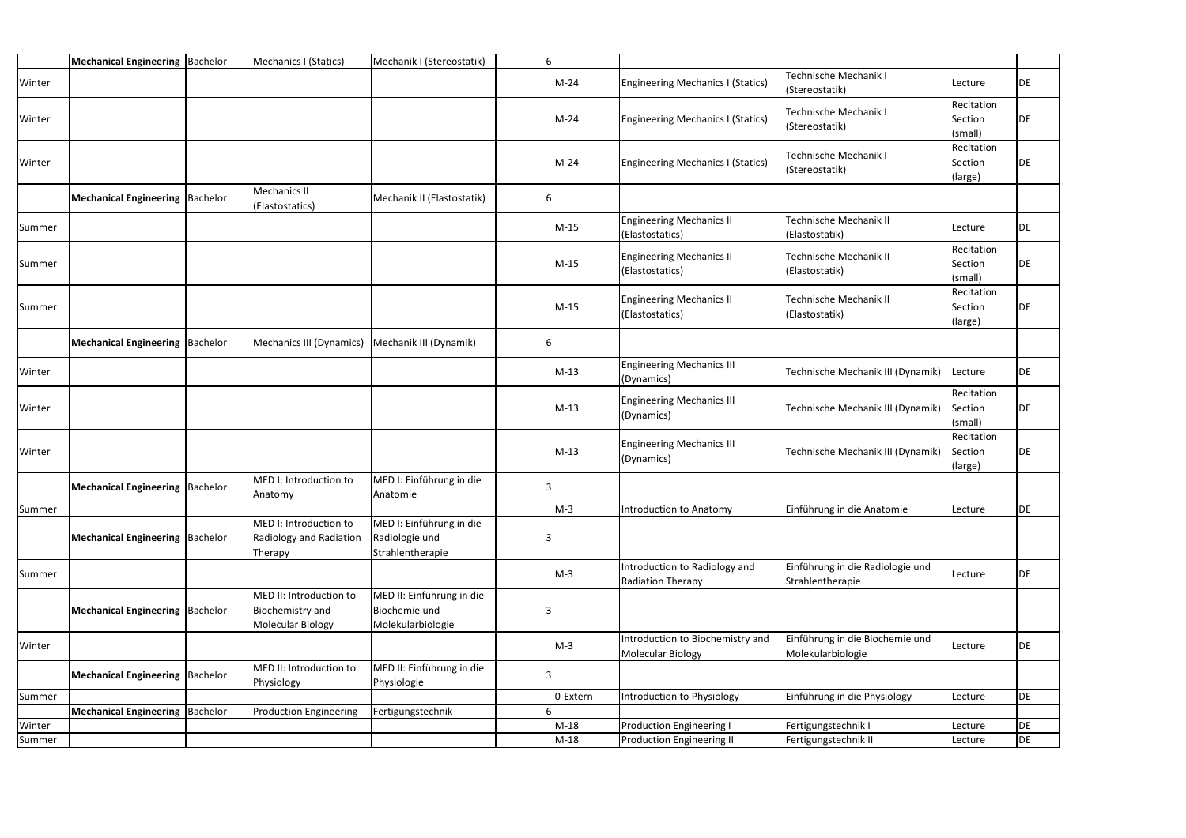| | | | | | | | | | | |
|---|---|---|---|---|---|---|---|---|---|---|
| | **Mechanical Engineering** | Bachelor | Mechanics I (Statics) | Mechanik I (Stereostatik) | 6 | | | | | |
| Winter | | | | | | M-24 | Engineering Mechanics I (Statics) | Technische Mechanik I (Stereostatik) | Lecture | DE |
| Winter | | | | | | M-24 | Engineering Mechanics I (Statics) | Technische Mechanik I (Stereostatik) | Recitation Section (small) | DE |
| Winter | | | | | | M-24 | Engineering Mechanics I (Statics) | Technische Mechanik I (Stereostatik) | Recitation Section (large) | DE |
| | **Mechanical Engineering** | Bachelor | Mechanics II (Elastostatics) | Mechanik II (Elastostatik) | 6 | | | | | |
| Summer | | | | | | M-15 | Engineering Mechanics II (Elastostatics) | Technische Mechanik II (Elastostatik) | Lecture | DE |
| Summer | | | | | | M-15 | Engineering Mechanics II (Elastostatics) | Technische Mechanik II (Elastostatik) | Recitation Section (small) | DE |
| Summer | | | | | | M-15 | Engineering Mechanics II (Elastostatics) | Technische Mechanik II (Elastostatik) | Recitation Section (large) | DE |
| | **Mechanical Engineering** | Bachelor | Mechanics III (Dynamics) | Mechanik III (Dynamik) | 6 | | | | | |
| Winter | | | | | | M-13 | Engineering Mechanics III (Dynamics) | Technische Mechanik III (Dynamik) | Lecture | DE |
| Winter | | | | | | M-13 | Engineering Mechanics III (Dynamics) | Technische Mechanik III (Dynamik) | Recitation Section (small) | DE |
| Winter | | | | | | M-13 | Engineering Mechanics III (Dynamics) | Technische Mechanik III (Dynamik) | Recitation Section (large) | DE |
| | **Mechanical Engineering** | Bachelor | MED I: Introduction to Anatomy | MED I: Einführung in die Anatomie | 3 | | | | | |
| Summer | | | | | | M-3 | Introduction to Anatomy | Einführung in die Anatomie | Lecture | DE |
| | **Mechanical Engineering** | Bachelor | MED I: Introduction to Radiology and Radiation Therapy | MED I: Einführung in die Radiologie und Strahlentherapie | 3 | | | | | |
| Summer | | | | | | M-3 | Introduction to Radiology and Radiation Therapy | Einführung in die Radiologie und Strahlentherapie | Lecture | DE |
| | **Mechanical Engineering** | Bachelor | MED II: Introduction to Biochemistry and Molecular Biology | MED II: Einführung in die Biochemie und Molekularbiologie | 3 | | | | | |
| Winter | | | | | | M-3 | Introduction to Biochemistry and Molecular Biology | Einführung in die Biochemie und Molekularbiologie | Lecture | DE |
| | **Mechanical Engineering** | Bachelor | MED II: Introduction to Physiology | MED II: Einführung in die Physiologie | 3 | | | | | |
| Summer | | | | | | 0-Extern | Introduction to Physiology | Einführung in die Physiology | Lecture | DE |
| | **Mechanical Engineering** | Bachelor | Production Engineering | Fertigungstechnik | 6 | | | | | |
| Winter | | | | | | M-18 | Production Engineering I | Fertigungstechnik I | Lecture | DE |
| Summer | | | | | | M-18 | Production Engineering II | Fertigungstechnik II | Lecture | DE |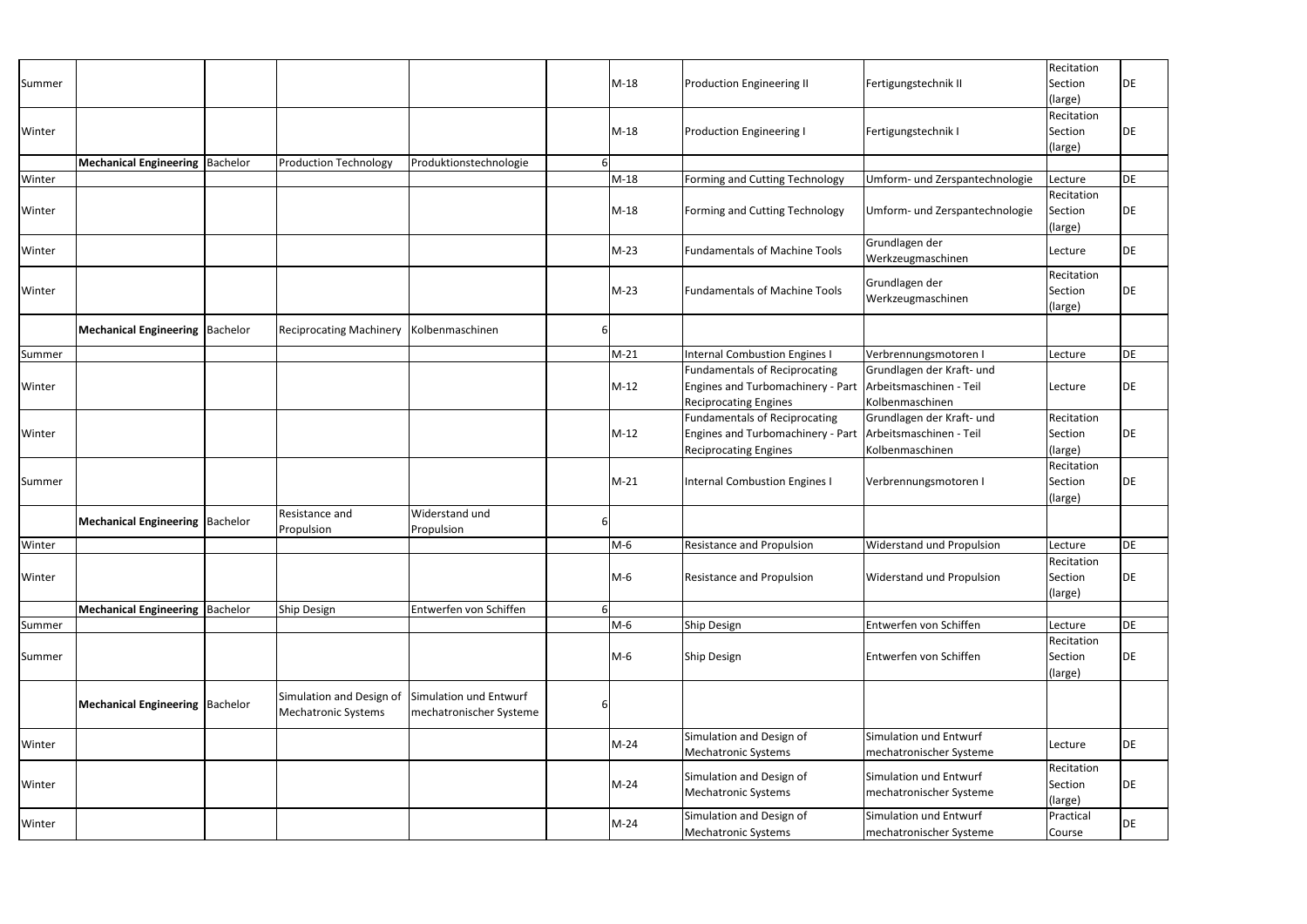| | | | | | | | | | | |
|---|---|---|---|---|---|---|---|---|---|---|
| Summer | | | | | | M-18 | Production Engineering II | Fertigungstechnik II | Recitation Section (large) | DE |
| Winter | | | | | | M-18 | Production Engineering I | Fertigungstechnik I | Recitation Section (large) | DE |
| | **Mechanical Engineering** | Bachelor | Production Technology | Produktionstechnologie | 6 | | | | | |
| Winter | | | | | | M-18 | Forming and Cutting Technology | Umform- und Zerspantechnologie | Lecture | DE |
| Winter | | | | | | M-18 | Forming and Cutting Technology | Umform- und Zerspantechnologie | Recitation Section (large) | DE |
| Winter | | | | | | M-23 | Fundamentals of Machine Tools | Grundlagen der Werkzeugmaschinen | Lecture | DE |
| Winter | | | | | | M-23 | Fundamentals of Machine Tools | Grundlagen der Werkzeugmaschinen | Recitation Section (large) | DE |
| | **Mechanical Engineering** | Bachelor | Reciprocating Machinery | Kolbenmaschinen | 6 | | | | | |
| Summer | | | | | | M-21 | Internal Combustion Engines I | Verbrennungsmotoren I | Lecture | DE |
| Winter | | | | | | M-12 | Fundamentals of Reciprocating Engines and Turbomachinery - Part Reciprocating Engines | Grundlagen der Kraft- und Arbeitsmaschinen - Teil Kolbenmaschinen | Lecture | DE |
| Winter | | | | | | M-12 | Fundamentals of Reciprocating Engines and Turbomachinery - Part Reciprocating Engines | Grundlagen der Kraft- und Arbeitsmaschinen - Teil Kolbenmaschinen | Recitation Section (large) | DE |
| Summer | | | | | | M-21 | Internal Combustion Engines I | Verbrennungsmotoren I | Recitation Section (large) | DE |
| | **Mechanical Engineering** | Bachelor | Resistance and Propulsion | Widerstand und Propulsion | 6 | | | | | |
| Winter | | | | | | M-6 | Resistance and Propulsion | Widerstand und Propulsion | Lecture | DE |
| Winter | | | | | | M-6 | Resistance and Propulsion | Widerstand und Propulsion | Recitation Section (large) | DE |
| | **Mechanical Engineering** | Bachelor | Ship Design | Entwerfen von Schiffen | 6 | | | | | |
| Summer | | | | | | M-6 | Ship Design | Entwerfen von Schiffen | Lecture | DE |
| Summer | | | | | | M-6 | Ship Design | Entwerfen von Schiffen | Recitation Section (large) | DE |
| | **Mechanical Engineering** | Bachelor | Simulation and Design of Mechatronic Systems | Simulation und Entwurf mechatronischer Systeme | 6 | | | | | |
| Winter | | | | | | M-24 | Simulation and Design of Mechatronic Systems | Simulation und Entwurf mechatronischer Systeme | Lecture | DE |
| Winter | | | | | | M-24 | Simulation and Design of Mechatronic Systems | Simulation und Entwurf mechatronischer Systeme | Recitation Section (large) | DE |
| Winter | | | | | | M-24 | Simulation and Design of Mechatronic Systems | Simulation und Entwurf mechatronischer Systeme | Practical Course | DE |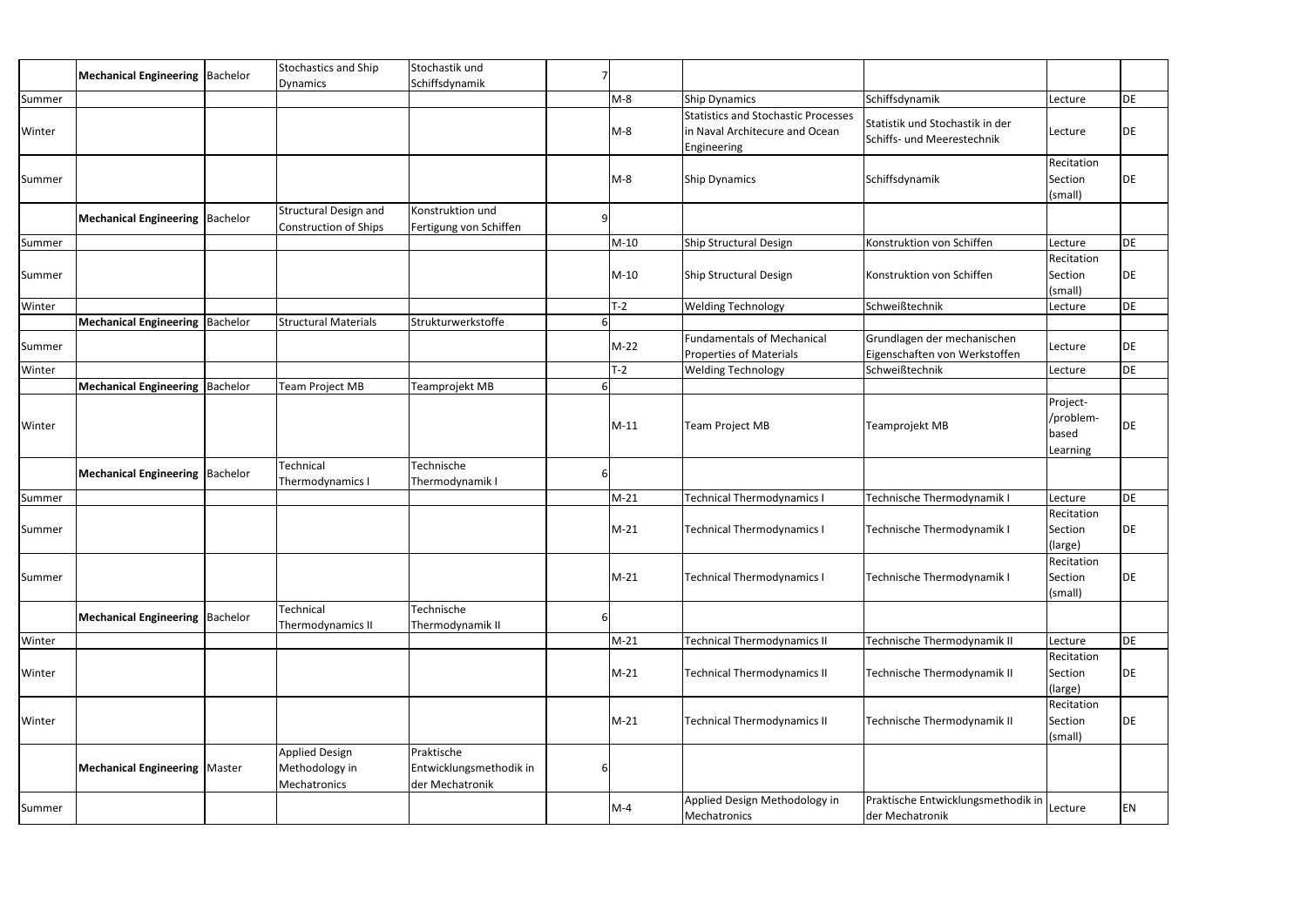| | | | | | | | | | | |
|---|---|---|---|---|---|---|---|---|---|---|
| | **Mechanical Engineering** | Bachelor | Stochastics and Ship Dynamics | Stochastik und Schiffsdynamik | 7 | | | | | |
| Summer | | | | | | M-8 | Ship Dynamics | Schiffsdynamik | Lecture | DE |
| Winter | | | | | | M-8 | Statistics and Stochastic Processes in Naval Architecure and Ocean Engineering | Statistik und Stochastik in der Schiffs- und Meerestechnik | Lecture | DE |
| Summer | | | | | | M-8 | Ship Dynamics | Schiffsdynamik | Recitation Section (small) | DE |
| | **Mechanical Engineering** | Bachelor | Structural Design and Construction of Ships | Konstruktion und Fertigung von Schiffen | 9 | | | | | |
| Summer | | | | | | M-10 | Ship Structural Design | Konstruktion von Schiffen | Lecture | DE |
| Summer | | | | | | M-10 | Ship Structural Design | Konstruktion von Schiffen | Recitation Section (small) | DE |
| Winter | | | | | | T-2 | Welding Technology | Schweißtechnik | Lecture | DE |
| | **Mechanical Engineering** | Bachelor | Structural Materials | Strukturwerkstoffe | 6 | | | | | |
| Summer | | | | | | M-22 | Fundamentals of Mechanical Properties of Materials | Grundlagen der mechanischen Eigenschaften von Werkstoffen | Lecture | DE |
| Winter | | | | | | T-2 | Welding Technology | Schweißtechnik | Lecture | DE |
| | **Mechanical Engineering** | Bachelor | Team Project MB | Teamprojekt MB | 6 | | | | | |
| Winter | | | | | | M-11 | Team Project MB | Teamprojekt MB | Project-/problem-based Learning | DE |
| | **Mechanical Engineering** | Bachelor | Technical Thermodynamics I | Technische Thermodynamik I | 6 | | | | | |
| Summer | | | | | | M-21 | Technical Thermodynamics I | Technische Thermodynamik I | Lecture | DE |
| Summer | | | | | | M-21 | Technical Thermodynamics I | Technische Thermodynamik I | Recitation Section (large) | DE |
| Summer | | | | | | M-21 | Technical Thermodynamics I | Technische Thermodynamik I | Recitation Section (small) | DE |
| | **Mechanical Engineering** | Bachelor | Technical Thermodynamics II | Technische Thermodynamik II | 6 | | | | | |
| Winter | | | | | | M-21 | Technical Thermodynamics II | Technische Thermodynamik II | Lecture | DE |
| Winter | | | | | | M-21 | Technical Thermodynamics II | Technische Thermodynamik II | Recitation Section (large) | DE |
| Winter | | | | | | M-21 | Technical Thermodynamics II | Technische Thermodynamik II | Recitation Section (small) | DE |
| | **Mechanical Engineering** | Master | Applied Design Methodology in Mechatronics | Praktische Entwicklungsmethodik in der Mechatronik | 6 | | | | | |
| Summer | | | | | | M-4 | Applied Design Methodology in Mechatronics | Praktische Entwicklungsmethodik in der Mechatronik | Lecture | EN |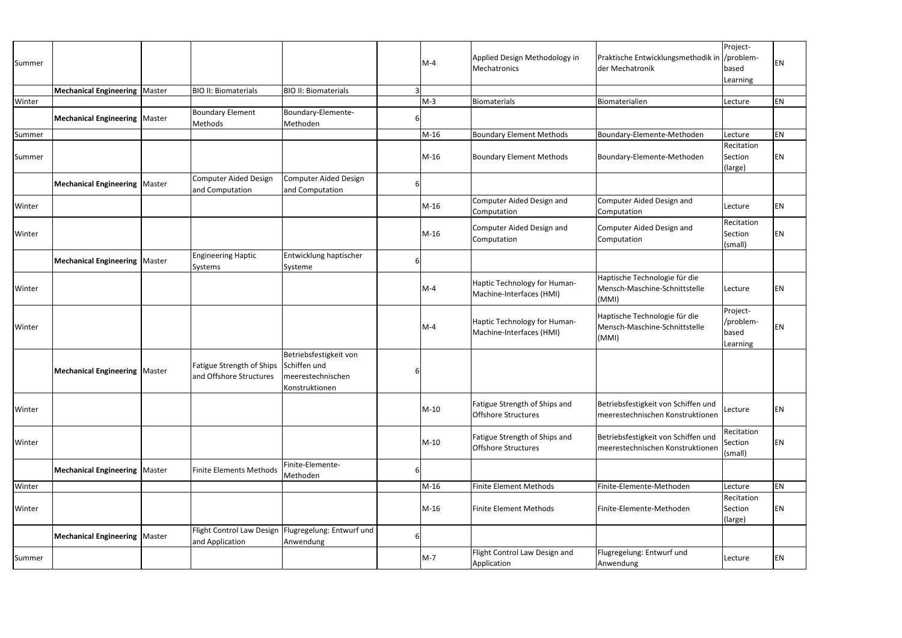| | | | | | | | | | | |
|---|---|---|---|---|---|---|---|---|---|---|
| Summer | | | | | | M-4 | Applied Design Methodology in Mechatronics | Praktische Entwicklungsmethodik in der Mechatronik | Project-/problem-based Learning | EN |
| | **Mechanical Engineering** | Master | BIO II: Biomaterials | BIO II: Biomaterials | 3 | | | | | |
| Winter | | | | | | M-3 | Biomaterials | Biomaterialien | Lecture | EN |
| | **Mechanical Engineering** | Master | Boundary Element Methods | Boundary-Elemente-Methoden | 6 | | | | | |
| Summer | | | | | | M-16 | Boundary Element Methods | Boundary-Elemente-Methoden | Lecture | EN |
| Summer | | | | | | M-16 | Boundary Element Methods | Boundary-Elemente-Methoden | Recitation Section (large) | EN |
| | **Mechanical Engineering** | Master | Computer Aided Design and Computation | Computer Aided Design and Computation | 6 | | | | | |
| Winter | | | | | | M-16 | Computer Aided Design and Computation | Computer Aided Design and Computation | Lecture | EN |
| Winter | | | | | | M-16 | Computer Aided Design and Computation | Computer Aided Design and Computation | Recitation Section (small) | EN |
| | **Mechanical Engineering** | Master | Engineering Haptic Systems | Entwicklung haptischer Systeme | 6 | | | | | |
| Winter | | | | | | M-4 | Haptic Technology for Human-Machine-Interfaces (HMI) | Haptische Technologie für die Mensch-Maschine-Schnittstelle (MMI) | Lecture | EN |
| Winter | | | | | | M-4 | Haptic Technology for Human-Machine-Interfaces (HMI) | Haptische Technologie für die Mensch-Maschine-Schnittstelle (MMI) | Project-/problem-based Learning | EN |
| | **Mechanical Engineering** | Master | Fatigue Strength of Ships and Offshore Structures | Betriebsfestigkeit von Schiffen und meerestechnischen Konstruktionen | 6 | | | | | |
| Winter | | | | | | M-10 | Fatigue Strength of Ships and Offshore Structures | Betriebsfestigkeit von Schiffen und meerestechnischen Konstruktionen | Lecture | EN |
| Winter | | | | | | M-10 | Fatigue Strength of Ships and Offshore Structures | Betriebsfestigkeit von Schiffen und meerestechnischen Konstruktionen | Recitation Section (small) | EN |
| | **Mechanical Engineering** | Master | Finite Elements Methods | Finite-Elemente-Methoden | 6 | | | | | |
| Winter | | | | | | M-16 | Finite Element Methods | Finite-Elemente-Methoden | Lecture | EN |
| Winter | | | | | | M-16 | Finite Element Methods | Finite-Elemente-Methoden | Recitation Section (large) | EN |
| | **Mechanical Engineering** | Master | Flight Control Law Design and Application | Flugregelung: Entwurf und Anwendung | 6 | | | | | |
| Summer | | | | | | M-7 | Flight Control Law Design and Application | Flugregelung: Entwurf und Anwendung | Lecture | EN |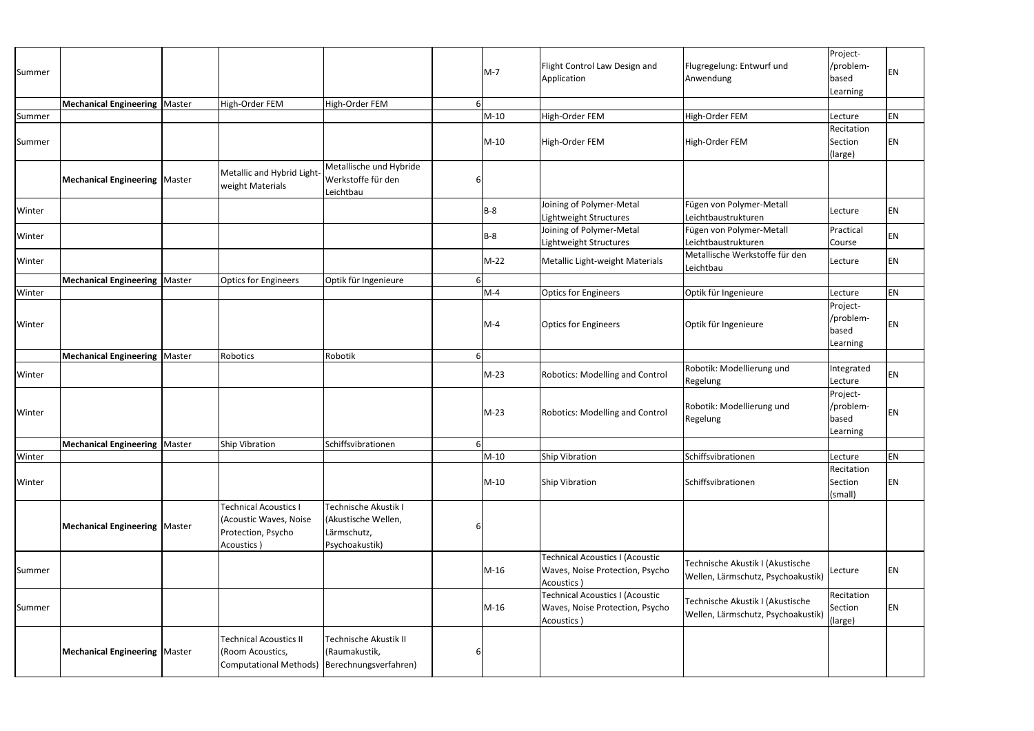| Summer | | | | | | M-7 | Flight Control Law Design and Application | Flugregelung: Entwurf und Anwendung | Project-/problem-based Learning | EN |
|---|---|---|---|---|---|---|---|---|---|---|
| | **Mechanical Engineering** | Master | High-Order FEM | High-Order FEM | 6 | | | | | |
| Summer | | | | | | M-10 | High-Order FEM | High-Order FEM | Lecture | EN |
| Summer | | | | | | M-10 | High-Order FEM | High-Order FEM | Recitation Section (large) | EN |
| | **Mechanical Engineering** | Master | Metallic and Hybrid Light-weight Materials | Metallische und Hybride Werkstoffe für den Leichtbau | 6 | | | | | |
| Winter | | | | | | B-8 | Joining of Polymer-Metal Lightweight Structures | Fügen von Polymer-Metall Leichtbaustrukturen | Lecture | EN |
| Winter | | | | | | B-8 | Joining of Polymer-Metal Lightweight Structures | Fügen von Polymer-Metall Leichtbaustrukturen | Practical Course | EN |
| Winter | | | | | | M-22 | Metallic Light-weight Materials | Metallische Werkstoffe für den Leichtbau | Lecture | EN |
| | **Mechanical Engineering** | Master | Optics for Engineers | Optik für Ingenieure | 6 | | | | | |
| Winter | | | | | | M-4 | Optics for Engineers | Optik für Ingenieure | Lecture | EN |
| Winter | | | | | | M-4 | Optics for Engineers | Optik für Ingenieure | Project-/problem-based Learning | EN |
| | **Mechanical Engineering** | Master | Robotics | Robotik | 6 | | | | | |
| Winter | | | | | | M-23 | Robotics: Modelling and Control | Robotik: Modellierung und Regelung | Integrated Lecture | EN |
| Winter | | | | | | M-23 | Robotics: Modelling and Control | Robotik: Modellierung und Regelung | Project-/problem-based Learning | EN |
| | **Mechanical Engineering** | Master | Ship Vibration | Schiffsvibrationen | 6 | | | | | |
| Winter | | | | | | M-10 | Ship Vibration | Schiffsvibrationen | Lecture | EN |
| Winter | | | | | | M-10 | Ship Vibration | Schiffsvibrationen | Recitation Section (small) | EN |
| | **Mechanical Engineering** | Master | Technical Acoustics I (Acoustic Waves, Noise Protection, Psycho Acoustics ) | Technische Akustik I (Akustische Wellen, Lärmschutz, Psychoakustik) | 6 | | | | | |
| Summer | | | | | | M-16 | Technical Acoustics I (Acoustic Waves, Noise Protection, Psycho Acoustics ) | Technische Akustik I (Akustische Wellen, Lärmschutz, Psychoakustik) | Lecture | EN |
| Summer | | | | | | M-16 | Technical Acoustics I (Acoustic Waves, Noise Protection, Psycho Acoustics ) | Technische Akustik I (Akustische Wellen, Lärmschutz, Psychoakustik) | Recitation Section (large) | EN |
| | **Mechanical Engineering** | Master | Technical Acoustics II (Room Acoustics, Computational Methods) | Technische Akustik II (Raumakustik, Berechnungsverfahren) | 6 | | | | | |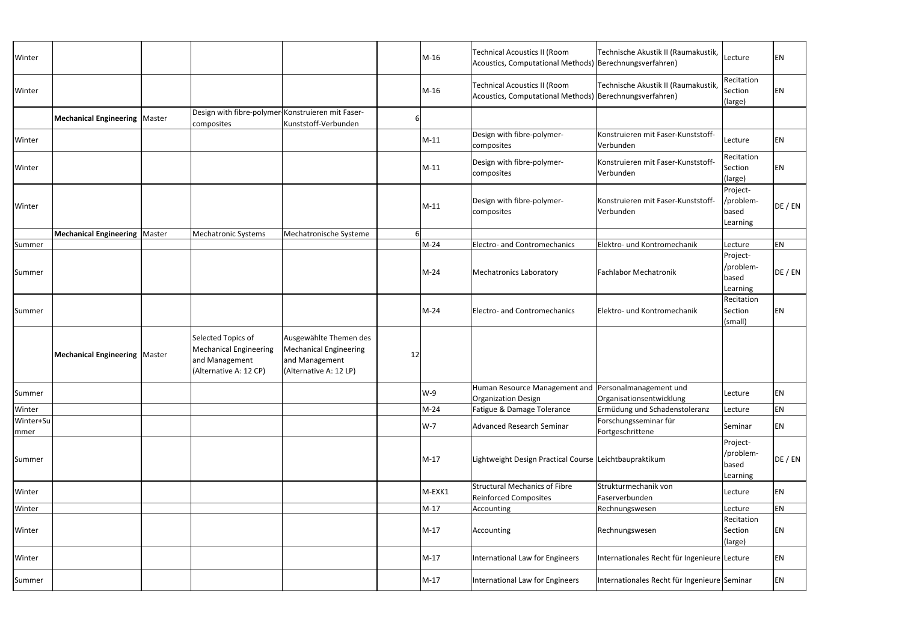| | | | | | | | | | | |
|---|---|---|---|---|---|---|---|---|---|---|
| Winter | | | | | | M-16 | Technical Acoustics II (Room Acoustics, Computational Methods) | Technische Akustik II (Raumakustik, Berechnungsverfahren) | Lecture | EN |
| Winter | | | | | | M-16 | Technical Acoustics II (Room Acoustics, Computational Methods) | Technische Akustik II (Raumakustik, Berechnungsverfahren) | Recitation Section (large) | EN |
| | **Mechanical Engineering** | Master | Design with fibre-polymer-composites | Konstruieren mit Faser-Kunststoff-Verbunden | 6 | | | | | |
| Winter | | | | | | M-11 | Design with fibre-polymer-composites | Konstruieren mit Faser-Kunststoff-Verbunden | Lecture | EN |
| Winter | | | | | | M-11 | Design with fibre-polymer-composites | Konstruieren mit Faser-Kunststoff-Verbunden | Recitation Section (large) | EN |
| Winter | | | | | | M-11 | Design with fibre-polymer-composites | Konstruieren mit Faser-Kunststoff-Verbunden | Project-/problem-based Learning | DE / EN |
| | **Mechanical Engineering** | Master | Mechatronic Systems | Mechatronische Systeme | 6 | | | | | |
| Summer | | | | | | M-24 | Electro- and Contromechanics | Elektro- und Kontromechanik | Lecture | EN |
| Summer | | | | | | M-24 | Mechatronics Laboratory | Fachlabor Mechatronik | Project-/problem-based Learning | DE / EN |
| Summer | | | | | | M-24 | Electro- and Contromechanics | Elektro- und Kontromechanik | Recitation Section (small) | EN |
| | **Mechanical Engineering** | Master | Selected Topics of Mechanical Engineering and Management (Alternative A: 12 CP) | Ausgewählte Themen des Mechanical Engineering and Management (Alternative A: 12 LP) | 12 | | | | | |
| Summer | | | | | | W-9 | Human Resource Management and Organization Design | Personalmanagement und Organisationsentwicklung | Lecture | EN |
| Winter | | | | | | M-24 | Fatigue & Damage Tolerance | Ermüdung und Schadenstoleranz | Lecture | EN |
| Winter+Summer | | | | | | W-7 | Advanced Research Seminar | Forschungsseminar für Fortgeschrittene | Seminar | EN |
| Summer | | | | | | M-17 | Lightweight Design Practical Course | Leichtbaupraktikum | Project-/problem-based Learning | DE / EN |
| Winter | | | | | | M-EXK1 | Structural Mechanics of Fibre Reinforced Composites | Strukturmechanik von Faserverbunden | Lecture | EN |
| Winter | | | | | | M-17 | Accounting | Rechnungswesen | Lecture | EN |
| Winter | | | | | | M-17 | Accounting | Rechnungswesen | Recitation Section (large) | EN |
| Winter | | | | | | M-17 | International Law for Engineers | Internationales Recht für Ingenieure | Lecture | EN |
| Summer | | | | | | M-17 | International Law for Engineers | Internationales Recht für Ingenieure | Seminar | EN |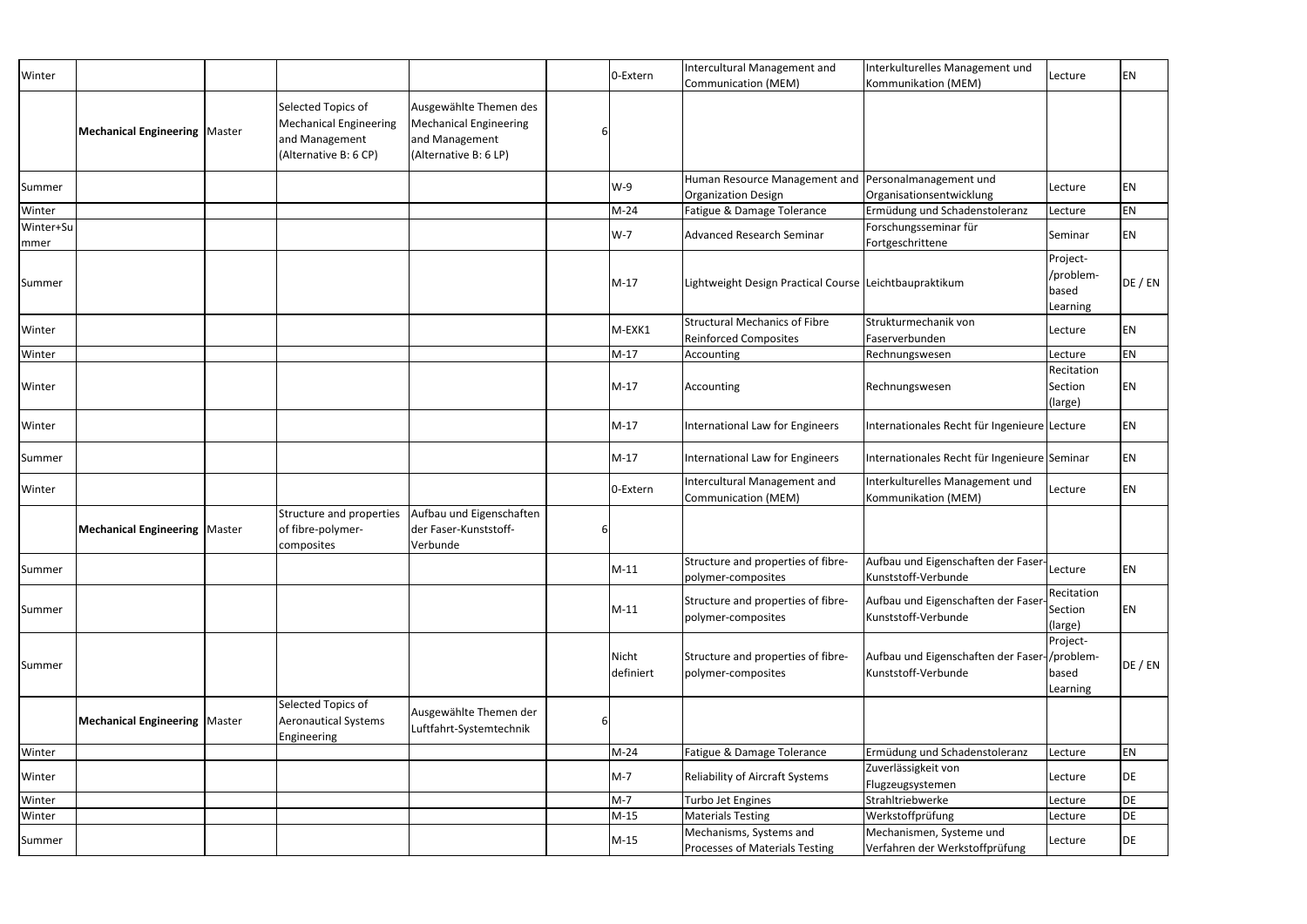| | | | | | | | | | | |
|---|---|---|---|---|---|---|---|---|---|---|
| Winter | | | | | | 0-Extern | Intercultural Management and Communication (MEM) | Interkulturelles Management und Kommunikation (MEM) | Lecture | EN |
| | **Mechanical Engineering** | Master | Selected Topics of Mechanical Engineering and Management (Alternative B: 6 CP) | Ausgewählte Themen des Mechanical Engineering and Management (Alternative B: 6 LP) | 6 | | | | | |
| Summer | | | | | | W-9 | Human Resource Management and Organization Design | Personalmanagement und Organisationsentwicklung | Lecture | EN |
| Winter | | | | | | M-24 | Fatigue & Damage Tolerance | Ermüdung und Schadenstoleranz | Lecture | EN |
| Winter+Summer | | | | | | W-7 | Advanced Research Seminar | Forschungsseminar für Fortgeschrittene | Seminar | EN |
| Summer | | | | | | M-17 | Lightweight Design Practical Course | Leichtbaupraktikum | Project-/problem-based Learning | DE / EN |
| Winter | | | | | | M-EXK1 | Structural Mechanics of Fibre Reinforced Composites | Strukturmechanik von Faserverbunden | Lecture | EN |
| Winter | | | | | | M-17 | Accounting | Rechnungswesen | Lecture | EN |
| Winter | | | | | | M-17 | Accounting | Rechnungswesen | Recitation Section (large) | EN |
| Winter | | | | | | M-17 | International Law for Engineers | Internationales Recht für Ingenieure | Lecture | EN |
| Summer | | | | | | M-17 | International Law for Engineers | Internationales Recht für Ingenieure | Seminar | EN |
| Winter | | | | | | 0-Extern | Intercultural Management and Communication (MEM) | Interkulturelles Management und Kommunikation (MEM) | Lecture | EN |
| | **Mechanical Engineering** | Master | Structure and properties of fibre-polymer-composites | Aufbau und Eigenschaften der Faser-Kunststoff-Verbunde | 6 | | | | | |
| Summer | | | | | | M-11 | Structure and properties of fibre-polymer-composites | Aufbau und Eigenschaften der Faser-Kunststoff-Verbunde | Lecture | EN |
| Summer | | | | | | M-11 | Structure and properties of fibre-polymer-composites | Aufbau und Eigenschaften der Faser-Kunststoff-Verbunde | Recitation Section (large) | EN |
| Summer | | | | | | Nicht definiert | Structure and properties of fibre-polymer-composites | Aufbau und Eigenschaften der Faser-Kunststoff-Verbunde | Project-/problem-based Learning | DE / EN |
| | **Mechanical Engineering** | Master | Selected Topics of Aeronautical Systems Engineering | Ausgewählte Themen der Luftfahrt-Systemtechnik | 6 | | | | | |
| Winter | | | | | | M-24 | Fatigue & Damage Tolerance | Ermüdung und Schadenstoleranz | Lecture | EN |
| Winter | | | | | | M-7 | Reliability of Aircraft Systems | Zuverlässigkeit von Flugzeugsystemen | Lecture | DE |
| Winter | | | | | | M-7 | Turbo Jet Engines | Strahltriebwerke | Lecture | DE |
| Winter | | | | | | M-15 | Materials Testing | Werkstoffprüfung | Lecture | DE |
| Summer | | | | | | M-15 | Mechanisms, Systems and Processes of Materials Testing | Mechanismen, Systeme und Verfahren der Werkstoffprüfung | Lecture | DE |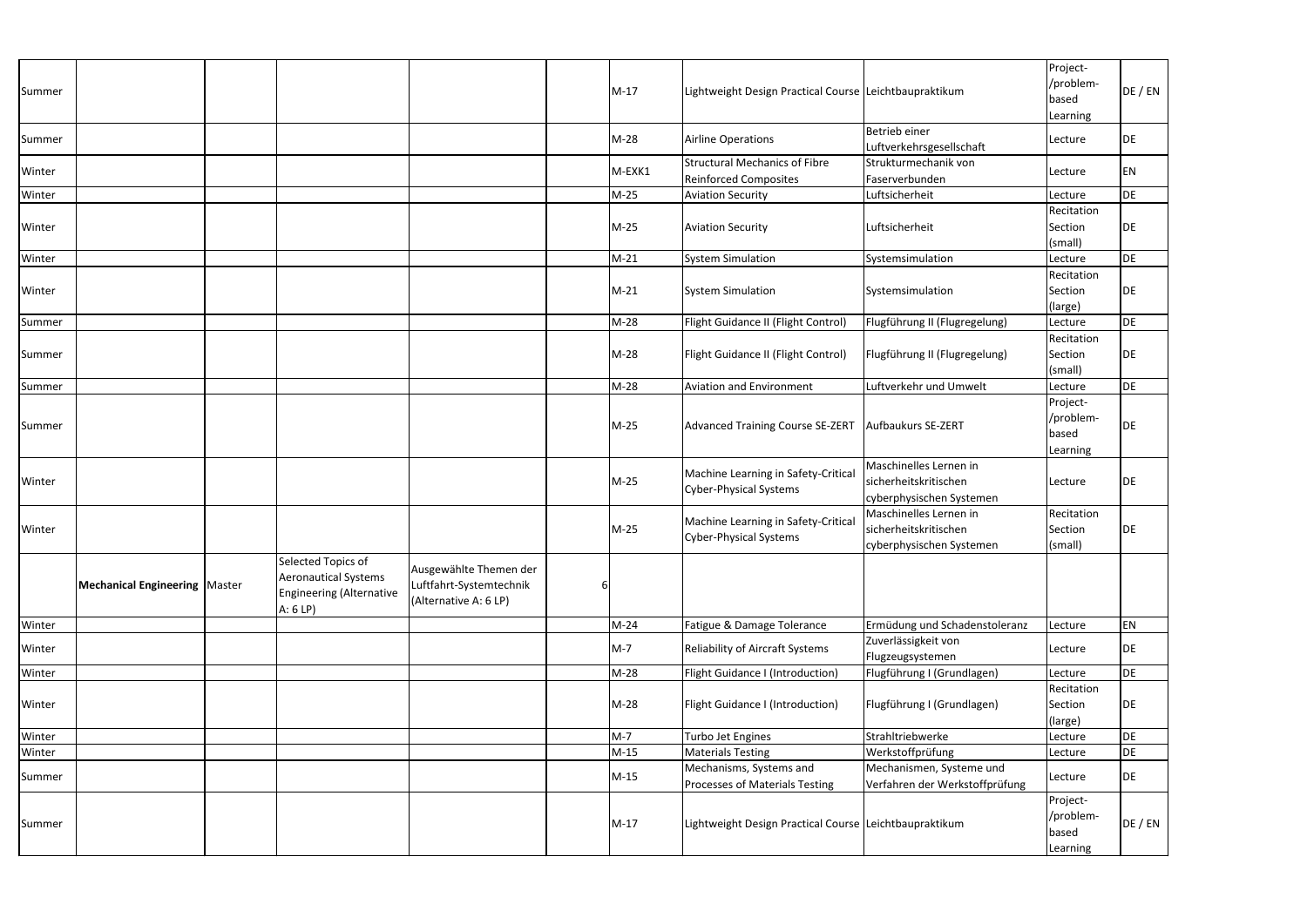| | | | | | | | | | | |
|---|---|---|---|---|---|---|---|---|---|---|
| Summer | | | | | | M-17 | Lightweight Design Practical Course | Leichtbaupraktikum | Project-/problem-based Learning | DE / EN |
| Summer | | | | | | M-28 | Airline Operations | Betrieb einer Luftverkehrsgesellschaft | Lecture | DE |
| Winter | | | | | | M-EXK1 | Structural Mechanics of Fibre Reinforced Composites | Strukturmechanik von Faserverbunden | Lecture | EN |
| Winter | | | | | | M-25 | Aviation Security | Luftsicherheit | Lecture | DE |
| Winter | | | | | | M-25 | Aviation Security | Luftsicherheit | Recitation Section (small) | DE |
| Winter | | | | | | M-21 | System Simulation | Systemsimulation | Lecture | DE |
| Winter | | | | | | M-21 | System Simulation | Systemsimulation | Recitation Section (large) | DE |
| Summer | | | | | | M-28 | Flight Guidance II (Flight Control) | Flugführung II (Flugregelung) | Lecture | DE |
| Summer | | | | | | M-28 | Flight Guidance II (Flight Control) | Flugführung II (Flugregelung) | Recitation Section (small) | DE |
| Summer | | | | | | M-28 | Aviation and Environment | Luftverkehr und Umwelt | Lecture | DE |
| Summer | | | | | | M-25 | Advanced Training Course SE-ZERT | Aufbaukurs SE-ZERT | Project-/problem-based Learning | DE |
| Winter | | | | | | M-25 | Machine Learning in Safety-Critical Cyber-Physical Systems | Maschinelles Lernen in sicherheitskritischen cyberphysischen Systemen | Lecture | DE |
| Winter | | | | | | M-25 | Machine Learning in Safety-Critical Cyber-Physical Systems | Maschinelles Lernen in sicherheitskritischen cyberphysischen Systemen | Recitation Section (small) | DE |
| | **Mechanical Engineering** | Master | Selected Topics of Aeronautical Systems Engineering (Alternative A: 6 LP) | Ausgewählte Themen der Luftfahrt-Systemtechnik (Alternative A: 6 LP) | 6 | | | | | |
| Winter | | | | | | M-24 | Fatigue & Damage Tolerance | Ermüdung und Schadenstoleranz | Lecture | EN |
| Winter | | | | | | M-7 | Reliability of Aircraft Systems | Zuverlässigkeit von Flugzeugsystemen | Lecture | DE |
| Winter | | | | | | M-28 | Flight Guidance I (Introduction) | Flugführung I (Grundlagen) | Lecture | DE |
| Winter | | | | | | M-28 | Flight Guidance I (Introduction) | Flugführung I (Grundlagen) | Recitation Section (large) | DE |
| Winter | | | | | | M-7 | Turbo Jet Engines | Strahltriebwerke | Lecture | DE |
| Winter | | | | | | M-15 | Materials Testing | Werkstoffprüfung | Lecture | DE |
| Summer | | | | | | M-15 | Mechanisms, Systems and Processes of Materials Testing | Mechanismen, Systeme und Verfahren der Werkstoffprüfung | Lecture | DE |
| Summer | | | | | | M-17 | Lightweight Design Practical Course | Leichtbaupraktikum | Project-/problem-based Learning | DE / EN |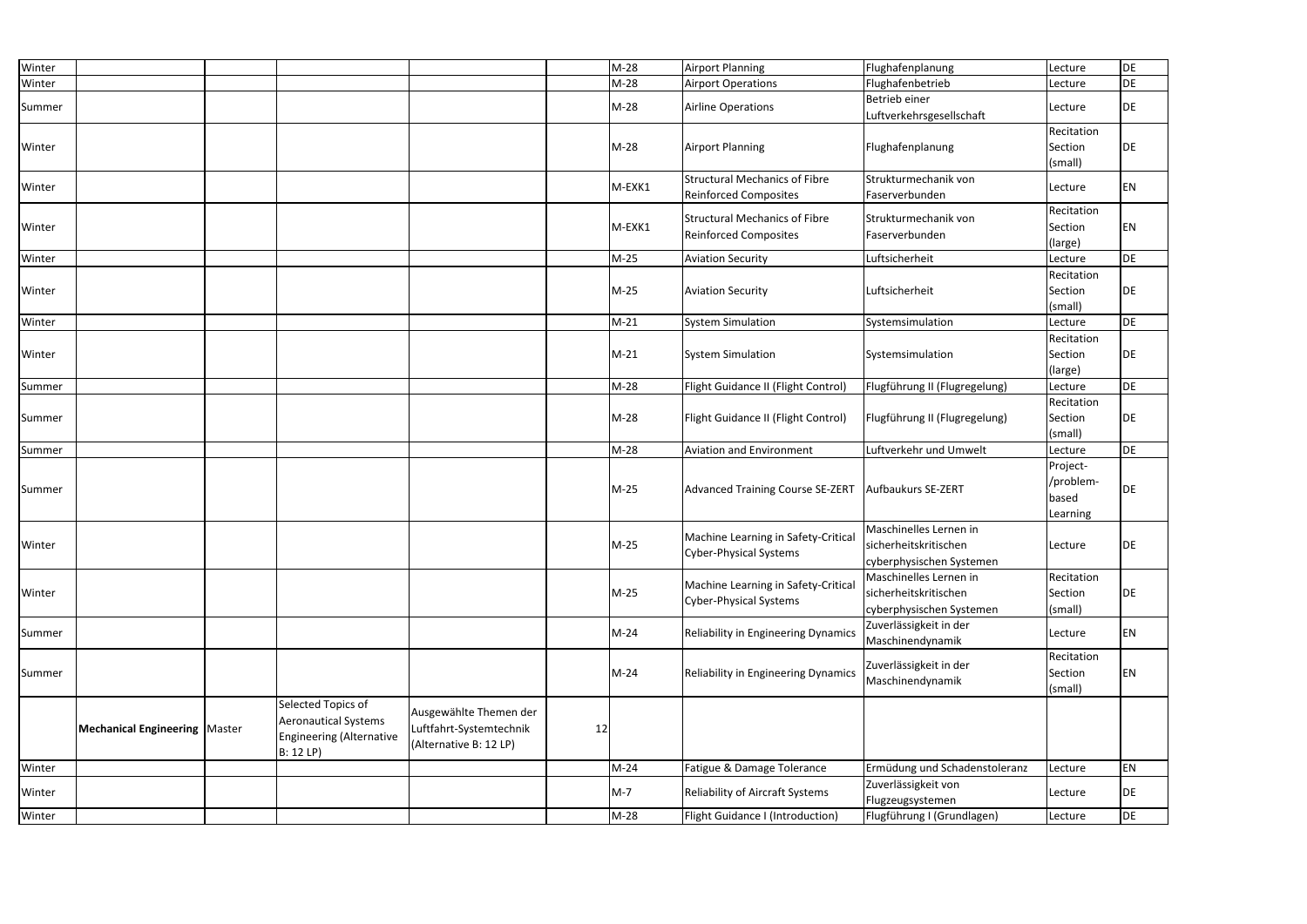| | | | | | | | | | | |
|---|---|---|---|---|---|---|---|---|---|---|
| Winter | | | | | | M-28 | Airport Planning | Flughafenplanung | Lecture | DE |
| Winter | | | | | | M-28 | Airport Operations | Flughafenbetrieb | Lecture | DE |
| Summer | | | | | | M-28 | Airline Operations | Betrieb einer Luftverkehrsgesellschaft | Lecture | DE |
| Winter | | | | | | M-28 | Airport Planning | Flughafenplanung | Recitation Section (small) | DE |
| Winter | | | | | | M-EXK1 | Structural Mechanics of Fibre Reinforced Composites | Strukturmechanik von Faserverbunden | Lecture | EN |
| Winter | | | | | | M-EXK1 | Structural Mechanics of Fibre Reinforced Composites | Strukturmechanik von Faserverbunden | Recitation Section (large) | EN |
| Winter | | | | | | M-25 | Aviation Security | Luftsicherheit | Lecture | DE |
| Winter | | | | | | M-25 | Aviation Security | Luftsicherheit | Recitation Section (small) | DE |
| Winter | | | | | | M-21 | System Simulation | Systemsimulation | Lecture | DE |
| Winter | | | | | | M-21 | System Simulation | Systemsimulation | Recitation Section (large) | DE |
| Summer | | | | | | M-28 | Flight Guidance II (Flight Control) | Flugführung II (Flugregelung) | Lecture | DE |
| Summer | | | | | | M-28 | Flight Guidance II (Flight Control) | Flugführung II (Flugregelung) | Recitation Section (small) | DE |
| Summer | | | | | | M-28 | Aviation and Environment | Luftverkehr und Umwelt | Lecture | DE |
| Summer | | | | | | M-25 | Advanced Training Course SE-ZERT | Aufbaukurs SE-ZERT | Project-/problem-based Learning | DE |
| Winter | | | | | | M-25 | Machine Learning in Safety-Critical Cyber-Physical Systems | Maschinelles Lernen in sicherheitskritischen cyberphysischen Systemen | Lecture | DE |
| Winter | | | | | | M-25 | Machine Learning in Safety-Critical Cyber-Physical Systems | Maschinelles Lernen in sicherheitskritischen cyberphysischen Systemen | Recitation Section (small) | DE |
| Summer | | | | | | M-24 | Reliability in Engineering Dynamics | Zuverlässigkeit in der Maschinendynamik | Lecture | EN |
| Summer | | | | | | M-24 | Reliability in Engineering Dynamics | Zuverlässigkeit in der Maschinendynamik | Recitation Section (small) | EN |
| | **Mechanical Engineering** | Master | Selected Topics of Aeronautical Systems Engineering (Alternative B: 12 LP) | Ausgewählte Themen der Luftfahrt-Systemtechnik (Alternative B: 12 LP) | 12 | | | | | |
| Winter | | | | | | M-24 | Fatigue & Damage Tolerance | Ermüdung und Schadenstoleranz | Lecture | EN |
| Winter | | | | | | M-7 | Reliability of Aircraft Systems | Zuverlässigkeit von Flugzeugsystemen | Lecture | DE |
| Winter | | | | | | M-28 | Flight Guidance I (Introduction) | Flugführung I (Grundlagen) | Lecture | DE |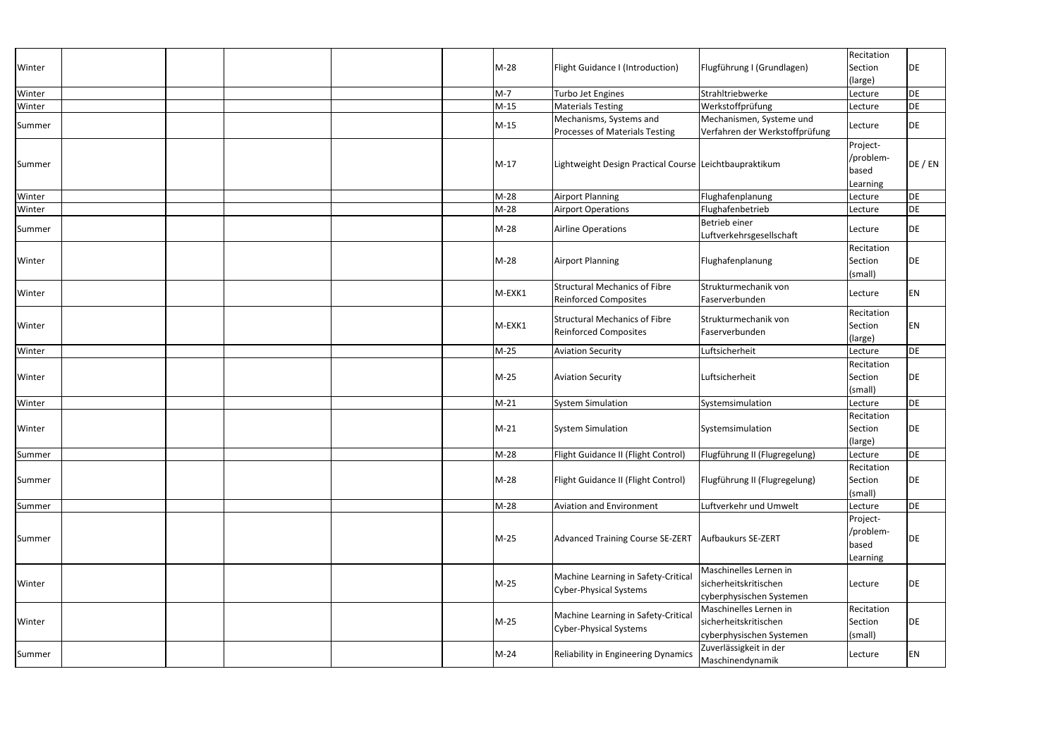| | | | | | | | | | |
|---|---|---|---|---|---|---|---|---|---|
| Winter | | | | | M-28 | Flight Guidance I (Introduction) | Flugführung I (Grundlagen) | Recitation Section (large) | DE |
| Winter | | | | | M-7 | Turbo Jet Engines | Strahltriebwerke | Lecture | DE |
| Winter | | | | | M-15 | Materials Testing | Werkstoffprüfung | Lecture | DE |
| Summer | | | | | M-15 | Mechanisms, Systems and Processes of Materials Testing | Mechanismen, Systeme und Verfahren der Werkstoffprüfung | Lecture | DE |
| Summer | | | | | M-17 | Lightweight Design Practical Course | Leichtbaupraktikum | Project-/problem-based Learning | DE / EN |
| Winter | | | | | M-28 | Airport Planning | Flughafenplanung | Lecture | DE |
| Winter | | | | | M-28 | Airport Operations | Flughafenbetrieb | Lecture | DE |
| Summer | | | | | M-28 | Airline Operations | Betrieb einer Luftverkehrsgesellschaft | Lecture | DE |
| Winter | | | | | M-28 | Airport Planning | Flughafenplanung | Recitation Section (small) | DE |
| Winter | | | | | M-EXK1 | Structural Mechanics of Fibre Reinforced Composites | Strukturmechanik von Faserverbunden | Lecture | EN |
| Winter | | | | | M-EXK1 | Structural Mechanics of Fibre Reinforced Composites | Strukturmechanik von Faserverbunden | Recitation Section (large) | EN |
| Winter | | | | | M-25 | Aviation Security | Luftsicherheit | Lecture | DE |
| Winter | | | | | M-25 | Aviation Security | Luftsicherheit | Recitation Section (small) | DE |
| Winter | | | | | M-21 | System Simulation | Systemsimulation | Lecture | DE |
| Winter | | | | | M-21 | System Simulation | Systemsimulation | Recitation Section (large) | DE |
| Summer | | | | | M-28 | Flight Guidance II (Flight Control) | Flugführung II (Flugregelung) | Lecture | DE |
| Summer | | | | | M-28 | Flight Guidance II (Flight Control) | Flugführung II (Flugregelung) | Recitation Section (small) | DE |
| Summer | | | | | M-28 | Aviation and Environment | Luftverkehr und Umwelt | Lecture | DE |
| Summer | | | | | M-25 | Advanced Training Course SE-ZERT | Aufbaukurs SE-ZERT | Project-/problem-based Learning | DE |
| Winter | | | | | M-25 | Machine Learning in Safety-Critical Cyber-Physical Systems | Maschinelles Lernen in sicherheitskritischen cyberphysischen Systemen | Lecture | DE |
| Winter | | | | | M-25 | Machine Learning in Safety-Critical Cyber-Physical Systems | Maschinelles Lernen in sicherheitskritischen cyberphysischen Systemen | Recitation Section (small) | DE |
| Summer | | | | | M-24 | Reliability in Engineering Dynamics | Zuverlässigkeit in der Maschinendynamik | Lecture | EN |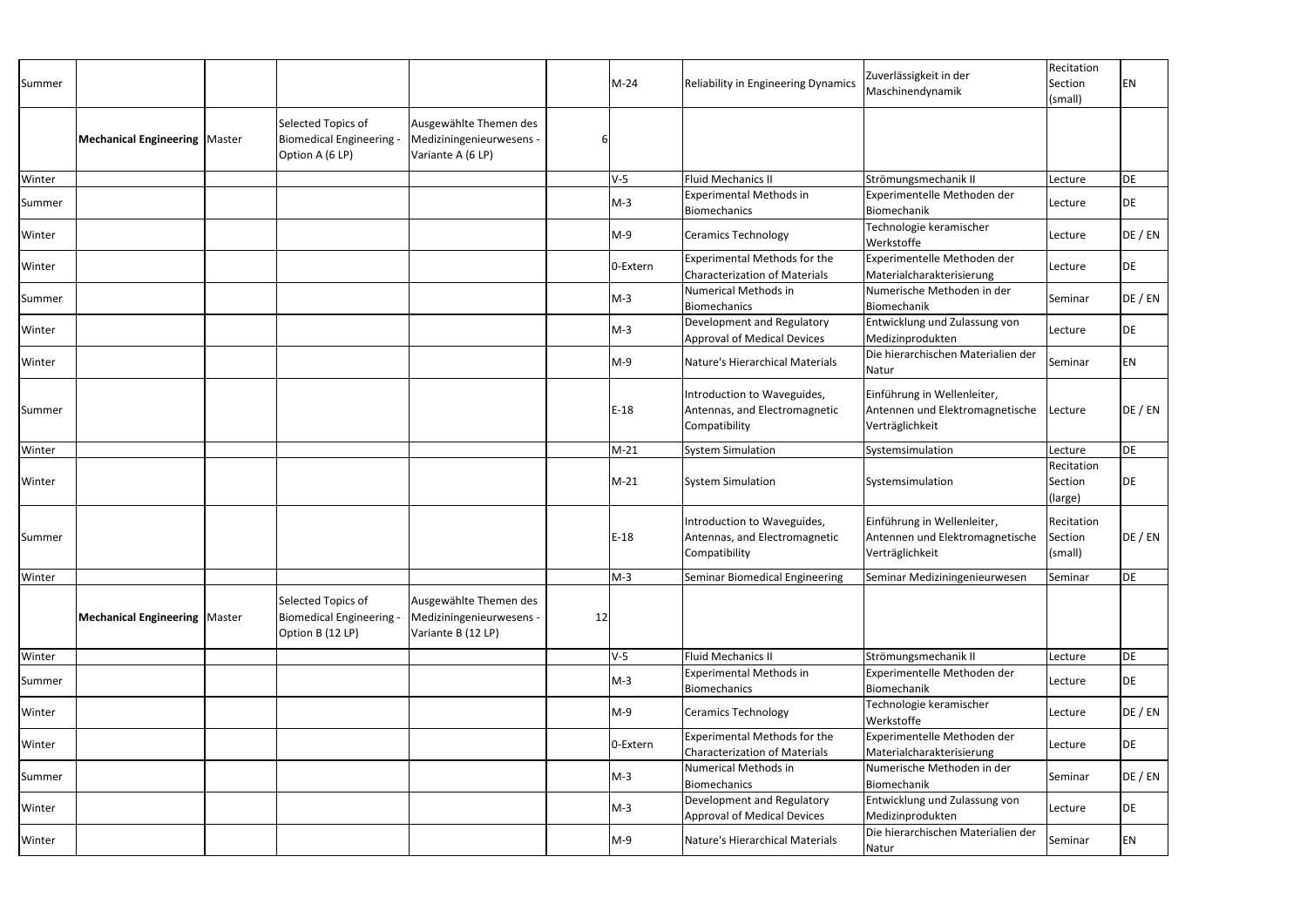| | | | | | | | | | | |
|---|---|---|---|---|---|---|---|---|---|---|
| Summer | | | | | | M-24 | Reliability in Engineering Dynamics | Zuverlässigkeit in der Maschinendynamik | Recitation Section (small) | EN |
| | **Mechanical Engineering** | Master | Selected Topics of Biomedical Engineering - Option A (6 LP) | Ausgewählte Themen des Medizininge­nieurwesens - Variante A (6 LP) | 6 | | | | | |
| Winter | | | | | | V-5 | Fluid Mechanics II | Strömungsmechanik II | Lecture | DE |
| Summer | | | | | | M-3 | Experimental Methods in Biomechanics | Experimentelle Methoden der Biomechanik | Lecture | DE |
| Winter | | | | | | M-9 | Ceramics Technology | Technologie keramischer Werkstoffe | Lecture | DE / EN |
| Winter | | | | | | 0-Extern | Experimental Methods for the Characterization of Materials | Experimentelle Methoden der Materialcharakterisierung | Lecture | DE |
| Summer | | | | | | M-3 | Numerical Methods in Biomechanics | Numerische Methoden in der Biomechanik | Seminar | DE / EN |
| Winter | | | | | | M-3 | Development and Regulatory Approval of Medical Devices | Entwicklung und Zulassung von Medizinprodukten | Lecture | DE |
| Winter | | | | | | M-9 | Nature's Hierarchical Materials | Die hierarchischen Materialien der Natur | Seminar | EN |
| Summer | | | | | | E-18 | Introduction to Waveguides, Antennas, and Electromagnetic Compatibility | Einführung in Wellenleiter, Antennen und Elektromagnetische Verträglichkeit | Lecture | DE / EN |
| Winter | | | | | | M-21 | System Simulation | Systemsimulation | Lecture | DE |
| Winter | | | | | | M-21 | System Simulation | Systemsimulation | Recitation Section (large) | DE |
| Summer | | | | | | E-18 | Introduction to Waveguides, Antennas, and Electromagnetic Compatibility | Einführung in Wellenleiter, Antennen und Elektromagnetische Verträglichkeit | Recitation Section (small) | DE / EN |
| Winter | | | | | | M-3 | Seminar Biomedical Engineering | Seminar Medizininge­nieurwesen | Seminar | DE |
| | **Mechanical Engineering** | Master | Selected Topics of Biomedical Engineering - Option B (12 LP) | Ausgewählte Themen des Medizininge­nieurwesens - Variante B (12 LP) | 12 | | | | | |
| Winter | | | | | | V-5 | Fluid Mechanics II | Strömungsmechanik II | Lecture | DE |
| Summer | | | | | | M-3 | Experimental Methods in Biomechanics | Experimentelle Methoden der Biomechanik | Lecture | DE |
| Winter | | | | | | M-9 | Ceramics Technology | Technologie keramischer Werkstoffe | Lecture | DE / EN |
| Winter | | | | | | 0-Extern | Experimental Methods for the Characterization of Materials | Experimentelle Methoden der Materialcharakterisierung | Lecture | DE |
| Summer | | | | | | M-3 | Numerical Methods in Biomechanics | Numerische Methoden in der Biomechanik | Seminar | DE / EN |
| Winter | | | | | | M-3 | Development and Regulatory Approval of Medical Devices | Entwicklung und Zulassung von Medizinprodukten | Lecture | DE |
| Winter | | | | | | M-9 | Nature's Hierarchical Materials | Die hierarchischen Materialien der Natur | Seminar | EN |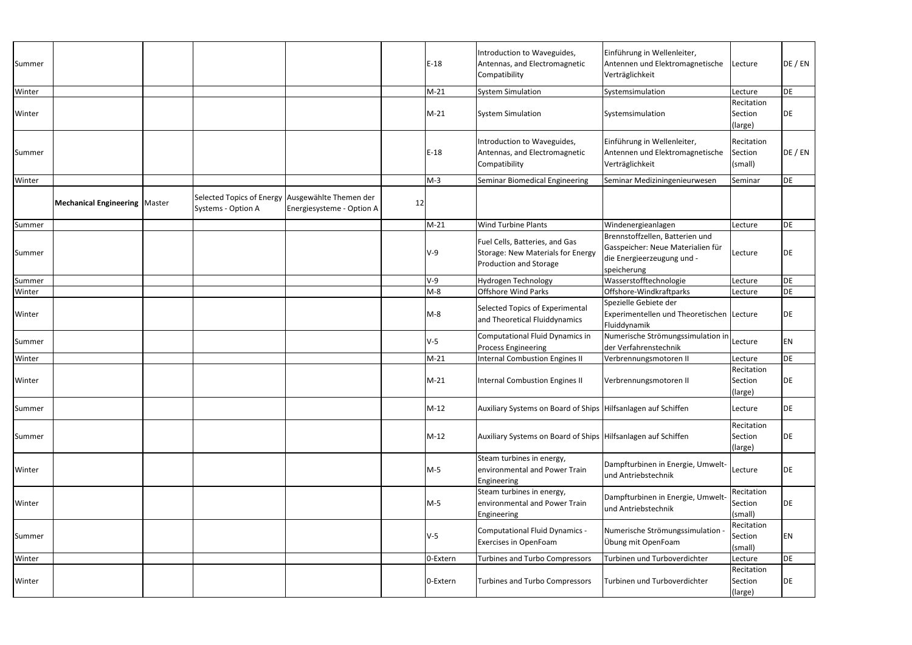| | | | | | | | | | | |
|---|---|---|---|---|---|---|---|---|---|---|
| Summer | | | | | | E-18 | Introduction to Waveguides, Antennas, and Electromagnetic Compatibility | Einführung in Wellenleiter, Antennen und Elektromagnetische Verträglichkeit | Lecture | DE / EN |
| Winter | | | | | | M-21 | System Simulation | Systemsimulation | Lecture | DE |
| Winter | | | | | | M-21 | System Simulation | Systemsimulation | Recitation Section (large) | DE |
| Summer | | | | | | E-18 | Introduction to Waveguides, Antennas, and Electromagnetic Compatibility | Einführung in Wellenleiter, Antennen und Elektromagnetische Verträglichkeit | Recitation Section (small) | DE / EN |
| Winter | | | | | | M-3 | Seminar Biomedical Engineering | Seminar Mediziningenieurwesen | Seminar | DE |
| | **Mechanical Engineering** | Master | Selected Topics of Energy Systems - Option A | Ausgewählte Themen der Energiesysteme - Option A | 12 | | | | | |
| Summer | | | | | | M-21 | Wind Turbine Plants | Windenergieanlagen | Lecture | DE |
| Summer | | | | | | V-9 | Fuel Cells, Batteries, and Gas Storage: New Materials for Energy Production and Storage | Brennstoffzellen, Batterien und Gasspeicher: Neue Materialien für die Energieerzeugung und -speicherung | Lecture | DE |
| Summer | | | | | | V-9 | Hydrogen Technology | Wasserstofftechnologie | Lecture | DE |
| Winter | | | | | | M-8 | Offshore Wind Parks | Offshore-Windkraftparks | Lecture | DE |
| Winter | | | | | | M-8 | Selected Topics of Experimental and Theoretical Fluiddynamics | Spezielle Gebiete der Experimentellen und Theoretischen Fluiddynamik | Lecture | DE |
| Summer | | | | | | V-5 | Computational Fluid Dynamics in Process Engineering | Numerische Strömungssimulation in der Verfahrenstechnik | Lecture | EN |
| Winter | | | | | | M-21 | Internal Combustion Engines II | Verbrennungsmotoren II | Lecture | DE |
| Winter | | | | | | M-21 | Internal Combustion Engines II | Verbrennungsmotoren II | Recitation Section (large) | DE |
| Summer | | | | | | M-12 | Auxiliary Systems on Board of Ships | Hilfsanlagen auf Schiffen | Lecture | DE |
| Summer | | | | | | M-12 | Auxiliary Systems on Board of Ships | Hilfsanlagen auf Schiffen | Recitation Section (large) | DE |
| Winter | | | | | | M-5 | Steam turbines in energy, environmental and Power Train Engineering | Dampfturbinen in Energie, Umwelt- und Antriebstechnik | Lecture | DE |
| Winter | | | | | | M-5 | Steam turbines in energy, environmental and Power Train Engineering | Dampfturbinen in Energie, Umwelt- und Antriebstechnik | Recitation Section (small) | DE |
| Summer | | | | | | V-5 | Computational Fluid Dynamics - Exercises in OpenFoam | Numerische Strömungssimulation - Übung mit OpenFoam | Recitation Section (small) | EN |
| Winter | | | | | | 0-Extern | Turbines and Turbo Compressors | Turbinen und Turboverdichter | Lecture | DE |
| Winter | | | | | | 0-Extern | Turbines and Turbo Compressors | Turbinen und Turboverdichter | Recitation Section (large) | DE |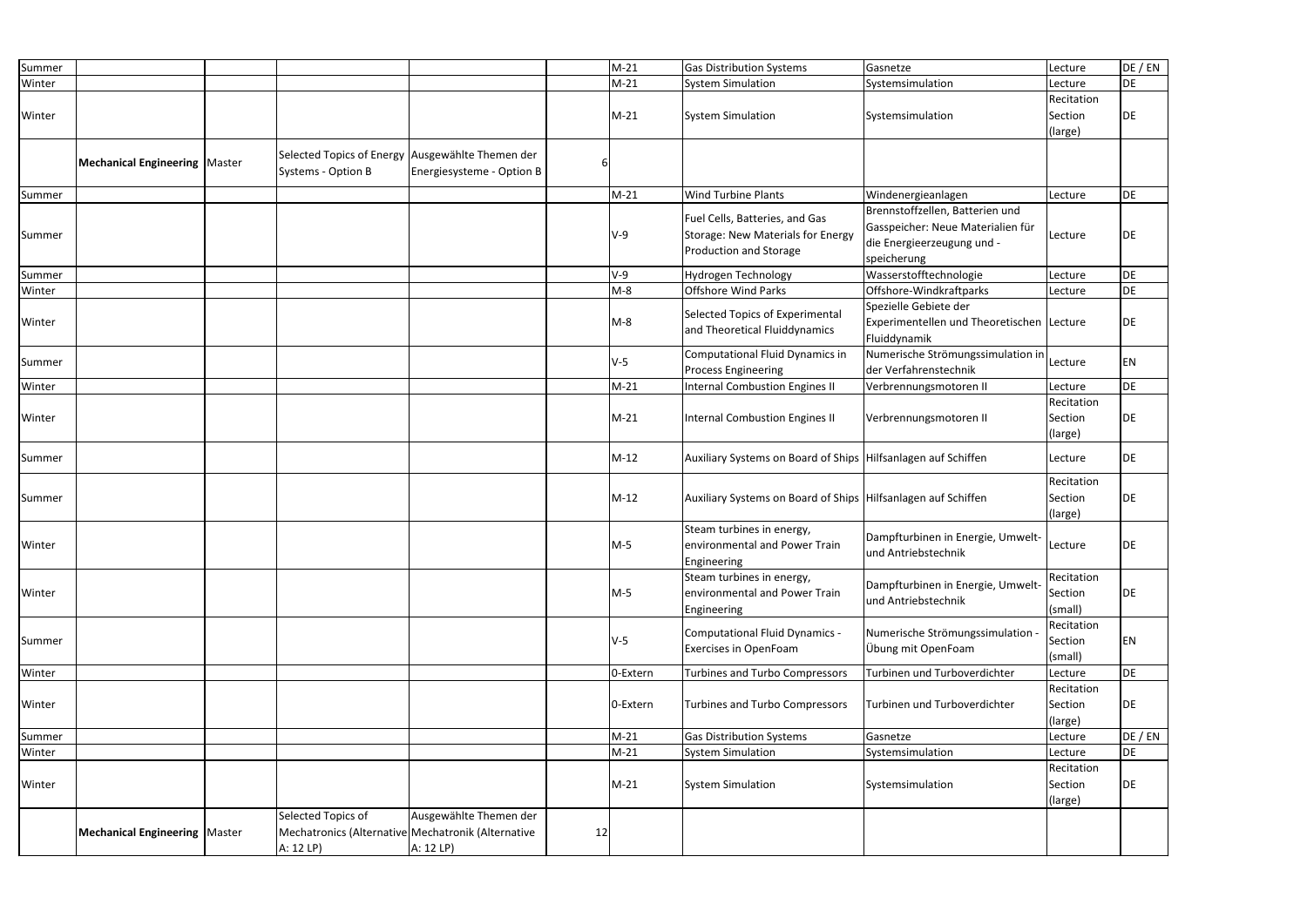| | | | | | | | | | | |
|---|---|---|---|---|---|---|---|---|---|---|
| Summer | | | | | | M-21 | Gas Distribution Systems | Gasnetze | Lecture | DE / EN |
| Winter | | | | | | M-21 | System Simulation | Systemsimulation | Lecture | DE |
| Winter | | | | | | M-21 | System Simulation | Systemsimulation | Recitation Section (large) | DE |
| | **Mechanical Engineering** | Master | Selected Topics of Energy Systems - Option B | Ausgewählte Themen der Energiesysteme - Option B | 6 | | | | | |
| Summer | | | | | | M-21 | Wind Turbine Plants | Windenergieanlagen | Lecture | DE |
| Summer | | | | | | V-9 | Fuel Cells, Batteries, and Gas Storage: New Materials for Energy Production and Storage | Brennstoffzellen, Batterien und Gasspeicher: Neue Materialien für die Energieerzeugung und -speicherung | Lecture | DE |
| Summer | | | | | | V-9 | Hydrogen Technology | Wasserstofftechnologie | Lecture | DE |
| Winter | | | | | | M-8 | Offshore Wind Parks | Offshore-Windkraftparks | Lecture | DE |
| Winter | | | | | | M-8 | Selected Topics of Experimental and Theoretical Fluiddynamics | Spezielle Gebiete der Experimentellen und Theoretischen Fluiddynamik | Lecture | DE |
| Summer | | | | | | V-5 | Computational Fluid Dynamics in Process Engineering | Numerische Strömungssimulation in der Verfahrenstechnik | Lecture | EN |
| Winter | | | | | | M-21 | Internal Combustion Engines II | Verbrennungsmotoren II | Lecture | DE |
| Winter | | | | | | M-21 | Internal Combustion Engines II | Verbrennungsmotoren II | Recitation Section (large) | DE |
| Summer | | | | | | M-12 | Auxiliary Systems on Board of Ships | Hilfsanlagen auf Schiffen | Lecture | DE |
| Summer | | | | | | M-12 | Auxiliary Systems on Board of Ships | Hilfsanlagen auf Schiffen | Recitation Section (large) | DE |
| Winter | | | | | | M-5 | Steam turbines in energy, environmental and Power Train Engineering | Dampfturbinen in Energie, Umwelt- und Antriebstechnik | Lecture | DE |
| Winter | | | | | | M-5 | Steam turbines in energy, environmental and Power Train Engineering | Dampfturbinen in Energie, Umwelt- und Antriebstechnik | Recitation Section (small) | DE |
| Summer | | | | | | V-5 | Computational Fluid Dynamics - Exercises in OpenFoam | Numerische Strömungssimulation - Übung mit OpenFoam | Recitation Section (small) | EN |
| Winter | | | | | | 0-Extern | Turbines and Turbo Compressors | Turbinen und Turboverdichter | Lecture | DE |
| Winter | | | | | | 0-Extern | Turbines and Turbo Compressors | Turbinen und Turboverdichter | Recitation Section (large) | DE |
| Summer | | | | | | M-21 | Gas Distribution Systems | Gasnetze | Lecture | DE / EN |
| Winter | | | | | | M-21 | System Simulation | Systemsimulation | Lecture | DE |
| Winter | | | | | | M-21 | System Simulation | Systemsimulation | Recitation Section (large) | DE |
| | **Mechanical Engineering** | Master | Selected Topics of Mechatronics (Alternative A: 12 LP) | Ausgewählte Themen der Mechatronik (Alternative A: 12 LP) | 12 | | | | | |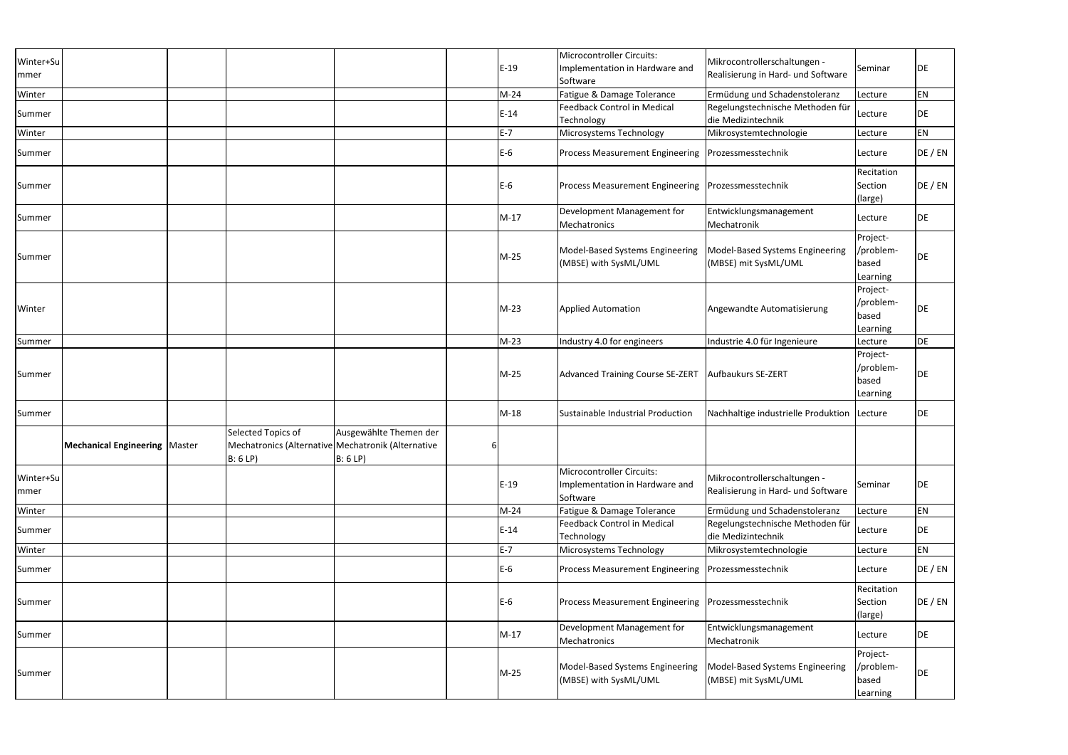| | | | | | | | | | | |
|---|---|---|---|---|---|---|---|---|---|---|
| Winter+Summer | | | | | | E-19 | Microcontroller Circuits: Implementation in Hardware and Software | Mikrocontrollerschaltungen - Realisierung in Hard- und Software | Seminar | DE |
| Winter | | | | | | M-24 | Fatigue & Damage Tolerance | Ermüdung und Schadenstoleranz | Lecture | EN |
| Summer | | | | | | E-14 | Feedback Control in Medical Technology | Regelungstechnische Methoden für die Medizintechnik | Lecture | DE |
| Winter | | | | | | E-7 | Microsystems Technology | Mikrosystemtechnologie | Lecture | EN |
| Summer | | | | | | E-6 | Process Measurement Engineering | Prozessmesstechnik | Lecture | DE / EN |
| Summer | | | | | | E-6 | Process Measurement Engineering | Prozessmesstechnik | Recitation Section (large) | DE / EN |
| Summer | | | | | | M-17 | Development Management for Mechatronics | Entwicklungsmanagement Mechatronik | Lecture | DE |
| Summer | | | | | | M-25 | Model-Based Systems Engineering (MBSE) with SysML/UML | Model-Based Systems Engineering (MBSE) mit SysML/UML | Project-/problem-based Learning | DE |
| Winter | | | | | | M-23 | Applied Automation | Angewandte Automatisierung | Project-/problem-based Learning | DE |
| Summer | | | | | | M-23 | Industry 4.0 for engineers | Industrie 4.0 für Ingenieure | Lecture | DE |
| Summer | | | | | | M-25 | Advanced Training Course SE-ZERT | Aufbaukurs SE-ZERT | Project-/problem-based Learning | DE |
| Summer | | | | | | M-18 | Sustainable Industrial Production | Nachhaltige industrielle Produktion | Lecture | DE |
| | **Mechanical Engineering** | Master | Selected Topics of Mechatronics (Alternative B: 6 LP) | Ausgewählte Themen der Mechatronik (Alternative B: 6 LP) | 6 | | | | | |
| Winter+Summer | | | | | | E-19 | Microcontroller Circuits: Implementation in Hardware and Software | Mikrocontrollerschaltungen - Realisierung in Hard- und Software | Seminar | DE |
| Winter | | | | | | M-24 | Fatigue & Damage Tolerance | Ermüdung und Schadenstoleranz | Lecture | EN |
| Summer | | | | | | E-14 | Feedback Control in Medical Technology | Regelungstechnische Methoden für die Medizintechnik | Lecture | DE |
| Winter | | | | | | E-7 | Microsystems Technology | Mikrosystemtechnologie | Lecture | EN |
| Summer | | | | | | E-6 | Process Measurement Engineering | Prozessmesstechnik | Lecture | DE / EN |
| Summer | | | | | | E-6 | Process Measurement Engineering | Prozessmesstechnik | Recitation Section (large) | DE / EN |
| Summer | | | | | | M-17 | Development Management for Mechatronics | Entwicklungsmanagement Mechatronik | Lecture | DE |
| Summer | | | | | | M-25 | Model-Based Systems Engineering (MBSE) with SysML/UML | Model-Based Systems Engineering (MBSE) mit SysML/UML | Project-/problem-based Learning | DE |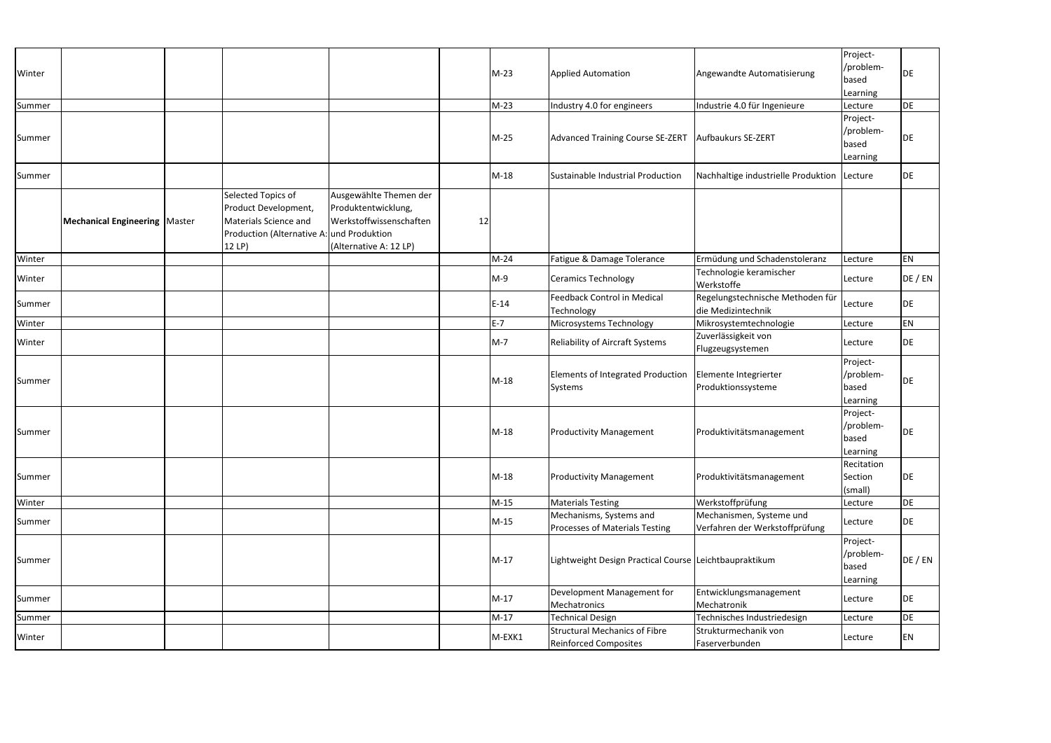| | | | | | | | | | | |
|---|---|---|---|---|---|---|---|---|---|---|
| Winter | | | | | | M-23 | Applied Automation | Angewandte Automatisierung | Project-/problem-based Learning | DE |
| Summer | | | | | | M-23 | Industry 4.0 for engineers | Industrie 4.0 für Ingenieure | Lecture | DE |
| Summer | | | | | | M-25 | Advanced Training Course SE-ZERT | Aufbaukurs SE-ZERT | Project-/problem-based Learning | DE |
| Summer | | | | | | M-18 | Sustainable Industrial Production | Nachhaltige industrielle Produktion | Lecture | DE |
| | **Mechanical Engineering** | Master | Selected Topics of Product Development, Materials Science and Production (Alternative A: 12 LP) | Ausgewählte Themen der Produktentwicklung, Werkstoffwissenschaften und Produktion (Alternative A: 12 LP) | 12 | | | | | |
| Winter | | | | | | M-24 | Fatigue & Damage Tolerance | Ermüdung und Schadenstoleranz | Lecture | EN |
| Winter | | | | | | M-9 | Ceramics Technology | Technologie keramischer Werkstoffe | Lecture | DE / EN |
| Summer | | | | | | E-14 | Feedback Control in Medical Technology | Regelungstechnische Methoden für die Medizintechnik | Lecture | DE |
| Winter | | | | | | E-7 | Microsystems Technology | Mikrosystemtechnologie | Lecture | EN |
| Winter | | | | | | M-7 | Reliability of Aircraft Systems | Zuverlässigkeit von Flugzeugsystemen | Lecture | DE |
| Summer | | | | | | M-18 | Elements of Integrated Production Systems | Elemente Integrierter Produktionssysteme | Project-/problem-based Learning | DE |
| Summer | | | | | | M-18 | Productivity Management | Produktivitätsmanagement | Project-/problem-based Learning | DE |
| Summer | | | | | | M-18 | Productivity Management | Produktivitätsmanagement | Recitation Section (small) | DE |
| Winter | | | | | | M-15 | Materials Testing | Werkstoffprüfung | Lecture | DE |
| Summer | | | | | | M-15 | Mechanisms, Systems and Processes of Materials Testing | Mechanismen, Systeme und Verfahren der Werkstoffprüfung | Lecture | DE |
| Summer | | | | | | M-17 | Lightweight Design Practical Course | Leichtbaupraktikum | Project-/problem-based Learning | DE / EN |
| Summer | | | | | | M-17 | Development Management for Mechatronics | Entwicklungsmanagement Mechatronik | Lecture | DE |
| Summer | | | | | | M-17 | Technical Design | Technisches Industriedesign | Lecture | DE |
| Winter | | | | | | M-EXK1 | Structural Mechanics of Fibre Reinforced Composites | Strukturmechanik von Faserverbunden | Lecture | EN |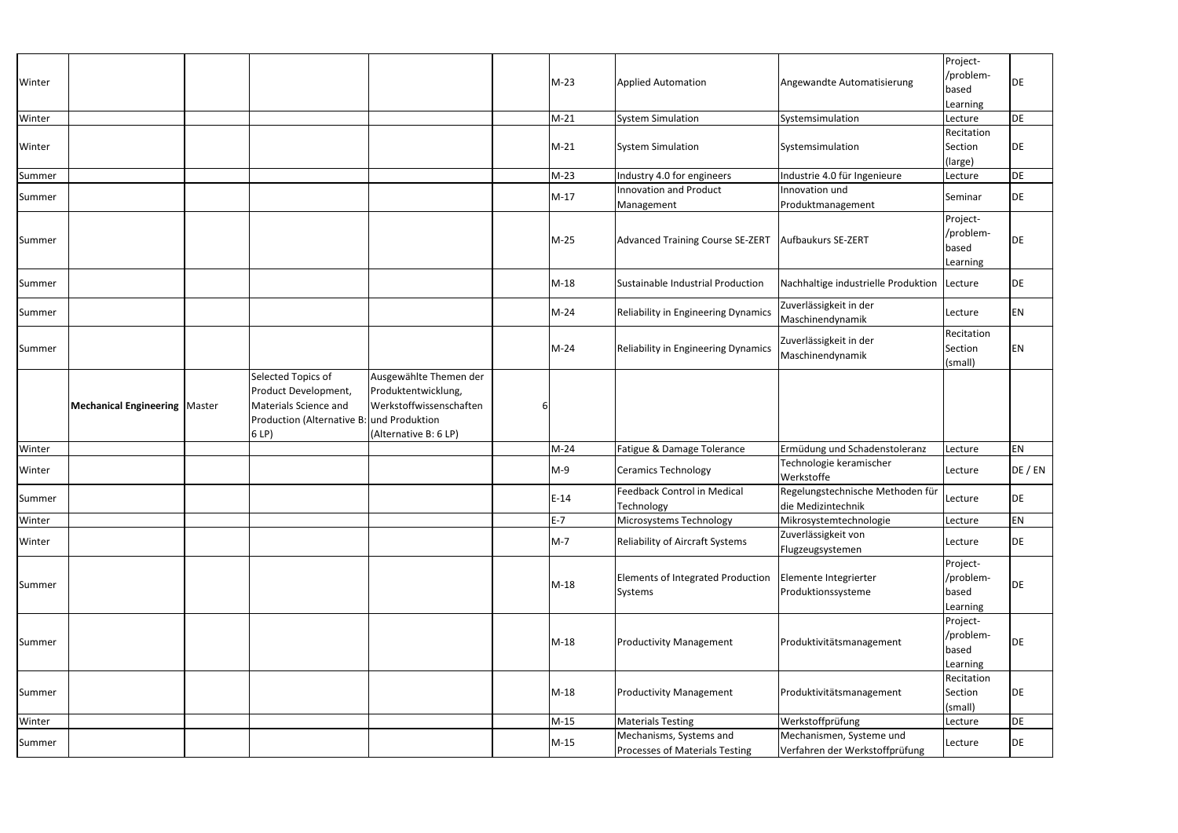| | | | | | | | | | | |
|---|---|---|---|---|---|---|---|---|---|---|
| Winter | | | | | | M-23 | Applied Automation | Angewandte Automatisierung | Project-/problem-based Learning | DE |
| Winter | | | | | | M-21 | System Simulation | Systemsimulation | Lecture | DE |
| Winter | | | | | | M-21 | System Simulation | Systemsimulation | Recitation Section (large) | DE |
| Summer | | | | | | M-23 | Industry 4.0 for engineers | Industrie 4.0 für Ingenieure | Lecture | DE |
| Summer | | | | | | M-17 | Innovation and Product Management | Innovation und Produktmanagement | Seminar | DE |
| Summer | | | | | | M-25 | Advanced Training Course SE-ZERT | Aufbaukurs SE-ZERT | Project-/problem-based Learning | DE |
| Summer | | | | | | M-18 | Sustainable Industrial Production | Nachhaltige industrielle Produktion | Lecture | DE |
| Summer | | | | | | M-24 | Reliability in Engineering Dynamics | Zuverlässigkeit in der Maschinendynamik | Lecture | EN |
| Summer | | | | | | M-24 | Reliability in Engineering Dynamics | Zuverlässigkeit in der Maschinendynamik | Recitation Section (small) | EN |
| | **Mechanical Engineering** | Master | Selected Topics of Product Development, Materials Science and Production (Alternative B: 6 LP) | Ausgewählte Themen der Produktentwicklung, Werkstoffwissenschaften und Produktion (Alternative B: 6 LP) | 6 | | | | | |
| Winter | | | | | | M-24 | Fatigue & Damage Tolerance | Ermüdung und Schadenstoleranz | Lecture | EN |
| Winter | | | | | | M-9 | Ceramics Technology | Technologie keramischer Werkstoffe | Lecture | DE / EN |
| Summer | | | | | | E-14 | Feedback Control in Medical Technology | Regelungstechnische Methoden für die Medizintechnik | Lecture | DE |
| Winter | | | | | | E-7 | Microsystems Technology | Mikrosystemtechnologie | Lecture | EN |
| Winter | | | | | | M-7 | Reliability of Aircraft Systems | Zuverlässigkeit von Flugzeugsystemen | Lecture | DE |
| Summer | | | | | | M-18 | Elements of Integrated Production Systems | Elemente Integrierter Produktionssysteme | Project-/problem-based Learning | DE |
| Summer | | | | | | M-18 | Productivity Management | Produktivitätsmanagement | Project-/problem-based Learning | DE |
| Summer | | | | | | M-18 | Productivity Management | Produktivitätsmanagement | Recitation Section (small) | DE |
| Winter | | | | | | M-15 | Materials Testing | Werkstoffprüfung | Lecture | DE |
| Summer | | | | | | M-15 | Mechanisms, Systems and Processes of Materials Testing | Mechanismen, Systeme und Verfahren der Werkstoffprüfung | Lecture | DE |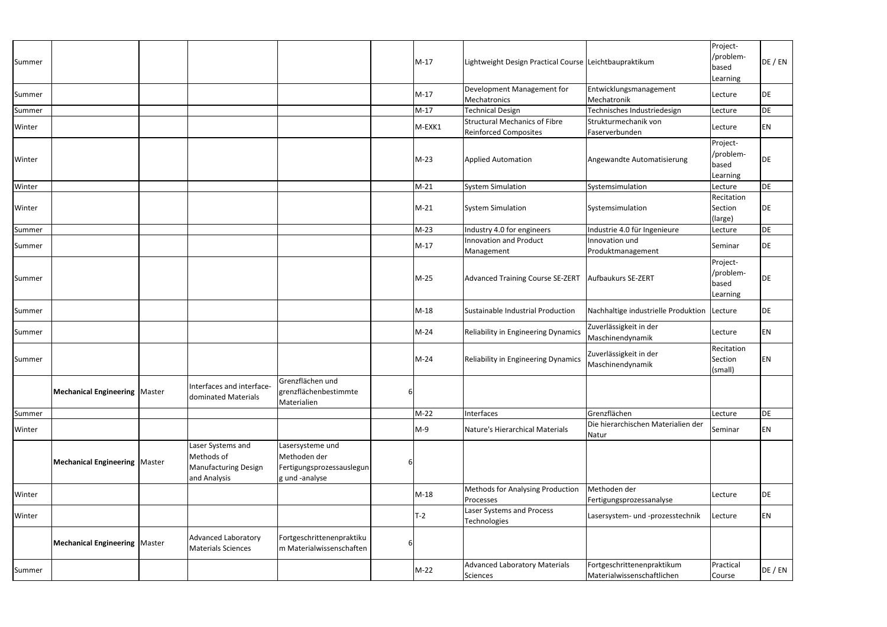| | | | | | | | | | | |
|---|---|---|---|---|---|---|---|---|---|---|
| Summer | | | | | | M-17 | Lightweight Design Practical Course | Leichtbaupraktikum | Project-/problem-based Learning | DE / EN |
| Summer | | | | | | M-17 | Development Management for Mechatronics | Entwicklungsmanagement Mechatronik | Lecture | DE |
| Summer | | | | | | M-17 | Technical Design | Technisches Industriedesign | Lecture | DE |
| Winter | | | | | | M-EXK1 | Structural Mechanics of Fibre Reinforced Composites | Strukturmechanik von Faserverbunden | Lecture | EN |
| Winter | | | | | | M-23 | Applied Automation | Angewandte Automatisierung | Project-/problem-based Learning | DE |
| Winter | | | | | | M-21 | System Simulation | Systemsimulation | Lecture | DE |
| Winter | | | | | | M-21 | System Simulation | Systemsimulation | Recitation Section (large) | DE |
| Summer | | | | | | M-23 | Industry 4.0 for engineers | Industrie 4.0 für Ingenieure | Lecture | DE |
| Summer | | | | | | M-17 | Innovation and Product Management | Innovation und Produktmanagement | Seminar | DE |
| Summer | | | | | | M-25 | Advanced Training Course SE-ZERT | Aufbaukurs SE-ZERT | Project-/problem-based Learning | DE |
| Summer | | | | | | M-18 | Sustainable Industrial Production | Nachhaltige industrielle Produktion | Lecture | DE |
| Summer | | | | | | M-24 | Reliability in Engineering Dynamics | Zuverlässigkeit in der Maschinendynamik | Lecture | EN |
| Summer | | | | | | M-24 | Reliability in Engineering Dynamics | Zuverlässigkeit in der Maschinendynamik | Recitation Section (small) | EN |
| | **Mechanical Engineering** | Master | Interfaces and interface-dominated Materials | Grenzflächen und grenzflächenbestimmte Materialien | 6 | | | | | |
| Summer | | | | | | M-22 | Interfaces | Grenzflächen | Lecture | DE |
| Winter | | | | | | M-9 | Nature's Hierarchical Materials | Die hierarchischen Materialien der Natur | Seminar | EN |
| | **Mechanical Engineering** | Master | Laser Systems and Methods of Manufacturing Design and Analysis | Lasersysteme und Methoden der Fertigungsprozessauslegung und -analyse | 6 | | | | | |
| Winter | | | | | | M-18 | Methods for Analysing Production Processes | Methoden der Fertigungsprozessanalyse | Lecture | DE |
| Winter | | | | | | T-2 | Laser Systems and Process Technologies | Lasersystem- und -prozesstechnik | Lecture | EN |
| | **Mechanical Engineering** | Master | Advanced Laboratory Materials Sciences | Fortgeschrittenenpraktikum Materialwissenschaften | 6 | | | | | |
| Summer | | | | | | M-22 | Advanced Laboratory Materials Sciences | Fortgeschrittenenpraktikum Materialwissenschaftlichen | Practical Course | DE / EN |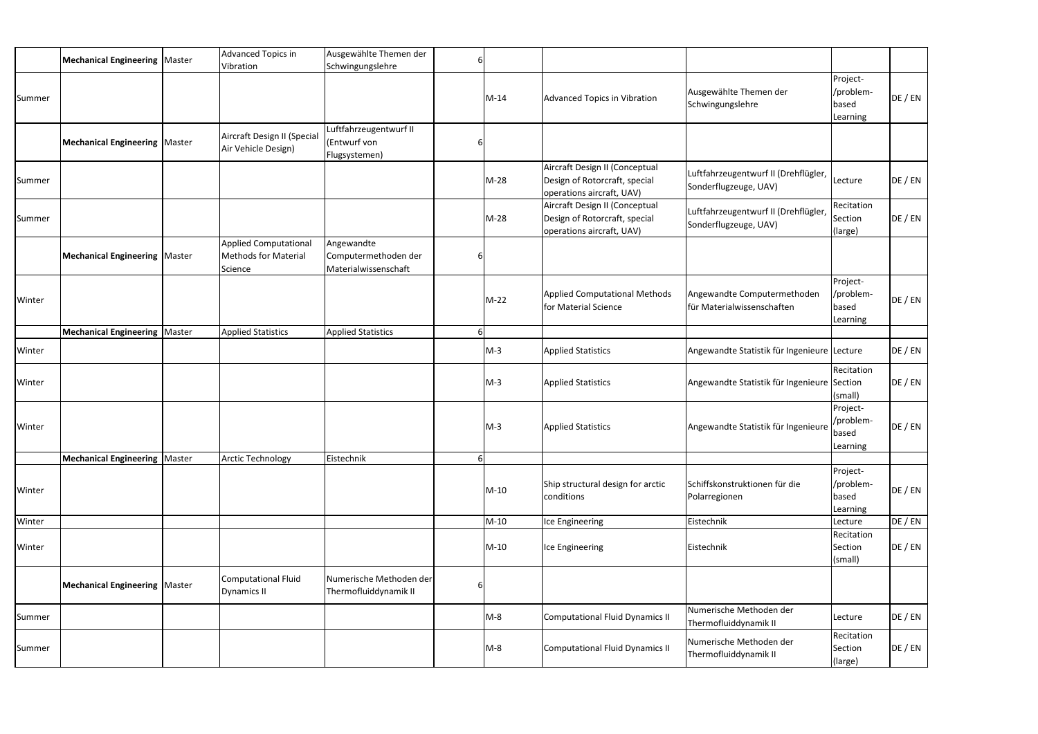| | | | | | | | | | | |
|---|---|---|---|---|---|---|---|---|---|---|
| | **Mechanical Engineering** | Master | Advanced Topics in Vibration | Ausgewählte Themen der Schwingungslehre | 6 | | | | | |
| Summer | | | | | | M-14 | Advanced Topics in Vibration | Ausgewählte Themen der Schwingungslehre | Project-/problem-based Learning | DE / EN |
| | **Mechanical Engineering** | Master | Aircraft Design II (Special Air Vehicle Design) | Luftfahrzeugentwurf II (Entwurf von Flugsystemen) | 6 | | | | | |
| Summer | | | | | | M-28 | Aircraft Design II (Conceptual Design of Rotorcraft, special operations aircraft, UAV) | Luftfahrzeugentwurf II (Drehflügler, Sonderflugzeuge, UAV) | Lecture | DE / EN |
| Summer | | | | | | M-28 | Aircraft Design II (Conceptual Design of Rotorcraft, special operations aircraft, UAV) | Luftfahrzeugentwurf II (Drehflügler, Sonderflugzeuge, UAV) | Recitation Section (large) | DE / EN |
| | **Mechanical Engineering** | Master | Applied Computational Methods for Material Science | Angewandte Computermethoden der Materialwissenschaft | 6 | | | | | |
| Winter | | | | | | M-22 | Applied Computational Methods for Material Science | Angewandte Computermethoden für Materialwissenschaften | Project-/problem-based Learning | DE / EN |
| | **Mechanical Engineering** | Master | Applied Statistics | Applied Statistics | 6 | | | | | |
| Winter | | | | | | M-3 | Applied Statistics | Angewandte Statistik für Ingenieure | Lecture | DE / EN |
| Winter | | | | | | M-3 | Applied Statistics | Angewandte Statistik für Ingenieure | Recitation Section (small) | DE / EN |
| Winter | | | | | | M-3 | Applied Statistics | Angewandte Statistik für Ingenieure | Project-/problem-based Learning | DE / EN |
| | **Mechanical Engineering** | Master | Arctic Technology | Eistechnik | 6 | | | | | |
| Winter | | | | | | M-10 | Ship structural design for arctic conditions | Schiffskonstruktionen für die Polarregionen | Project-/problem-based Learning | DE / EN |
| Winter | | | | | | M-10 | Ice Engineering | Eistechnik | Lecture | DE / EN |
| Winter | | | | | | M-10 | Ice Engineering | Eistechnik | Recitation Section (small) | DE / EN |
| | **Mechanical Engineering** | Master | Computational Fluid Dynamics II | Numerische Methoden der Thermofluiddynamik II | 6 | | | | | |
| Summer | | | | | | M-8 | Computational Fluid Dynamics II | Numerische Methoden der Thermofluiddynamik II | Lecture | DE / EN |
| Summer | | | | | | M-8 | Computational Fluid Dynamics II | Numerische Methoden der Thermofluiddynamik II | Recitation Section (large) | DE / EN |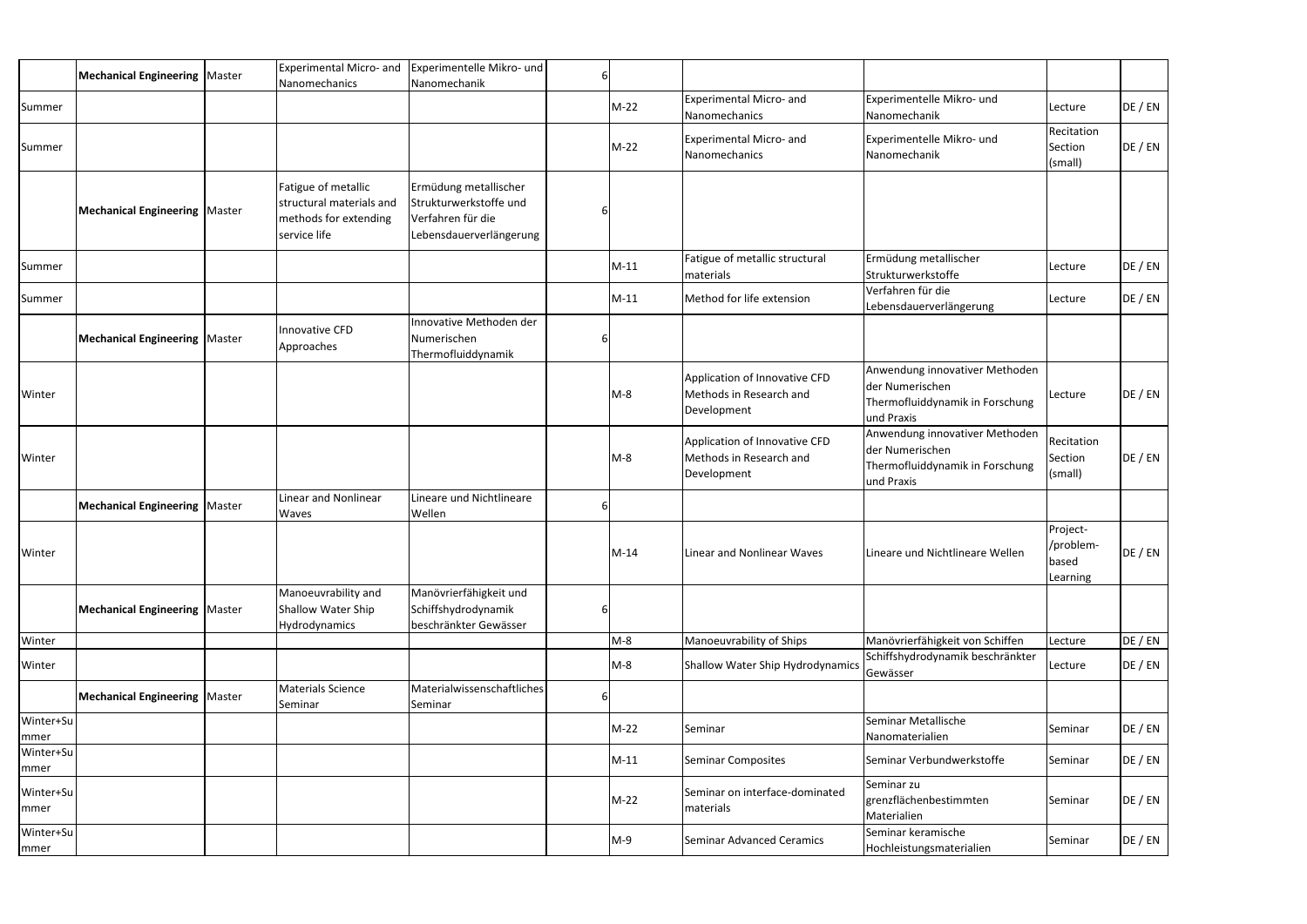| | | | | | | | | | | |
|---|---|---|---|---|---|---|---|---|---|---|
| | **Mechanical Engineering** | Master | Experimental Micro- and Nanomechanics | Experimentelle Mikro- und Nanomechanik | 6 | | | | | |
| Summer | | | | | | M-22 | Experimental Micro- and Nanomechanics | Experimentelle Mikro- und Nanomechanik | Lecture | DE / EN |
| Summer | | | | | | M-22 | Experimental Micro- and Nanomechanics | Experimentelle Mikro- und Nanomechanik | Recitation Section (small) | DE / EN |
| | **Mechanical Engineering** | Master | Fatigue of metallic structural materials and methods for extending service life | Ermüdung metallischer Strukturwerkstoffe und Verfahren für die Lebensdauerverlängerung | 6 | | | | | |
| Summer | | | | | | M-11 | Fatigue of metallic structural materials | Ermüdung metallischer Strukturwerkstoffe | Lecture | DE / EN |
| Summer | | | | | | M-11 | Method for life extension | Verfahren für die Lebensdauerverlängerung | Lecture | DE / EN |
| | **Mechanical Engineering** | Master | Innovative CFD Approaches | Innovative Methoden der Numerischen Thermofluiddynamik | 6 | | | | | |
| Winter | | | | | | M-8 | Application of Innovative CFD Methods in Research and Development | Anwendung innovativer Methoden der Numerischen Thermofluiddynamik in Forschung und Praxis | Lecture | DE / EN |
| Winter | | | | | | M-8 | Application of Innovative CFD Methods in Research and Development | Anwendung innovativer Methoden der Numerischen Thermofluiddynamik in Forschung und Praxis | Recitation Section (small) | DE / EN |
| | **Mechanical Engineering** | Master | Linear and Nonlinear Waves | Lineare und Nichtlineare Wellen | 6 | | | | | |
| Winter | | | | | | M-14 | Linear and Nonlinear Waves | Lineare und Nichtlineare Wellen | Project-/problem-based Learning | DE / EN |
| | **Mechanical Engineering** | Master | Manoeuvrability and Shallow Water Ship Hydrodynamics | Manövrierfähigkeit und Schiffshydrodynamik beschränkter Gewässer | 6 | | | | | |
| Winter | | | | | | M-8 | Manoeuvrability of Ships | Manövrierfähigkeit von Schiffen | Lecture | DE / EN |
| Winter | | | | | | M-8 | Shallow Water Ship Hydrodynamics | Schiffshydrodynamik beschränkter Gewässer | Lecture | DE / EN |
| | **Mechanical Engineering** | Master | Materials Science Seminar | Materialwissenschaftliches Seminar | 6 | | | | | |
| Winter+Summer | | | | | | M-22 | Seminar | Seminar Metallische Nanomaterialien | Seminar | DE / EN |
| Winter+Summer | | | | | | M-11 | Seminar Composites | Seminar Verbundwerkstoffe | Seminar | DE / EN |
| Winter+Summer | | | | | | M-22 | Seminar on interface-dominated materials | Seminar zu grenzflächenbestimmten Materialien | Seminar | DE / EN |
| Winter+Summer | | | | | | M-9 | Seminar Advanced Ceramics | Seminar keramische Hochleistungsmaterialien | Seminar | DE / EN |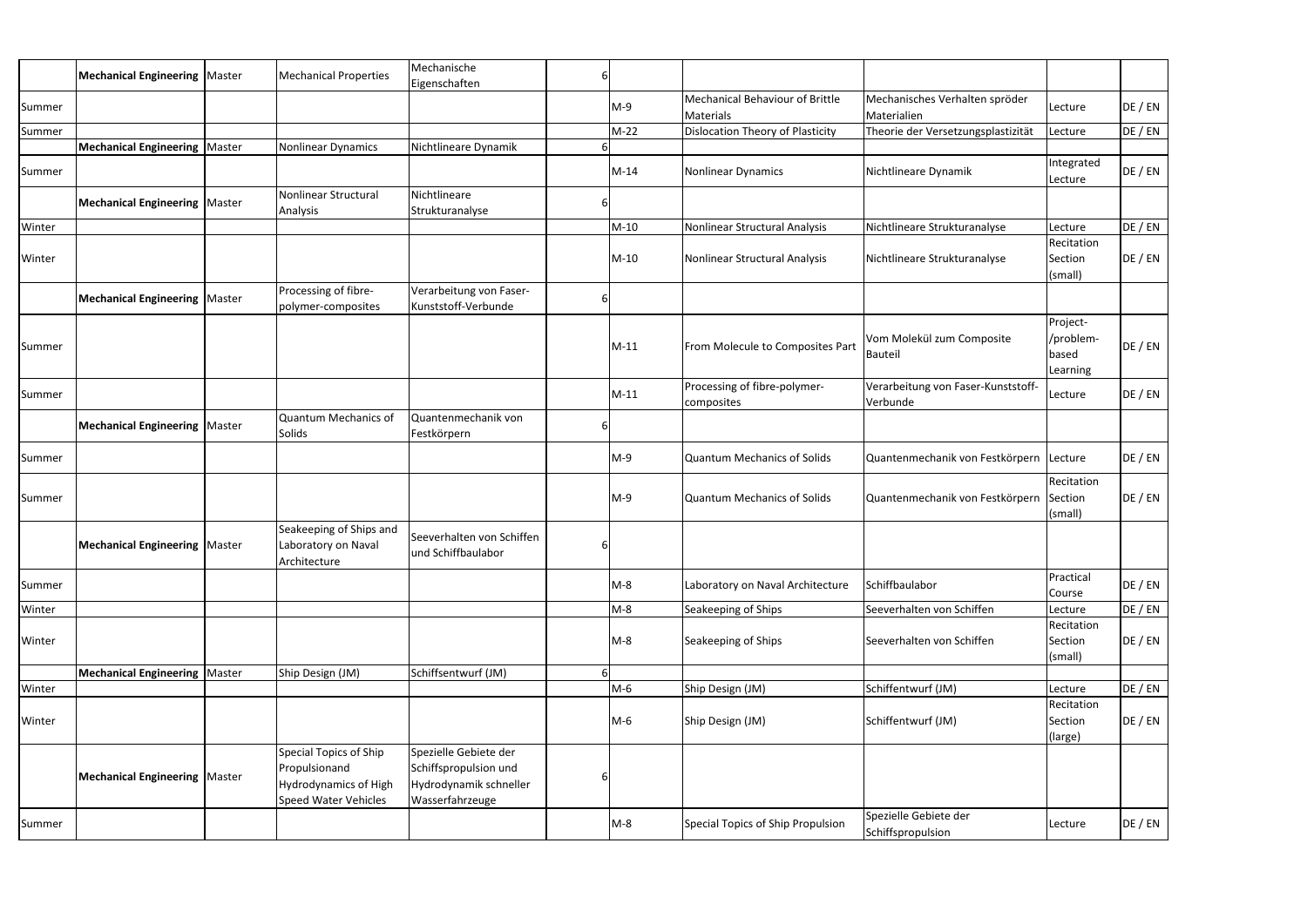| | | | | | | | | | | |
|---|---|---|---|---|---|---|---|---|---|---|
| | **Mechanical Engineering** | Master | Mechanical Properties | Mechanische Eigenschaften | 6 | | | | | |
| Summer | | | | | | M-9 | Mechanical Behaviour of Brittle Materials | Mechanisches Verhalten spröder Materialien | Lecture | DE / EN |
| Summer | | | | | | M-22 | Dislocation Theory of Plasticity | Theorie der Versetzungsplastizität | Lecture | DE / EN |
| | **Mechanical Engineering** | Master | Nonlinear Dynamics | Nichtlineare Dynamik | 6 | | | | | |
| Summer | | | | | | M-14 | Nonlinear Dynamics | Nichtlineare Dynamik | Integrated Lecture | DE / EN |
| | **Mechanical Engineering** | Master | Nonlinear Structural Analysis | Nichtlineare Strukturanalyse | 6 | | | | | |
| Winter | | | | | | M-10 | Nonlinear Structural Analysis | Nichtlineare Strukturanalyse | Lecture | DE / EN |
| Winter | | | | | | M-10 | Nonlinear Structural Analysis | Nichtlineare Strukturanalyse | Recitation Section (small) | DE / EN |
| | **Mechanical Engineering** | Master | Processing of fibre-polymer-composites | Verarbeitung von Faser-Kunststoff-Verbunde | 6 | | | | | |
| Summer | | | | | | M-11 | From Molecule to Composites Part | Vom Molekül zum Composite Bauteil | Project-/problem-based Learning | DE / EN |
| Summer | | | | | | M-11 | Processing of fibre-polymer-composites | Verarbeitung von Faser-Kunststoff-Verbunde | Lecture | DE / EN |
| | **Mechanical Engineering** | Master | Quantum Mechanics of Solids | Quantenmechanik von Festkörpern | 6 | | | | | |
| Summer | | | | | | M-9 | Quantum Mechanics of Solids | Quantenmechanik von Festkörpern | Lecture | DE / EN |
| Summer | | | | | | M-9 | Quantum Mechanics of Solids | Quantenmechanik von Festkörpern | Recitation Section (small) | DE / EN |
| | **Mechanical Engineering** | Master | Seakeeping of Ships and Laboratory on Naval Architecture | Seeverhalten von Schiffen und Schiffbaulabor | 6 | | | | | |
| Summer | | | | | | M-8 | Laboratory on Naval Architecture | Schiffbaulabor | Practical Course | DE / EN |
| Winter | | | | | | M-8 | Seakeeping of Ships | Seeverhalten von Schiffen | Lecture | DE / EN |
| Winter | | | | | | M-8 | Seakeeping of Ships | Seeverhalten von Schiffen | Recitation Section (small) | DE / EN |
| | **Mechanical Engineering** | Master | Ship Design (JM) | Schiffsentwurf (JM) | 6 | | | | | |
| Winter | | | | | | M-6 | Ship Design (JM) | Schiffentwurf (JM) | Lecture | DE / EN |
| Winter | | | | | | M-6 | Ship Design (JM) | Schiffentwurf (JM) | Recitation Section (large) | DE / EN |
| | **Mechanical Engineering** | Master | Special Topics of Ship Propulsionand Hydrodynamics of High Speed Water Vehicles | Spezielle Gebiete der Schiffspropulsion und Hydrodynamik schneller Wasserfahrzeuge | 6 | | | | | |
| Summer | | | | | | M-8 | Special Topics of Ship Propulsion | Spezielle Gebiete der Schiffspropulsion | Lecture | DE / EN |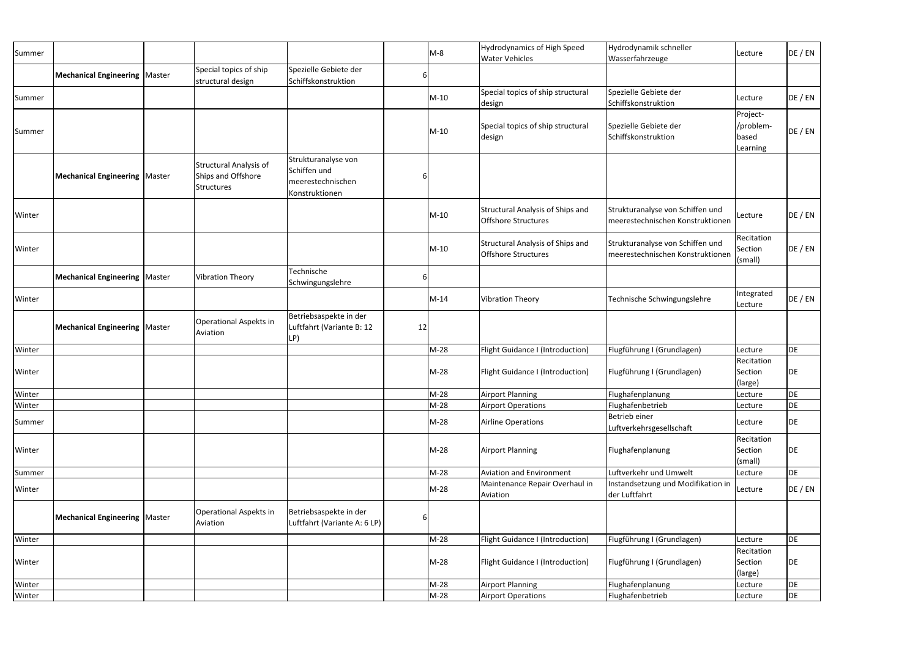| | | | | | | | | | | |
|---|---|---|---|---|---|---|---|---|---|---|
| Summer | | | | | | M-8 | Hydrodynamics of High Speed Water Vehicles | Hydrodynamik schneller Wasserfahrzeuge | Lecture | DE / EN |
| | **Mechanical Engineering** | Master | Special topics of ship structural design | Spezielle Gebiete der Schiffskonstruktion | 6 | | | | | |
| Summer | | | | | | M-10 | Special topics of ship structural design | Spezielle Gebiete der Schiffskonstruktion | Lecture | DE / EN |
| Summer | | | | | | M-10 | Special topics of ship structural design | Spezielle Gebiete der Schiffskonstruktion | Project-/problem-based Learning | DE / EN |
| | **Mechanical Engineering** | Master | Structural Analysis of Ships and Offshore Structures | Strukturanalyse von Schiffen und meerestechnischen Konstruktionen | 6 | | | | | |
| Winter | | | | | | M-10 | Structural Analysis of Ships and Offshore Structures | Strukturanalyse von Schiffen und meerestechnischen Konstruktionen | Lecture | DE / EN |
| Winter | | | | | | M-10 | Structural Analysis of Ships and Offshore Structures | Strukturanalyse von Schiffen und meerestechnischen Konstruktionen | Recitation Section (small) | DE / EN |
| | **Mechanical Engineering** | Master | Vibration Theory | Technische Schwingungslehre | 6 | | | | | |
| Winter | | | | | | M-14 | Vibration Theory | Technische Schwingungslehre | Integrated Lecture | DE / EN |
| | **Mechanical Engineering** | Master | Operational Aspekts in Aviation | Betriebsaspekte in der Luftfahrt (Variante B: 12 LP) | 12 | | | | | |
| Winter | | | | | | M-28 | Flight Guidance I (Introduction) | Flugführung I (Grundlagen) | Lecture | DE |
| Winter | | | | | | M-28 | Flight Guidance I (Introduction) | Flugführung I (Grundlagen) | Recitation Section (large) | DE |
| Winter | | | | | | M-28 | Airport Planning | Flughafenplanung | Lecture | DE |
| Winter | | | | | | M-28 | Airport Operations | Flughafenbetrieb | Lecture | DE |
| Summer | | | | | | M-28 | Airline Operations | Betrieb einer Luftverkehrsgesellschaft | Lecture | DE |
| Winter | | | | | | M-28 | Airport Planning | Flughafenplanung | Recitation Section (small) | DE |
| Summer | | | | | | M-28 | Aviation and Environment | Luftverkehr und Umwelt | Lecture | DE |
| Winter | | | | | | M-28 | Maintenance Repair Overhaul in Aviation | Instandsetzung und Modifikation in der Luftfahrt | Lecture | DE / EN |
| | **Mechanical Engineering** | Master | Operational Aspekts in Aviation | Betriebsaspekte in der Luftfahrt (Variante A: 6 LP) | 6 | | | | | |
| Winter | | | | | | M-28 | Flight Guidance I (Introduction) | Flugführung I (Grundlagen) | Lecture | DE |
| Winter | | | | | | M-28 | Flight Guidance I (Introduction) | Flugführung I (Grundlagen) | Recitation Section (large) | DE |
| Winter | | | | | | M-28 | Airport Planning | Flughafenplanung | Lecture | DE |
| Winter | | | | | | M-28 | Airport Operations | Flughafenbetrieb | Lecture | DE |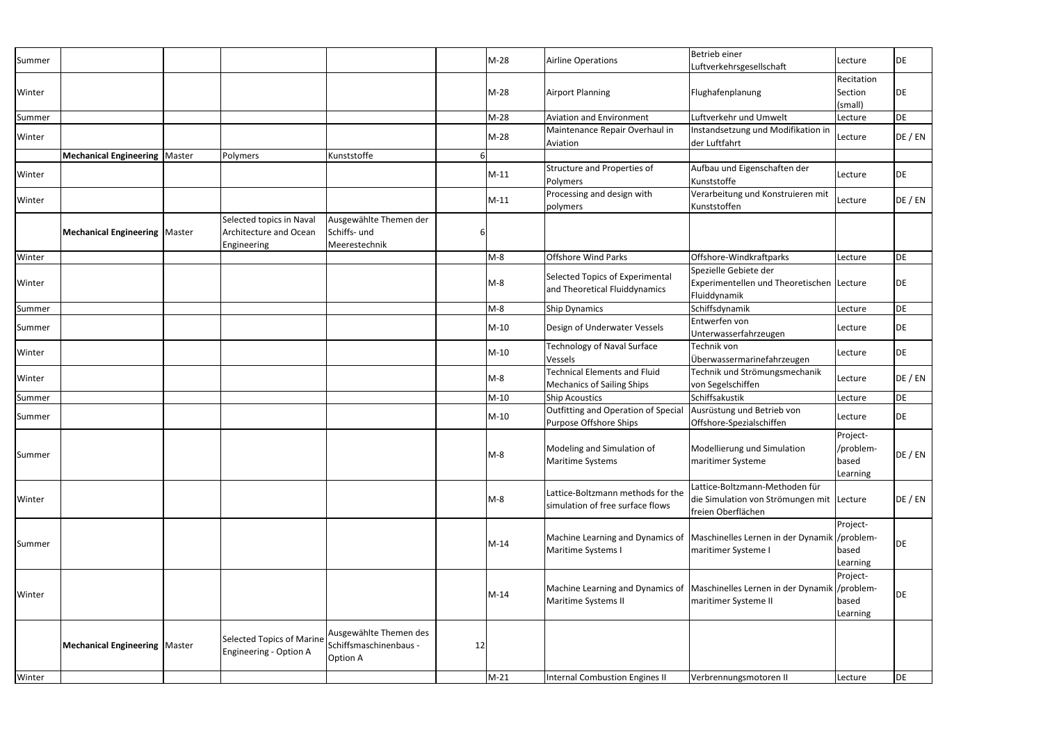| | | | | | | | | | | |
|---|---|---|---|---|---|---|---|---|---|---|
| Summer | | | | | | M-28 | Airline Operations | Betrieb einer Luftverkehrsgesellschaft | Lecture | DE |
| Winter | | | | | | M-28 | Airport Planning | Flughafenplanung | Recitation Section (small) | DE |
| Summer | | | | | | M-28 | Aviation and Environment | Luftverkehr und Umwelt | Lecture | DE |
| Winter | | | | | | M-28 | Maintenance Repair Overhaul in Aviation | Instandsetzung und Modifikation in der Luftfahrt | Lecture | DE / EN |
| | **Mechanical Engineering** | Master | Polymers | Kunststoffe | 6 | | | | | |
| Winter | | | | | | M-11 | Structure and Properties of Polymers | Aufbau und Eigenschaften der Kunststoffe | Lecture | DE |
| Winter | | | | | | M-11 | Processing and design with polymers | Verarbeitung und Konstruieren mit Kunststoffen | Lecture | DE / EN |
| | **Mechanical Engineering** | Master | Selected topics in Naval Architecture and Ocean Engineering | Ausgewählte Themen der Schiffs- und Meerestechnik | 6 | | | | | |
| Winter | | | | | | M-8 | Offshore Wind Parks | Offshore-Windkraftparks | Lecture | DE |
| Winter | | | | | | M-8 | Selected Topics of Experimental and Theoretical Fluiddynamics | Spezielle Gebiete der Experimentellen und Theoretischen Fluiddynamik | Lecture | DE |
| Summer | | | | | | M-8 | Ship Dynamics | Schiffsdynamik | Lecture | DE |
| Summer | | | | | | M-10 | Design of Underwater Vessels | Entwerfen von Unterwasserfahrzeugen | Lecture | DE |
| Winter | | | | | | M-10 | Technology of Naval Surface Vessels | Technik von Überwassermarinefahrzeugen | Lecture | DE |
| Winter | | | | | | M-8 | Technical Elements and Fluid Mechanics of Sailing Ships | Technik und Strömungsmechanik von Segelschiffen | Lecture | DE / EN |
| Summer | | | | | | M-10 | Ship Acoustics | Schiffsakustik | Lecture | DE |
| Summer | | | | | | M-10 | Outfitting and Operation of Special Purpose Offshore Ships | Ausrüstung und Betrieb von Offshore-Spezialschiffen | Lecture | DE |
| Summer | | | | | | M-8 | Modeling and Simulation of Maritime Systems | Modellierung und Simulation maritimer Systeme | Project-/problem-based Learning | DE / EN |
| Winter | | | | | | M-8 | Lattice-Boltzmann methods for the simulation of free surface flows | Lattice-Boltzmann-Methoden für die Simulation von Strömungen mit freien Oberflächen | Lecture | DE / EN |
| Summer | | | | | | M-14 | Machine Learning and Dynamics of Maritime Systems I | Maschinelles Lernen in der Dynamik maritimer Systeme I | Project-/problem-based Learning | DE |
| Winter | | | | | | M-14 | Machine Learning and Dynamics of Maritime Systems II | Maschinelles Lernen in der Dynamik maritimer Systeme II | Project-/problem-based Learning | DE |
| | **Mechanical Engineering** | Master | Selected Topics of Marine Engineering - Option A | Ausgewählte Themen des Schiffsmaschinenbaus - Option A | 12 | | | | | |
| Winter | | | | | | M-21 | Internal Combustion Engines II | Verbrennungsmotoren II | Lecture | DE |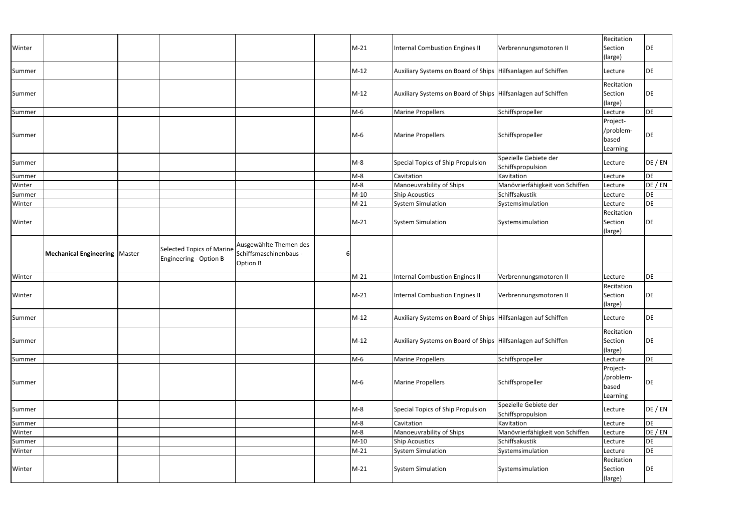| | | | | | | | | | | |
|---|---|---|---|---|---|---|---|---|---|---|
| Winter | | | | | | M-21 | Internal Combustion Engines II | Verbrennungsmotoren II | Recitation Section (large) | DE |
| Summer | | | | | | M-12 | Auxiliary Systems on Board of Ships | Hilfsanlagen auf Schiffen | Lecture | DE |
| Summer | | | | | | M-12 | Auxiliary Systems on Board of Ships | Hilfsanlagen auf Schiffen | Recitation Section (large) | DE |
| Summer | | | | | | M-6 | Marine Propellers | Schiffspropeller | Lecture | DE |
| Summer | | | | | | M-6 | Marine Propellers | Schiffspropeller | Project-/problem-based Learning | DE |
| Summer | | | | | | M-8 | Special Topics of Ship Propulsion | Spezielle Gebiete der Schiffspropulsion | Lecture | DE / EN |
| Summer | | | | | | M-8 | Cavitation | Kavitation | Lecture | DE |
| Winter | | | | | | M-8 | Manoeuvrability of Ships | Manövrierfähigkeit von Schiffen | Lecture | DE / EN |
| Summer | | | | | | M-10 | Ship Acoustics | Schiffsakustik | Lecture | DE |
| Winter | | | | | | M-21 | System Simulation | Systemsimulation | Lecture | DE |
| Winter | | | | | | M-21 | System Simulation | Systemsimulation | Recitation Section (large) | DE |
| | **Mechanical Engineering** | Master | Selected Topics of Marine Engineering - Option B | Ausgewählte Themen des Schiffsmaschinenbaus - Option B | 6 | | | | | |
| Winter | | | | | | M-21 | Internal Combustion Engines II | Verbrennungsmotoren II | Lecture | DE |
| Winter | | | | | | M-21 | Internal Combustion Engines II | Verbrennungsmotoren II | Recitation Section (large) | DE |
| Summer | | | | | | M-12 | Auxiliary Systems on Board of Ships | Hilfsanlagen auf Schiffen | Lecture | DE |
| Summer | | | | | | M-12 | Auxiliary Systems on Board of Ships | Hilfsanlagen auf Schiffen | Recitation Section (large) | DE |
| Summer | | | | | | M-6 | Marine Propellers | Schiffspropeller | Lecture | DE |
| Summer | | | | | | M-6 | Marine Propellers | Schiffspropeller | Project-/problem-based Learning | DE |
| Summer | | | | | | M-8 | Special Topics of Ship Propulsion | Spezielle Gebiete der Schiffspropulsion | Lecture | DE / EN |
| Summer | | | | | | M-8 | Cavitation | Kavitation | Lecture | DE |
| Winter | | | | | | M-8 | Manoeuvrability of Ships | Manövrierfähigkeit von Schiffen | Lecture | DE / EN |
| Summer | | | | | | M-10 | Ship Acoustics | Schiffsakustik | Lecture | DE |
| Winter | | | | | | M-21 | System Simulation | Systemsimulation | Lecture | DE |
| Winter | | | | | | M-21 | System Simulation | Systemsimulation | Recitation Section (large) | DE |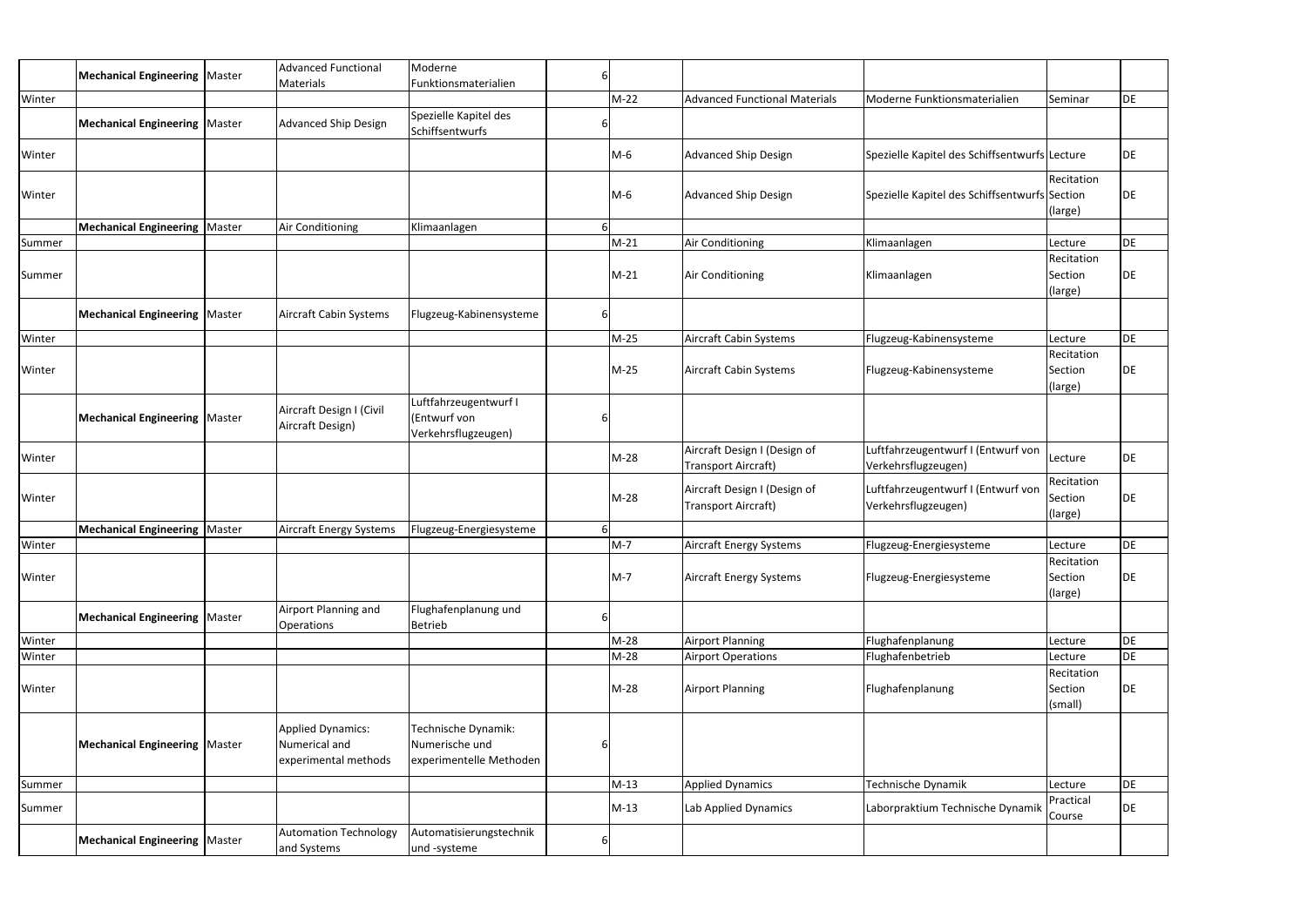| | | | | | | | | | | |
|---|---|---|---|---|---|---|---|---|---|---|
| | **Mechanical Engineering** | Master | Advanced Functional Materials | Moderne Funktionsmaterialien | 6 | | | | | |
| Winter | | | | | | M-22 | Advanced Functional Materials | Moderne Funktionsmaterialien | Seminar | DE |
| | **Mechanical Engineering** | Master | Advanced Ship Design | Spezielle Kapitel des Schiffsentwurfs | 6 | | | | | |
| Winter | | | | | | M-6 | Advanced Ship Design | Spezielle Kapitel des Schiffsentwurfs | Lecture | DE |
| Winter | | | | | | M-6 | Advanced Ship Design | Spezielle Kapitel des Schiffsentwurfs | Recitation Section (large) | DE |
| | **Mechanical Engineering** | Master | Air Conditioning | Klimaanlagen | 6 | | | | | |
| Summer | | | | | | M-21 | Air Conditioning | Klimaanlagen | Lecture | DE |
| Summer | | | | | | M-21 | Air Conditioning | Klimaanlagen | Recitation Section (large) | DE |
| | **Mechanical Engineering** | Master | Aircraft Cabin Systems | Flugzeug-Kabinensysteme | 6 | | | | | |
| Winter | | | | | | M-25 | Aircraft Cabin Systems | Flugzeug-Kabinensysteme | Lecture | DE |
| Winter | | | | | | M-25 | Aircraft Cabin Systems | Flugzeug-Kabinensysteme | Recitation Section (large) | DE |
| | **Mechanical Engineering** | Master | Aircraft Design I (Civil Aircraft Design) | Luftfahrzeugentwurf I (Entwurf von Verkehrsflugzeugen) | 6 | | | | | |
| Winter | | | | | | M-28 | Aircraft Design I (Design of Transport Aircraft) | Luftfahrzeugentwurf I (Entwurf von Verkehrsflugzeugen) | Lecture | DE |
| Winter | | | | | | M-28 | Aircraft Design I (Design of Transport Aircraft) | Luftfahrzeugentwurf I (Entwurf von Verkehrsflugzeugen) | Recitation Section (large) | DE |
| | **Mechanical Engineering** | Master | Aircraft Energy Systems | Flugzeug-Energiesysteme | 6 | | | | | |
| Winter | | | | | | M-7 | Aircraft Energy Systems | Flugzeug-Energiesysteme | Lecture | DE |
| Winter | | | | | | M-7 | Aircraft Energy Systems | Flugzeug-Energiesysteme | Recitation Section (large) | DE |
| | **Mechanical Engineering** | Master | Airport Planning and Operations | Flughafenplanung und Betrieb | 6 | | | | | |
| Winter | | | | | | M-28 | Airport Planning | Flughafenplanung | Lecture | DE |
| Winter | | | | | | M-28 | Airport Operations | Flughafenbetrieb | Lecture | DE |
| Winter | | | | | | M-28 | Airport Planning | Flughafenplanung | Recitation Section (small) | DE |
| | **Mechanical Engineering** | Master | Applied Dynamics: Numerical and experimental methods | Technische Dynamik: Numerische und experimentelle Methoden | 6 | | | | | |
| Summer | | | | | | M-13 | Applied Dynamics | Technische Dynamik | Lecture | DE |
| Summer | | | | | | M-13 | Lab Applied Dynamics | Laborpraktium Technische Dynamik | Practical Course | DE |
| | **Mechanical Engineering** | Master | Automation Technology and Systems | Automatisierungstechnik und -systeme | 6 | | | | | |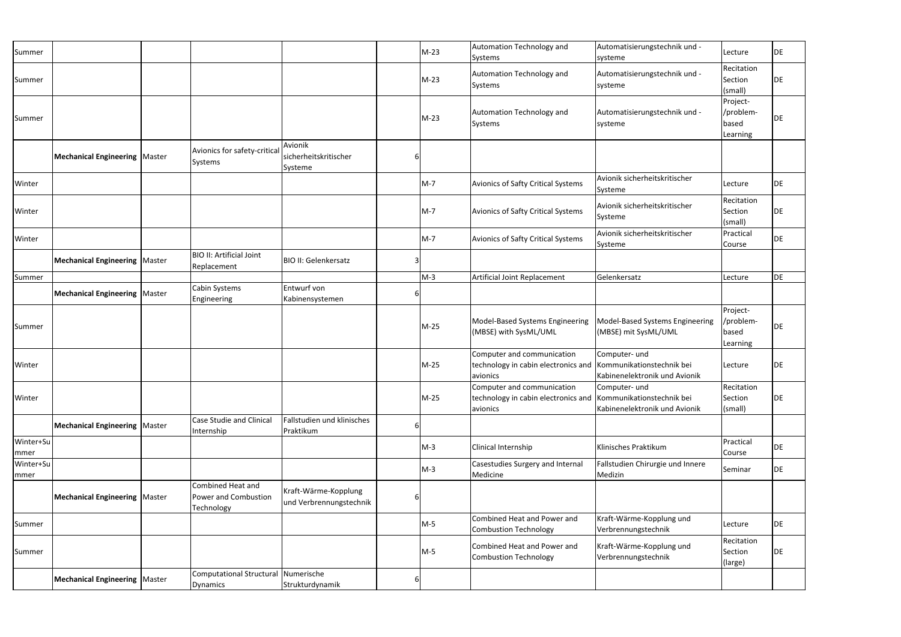| | | | | | | | | | | |
|---|---|---|---|---|---|---|---|---|---|---|
| Summer | | | | | | M-23 | Automation Technology and Systems | Automatisierungstechnik und -systeme | Lecture | DE |
| Summer | | | | | | M-23 | Automation Technology and Systems | Automatisierungstechnik und -systeme | Recitation Section (small) | DE |
| Summer | | | | | | M-23 | Automation Technology and Systems | Automatisierungstechnik und -systeme | Project-/problem-based Learning | DE |
| | **Mechanical Engineering** | Master | Avionics for safety-critical Systems | Avionik sicherheitskritischer Systeme | 6 | | | | | |
| Winter | | | | | | M-7 | Avionics of Safty Critical Systems | Avionik sicherheitskritischer Systeme | Lecture | DE |
| Winter | | | | | | M-7 | Avionics of Safty Critical Systems | Avionik sicherheitskritischer Systeme | Recitation Section (small) | DE |
| Winter | | | | | | M-7 | Avionics of Safty Critical Systems | Avionik sicherheitskritischer Systeme | Practical Course | DE |
| | **Mechanical Engineering** | Master | BIO II: Artificial Joint Replacement | BIO II: Gelenkersatz | 3 | | | | | |
| Summer | | | | | | M-3 | Artificial Joint Replacement | Gelenkersatz | Lecture | DE |
| | **Mechanical Engineering** | Master | Cabin Systems Engineering | Entwurf von Kabinensystemen | 6 | | | | | |
| Summer | | | | | | M-25 | Model-Based Systems Engineering (MBSE) with SysML/UML | Model-Based Systems Engineering (MBSE) mit SysML/UML | Project-/problem-based Learning | DE |
| Winter | | | | | | M-25 | Computer and communication technology in cabin electronics and avionics | Computer- und Kommunikationstechnik bei Kabinenelektronik und Avionik | Lecture | DE |
| Winter | | | | | | M-25 | Computer and communication technology in cabin electronics and avionics | Computer- und Kommunikationstechnik bei Kabinenelektronik und Avionik | Recitation Section (small) | DE |
| | **Mechanical Engineering** | Master | Case Studie and Clinical Internship | Fallstudien und klinisches Praktikum | 6 | | | | | |
| Winter+Summer | | | | | | M-3 | Clinical Internship | Klinisches Praktikum | Practical Course | DE |
| Winter+Summer | | | | | | M-3 | Casestudies Surgery and Internal Medicine | Fallstudien Chirurgie und Innere Medizin | Seminar | DE |
| | **Mechanical Engineering** | Master | Combined Heat and Power and Combustion Technology | Kraft-Wärme-Kopplung und Verbrennungstechnik | 6 | | | | | |
| Summer | | | | | | M-5 | Combined Heat and Power and Combustion Technology | Kraft-Wärme-Kopplung und Verbrennungstechnik | Lecture | DE |
| Summer | | | | | | M-5 | Combined Heat and Power and Combustion Technology | Kraft-Wärme-Kopplung und Verbrennungstechnik | Recitation Section (large) | DE |
| | **Mechanical Engineering** | Master | Computational Structural Dynamics | Numerische Strukturdynamik | 6 | | | | | |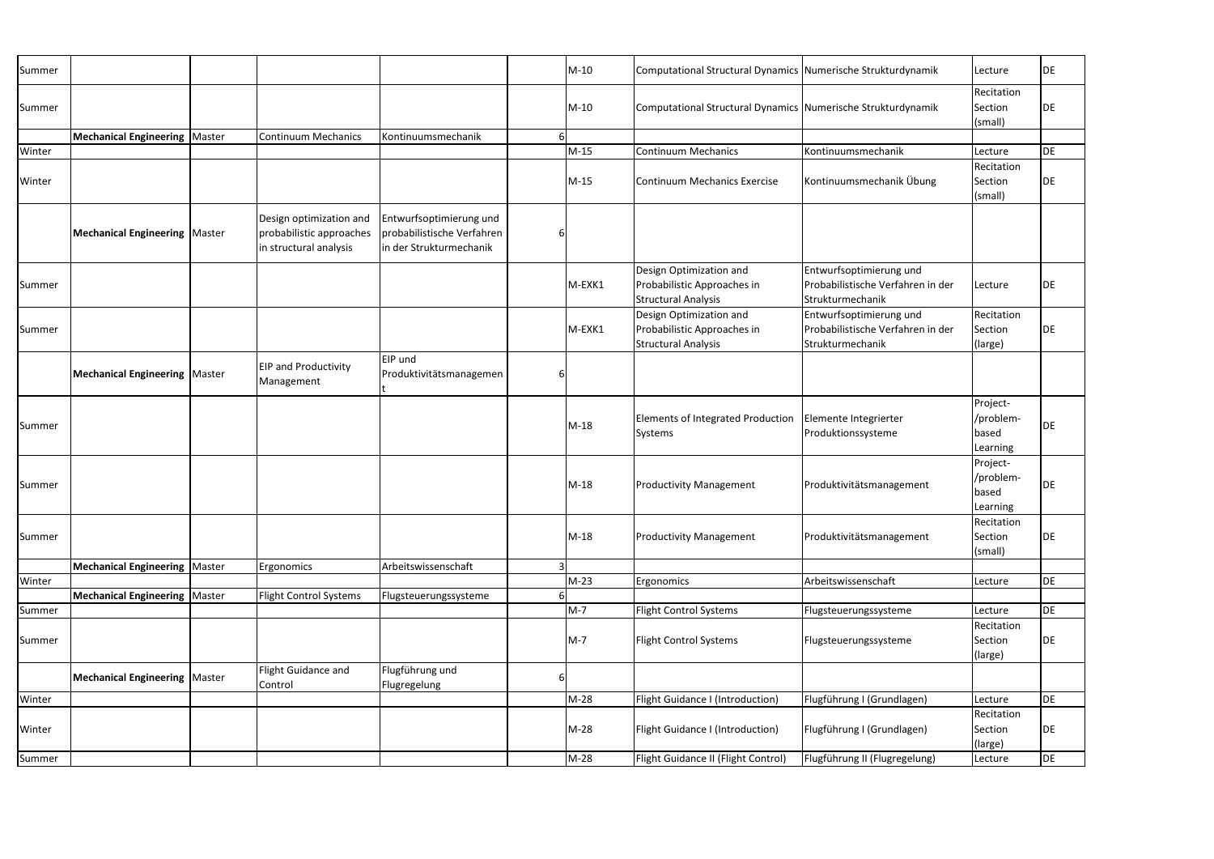| | | | | | | | | | | |
|---|---|---|---|---|---|---|---|---|---|---|
| Summer | | | | | | M-10 | Computational Structural Dynamics | Numerische Strukturdynamik | Lecture | DE |
| Summer | | | | | | M-10 | Computational Structural Dynamics | Numerische Strukturdynamik | Recitation Section (small) | DE |
| | **Mechanical Engineering** | Master | Continuum Mechanics | Kontinuumsmechanik | 6 | | | | | |
| Winter | | | | | | M-15 | Continuum Mechanics | Kontinuumsmechanik | Lecture | DE |
| Winter | | | | | | M-15 | Continuum Mechanics Exercise | Kontinuumsmechanik Übung | Recitation Section (small) | DE |
| | **Mechanical Engineering** | Master | Design optimization and probabilistic approaches in structural analysis | Entwurfsoptimierung und probabilistische Verfahren in der Strukturmechanik | 6 | | | | | |
| Summer | | | | | | M-EXK1 | Design Optimization and Probabilistic Approaches in Structural Analysis | Entwurfsoptimierung und Probabilistische Verfahren in der Strukturmechanik | Lecture | DE |
| Summer | | | | | | M-EXK1 | Design Optimization and Probabilistic Approaches in Structural Analysis | Entwurfsoptimierung und Probabilistische Verfahren in der Strukturmechanik | Recitation Section (large) | DE |
| | **Mechanical Engineering** | Master | EIP and Productivity Management | EIP und Produktivitätsmanagement | 6 | | | | | |
| Summer | | | | | | M-18 | Elements of Integrated Production Systems | Elemente Integrierter Produktionssysteme | Project-/problem-based Learning | DE |
| Summer | | | | | | M-18 | Productivity Management | Produktivitätsmanagement | Project-/problem-based Learning | DE |
| Summer | | | | | | M-18 | Productivity Management | Produktivitätsmanagement | Recitation Section (small) | DE |
| | **Mechanical Engineering** | Master | Ergonomics | Arbeitswissenschaft | 3 | | | | | |
| Winter | | | | | | M-23 | Ergonomics | Arbeitswissenschaft | Lecture | DE |
| | **Mechanical Engineering** | Master | Flight Control Systems | Flugsteuerungssysteme | 6 | | | | | |
| Summer | | | | | | M-7 | Flight Control Systems | Flugsteuerungssysteme | Lecture | DE |
| Summer | | | | | | M-7 | Flight Control Systems | Flugsteuerungssysteme | Recitation Section (large) | DE |
| | **Mechanical Engineering** | Master | Flight Guidance and Control | Flugführung und Flugregelung | 6 | | | | | |
| Winter | | | | | | M-28 | Flight Guidance I (Introduction) | Flugführung I (Grundlagen) | Lecture | DE |
| Winter | | | | | | M-28 | Flight Guidance I (Introduction) | Flugführung I (Grundlagen) | Recitation Section (large) | DE |
| Summer | | | | | | M-28 | Flight Guidance II (Flight Control) | Flugführung II (Flugregelung) | Lecture | DE |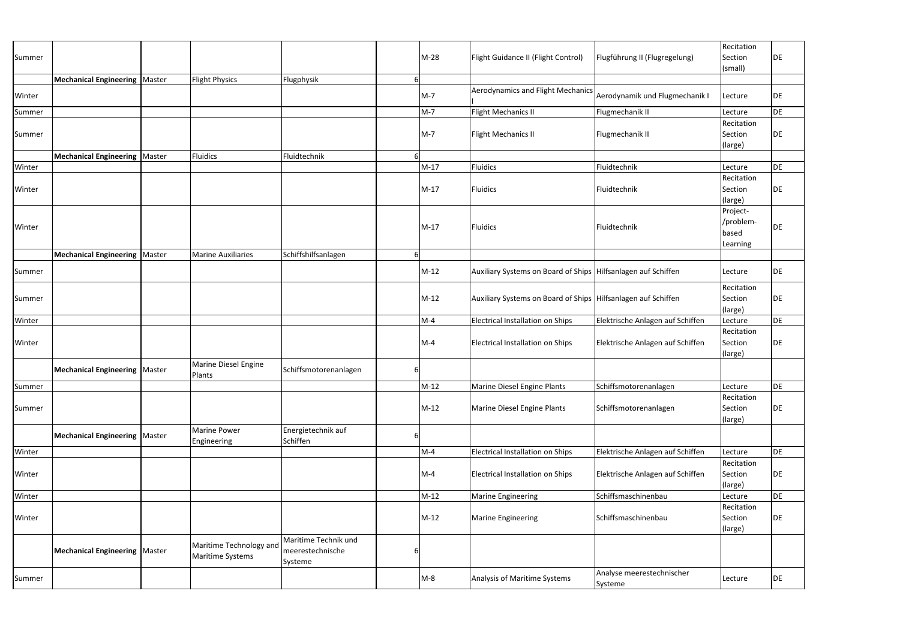| Summer | | | | | | M-28 | Flight Guidance II (Flight Control) | Flugführung II (Flugregelung) | Recitation Section (small) | DE |
|---|---|---|---|---|---|---|---|---|---|---|
| | **Mechanical Engineering** | Master | Flight Physics | Flugphysik | 6 | | | | | |
| Winter | | | | | | M-7 | Aerodynamics and Flight Mechanics I | Aerodynamik und Flugmechanik I | Lecture | DE |
| Summer | | | | | | M-7 | Flight Mechanics II | Flugmechanik II | Lecture | DE |
| Summer | | | | | | M-7 | Flight Mechanics II | Flugmechanik II | Recitation Section (large) | DE |
| | **Mechanical Engineering** | Master | Fluidics | Fluidtechnik | 6 | | | | | |
| Winter | | | | | | M-17 | Fluidics | Fluidtechnik | Lecture | DE |
| Winter | | | | | | M-17 | Fluidics | Fluidtechnik | Recitation Section (large) | DE |
| Winter | | | | | | M-17 | Fluidics | Fluidtechnik | Project-/problem-based Learning | DE |
| | **Mechanical Engineering** | Master | Marine Auxiliaries | Schiffshilfsanlagen | 6 | | | | | |
| Summer | | | | | | M-12 | Auxiliary Systems on Board of Ships | Hilfsanlagen auf Schiffen | Lecture | DE |
| Summer | | | | | | M-12 | Auxiliary Systems on Board of Ships | Hilfsanlagen auf Schiffen | Recitation Section (large) | DE |
| Winter | | | | | | M-4 | Electrical Installation on Ships | Elektrische Anlagen auf Schiffen | Lecture | DE |
| Winter | | | | | | M-4 | Electrical Installation on Ships | Elektrische Anlagen auf Schiffen | Recitation Section (large) | DE |
| | **Mechanical Engineering** | Master | Marine Diesel Engine Plants | Schiffsmotorenanlagen | 6 | | | | | |
| Summer | | | | | | M-12 | Marine Diesel Engine Plants | Schiffsmotorenanlagen | Lecture | DE |
| Summer | | | | | | M-12 | Marine Diesel Engine Plants | Schiffsmotorenanlagen | Recitation Section (large) | DE |
| | **Mechanical Engineering** | Master | Marine Power Engineering | Energietechnik auf Schiffen | 6 | | | | | |
| Winter | | | | | | M-4 | Electrical Installation on Ships | Elektrische Anlagen auf Schiffen | Lecture | DE |
| Winter | | | | | | M-4 | Electrical Installation on Ships | Elektrische Anlagen auf Schiffen | Recitation Section (large) | DE |
| Winter | | | | | | M-12 | Marine Engineering | Schiffsmaschinenbau | Lecture | DE |
| Winter | | | | | | M-12 | Marine Engineering | Schiffsmaschinenbau | Recitation Section (large) | DE |
| | **Mechanical Engineering** | Master | Maritime Technology and Maritime Systems | Maritime Technik und meerestechnische Systeme | 6 | | | | | |
| Summer | | | | | | M-8 | Analysis of Maritime Systems | Analyse meerestechnischer Systeme | Lecture | DE |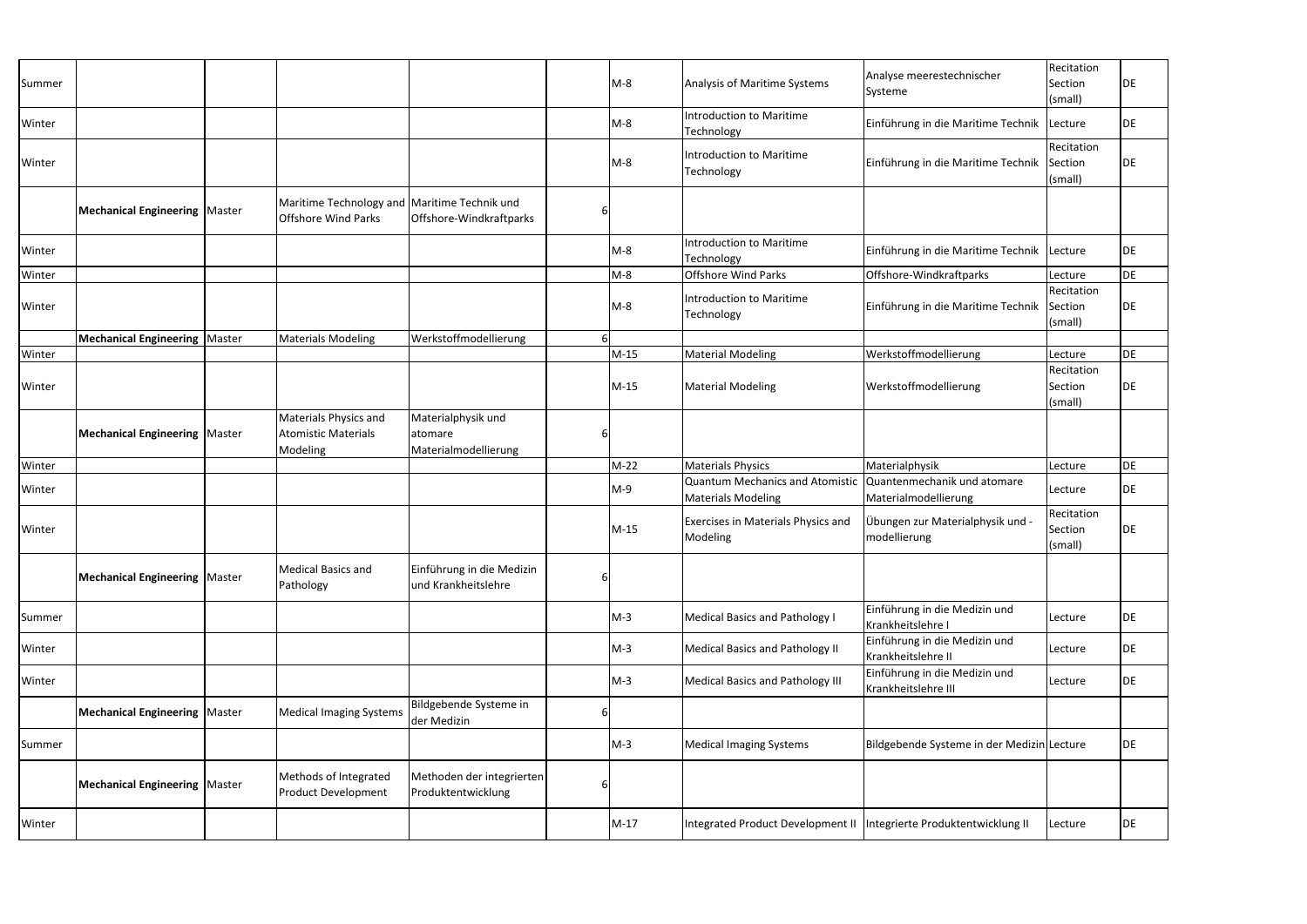| | | | | | | | | | | |
|---|---|---|---|---|---|---|---|---|---|---|
| Summer | | | | | | M-8 | Analysis of Maritime Systems | Analyse meerestechnischer Systeme | Recitation Section (small) | DE |
| Winter | | | | | | M-8 | Introduction to Maritime Technology | Einführung in die Maritime Technik | Lecture | DE |
| Winter | | | | | | M-8 | Introduction to Maritime Technology | Einführung in die Maritime Technik | Recitation Section (small) | DE |
| | **Mechanical Engineering** | Master | Maritime Technology and Offshore Wind Parks | Maritime Technik und Offshore-Windkraftparks | 6 | | | | | |
| Winter | | | | | | M-8 | Introduction to Maritime Technology | Einführung in die Maritime Technik | Lecture | DE |
| Winter | | | | | | M-8 | Offshore Wind Parks | Offshore-Windkraftparks | Lecture | DE |
| Winter | | | | | | M-8 | Introduction to Maritime Technology | Einführung in die Maritime Technik | Recitation Section (small) | DE |
| | **Mechanical Engineering** | Master | Materials Modeling | Werkstoffmodellierung | 6 | | | | | |
| Winter | | | | | | M-15 | Material Modeling | Werkstoffmodellierung | Lecture | DE |
| Winter | | | | | | M-15 | Material Modeling | Werkstoffmodellierung | Recitation Section (small) | DE |
| | **Mechanical Engineering** | Master | Materials Physics and Atomistic Materials Modeling | Materialphysik und atomare Materialmodellierung | 6 | | | | | |
| Winter | | | | | | M-22 | Materials Physics | Materialphysik | Lecture | DE |
| Winter | | | | | | M-9 | Quantum Mechanics and Atomistic Materials Modeling | Quantenmechanik und atomare Materialmodellierung | Lecture | DE |
| Winter | | | | | | M-15 | Exercises in Materials Physics and Modeling | Übungen zur Materialphysik und -modellierung | Recitation Section (small) | DE |
| | **Mechanical Engineering** | Master | Medical Basics and Pathology | Einführung in die Medizin und Krankheitslehre | 6 | | | | | |
| Summer | | | | | | M-3 | Medical Basics and Pathology I | Einführung in die Medizin und Krankheitslehre I | Lecture | DE |
| Winter | | | | | | M-3 | Medical Basics and Pathology II | Einführung in die Medizin und Krankheitslehre II | Lecture | DE |
| Winter | | | | | | M-3 | Medical Basics and Pathology III | Einführung in die Medizin und Krankheitslehre III | Lecture | DE |
| | **Mechanical Engineering** | Master | Medical Imaging Systems | Bildgebende Systeme in der Medizin | 6 | | | | | |
| Summer | | | | | | M-3 | Medical Imaging Systems | Bildgebende Systeme in der Medizin | Lecture | DE |
| | **Mechanical Engineering** | Master | Methods of Integrated Product Development | Methoden der integrierten Produktentwicklung | 6 | | | | | |
| Winter | | | | | | M-17 | Integrated Product Development II | Integrierte Produktentwicklung II | Lecture | DE |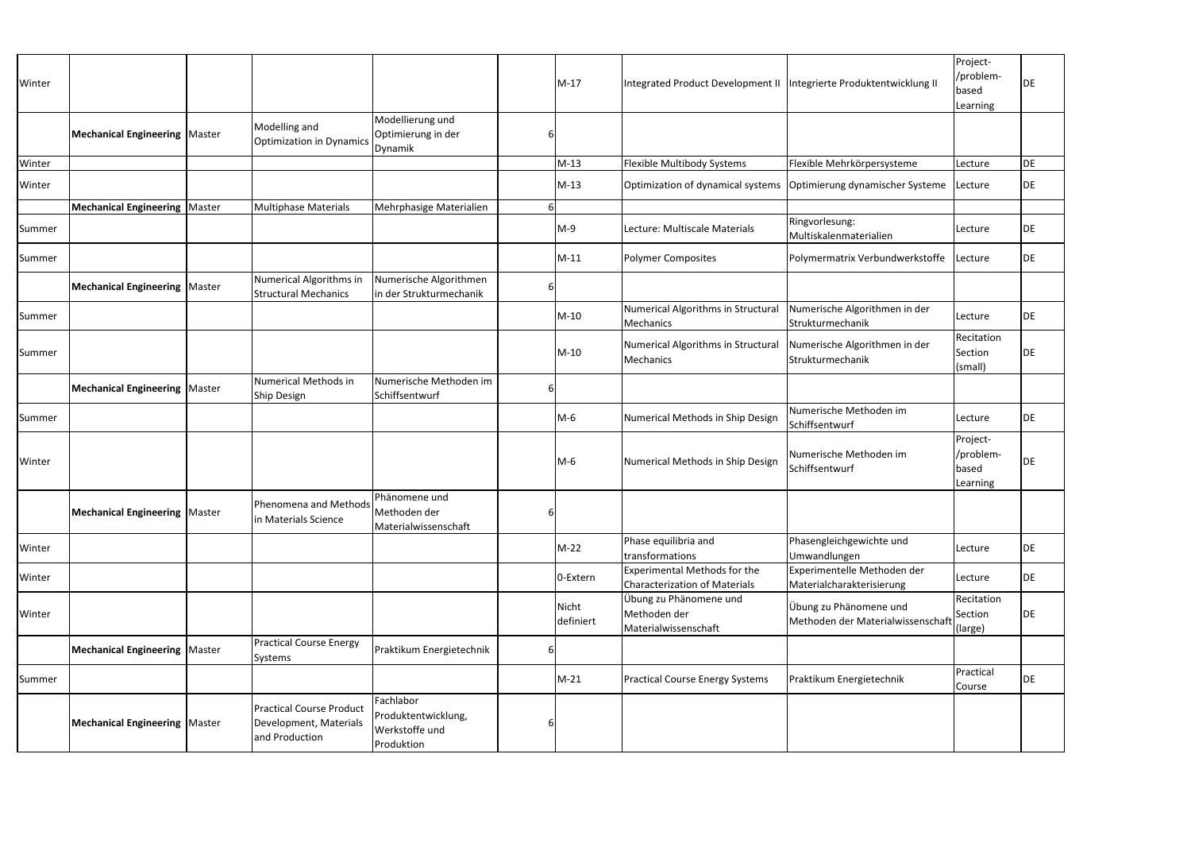| | | | | | | | | | | |
|---|---|---|---|---|---|---|---|---|---|---|
| Winter | | | | | | M-17 | Integrated Product Development II | Integrierte Produktentwicklung II | Project-/problem-based Learning | DE |
| | **Mechanical Engineering** | Master | Modelling and Optimization in Dynamics | Modellierung und Optimierung in der Dynamik | 6 | | | | | |
| Winter | | | | | | M-13 | Flexible Multibody Systems | Flexible Mehrkörpersysteme | Lecture | DE |
| Winter | | | | | | M-13 | Optimization of dynamical systems | Optimierung dynamischer Systeme | Lecture | DE |
| | **Mechanical Engineering** | Master | Multiphase Materials | Mehrphasige Materialien | 6 | | | | | |
| Summer | | | | | | M-9 | Lecture: Multiscale Materials | Ringvorlesung: Multiskalenmaterialien | Lecture | DE |
| Summer | | | | | | M-11 | Polymer Composites | Polymermatrix Verbundwerkstoffe | Lecture | DE |
| | **Mechanical Engineering** | Master | Numerical Algorithms in Structural Mechanics | Numerische Algorithmen in der Strukturmechanik | 6 | | | | | |
| Summer | | | | | | M-10 | Numerical Algorithms in Structural Mechanics | Numerische Algorithmen in der Strukturmechanik | Lecture | DE |
| Summer | | | | | | M-10 | Numerical Algorithms in Structural Mechanics | Numerische Algorithmen in der Strukturmechanik | Recitation Section (small) | DE |
| | **Mechanical Engineering** | Master | Numerical Methods in Ship Design | Numerische Methoden im Schiffsentwurf | 6 | | | | | |
| Summer | | | | | | M-6 | Numerical Methods in Ship Design | Numerische Methoden im Schiffsentwurf | Lecture | DE |
| Winter | | | | | | M-6 | Numerical Methods in Ship Design | Numerische Methoden im Schiffsentwurf | Project-/problem-based Learning | DE |
| | **Mechanical Engineering** | Master | Phenomena and Methods in Materials Science | Phänomene und Methoden der Materialwissenschaft | 6 | | | | | |
| Winter | | | | | | M-22 | Phase equilibria and transformations | Phasengleichgewichte und Umwandlungen | Lecture | DE |
| Winter | | | | | | 0-Extern | Experimental Methods for the Characterization of Materials | Experimentelle Methoden der Materialcharakterisierung | Lecture | DE |
| Winter | | | | | | Nicht definiert | Übung zu Phänomene und Methoden der Materialwissenschaft | Übung zu Phänomene und Methoden der Materialwissenschaft | Recitation Section (large) | DE |
| | **Mechanical Engineering** | Master | Practical Course Energy Systems | Praktikum Energietechnik | 6 | | | | | |
| Summer | | | | | | M-21 | Practical Course Energy Systems | Praktikum Energietechnik | Practical Course | DE |
| | **Mechanical Engineering** | Master | Practical Course Product Development, Materials and Production | Fachlabor Produktentwicklung, Werkstoffe und Produktion | 6 | | | | | |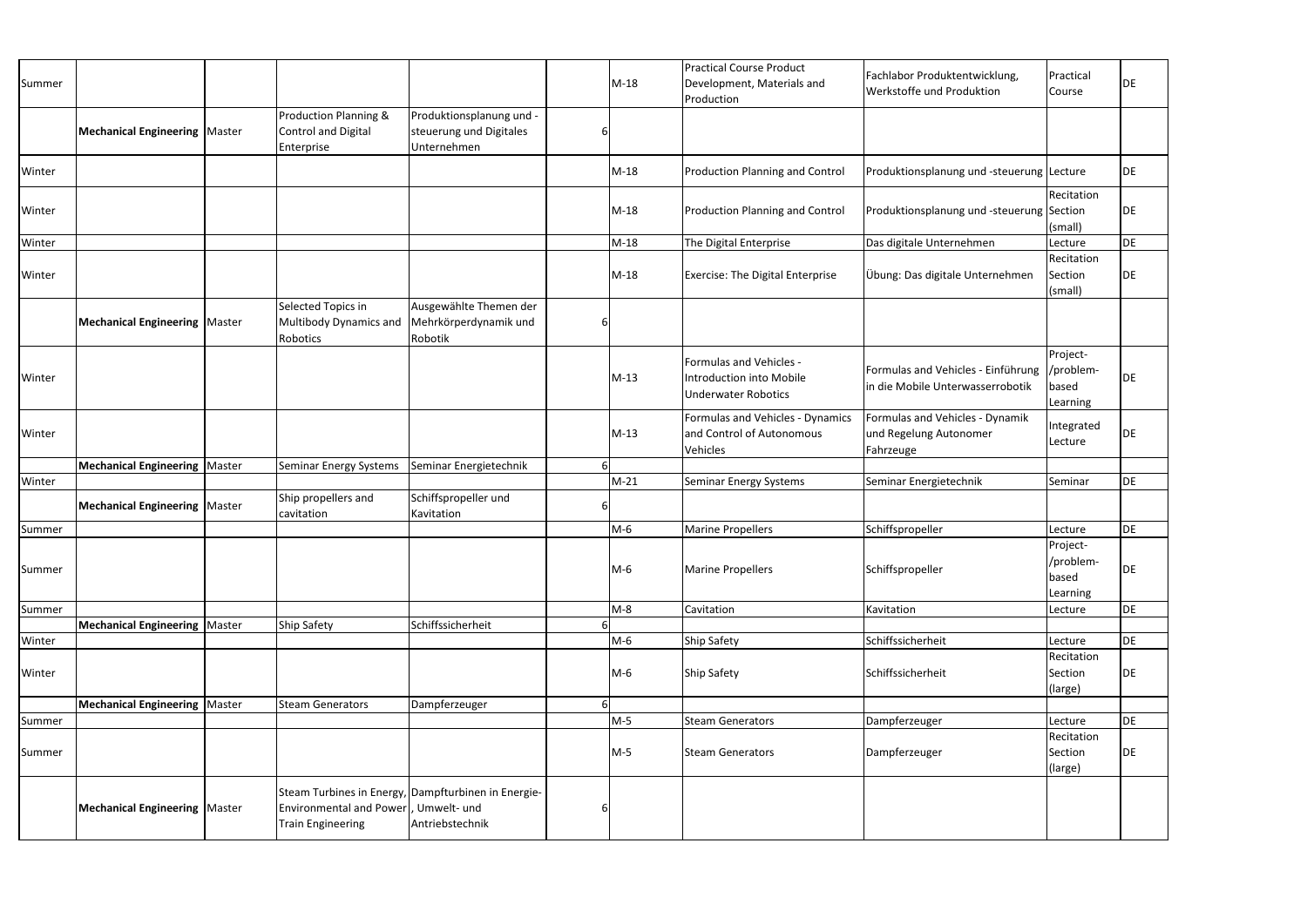| | | | | | | | | | | |
|---|---|---|---|---|---|---|---|---|---|---|
| Summer | | | | | | M-18 | Practical Course Product Development, Materials and Production | Fachlabor Produktentwicklung, Werkstoffe und Produktion | Practical Course | DE |
| | **Mechanical Engineering** | Master | Production Planning & Control and Digital Enterprise | Produktionsplanung und -steuerung und Digitales Unternehmen | 6 | | | | | |
| Winter | | | | | | M-18 | Production Planning and Control | Produktionsplanung und -steuerung | Lecture | DE |
| Winter | | | | | | M-18 | Production Planning and Control | Produktionsplanung und -steuerung | Recitation Section (small) | DE |
| Winter | | | | | | M-18 | The Digital Enterprise | Das digitale Unternehmen | Lecture | DE |
| Winter | | | | | | M-18 | Exercise: The Digital Enterprise | Übung: Das digitale Unternehmen | Recitation Section (small) | DE |
| | **Mechanical Engineering** | Master | Selected Topics in Multibody Dynamics and Robotics | Ausgewählte Themen der Mehrkörperdynamik und Robotik | 6 | | | | | |
| Winter | | | | | | M-13 | Formulas and Vehicles - Introduction into Mobile Underwater Robotics | Formulas and Vehicles - Einführung in die Mobile Unterwasserrobotik | Project-/problem-based Learning | DE |
| Winter | | | | | | M-13 | Formulas and Vehicles - Dynamics and Control of Autonomous Vehicles | Formulas and Vehicles - Dynamik und Regelung Autonomer Fahrzeuge | Integrated Lecture | DE |
| | **Mechanical Engineering** | Master | Seminar Energy Systems | Seminar Energietechnik | 6 | | | | | |
| Winter | | | | | | M-21 | Seminar Energy Systems | Seminar Energietechnik | Seminar | DE |
| | **Mechanical Engineering** | Master | Ship propellers and cavitation | Schiffspropeller und Kavitation | 6 | | | | | |
| Summer | | | | | | M-6 | Marine Propellers | Schiffspropeller | Lecture | DE |
| Summer | | | | | | M-6 | Marine Propellers | Schiffspropeller | Project-/problem-based Learning | DE |
| Summer | | | | | | M-8 | Cavitation | Kavitation | Lecture | DE |
| | **Mechanical Engineering** | Master | Ship Safety | Schiffssicherheit | 6 | | | | | |
| Winter | | | | | | M-6 | Ship Safety | Schiffssicherheit | Lecture | DE |
| Winter | | | | | | M-6 | Ship Safety | Schiffssicherheit | Recitation Section (large) | DE |
| | **Mechanical Engineering** | Master | Steam Generators | Dampferzeuger | 6 | | | | | |
| Summer | | | | | | M-5 | Steam Generators | Dampferzeuger | Lecture | DE |
| Summer | | | | | | M-5 | Steam Generators | Dampferzeuger | Recitation Section (large) | DE |
| | **Mechanical Engineering** | Master | Steam Turbines in Energy, Environmental and Power Train Engineering | Dampfturbinen in Energie-, Umwelt- und Antriebstechnik | 6 | | | | | |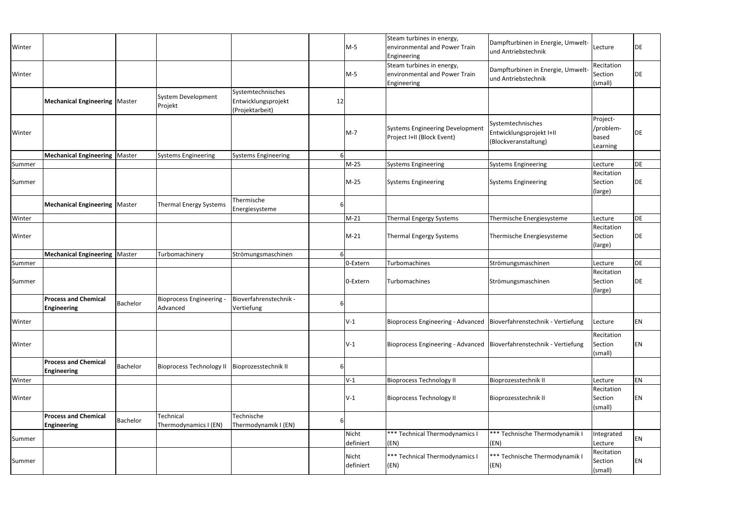| | | | | | | | | | | |
|---|---|---|---|---|---|---|---|---|---|---|
| Winter | | | | | | M-5 | Steam turbines in energy, environmental and Power Train Engineering | Dampfturbinen in Energie, Umwelt- und Antriebstechnik | Lecture | DE |
| Winter | | | | | | M-5 | Steam turbines in energy, environmental and Power Train Engineering | Dampfturbinen in Energie, Umwelt- und Antriebstechnik | Recitation Section (small) | DE |
| | **Mechanical Engineering** | Master | System Development Projekt | Systemtechnisches Entwicklungsprojekt (Projektarbeit) | 12 | | | | | |
| Winter | | | | | | M-7 | Systems Engineering Development Project I+II (Block Event) | Systemtechnisches Entwicklungsprojekt I+II (Blockveranstaltung) | Project-/problem-based Learning | DE |
| | **Mechanical Engineering** | Master | Systems Engineering | Systems Engineering | 6 | | | | | |
| Summer | | | | | | M-25 | Systems Engineering | Systems Engineering | Lecture | DE |
| Summer | | | | | | M-25 | Systems Engineering | Systems Engineering | Recitation Section (large) | DE |
| | **Mechanical Engineering** | Master | Thermal Energy Systems | Thermische Energiesysteme | 6 | | | | | |
| Winter | | | | | | M-21 | Thermal Engergy Systems | Thermische Energiesysteme | Lecture | DE |
| Winter | | | | | | M-21 | Thermal Engergy Systems | Thermische Energiesysteme | Recitation Section (large) | DE |
| | **Mechanical Engineering** | Master | Turbomachinery | Strömungsmaschinen | 6 | | | | | |
| Summer | | | | | | 0-Extern | Turbomachines | Strömungsmaschinen | Lecture | DE |
| Summer | | | | | | 0-Extern | Turbomachines | Strömungsmaschinen | Recitation Section (large) | DE |
| | **Process and Chemical Engineering** | Bachelor | Bioprocess Engineering - Advanced | Bioverfahrenstechnik - Vertiefung | 6 | | | | | |
| Winter | | | | | | V-1 | Bioprocess Engineering - Advanced | Bioverfahrenstechnik - Vertiefung | Lecture | EN |
| Winter | | | | | | V-1 | Bioprocess Engineering - Advanced | Bioverfahrenstechnik - Vertiefung | Recitation Section (small) | EN |
| | **Process and Chemical Engineering** | Bachelor | Bioprocess Technology II | Bioprozesstechnik II | 6 | | | | | |
| Winter | | | | | | V-1 | Bioprocess Technology II | Bioprozesstechnik II | Lecture | EN |
| Winter | | | | | | V-1 | Bioprocess Technology II | Bioprozesstechnik II | Recitation Section (small) | EN |
| | **Process and Chemical Engineering** | Bachelor | Technical Thermodynamics I (EN) | Technische Thermodynamik I (EN) | 6 | | | | | |
| Summer | | | | | | Nicht definiert | *** Technical Thermodynamics I (EN) | *** Technische Thermodynamik I (EN) | Integrated Lecture | EN |
| Summer | | | | | | Nicht definiert | *** Technical Thermodynamics I (EN) | *** Technische Thermodynamik I (EN) | Recitation Section (small) | EN |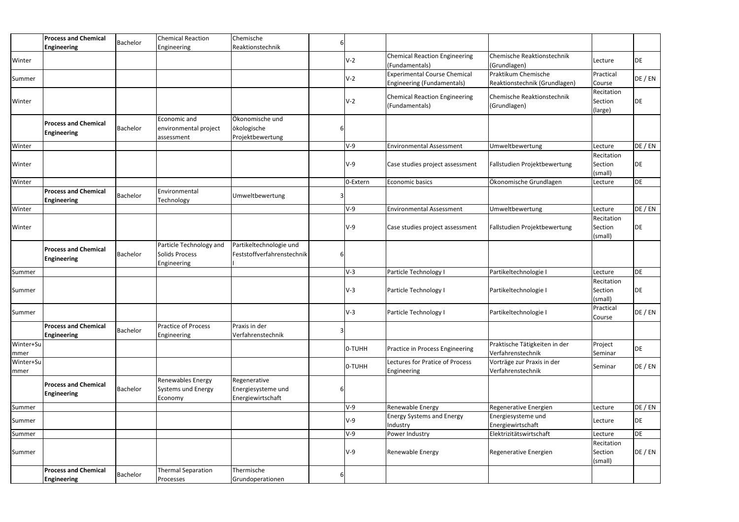| | | | | | | | | | | |
|---|---|---|---|---|---|---|---|---|---|---|
| | **Process and Chemical Engineering** | Bachelor | Chemical Reaction Engineering | Chemische Reaktionstechnik | 6 | | | | | |
| Winter | | | | | | V-2 | Chemical Reaction Engineering (Fundamentals) | Chemische Reaktionstechnik (Grundlagen) | Lecture | DE |
| Summer | | | | | | V-2 | Experimental Course Chemical Engineering (Fundamentals) | Praktikum Chemische Reaktionstechnik (Grundlagen) | Practical Course | DE / EN |
| Winter | | | | | | V-2 | Chemical Reaction Engineering (Fundamentals) | Chemische Reaktionstechnik (Grundlagen) | Recitation Section (large) | DE |
| | **Process and Chemical Engineering** | Bachelor | Economic and environmental project assessment | Ökonomische und ökologische Projektbewertung | 6 | | | | | |
| Winter | | | | | | V-9 | Environmental Assessment | Umweltbewertung | Lecture | DE / EN |
| Winter | | | | | | V-9 | Case studies project assessment | Fallstudien Projektbewertung | Recitation Section (small) | DE |
| Winter | | | | | | 0-Extern | Economic basics | Ökonomische Grundlagen | Lecture | DE |
| | **Process and Chemical Engineering** | Bachelor | Environmental Technology | Umweltbewertung | 3 | | | | | |
| Winter | | | | | | V-9 | Environmental Assessment | Umweltbewertung | Lecture | DE / EN |
| Winter | | | | | | V-9 | Case studies project assessment | Fallstudien Projektbewertung | Recitation Section (small) | DE |
| | **Process and Chemical Engineering** | Bachelor | Particle Technology and Solids Process Engineering | Partikeltechnologie und Feststoffverfahrenstechnik I | 6 | | | | | |
| Summer | | | | | | V-3 | Particle Technology I | Partikeltechnologie I | Lecture | DE |
| Summer | | | | | | V-3 | Particle Technology I | Partikeltechnologie I | Recitation Section (small) | DE |
| Summer | | | | | | V-3 | Particle Technology I | Partikeltechnologie I | Practical Course | DE / EN |
| | **Process and Chemical Engineering** | Bachelor | Practice of Process Engineering | Praxis in der Verfahrenstechnik | 3 | | | | | |
| Winter+Summer | | | | | | 0-TUHH | Practice in Process Engineering | Praktische Tätigkeiten in der Verfahrenstechnik | Project Seminar | DE |
| Winter+Summer | | | | | | 0-TUHH | Lectures for Pratice of Process Engineering | Vorträge zur Praxis in der Verfahrenstechnik | Seminar | DE / EN |
| | **Process and Chemical Engineering** | Bachelor | Renewables Energy Systems und Energy Economy | Regenerative Energiesysteme und Energiewirtschaft | 6 | | | | | |
| Summer | | | | | | V-9 | Renewable Energy | Regenerative Energien | Lecture | DE / EN |
| Summer | | | | | | V-9 | Energy Systems and Energy Industry | Energiesysteme und Energiewirtschaft | Lecture | DE |
| Summer | | | | | | V-9 | Power Industry | Elektrizitätswirtschaft | Lecture | DE |
| Summer | | | | | | V-9 | Renewable Energy | Regenerative Energien | Recitation Section (small) | DE / EN |
| | **Process and Chemical Engineering** | Bachelor | Thermal Separation Processes | Thermische Grundoperationen | 6 | | | | | |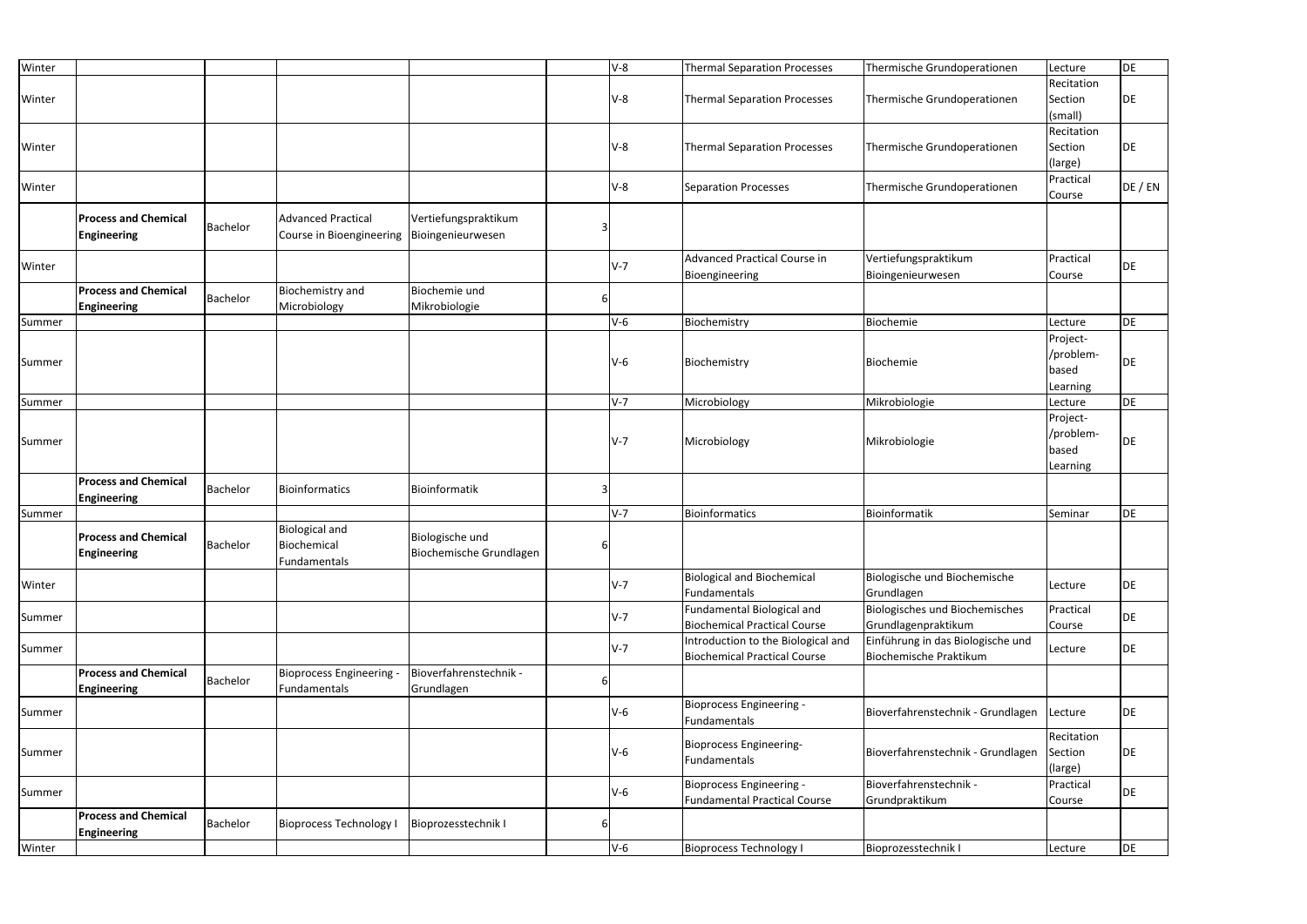| | | | | | | | | | | |
|---|---|---|---|---|---|---|---|---|---|---|
| Winter | | | | | | V-8 | Thermal Separation Processes | Thermische Grundoperationen | Lecture | DE |
| Winter | | | | | | V-8 | Thermal Separation Processes | Thermische Grundoperationen | Recitation Section (small) | DE |
| Winter | | | | | | V-8 | Thermal Separation Processes | Thermische Grundoperationen | Recitation Section (large) | DE |
| Winter | | | | | | V-8 | Separation Processes | Thermische Grundoperationen | Practical Course | DE / EN |
| | **Process and Chemical Engineering** | Bachelor | Advanced Practical Course in Bioengineering | Vertiefungspraktikum Bioingenieurwesen | 3 | | | | | |
| Winter | | | | | | V-7 | Advanced Practical Course in Bioengineering | Vertiefungspraktikum Bioingenieurwesen | Practical Course | DE |
| | **Process and Chemical Engineering** | Bachelor | Biochemistry and Microbiology | Biochemie und Mikrobiologie | 6 | | | | | |
| Summer | | | | | | V-6 | Biochemistry | Biochemie | Lecture | DE |
| Summer | | | | | | V-6 | Biochemistry | Biochemie | Project-/problem-based Learning | DE |
| Summer | | | | | | V-7 | Microbiology | Mikrobiologie | Lecture | DE |
| Summer | | | | | | V-7 | Microbiology | Mikrobiologie | Project-/problem-based Learning | DE |
| | **Process and Chemical Engineering** | Bachelor | Bioinformatics | Bioinformatik | 3 | | | | | |
| Summer | | | | | | V-7 | Bioinformatics | Bioinformatik | Seminar | DE |
| | **Process and Chemical Engineering** | Bachelor | Biological and Biochemical Fundamentals | Biologische und Biochemische Grundlagen | 6 | | | | | |
| Winter | | | | | | V-7 | Biological and Biochemical Fundamentals | Biologische und Biochemische Grundlagen | Lecture | DE |
| Summer | | | | | | V-7 | Fundamental Biological and Biochemical Practical Course | Biologisches und Biochemisches Grundlagenpraktikum | Practical Course | DE |
| Summer | | | | | | V-7 | Introduction to the Biological and Biochemical Practical Course | Einführung in das Biologische und Biochemische Praktikum | Lecture | DE |
| | **Process and Chemical Engineering** | Bachelor | Bioprocess Engineering - Fundamentals | Bioverfahrenstechnik - Grundlagen | 6 | | | | | |
| Summer | | | | | | V-6 | Bioprocess Engineering - Fundamentals | Bioverfahrenstechnik - Grundlagen | Lecture | DE |
| Summer | | | | | | V-6 | Bioprocess Engineering-Fundamentals | Bioverfahrenstechnik - Grundlagen | Recitation Section (large) | DE |
| Summer | | | | | | V-6 | Bioprocess Engineering - Fundamental Practical Course | Bioverfahrenstechnik - Grundpraktikum | Practical Course | DE |
| | **Process and Chemical Engineering** | Bachelor | Bioprocess Technology I | Bioprozesstechnik I | 6 | | | | | |
| Winter | | | | | | V-6 | Bioprocess Technology I | Bioprozesstechnik I | Lecture | DE |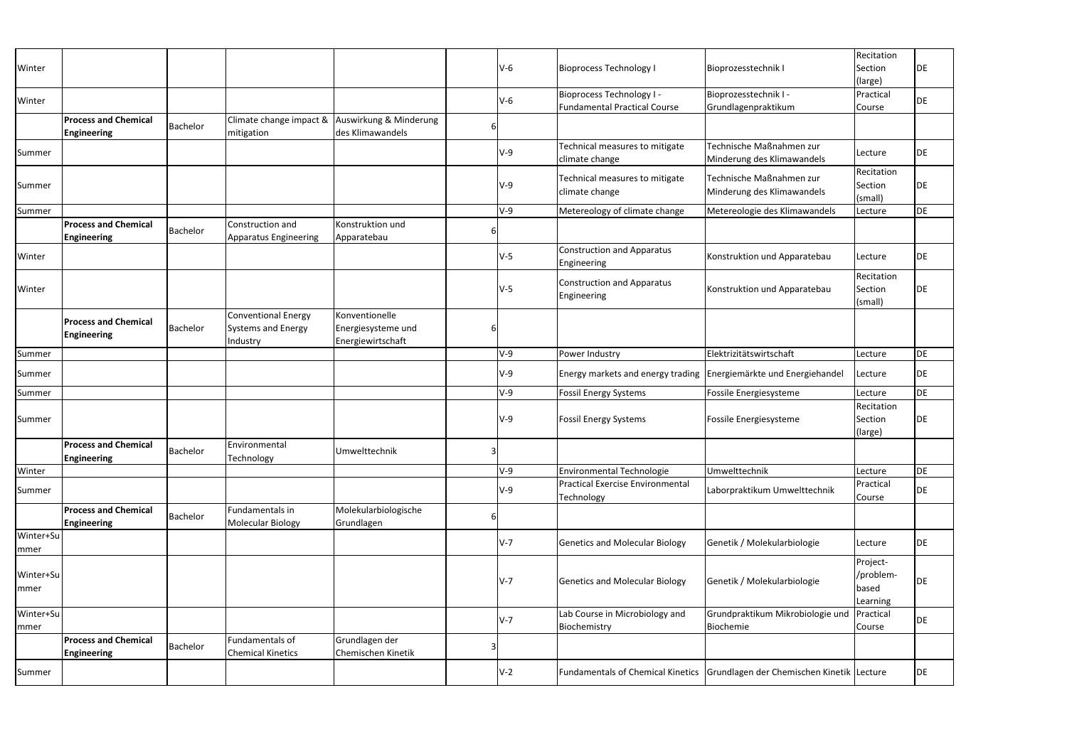| | | | | | | | | | | |
|---|---|---|---|---|---|---|---|---|---|---|
| Winter | | | | | | | V-6 | Bioprocess Technology I | Bioprozesstechnik I | Recitation Section (large) | DE |
| Winter | | | | | | | V-6 | Bioprocess Technology I - Fundamental Practical Course | Bioprozesstechnik I - Grundlagenpraktikum | Practical Course | DE |
| | **Process and Chemical Engineering** | Bachelor | Climate change impact & mitigation | Auswirkung & Minderung des Klimawandels | 6 | | | | | | |
| Summer | | | | | | | V-9 | Technical measures to mitigate climate change | Technische Maßnahmen zur Minderung des Klimawandels | Lecture | DE |
| Summer | | | | | | | V-9 | Technical measures to mitigate climate change | Technische Maßnahmen zur Minderung des Klimawandels | Recitation Section (small) | DE |
| Summer | | | | | | | V-9 | Metereology of climate change | Metereologie des Klimawandels | Lecture | DE |
| | **Process and Chemical Engineering** | Bachelor | Construction and Apparatus Engineering | Konstruktion und Apparatebau | 6 | | | | | | |
| Winter | | | | | | | V-5 | Construction and Apparatus Engineering | Konstruktion und Apparatebau | Lecture | DE |
| Winter | | | | | | | V-5 | Construction and Apparatus Engineering | Konstruktion und Apparatebau | Recitation Section (small) | DE |
| | **Process and Chemical Engineering** | Bachelor | Conventional Energy Systems and Energy Industry | Konventionelle Energiesysteme und Energiewirtschaft | 6 | | | | | | |
| Summer | | | | | | | V-9 | Power Industry | Elektrizitätswirtschaft | Lecture | DE |
| Summer | | | | | | | V-9 | Energy markets and energy trading | Energiemärkte und Energiehandel | Lecture | DE |
| Summer | | | | | | | V-9 | Fossil Energy Systems | Fossile Energiesysteme | Lecture | DE |
| Summer | | | | | | | V-9 | Fossil Energy Systems | Fossile Energiesysteme | Recitation Section (large) | DE |
| | **Process and Chemical Engineering** | Bachelor | Environmental Technology | Umwelttechnik | 3 | | | | | | |
| Winter | | | | | | | V-9 | Environmental Technologie | Umwelttechnik | Lecture | DE |
| Summer | | | | | | | V-9 | Practical Exercise Environmental Technology | Laborpraktikum Umwelttechnik | Practical Course | DE |
| | **Process and Chemical Engineering** | Bachelor | Fundamentals in Molecular Biology | Molekularbiologische Grundlagen | 6 | | | | | | |
| Winter+Summer | | | | | | | V-7 | Genetics and Molecular Biology | Genetik / Molekularbiologie | Lecture | DE |
| Winter+Summer | | | | | | | V-7 | Genetics and Molecular Biology | Genetik / Molekularbiologie | Project-/problem-based Learning | DE |
| Winter+Summer | | | | | | | V-7 | Lab Course in Microbiology and Biochemistry | Grundpraktikum Mikrobiologie und Biochemie | Practical Course | DE |
| | **Process and Chemical Engineering** | Bachelor | Fundamentals of Chemical Kinetics | Grundlagen der Chemischen Kinetik | 3 | | | | | | |
| Summer | | | | | | | V-2 | Fundamentals of Chemical Kinetics | Grundlagen der Chemischen Kinetik | Lecture | DE |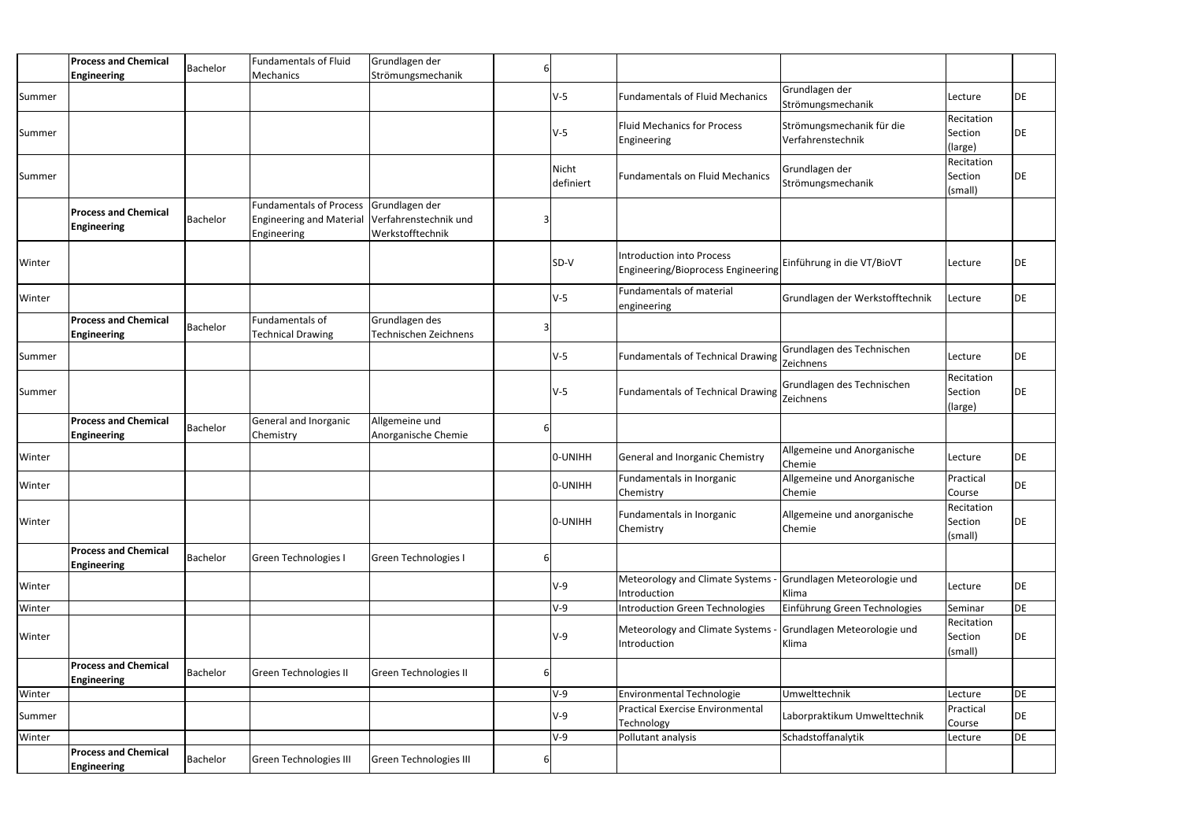| | | | | | | | | | | |
|---|---|---|---|---|---|---|---|---|---|---|
| | **Process and Chemical Engineering** | Bachelor | Fundamentals of Fluid Mechanics | Grundlagen der Strömungsmechanik | 6 | | | | | |
| Summer | | | | | | V-5 | Fundamentals of Fluid Mechanics | Grundlagen der Strömungsmechanik | Lecture | DE |
| Summer | | | | | | V-5 | Fluid Mechanics for Process Engineering | Strömungsmechanik für die Verfahrenstechnik | Recitation Section (large) | DE |
| Summer | | | | | | Nicht definiert | Fundamentals on Fluid Mechanics | Grundlagen der Strömungsmechanik | Recitation Section (small) | DE |
| | **Process and Chemical Engineering** | Bachelor | Fundamentals of Process Engineering and Material Engineering | Grundlagen der Verfahrenstechnik und Werkstofftechnik | 3 | | | | | |
| Winter | | | | | | SD-V | Introduction into Process Engineering/Bioprocess Engineering | Einführung in die VT/BioVT | Lecture | DE |
| Winter | | | | | | V-5 | Fundamentals of material engineering | Grundlagen der Werkstofftechnik | Lecture | DE |
| | **Process and Chemical Engineering** | Bachelor | Fundamentals of Technical Drawing | Grundlagen des Technischen Zeichnens | 3 | | | | | |
| Summer | | | | | | V-5 | Fundamentals of Technical Drawing | Grundlagen des Technischen Zeichnens | Lecture | DE |
| Summer | | | | | | V-5 | Fundamentals of Technical Drawing | Grundlagen des Technischen Zeichnens | Recitation Section (large) | DE |
| | **Process and Chemical Engineering** | Bachelor | General and Inorganic Chemistry | Allgemeine und Anorganische Chemie | 6 | | | | | |
| Winter | | | | | | 0-UNIHH | General and Inorganic Chemistry | Allgemeine und Anorganische Chemie | Lecture | DE |
| Winter | | | | | | 0-UNIHH | Fundamentals in Inorganic Chemistry | Allgemeine und Anorganische Chemie | Practical Course | DE |
| Winter | | | | | | 0-UNIHH | Fundamentals in Inorganic Chemistry | Allgemeine und anorganische Chemie | Recitation Section (small) | DE |
| | **Process and Chemical Engineering** | Bachelor | Green Technologies I | Green Technologies I | 6 | | | | | |
| Winter | | | | | | V-9 | Meteorology and Climate Systems - Introduction | Grundlagen Meteorologie und Klima | Lecture | DE |
| Winter | | | | | | V-9 | Introduction Green Technologies | Einführung Green Technologies | Seminar | DE |
| Winter | | | | | | V-9 | Meteorology and Climate Systems - Introduction | Grundlagen Meteorologie und Klima | Recitation Section (small) | DE |
| | **Process and Chemical Engineering** | Bachelor | Green Technologies II | Green Technologies II | 6 | | | | | |
| Winter | | | | | | V-9 | Environmental Technologie | Umwelttechnik | Lecture | DE |
| Summer | | | | | | V-9 | Practical Exercise Environmental Technology | Laborpraktikum Umwelttechnik | Practical Course | DE |
| Winter | | | | | | V-9 | Pollutant analysis | Schadstoffanalytik | Lecture | DE |
| | **Process and Chemical Engineering** | Bachelor | Green Technologies III | Green Technologies III | 6 | | | | | |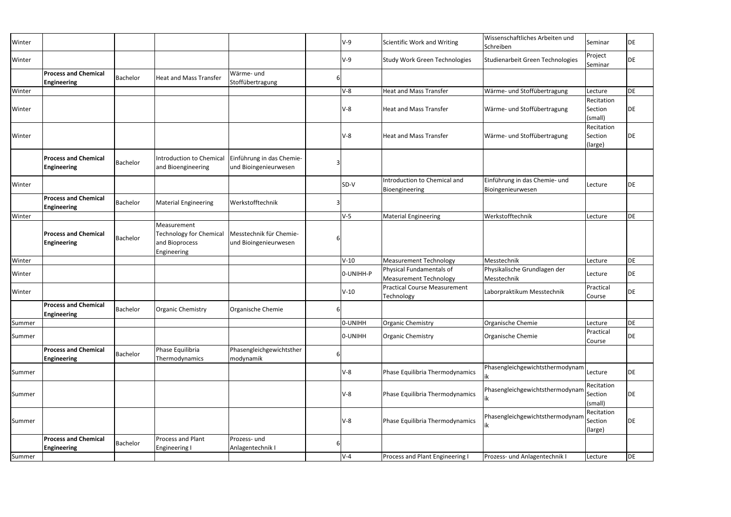| | | | | | | | | | | |
|---|---|---|---|---|---|---|---|---|---|---|
| Winter | | | | | | V-9 | Scientific Work and Writing | Wissenschaftliches Arbeiten und Schreiben | Seminar | DE |
| Winter | | | | | | V-9 | Study Work Green Technologies | Studienarbeit Green Technologies | Project Seminar | DE |
| | **Process and Chemical Engineering** | Bachelor | Heat and Mass Transfer | Wärme- und Stoffübertragung | 6 | | | | | |
| Winter | | | | | | V-8 | Heat and Mass Transfer | Wärme- und Stoffübertragung | Lecture | DE |
| Winter | | | | | | V-8 | Heat and Mass Transfer | Wärme- und Stoffübertragung | Recitation Section (small) | DE |
| Winter | | | | | | V-8 | Heat and Mass Transfer | Wärme- und Stoffübertragung | Recitation Section (large) | DE |
| | **Process and Chemical Engineering** | Bachelor | Introduction to Chemical and Bioengineering | Einführung in das Chemie- und Bioingenieurwesen | 3 | | | | | |
| Winter | | | | | | SD-V | Introduction to Chemical and Bioengineering | Einführung in das Chemie- und Bioingenieurwesen | Lecture | DE |
| | **Process and Chemical Engineering** | Bachelor | Material Engineering | Werkstofftechnik | 3 | | | | | |
| Winter | | | | | | V-5 | Material Engineering | Werkstofftechnik | Lecture | DE |
| | **Process and Chemical Engineering** | Bachelor | Measurement Technology for Chemical and Bioprocess Engineering | Messtechnik für Chemie- und Bioingenieurwesen | 6 | | | | | |
| Winter | | | | | | V-10 | Measurement Technology | Messtechnik | Lecture | DE |
| Winter | | | | | | 0-UNIHH-P | Physical Fundamentals of Measurement Technology | Physikalische Grundlagen der Messtechnik | Lecture | DE |
| Winter | | | | | | V-10 | Practical Course Measurement Technology | Laborpraktikum Messtechnik | Practical Course | DE |
| | **Process and Chemical Engineering** | Bachelor | Organic Chemistry | Organische Chemie | 6 | | | | | |
| Summer | | | | | | 0-UNIHH | Organic Chemistry | Organische Chemie | Lecture | DE |
| Summer | | | | | | 0-UNIHH | Organic Chemistry | Organische Chemie | Practical Course | DE |
| | **Process and Chemical Engineering** | Bachelor | Phase Equilibria Thermodynamics | Phasengleichgewichtsthermodynamik | 6 | | | | | |
| Summer | | | | | | V-8 | Phase Equilibria Thermodynamics | Phasengleichgewichtsthermodynamik | Lecture | DE |
| Summer | | | | | | V-8 | Phase Equilibria Thermodynamics | Phasengleichgewichtsthermodynamik | Recitation Section (small) | DE |
| Summer | | | | | | V-8 | Phase Equilibria Thermodynamics | Phasengleichgewichtsthermodynamik | Recitation Section (large) | DE |
| | **Process and Chemical Engineering** | Bachelor | Process and Plant Engineering I | Prozess- und Anlagentechnik I | 6 | | | | | |
| Summer | | | | | | V-4 | Process and Plant Engineering I | Prozess- und Anlagentechnik I | Lecture | DE |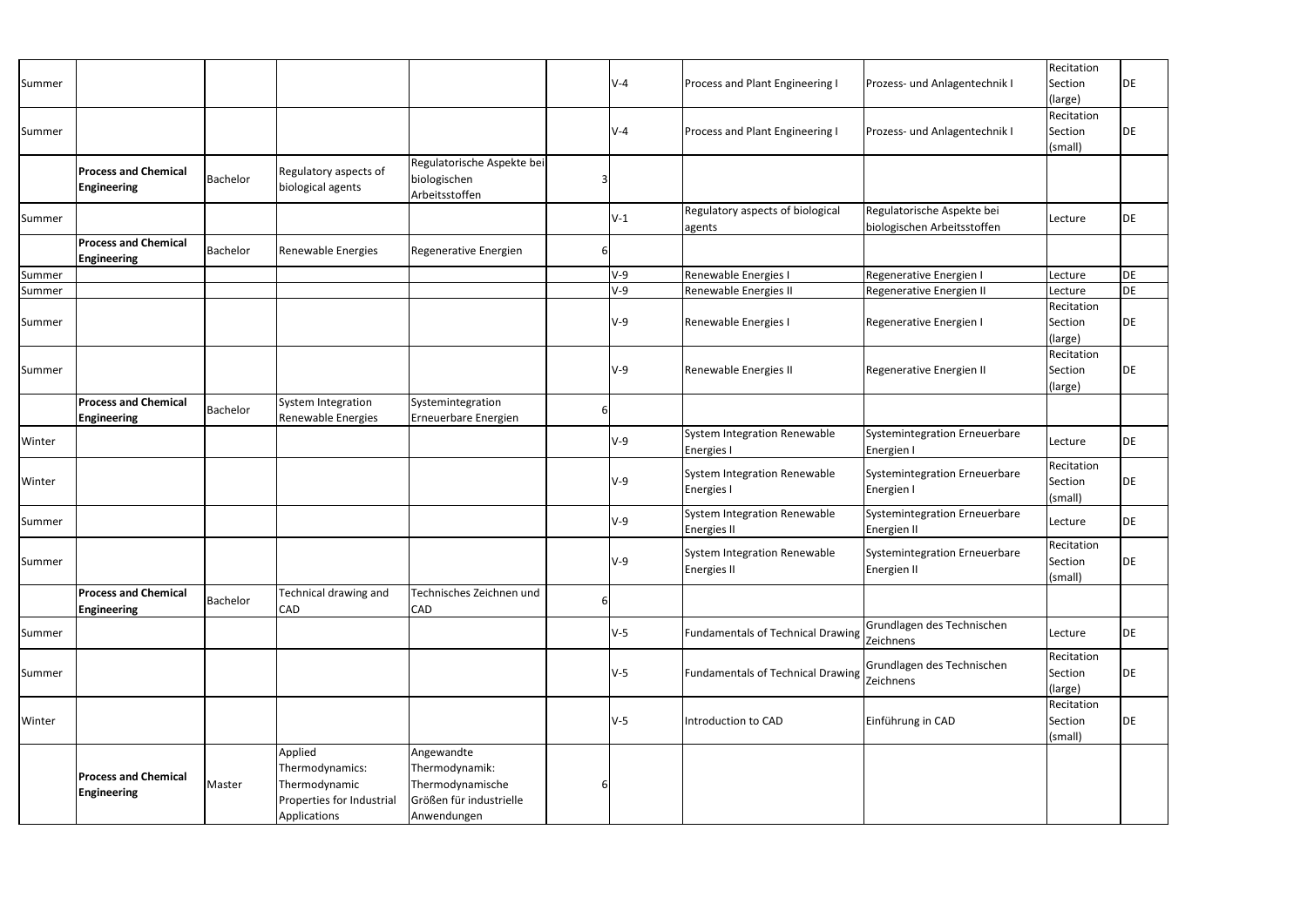| | | | | | | | | | | |
|---|---|---|---|---|---|---|---|---|---|---|
| Summer | | | | | | | V-4 | Process and Plant Engineering I | Prozess- und Anlagentechnik I | Recitation Section (large) | DE |
| Summer | | | | | | | V-4 | Process and Plant Engineering I | Prozess- und Anlagentechnik I | Recitation Section (small) | DE |
| | **Process and Chemical Engineering** | Bachelor | Regulatory aspects of biological agents | Regulatorische Aspekte bei biologischen Arbeitsstoffen | 3 | | | | | | |
| Summer | | | | | | | V-1 | Regulatory aspects of biological agents | Regulatorische Aspekte bei biologischen Arbeitsstoffen | Lecture | DE |
| | **Process and Chemical Engineering** | Bachelor | Renewable Energies | Regenerative Energien | 6 | | | | | | |
| Summer | | | | | | | V-9 | Renewable Energies I | Regenerative Energien I | Lecture | DE |
| Summer | | | | | | | V-9 | Renewable Energies II | Regenerative Energien II | Lecture | DE |
| Summer | | | | | | | V-9 | Renewable Energies I | Regenerative Energien I | Recitation Section (large) | DE |
| Summer | | | | | | | V-9 | Renewable Energies II | Regenerative Energien II | Recitation Section (large) | DE |
| | **Process and Chemical Engineering** | Bachelor | System Integration Renewable Energies | Systemintegration Erneuerbare Energien | 6 | | | | | | |
| Winter | | | | | | | V-9 | System Integration Renewable Energies I | Systemintegration Erneuerbare Energien I | Lecture | DE |
| Winter | | | | | | | V-9 | System Integration Renewable Energies I | Systemintegration Erneuerbare Energien I | Recitation Section (small) | DE |
| Summer | | | | | | | V-9 | System Integration Renewable Energies II | Systemintegration Erneuerbare Energien II | Lecture | DE |
| Summer | | | | | | | V-9 | System Integration Renewable Energies II | Systemintegration Erneuerbare Energien II | Recitation Section (small) | DE |
| | **Process and Chemical Engineering** | Bachelor | Technical drawing and CAD | Technisches Zeichnen und CAD | 6 | | | | | | |
| Summer | | | | | | | V-5 | Fundamentals of Technical Drawing | Grundlagen des Technischen Zeichnens | Lecture | DE |
| Summer | | | | | | | V-5 | Fundamentals of Technical Drawing | Grundlagen des Technischen Zeichnens | Recitation Section (large) | DE |
| Winter | | | | | | | V-5 | Introduction to CAD | Einführung in CAD | Recitation Section (small) | DE |
| | **Process and Chemical Engineering** | Master | Applied Thermodynamics: Thermodynamic Properties for Industrial Applications | Angewandte Thermodynamik: Thermodynamische Größen für industrielle Anwendungen | 6 | | | | | | |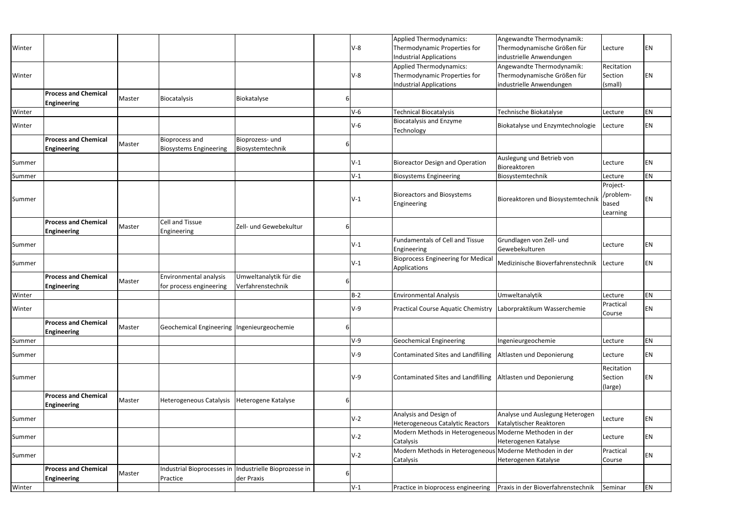| Winter | | | | | | | V-8 | Applied Thermodynamics: Thermodynamic Properties for Industrial Applications | Angewandte Thermodynamik: Thermodynamische Größen für industrielle Anwendungen | Lecture | EN |
|---|---|---|---|---|---|---|---|---|---|---|---|
| Winter | | | | | | | V-8 | Applied Thermodynamics: Thermodynamic Properties for Industrial Applications | Angewandte Thermodynamik: Thermodynamische Größen für industrielle Anwendungen | Recitation Section (small) | EN |
| | **Process and Chemical Engineering** | Master | Biocatalysis | Biokatalyse | 6 | | | | | | |
| Winter | | | | | | | V-6 | Technical Biocatalysis | Technische Biokatalyse | Lecture | EN |
| Winter | | | | | | | V-6 | Biocatalysis and Enzyme Technology | Biokatalyse und Enzymtechnologie | Lecture | EN |
| | **Process and Chemical Engineering** | Master | Bioprocess and Biosystems Engineering | Bioprozess- und Biosystemtechnik | 6 | | | | | | |
| Summer | | | | | | | V-1 | Bioreactor Design and Operation | Auslegung und Betrieb von Bioreaktoren | Lecture | EN |
| Summer | | | | | | | V-1 | Biosystems Engineering | Biosystemtechnik | Lecture | EN |
| Summer | | | | | | | V-1 | Bioreactors and Biosystems Engineering | Bioreaktoren und Biosystemtechnik | Project-/problem-based Learning | EN |
| | **Process and Chemical Engineering** | Master | Cell and Tissue Engineering | Zell- und Gewebekultur | 6 | | | | | | |
| Summer | | | | | | | V-1 | Fundamentals of Cell and Tissue Engineering | Grundlagen von Zell- und Gewebekulturen | Lecture | EN |
| Summer | | | | | | | V-1 | Bioprocess Engineering for Medical Applications | Medizinische Bioverfahrenstechnik | Lecture | EN |
| | **Process and Chemical Engineering** | Master | Environmental analysis for process engineering | Umweltanalytik für die Verfahrenstechnik | 6 | | | | | | |
| Winter | | | | | | | B-2 | Environmental Analysis | Umweltanalytik | Lecture | EN |
| Winter | | | | | | | V-9 | Practical Course Aquatic Chemistry | Laborpraktikum Wasserchemie | Practical Course | EN |
| | **Process and Chemical Engineering** | Master | Geochemical Engineering | Ingenieurgeochemie | 6 | | | | | | |
| Summer | | | | | | | V-9 | Geochemical Engineering | Ingenieurgeochemie | Lecture | EN |
| Summer | | | | | | | V-9 | Contaminated Sites and Landfilling | Altlasten und Deponierung | Lecture | EN |
| Summer | | | | | | | V-9 | Contaminated Sites and Landfilling | Altlasten und Deponierung | Recitation Section (large) | EN |
| | **Process and Chemical Engineering** | Master | Heterogeneous Catalysis | Heterogene Katalyse | 6 | | | | | | |
| Summer | | | | | | | V-2 | Analysis and Design of Heterogeneous Catalytic Reactors | Analyse und Auslegung Heterogen Katalytischer Reaktoren | Lecture | EN |
| Summer | | | | | | | V-2 | Modern Methods in Heterogeneous Catalysis | Moderne Methoden in der Heterogenen Katalyse | Lecture | EN |
| Summer | | | | | | | V-2 | Modern Methods in Heterogeneous Catalysis | Moderne Methoden in der Heterogenen Katalyse | Practical Course | EN |
| | **Process and Chemical Engineering** | Master | Industrial Bioprocesses in Practice | Industrielle Bioprozesse in der Praxis | 6 | | | | | | |
| Winter | | | | | | | V-1 | Practice in bioprocess engineering | Praxis in der Bioverfahrenstechnik | Seminar | EN |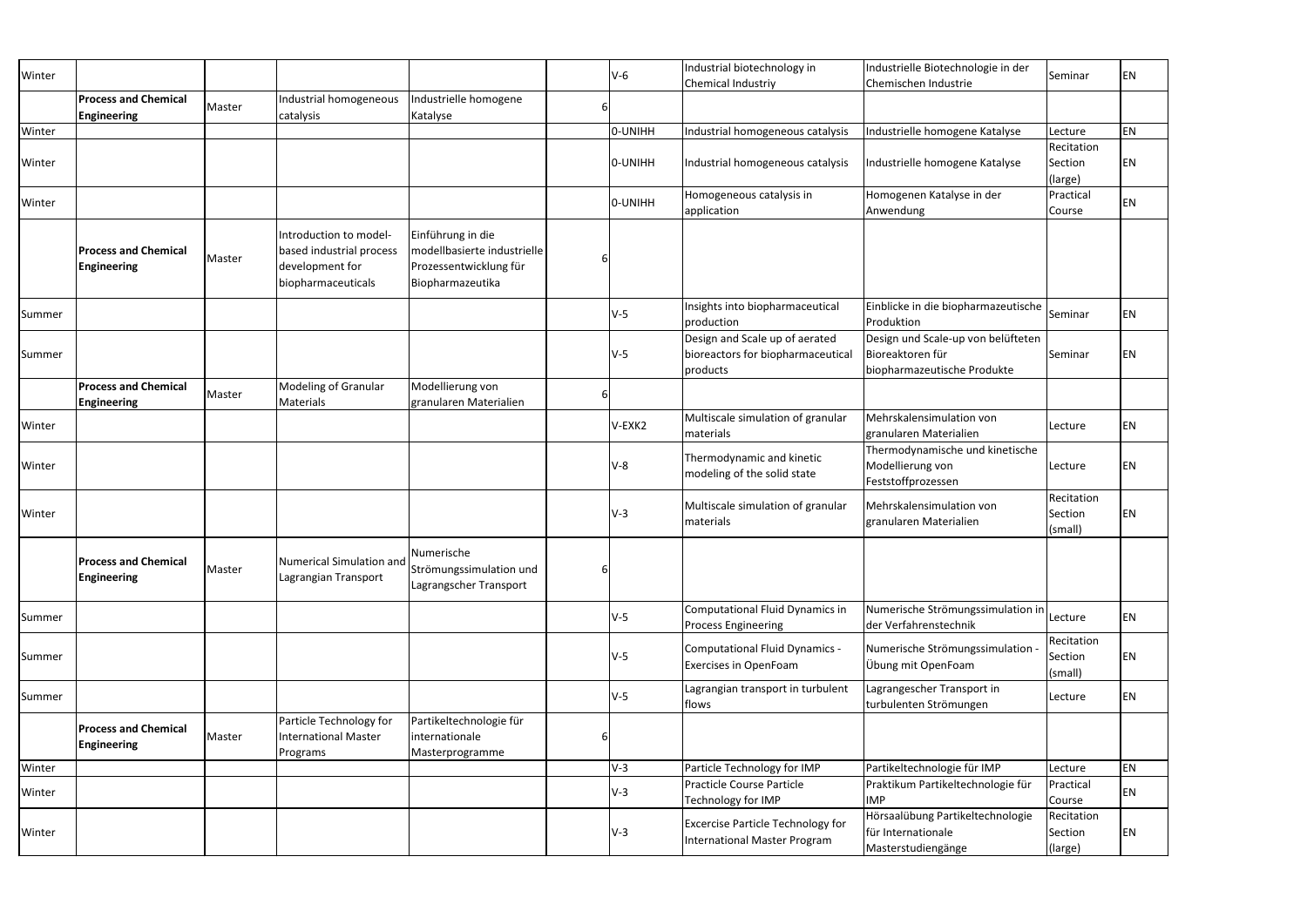| | | | | | | | | | | |
|---|---|---|---|---|---|---|---|---|---|---|
| Winter | | | | | | V-6 | Industrial biotechnology in Chemical Industriy | Industrielle Biotechnologie in der Chemischen Industrie | Seminar | EN |
| | **Process and Chemical Engineering** | Master | Industrial homogeneous catalysis | Industrielle homogene Katalyse | 6 | | | | | |
| Winter | | | | | | 0-UNIHH | Industrial homogeneous catalysis | Industrielle homogene Katalyse | Lecture | EN |
| Winter | | | | | | 0-UNIHH | Industrial homogeneous catalysis | Industrielle homogene Katalyse | Recitation Section (large) | EN |
| Winter | | | | | | 0-UNIHH | Homogeneous catalysis in application | Homogenen Katalyse in der Anwendung | Practical Course | EN |
| | **Process and Chemical Engineering** | Master | Introduction to model-based industrial process development for biopharmaceuticals | Einführung in die modellbasierte industrielle Prozessentwicklung für Biopharmazeutika | 6 | | | | | |
| Summer | | | | | | V-5 | Insights into biopharmaceutical production | Einblicke in die biopharmazeutische Produktion | Seminar | EN |
| Summer | | | | | | V-5 | Design and Scale up of aerated bioreactors for biopharmaceutical products | Design und Scale-up von belüfteten Bioreaktoren für biopharmazeutische Produkte | Seminar | EN |
| | **Process and Chemical Engineering** | Master | Modeling of Granular Materials | Modellierung von granularen Materialien | 6 | | | | | |
| Winter | | | | | | V-EXK2 | Multiscale simulation of granular materials | Mehrskalensimulation von granularen Materialien | Lecture | EN |
| Winter | | | | | | V-8 | Thermodynamic and kinetic modeling of the solid state | Thermodynamische und kinetische Modellierung von Feststoffprozessen | Lecture | EN |
| Winter | | | | | | V-3 | Multiscale simulation of granular materials | Mehrskalensimulation von granularen Materialien | Recitation Section (small) | EN |
| | **Process and Chemical Engineering** | Master | Numerical Simulation and Lagrangian Transport | Numerische Strömungssimulation und Lagrangscher Transport | 6 | | | | | |
| Summer | | | | | | V-5 | Computational Fluid Dynamics in Process Engineering | Numerische Strömungssimulation in der Verfahrenstechnik | Lecture | EN |
| Summer | | | | | | V-5 | Computational Fluid Dynamics - Exercises in OpenFoam | Numerische Strömungssimulation - Übung mit OpenFoam | Recitation Section (small) | EN |
| Summer | | | | | | V-5 | Lagrangian transport in turbulent flows | Lagrangescher Transport in turbulenten Strömungen | Lecture | EN |
| | **Process and Chemical Engineering** | Master | Particle Technology for International Master Programs | Partikeltechnologie für internationale Masterprogramme | 6 | | | | | |
| Winter | | | | | | V-3 | Particle Technology for IMP | Partikeltechnologie für IMP | Lecture | EN |
| Winter | | | | | | V-3 | Practicle Course Particle Technology for IMP | Praktikum Partikeltechnologie für IMP | Practical Course | EN |
| Winter | | | | | | V-3 | Excercise Particle Technology for International Master Program | Hörsaalübung Partikeltechnologie für Internationale Masterstudiengänge | Recitation Section (large) | EN |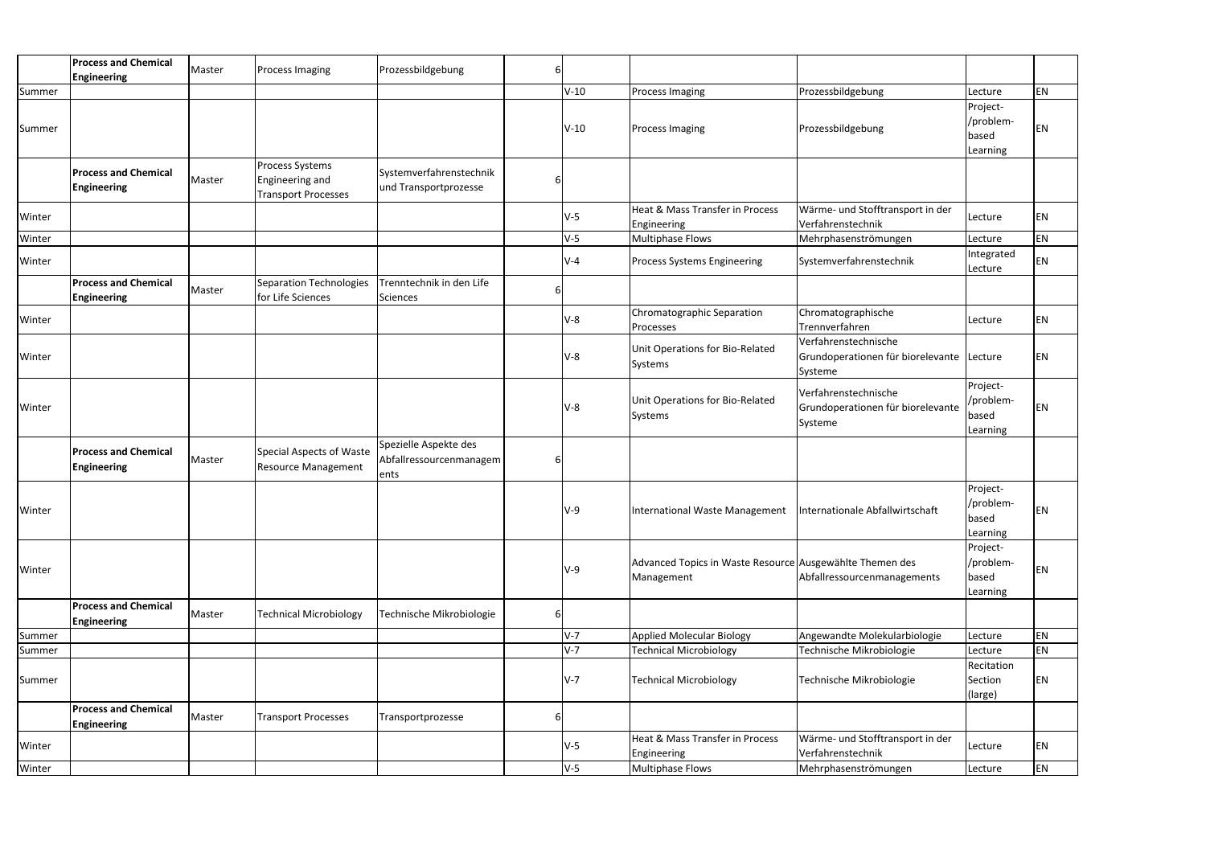| | | | | | | | | | | |
|---|---|---|---|---|---|---|---|---|---|---|
| | **Process and Chemical Engineering** | Master | Process Imaging | Prozessbildgebung | 6 | | | | | |
| Summer | | | | | | V-10 | Process Imaging | Prozessbildgebung | Lecture | EN |
| Summer | | | | | | V-10 | Process Imaging | Prozessbildgebung | Project-/problem-based Learning | EN |
| | **Process and Chemical Engineering** | Master | Process Systems Engineering and Transport Processes | Systemverfahrenstechnik und Transportprozesse | 6 | | | | | |
| Winter | | | | | | V-5 | Heat & Mass Transfer in Process Engineering | Wärme- und Stofftransport in der Verfahrenstechnik | Lecture | EN |
| Winter | | | | | | V-5 | Multiphase Flows | Mehrphasenströmungen | Lecture | EN |
| Winter | | | | | | V-4 | Process Systems Engineering | Systemverfahrenstechnik | Integrated Lecture | EN |
| | **Process and Chemical Engineering** | Master | Separation Technologies for Life Sciences | Trenntechnik in den Life Sciences | 6 | | | | | |
| Winter | | | | | | V-8 | Chromatographic Separation Processes | Chromatographische Trennverfahren | Lecture | EN |
| Winter | | | | | | V-8 | Unit Operations for Bio-Related Systems | Verfahrenstechnische Grundoperationen für biorelevante Systeme | Lecture | EN |
| Winter | | | | | | V-8 | Unit Operations for Bio-Related Systems | Verfahrenstechnische Grundoperationen für biorelevante Systeme | Project-/problem-based Learning | EN |
| | **Process and Chemical Engineering** | Master | Special Aspects of Waste Resource Management | Spezielle Aspekte des Abfallressourcenmanagements | 6 | | | | | |
| Winter | | | | | | V-9 | International Waste Management | Internationale Abfallwirtschaft | Project-/problem-based Learning | EN |
| Winter | | | | | | V-9 | Advanced Topics in Waste Resource Management | Ausgewählte Themen des Abfallressourcenmanagements | Project-/problem-based Learning | EN |
| | **Process and Chemical Engineering** | Master | Technical Microbiology | Technische Mikrobiologie | 6 | | | | | |
| Summer | | | | | | V-7 | Applied Molecular Biology | Angewandte Molekularbiologie | Lecture | EN |
| Summer | | | | | | V-7 | Technical Microbiology | Technische Mikrobiologie | Lecture | EN |
| Summer | | | | | | V-7 | Technical Microbiology | Technische Mikrobiologie | Recitation Section (large) | EN |
| | **Process and Chemical Engineering** | Master | Transport Processes | Transportprozesse | 6 | | | | | |
| Winter | | | | | | V-5 | Heat & Mass Transfer in Process Engineering | Wärme- und Stofftransport in der Verfahrenstechnik | Lecture | EN |
| Winter | | | | | | V-5 | Multiphase Flows | Mehrphasenströmungen | Lecture | EN |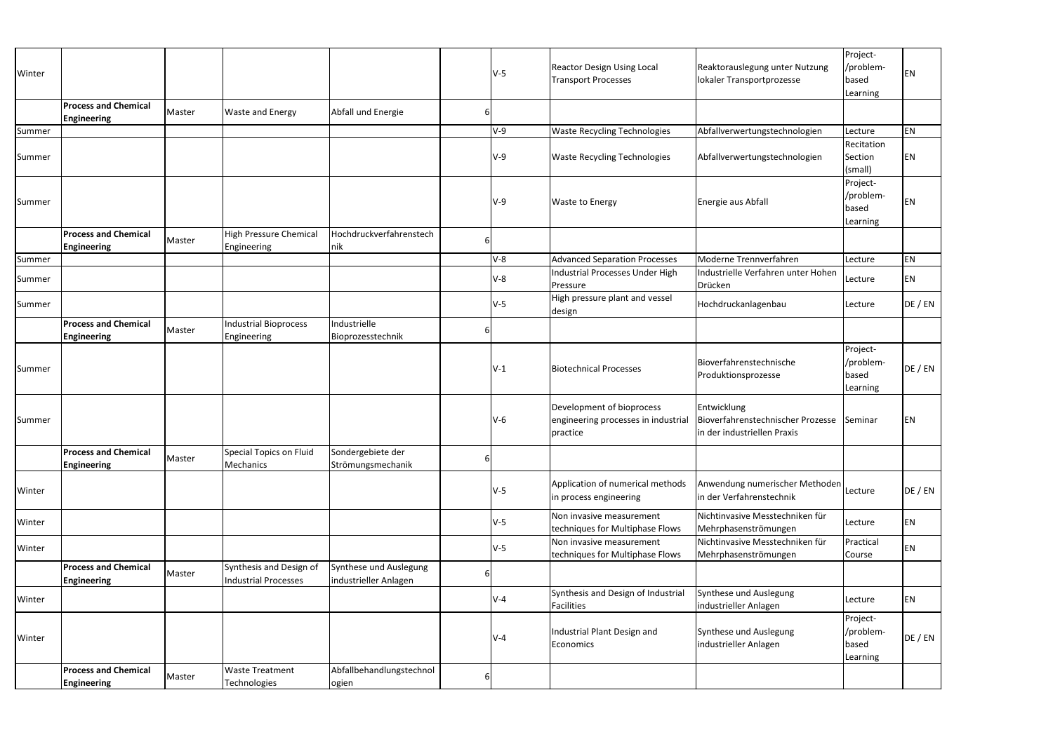| | | | | | | | | | | |
|---|---|---|---|---|---|---|---|---|---|---|
| Winter | | | | | | V-5 | Reactor Design Using Local Transport Processes | Reaktorauslegung unter Nutzung lokaler Transportprozesse | Project-/problem-based Learning | EN |
| | **Process and Chemical Engineering** | Master | Waste and Energy | Abfall und Energie | 6 | | | | | |
| Summer | | | | | | V-9 | Waste Recycling Technologies | Abfallverwertungstechnologien | Lecture | EN |
| Summer | | | | | | V-9 | Waste Recycling Technologies | Abfallverwertungstechnologien | Recitation Section (small) | EN |
| Summer | | | | | | V-9 | Waste to Energy | Energie aus Abfall | Project-/problem-based Learning | EN |
| | **Process and Chemical Engineering** | Master | High Pressure Chemical Engineering | Hochdruckverfahrenstechnik | 6 | | | | | |
| Summer | | | | | | V-8 | Advanced Separation Processes | Moderne Trennverfahren | Lecture | EN |
| Summer | | | | | | V-8 | Industrial Processes Under High Pressure | Industrielle Verfahren unter Hohen Drücken | Lecture | EN |
| Summer | | | | | | V-5 | High pressure plant and vessel design | Hochdruckanlagenbau | Lecture | DE / EN |
| | **Process and Chemical Engineering** | Master | Industrial Bioprocess Engineering | Industrielle Bioprozesstechnik | 6 | | | | | |
| Summer | | | | | | V-1 | Biotechnical Processes | Bioverfahrenstechnische Produktionsprozesse | Project-/problem-based Learning | DE / EN |
| Summer | | | | | | V-6 | Development of bioprocess engineering processes in industrial practice | Entwicklung Bioverfahrenstechnischer Prozesse in der industriellen Praxis | Seminar | EN |
| | **Process and Chemical Engineering** | Master | Special Topics on Fluid Mechanics | Sondergebiete der Strömungsmechanik | 6 | | | | | |
| Winter | | | | | | V-5 | Application of numerical methods in process engineering | Anwendung numerischer Methoden in der Verfahrenstechnik | Lecture | DE / EN |
| Winter | | | | | | V-5 | Non invasive measurement techniques for Multiphase Flows | Nichtinvasive Messtechniken für Mehrphasenströmungen | Lecture | EN |
| Winter | | | | | | V-5 | Non invasive measurement techniques for Multiphase Flows | Nichtinvasive Messtechniken für Mehrphasenströmungen | Practical Course | EN |
| | **Process and Chemical Engineering** | Master | Synthesis and Design of Industrial Processes | Synthese und Auslegung industrieller Anlagen | 6 | | | | | |
| Winter | | | | | | V-4 | Synthesis and Design of Industrial Facilities | Synthese und Auslegung industrieller Anlagen | Lecture | EN |
| Winter | | | | | | V-4 | Industrial Plant Design and Economics | Synthese und Auslegung industrieller Anlagen | Project-/problem-based Learning | DE / EN |
| | **Process and Chemical Engineering** | Master | Waste Treatment Technologies | Abfallbehandlungstechnologien | 6 | | | | | |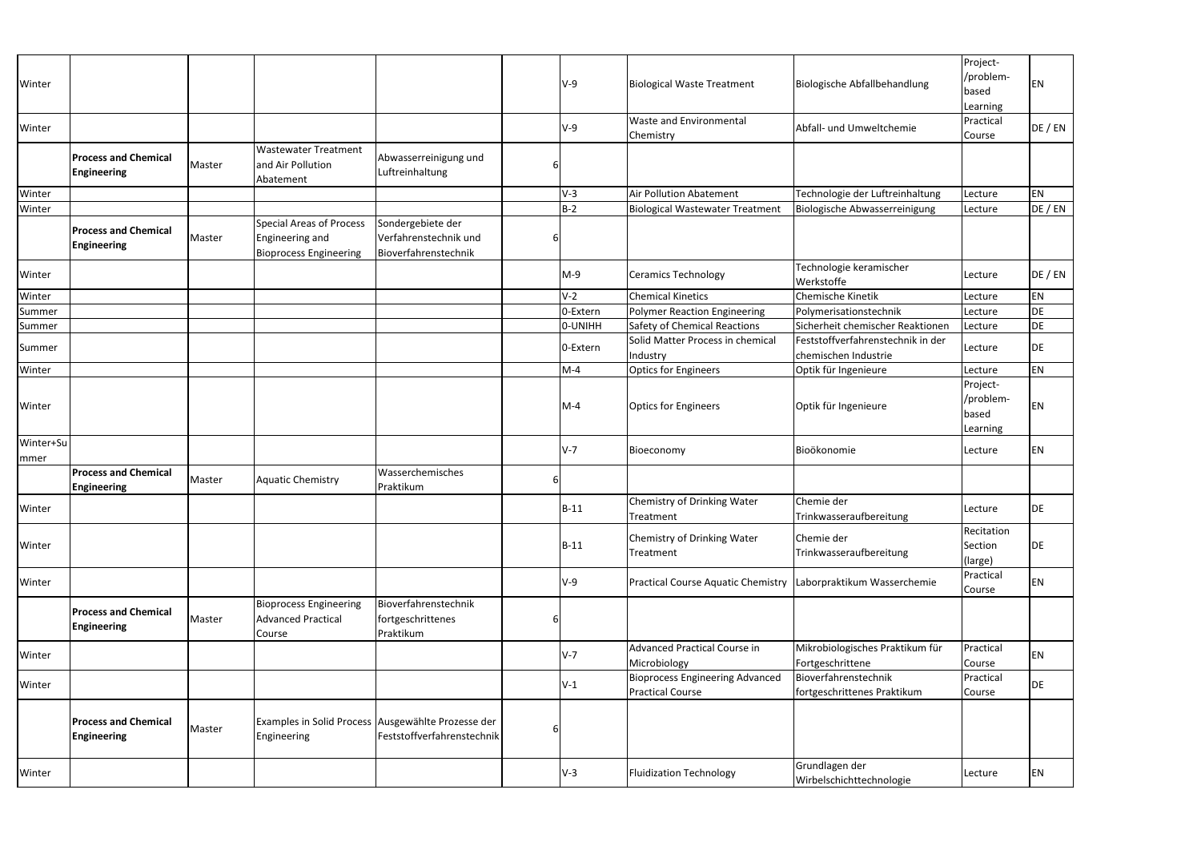| | | | | | | | | | | |
|---|---|---|---|---|---|---|---|---|---|---|
| Winter | | | | | | V-9 | Biological Waste Treatment | Biologische Abfallbehandlung | Project-/problem-based Learning | EN |
| Winter | | | | | | V-9 | Waste and Environmental Chemistry | Abfall- und Umweltchemie | Practical Course | DE / EN |
| | **Process and Chemical Engineering** | Master | Wastewater Treatment and Air Pollution Abatement | Abwasserreinigung und Luftreinhaltung | 6 | | | | | |
| Winter | | | | | | V-3 | Air Pollution Abatement | Technologie der Luftreinhaltung | Lecture | EN |
| Winter | | | | | | B-2 | Biological Wastewater Treatment | Biologische Abwasserreinigung | Lecture | DE / EN |
| | **Process and Chemical Engineering** | Master | Special Areas of Process Engineering and Bioprocess Engineering | Sondergebiete der Verfahrenstechnik und Bioverfahrenstechnik | 6 | | | | | |
| Winter | | | | | | M-9 | Ceramics Technology | Technologie keramischer Werkstoffe | Lecture | DE / EN |
| Winter | | | | | | V-2 | Chemical Kinetics | Chemische Kinetik | Lecture | EN |
| Summer | | | | | | 0-Extern | Polymer Reaction Engineering | Polymerisationstechnik | Lecture | DE |
| Summer | | | | | | 0-UNIHH | Safety of Chemical Reactions | Sicherheit chemischer Reaktionen | Lecture | DE |
| Summer | | | | | | 0-Extern | Solid Matter Process in chemical Industry | Feststoffverfahrenstechnik in der chemischen Industrie | Lecture | DE |
| Winter | | | | | | M-4 | Optics for Engineers | Optik für Ingenieure | Lecture | EN |
| Winter | | | | | | M-4 | Optics for Engineers | Optik für Ingenieure | Project-/problem-based Learning | EN |
| Winter+Summer | | | | | | V-7 | Bioeconomy | Bioökonomie | Lecture | EN |
| | **Process and Chemical Engineering** | Master | Aquatic Chemistry | Wasserchemisches Praktikum | 6 | | | | | |
| Winter | | | | | | B-11 | Chemistry of Drinking Water Treatment | Chemie der Trinkwasseraufbereitung | Lecture | DE |
| Winter | | | | | | B-11 | Chemistry of Drinking Water Treatment | Chemie der Trinkwasseraufbereitung | Recitation Section (large) | DE |
| Winter | | | | | | V-9 | Practical Course Aquatic Chemistry | Laborpraktikum Wasserchemie | Practical Course | EN |
| | **Process and Chemical Engineering** | Master | Bioprocess Engineering Advanced Practical Course | Bioverfahrenstechnik fortgeschrittenes Praktikum | 6 | | | | | |
| Winter | | | | | | V-7 | Advanced Practical Course in Microbiology | Mikrobiologisches Praktikum für Fortgeschrittene | Practical Course | EN |
| Winter | | | | | | V-1 | Bioprocess Engineering Advanced Practical Course | Bioverfahrenstechnik fortgeschrittenes Praktikum | Practical Course | DE |
| | **Process and Chemical Engineering** | Master | Examples in Solid Process Engineering | Ausgewählte Prozesse der Feststoffverfahrenstechnik | 6 | | | | | |
| Winter | | | | | | V-3 | Fluidization Technology | Grundlagen der Wirbelschichttechnologie | Lecture | EN |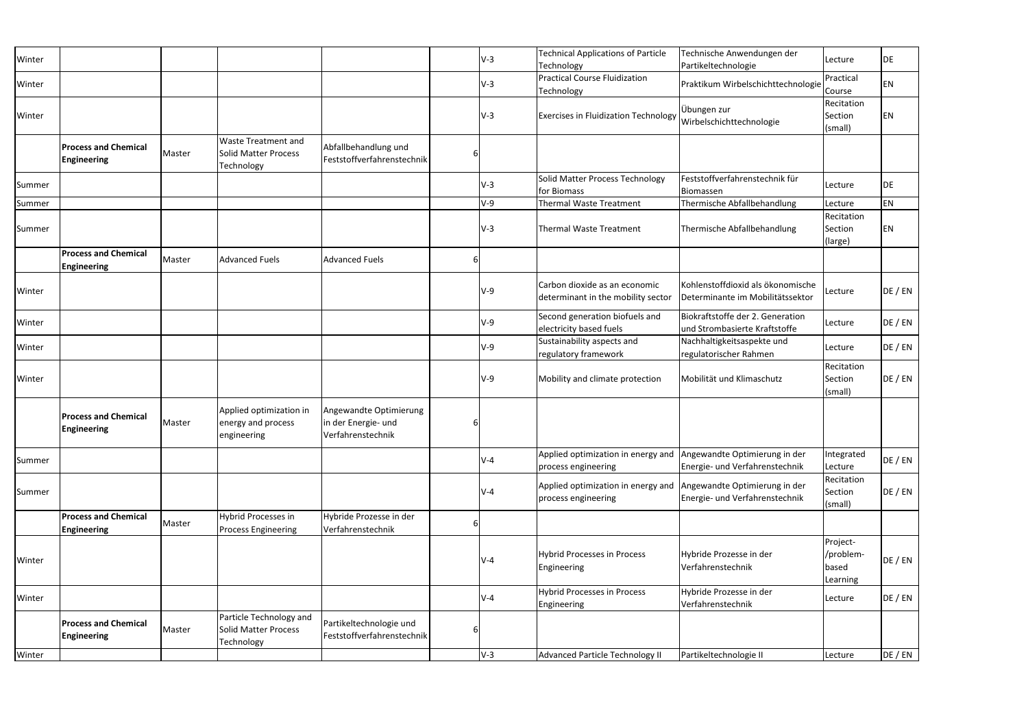| | | | | | | | | | | |
|---|---|---|---|---|---|---|---|---|---|---|
| Winter | | | | | | V-3 | Technical Applications of Particle Technology | Technische Anwendungen der Partikeltechnologie | Lecture | DE |
| Winter | | | | | | V-3 | Practical Course Fluidization Technology | Praktikum Wirbelschichttechnologie | Practical Course | EN |
| Winter | | | | | | V-3 | Exercises in Fluidization Technology | Übungen zur Wirbelschichttechnologie | Recitation Section (small) | EN |
| | **Process and Chemical Engineering** | Master | Waste Treatment and Solid Matter Process Technology | Abfallbehandlung und Feststoffverfahrenstechnik | 6 | | | | | |
| Summer | | | | | | V-3 | Solid Matter Process Technology for Biomass | Feststoffverfahrenstechnik für Biomassen | Lecture | DE |
| Summer | | | | | | V-9 | Thermal Waste Treatment | Thermische Abfallbehandlung | Lecture | EN |
| Summer | | | | | | V-3 | Thermal Waste Treatment | Thermische Abfallbehandlung | Recitation Section (large) | EN |
| | **Process and Chemical Engineering** | Master | Advanced Fuels | Advanced Fuels | 6 | | | | | |
| Winter | | | | | | V-9 | Carbon dioxide as an economic determinant in the mobility sector | Kohlenstoffdioxid als ökonomische Determinante im Mobilitätssektor | Lecture | DE / EN |
| Winter | | | | | | V-9 | Second generation biofuels and electricity based fuels | Biokraftstoffe der 2. Generation und Strombasierte Kraftstoffe | Lecture | DE / EN |
| Winter | | | | | | V-9 | Sustainability aspects and regulatory framework | Nachhaltigkeitsaspekte und regulatorischer Rahmen | Lecture | DE / EN |
| Winter | | | | | | V-9 | Mobility and climate protection | Mobilität und Klimaschutz | Recitation Section (small) | DE / EN |
| | **Process and Chemical Engineering** | Master | Applied optimization in energy and process engineering | Angewandte Optimierung in der Energie- und Verfahrenstechnik | 6 | | | | | |
| Summer | | | | | | V-4 | Applied optimization in energy and process engineering | Angewandte Optimierung in der Energie- und Verfahrenstechnik | Integrated Lecture | DE / EN |
| Summer | | | | | | V-4 | Applied optimization in energy and process engineering | Angewandte Optimierung in der Energie- und Verfahrenstechnik | Recitation Section (small) | DE / EN |
| | **Process and Chemical Engineering** | Master | Hybrid Processes in Process Engineering | Hybride Prozesse in der Verfahrenstechnik | 6 | | | | | |
| Winter | | | | | | V-4 | Hybrid Processes in Process Engineering | Hybride Prozesse in der Verfahrenstechnik | Project-/problem-based Learning | DE / EN |
| Winter | | | | | | V-4 | Hybrid Processes in Process Engineering | Hybride Prozesse in der Verfahrenstechnik | Lecture | DE / EN |
| | **Process and Chemical Engineering** | Master | Particle Technology and Solid Matter Process Technology | Partikeltechnologie und Feststoffverfahrenstechnik | 6 | | | | | |
| Winter | | | | | | V-3 | Advanced Particle Technology II | Partikeltechnologie II | Lecture | DE / EN |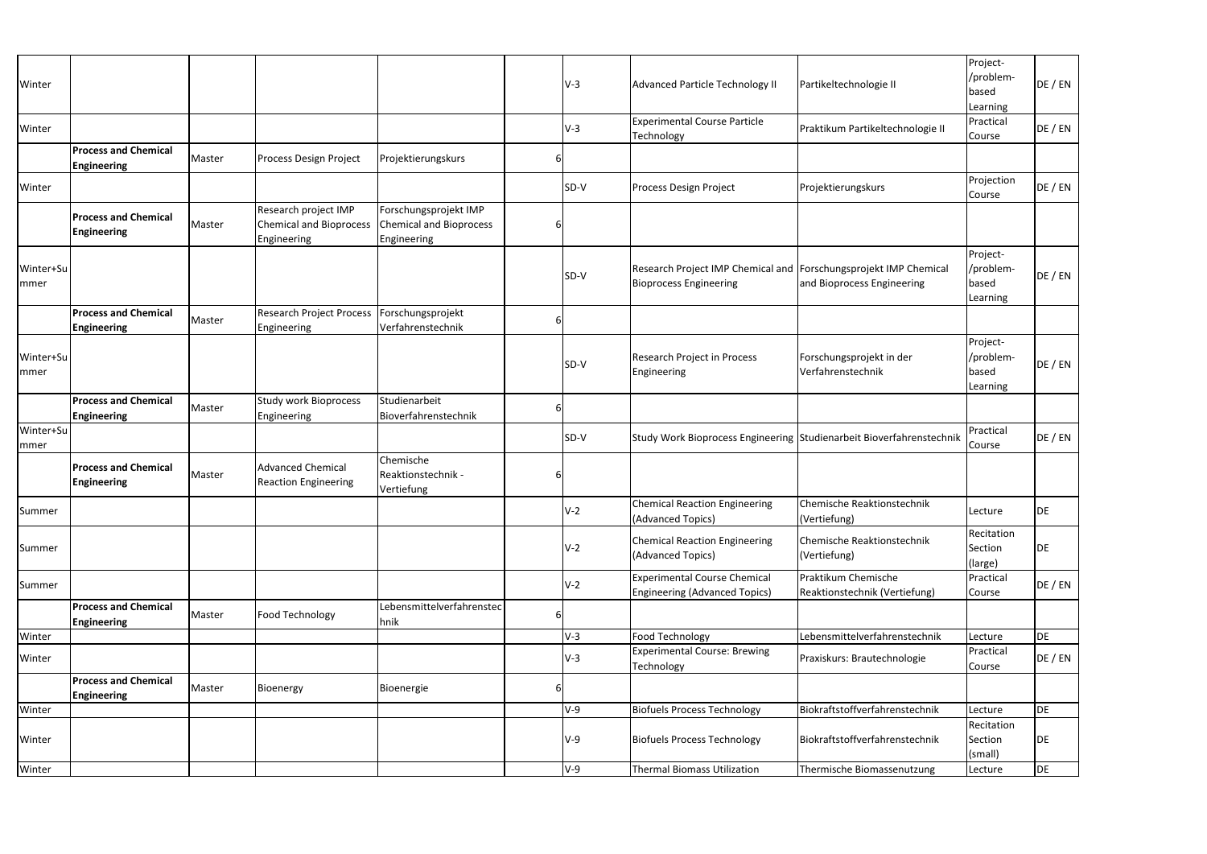| | | | | | | | | | | |
|---|---|---|---|---|---|---|---|---|---|---|
| Winter | | | | | | V-3 | Advanced Particle Technology II | Partikeltechnologie II | Project-/problem-based Learning | DE / EN |
| Winter | | | | | | V-3 | Experimental Course Particle Technology | Praktikum Partikeltechnologie II | Practical Course | DE / EN |
| | **Process and Chemical Engineering** | Master | Process Design Project | Projektierungskurs | 6 | | | | | |
| Winter | | | | | | SD-V | Process Design Project | Projektierungskurs | Projection Course | DE / EN |
| | **Process and Chemical Engineering** | Master | Research project IMP Chemical and Bioprocess Engineering | Forschungsprojekt IMP Chemical and Bioprocess Engineering | 6 | | | | | |
| Winter+Summer | | | | | | SD-V | Research Project IMP Chemical and Bioprocess Engineering | Forschungsprojekt IMP Chemical and Bioprocess Engineering | Project-/problem-based Learning | DE / EN |
| | **Process and Chemical Engineering** | Master | Research Project Process Engineering | Forschungsprojekt Verfahrenstechnik | 6 | | | | | |
| Winter+Summer | | | | | | SD-V | Research Project in Process Engineering | Forschungsprojekt in der Verfahrenstechnik | Project-/problem-based Learning | DE / EN |
| | **Process and Chemical Engineering** | Master | Study work Bioprocess Engineering | Studienarbeit Bioverfahrenstechnik | 6 | | | | | |
| Winter+Summer | | | | | | SD-V | Study Work Bioprocess Engineering | Studienarbeit Bioverfahrenstechnik | Practical Course | DE / EN |
| | **Process and Chemical Engineering** | Master | Advanced Chemical Reaction Engineering | Chemische Reaktionstechnik - Vertiefung | 6 | | | | | |
| Summer | | | | | | V-2 | Chemical Reaction Engineering (Advanced Topics) | Chemische Reaktionstechnik (Vertiefung) | Lecture | DE |
| Summer | | | | | | V-2 | Chemical Reaction Engineering (Advanced Topics) | Chemische Reaktionstechnik (Vertiefung) | Recitation Section (large) | DE |
| Summer | | | | | | V-2 | Experimental Course Chemical Engineering (Advanced Topics) | Praktikum Chemische Reaktionstechnik (Vertiefung) | Practical Course | DE / EN |
| | **Process and Chemical Engineering** | Master | Food Technology | Lebensmittelverfahrenstechnik | 6 | | | | | |
| Winter | | | | | | V-3 | Food Technology | Lebensmittelverfahrenstechnik | Lecture | DE |
| Winter | | | | | | V-3 | Experimental Course: Brewing Technology | Praxiskurs: Brautechnologie | Practical Course | DE / EN |
| | **Process and Chemical Engineering** | Master | Bioenergy | Bioenergie | 6 | | | | | |
| Winter | | | | | | V-9 | Biofuels Process Technology | Biokraftstoffverfahrenstechnik | Lecture | DE |
| Winter | | | | | | V-9 | Biofuels Process Technology | Biokraftstoffverfahrenstechnik | Recitation Section (small) | DE |
| Winter | | | | | | V-9 | Thermal Biomass Utilization | Thermische Biomassenutzung | Lecture | DE |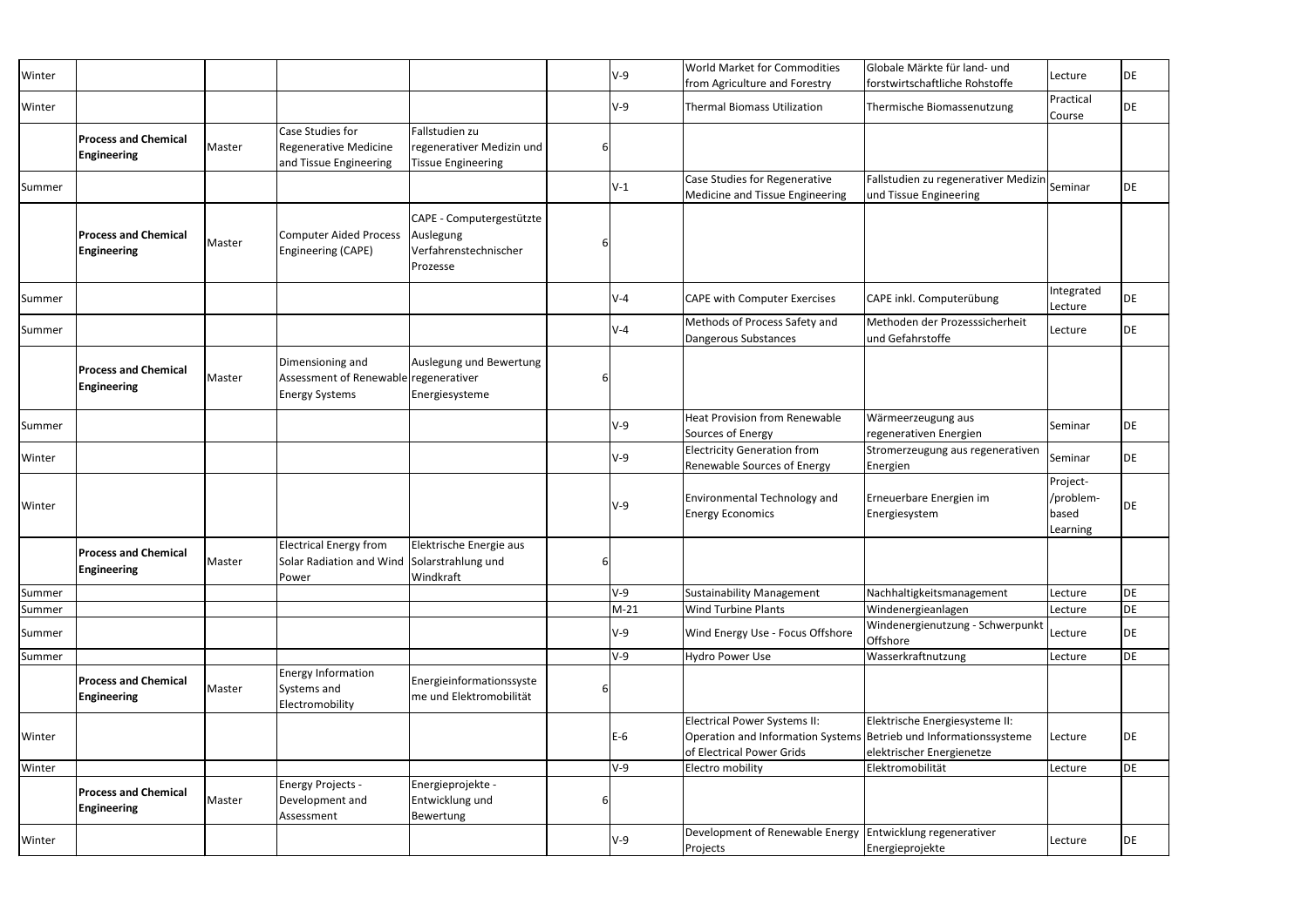| | | | | | | | | | | |
|---|---|---|---|---|---|---|---|---|---|---|
| Winter | | | | | | V-9 | World Market for Commodities from Agriculture and Forestry | Globale Märkte für land- und forstwirtschaftliche Rohstoffe | Lecture | DE |
| Winter | | | | | | V-9 | Thermal Biomass Utilization | Thermische Biomassenutzung | Practical Course | DE |
| | **Process and Chemical Engineering** | Master | Case Studies for Regenerative Medicine and Tissue Engineering | Fallstudien zu regenerativer Medizin und Tissue Engineering | 6 | | | | | |
| Summer | | | | | | V-1 | Case Studies for Regenerative Medicine and Tissue Engineering | Fallstudien zu regenerativer Medizin und Tissue Engineering | Seminar | DE |
| | **Process and Chemical Engineering** | Master | Computer Aided Process Engineering (CAPE) | CAPE - Computergestützte Auslegung Verfahrenstechnischer Prozesse | 6 | | | | | |
| Summer | | | | | | V-4 | CAPE with Computer Exercises | CAPE inkl. Computerübung | Integrated Lecture | DE |
| Summer | | | | | | V-4 | Methods of Process Safety and Dangerous Substances | Methoden der Prozesssicherheit und Gefahrstoffe | Lecture | DE |
| | **Process and Chemical Engineering** | Master | Dimensioning and Assessment of Renewable Energy Systems | Auslegung und Bewertung regenerativer Energiesysteme | 6 | | | | | |
| Summer | | | | | | V-9 | Heat Provision from Renewable Sources of Energy | Wärmeerzeugung aus regenerativen Energien | Seminar | DE |
| Winter | | | | | | V-9 | Electricity Generation from Renewable Sources of Energy | Stromerzeugung aus regenerativen Energien | Seminar | DE |
| Winter | | | | | | V-9 | Environmental Technology and Energy Economics | Erneuerbare Energien im Energiesystem | Project-/problem-based Learning | DE |
| | **Process and Chemical Engineering** | Master | Electrical Energy from Solar Radiation and Wind Power | Elektrische Energie aus Solarstrahlung und Windkraft | 6 | | | | | |
| Summer | | | | | | V-9 | Sustainability Management | Nachhaltigkeitsmanagement | Lecture | DE |
| Summer | | | | | | M-21 | Wind Turbine Plants | Windenergieanlagen | Lecture | DE |
| Summer | | | | | | V-9 | Wind Energy Use - Focus Offshore | Windenergienutzung - Schwerpunkt Offshore | Lecture | DE |
| Summer | | | | | | V-9 | Hydro Power Use | Wasserkraftnutzung | Lecture | DE |
| | **Process and Chemical Engineering** | Master | Energy Information Systems and Electromobility | Energieinformationssysteme und Elektromobilität | 6 | | | | | |
| Winter | | | | | | E-6 | Electrical Power Systems II: Operation and Information Systems of Electrical Power Grids | Elektrische Energiesysteme II: Betrieb und Informationssysteme elektrischer Energienetze | Lecture | DE |
| Winter | | | | | | V-9 | Electro mobility | Elektromobilität | Lecture | DE |
| | **Process and Chemical Engineering** | Master | Energy Projects - Development and Assessment | Energieprojekte - Entwicklung und Bewertung | 6 | | | | | |
| Winter | | | | | | V-9 | Development of Renewable Energy Projects | Entwicklung regenerativer Energieprojekte | Lecture | DE |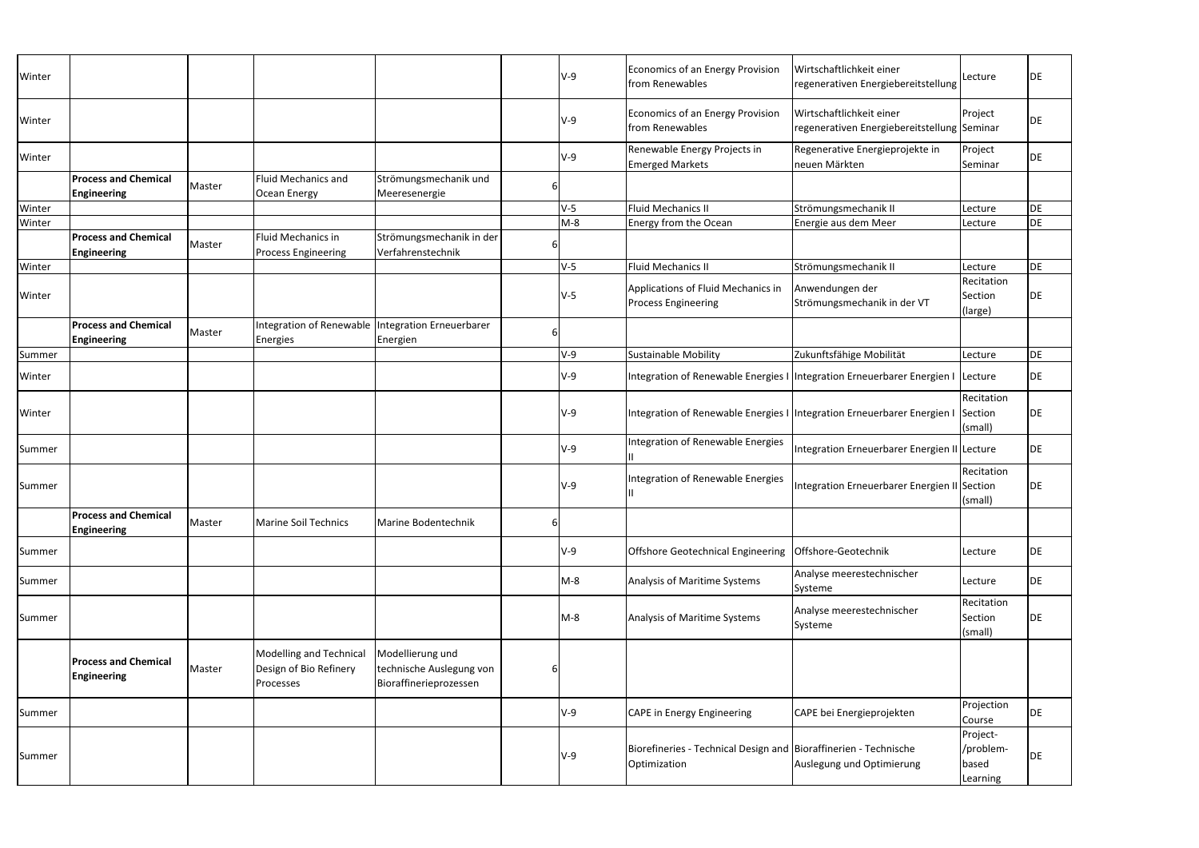| | | | | | | | | | | |
|---|---|---|---|---|---|---|---|---|---|---|
| Winter | | | | | | V-9 | Economics of an Energy Provision from Renewables | Wirtschaftlichkeit einer regenerativen Energiebereitstellung | Lecture | DE |
| Winter | | | | | | V-9 | Economics of an Energy Provision from Renewables | Wirtschaftlichkeit einer regenerativen Energiebereitstellung | Project Seminar | DE |
| Winter | | | | | | V-9 | Renewable Energy Projects in Emerged Markets | Regenerative Energieprojekte in neuen Märkten | Project Seminar | DE |
| | **Process and Chemical Engineering** | Master | Fluid Mechanics and Ocean Energy | Strömungsmechanik und Meeresenergie | 6 | | | | | |
| Winter | | | | | | V-5 | Fluid Mechanics II | Strömungsmechanik II | Lecture | DE |
| Winter | | | | | | M-8 | Energy from the Ocean | Energie aus dem Meer | Lecture | DE |
| | **Process and Chemical Engineering** | Master | Fluid Mechanics in Process Engineering | Strömungsmechanik in der Verfahrenstechnik | 6 | | | | | |
| Winter | | | | | | V-5 | Fluid Mechanics II | Strömungsmechanik II | Lecture | DE |
| Winter | | | | | | V-5 | Applications of Fluid Mechanics in Process Engineering | Anwendungen der Strömungsmechanik in der VT | Recitation Section (large) | DE |
| | **Process and Chemical Engineering** | Master | Integration of Renewable Energies | Integration Erneuerbarer Energien | 6 | | | | | |
| Summer | | | | | | V-9 | Sustainable Mobility | Zukunftsfähige Mobilität | Lecture | DE |
| Winter | | | | | | V-9 | Integration of Renewable Energies I | Integration Erneuerbarer Energien I | Lecture | DE |
| Winter | | | | | | V-9 | Integration of Renewable Energies I | Integration Erneuerbarer Energien I | Recitation Section (small) | DE |
| Summer | | | | | | V-9 | Integration of Renewable Energies II | Integration Erneuerbarer Energien II | Lecture | DE |
| Summer | | | | | | V-9 | Integration of Renewable Energies II | Integration Erneuerbarer Energien II | Recitation Section (small) | DE |
| | **Process and Chemical Engineering** | Master | Marine Soil Technics | Marine Bodentechnik | 6 | | | | | |
| Summer | | | | | | V-9 | Offshore Geotechnical Engineering | Offshore-Geotechnik | Lecture | DE |
| Summer | | | | | | M-8 | Analysis of Maritime Systems | Analyse meerestechnischer Systeme | Lecture | DE |
| Summer | | | | | | M-8 | Analysis of Maritime Systems | Analyse meerestechnischer Systeme | Recitation Section (small) | DE |
| | **Process and Chemical Engineering** | Master | Modelling and Technical Design of Bio Refinery Processes | Modellierung und technische Auslegung von Bioraffinerieprozessen | 6 | | | | | |
| Summer | | | | | | V-9 | CAPE in Energy Engineering | CAPE bei Energieprojekten | Projection Course | DE |
| Summer | | | | | | V-9 | Biorefineries - Technical Design and Optimization | Bioraffinerien - Technische Auslegung und Optimierung | Project-/problem-based Learning | DE |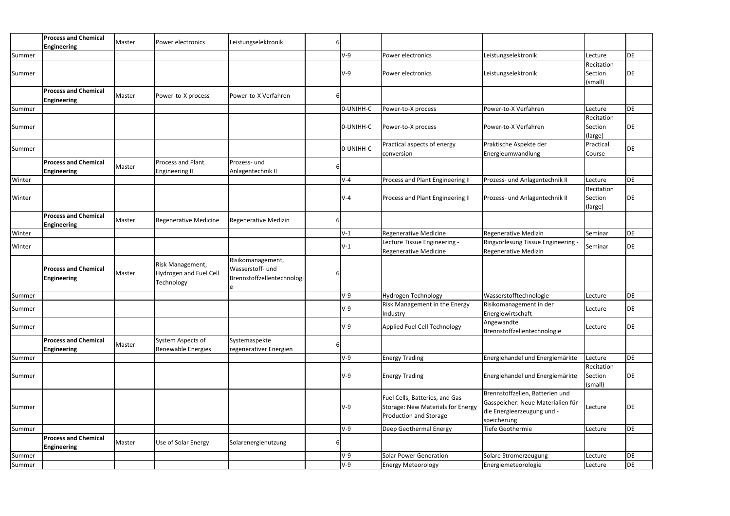| | | | | | | | | | | |
|---|---|---|---|---|---|---|---|---|---|---|
| | **Process and Chemical Engineering** | Master | Power electronics | Leistungselektronik | 6 | | | | | |
| Summer | | | | | | V-9 | Power electronics | Leistungselektronik | Lecture | DE |
| Summer | | | | | | V-9 | Power electronics | Leistungselektronik | Recitation Section (small) | DE |
| | **Process and Chemical Engineering** | Master | Power-to-X process | Power-to-X Verfahren | 6 | | | | | |
| Summer | | | | | | 0-UNIHH-C | Power-to-X process | Power-to-X Verfahren | Lecture | DE |
| Summer | | | | | | 0-UNIHH-C | Power-to-X process | Power-to-X Verfahren | Recitation Section (large) | DE |
| Summer | | | | | | 0-UNIHH-C | Practical aspects of energy conversion | Praktische Aspekte der Energieumwandlung | Practical Course | DE |
| | **Process and Chemical Engineering** | Master | Process and Plant Engineering II | Prozess- und Anlagentechnik II | 6 | | | | | |
| Winter | | | | | | V-4 | Process and Plant Engineering II | Prozess- und Anlagentechnik II | Lecture | DE |
| Winter | | | | | | V-4 | Process and Plant Engineering II | Prozess- und Anlagentechnik II | Recitation Section (large) | DE |
| | **Process and Chemical Engineering** | Master | Regenerative Medicine | Regenerative Medizin | 6 | | | | | |
| Winter | | | | | | V-1 | Regenerative Medicine | Regenerative Medizin | Seminar | DE |
| Winter | | | | | | V-1 | Lecture Tissue Engineering - Regenerative Medicine | Ringvorlesung Tissue Engineering - Regenerative Medizin | Seminar | DE |
| | **Process and Chemical Engineering** | Master | Risk Management, Hydrogen and Fuel Cell Technology | Risikomanagement, Wasserstoff- und Brennstoffzellentechnologie | 6 | | | | | |
| Summer | | | | | | V-9 | Hydrogen Technology | Wasserstofftechnologie | Lecture | DE |
| Summer | | | | | | V-9 | Risk Management in the Energy Industry | Risikomanagement in der Energiewirtschaft | Lecture | DE |
| Summer | | | | | | V-9 | Applied Fuel Cell Technology | Angewandte Brennstoffzellentechnologie | Lecture | DE |
| | **Process and Chemical Engineering** | Master | System Aspects of Renewable Energies | Systemaspekte regenerativer Energien | 6 | | | | | |
| Summer | | | | | | V-9 | Energy Trading | Energiehandel und Energiemärkte | Lecture | DE |
| Summer | | | | | | V-9 | Energy Trading | Energiehandel und Energiemärkte | Recitation Section (small) | DE |
| Summer | | | | | | V-9 | Fuel Cells, Batteries, and Gas Storage: New Materials for Energy Production and Storage | Brennstoffzellen, Batterien und Gasspeicher: Neue Materialien für die Energieerzeugung und -speicherung | Lecture | DE |
| Summer | | | | | | V-9 | Deep Geothermal Energy | Tiefe Geothermie | Lecture | DE |
| | **Process and Chemical Engineering** | Master | Use of Solar Energy | Solarenergienutzung | 6 | | | | | |
| Summer | | | | | | V-9 | Solar Power Generation | Solare Stromerzeugung | Lecture | DE |
| Summer | | | | | | V-9 | Energy Meteorology | Energiemeteorologie | Lecture | DE |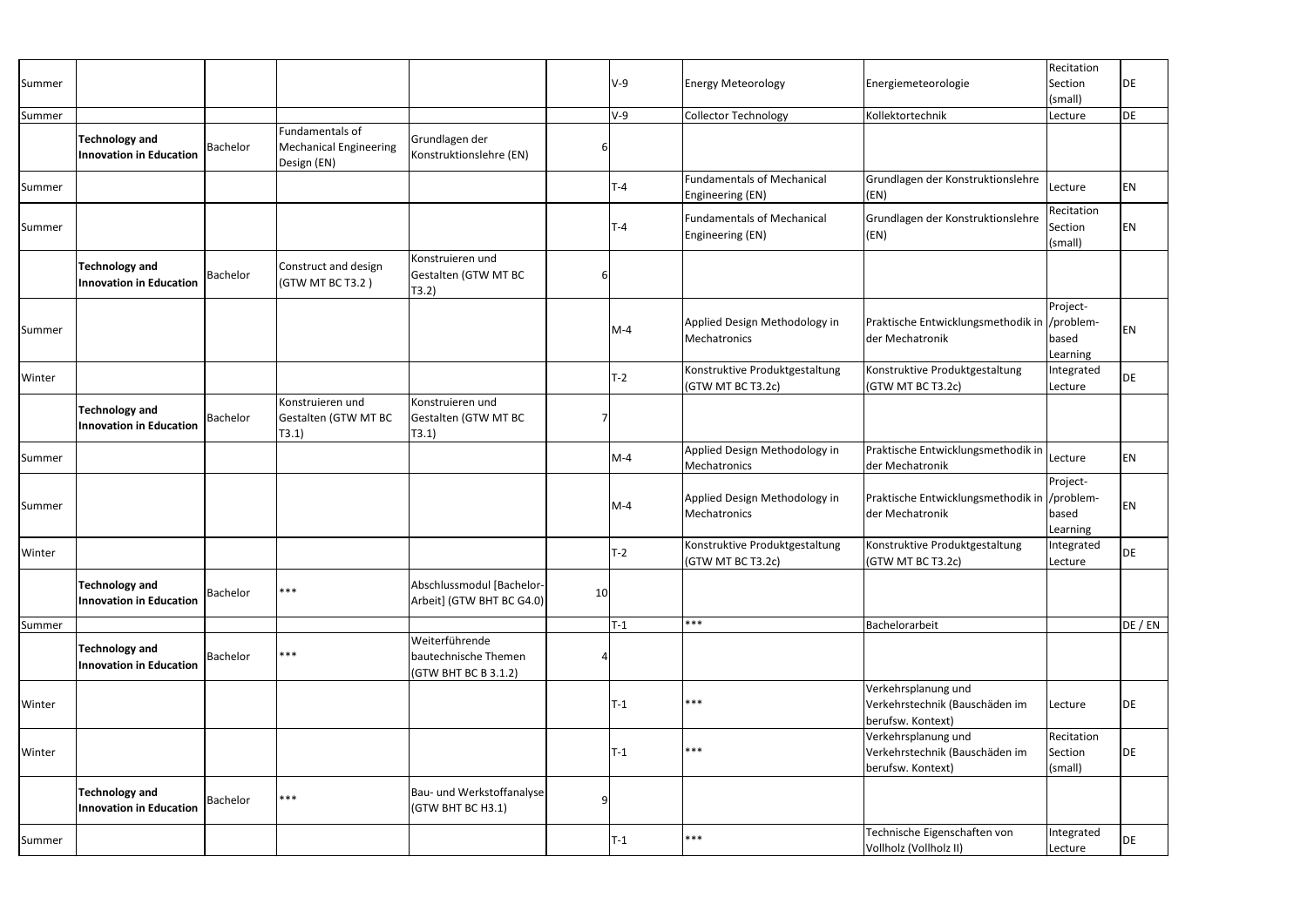| | | | | | | | | | | |
|---|---|---|---|---|---|---|---|---|---|---|
| Summer | | | | | | V-9 | Energy Meteorology | Energiemeteorologie | Recitation Section (small) | DE |
| Summer | | | | | | V-9 | Collector Technology | Kollektortechnik | Lecture | DE |
| | **Technology and Innovation in Education** | Bachelor | Fundamentals of Mechanical Engineering Design (EN) | Grundlagen der Konstruktionslehre (EN) | 6 | | | | | |
| Summer | | | | | | T-4 | Fundamentals of Mechanical Engineering (EN) | Grundlagen der Konstruktionslehre (EN) | Lecture | EN |
| Summer | | | | | | T-4 | Fundamentals of Mechanical Engineering (EN) | Grundlagen der Konstruktionslehre (EN) | Recitation Section (small) | EN |
| | **Technology and Innovation in Education** | Bachelor | Construct and design (GTW MT BC T3.2 ) | Konstruieren und Gestalten (GTW MT BC T3.2) | 6 | | | | | |
| Summer | | | | | | M-4 | Applied Design Methodology in Mechatronics | Praktische Entwicklungsmethodik in der Mechatronik | Project-/problem-based Learning | EN |
| Winter | | | | | | T-2 | Konstruktive Produktgestaltung (GTW MT BC T3.2c) | Konstruktive Produktgestaltung (GTW MT BC T3.2c) | Integrated Lecture | DE |
| | **Technology and Innovation in Education** | Bachelor | Konstruieren und Gestalten (GTW MT BC T3.1) | Konstruieren und Gestalten (GTW MT BC T3.1) | 7 | | | | | |
| Summer | | | | | | M-4 | Applied Design Methodology in Mechatronics | Praktische Entwicklungsmethodik in der Mechatronik | Lecture | EN |
| Summer | | | | | | M-4 | Applied Design Methodology in Mechatronics | Praktische Entwicklungsmethodik in der Mechatronik | Project-/problem-based Learning | EN |
| Winter | | | | | | T-2 | Konstruktive Produktgestaltung (GTW MT BC T3.2c) | Konstruktive Produktgestaltung (GTW MT BC T3.2c) | Integrated Lecture | DE |
| | **Technology and Innovation in Education** | Bachelor | *** | Abschlussmodul [Bachelor-Arbeit] (GTW BHT BC G4.0) | 10 | | | | | |
| Summer | | | | | | T-1 | *** | Bachelorarbeit | | DE / EN |
| | **Technology and Innovation in Education** | Bachelor | *** | Weiterführende bautechnische Themen (GTW BHT BC B 3.1.2) | 4 | | | | | |
| Winter | | | | | | T-1 | *** | Verkehrsplanung und Verkehrstechnik (Bauschäden im berufsw. Kontext) | Lecture | DE |
| Winter | | | | | | T-1 | *** | Verkehrsplanung und Verkehrstechnik (Bauschäden im berufsw. Kontext) | Recitation Section (small) | DE |
| | **Technology and Innovation in Education** | Bachelor | *** | Bau- und Werkstoffanalyse (GTW BHT BC H3.1) | 9 | | | | | |
| Summer | | | | | | T-1 | *** | Technische Eigenschaften von Vollholz (Vollholz II) | Integrated Lecture | DE |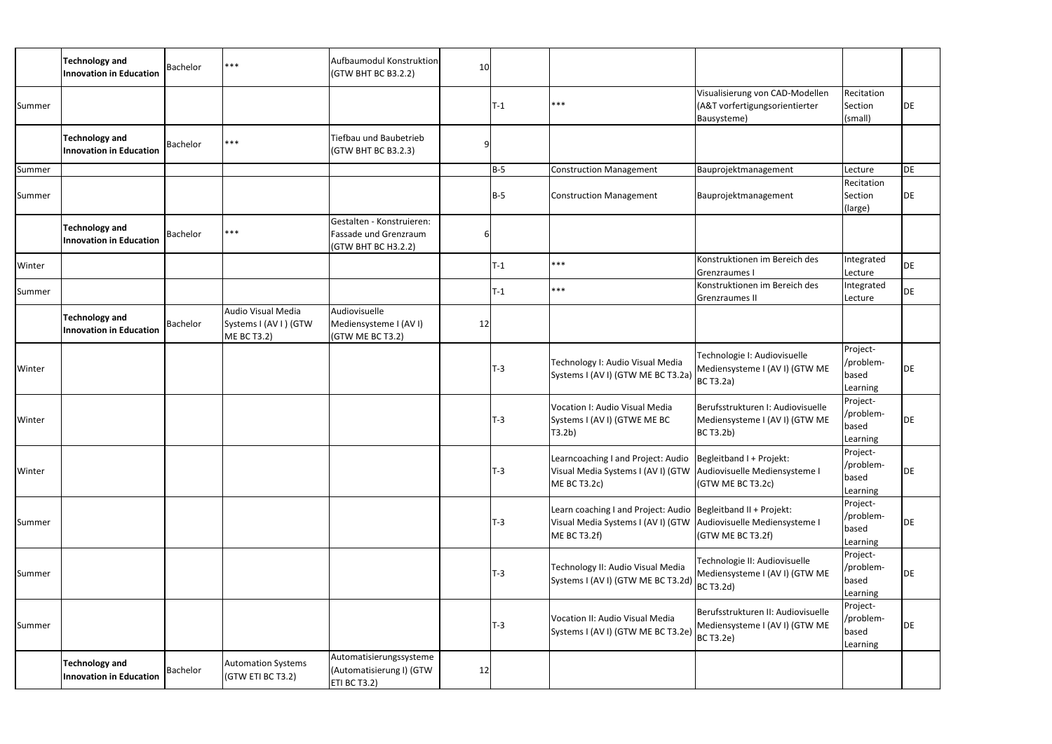| | | | | | | | | | | |
|---|---|---|---|---|---|---|---|---|---|---|
| | **Technology and Innovation in Education** | Bachelor | *** | Aufbaumodul Konstruktion (GTW BHT BC B3.2.2) | 10 | | | | | |
| Summer | | | | | | T-1 | *** | Visualisierung von CAD-Modellen (A&T vorfertigungsorientierter Bausysteme) | Recitation Section (small) | DE |
| | **Technology and Innovation in Education** | Bachelor | *** | Tiefbau und Baubetrieb (GTW BHT BC B3.2.3) | 9 | | | | | |
| Summer | | | | | | B-5 | Construction Management | Bauprojektmanagement | Lecture | DE |
| Summer | | | | | | B-5 | Construction Management | Bauprojektmanagement | Recitation Section (large) | DE |
| | **Technology and Innovation in Education** | Bachelor | *** | Gestalten - Konstruieren: Fassade und Grenzraum (GTW BHT BC H3.2.2) | 6 | | | | | |
| Winter | | | | | | T-1 | *** | Konstruktionen im Bereich des Grenzraumes I | Integrated Lecture | DE |
| Summer | | | | | | T-1 | *** | Konstruktionen im Bereich des Grenzraumes II | Integrated Lecture | DE |
| | **Technology and Innovation in Education** | Bachelor | Audio Visual Media Systems I (AV I ) (GTW ME BC T3.2) | Audiovisuelle Mediensysteme I (AV I) (GTW ME BC T3.2) | 12 | | | | | |
| Winter | | | | | | T-3 | Technology I: Audio Visual Media Systems I (AV I) (GTW ME BC T3.2a) | Technologie I: Audiovisuelle Mediensysteme I (AV I) (GTW ME BC T3.2a) | Project-/problem-based Learning | DE |
| Winter | | | | | | T-3 | Vocation I: Audio Visual Media Systems I (AV I) (GTWE ME BC T3.2b) | Berufsstrukturen I: Audiovisuelle Mediensysteme I (AV I) (GTW ME BC T3.2b) | Project-/problem-based Learning | DE |
| Winter | | | | | | T-3 | Learncoaching I and Project: Audio Visual Media Systems I (AV I) (GTW ME BC T3.2c) | Begleitband I + Projekt: Audiovisuelle Mediensysteme I (GTW ME BC T3.2c) | Project-/problem-based Learning | DE |
| Summer | | | | | | T-3 | Learn coaching I and Project: Audio Visual Media Systems I (AV I) (GTW ME BC T3.2f) | Begleitband II + Projekt: Audiovisuelle Mediensysteme I (GTW ME BC T3.2f) | Project-/problem-based Learning | DE |
| Summer | | | | | | T-3 | Technology II: Audio Visual Media Systems I (AV I) (GTW ME BC T3.2d) | Technologie II: Audiovisuelle Mediensysteme I (AV I) (GTW ME BC T3.2d) | Project-/problem-based Learning | DE |
| Summer | | | | | | T-3 | Vocation II: Audio Visual Media Systems I (AV I) (GTW ME BC T3.2e) | Berufsstrukturen II: Audiovisuelle Mediensysteme I (AV I) (GTW ME BC T3.2e) | Project-/problem-based Learning | DE |
| | **Technology and Innovation in Education** | Bachelor | Automation Systems (GTW ETI BC T3.2) | Automatisierungssysteme (Automatisierung I) (GTW ETI BC T3.2) | 12 | | | | | |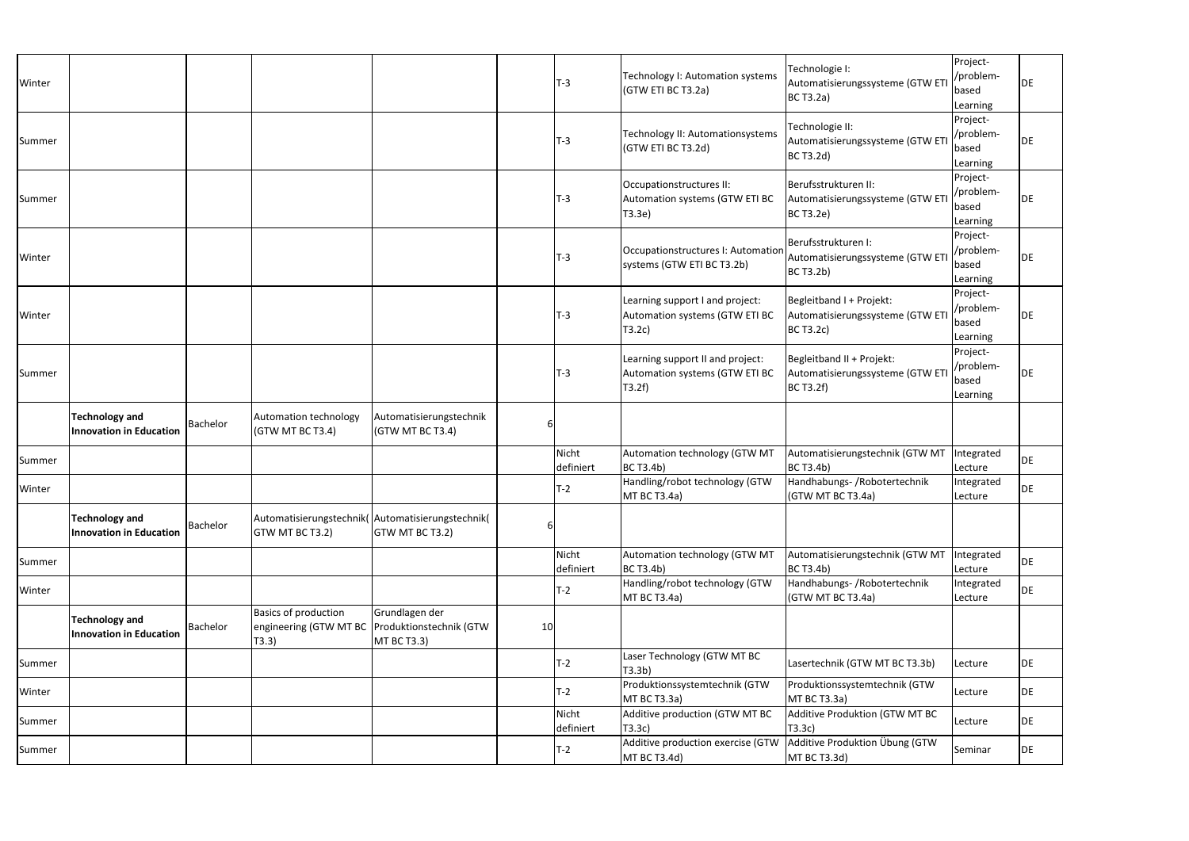| | | | | | | | | | | |
|---|---|---|---|---|---|---|---|---|---|---|
| Winter | | | | | | T-3 | Technology I: Automation systems (GTW ETI BC T3.2a) | Technologie I: Automatisierungssysteme (GTW ETI BC T3.2a) | Project-/problem-based Learning | DE |
| Summer | | | | | | T-3 | Technology II: Automationsystems (GTW ETI BC T3.2d) | Technologie II: Automatisierungssysteme (GTW ETI BC T3.2d) | Project-/problem-based Learning | DE |
| Summer | | | | | | T-3 | Occupationstructures II: Automation systems (GTW ETI BC T3.3e) | Berufsstrukturen II: Automatisierungssysteme (GTW ETI BC T3.2e) | Project-/problem-based Learning | DE |
| Winter | | | | | | T-3 | Occupationstructures I: Automation systems (GTW ETI BC T3.2b) | Berufsstrukturen I: Automatisierungssysteme (GTW ETI BC T3.2b) | Project-/problem-based Learning | DE |
| Winter | | | | | | T-3 | Learning support I and project: Automation systems (GTW ETI BC T3.2c) | Begleitband I + Projekt: Automatisierungssysteme (GTW ETI BC T3.2c) | Project-/problem-based Learning | DE |
| Summer | | | | | | T-3 | Learning support II and project: Automation systems (GTW ETI BC T3.2f) | Begleitband II + Projekt: Automatisierungssysteme (GTW ETI BC T3.2f) | Project-/problem-based Learning | DE |
| | **Technology and Innovation in Education** | Bachelor | Automation technology (GTW MT BC T3.4) | Automatisierungstechnik (GTW MT BC T3.4) | 6 | | | | | |
| Summer | | | | | | Nicht definiert | Automation technology (GTW MT BC T3.4b) | Automatisierungstechnik (GTW MT BC T3.4b) | Integrated Lecture | DE |
| Winter | | | | | | T-2 | Handling/robot technology (GTW MT BC T3.4a) | Handhabungs- /Robotertechnik (GTW MT BC T3.4a) | Integrated Lecture | DE |
| | **Technology and Innovation in Education** | Bachelor | Automatisierungstechnik( GTW MT BC T3.2) | Automatisierungstechnik( GTW MT BC T3.2) | 6 | | | | | |
| Summer | | | | | | Nicht definiert | Automation technology (GTW MT BC T3.4b) | Automatisierungstechnik (GTW MT BC T3.4b) | Integrated Lecture | DE |
| Winter | | | | | | T-2 | Handling/robot technology (GTW MT BC T3.4a) | Handhabungs- /Robotertechnik (GTW MT BC T3.4a) | Integrated Lecture | DE |
| | **Technology and Innovation in Education** | Bachelor | Basics of production engineering (GTW MT BC T3.3) | Grundlagen der Produktionstechnik (GTW MT BC T3.3) | 10 | | | | | |
| Summer | | | | | | T-2 | Laser Technology (GTW MT BC T3.3b) | Lasertechnik (GTW MT BC T3.3b) | Lecture | DE |
| Winter | | | | | | T-2 | Produktionssystemtechnik (GTW MT BC T3.3a) | Produktionssystemtechnik (GTW MT BC T3.3a) | Lecture | DE |
| Summer | | | | | | Nicht definiert | Additive production (GTW MT BC T3.3c) | Additive Produktion (GTW MT BC T3.3c) | Lecture | DE |
| Summer | | | | | | T-2 | Additive production exercise (GTW MT BC T3.4d) | Additive Produktion Übung (GTW MT BC T3.3d) | Seminar | DE |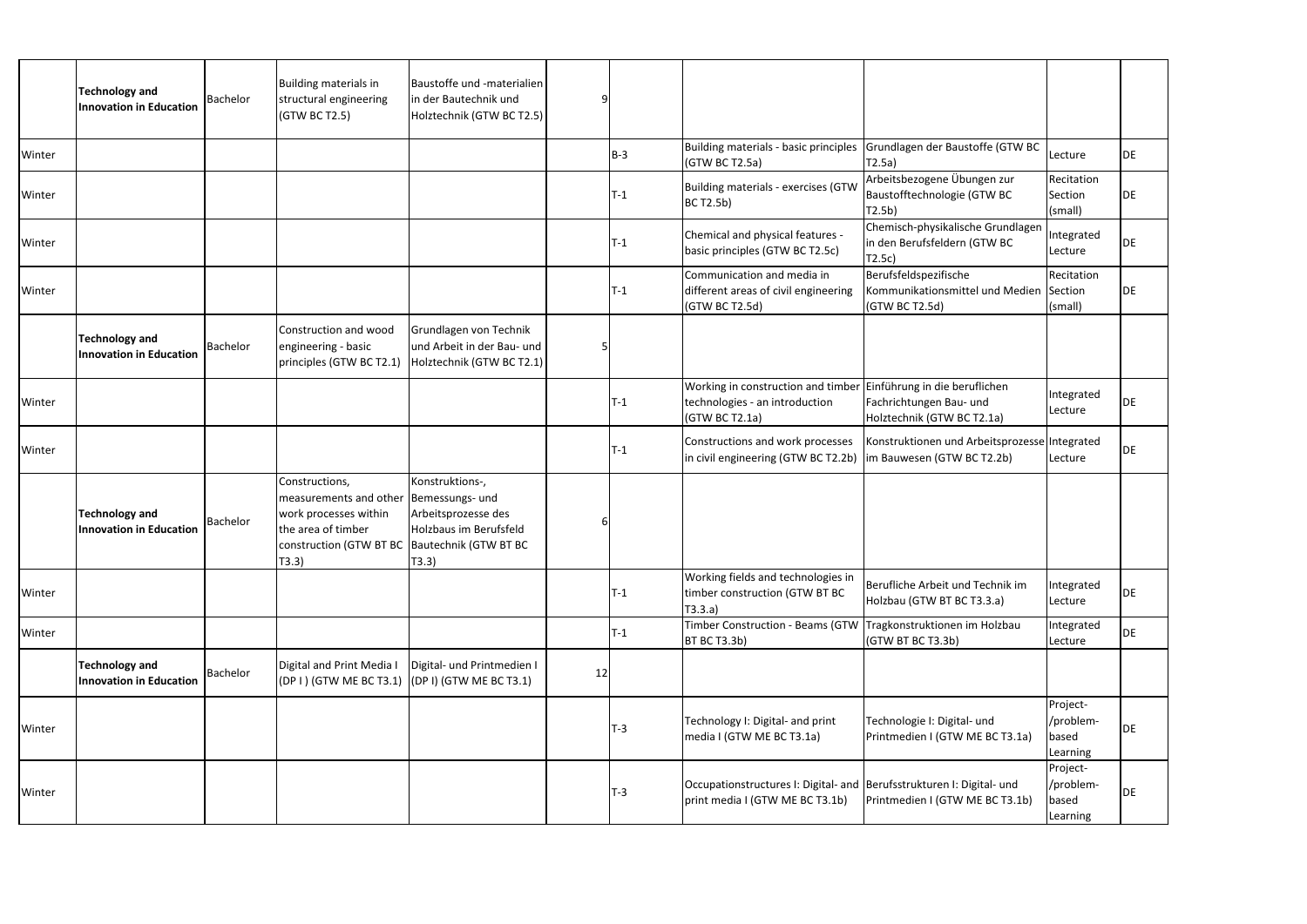|  |  |  |  |  |  |  |  |  |  |  |
|---|---|---|---|---|---|---|---|---|---|---|
|  | **Technology and Innovation in Education** | Bachelor | Building materials in structural engineering (GTW BC T2.5) | Baustoffe und -materialien in der Bautechnik und Holztechnik (GTW BC T2.5) | 9 |  |  |  |  |  |
| Winter |  |  |  |  |  | B-3 | Building materials - basic principles (GTW BC T2.5a) | Grundlagen der Baustoffe (GTW BC T2.5a) | Lecture | DE |
| Winter |  |  |  |  |  | T-1 | Building materials - exercises (GTW BC T2.5b) | Arbeitsbezogene Übungen zur Baustofftechnologie (GTW BC T2.5b) | Recitation Section (small) | DE |
| Winter |  |  |  |  |  | T-1 | Chemical and physical features - basic principles (GTW BC T2.5c) | Chemisch-physikalische Grundlagen in den Berufsfeldern (GTW BC T2.5c) | Integrated Lecture | DE |
| Winter |  |  |  |  |  | T-1 | Communication and media in different areas of civil engineering (GTW BC T2.5d) | Berufsfeldspezifische Kommunikationsmittel und Medien (GTW BC T2.5d) | Recitation Section (small) | DE |
|  | **Technology and Innovation in Education** | Bachelor | Construction and wood engineering - basic principles (GTW BC T2.1) | Grundlagen von Technik und Arbeit in der Bau- und Holztechnik (GTW BC T2.1) | 5 |  |  |  |  |  |
| Winter |  |  |  |  |  | T-1 | Working in construction and timber technologies - an introduction (GTW BC T2.1a) | Einführung in die beruflichen Fachrichtungen Bau- und Holztechnik (GTW BC T2.1a) | Integrated Lecture | DE |
| Winter |  |  |  |  |  | T-1 | Constructions and work processes in civil engineering (GTW BC T2.2b) | Konstruktionen und Arbeitsprozesse im Bauwesen (GTW BC T2.2b) | Integrated Lecture | DE |
|  | **Technology and Innovation in Education** | Bachelor | Constructions, measurements and other work processes within the area of timber construction (GTW BT BC T3.3) | Konstruktions-, Bemessungs- und Arbeitsprozesse des Holzbaus im Berufsfeld Bautechnik (GTW BT BC T3.3) | 6 |  |  |  |  |  |
| Winter |  |  |  |  |  | T-1 | Working fields and technologies in timber construction (GTW BT BC T3.3.a) | Berufliche Arbeit und Technik im Holzbau (GTW BT BC T3.3.a) | Integrated Lecture | DE |
| Winter |  |  |  |  |  | T-1 | Timber Construction - Beams (GTW BT BC T3.3b) | Tragkonstruktionen im Holzbau (GTW BT BC T3.3b) | Integrated Lecture | DE |
|  | **Technology and Innovation in Education** | Bachelor | Digital and Print Media I (DP I ) (GTW ME BC T3.1) | Digital- und Printmedien I (DP I) (GTW ME BC T3.1) | 12 |  |  |  |  |  |
| Winter |  |  |  |  |  | T-3 | Technology I: Digital- and print media I (GTW ME BC T3.1a) | Technologie I: Digital- und Printmedien I (GTW ME BC T3.1a) | Project-/problem-based Learning | DE |
| Winter |  |  |  |  |  | T-3 | Occupationstructures I: Digital- and print media I (GTW ME BC T3.1b) | Berufsstrukturen I: Digital- und Printmedien I (GTW ME BC T3.1b) | Project-/problem-based Learning | DE |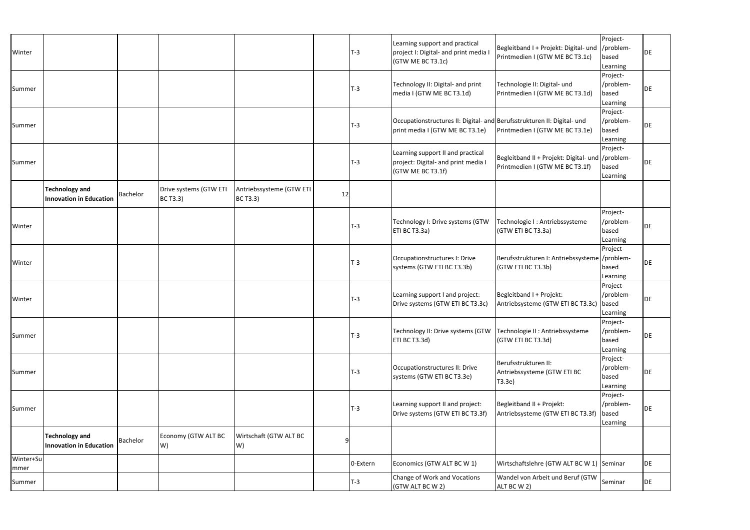| | | | | | | | | | | |
|---|---|---|---|---|---|---|---|---|---|---|
| Winter | | | | | | T-3 | Learning support and practical project I: Digital- and print media I (GTW ME BC T3.1c) | Begleitband I + Projekt: Digital- und Printmedien I (GTW ME BC T3.1c) | Project-/problem-based Learning | DE |
| Summer | | | | | | T-3 | Technology II: Digital- and print media I (GTW ME BC T3.1d) | Technologie II: Digital- und Printmedien I (GTW ME BC T3.1d) | Project-/problem-based Learning | DE |
| Summer | | | | | | T-3 | Occupationstructures II: Digital- and print media I (GTW ME BC T3.1e) | Berufsstrukturen II: Digital- und Printmedien I (GTW ME BC T3.1e) | Project-/problem-based Learning | DE |
| Summer | | | | | | T-3 | Learning support II and practical project: Digital- and print media I (GTW ME BC T3.1f) | Begleitband II + Projekt: Digital- und Printmedien I (GTW ME BC T3.1f) | Project-/problem-based Learning | DE |
| | **Technology and Innovation in Education** | Bachelor | Drive systems (GTW ETI BC T3.3) | Antriebssysteme (GTW ETI BC T3.3) | 12 | | | | | |
| Winter | | | | | | T-3 | Technology I: Drive systems (GTW ETI BC T3.3a) | Technologie I : Antriebssysteme (GTW ETI BC T3.3a) | Project-/problem-based Learning | DE |
| Winter | | | | | | T-3 | Occupationstructures I: Drive systems (GTW ETI BC T3.3b) | Berufsstrukturen I: Antriebssysteme (GTW ETI BC T3.3b) | Project-/problem-based Learning | DE |
| Winter | | | | | | T-3 | Learning support I and project: Drive systems (GTW ETI BC T3.3c) | Begleitband I + Projekt: Antriebsysteme (GTW ETI BC T3.3c) | Project-/problem-based Learning | DE |
| Summer | | | | | | T-3 | Technology II: Drive systems (GTW ETI BC T3.3d) | Technologie II : Antriebssysteme (GTW ETI BC T3.3d) | Project-/problem-based Learning | DE |
| Summer | | | | | | T-3 | Occupationstructures II: Drive systems (GTW ETI BC T3.3e) | Berufsstrukturen II: Antriebssysteme (GTW ETI BC T3.3e) | Project-/problem-based Learning | DE |
| Summer | | | | | | T-3 | Learning support II and project: Drive systems (GTW ETI BC T3.3f) | Begleitband II + Projekt: Antriebsysteme (GTW ETI BC T3.3f) | Project-/problem-based Learning | DE |
| | **Technology and Innovation in Education** | Bachelor | Economy (GTW ALT BC W) | Wirtschaft (GTW ALT BC W) | 9 | | | | | |
| Winter+Summer | | | | | | 0-Extern | Economics (GTW ALT BC W 1) | Wirtschaftslehre (GTW ALT BC W 1) | Seminar | DE |
| Summer | | | | | | T-3 | Change of Work and Vocations (GTW ALT BC W 2) | Wandel von Arbeit und Beruf (GTW ALT BC W 2) | Seminar | DE |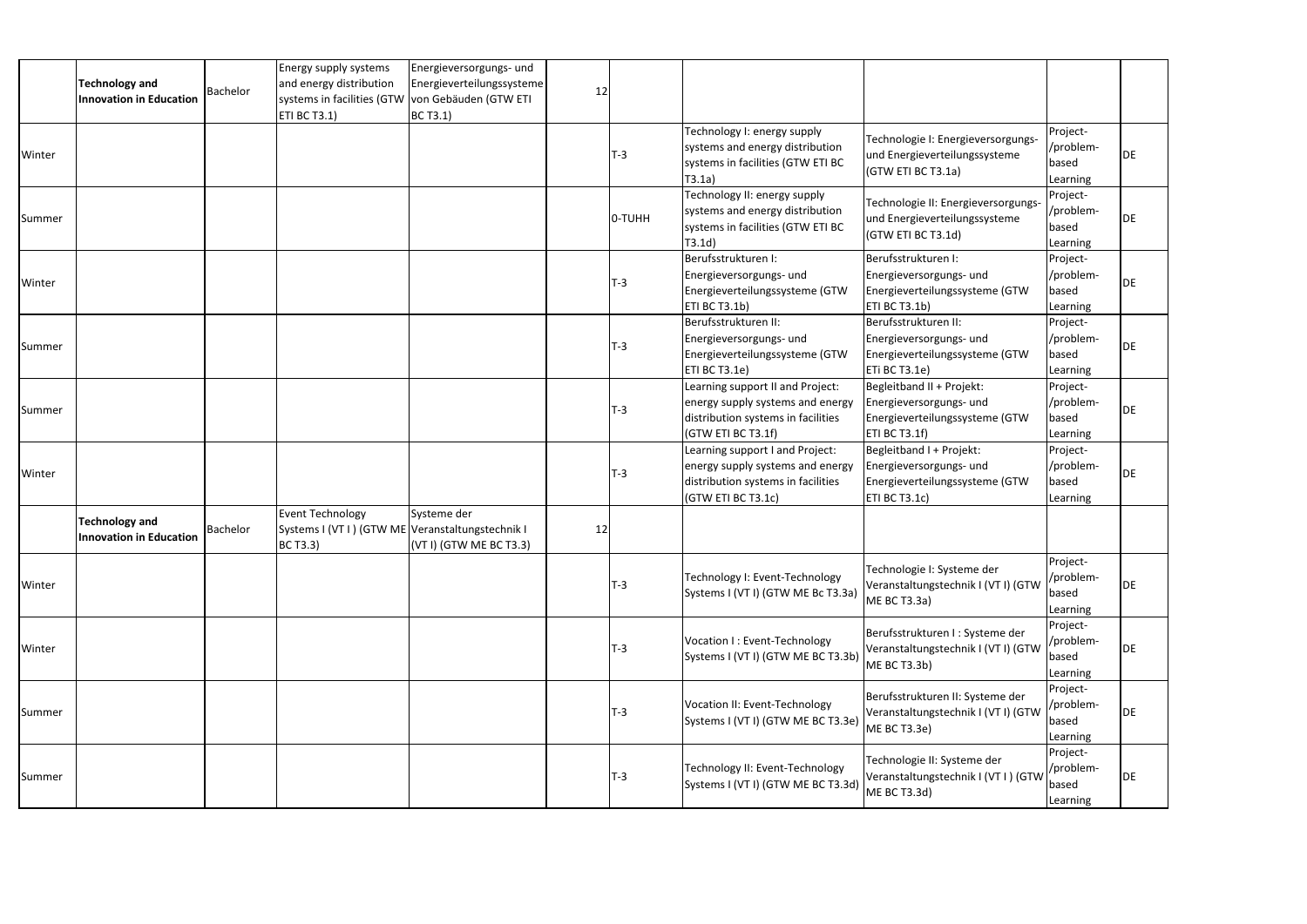| | | | | | | | | | | |
|---|---|---|---|---|---|---|---|---|---|---|
| | **Technology and Innovation in Education** | Bachelor | Energy supply systems and energy distribution systems in facilities (GTW ETI BC T3.1) | Energieversorgungs- und Energieverteilungssysteme von Gebäuden (GTW ETI BC T3.1) | 12 | | | | | |
| Winter | | | | | | T-3 | Technology I: energy supply systems and energy distribution systems in facilities (GTW ETI BC T3.1a) | Technologie I: Energieversorgungs- und Energieverteilungssysteme (GTW ETI BC T3.1a) | Project-/problem-based Learning | DE |
| Summer | | | | | | 0-TUHH | Technology II: energy supply systems and energy distribution systems in facilities (GTW ETI BC T3.1d) | Technologie II: Energieversorgungs- und Energieverteilungssysteme (GTW ETI BC T3.1d) | Project-/problem-based Learning | DE |
| Winter | | | | | | T-3 | Berufsstrukturen I: Energieversorgungs- und Energieverteilungssysteme (GTW ETI BC T3.1b) | Berufsstrukturen I: Energieversorgungs- und Energieverteilungssysteme (GTW ETI BC T3.1b) | Project-/problem-based Learning | DE |
| Summer | | | | | | T-3 | Berufsstrukturen II: Energieversorgungs- und Energieverteilungssysteme (GTW ETI BC T3.1e) | Berufsstrukturen II: Energieversorgungs- und Energieverteilungssysteme (GTW ETi BC T3.1e) | Project-/problem-based Learning | DE |
| Summer | | | | | | T-3 | Learning support II and Project: energy supply systems and energy distribution systems in facilities (GTW ETI BC T3.1f) | Begleitband II + Projekt: Energieversorgungs- und Energieverteilungssysteme (GTW ETI BC T3.1f) | Project-/problem-based Learning | DE |
| Winter | | | | | | T-3 | Learning support I and Project: energy supply systems and energy distribution systems in facilities (GTW ETI BC T3.1c) | Begleitband I + Projekt: Energieversorgungs- und Energieverteilungssysteme (GTW ETI BC T3.1c) | Project-/problem-based Learning | DE |
| | **Technology and Innovation in Education** | Bachelor | Event Technology Systems I (VT I ) (GTW ME BC T3.3) | Systeme der Veranstaltungstechnik I (VT I) (GTW ME BC T3.3) | 12 | | | | | |
| Winter | | | | | | T-3 | Technology I: Event-Technology Systems I (VT I) (GTW ME Bc T3.3a) | Technologie I: Systeme der Veranstaltungstechnik I (VT I) (GTW ME BC T3.3a) | Project-/problem-based Learning | DE |
| Winter | | | | | | T-3 | Vocation I : Event-Technology Systems I (VT I) (GTW ME BC T3.3b) | Berufsstrukturen I : Systeme der Veranstaltungstechnik I (VT I) (GTW ME BC T3.3b) | Project-/problem-based Learning | DE |
| Summer | | | | | | T-3 | Vocation II: Event-Technology Systems I (VT I) (GTW ME BC T3.3e) | Berufsstrukturen II: Systeme der Veranstaltungstechnik I (VT I) (GTW ME BC T3.3e) | Project-/problem-based Learning | DE |
| Summer | | | | | | T-3 | Technology II: Event-Technology Systems I (VT I) (GTW ME BC T3.3d) | Technologie II: Systeme der Veranstaltungstechnik I (VT I ) (GTW ME BC T3.3d) | Project-/problem-based Learning | DE |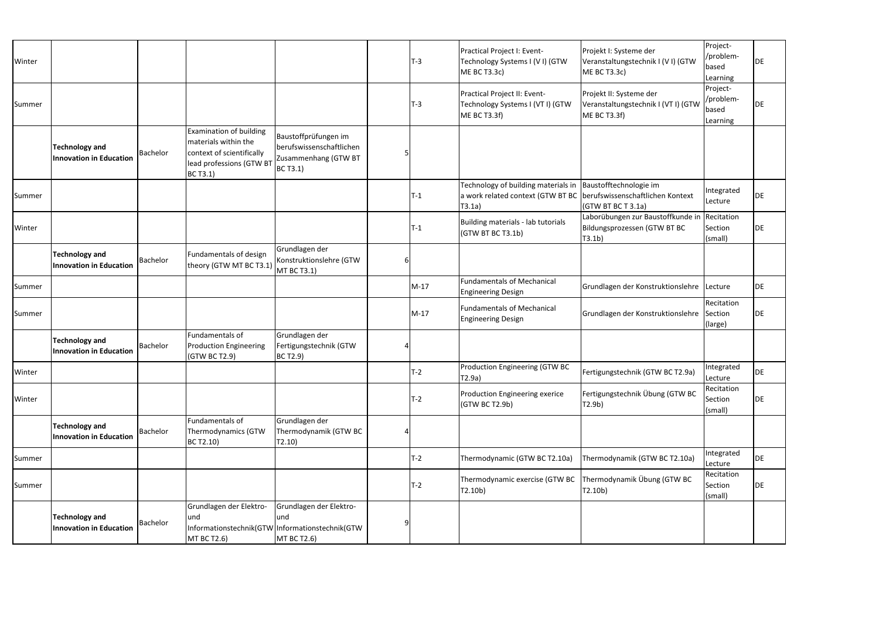| Winter | | | | | | T-3 | Practical Project I: Event-Technology Systems I (V I) (GTW ME BC T3.3c) | Projekt I: Systeme der Veranstaltungstechnik I (V I) (GTW ME BC T3.3c) | Project-/problem-based Learning | DE |
|---|---|---|---|---|---|---|---|---|---|---|
| Summer | | | | | | T-3 | Practical Project II: Event-Technology Systems I (VT I) (GTW ME BC T3.3f) | Projekt II: Systeme der Veranstaltungstechnik I (VT I) (GTW ME BC T3.3f) | Project-/problem-based Learning | DE |
| | **Technology and Innovation in Education** | Bachelor | Examination of building materials within the context of scientifically lead professions (GTW BT BC T3.1) | Baustoffprüfungen im berufswissenschaftlichen Zusammenhang (GTW BT BC T3.1) | 5 | | | | | |
| Summer | | | | | | T-1 | Technology of building materials in a work related context (GTW BT BC T3.1a) | Baustofftechnologie im berufswissenschaftlichen Kontext (GTW BT BC T 3.1a) | Integrated Lecture | DE |
| Winter | | | | | | T-1 | Building materials - lab tutorials (GTW BT BC T3.1b) | Laborübungen zur Baustoffkunde in Bildungsprozessen (GTW BT BC T3.1b) | Recitation Section (small) | DE |
| | **Technology and Innovation in Education** | Bachelor | Fundamentals of design theory (GTW MT BC T3.1) | Grundlagen der Konstruktionslehre (GTW MT BC T3.1) | 6 | | | | | |
| Summer | | | | | | M-17 | Fundamentals of Mechanical Engineering Design | Grundlagen der Konstruktionslehre | Lecture | DE |
| Summer | | | | | | M-17 | Fundamentals of Mechanical Engineering Design | Grundlagen der Konstruktionslehre | Recitation Section (large) | DE |
| | **Technology and Innovation in Education** | Bachelor | Fundamentals of Production Engineering (GTW BC T2.9) | Grundlagen der Fertigungstechnik (GTW BC T2.9) | 4 | | | | | |
| Winter | | | | | | T-2 | Production Engineering (GTW BC T2.9a) | Fertigungstechnik (GTW BC T2.9a) | Integrated Lecture | DE |
| Winter | | | | | | T-2 | Production Engineering exerice (GTW BC T2.9b) | Fertigungstechnik Übung (GTW BC T2.9b) | Recitation Section (small) | DE |
| | **Technology and Innovation in Education** | Bachelor | Fundamentals of Thermodynamics (GTW BC T2.10) | Grundlagen der Thermodynamik (GTW BC T2.10) | 4 | | | | | |
| Summer | | | | | | T-2 | Thermodynamic (GTW BC T2.10a) | Thermodynamik (GTW BC T2.10a) | Integrated Lecture | DE |
| Summer | | | | | | T-2 | Thermodynamic exercise (GTW BC T2.10b) | Thermodynamik Übung (GTW BC T2.10b) | Recitation Section (small) | DE |
| | **Technology and Innovation in Education** | Bachelor | Grundlagen der Elektro- und Informationstechnik(GTW MT BC T2.6) | Grundlagen der Elektro- und Informationstechnik(GTW MT BC T2.6) | 9 | | | | | |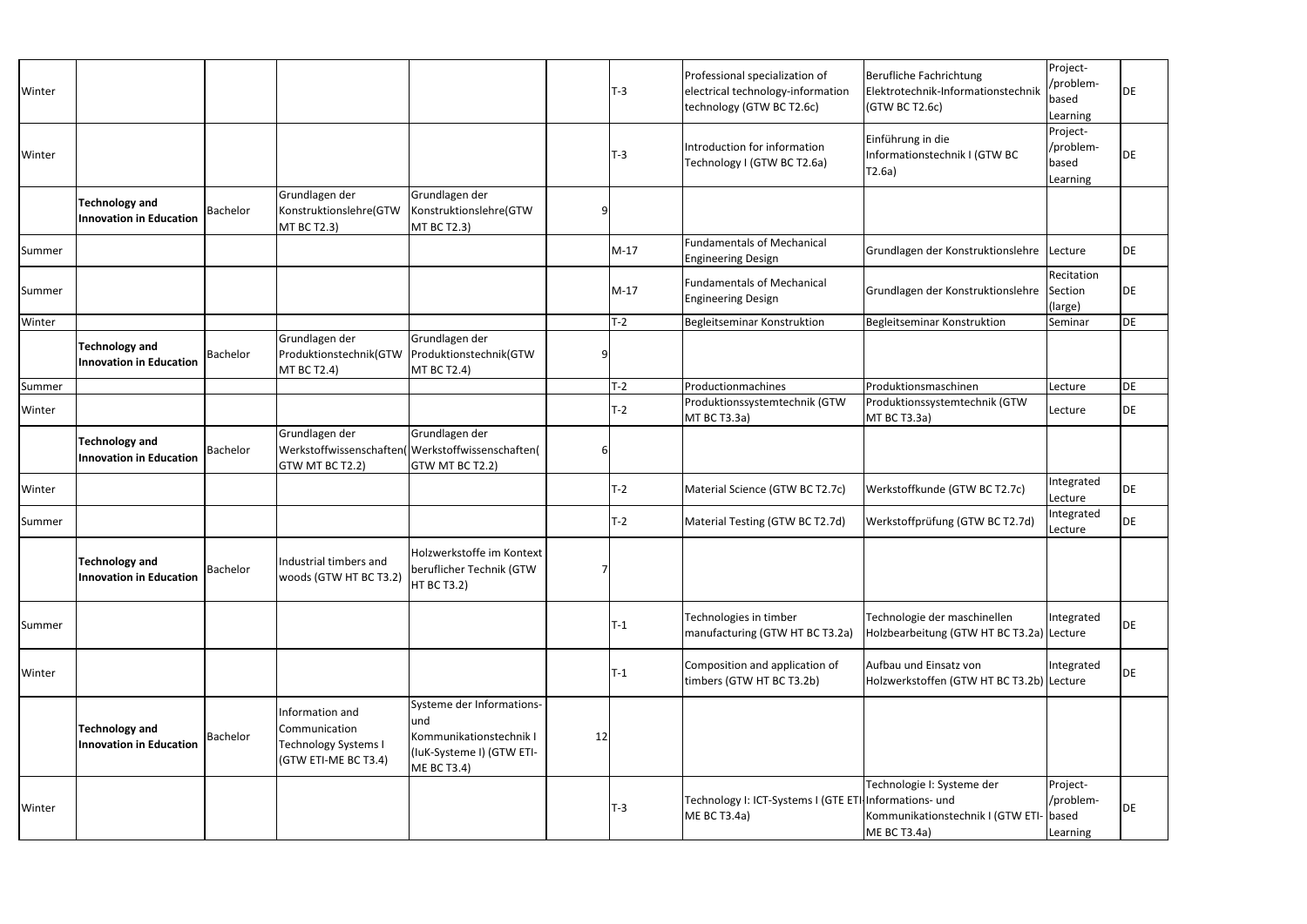| | | | | | | | | | | |
|---|---|---|---|---|---|---|---|---|---|---|
| Winter | | | | | | T-3 | Professional specialization of electrical technology-information technology (GTW BC T2.6c) | Berufliche Fachrichtung Elektrotechnik-Informationstechnik (GTW BC T2.6c) | Project-/problem-based Learning | DE |
| Winter | | | | | | T-3 | Introduction for information Technology I (GTW BC T2.6a) | Einführung in die Informationstechnik I (GTW BC T2.6a) | Project-/problem-based Learning | DE |
| | **Technology and Innovation in Education** | Bachelor | Grundlagen der Konstruktionslehre(GTW MT BC T2.3) | Grundlagen der Konstruktionslehre(GTW MT BC T2.3) | 9 | | | | | |
| Summer | | | | | | M-17 | Fundamentals of Mechanical Engineering Design | Grundlagen der Konstruktionslehre | Lecture | DE |
| Summer | | | | | | M-17 | Fundamentals of Mechanical Engineering Design | Grundlagen der Konstruktionslehre | Recitation Section (large) | DE |
| Winter | | | | | | T-2 | Begleitseminar Konstruktion | Begleitseminar Konstruktion | Seminar | DE |
| | **Technology and Innovation in Education** | Bachelor | Grundlagen der Produktionstechnik(GTW MT BC T2.4) | Grundlagen der Produktionstechnik(GTW MT BC T2.4) | 9 | | | | | |
| Summer | | | | | | T-2 | Productionmachines | Produktionsmaschinen | Lecture | DE |
| Winter | | | | | | T-2 | Produktionssystemtechnik (GTW MT BC T3.3a) | Produktionssystemtechnik (GTW MT BC T3.3a) | Lecture | DE |
| | **Technology and Innovation in Education** | Bachelor | Grundlagen der Werkstoffwissenschaften(GTW MT BC T2.2) | Grundlagen der Werkstoffwissenschaften(GTW MT BC T2.2) | 6 | | | | | |
| Winter | | | | | | T-2 | Material Science (GTW BC T2.7c) | Werkstoffkunde (GTW BC T2.7c) | Integrated Lecture | DE |
| Summer | | | | | | T-2 | Material Testing (GTW BC T2.7d) | Werkstoffprüfung (GTW BC T2.7d) | Integrated Lecture | DE |
| | **Technology and Innovation in Education** | Bachelor | Industrial timbers and woods (GTW HT BC T3.2) | Holzwerkstoffe im Kontext beruflicher Technik (GTW HT BC T3.2) | 7 | | | | | |
| Summer | | | | | | T-1 | Technologies in timber manufacturing (GTW HT BC T3.2a) | Technologie der maschinellen Holzbearbeitung (GTW HT BC T3.2a) | Integrated Lecture | DE |
| Winter | | | | | | T-1 | Composition and application of timbers (GTW HT BC T3.2b) | Aufbau und Einsatz von Holzwerkstoffen (GTW HT BC T3.2b) | Integrated Lecture | DE |
| | **Technology and Innovation in Education** | Bachelor | Information and Communication Technology Systems I (GTW ETI-ME BC T3.4) | Systeme der Informations- und Kommunikationstechnik I (IuK-Systeme I) (GTW ETI-ME BC T3.4) | 12 | | | | | |
| Winter | | | | | | T-3 | Technology I: ICT-Systems I (GTE ETI-ME BC T3.4a) | Technologie I: Systeme der Informations- und Kommunikationstechnik I (GTW ETI-ME BC T3.4a) | Project-/problem-based Learning | DE |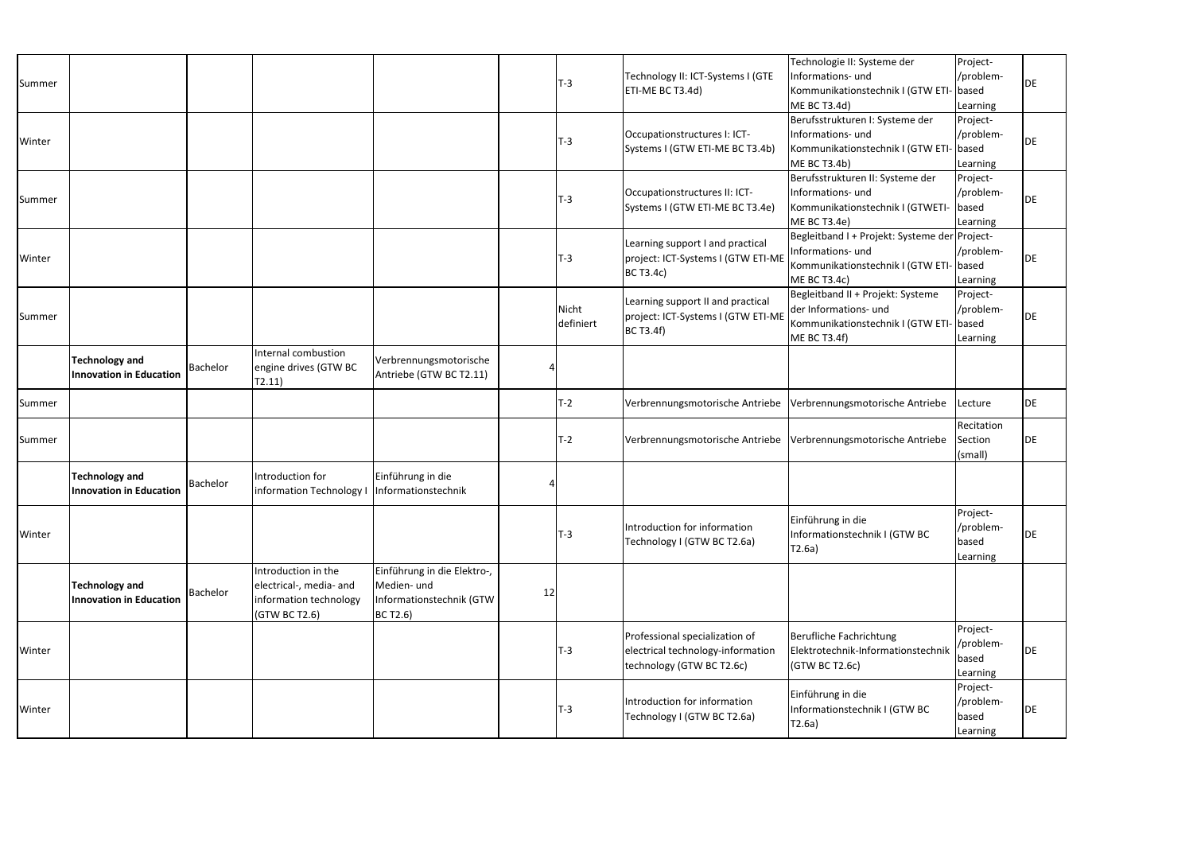| | | | | | | | | | | |
|---|---|---|---|---|---|---|---|---|---|---|
| Summer | | | | | | T-3 | Technology II: ICT-Systems I (GTE ETI-ME BC T3.4d) | Technologie II: Systeme der Informations- und Kommunikationstechnik I (GTW ETI-ME BC T3.4d) | Project-/problem-based Learning | DE |
| Winter | | | | | | T-3 | Occupationstructures I: ICT-Systems I (GTW ETI-ME BC T3.4b) | Berufsstrukturen I: Systeme der Informations- und Kommunikationstechnik I (GTW ETI-ME BC T3.4b) | Project-/problem-based Learning | DE |
| Summer | | | | | | T-3 | Occupationstructures II: ICT-Systems I (GTW ETI-ME BC T3.4e) | Berufsstrukturen II: Systeme der Informations- und Kommunikationstechnik I (GTWETI-ME BC T3.4e) | Project-/problem-based Learning | DE |
| Winter | | | | | | T-3 | Learning support I and practical project: ICT-Systems I (GTW ETI-ME BC T3.4c) | Begleitband I + Projekt: Systeme der Informations- und Kommunikationstechnik I (GTW ETI-ME BC T3.4c) | Project-/problem-based Learning | DE |
| Summer | | | | | | Nicht definiert | Learning support II and practical project: ICT-Systems I (GTW ETI-ME BC T3.4f) | Begleitband II + Projekt: Systeme der Informations- und Kommunikationstechnik I (GTW ETI-ME BC T3.4f) | Project-/problem-based Learning | DE |
| | **Technology and Innovation in Education** | Bachelor | Internal combustion engine drives (GTW BC T2.11) | Verbrennungsmotorische Antriebe (GTW BC T2.11) | 4 | | | | | |
| Summer | | | | | | T-2 | Verbrennungsmotorische Antriebe | Verbrennungsmotorische Antriebe | Lecture | DE |
| Summer | | | | | | T-2 | Verbrennungsmotorische Antriebe | Verbrennungsmotorische Antriebe | Recitation Section (small) | DE |
| | **Technology and Innovation in Education** | Bachelor | Introduction for information Technology I | Einführung in die Informationstechnik | 4 | | | | | |
| Winter | | | | | | T-3 | Introduction for information Technology I (GTW BC T2.6a) | Einführung in die Informationstechnik I (GTW BC T2.6a) | Project-/problem-based Learning | DE |
| | **Technology and Innovation in Education** | Bachelor | Introduction in the electrical-, media- and information technology (GTW BC T2.6) | Einführung in die Elektro-, Medien- und Informationstechnik (GTW BC T2.6) | 12 | | | | | |
| Winter | | | | | | T-3 | Professional specialization of electrical technology-information technology (GTW BC T2.6c) | Berufliche Fachrichtung Elektrotechnik-Informationstechnik (GTW BC T2.6c) | Project-/problem-based Learning | DE |
| Winter | | | | | | T-3 | Introduction for information Technology I (GTW BC T2.6a) | Einführung in die Informationstechnik I (GTW BC T2.6a) | Project-/problem-based Learning | DE |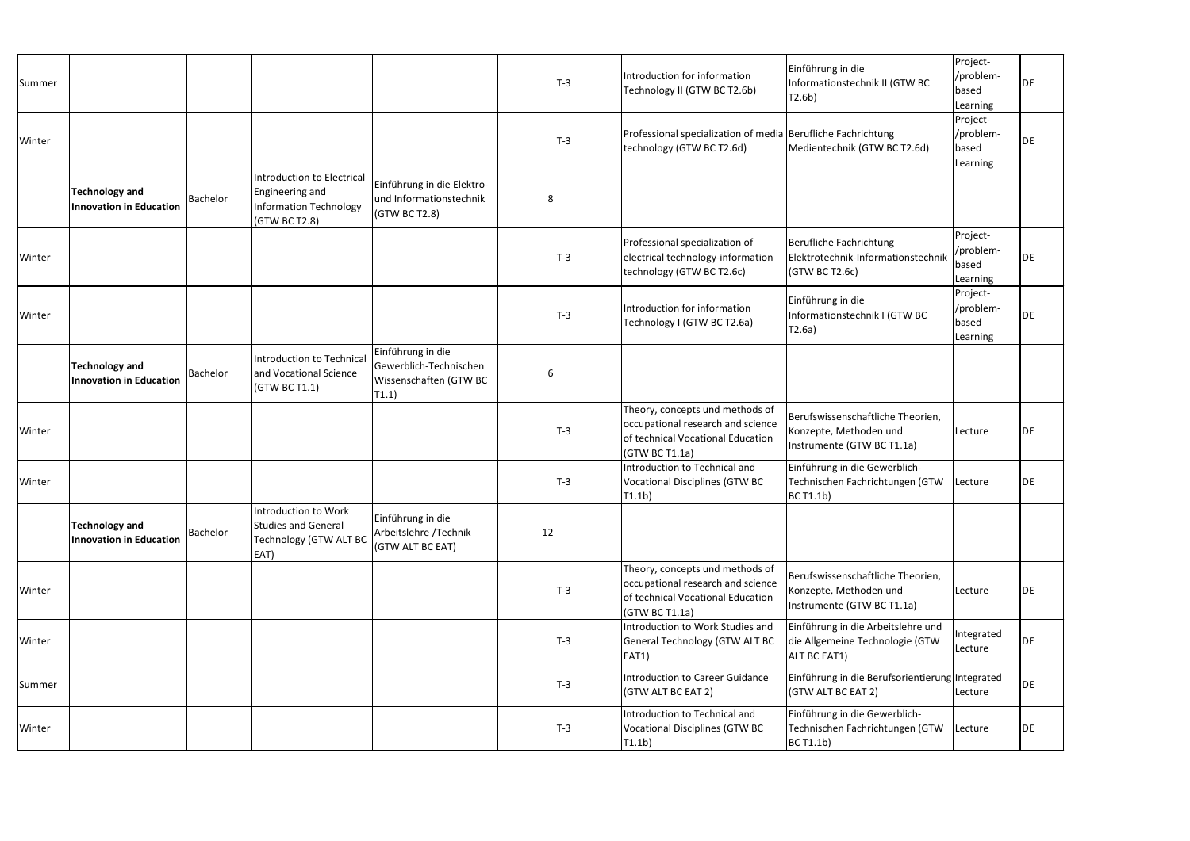| | | | | | | | | | | |
|---|---|---|---|---|---|---|---|---|---|---|
| Summer | | | | | | T-3 | Introduction for information Technology II (GTW BC T2.6b) | Einführung in die Informationstechnik II (GTW BC T2.6b) | Project-/problem-based Learning | DE |
| Winter | | | | | | T-3 | Professional specialization of media technology (GTW BC T2.6d) | Berufliche Fachrichtung Medientechnik (GTW BC T2.6d) | Project-/problem-based Learning | DE |
| | **Technology and Innovation in Education** | Bachelor | Introduction to Electrical Engineering and Information Technology (GTW BC T2.8) | Einführung in die Elektro- und Informationstechnik (GTW BC T2.8) | 8 | | | | | |
| Winter | | | | | | T-3 | Professional specialization of electrical technology-information technology (GTW BC T2.6c) | Berufliche Fachrichtung Elektrotechnik-Informationstechnik (GTW BC T2.6c) | Project-/problem-based Learning | DE |
| Winter | | | | | | T-3 | Introduction for information Technology I (GTW BC T2.6a) | Einführung in die Informationstechnik I (GTW BC T2.6a) | Project-/problem-based Learning | DE |
| | **Technology and Innovation in Education** | Bachelor | Introduction to Technical and Vocational Science (GTW BC T1.1) | Einführung in die Gewerblich-Technischen Wissenschaften (GTW BC T1.1) | 6 | | | | | |
| Winter | | | | | | T-3 | Theory, concepts und methods of occupational research and science of technical Vocational Education (GTW BC T1.1a) | Berufswissenschaftliche Theorien, Konzepte, Methoden und Instrumente (GTW BC T1.1a) | Lecture | DE |
| Winter | | | | | | T-3 | Introduction to Technical and Vocational Disciplines (GTW BC T1.1b) | Einführung in die Gewerblich-Technischen Fachrichtungen (GTW BC T1.1b) | Lecture | DE |
| | **Technology and Innovation in Education** | Bachelor | Introduction to Work Studies and General Technology (GTW ALT BC EAT) | Einführung in die Arbeitslehre /Technik (GTW ALT BC EAT) | 12 | | | | | |
| Winter | | | | | | T-3 | Theory, concepts und methods of occupational research and science of technical Vocational Education (GTW BC T1.1a) | Berufswissenschaftliche Theorien, Konzepte, Methoden und Instrumente (GTW BC T1.1a) | Lecture | DE |
| Winter | | | | | | T-3 | Introduction to Work Studies and General Technology (GTW ALT BC EAT1) | Einführung in die Arbeitslehre und die Allgemeine Technologie (GTW ALT BC EAT1) | Integrated Lecture | DE |
| Summer | | | | | | T-3 | Introduction to Career Guidance (GTW ALT BC EAT 2) | Einführung in die Berufsorientierung (GTW ALT BC EAT 2) | Integrated Lecture | DE |
| Winter | | | | | | T-3 | Introduction to Technical and Vocational Disciplines (GTW BC T1.1b) | Einführung in die Gewerblich-Technischen Fachrichtungen (GTW BC T1.1b) | Lecture | DE |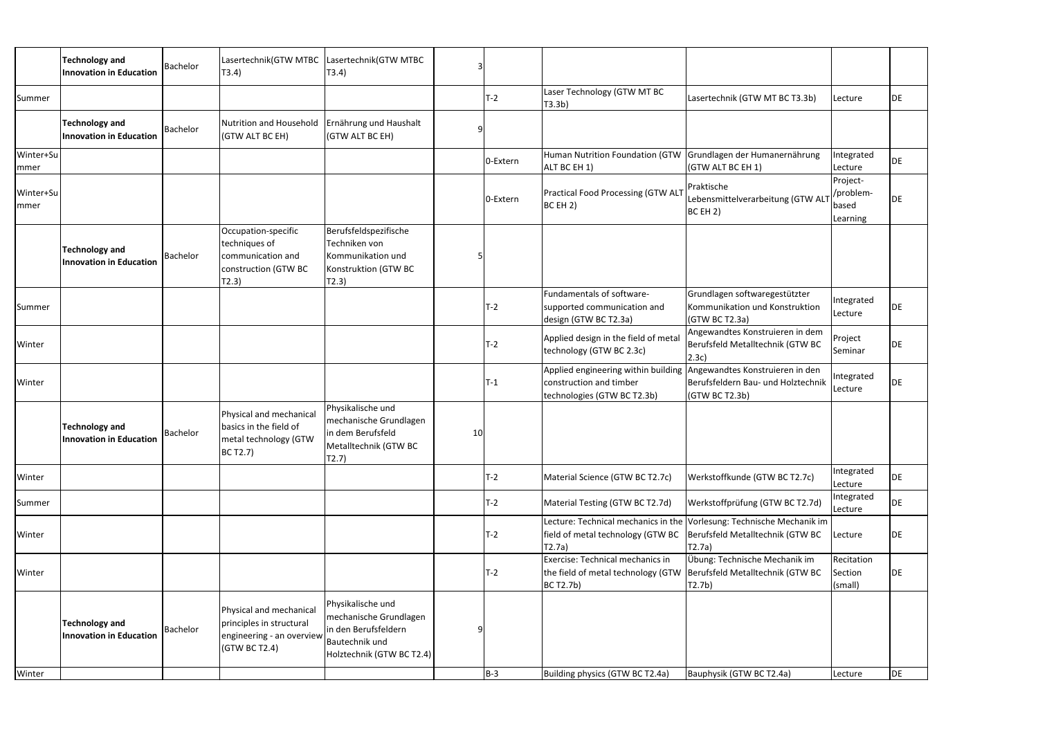| | | | | | | | | | | |
|---|---|---|---|---|---|---|---|---|---|---|
| | **Technology and Innovation in Education** | Bachelor | Lasertechnik(GTW MTBC T3.4) | Lasertechnik(GTW MTBC T3.4) | 3 | | | | | |
| Summer | | | | | | T-2 | Laser Technology (GTW MT BC T3.3b) | Lasertechnik (GTW MT BC T3.3b) | Lecture | DE |
| | **Technology and Innovation in Education** | Bachelor | Nutrition and Household (GTW ALT BC EH) | Ernährung und Haushalt (GTW ALT BC EH) | 9 | | | | | |
| Winter+Summer | | | | | | 0-Extern | Human Nutrition Foundation (GTW ALT BC EH 1) | Grundlagen der Humanernährung (GTW ALT BC EH 1) | Integrated Lecture | DE |
| Winter+Summer | | | | | | 0-Extern | Practical Food Processing (GTW ALT BC EH 2) | Praktische Lebensmittelverarbeitung (GTW ALT BC EH 2) | Project-/problem-based Learning | DE |
| | **Technology and Innovation in Education** | Bachelor | Occupation-specific techniques of communication and construction (GTW BC T2.3) | Berufsfeldspezifische Techniken von Kommunikation und Konstruktion (GTW BC T2.3) | 5 | | | | | |
| Summer | | | | | | T-2 | Fundamentals of software-supported communication and design (GTW BC T2.3a) | Grundlagen softwaregestützter Kommunikation und Konstruktion (GTW BC T2.3a) | Integrated Lecture | DE |
| Winter | | | | | | T-2 | Applied design in the field of metal technology (GTW BC 2.3c) | Angewandtes Konstruieren in dem Berufsfeld Metalltechnik (GTW BC 2.3c) | Project Seminar | DE |
| Winter | | | | | | T-1 | Applied engineering within building construction and timber technologies (GTW BC T2.3b) | Angewandtes Konstruieren in den Berufsfeldern Bau- und Holztechnik (GTW BC T2.3b) | Integrated Lecture | DE |
| | **Technology and Innovation in Education** | Bachelor | Physical and mechanical basics in the field of metal technology (GTW BC T2.7) | Physikalische und mechanische Grundlagen in dem Berufsfeld Metalltechnik (GTW BC T2.7) | 10 | | | | | |
| Winter | | | | | | T-2 | Material Science (GTW BC T2.7c) | Werkstoffkunde (GTW BC T2.7c) | Integrated Lecture | DE |
| Summer | | | | | | T-2 | Material Testing (GTW BC T2.7d) | Werkstoffprüfung (GTW BC T2.7d) | Integrated Lecture | DE |
| Winter | | | | | | T-2 | Lecture: Technical mechanics in the field of metal technology (GTW BC T2.7a) | Vorlesung: Technische Mechanik im Berufsfeld Metalltechnik (GTW BC T2.7a) | Lecture | DE |
| Winter | | | | | | T-2 | Exercise: Technical mechanics in the field of metal technology (GTW BC T2.7b) | Übung: Technische Mechanik im Berufsfeld Metalltechnik (GTW BC T2.7b) | Recitation Section (small) | DE |
| | **Technology and Innovation in Education** | Bachelor | Physical and mechanical principles in structural engineering - an overview (GTW BC T2.4) | Physikalische und mechanische Grundlagen in den Berufsfeldern Bautechnik und Holztechnik (GTW BC T2.4) | 9 | | | | | |
| Winter | | | | | | B-3 | Building physics (GTW BC T2.4a) | Bauphysik (GTW BC T2.4a) | Lecture | DE |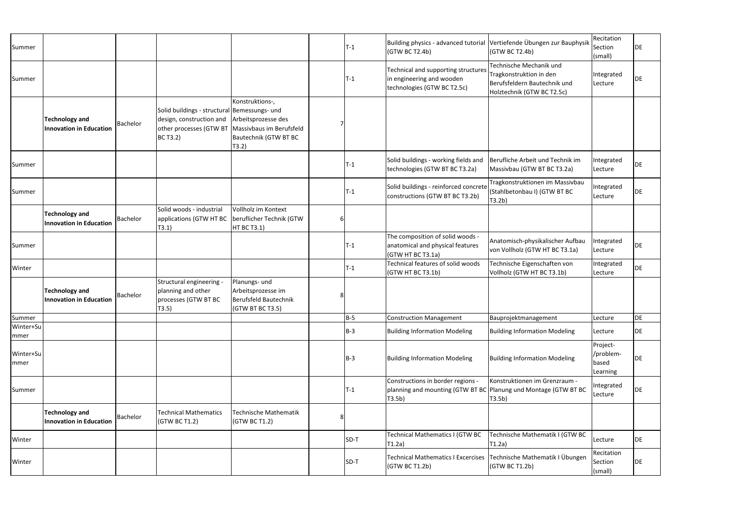| | | | | | | | | | | |
|---|---|---|---|---|---|---|---|---|---|---|
| Summer | | | | | | T-1 | Building physics - advanced tutorial (GTW BC T2.4b) | Vertiefende Übungen zur Bauphysik (GTW BC T2.4b) | Recitation Section (small) | DE |
| Summer | | | | | | T-1 | Technical and supporting structures in engineering and wooden technologies (GTW BC T2.5c) | Technische Mechanik und Tragkonstruktion in den Berufsfeldern Bautechnik und Holztechnik (GTW BC T2.5c) | Integrated Lecture | DE |
| | **Technology and Innovation in Education** | Bachelor | Solid buildings - structural design, construction and other processes (GTW BT BC T3.2) | Konstruktions-, Bemessungs- und Arbeitsprozesse des Massivbaus im Berufsfeld Bautechnik (GTW BT BC T3.2) | 7 | | | | | |
| Summer | | | | | | T-1 | Solid buildings - working fields and technologies (GTW BT BC T3.2a) | Berufliche Arbeit und Technik im Massivbau (GTW BT BC T3.2a) | Integrated Lecture | DE |
| Summer | | | | | | T-1 | Solid buildings - reinforced concrete constructions (GTW BT BC T3.2b) | Tragkonstruktionen im Massivbau (Stahlbetonbau I) (GTW BT BC T3.2b) | Integrated Lecture | DE |
| | **Technology and Innovation in Education** | Bachelor | Solid woods - industrial applications (GTW HT BC T3.1) | Vollholz im Kontext beruflicher Technik (GTW HT BC T3.1) | 6 | | | | | |
| Summer | | | | | | T-1 | The composition of solid woods - anatomical and physical features (GTW HT BC T3.1a) | Anatomisch-physikalischer Aufbau von Vollholz (GTW HT BC T3.1a) | Integrated Lecture | DE |
| Winter | | | | | | T-1 | Technical features of solid woods (GTW HT BC T3.1b) | Technische Eigenschaften von Vollholz (GTW HT BC T3.1b) | Integrated Lecture | DE |
| | **Technology and Innovation in Education** | Bachelor | Structural engineering - planning and other processes (GTW BT BC T3.5) | Planungs- und Arbeitsprozesse im Berufsfeld Bautechnik (GTW BT BC T3.5) | 8 | | | | | |
| Summer | | | | | | B-5 | Construction Management | Bauprojektmanagement | Lecture | DE |
| Winter+Summer | | | | | | B-3 | Building Information Modeling | Building Information Modeling | Lecture | DE |
| Winter+Summer | | | | | | B-3 | Building Information Modeling | Building Information Modeling | Project-/problem-based Learning | DE |
| Summer | | | | | | T-1 | Constructions in border regions - planning and mounting (GTW BT BC T3.5b) | Konstruktionen im Grenzraum - Planung und Montage (GTW BT BC T3.5b) | Integrated Lecture | DE |
| | **Technology and Innovation in Education** | Bachelor | Technical Mathematics (GTW BC T1.2) | Technische Mathematik (GTW BC T1.2) | 8 | | | | | |
| Winter | | | | | | SD-T | Technical Mathematics I (GTW BC T1.2a) | Technische Mathematik I (GTW BC T1.2a) | Lecture | DE |
| Winter | | | | | | SD-T | Technical Mathematics I Excercises (GTW BC T1.2b) | Technische Mathematik I Übungen (GTW BC T1.2b) | Recitation Section (small) | DE |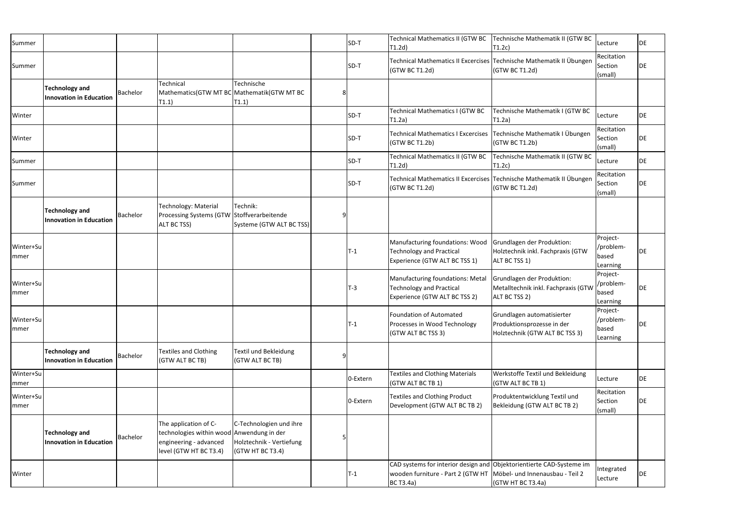| | | | | | | | | | | |
|---|---|---|---|---|---|---|---|---|---|---|
| Summer | | | | | | SD-T | Technical Mathematics II (GTW BC T1.2d) | Technische Mathematik II (GTW BC T1.2c) | Lecture | DE |
| Summer | | | | | | SD-T | Technical Mathematics II Excercises (GTW BC T1.2d) | Technische Mathematik II Übungen (GTW BC T1.2d) | Recitation Section (small) | DE |
| | **Technology and Innovation in Education** | Bachelor | Technical Mathematics(GTW MT BC T1.1) | Technische Mathematik(GTW MT BC T1.1) | 8 | | | | | |
| Winter | | | | | | SD-T | Technical Mathematics I (GTW BC T1.2a) | Technische Mathematik I (GTW BC T1.2a) | Lecture | DE |
| Winter | | | | | | SD-T | Technical Mathematics I Excercises (GTW BC T1.2b) | Technische Mathematik I Übungen (GTW BC T1.2b) | Recitation Section (small) | DE |
| Summer | | | | | | SD-T | Technical Mathematics II (GTW BC T1.2d) | Technische Mathematik II (GTW BC T1.2c) | Lecture | DE |
| Summer | | | | | | SD-T | Technical Mathematics II Excercises (GTW BC T1.2d) | Technische Mathematik II Übungen (GTW BC T1.2d) | Recitation Section (small) | DE |
| | **Technology and Innovation in Education** | Bachelor | Technology: Material Processing Systems (GTW ALT BC TSS) | Technik: Stoffverarbeitende Systeme (GTW ALT BC TSS) | 9 | | | | | |
| Winter+Summer | | | | | | T-1 | Manufacturing foundations: Wood Technology and Practical Experience (GTW ALT BC TSS 1) | Grundlagen der Produktion: Holztechnik inkl. Fachpraxis (GTW ALT BC TSS 1) | Project-/problem-based Learning | DE |
| Winter+Summer | | | | | | T-3 | Manufacturing foundations: Metal Technology and Practical Experience (GTW ALT BC TSS 2) | Grundlagen der Produktion: Metalltechnik inkl. Fachpraxis (GTW ALT BC TSS 2) | Project-/problem-based Learning | DE |
| Winter+Summer | | | | | | T-1 | Foundation of Automated Processes in Wood Technology (GTW ALT BC TSS 3) | Grundlagen automatisierter Produktionsprozesse in der Holztechnik (GTW ALT BC TSS 3) | Project-/problem-based Learning | DE |
| | **Technology and Innovation in Education** | Bachelor | Textiles and Clothing (GTW ALT BC TB) | Textil und Bekleidung (GTW ALT BC TB) | 9 | | | | | |
| Winter+Summer | | | | | | 0-Extern | Textiles and Clothing Materials (GTW ALT BC TB 1) | Werkstoffe Textil und Bekleidung (GTW ALT BC TB 1) | Lecture | DE |
| Winter+Summer | | | | | | 0-Extern | Textiles and Clothing Product Development (GTW ALT BC TB 2) | Produktentwicklung Textil und Bekleidung (GTW ALT BC TB 2) | Recitation Section (small) | DE |
| | **Technology and Innovation in Education** | Bachelor | The application of C-technologies within wood engineering - advanced level (GTW HT BC T3.4) | C-Technologien und ihre Anwendung in der Holztechnik - Vertiefung (GTW HT BC T3.4) | 5 | | | | | |
| Winter | | | | | | T-1 | CAD systems for interior design and wooden furniture - Part 2 (GTW HT BC T3.4a) | Objektorientierte CAD-Systeme im Möbel- und Innenausbau - Teil 2 (GTW HT BC T3.4a) | Integrated Lecture | DE |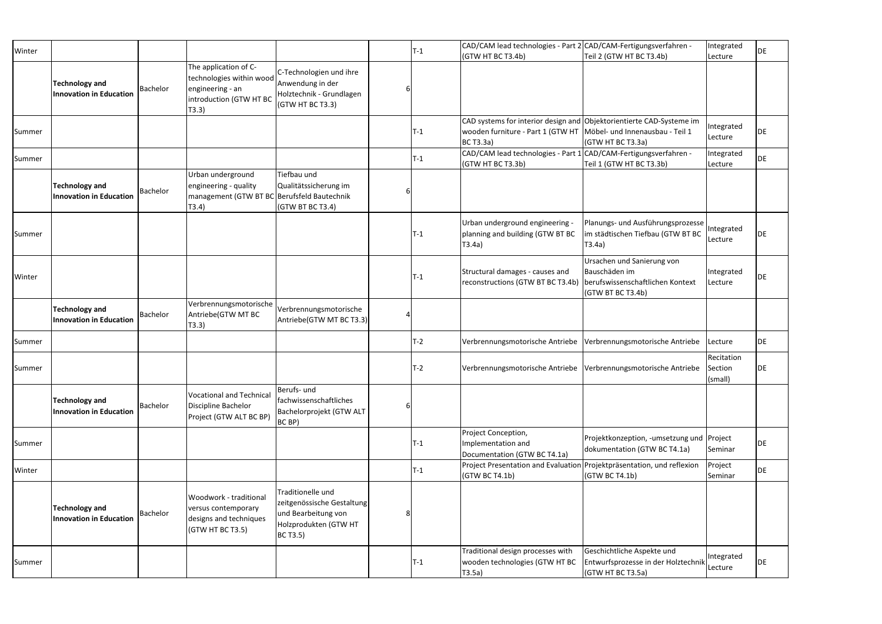| | | | | | | | | | | |
|---|---|---|---|---|---|---|---|---|---|---|
| Winter | | | | | | T-1 | CAD/CAM lead technologies - Part 2 (GTW HT BC T3.4b) | CAD/CAM-Fertigungsverfahren - Teil 2 (GTW HT BC T3.4b) | Integrated Lecture | DE |
| | **Technology and Innovation in Education** | Bachelor | The application of C-technologies within wood engineering - an introduction (GTW HT BC T3.3) | C-Technologien und ihre Anwendung in der Holztechnik - Grundlagen (GTW HT BC T3.3) | 6 | | | | | |
| Summer | | | | | | T-1 | CAD systems for interior design and wooden furniture - Part 1 (GTW HT BC T3.3a) | Objektorientierte CAD-Systeme im Möbel- und Innenausbau - Teil 1 (GTW HT BC T3.3a) | Integrated Lecture | DE |
| Summer | | | | | | T-1 | CAD/CAM lead technologies - Part 1 (GTW HT BC T3.3b) | CAD/CAM-Fertigungsverfahren - Teil 1 (GTW HT BC T3.3b) | Integrated Lecture | DE |
| | **Technology and Innovation in Education** | Bachelor | Urban underground engineering - quality management (GTW BT BC T3.4) | Tiefbau und Qualitätssicherung im Berufsfeld Bautechnik (GTW BT BC T3.4) | 6 | | | | | |
| Summer | | | | | | T-1 | Urban underground engineering - planning and building (GTW BT BC T3.4a) | Planungs- und Ausführungsprozesse im städtischen Tiefbau (GTW BT BC T3.4a) | Integrated Lecture | DE |
| Winter | | | | | | T-1 | Structural damages - causes and reconstructions (GTW BT BC T3.4b) | Ursachen und Sanierung von Bauschäden im berufswissenschaftlichen Kontext (GTW BT BC T3.4b) | Integrated Lecture | DE |
| | **Technology and Innovation in Education** | Bachelor | Verbrennungsmotorische Antriebe(GTW MT BC T3.3) | Verbrennungsmotorische Antriebe(GTW MT BC T3.3) | 4 | | | | | |
| Summer | | | | | | T-2 | Verbrennungsmotorische Antriebe | Verbrennungsmotorische Antriebe | Lecture | DE |
| Summer | | | | | | T-2 | Verbrennungsmotorische Antriebe | Verbrennungsmotorische Antriebe | Recitation Section (small) | DE |
| | **Technology and Innovation in Education** | Bachelor | Vocational and Technical Discipline Bachelor Project (GTW ALT BC BP) | Berufs- und fachwissenschaftliches Bachelorprojekt (GTW ALT BC BP) | 6 | | | | | |
| Summer | | | | | | T-1 | Project Conception, Implementation and Documentation (GTW BC T4.1a) | Projektkonzeption, -umsetzung und dokumentation (GTW BC T4.1a) | Project Seminar | DE |
| Winter | | | | | | T-1 | Project Presentation and Evaluation (GTW BC T4.1b) | Projektpräsentation, und reflexion (GTW BC T4.1b) | Project Seminar | DE |
| | **Technology and Innovation in Education** | Bachelor | Woodwork - traditional versus contemporary designs and techniques (GTW HT BC T3.5) | Traditionelle und zeitgenössische Gestaltung und Bearbeitung von Holzprodukten (GTW HT BC T3.5) | 8 | | | | | |
| Summer | | | | | | T-1 | Traditional design processes with wooden technologies (GTW HT BC T3.5a) | Geschichtliche Aspekte und Entwurfsprozesse in der Holztechnik (GTW HT BC T3.5a) | Integrated Lecture | DE |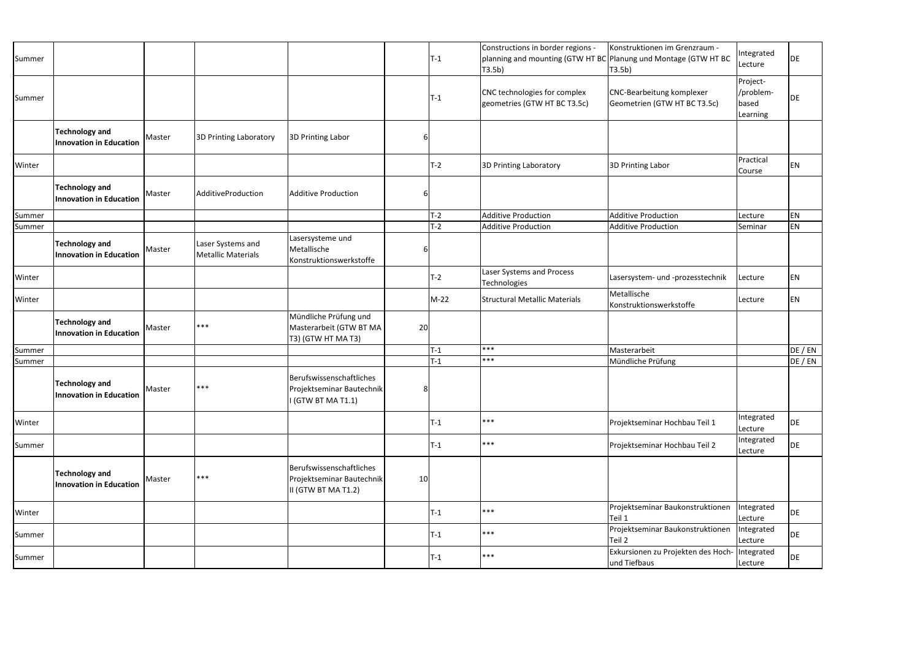| Summer | | | | | | T-1 | Constructions in border regions - planning and mounting (GTW HT BC T3.5b) | Konstruktionen im Grenzraum - Planung und Montage (GTW HT BC T3.5b) | Integrated Lecture | DE |
|---|---|---|---|---|---|---|---|---|---|---|
| Summer | | | | | | T-1 | CNC technologies for complex geometries (GTW HT BC T3.5c) | CNC-Bearbeitung komplexer Geometrien (GTW HT BC T3.5c) | Project-/problem-based Learning | DE |
| | **Technology and Innovation in Education** | Master | 3D Printing Laboratory | 3D Printing Labor | 6 | | | | | |
| Winter | | | | | | T-2 | 3D Printing Laboratory | 3D Printing Labor | Practical Course | EN |
| | **Technology and Innovation in Education** | Master | AdditiveProduction | Additive Production | 6 | | | | | |
| Summer | | | | | | T-2 | Additive Production | Additive Production | Lecture | EN |
| Summer | | | | | | T-2 | Additive Production | Additive Production | Seminar | EN |
| | **Technology and Innovation in Education** | Master | Laser Systems and Metallic Materials | Lasersysteme und Metallische Konstruktionswerkstoffe | 6 | | | | | |
| Winter | | | | | | T-2 | Laser Systems and Process Technologies | Lasersystem- und -prozesstechnik | Lecture | EN |
| Winter | | | | | | M-22 | Structural Metallic Materials | Metallische Konstruktionswerkstoffe | Lecture | EN |
| | **Technology and Innovation in Education** | Master | *** | Mündliche Prüfung und Masterarbeit (GTW BT MA T3) (GTW HT MA T3) | 20 | | | | | |
| Summer | | | | | | T-1 | *** | Masterarbeit | | DE / EN |
| Summer | | | | | | T-1 | *** | Mündliche Prüfung | | DE / EN |
| | **Technology and Innovation in Education** | Master | *** | Berufswissenschaftliches Projektseminar Bautechnik I (GTW BT MA T1.1) | 8 | | | | | |
| Winter | | | | | | T-1 | *** | Projektseminar Hochbau Teil 1 | Integrated Lecture | DE |
| Summer | | | | | | T-1 | *** | Projektseminar Hochbau Teil 2 | Integrated Lecture | DE |
| | **Technology and Innovation in Education** | Master | *** | Berufswissenschaftliches Projektseminar Bautechnik II (GTW BT MA T1.2) | 10 | | | | | |
| Winter | | | | | | T-1 | *** | Projektseminar Baukonstruktionen Teil 1 | Integrated Lecture | DE |
| Summer | | | | | | T-1 | *** | Projektseminar Baukonstruktionen Teil 2 | Integrated Lecture | DE |
| Summer | | | | | | T-1 | *** | Exkursionen zu Projekten des Hoch- und Tiefbaus | Integrated Lecture | DE |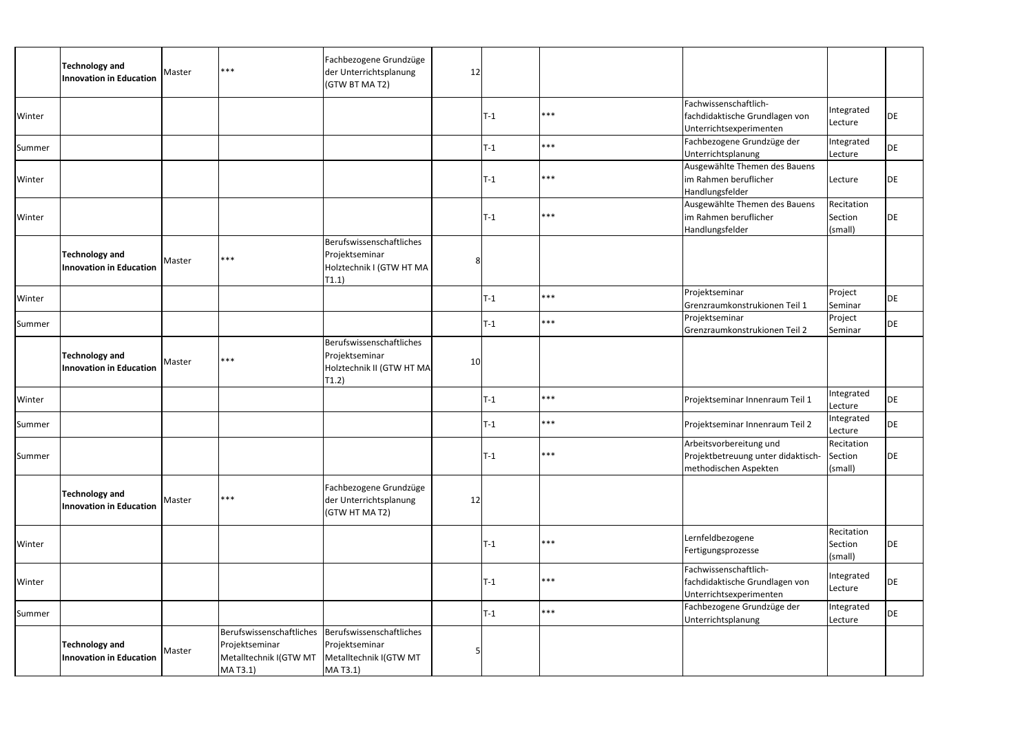| | | | | | | | | | | |
|---|---|---|---|---|---|---|---|---|---|---|
| | **Technology and Innovation in Education** | Master | *** | Fachbezogene Grundzüge der Unterrichtsplanung (GTW BT MA T2) | 12 | | | | | |
| Winter | | | | | | T-1 | *** | Fachwissenschaftlich-fachdidaktische Grundlagen von Unterrichtsexperimenten | Integrated Lecture | DE |
| Summer | | | | | | T-1 | *** | Fachbezogene Grundzüge der Unterrichtsplanung | Integrated Lecture | DE |
| Winter | | | | | | T-1 | *** | Ausgewählte Themen des Bauens im Rahmen beruflicher Handlungsfelder | Lecture | DE |
| Winter | | | | | | T-1 | *** | Ausgewählte Themen des Bauens im Rahmen beruflicher Handlungsfelder | Recitation Section (small) | DE |
| | **Technology and Innovation in Education** | Master | *** | Berufswissenschaftliches Projektseminar Holztechnik I (GTW HT MA T1.1) | 8 | | | | | |
| Winter | | | | | | T-1 | *** | Projektseminar Grenzraumkonstrukionen Teil 1 | Project Seminar | DE |
| Summer | | | | | | T-1 | *** | Projektseminar Grenzraumkonstrukionen Teil 2 | Project Seminar | DE |
| | **Technology and Innovation in Education** | Master | *** | Berufswissenschaftliches Projektseminar Holztechnik II (GTW HT MA T1.2) | 10 | | | | | |
| Winter | | | | | | T-1 | *** | Projektseminar Innenraum Teil 1 | Integrated Lecture | DE |
| Summer | | | | | | T-1 | *** | Projektseminar Innenraum Teil 2 | Integrated Lecture | DE |
| Summer | | | | | | T-1 | *** | Arbeitsvorbereitung und Projektbetreuung unter didaktisch-methodischen Aspekten | Recitation Section (small) | DE |
| | **Technology and Innovation in Education** | Master | *** | Fachbezogene Grundzüge der Unterrichtsplanung (GTW HT MA T2) | 12 | | | | | |
| Winter | | | | | | T-1 | *** | Lernfeldbezogene Fertigungsprozesse | Recitation Section (small) | DE |
| Winter | | | | | | T-1 | *** | Fachwissenschaftlich-fachdidaktische Grundlagen von Unterrichtsexperimenten | Integrated Lecture | DE |
| Summer | | | | | | T-1 | *** | Fachbezogene Grundzüge der Unterrichtsplanung | Integrated Lecture | DE |
| | **Technology and Innovation in Education** | Master | Berufswissenschaftliches Projektseminar Metalltechnik I(GTW MT MA T3.1) | Berufswissenschaftliches Projektseminar Metalltechnik I(GTW MT MA T3.1) | 5 | | | | | |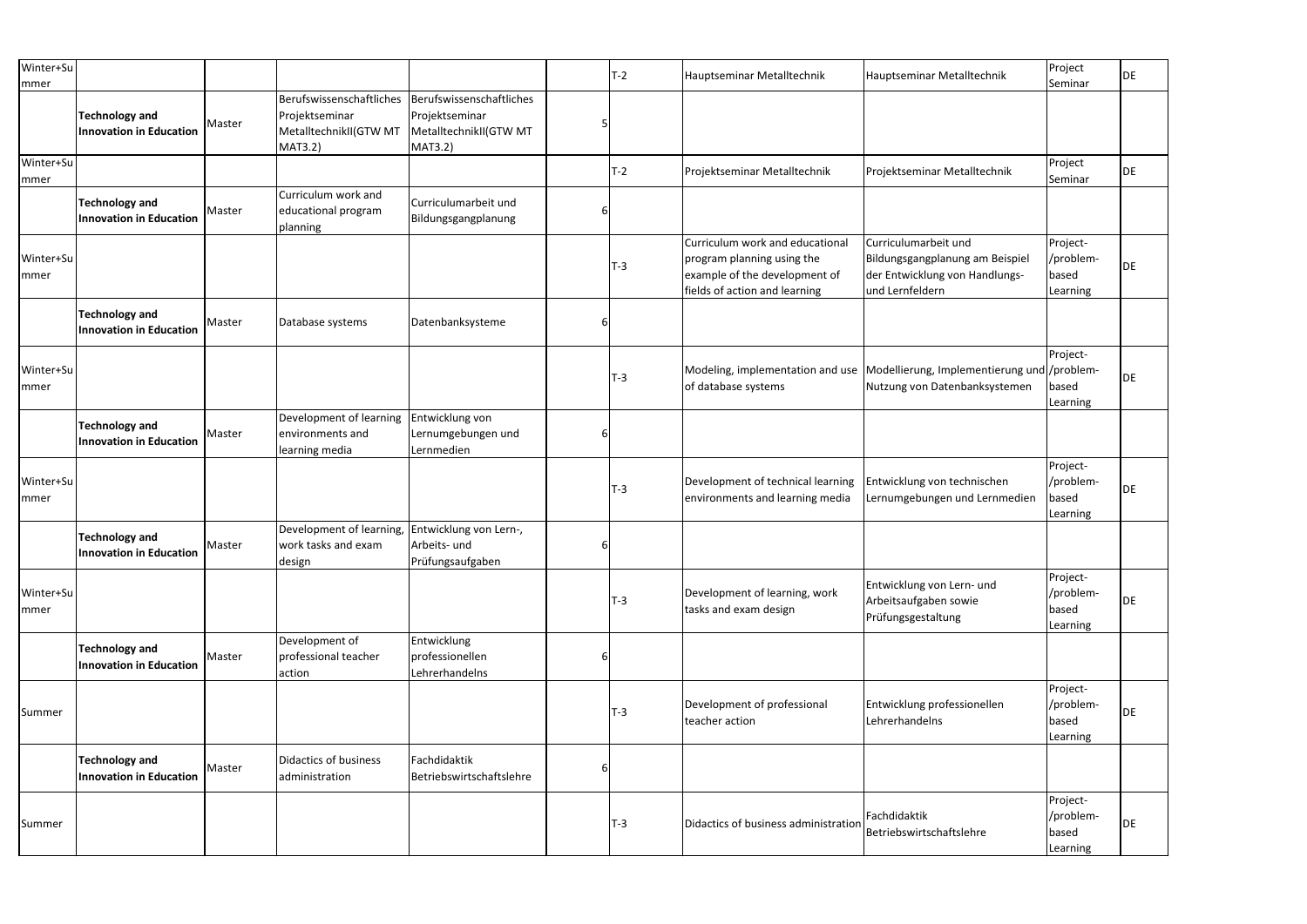| | | | | | | | | | | |
|---|---|---|---|---|---|---|---|---|---|---|
| Winter+Summer | | | | | | T-2 | Hauptseminar Metalltechnik | Hauptseminar Metalltechnik | Project Seminar | DE |
| | **Technology and Innovation in Education** | Master | Berufswissenschaftliches Projektseminar MetalltechnikII(GTW MT MAT3.2) | Berufswissenschaftliches Projektseminar MetalltechnikII(GTW MT MAT3.2) | 5 | | | | | |
| Winter+Summer | | | | | | T-2 | Projektseminar Metalltechnik | Projektseminar Metalltechnik | Project Seminar | DE |
| | **Technology and Innovation in Education** | Master | Curriculum work and educational program planning | Curriculumarbeit und Bildungsgangplanung | 6 | | | | | |
| Winter+Summer | | | | | | T-3 | Curriculum work and educational program planning using the example of the development of fields of action and learning | Curriculumarbeit und Bildungsgangplanung am Beispiel der Entwicklung von Handlungs- und Lernfeldern | Project-/problem-based Learning | DE |
| | **Technology and Innovation in Education** | Master | Database systems | Datenbanksysteme | 6 | | | | | |
| Winter+Summer | | | | | | T-3 | Modeling, implementation and use of database systems | Modellierung, Implementierung und Nutzung von Datenbanksystemen | Project-/problem-based Learning | DE |
| | **Technology and Innovation in Education** | Master | Development of learning environments and learning media | Entwicklung von Lernumgebungen und Lernmedien | 6 | | | | | |
| Winter+Summer | | | | | | T-3 | Development of technical learning environments and learning media | Entwicklung von technischen Lernumgebungen und Lernmedien | Project-/problem-based Learning | DE |
| | **Technology and Innovation in Education** | Master | Development of learning, work tasks and exam design | Entwicklung von Lern-, Arbeits- und Prüfungsaufgaben | 6 | | | | | |
| Winter+Summer | | | | | | T-3 | Development of learning, work tasks and exam design | Entwicklung von Lern- und Arbeitsaufgaben sowie Prüfungsgestaltung | Project-/problem-based Learning | DE |
| | **Technology and Innovation in Education** | Master | Development of professional teacher action | Entwicklung professionellen Lehrerhandelns | 6 | | | | | |
| Summer | | | | | | T-3 | Development of professional teacher action | Entwicklung professionellen Lehrerhandelns | Project-/problem-based Learning | DE |
| | **Technology and Innovation in Education** | Master | Didactics of business administration | Fachdidaktik Betriebswirtschaftslehre | 6 | | | | | |
| Summer | | | | | | T-3 | Didactics of business administration | Fachdidaktik Betriebswirtschaftslehre | Project-/problem-based Learning | DE |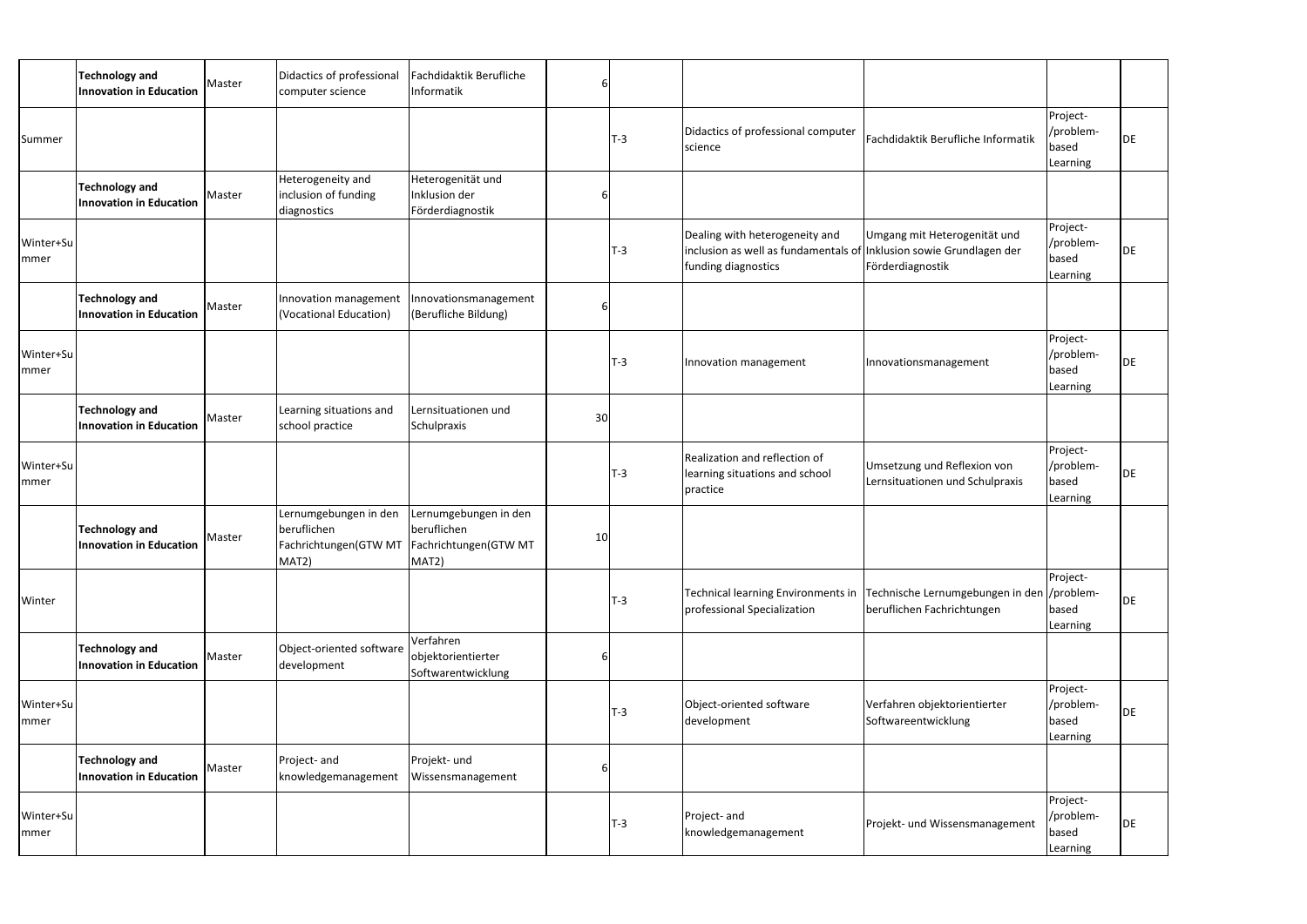| | | | | | | | | | | |
|---|---|---|---|---|---|---|---|---|---|---|
| | **Technology and Innovation in Education** | Master | Didactics of professional computer science | Fachdidaktik Berufliche Informatik | 6 | | | | | |
| Summer | | | | | | T-3 | Didactics of professional computer science | Fachdidaktik Berufliche Informatik | Project-/problem-based Learning | DE |
| | **Technology and Innovation in Education** | Master | Heterogeneity and inclusion of funding diagnostics | Heterogenität und Inklusion der Förderdiagnostik | 6 | | | | | |
| Winter+Summer | | | | | | T-3 | Dealing with heterogeneity and inclusion as well as fundamentals of funding diagnostics | Umgang mit Heterogenität und Inklusion sowie Grundlagen der Förderdiagnostik | Project-/problem-based Learning | DE |
| | **Technology and Innovation in Education** | Master | Innovation management (Vocational Education) | Innovationsmanagement (Berufliche Bildung) | 6 | | | | | |
| Winter+Summer | | | | | | T-3 | Innovation management | Innovationsmanagement | Project-/problem-based Learning | DE |
| | **Technology and Innovation in Education** | Master | Learning situations and school practice | Lernsituationen und Schulpraxis | 30 | | | | | |
| Winter+Summer | | | | | | T-3 | Realization and reflection of learning situations and school practice | Umsetzung und Reflexion von Lernsituationen und Schulpraxis | Project-/problem-based Learning | DE |
| | **Technology and Innovation in Education** | Master | Lernumgebungen in den beruflichen Fachrichtungen(GTW MT MAT2) | Lernumgebungen in den beruflichen Fachrichtungen(GTW MT MAT2) | 10 | | | | | |
| Winter | | | | | | T-3 | Technical learning Environments in professional Specialization | Technische Lernumgebungen in den beruflichen Fachrichtungen | Project-/problem-based Learning | DE |
| | **Technology and Innovation in Education** | Master | Object-oriented software development | Verfahren objektorientierter Softwarentwicklung | 6 | | | | | |
| Winter+Summer | | | | | | T-3 | Object-oriented software development | Verfahren objektorientierter Softwareentwicklung | Project-/problem-based Learning | DE |
| | **Technology and Innovation in Education** | Master | Project- and knowledgemanagement | Projekt- und Wissensmanagement | 6 | | | | | |
| Winter+Summer | | | | | | T-3 | Project- and knowledgemanagement | Projekt- und Wissensmanagement | Project-/problem-based Learning | DE |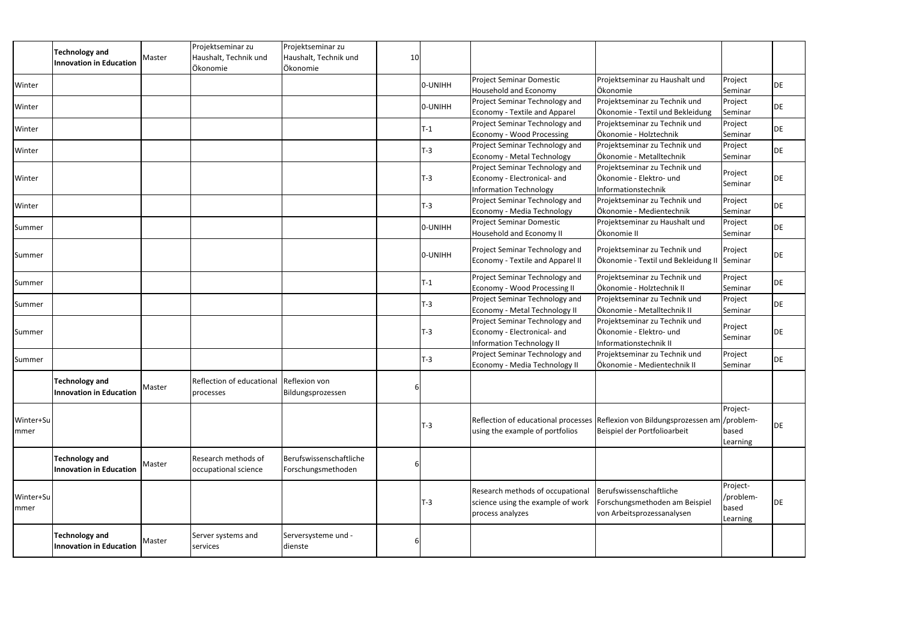| | | | | | | | | | | |
|---|---|---|---|---|---|---|---|---|---|---|
| | **Technology and Innovation in Education** | Master | Projektseminar zu Haushalt, Technik und Ökonomie | Projektseminar zu Haushalt, Technik und Ökonomie | 10 | | | | | |
| Winter | | | | | | 0-UNIHH | Project Seminar Domestic Household and Economy | Projektseminar zu Haushalt und Ökonomie | Project Seminar | DE |
| Winter | | | | | | 0-UNIHH | Project Seminar Technology and Economy - Textile and Apparel | Projektseminar zu Technik und Ökonomie - Textil und Bekleidung | Project Seminar | DE |
| Winter | | | | | | T-1 | Project Seminar Technology and Economy - Wood Processing | Projektseminar zu Technik und Ökonomie - Holztechnik | Project Seminar | DE |
| Winter | | | | | | T-3 | Project Seminar Technology and Economy - Metal Technology | Projektseminar zu Technik und Ökonomie - Metalltechnik | Project Seminar | DE |
| Winter | | | | | | T-3 | Project Seminar Technology and Economy - Electronical- and Information Technology | Projektseminar zu Technik und Ökonomie - Elektro- und Informationstechnik | Project Seminar | DE |
| Winter | | | | | | T-3 | Project Seminar Technology and Economy - Media Technology | Projektseminar zu Technik und Ökonomie - Medientechnik | Project Seminar | DE |
| Summer | | | | | | 0-UNIHH | Project Seminar Domestic Household and Economy II | Projektseminar zu Haushalt und Ökonomie II | Project Seminar | DE |
| Summer | | | | | | 0-UNIHH | Project Seminar Technology and Economy - Textile and Apparel II | Projektseminar zu Technik und Ökonomie - Textil und Bekleidung II | Project Seminar | DE |
| Summer | | | | | | T-1 | Project Seminar Technology and Economy - Wood Processing II | Projektseminar zu Technik und Ökonomie - Holztechnik II | Project Seminar | DE |
| Summer | | | | | | T-3 | Project Seminar Technology and Economy - Metal Technology II | Projektseminar zu Technik und Ökonomie - Metalltechnik II | Project Seminar | DE |
| Summer | | | | | | T-3 | Project Seminar Technology and Economy - Electronical- and Information Technology II | Projektseminar zu Technik und Ökonomie - Elektro- und Informationstechnik II | Project Seminar | DE |
| Summer | | | | | | T-3 | Project Seminar Technology and Economy - Media Technology II | Projektseminar zu Technik und Ökonomie - Medientechnik II | Project Seminar | DE |
| | **Technology and Innovation in Education** | Master | Reflection of educational processes | Reflexion von Bildungsprozessen | 6 | | | | | |
| Winter+Summer | | | | | | T-3 | Reflection of educational processes using the example of portfolios | Reflexion von Bildungsprozessen am Beispiel der Portfolioarbeit | Project-/problem-based Learning | DE |
| | **Technology and Innovation in Education** | Master | Research methods of occupational science | Berufswissenschaftliche Forschungsmethoden | 6 | | | | | |
| Winter+Summer | | | | | | T-3 | Research methods of occupational science using the example of work process analyzes | Berufswissenschaftliche Forschungsmethoden am Beispiel von Arbeitsprozessanalysen | Project-/problem-based Learning | DE |
| | **Technology and Innovation in Education** | Master | Server systems and services | Serversysteme und -dienste | 6 | | | | | |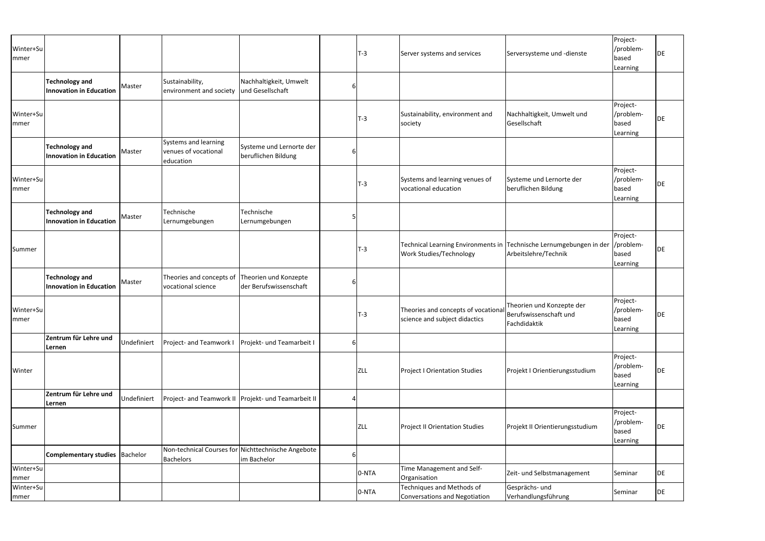| | | | | | | | | | | |
|---|---|---|---|---|---|---|---|---|---|---|
| Winter+Summer | | | | | | T-3 | Server systems and services | Serversysteme und -dienste | Project-/problem-based Learning | DE |
| | **Technology and Innovation in Education** | Master | Sustainability, environment and society | Nachhaltigkeit, Umwelt und Gesellschaft | 6 | | | | | |
| Winter+Summer | | | | | | T-3 | Sustainability, environment and society | Nachhaltigkeit, Umwelt und Gesellschaft | Project-/problem-based Learning | DE |
| | **Technology and Innovation in Education** | Master | Systems and learning venues of vocational education | Systeme und Lernorte der beruflichen Bildung | 6 | | | | | |
| Winter+Summer | | | | | | T-3 | Systems and learning venues of vocational education | Systeme und Lernorte der beruflichen Bildung | Project-/problem-based Learning | DE |
| | **Technology and Innovation in Education** | Master | Technische Lernumgebungen | Technische Lernumgebungen | 5 | | | | | |
| Summer | | | | | | T-3 | Technical Learning Environments in Work Studies/Technology | Technische Lernumgebungen in der Arbeitslehre/Technik | Project-/problem-based Learning | DE |
| | **Technology and Innovation in Education** | Master | Theories and concepts of vocational science | Theorien und Konzepte der Berufswissenschaft | 6 | | | | | |
| Winter+Summer | | | | | | T-3 | Theories and concepts of vocational science and subject didactics | Theorien und Konzepte der Berufswissenschaft und Fachdidaktik | Project-/problem-based Learning | DE |
| | **Zentrum für Lehre und Lernen** | Undefiniert | Project- and Teamwork I | Projekt- und Teamarbeit I | 6 | | | | | |
| Winter | | | | | | ZLL | Project I Orientation Studies | Projekt I Orientierungsstudium | Project-/problem-based Learning | DE |
| | **Zentrum für Lehre und Lernen** | Undefiniert | Project- and Teamwork II | Projekt- und Teamarbeit II | 4 | | | | | |
| Summer | | | | | | ZLL | Project II Orientation Studies | Projekt II Orientierungsstudium | Project-/problem-based Learning | DE |
| | **Complementary studies** | Bachelor | Non-technical Courses for Bachelors | Nichttechnische Angebote im Bachelor | 6 | | | | | |
| Winter+Summer | | | | | | 0-NTA | Time Management and Self-Organisation | Zeit- und Selbstmanagement | Seminar | DE |
| Winter+Summer | | | | | | 0-NTA | Techniques and Methods of Conversations and Negotiation | Gesprächs- und Verhandlungsführung | Seminar | DE |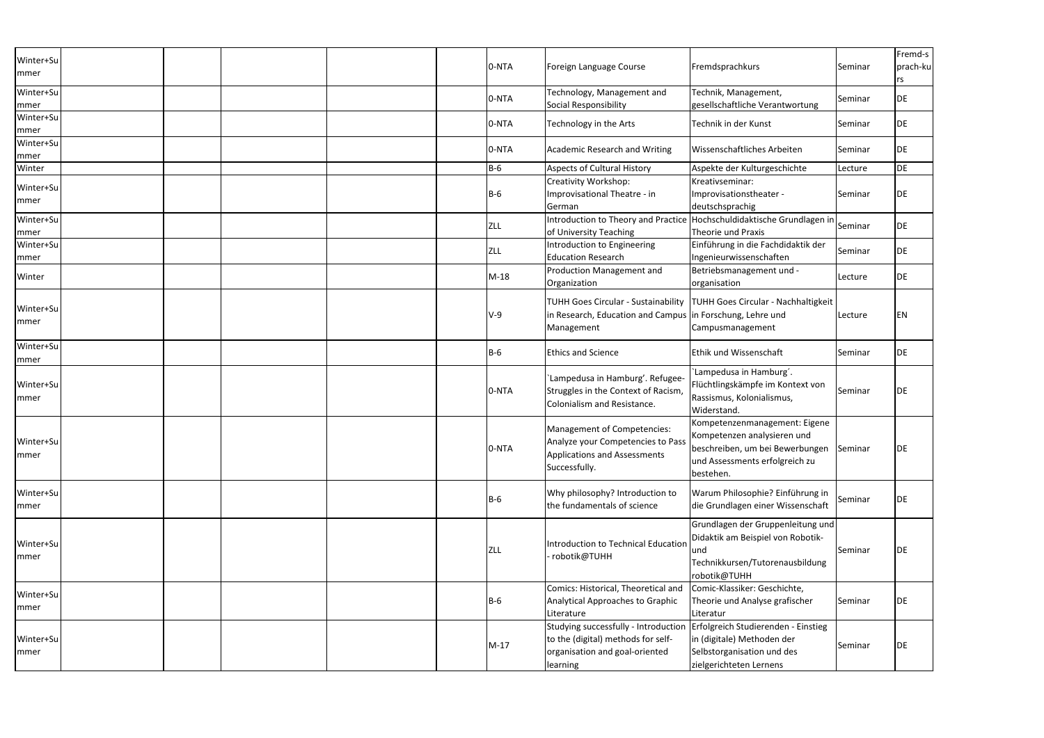| Winter+Summer | | | | | 0-NTA | Foreign Language Course | Fremdsprachkurs | Seminar | Fremd-sprach-kurs |
|---|---|---|---|---|---|---|---|---|---|
| Winter+Summer | | | | | 0-NTA | Technology, Management and Social Responsibility | Technik, Management, gesellschaftliche Verantwortung | Seminar | DE |
| Winter+Summer | | | | | 0-NTA | Technology in the Arts | Technik in der Kunst | Seminar | DE |
| Winter+Summer | | | | | 0-NTA | Academic Research and Writing | Wissenschaftliches Arbeiten | Seminar | DE |
| Winter | | | | | B-6 | Aspects of Cultural History | Aspekte der Kulturgeschichte | Lecture | DE |
| Winter+Summer | | | | | B-6 | Creativity Workshop: Improvisational Theatre - in German | Kreativseminar: Improvisationstheater - deutschsprachig | Seminar | DE |
| Winter+Summer | | | | | ZLL | Introduction to Theory and Practice of University Teaching | Hochschuldidaktische Grundlagen in Theorie und Praxis | Seminar | DE |
| Winter+Summer | | | | | ZLL | Introduction to Engineering Education Research | Einführung in die Fachdidaktik der Ingenieurwissenschaften | Seminar | DE |
| Winter | | | | | M-18 | Production Management and Organization | Betriebsmanagement und -organisation | Lecture | DE |
| Winter+Summer | | | | | V-9 | TUHH Goes Circular - Sustainability in Research, Education and Campus Management | TUHH Goes Circular - Nachhaltigkeit in Forschung, Lehre und Campusmanagement | Lecture | EN |
| Winter+Summer | | | | | B-6 | Ethics and Science | Ethik und Wissenschaft | Seminar | DE |
| Winter+Summer | | | | | 0-NTA | `Lampedusa in Hamburg'. Refugee-Struggles in the Context of Racism, Colonialism and Resistance. | `Lampedusa in Hamburg´. Flüchtlingskämpfe im Kontext von Rassismus, Kolonialismus, Widerstand. | Seminar | DE |
| Winter+Summer | | | | | 0-NTA | Management of Competencies: Analyze your Competencies to Pass Applications and Assessments Successfully. | Kompetenzenmanagement: Eigene Kompetenzen analysieren und beschreiben, um bei Bewerbungen und Assessments erfolgreich zu bestehen. | Seminar | DE |
| Winter+Summer | | | | | B-6 | Why philosophy? Introduction to the fundamentals of science | Warum Philosophie? Einführung in die Grundlagen einer Wissenschaft | Seminar | DE |
| Winter+Summer | | | | | ZLL | Introduction to Technical Education - robotik@TUHH | Grundlagen der Gruppenleitung und Didaktik am Beispiel von Robotik- und Technikkursen/Tutorenausbildung robotik@TUHH | Seminar | DE |
| Winter+Summer | | | | | B-6 | Comics: Historical, Theoretical and Analytical Approaches to Graphic Literature | Comic-Klassiker: Geschichte, Theorie und Analyse grafischer Literatur | Seminar | DE |
| Winter+Summer | | | | | M-17 | Studying successfully - Introduction to the (digital) methods for self-organisation and goal-oriented learning | Erfolgreich Studierenden - Einstieg in (digitale) Methoden der Selbstorganisation und des zielgerichteten Lernens | Seminar | DE |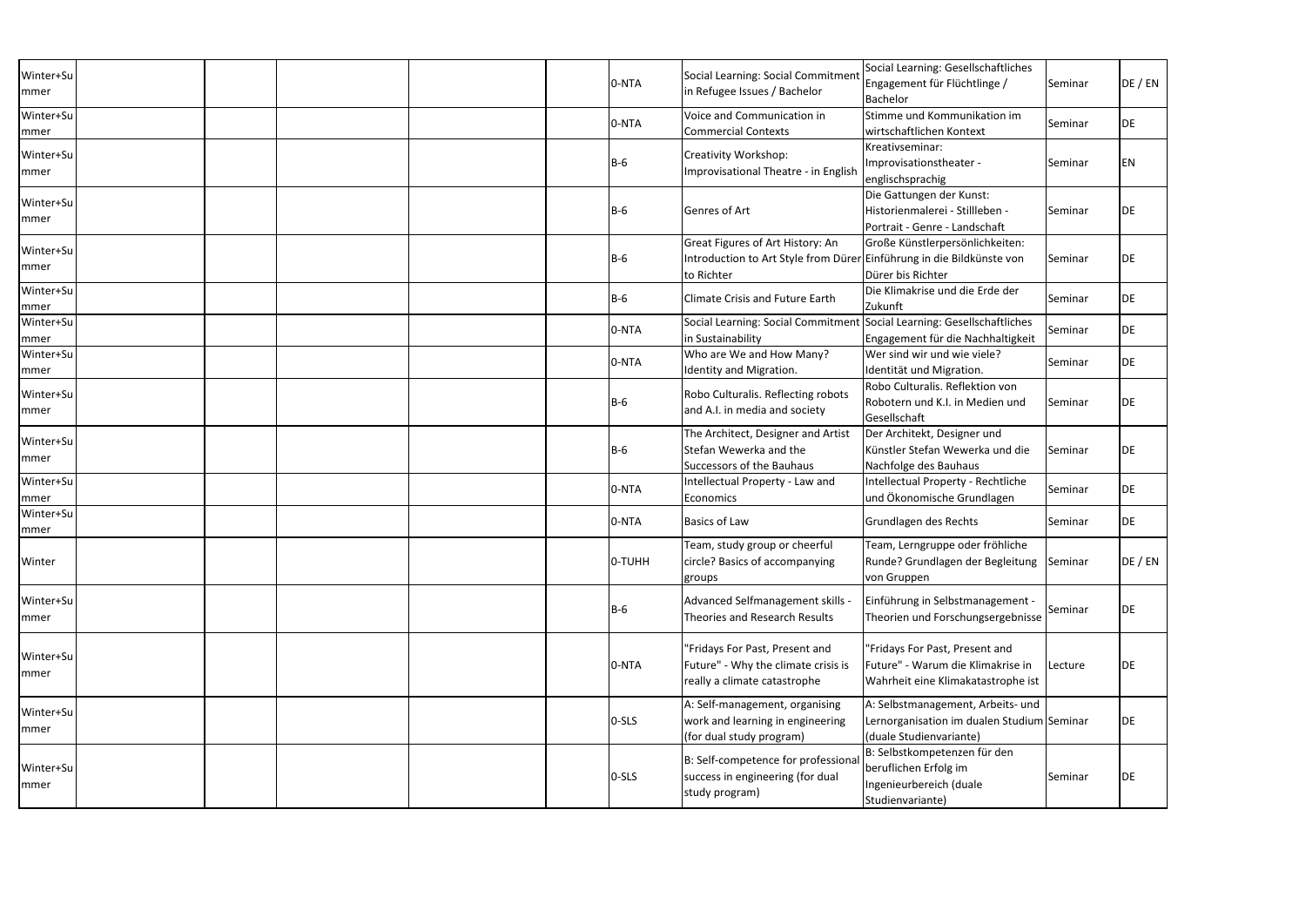| | | | | | | | | | |
|---|---|---|---|---|---|---|---|---|---|
| Winter+Summer | | | | | 0-NTA | Social Learning: Social Commitment in Refugee Issues / Bachelor | Social Learning: Gesellschaftliches Engagement für Flüchtlinge / Bachelor | Seminar | DE / EN |
| Winter+Summer | | | | | 0-NTA | Voice and Communication in Commercial Contexts | Stimme und Kommunikation im wirtschaftlichen Kontext | Seminar | DE |
| Winter+Summer | | | | | B-6 | Creativity Workshop: Improvisational Theatre - in English | Kreativseminar: Improvisationstheater - englischsprachig | Seminar | EN |
| Winter+Summer | | | | | B-6 | Genres of Art | Die Gattungen der Kunst: Historienmalerei - Stillleben - Portrait - Genre - Landschaft | Seminar | DE |
| Winter+Summer | | | | | B-6 | Great Figures of Art History: An Introduction to Art Style from Dürer to Richter | Große Künstlerpersönlichkeiten: Einführung in die Bildkünste von Dürer bis Richter | Seminar | DE |
| Winter+Summer | | | | | B-6 | Climate Crisis and Future Earth | Die Klimakrise und die Erde der Zukunft | Seminar | DE |
| Winter+Summer | | | | | 0-NTA | Social Learning: Social Commitment in Sustainability | Social Learning: Gesellschaftliches Engagement für die Nachhaltigkeit | Seminar | DE |
| Winter+Summer | | | | | 0-NTA | Who are We and How Many? Identity and Migration. | Wer sind wir und wie viele? Identität und Migration. | Seminar | DE |
| Winter+Summer | | | | | B-6 | Robo Culturalis. Reflecting robots and A.I. in media and society | Robo Culturalis. Reflektion von Robotern und K.I. in Medien und Gesellschaft | Seminar | DE |
| Winter+Summer | | | | | B-6 | The Architect, Designer and Artist Stefan Wewerka and the Successors of the Bauhaus | Der Architekt, Designer und Künstler Stefan Wewerka und die Nachfolge des Bauhaus | Seminar | DE |
| Winter+Summer | | | | | 0-NTA | Intellectual Property - Law and Economics | Intellectual Property - Rechtliche und Ökonomische Grundlagen | Seminar | DE |
| Winter+Summer | | | | | 0-NTA | Basics of Law | Grundlagen des Rechts | Seminar | DE |
| Winter | | | | | 0-TUHH | Team, study group or cheerful circle? Basics of accompanying groups | Team, Lerngruppe oder fröhliche Runde? Grundlagen der Begleitung von Gruppen | Seminar | DE / EN |
| Winter+Summer | | | | | B-6 | Advanced Selfmanagement skills - Theories and Research Results | Einführung in Selbstmanagement - Theorien und Forschungsergebnisse | Seminar | DE |
| Winter+Summer | | | | | 0-NTA | "Fridays For Past, Present and Future" - Why the climate crisis is really a climate catastrophe | "Fridays For Past, Present and Future" - Warum die Klimakrise in Wahrheit eine Klimakatastrophe ist | Lecture | DE |
| Winter+Summer | | | | | 0-SLS | A: Self-management, organising work and learning in engineering (for dual study program) | A: Selbstmanagement, Arbeits- und Lernorganisation im dualen Studium (duale Studienvariante) | Seminar | DE |
| Winter+Summer | | | | | 0-SLS | B: Self-competence for professional success in engineering (for dual study program) | B: Selbstkompetenzen für den beruflichen Erfolg im Ingenieurbereich (duale Studienvariante) | Seminar | DE |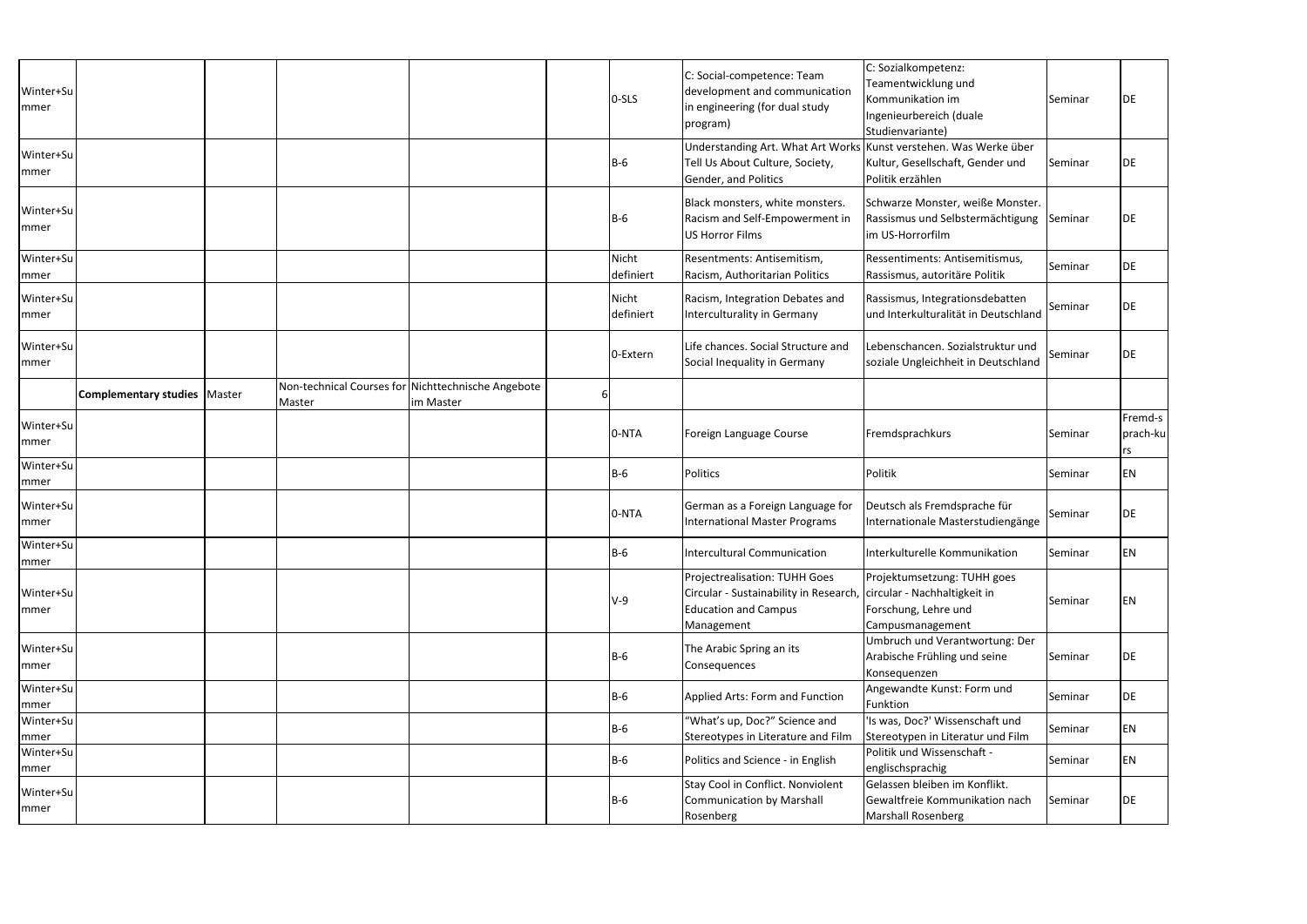| | | | | | | | | | | |
|---|---|---|---|---|---|---|---|---|---|---|
| Winter+Summer | | | | | | 0-SLS | C: Social-competence: Team development and communication in engineering (for dual study program) | C: Sozialkompetenz: Teamentwicklung und Kommunikation im Ingenieurbereich (duale Studienvariante) | Seminar | DE |
| Winter+Summer | | | | | | B-6 | Understanding Art. What Art Works Tell Us About Culture, Society, Gender, and Politics | Kunst verstehen. Was Werke über Kultur, Gesellschaft, Gender und Politik erzählen | Seminar | DE |
| Winter+Summer | | | | | | B-6 | Black monsters, white monsters. Racism and Self-Empowerment in US Horror Films | Schwarze Monster, weiße Monster. Rassismus und Selbstermächtigung im US-Horrorfilm | Seminar | DE |
| Winter+Summer | | | | | | Nicht definiert | Resentments: Antisemitism, Racism, Authoritarian Politics | Ressentiments: Antisemitismus, Rassismus, autoritäre Politik | Seminar | DE |
| Winter+Summer | | | | | | Nicht definiert | Racism, Integration Debates and Interculturality in Germany | Rassismus, Integrationsdebatten und Interkulturalität in Deutschland | Seminar | DE |
| Winter+Summer | | | | | | 0-Extern | Life chances. Social Structure and Social Inequality in Germany | Lebenschancen. Sozialstruktur und soziale Ungleichheit in Deutschland | Seminar | DE |
| | **Complementary studies** | Master | Non-technical Courses for Master | Nichttechnische Angebote im Master | 6 | | | | | |
| Winter+Summer | | | | | | 0-NTA | Foreign Language Course | Fremdsprachkurs | Seminar | Fremdsprachkurs |
| Winter+Summer | | | | | | B-6 | Politics | Politik | Seminar | EN |
| Winter+Summer | | | | | | 0-NTA | German as a Foreign Language for International Master Programs | Deutsch als Fremdsprache für Internationale Masterstudiengänge | Seminar | DE |
| Winter+Summer | | | | | | B-6 | Intercultural Communication | Interkulturelle Kommunikation | Seminar | EN |
| Winter+Summer | | | | | | V-9 | Projectrealisation: TUHH Goes Circular - Sustainability in Research, Education and Campus Management | Projektumsetzung: TUHH goes circular - Nachhaltigkeit in Forschung, Lehre und Campusmanagement | Seminar | EN |
| Winter+Summer | | | | | | B-6 | The Arabic Spring an its Consequences | Umbruch und Verantwortung: Der Arabische Frühling und seine Konsequenzen | Seminar | DE |
| Winter+Summer | | | | | | B-6 | Applied Arts: Form and Function | Angewandte Kunst: Form und Funktion | Seminar | DE |
| Winter+Summer | | | | | | B-6 | "What's up, Doc?" Science and Stereotypes in Literature and Film | 'Is was, Doc?' Wissenschaft und Stereotypen in Literatur und Film | Seminar | EN |
| Winter+Summer | | | | | | B-6 | Politics and Science - in English | Politik und Wissenschaft - englischsprachig | Seminar | EN |
| Winter+Summer | | | | | | B-6 | Stay Cool in Conflict. Nonviolent Communication by Marshall Rosenberg | Gelassen bleiben im Konflikt. Gewaltfreie Kommunikation nach Marshall Rosenberg | Seminar | DE |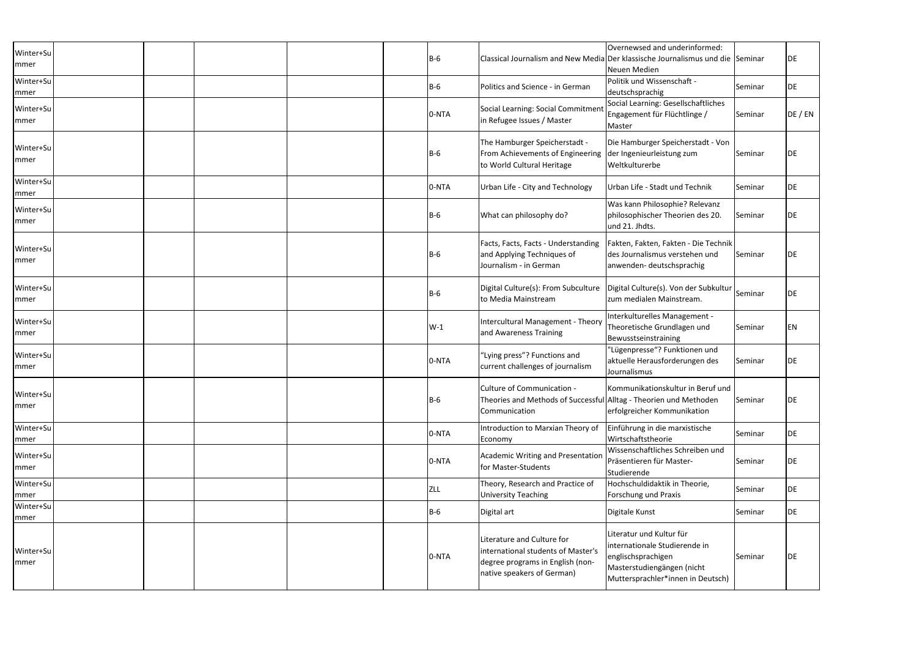| | | | | | | | | | | |
|---|---|---|---|---|---|---|---|---|---|---|
| Winter+Summer | | | | | | B-6 | Classical Journalism and New Media | Overnewsed and underinformed: Der klassische Journalismus und die Neuen Medien | Seminar | DE |
| Winter+Summer | | | | | | B-6 | Politics and Science - in German | Politik und Wissenschaft - deutschsprachig | Seminar | DE |
| Winter+Summer | | | | | | 0-NTA | Social Learning: Social Commitment in Refugee Issues / Master | Social Learning: Gesellschaftliches Engagement für Flüchtlinge / Master | Seminar | DE / EN |
| Winter+Summer | | | | | | B-6 | The Hamburger Speicherstadt - From Achievements of Engineering to World Cultural Heritage | Die Hamburger Speicherstadt - Von der Ingenieurleistung zum Weltkulturerbe | Seminar | DE |
| Winter+Summer | | | | | | 0-NTA | Urban Life - City and Technology | Urban Life - Stadt und Technik | Seminar | DE |
| Winter+Summer | | | | | | B-6 | What can philosophy do? | Was kann Philosophie? Relevanz philosophischer Theorien des 20. und 21. Jhdts. | Seminar | DE |
| Winter+Summer | | | | | | B-6 | Facts, Facts, Facts - Understanding and Applying Techniques of Journalism - in German | Fakten, Fakten, Fakten - Die Technik des Journalismus verstehen und anwenden- deutschsprachig | Seminar | DE |
| Winter+Summer | | | | | | B-6 | Digital Culture(s): From Subculture to Media Mainstream | Digital Culture(s). Von der Subkultur zum medialen Mainstream. | Seminar | DE |
| Winter+Summer | | | | | | W-1 | Intercultural Management - Theory and Awareness Training | Interkulturelles Management - Theoretische Grundlagen und Bewusstseinstraining | Seminar | EN |
| Winter+Summer | | | | | | 0-NTA | "Lying press"? Functions and current challenges of journalism | "Lügenpresse"? Funktionen und aktuelle Herausforderungen des Journalismus | Seminar | DE |
| Winter+Summer | | | | | | B-6 | Culture of Communication - Theories and Methods of Successful Communication | Kommunikationskultur in Beruf und Alltag - Theorien und Methoden erfolgreicher Kommunikation | Seminar | DE |
| Winter+Summer | | | | | | 0-NTA | Introduction to Marxian Theory of Economy | Einführung in die marxistische Wirtschaftstheorie | Seminar | DE |
| Winter+Summer | | | | | | 0-NTA | Academic Writing and Presentation for Master-Students | Wissenschaftliches Schreiben und Präsentieren für Master-Studierende | Seminar | DE |
| Winter+Summer | | | | | | ZLL | Theory, Research and Practice of University Teaching | Hochschuldidaktik in Theorie, Forschung und Praxis | Seminar | DE |
| Winter+Summer | | | | | | B-6 | Digital art | Digitale Kunst | Seminar | DE |
| Winter+Summer | | | | | | 0-NTA | Literature and Culture for international students of Master's degree programs in English (non-native speakers of German) | Literatur und Kultur für internationale Studierende in englischsprachigen Masterstudiengängen (nicht Muttersprachler*innen in Deutsch) | Seminar | DE |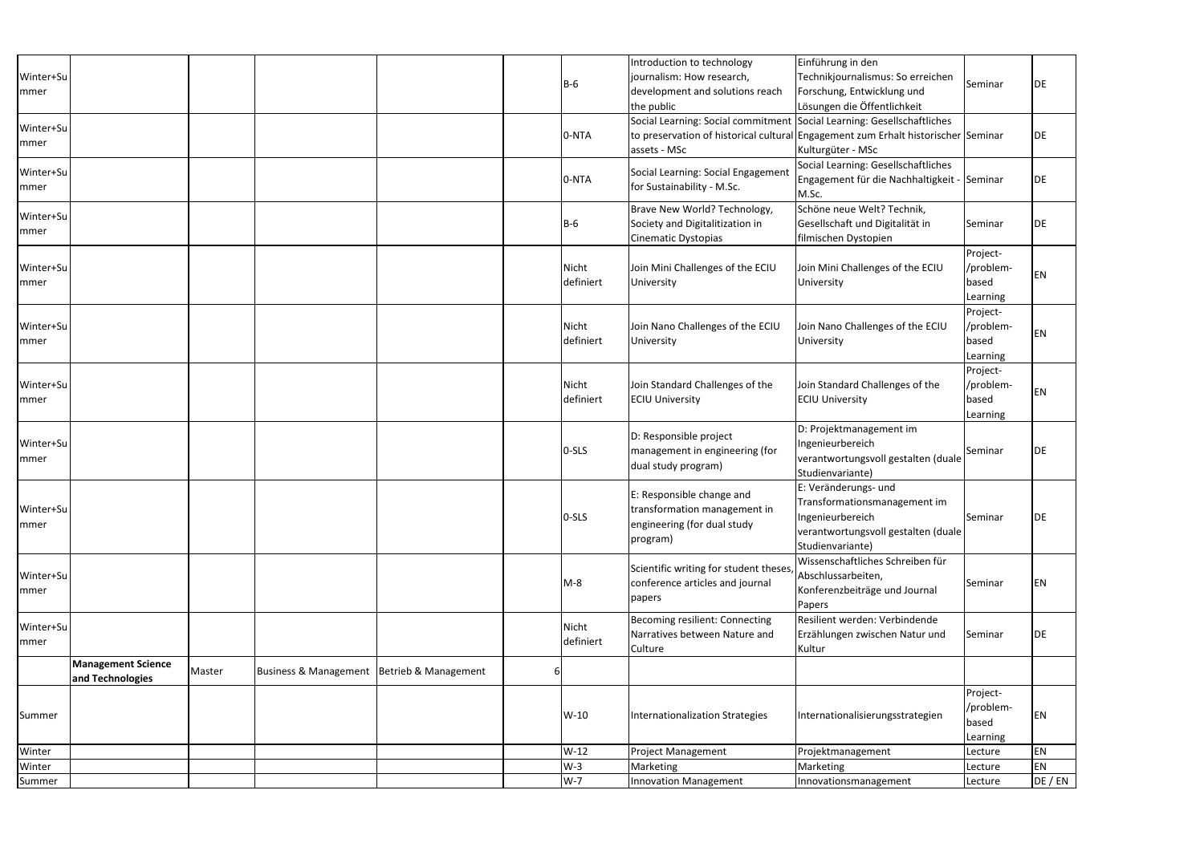| | | | | | | | | | | |
|---|---|---|---|---|---|---|---|---|---|---|
| Winter+Summer | | | | | | B-6 | Introduction to technology journalism: How research, development and solutions reach the public | Einführung in den Technikjournalismus: So erreichen Forschung, Entwicklung und Lösungen die Öffentlichkeit | Seminar | DE |
| Winter+Summer | | | | | | 0-NTA | Social Learning: Social commitment to preservation of historical cultural assets - MSc | Social Learning: Gesellschaftliches Engagement zum Erhalt historischer Kulturgüter - MSc | Seminar | DE |
| Winter+Summer | | | | | | 0-NTA | Social Learning: Social Engagement for Sustainability - M.Sc. | Social Learning: Gesellschaftliches Engagement für die Nachhaltigkeit - M.Sc. | Seminar | DE |
| Winter+Summer | | | | | | B-6 | Brave New World? Technology, Society and Digitalitization in Cinematic Dystopias | Schöne neue Welt? Technik, Gesellschaft und Digitalität in filmischen Dystopien | Seminar | DE |
| Winter+Summer | | | | | | Nicht definiert | Join Mini Challenges of the ECIU University | Join Mini Challenges of the ECIU University | Project-/problem-based Learning | EN |
| Winter+Summer | | | | | | Nicht definiert | Join Nano Challenges of the ECIU University | Join Nano Challenges of the ECIU University | Project-/problem-based Learning | EN |
| Winter+Summer | | | | | | Nicht definiert | Join Standard Challenges of the ECIU University | Join Standard Challenges of the ECIU University | Project-/problem-based Learning | EN |
| Winter+Summer | | | | | | 0-SLS | D: Responsible project management in engineering (for dual study program) | D: Projektmanagement im Ingenieurbereich verantwortungsvoll gestalten (duale Studienvariante) | Seminar | DE |
| Winter+Summer | | | | | | 0-SLS | E: Responsible change and transformation management in engineering (for dual study program) | E: Veränderungs- und Transformationsmanagement im Ingenieurbereich verantwortungsvoll gestalten (duale Studienvariante) | Seminar | DE |
| Winter+Summer | | | | | | M-8 | Scientific writing for student theses, conference articles and journal papers | Wissenschaftliches Schreiben für Abschlussarbeiten, Konferenzbeiträge und Journal Papers | Seminar | EN |
| Winter+Summer | | | | | | Nicht definiert | Becoming resilient: Connecting Narratives between Nature and Culture | Resilient werden: Verbindende Erzählungen zwischen Natur und Kultur | Seminar | DE |
| | **Management Science and Technologies** | Master | Business & Management | Betrieb & Management | 6 | | | | | |
| Summer | | | | | | W-10 | Internationalization Strategies | Internationalisierungsstrategien | Project-/problem-based Learning | EN |
| Winter | | | | | | W-12 | Project Management | Projektmanagement | Lecture | EN |
| Winter | | | | | | W-3 | Marketing | Marketing | Lecture | EN |
| Summer | | | | | | W-7 | Innovation Management | Innovationsmanagement | Lecture | DE / EN |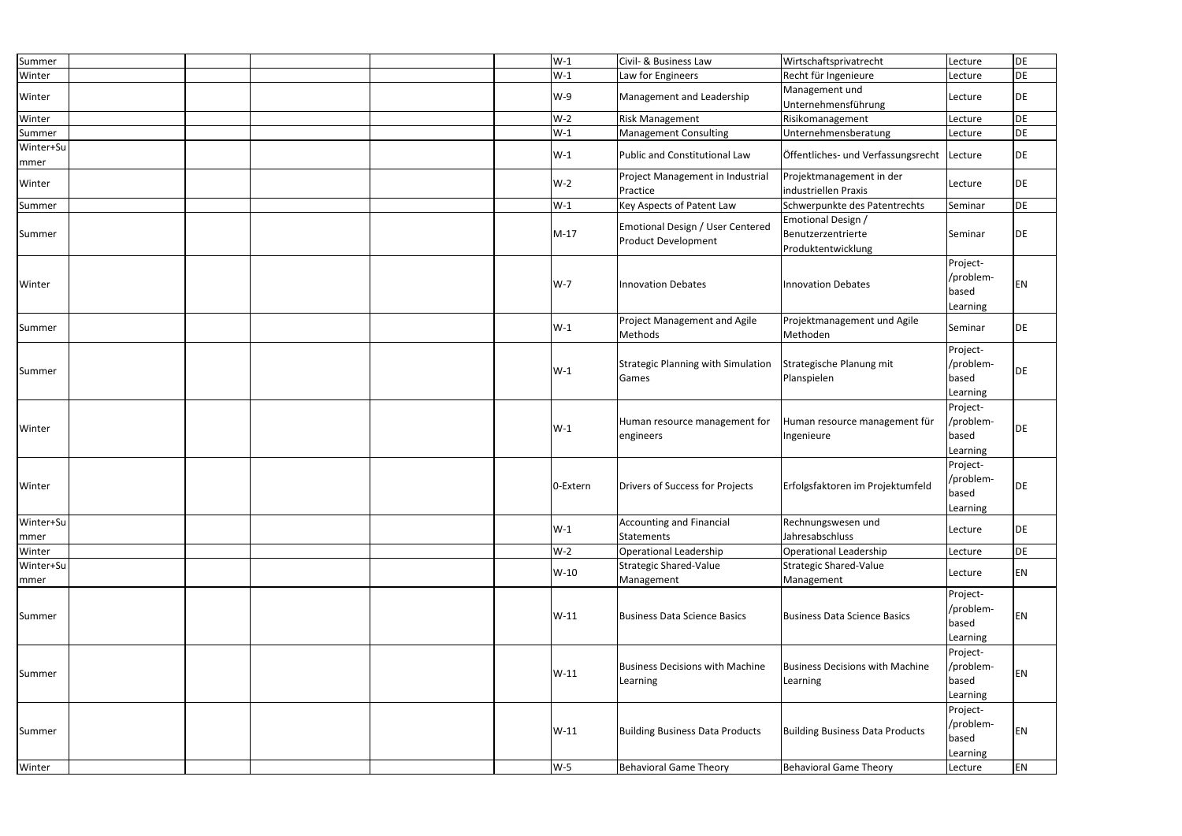| | | | | | | | | | |
|---|---|---|---|---|---|---|---|---|---|
| Summer | | | | | W-1 | Civil- & Business Law | Wirtschaftsprivatrecht | Lecture | DE |
| Winter | | | | | W-1 | Law for Engineers | Recht für Ingenieure | Lecture | DE |
| Winter | | | | | W-9 | Management and Leadership | Management und Unternehmensführung | Lecture | DE |
| Winter | | | | | W-2 | Risk Management | Risikomanagement | Lecture | DE |
| Summer | | | | | W-1 | Management Consulting | Unternehmensberatung | Lecture | DE |
| Winter+Summer | | | | | W-1 | Public and Constitutional Law | Öffentliches- und Verfassungsrecht | Lecture | DE |
| Winter | | | | | W-2 | Project Management in Industrial Practice | Projektmanagement in der industriellen Praxis | Lecture | DE |
| Summer | | | | | W-1 | Key Aspects of Patent Law | Schwerpunkte des Patentrechts | Seminar | DE |
| Summer | | | | | M-17 | Emotional Design / User Centered Product Development | Emotional Design / Benutzerzentrierte Produktentwicklung | Seminar | DE |
| Winter | | | | | W-7 | Innovation Debates | Innovation Debates | Project-/problem-based Learning | EN |
| Summer | | | | | W-1 | Project Management and Agile Methods | Projektmanagement und Agile Methoden | Seminar | DE |
| Summer | | | | | W-1 | Strategic Planning with Simulation Games | Strategische Planung mit Planspielen | Project-/problem-based Learning | DE |
| Winter | | | | | W-1 | Human resource management for engineers | Human resource management für Ingenieure | Project-/problem-based Learning | DE |
| Winter | | | | | 0-Extern | Drivers of Success for Projects | Erfolgsfaktoren im Projektumfeld | Project-/problem-based Learning | DE |
| Winter+Summer | | | | | W-1 | Accounting and Financial Statements | Rechnungswesen und Jahresabschluss | Lecture | DE |
| Winter | | | | | W-2 | Operational Leadership | Operational Leadership | Lecture | DE |
| Winter+Summer | | | | | W-10 | Strategic Shared-Value Management | Strategic Shared-Value Management | Lecture | EN |
| Summer | | | | | W-11 | Business Data Science Basics | Business Data Science Basics | Project-/problem-based Learning | EN |
| Summer | | | | | W-11 | Business Decisions with Machine Learning | Business Decisions with Machine Learning | Project-/problem-based Learning | EN |
| Summer | | | | | W-11 | Building Business Data Products | Building Business Data Products | Project-/problem-based Learning | EN |
| Winter | | | | | W-5 | Behavioral Game Theory | Behavioral Game Theory | Lecture | EN |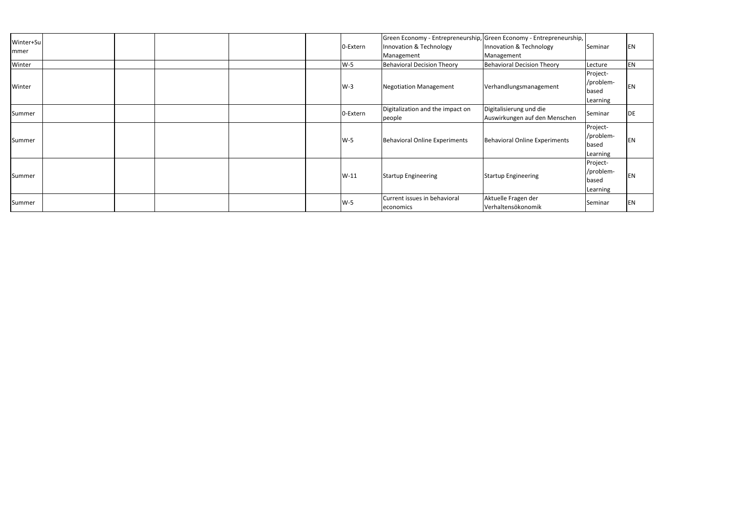| | | | | | | | | | | |
|---|---|---|---|---|---|---|---|---|---|---|
| Winter+Summer | | | | | | 0-Extern | Green Economy - Entrepreneurship, Innovation & Technology Management | Green Economy - Entrepreneurship, Innovation & Technology Management | Seminar | EN |
| Winter | | | | | | W-5 | Behavioral Decision Theory | Behavioral Decision Theory | Lecture | EN |
| Winter | | | | | | W-3 | Negotiation Management | Verhandlungsmanagement | Project-/problem-based Learning | EN |
| Summer | | | | | | 0-Extern | Digitalization and the impact on people | Digitalisierung und die Auswirkungen auf den Menschen | Seminar | DE |
| Summer | | | | | | W-5 | Behavioral Online Experiments | Behavioral Online Experiments | Project-/problem-based Learning | EN |
| Summer | | | | | | W-11 | Startup Engineering | Startup Engineering | Project-/problem-based Learning | EN |
| Summer | | | | | | W-5 | Current issues in behavioral economics | Aktuelle Fragen der Verhaltensökonomik | Seminar | EN |